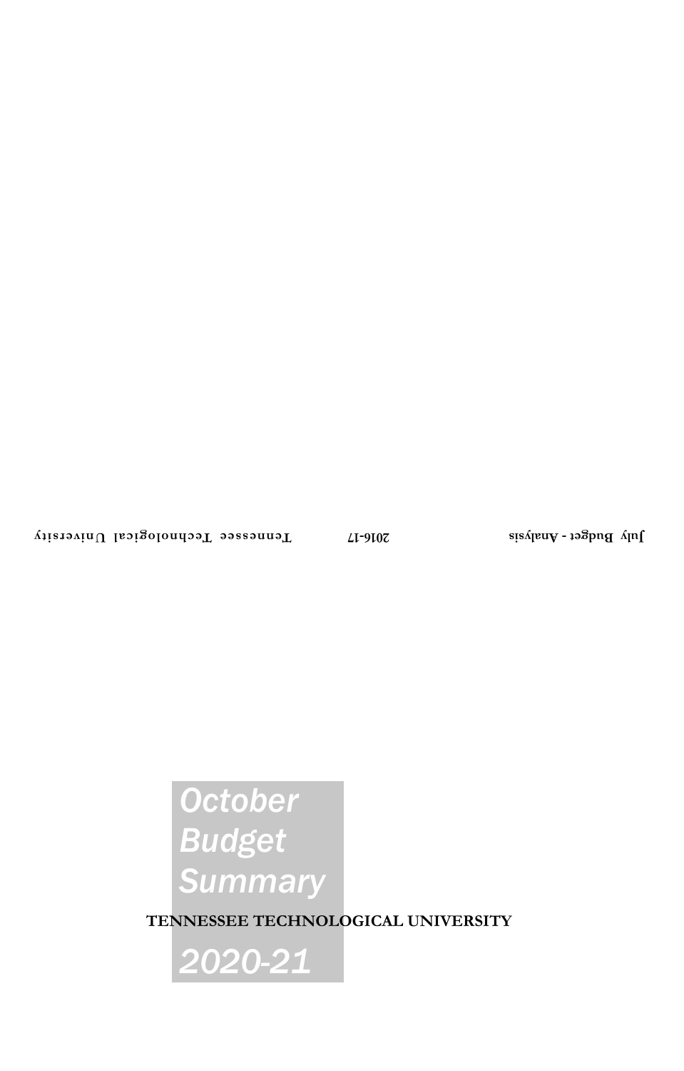# October Budget Summary

**TENNESSEE TECHNOLOGICAL UNIVERSITY**

# 2020-21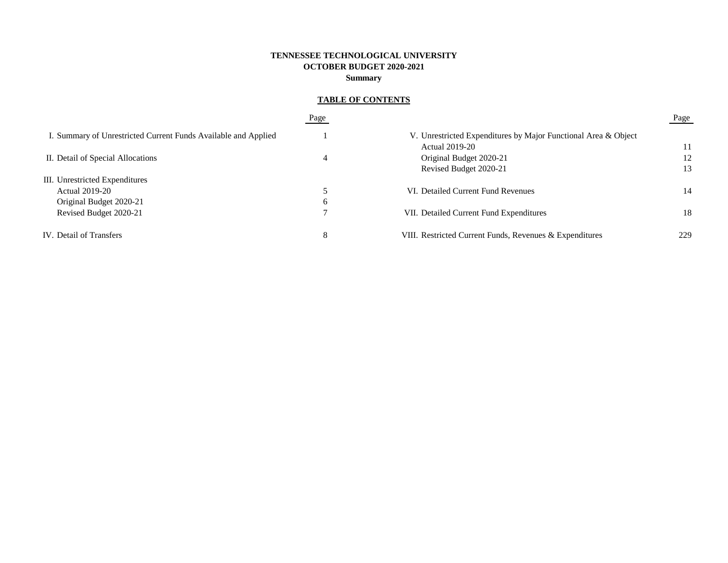**TENNESSEE TECHNOLOGICAL UNIVERSITY**
**OCTOBER BUDGET 2020-2021**
**Summary**

## TABLE OF CONTENTS

| | Page |
|---|---|
| I. Summary of Unrestricted Current Funds Available and Applied | 1 |
| II. Detail of Special Allocations | 4 |
| III. Unrestricted Expenditures | |
| Actual 2019-20 | 5 |
| Original Budget 2020-21 | 6 |
| Revised Budget 2020-21 | 7 |
| IV. Detail of Transfers | 8 |
| V. Unrestricted Expenditures by Major Functional Area & Object | |
| Actual 2019-20 | 11 |
| Original Budget 2020-21 | 12 |
| Revised Budget 2020-21 | 13 |
| VI. Detailed Current Fund Revenues | 14 |
| VII. Detailed Current Fund Expenditures | 18 |
| VIII. Restricted Current Funds, Revenues & Expenditures | 229 |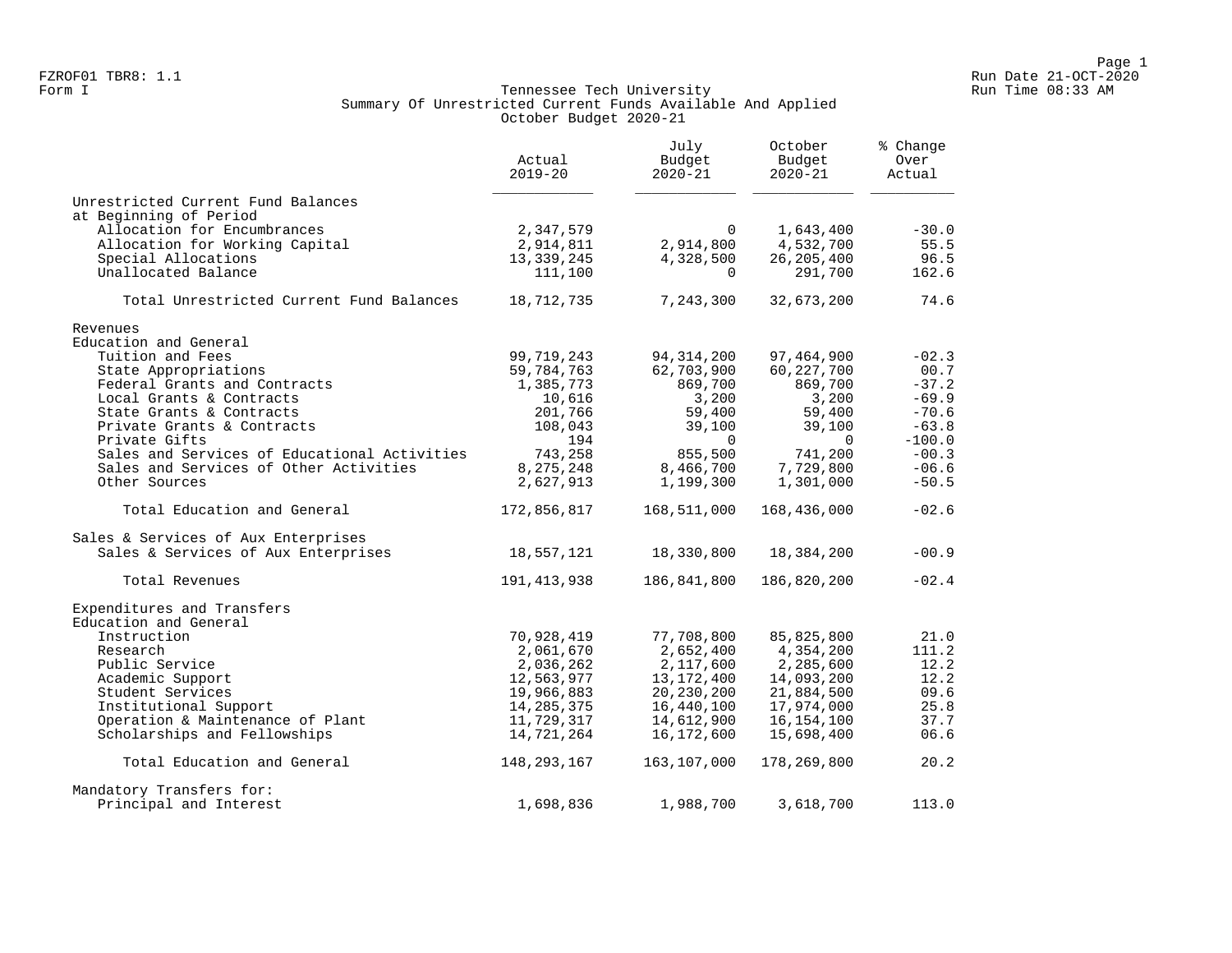FZROF01 TBR8: 1.1
Form I

Run Date 21-OCT-2020
Run Time 08:33 AM

# Tennessee Tech University
## Summary Of Unrestricted Current Funds Available And Applied
### October Budget 2020-21

| | Actual 2019-20 | July Budget 2020-21 | October Budget 2020-21 | % Change Over Actual |
|---|---|---|---|---|
| Unrestricted Current Fund Balances at Beginning of Period | | | | |
| Allocation for Encumbrances | 2,347,579 | 0 | 1,643,400 | -30.0 |
| Allocation for Working Capital | 2,914,811 | 2,914,800 | 4,532,700 | 55.5 |
| Special Allocations | 13,339,245 | 4,328,500 | 26,205,400 | 96.5 |
| Unallocated Balance | 111,100 | 0 | 291,700 | 162.6 |
| Total Unrestricted Current Fund Balances | 18,712,735 | 7,243,300 | 32,673,200 | 74.6 |
| Revenues | | | | |
| Education and General | | | | |
| Tuition and Fees | 99,719,243 | 94,314,200 | 97,464,900 | -02.3 |
| State Appropriations | 59,784,763 | 62,703,900 | 60,227,700 | 00.7 |
| Federal Grants and Contracts | 1,385,773 | 869,700 | 869,700 | -37.2 |
| Local Grants & Contracts | 10,616 | 3,200 | 3,200 | -69.9 |
| State Grants & Contracts | 201,766 | 59,400 | 59,400 | -70.6 |
| Private Grants & Contracts | 108,043 | 39,100 | 39,100 | -63.8 |
| Private Gifts | 194 | 0 | 0 | -100.0 |
| Sales and Services of Educational Activities | 743,258 | 855,500 | 741,200 | -00.3 |
| Sales and Services of Other Activities | 8,275,248 | 8,466,700 | 7,729,800 | -06.6 |
| Other Sources | 2,627,913 | 1,199,300 | 1,301,000 | -50.5 |
| Total Education and General | 172,856,817 | 168,511,000 | 168,436,000 | -02.6 |
| Sales & Services of Aux Enterprises | | | | |
| Sales & Services of Aux Enterprises | 18,557,121 | 18,330,800 | 18,384,200 | -00.9 |
| Total Revenues | 191,413,938 | 186,841,800 | 186,820,200 | -02.4 |
| Expenditures and Transfers | | | | |
| Education and General | | | | |
| Instruction | 70,928,419 | 77,708,800 | 85,825,800 | 21.0 |
| Research | 2,061,670 | 2,652,400 | 4,354,200 | 111.2 |
| Public Service | 2,036,262 | 2,117,600 | 2,285,600 | 12.2 |
| Academic Support | 12,563,977 | 13,172,400 | 14,093,200 | 12.2 |
| Student Services | 19,966,883 | 20,230,200 | 21,884,500 | 09.6 |
| Institutional Support | 14,285,375 | 16,440,100 | 17,974,000 | 25.8 |
| Operation & Maintenance of Plant | 11,729,317 | 14,612,900 | 16,154,100 | 37.7 |
| Scholarships and Fellowships | 14,721,264 | 16,172,600 | 15,698,400 | 06.6 |
| Total Education and General | 148,293,167 | 163,107,000 | 178,269,800 | 20.2 |
| Mandatory Transfers for: | | | | |
| Principal and Interest | 1,698,836 | 1,988,700 | 3,618,700 | 113.0 |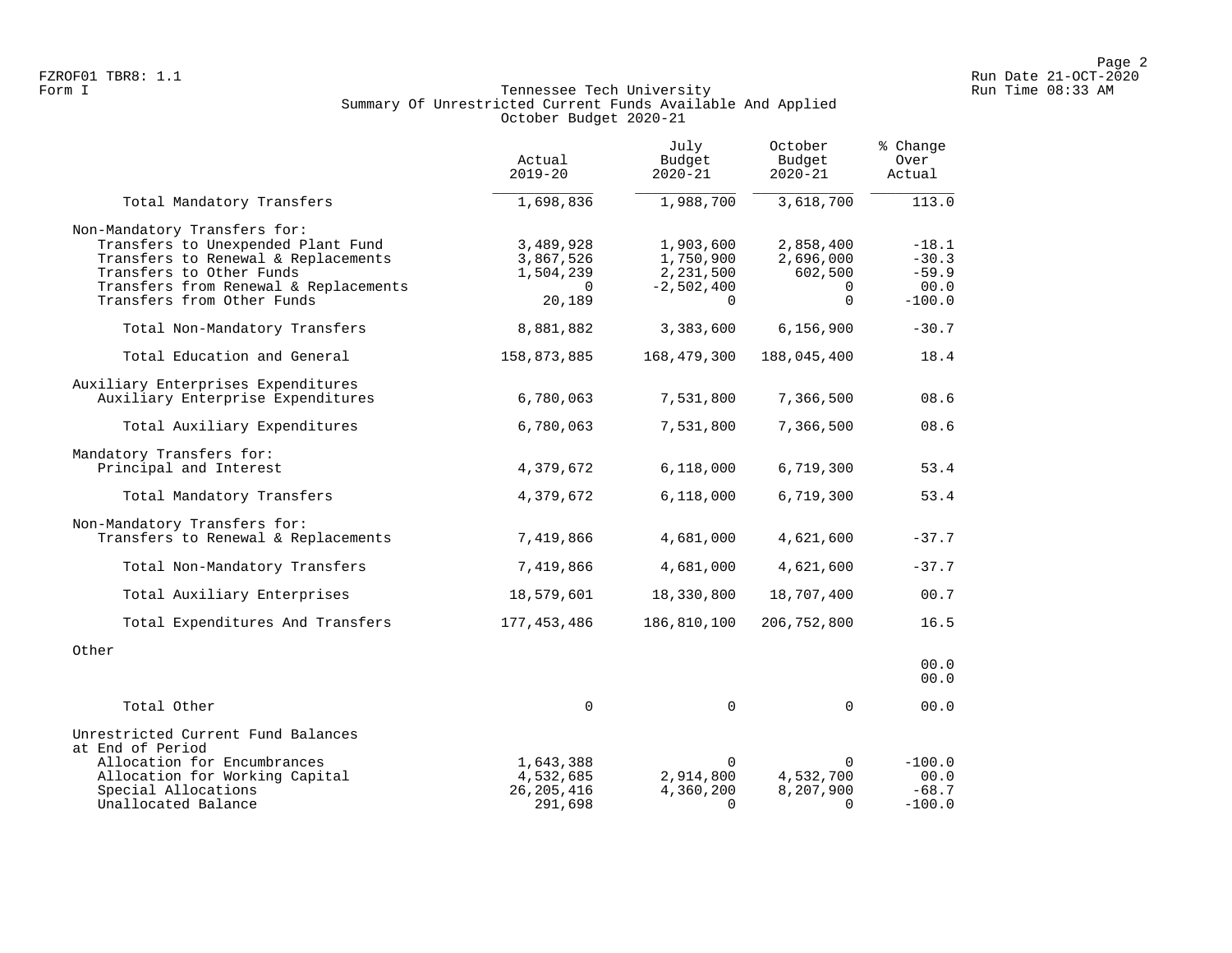FZROF01 TBR8: 1.1
Form I

Tennessee Tech University
Summary Of Unrestricted Current Funds Available And Applied
October Budget 2020-21

Run Date 21-OCT-2020
Run Time 08:33 AM

| | Actual 2019-20 | July Budget 2020-21 | October Budget 2020-21 | % Change Over Actual |
|---|---|---|---|---|
| Total Mandatory Transfers | 1,698,836 | 1,988,700 | 3,618,700 | 113.0 |
| Non-Mandatory Transfers for: | | | | |
| Transfers to Unexpended Plant Fund | 3,489,928 | 1,903,600 | 2,858,400 | -18.1 |
| Transfers to Renewal & Replacements | 3,867,526 | 1,750,900 | 2,696,000 | -30.3 |
| Transfers to Other Funds | 1,504,239 | 2,231,500 | 602,500 | -59.9 |
| Transfers from Renewal & Replacements | 0 | -2,502,400 | 0 | 00.0 |
| Transfers from Other Funds | 20,189 | 0 | 0 | -100.0 |
| Total Non-Mandatory Transfers | 8,881,882 | 3,383,600 | 6,156,900 | -30.7 |
| Total Education and General | 158,873,885 | 168,479,300 | 188,045,400 | 18.4 |
| Auxiliary Enterprises Expenditures | | | | |
| Auxiliary Enterprise Expenditures | 6,780,063 | 7,531,800 | 7,366,500 | 08.6 |
| Total Auxiliary Expenditures | 6,780,063 | 7,531,800 | 7,366,500 | 08.6 |
| Mandatory Transfers for: | | | | |
| Principal and Interest | 4,379,672 | 6,118,000 | 6,719,300 | 53.4 |
| Total Mandatory Transfers | 4,379,672 | 6,118,000 | 6,719,300 | 53.4 |
| Non-Mandatory Transfers for: | | | | |
| Transfers to Renewal & Replacements | 7,419,866 | 4,681,000 | 4,621,600 | -37.7 |
| Total Non-Mandatory Transfers | 7,419,866 | 4,681,000 | 4,621,600 | -37.7 |
| Total Auxiliary Enterprises | 18,579,601 | 18,330,800 | 18,707,400 | 00.7 |
| Total Expenditures And Transfers | 177,453,486 | 186,810,100 | 206,752,800 | 16.5 |
| Other | | | | |
| | | | | 00.0 |
| | | | | 00.0 |
| Total Other | 0 | 0 | 0 | 00.0 |
| Unrestricted Current Fund Balances at End of Period | | | | |
| Allocation for Encumbrances | 1,643,388 | 0 | 0 | -100.0 |
| Allocation for Working Capital | 4,532,685 | 2,914,800 | 4,532,700 | 00.0 |
| Special Allocations | 26,205,416 | 4,360,200 | 8,207,900 | -68.7 |
| Unallocated Balance | 291,698 | 0 | 0 | -100.0 |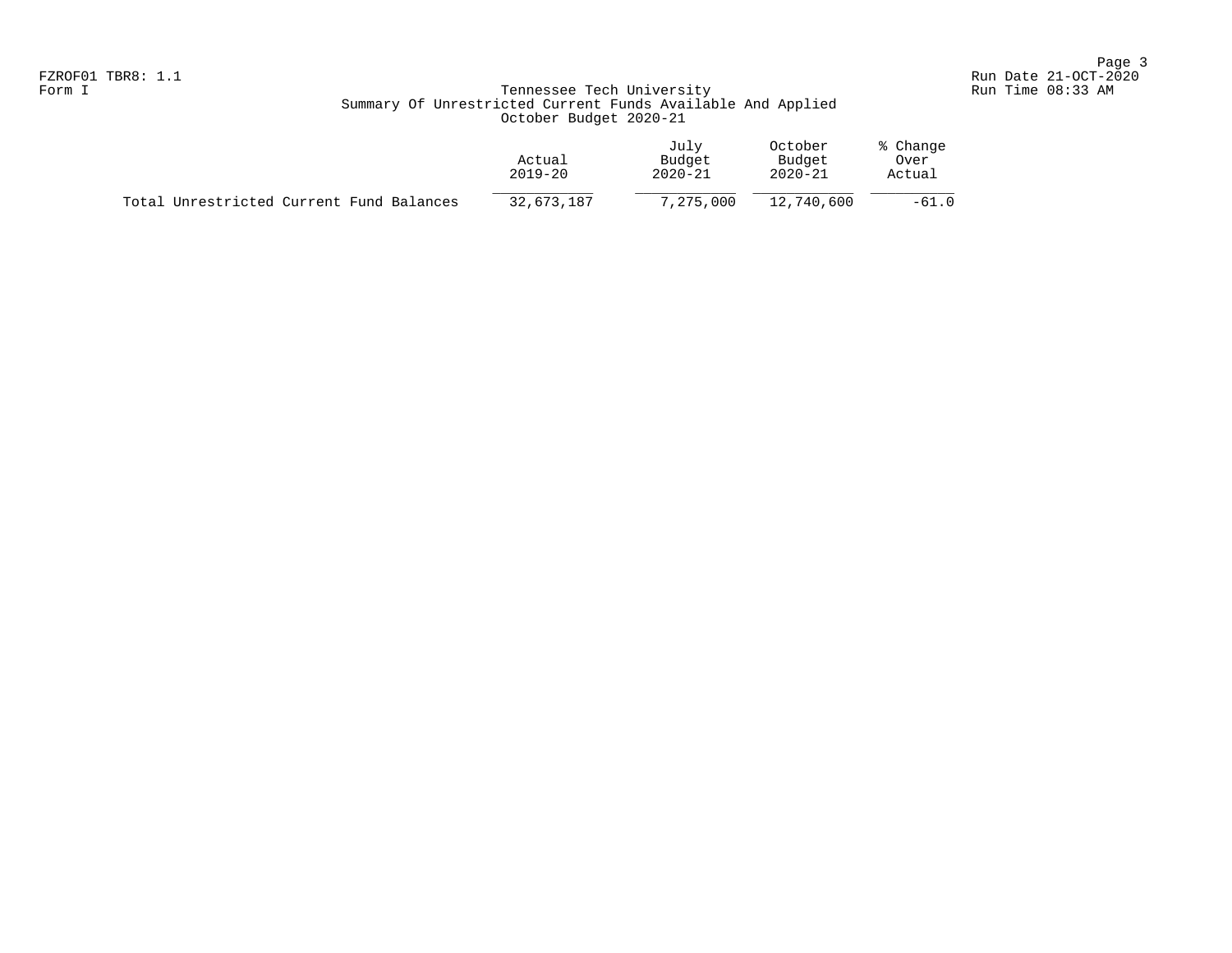FZROF01 TBR8: 1.1 Run Date 21-OCT-2020
Form I Run Time 08:33 AM

# Tennessee Tech University
## Summary Of Unrestricted Current Funds Available And Applied
### October Budget 2020-21

| | Actual 2019-20 | July Budget 2020-21 | October Budget 2020-21 | % Change Over Actual |
|---|---|---|---|---|
| Total Unrestricted Current Fund Balances | 32,673,187 | 7,275,000 | 12,740,600 | -61.0 |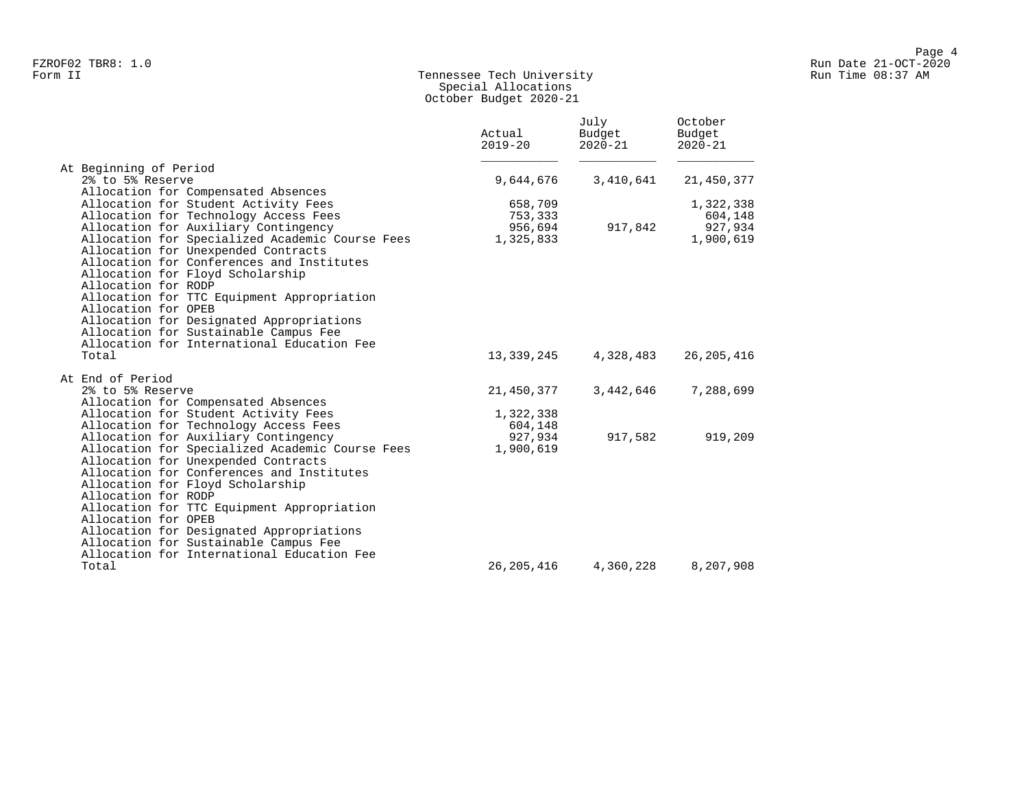# Tennessee Tech University

## Special Allocations

### October Budget 2020-21

Form II

| | Actual 2019-20 | July Budget 2020-21 | October Budget 2020-21 |
|---|---|---|---|
| **At Beginning of Period** | | | |
| 2% to 5% Reserve | 9,644,676 | 3,410,641 | 21,450,377 |
| Allocation for Compensated Absences | | | |
| Allocation for Student Activity Fees | 658,709 | | 1,322,338 |
| Allocation for Technology Access Fees | 753,333 | | 604,148 |
| Allocation for Auxiliary Contingency | 956,694 | 917,842 | 927,934 |
| Allocation for Specialized Academic Course Fees | 1,325,833 | | 1,900,619 |
| Allocation for Unexpended Contracts | | | |
| Allocation for Conferences and Institutes | | | |
| Allocation for Floyd Scholarship | | | |
| Allocation for RODP | | | |
| Allocation for TTC Equipment Appropriation | | | |
| Allocation for OPEB | | | |
| Allocation for Designated Appropriations | | | |
| Allocation for Sustainable Campus Fee | | | |
| Allocation for International Education Fee | | | |
| Total | 13,339,245 | 4,328,483 | 26,205,416 |
| **At End of Period** | | | |
| 2% to 5% Reserve | 21,450,377 | 3,442,646 | 7,288,699 |
| Allocation for Compensated Absences | | | |
| Allocation for Student Activity Fees | 1,322,338 | | |
| Allocation for Technology Access Fees | 604,148 | | |
| Allocation for Auxiliary Contingency | 927,934 | 917,582 | 919,209 |
| Allocation for Specialized Academic Course Fees | 1,900,619 | | |
| Allocation for Unexpended Contracts | | | |
| Allocation for Conferences and Institutes | | | |
| Allocation for Floyd Scholarship | | | |
| Allocation for RODP | | | |
| Allocation for TTC Equipment Appropriation | | | |
| Allocation for OPEB | | | |
| Allocation for Designated Appropriations | | | |
| Allocation for Sustainable Campus Fee | | | |
| Allocation for International Education Fee | | | |
| Total | 26,205,416 | 4,360,228 | 8,207,908 |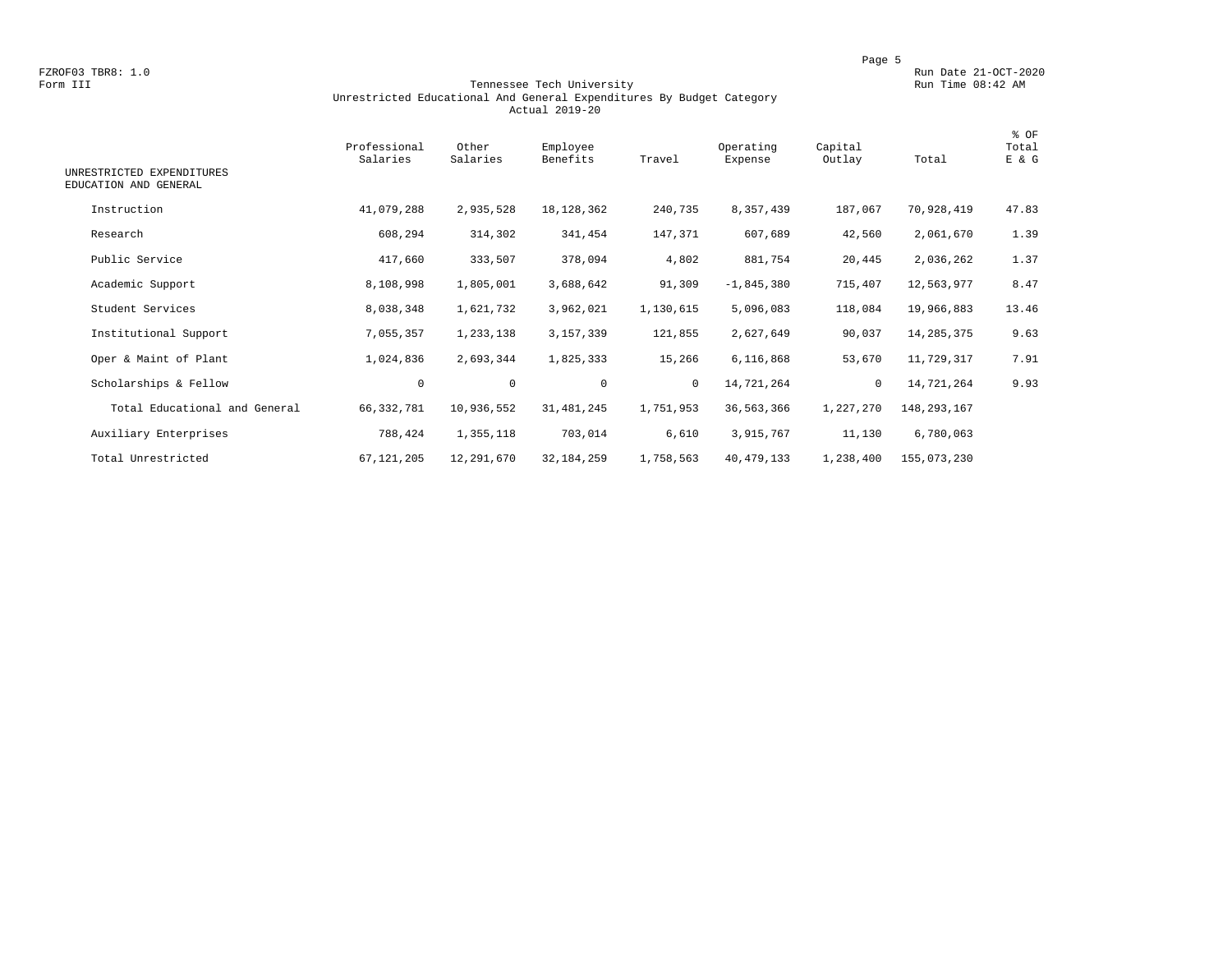FZROF03 TBR8: 1.0
Form III

Run Date 21-OCT-2020
Run Time 08:42 AM

# Tennessee Tech University
## Unrestricted Educational And General Expenditures By Budget Category
### Actual 2019-20

| UNRESTRICTED EXPENDITURES EDUCATION AND GENERAL | Professional Salaries | Other Salaries | Employee Benefits | Travel | Operating Expense | Capital Outlay | Total | % OF Total E & G |
|---|---|---|---|---|---|---|---|---|
| Instruction | 41,079,288 | 2,935,528 | 18,128,362 | 240,735 | 8,357,439 | 187,067 | 70,928,419 | 47.83 |
| Research | 608,294 | 314,302 | 341,454 | 147,371 | 607,689 | 42,560 | 2,061,670 | 1.39 |
| Public Service | 417,660 | 333,507 | 378,094 | 4,802 | 881,754 | 20,445 | 2,036,262 | 1.37 |
| Academic Support | 8,108,998 | 1,805,001 | 3,688,642 | 91,309 | -1,845,380 | 715,407 | 12,563,977 | 8.47 |
| Student Services | 8,038,348 | 1,621,732 | 3,962,021 | 1,130,615 | 5,096,083 | 118,084 | 19,966,883 | 13.46 |
| Institutional Support | 7,055,357 | 1,233,138 | 3,157,339 | 121,855 | 2,627,649 | 90,037 | 14,285,375 | 9.63 |
| Oper & Maint of Plant | 1,024,836 | 2,693,344 | 1,825,333 | 15,266 | 6,116,868 | 53,670 | 11,729,317 | 7.91 |
| Scholarships & Fellow | 0 | 0 | 0 | 0 | 14,721,264 | 0 | 14,721,264 | 9.93 |
| Total Educational and General | 66,332,781 | 10,936,552 | 31,481,245 | 1,751,953 | 36,563,366 | 1,227,270 | 148,293,167 | |
| Auxiliary Enterprises | 788,424 | 1,355,118 | 703,014 | 6,610 | 3,915,767 | 11,130 | 6,780,063 | |
| Total Unrestricted | 67,121,205 | 12,291,670 | 32,184,259 | 1,758,563 | 40,479,133 | 1,238,400 | 155,073,230 | |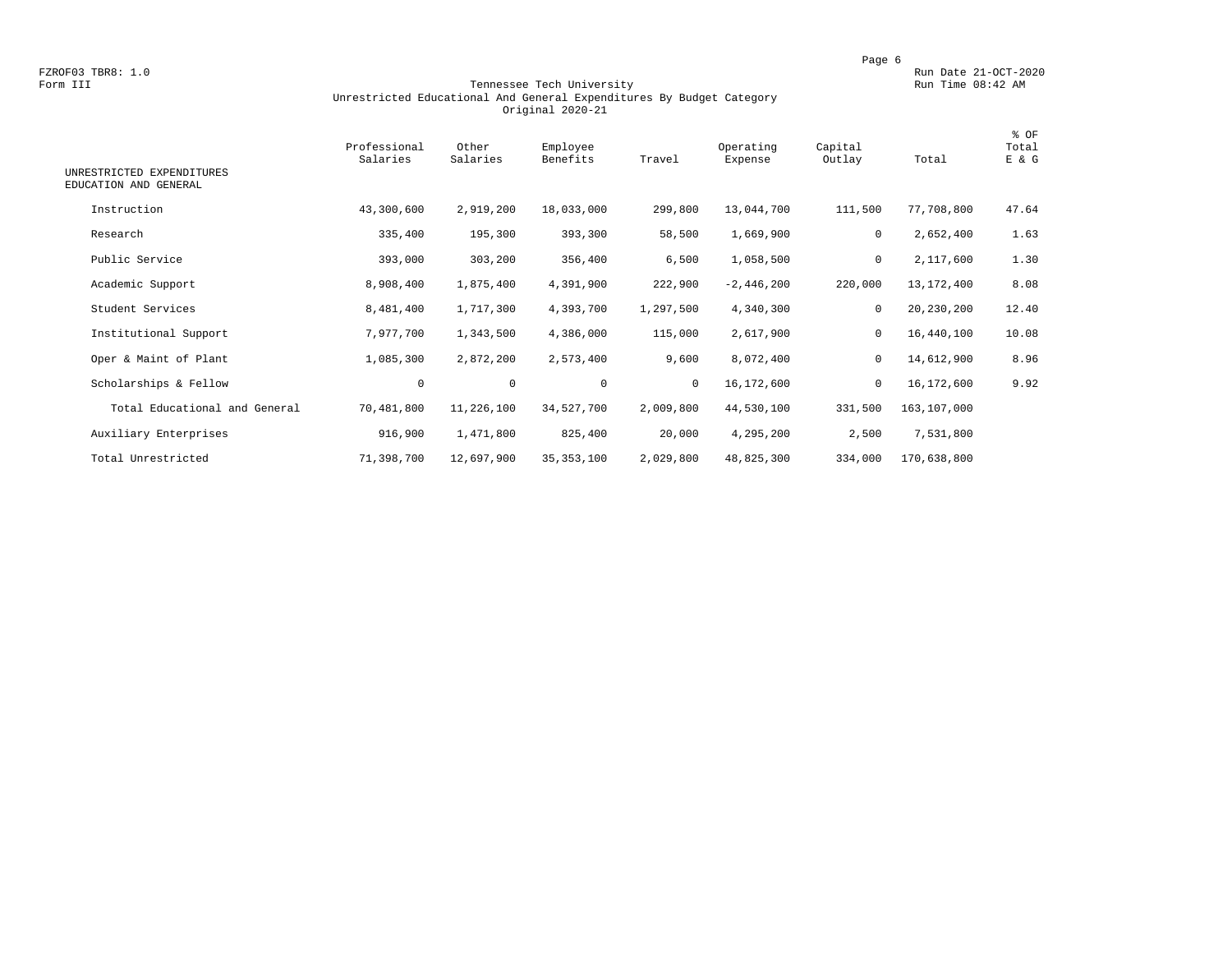FZROF03 TBR8: 1.0
Form III

Run Date 21-OCT-2020
Run Time 08:42 AM

# Tennessee Tech University
## Unrestricted Educational And General Expenditures By Budget Category
### Original 2020-21

| UNRESTRICTED EXPENDITURES EDUCATION AND GENERAL | Professional Salaries | Other Salaries | Employee Benefits | Travel | Operating Expense | Capital Outlay | Total | % OF Total E & G |
|---|---|---|---|---|---|---|---|---|
| Instruction | 43,300,600 | 2,919,200 | 18,033,000 | 299,800 | 13,044,700 | 111,500 | 77,708,800 | 47.64 |
| Research | 335,400 | 195,300 | 393,300 | 58,500 | 1,669,900 | 0 | 2,652,400 | 1.63 |
| Public Service | 393,000 | 303,200 | 356,400 | 6,500 | 1,058,500 | 0 | 2,117,600 | 1.30 |
| Academic Support | 8,908,400 | 1,875,400 | 4,391,900 | 222,900 | -2,446,200 | 220,000 | 13,172,400 | 8.08 |
| Student Services | 8,481,400 | 1,717,300 | 4,393,700 | 1,297,500 | 4,340,300 | 0 | 20,230,200 | 12.40 |
| Institutional Support | 7,977,700 | 1,343,500 | 4,386,000 | 115,000 | 2,617,900 | 0 | 16,440,100 | 10.08 |
| Oper & Maint of Plant | 1,085,300 | 2,872,200 | 2,573,400 | 9,600 | 8,072,400 | 0 | 14,612,900 | 8.96 |
| Scholarships & Fellow | 0 | 0 | 0 | 0 | 16,172,600 | 0 | 16,172,600 | 9.92 |
| Total Educational and General | 70,481,800 | 11,226,100 | 34,527,700 | 2,009,800 | 44,530,100 | 331,500 | 163,107,000 | |
| Auxiliary Enterprises | 916,900 | 1,471,800 | 825,400 | 20,000 | 4,295,200 | 2,500 | 7,531,800 | |
| Total Unrestricted | 71,398,700 | 12,697,900 | 35,353,100 | 2,029,800 | 48,825,300 | 334,000 | 170,638,800 | |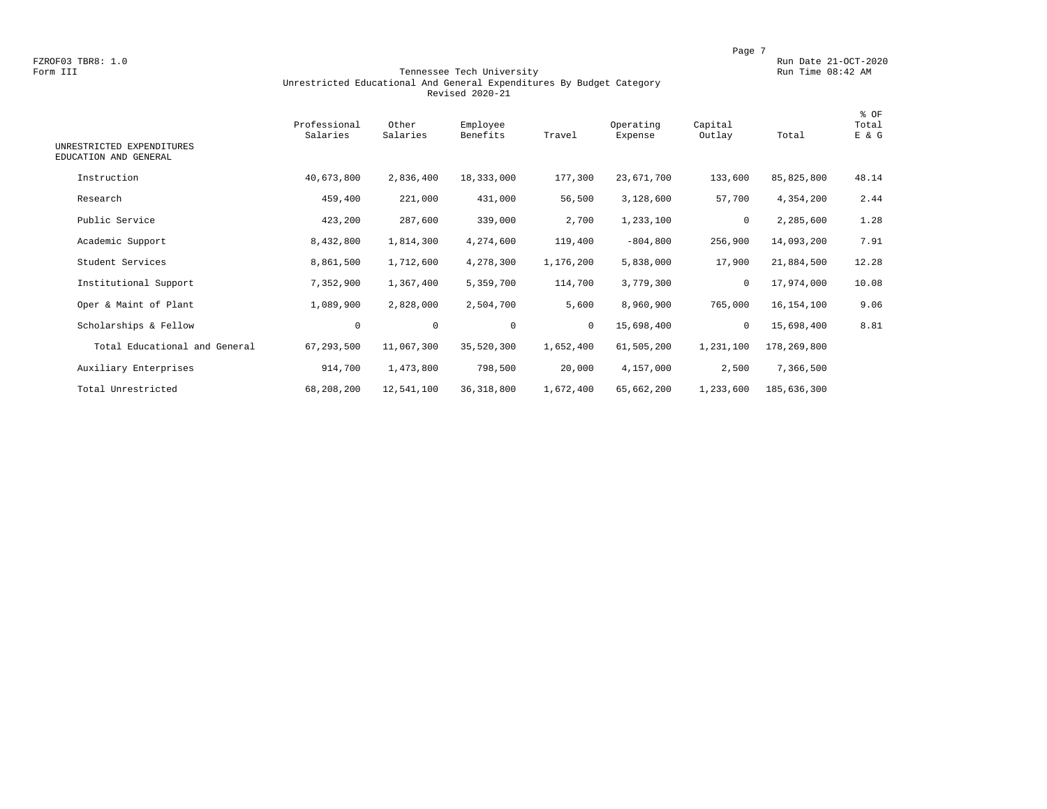FZROF03 TBR8: 1.0 Run Date 21-OCT-2020
Form III Run Time 08:42 AM

# Tennessee Tech University
## Unrestricted Educational And General Expenditures By Budget Category
### Revised 2020-21

| UNRESTRICTED EXPENDITURES EDUCATION AND GENERAL | Professional Salaries | Other Salaries | Employee Benefits | Travel | Operating Expense | Capital Outlay | Total | % OF Total E & G |
|---|---|---|---|---|---|---|---|---|
| Instruction | 40,673,800 | 2,836,400 | 18,333,000 | 177,300 | 23,671,700 | 133,600 | 85,825,800 | 48.14 |
| Research | 459,400 | 221,000 | 431,000 | 56,500 | 3,128,600 | 57,700 | 4,354,200 | 2.44 |
| Public Service | 423,200 | 287,600 | 339,000 | 2,700 | 1,233,100 | 0 | 2,285,600 | 1.28 |
| Academic Support | 8,432,800 | 1,814,300 | 4,274,600 | 119,400 | -804,800 | 256,900 | 14,093,200 | 7.91 |
| Student Services | 8,861,500 | 1,712,600 | 4,278,300 | 1,176,200 | 5,838,000 | 17,900 | 21,884,500 | 12.28 |
| Institutional Support | 7,352,900 | 1,367,400 | 5,359,700 | 114,700 | 3,779,300 | 0 | 17,974,000 | 10.08 |
| Oper & Maint of Plant | 1,089,900 | 2,828,000 | 2,504,700 | 5,600 | 8,960,900 | 765,000 | 16,154,100 | 9.06 |
| Scholarships & Fellow | 0 | 0 | 0 | 0 | 15,698,400 | 0 | 15,698,400 | 8.81 |
| Total Educational and General | 67,293,500 | 11,067,300 | 35,520,300 | 1,652,400 | 61,505,200 | 1,231,100 | 178,269,800 | |
| Auxiliary Enterprises | 914,700 | 1,473,800 | 798,500 | 20,000 | 4,157,000 | 2,500 | 7,366,500 | |
| Total Unrestricted | 68,208,200 | 12,541,100 | 36,318,800 | 1,672,400 | 65,662,200 | 1,233,600 | 185,636,300 | |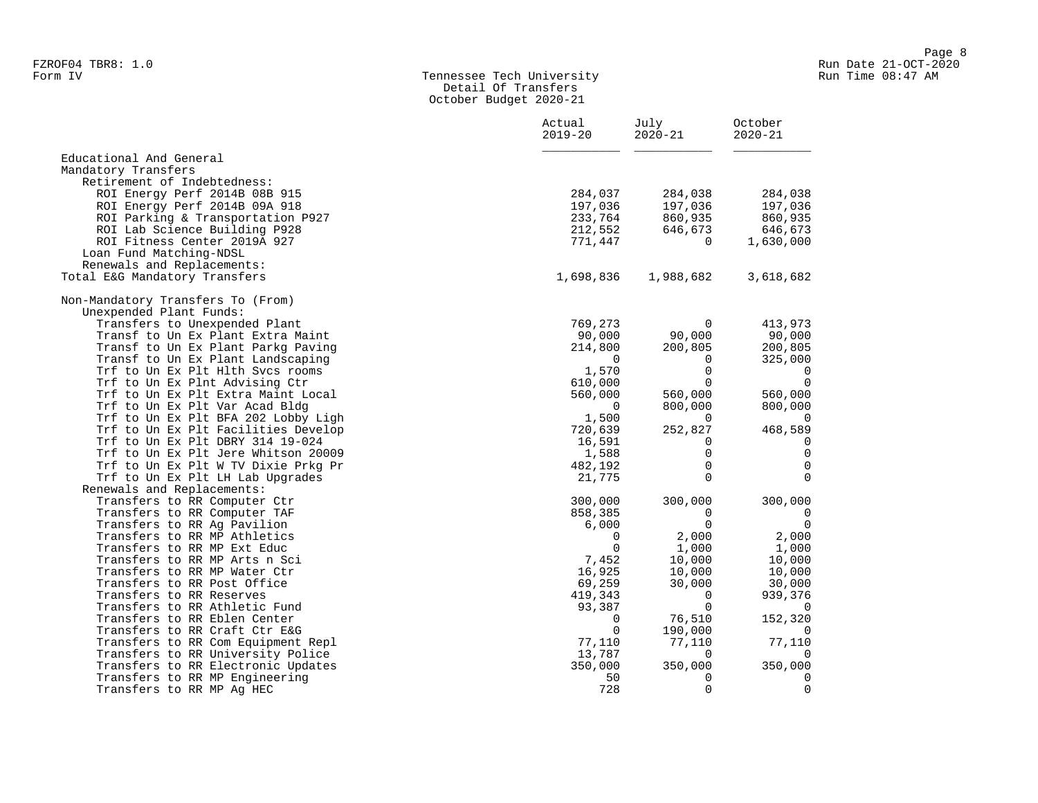FZROF04 TBR8: 1.0
Form IV

# Tennessee Tech University
## Detail Of Transfers
### October Budget 2020-21

Run Date 21-OCT-2020
Run Time 08:47 AM

| | Actual 2019-20 | July 2020-21 | October 2020-21 |
|---|---|---|---|
| Educational And General | | | |
| Mandatory Transfers | | | |
| Retirement of Indebtedness: | | | |
| ROI Energy Perf 2014B 08B 915 | 284,037 | 284,038 | 284,038 |
| ROI Energy Perf 2014B 09A 918 | 197,036 | 197,036 | 197,036 |
| ROI Parking & Transportation P927 | 233,764 | 860,935 | 860,935 |
| ROI Lab Science Building P928 | 212,552 | 646,673 | 646,673 |
| ROI Fitness Center 2019A 927 | 771,447 | 0 | 1,630,000 |
| Loan Fund Matching-NDSL | | | |
| Renewals and Replacements: | | | |
| Total E&G Mandatory Transfers | 1,698,836 | 1,988,682 | 3,618,682 |
| | | | |
| Non-Mandatory Transfers To (From) | | | |
| Unexpended Plant Funds: | | | |
| Transfers to Unexpended Plant | 769,273 | 0 | 413,973 |
| Transf to Un Ex Plant Extra Maint | 90,000 | 90,000 | 90,000 |
| Transf to Un Ex Plant Parkg Paving | 214,800 | 200,805 | 200,805 |
| Transf to Un Ex Plant Landscaping | 0 | 0 | 325,000 |
| Trf to Un Ex Plt Hlth Svcs rooms | 1,570 | 0 | 0 |
| Trf to Un Ex Plnt Advising Ctr | 610,000 | 0 | 0 |
| Trf to Un Ex Plt Extra Maint Local | 560,000 | 560,000 | 560,000 |
| Trf to Un Ex Plt Var Acad Bldg | 0 | 800,000 | 800,000 |
| Trf to Un Ex Plt BFA 202 Lobby Ligh | 1,500 | 0 | 0 |
| Trf to Un Ex Plt Facilities Develop | 720,639 | 252,827 | 468,589 |
| Trf to Un Ex Plt DBRY 314 19-024 | 16,591 | 0 | 0 |
| Trf to Un Ex Plt Jere Whitson 20009 | 1,588 | 0 | 0 |
| Trf to Un Ex Plt W TV Dixie Prkg Pr | 482,192 | 0 | 0 |
| Trf to Un Ex Plt LH Lab Upgrades | 21,775 | 0 | 0 |
| Renewals and Replacements: | | | |
| Transfers to RR Computer Ctr | 300,000 | 300,000 | 300,000 |
| Transfers to RR Computer TAF | 858,385 | 0 | 0 |
| Transfers to RR Ag Pavilion | 6,000 | 0 | 0 |
| Transfers to RR MP Athletics | 0 | 2,000 | 2,000 |
| Transfers to RR MP Ext Educ | 0 | 1,000 | 1,000 |
| Transfers to RR MP Arts n Sci | 7,452 | 10,000 | 10,000 |
| Transfers to RR MP Water Ctr | 16,925 | 10,000 | 10,000 |
| Transfers to RR Post Office | 69,259 | 30,000 | 30,000 |
| Transfers to RR Reserves | 419,343 | 0 | 939,376 |
| Transfers to RR Athletic Fund | 93,387 | 0 | 0 |
| Transfers to RR Eblen Center | 0 | 76,510 | 152,320 |
| Transfers to RR Craft Ctr E&G | 0 | 190,000 | 0 |
| Transfers to RR Com Equipment Repl | 77,110 | 77,110 | 77,110 |
| Transfers to RR University Police | 13,787 | 0 | 0 |
| Transfers to RR Electronic Updates | 350,000 | 350,000 | 350,000 |
| Transfers to RR MP Engineering | 50 | 0 | 0 |
| Transfers to RR MP Ag HEC | 728 | 0 | 0 |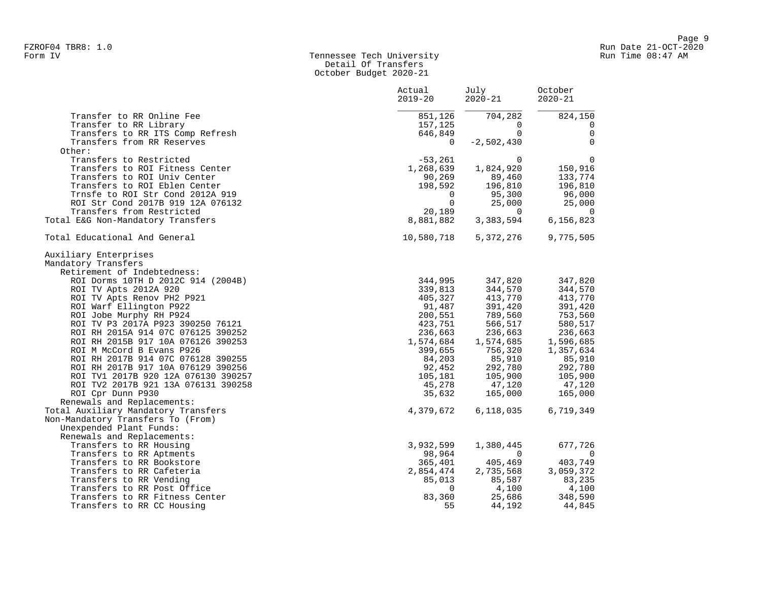# Tennessee Tech University
## Detail Of Transfers
### October Budget 2020-21

| | Actual 2019-20 | July 2020-21 | October 2020-21 |
|---|---|---|---|
| Transfer to RR Online Fee | 851,126 | 704,282 | 824,150 |
| Transfer to RR Library | 157,125 | 0 | 0 |
| Transfers to RR ITS Comp Refresh | 646,849 | 0 | 0 |
| Transfers from RR Reserves | 0 | -2,502,430 | 0 |
| Other: | | | |
| Transfers to Restricted | -53,261 | 0 | 0 |
| Transfers to ROI Fitness Center | 1,268,639 | 1,824,920 | 150,916 |
| Transfers to ROI Univ Center | 90,269 | 89,460 | 133,774 |
| Transfers to ROI Eblen Center | 198,592 | 196,810 | 196,810 |
| Trnsfe to ROI Str Cond 2012A 919 | 0 | 95,300 | 96,000 |
| ROI Str Cond 2017B 919 12A 076132 | 0 | 25,000 | 25,000 |
| Transfers from Restricted | 20,189 | 0 | 0 |
| Total E&G Non-Mandatory Transfers | 8,881,882 | 3,383,594 | 6,156,823 |
| | | | |
| Total Educational And General | 10,580,718 | 5,372,276 | 9,775,505 |
| | | | |
| Auxiliary Enterprises | | | |
| Mandatory Transfers | | | |
| Retirement of Indebtedness: | | | |
| ROI Dorms 10TH D 2012C 914 (2004B) | 344,995 | 347,820 | 347,820 |
| ROI TV Apts 2012A 920 | 339,813 | 344,570 | 344,570 |
| ROI TV Apts Renov PH2 P921 | 405,327 | 413,770 | 413,770 |
| ROI Warf Ellington P922 | 91,487 | 391,420 | 391,420 |
| ROI Jobe Murphy RH P924 | 200,551 | 789,560 | 753,560 |
| ROI TV P3 2017A P923 390250 76121 | 423,751 | 566,517 | 580,517 |
| ROI RH 2015A 914 07C 076125 390252 | 236,663 | 236,663 | 236,663 |
| ROI RH 2015B 917 10A 076126 390253 | 1,574,684 | 1,574,685 | 1,596,685 |
| ROI M McCord B Evans P926 | 399,655 | 756,320 | 1,357,634 |
| ROI RH 2017B 914 07C 076128 390255 | 84,203 | 85,910 | 85,910 |
| ROI RH 2017B 917 10A 076129 390256 | 92,452 | 292,780 | 292,780 |
| ROI TV1 2017B 920 12A 076130 390257 | 105,181 | 105,900 | 105,900 |
| ROI TV2 2017B 921 13A 076131 390258 | 45,278 | 47,120 | 47,120 |
| ROI Cpr Dunn P930 | 35,632 | 165,000 | 165,000 |
| Renewals and Replacements: | | | |
| Total Auxiliary Mandatory Transfers | 4,379,672 | 6,118,035 | 6,719,349 |
| Non-Mandatory Transfers To (From) | | | |
| Unexpended Plant Funds: | | | |
| Renewals and Replacements: | | | |
| Transfers to RR Housing | 3,932,599 | 1,380,445 | 677,726 |
| Transfers to RR Aptments | 98,964 | 0 | 0 |
| Transfers to RR Bookstore | 365,401 | 405,469 | 403,749 |
| Transfers to RR Cafeteria | 2,854,474 | 2,735,568 | 3,059,372 |
| Transfers to RR Vending | 85,013 | 85,587 | 83,235 |
| Transfers to RR Post Office | 0 | 4,100 | 4,100 |
| Transfers to RR Fitness Center | 83,360 | 25,686 | 348,590 |
| Transfers to RR CC Housing | 55 | 44,192 | 44,845 |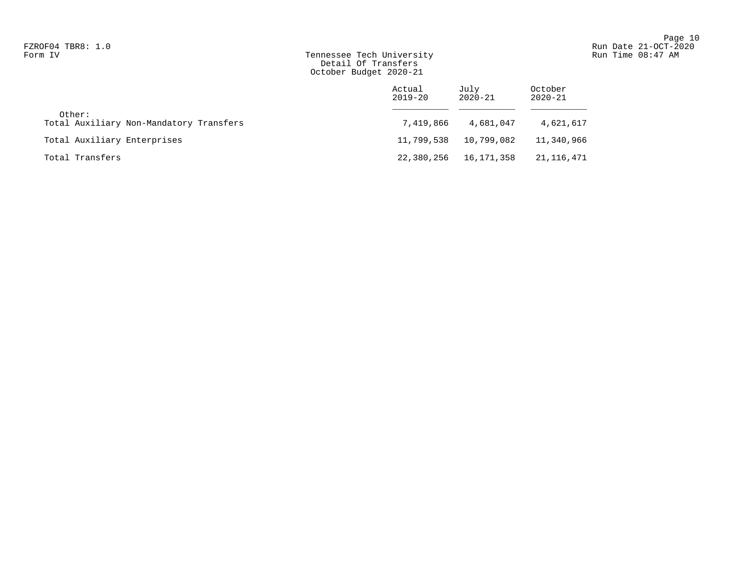# Tennessee Tech University
## Detail Of Transfers
## October Budget 2020-21

| | Actual 2019-20 | July 2020-21 | October 2020-21 |
|---|---|---|---|
| Other: | | | |
| Total Auxiliary Non-Mandatory Transfers | 7,419,866 | 4,681,047 | 4,621,617 |
| Total Auxiliary Enterprises | 11,799,538 | 10,799,082 | 11,340,966 |
| Total Transfers | 22,380,256 | 16,171,358 | 21,116,471 |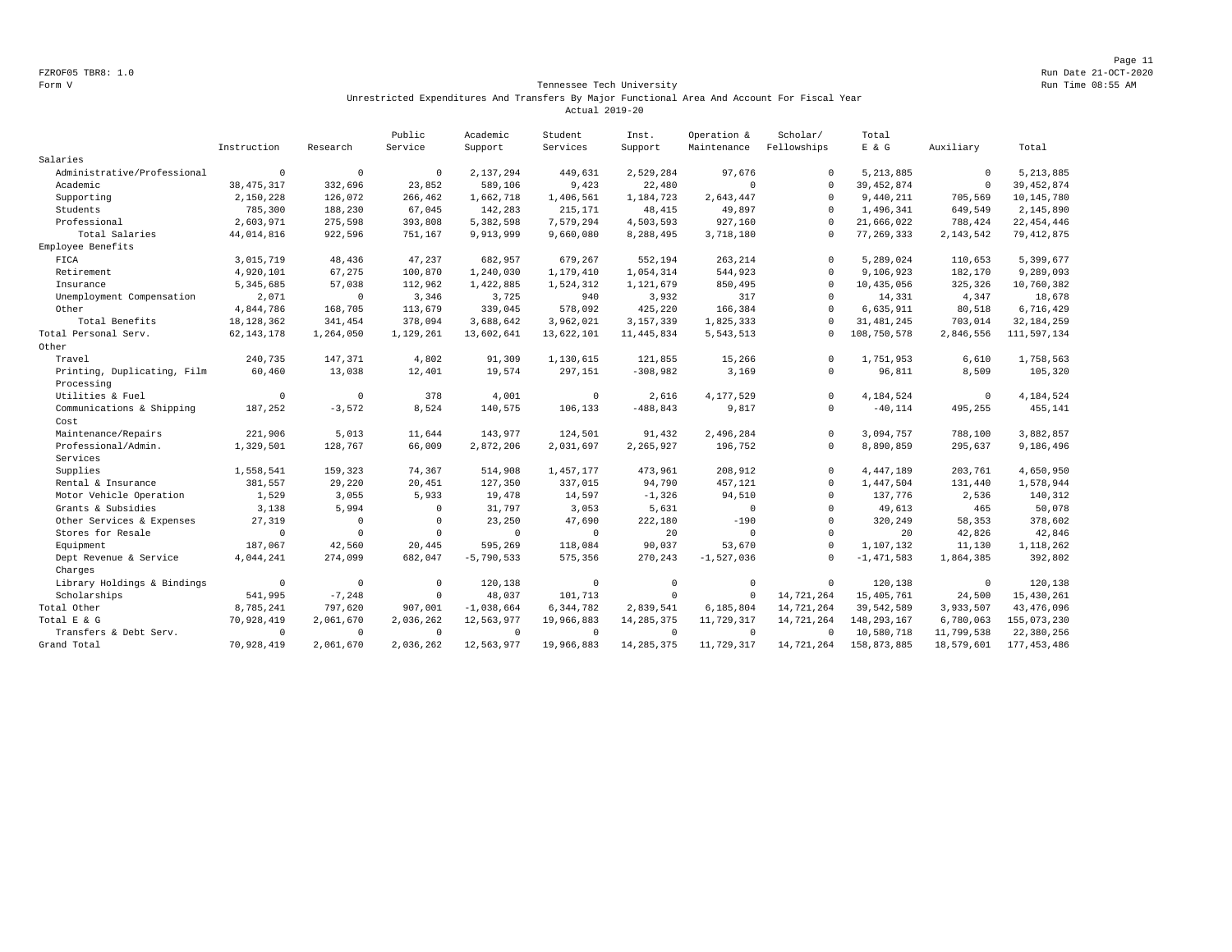FZROF05 TBR8: 1.0
Form V

## Tennessee Tech University
Unrestricted Expenditures And Transfers By Major Functional Area And Account For Fiscal Year
Actual 2019-20

Run Date 21-OCT-2020
Run Time 08:55 AM

| | Instruction | Research | Public Service | Academic Support | Student Services | Inst. Support | Operation & Maintenance | Scholar/ Fellowships | Total E & G | Auxiliary | Total |
|---|---|---|---|---|---|---|---|---|---|---|---|
| Salaries | | | | | | | | | | | |
| Administrative/Professional | 0 | 0 | 0 | 2,137,294 | 449,631 | 2,529,284 | 97,676 | 0 | 5,213,885 | 0 | 5,213,885 |
| Academic | 38,475,317 | 332,696 | 23,852 | 589,106 | 9,423 | 22,480 | 0 | 0 | 39,452,874 | 0 | 39,452,874 |
| Supporting | 2,150,228 | 126,072 | 266,462 | 1,662,718 | 1,406,561 | 1,184,723 | 2,643,447 | 0 | 9,440,211 | 705,569 | 10,145,780 |
| Students | 785,300 | 188,230 | 67,045 | 142,283 | 215,171 | 48,415 | 49,897 | 0 | 1,496,341 | 649,549 | 2,145,890 |
| Professional | 2,603,971 | 275,598 | 393,808 | 5,382,598 | 7,579,294 | 4,503,593 | 927,160 | 0 | 21,666,022 | 788,424 | 22,454,446 |
| Total Salaries | 44,014,816 | 922,596 | 751,167 | 9,913,999 | 9,660,080 | 8,288,495 | 3,718,180 | 0 | 77,269,333 | 2,143,542 | 79,412,875 |
| Employee Benefits | | | | | | | | | | | |
| FICA | 3,015,719 | 48,436 | 47,237 | 682,957 | 679,267 | 552,194 | 263,214 | 0 | 5,289,024 | 110,653 | 5,399,677 |
| Retirement | 4,920,101 | 67,275 | 100,870 | 1,240,030 | 1,179,410 | 1,054,314 | 544,923 | 0 | 9,106,923 | 182,170 | 9,289,093 |
| Insurance | 5,345,685 | 57,038 | 112,962 | 1,422,885 | 1,524,312 | 1,121,679 | 850,495 | 0 | 10,435,056 | 325,326 | 10,760,382 |
| Unemployment Compensation | 2,071 | 0 | 3,346 | 3,725 | 940 | 3,932 | 317 | 0 | 14,331 | 4,347 | 18,678 |
| Other | 4,844,786 | 168,705 | 113,679 | 339,045 | 578,092 | 425,220 | 166,384 | 0 | 6,635,911 | 80,518 | 6,716,429 |
| Total Benefits | 18,128,362 | 341,454 | 378,094 | 3,688,642 | 3,962,021 | 3,157,339 | 1,825,333 | 0 | 31,481,245 | 703,014 | 32,184,259 |
| Total Personal Serv. | 62,143,178 | 1,264,050 | 1,129,261 | 13,602,641 | 13,622,101 | 11,445,834 | 5,543,513 | 0 | 108,750,578 | 2,846,556 | 111,597,134 |
| Other | | | | | | | | | | | |
| Travel | 240,735 | 147,371 | 4,802 | 91,309 | 1,130,615 | 121,855 | 15,266 | 0 | 1,751,953 | 6,610 | 1,758,563 |
| Printing, Duplicating, Film Processing | 60,460 | 13,038 | 12,401 | 19,574 | 297,151 | -308,982 | 3,169 | 0 | 96,811 | 8,509 | 105,320 |
| Utilities & Fuel | 0 | 0 | 378 | 4,001 | 0 | 2,616 | 4,177,529 | 0 | 4,184,524 | 0 | 4,184,524 |
| Communications & Shipping Cost | 187,252 | -3,572 | 8,524 | 140,575 | 106,133 | -488,843 | 9,817 | 0 | -40,114 | 495,255 | 455,141 |
| Maintenance/Repairs | 221,906 | 5,013 | 11,644 | 143,977 | 124,501 | 91,432 | 2,496,284 | 0 | 3,094,757 | 788,100 | 3,882,857 |
| Professional/Admin. Services | 1,329,501 | 128,767 | 66,009 | 2,872,206 | 2,031,697 | 2,265,927 | 196,752 | 0 | 8,890,859 | 295,637 | 9,186,496 |
| Supplies | 1,558,541 | 159,323 | 74,367 | 514,908 | 1,457,177 | 473,961 | 208,912 | 0 | 4,447,189 | 203,761 | 4,650,950 |
| Rental & Insurance | 381,557 | 29,220 | 20,451 | 127,350 | 337,015 | 94,790 | 457,121 | 0 | 1,447,504 | 131,440 | 1,578,944 |
| Motor Vehicle Operation | 1,529 | 3,055 | 5,933 | 19,478 | 14,597 | -1,326 | 94,510 | 0 | 137,776 | 2,536 | 140,312 |
| Grants & Subsidies | 3,138 | 5,994 | 0 | 31,797 | 3,053 | 5,631 | 0 | 0 | 49,613 | 465 | 50,078 |
| Other Services & Expenses | 27,319 | 0 | 0 | 23,250 | 47,690 | 222,180 | -190 | 0 | 320,249 | 58,353 | 378,602 |
| Stores for Resale | 0 | 0 | 0 | 0 | 0 | 20 | 0 | 0 | 20 | 42,826 | 42,846 |
| Equipment | 187,067 | 42,560 | 20,445 | 595,269 | 118,084 | 90,037 | 53,670 | 0 | 1,107,132 | 11,130 | 1,118,262 |
| Dept Revenue & Service Charges | 4,044,241 | 274,099 | 682,047 | -5,790,533 | 575,356 | 270,243 | -1,527,036 | 0 | -1,471,583 | 1,864,385 | 392,802 |
| Library Holdings & Bindings | 0 | 0 | 0 | 120,138 | 0 | 0 | 0 | 0 | 120,138 | 0 | 120,138 |
| Scholarships | 541,995 | -7,248 | 0 | 48,037 | 101,713 | 0 | 0 | 14,721,264 | 15,405,761 | 24,500 | 15,430,261 |
| Total Other | 8,785,241 | 797,620 | 907,001 | -1,038,664 | 6,344,782 | 2,839,541 | 6,185,804 | 14,721,264 | 39,542,589 | 3,933,507 | 43,476,096 |
| Total E & G | 70,928,419 | 2,061,670 | 2,036,262 | 12,563,977 | 19,966,883 | 14,285,375 | 11,729,317 | 14,721,264 | 148,293,167 | 6,780,063 | 155,073,230 |
| Transfers & Debt Serv. | 0 | 0 | 0 | 0 | 0 | 0 | 0 | 0 | 10,580,718 | 11,799,538 | 22,380,256 |
| Grand Total | 70,928,419 | 2,061,670 | 2,036,262 | 12,563,977 | 19,966,883 | 14,285,375 | 11,729,317 | 14,721,264 | 158,873,885 | 18,579,601 | 177,453,486 |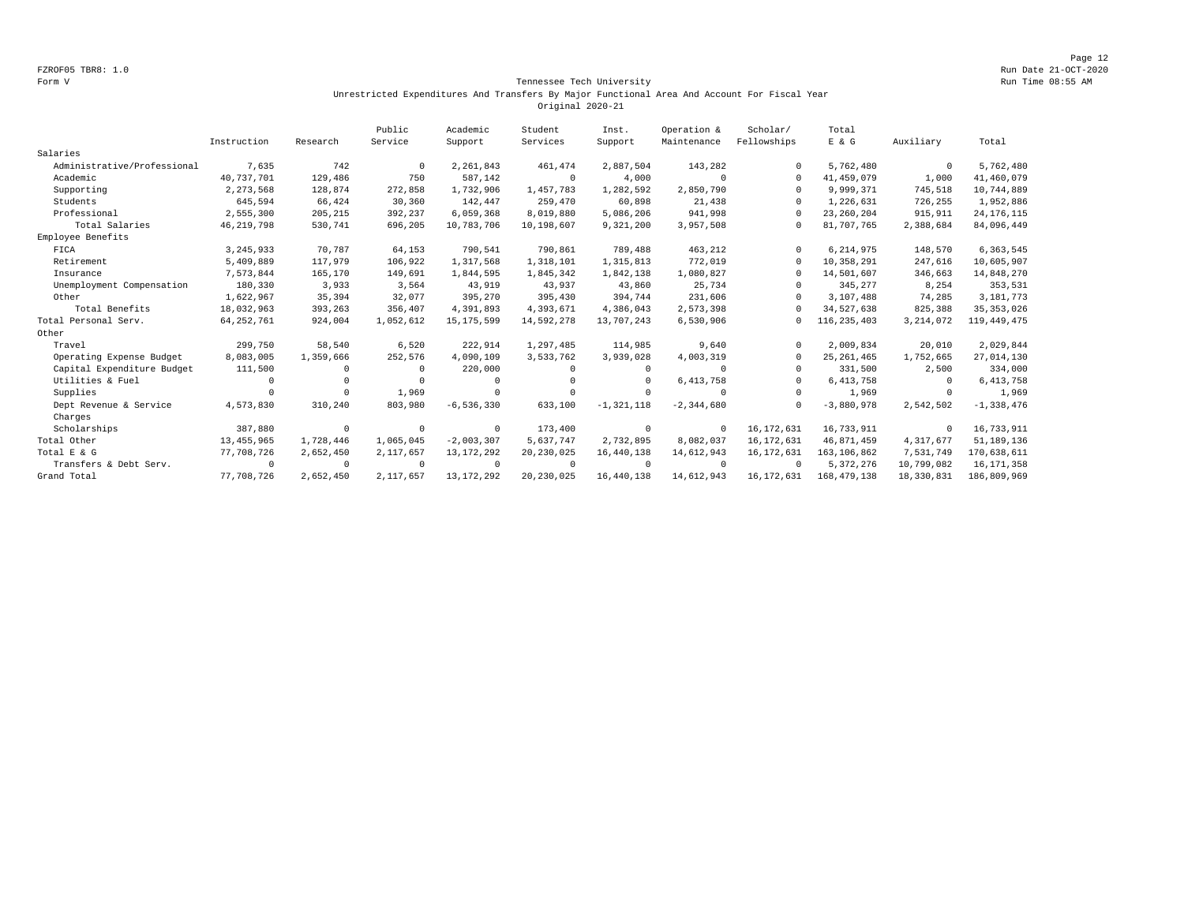FZROF05 TBR8: 1.0

Form V

Tennessee Tech University

Unrestricted Expenditures And Transfers By Major Functional Area And Account For Fiscal Year

Original 2020-21

Run Date 21-OCT-2020

Run Time 08:55 AM

| | Instruction | Research | Public Service | Academic Support | Student Services | Inst. Support | Operation & Maintenance | Scholar/ Fellowships | Total E & G | Auxiliary | Total |
|---|---|---|---|---|---|---|---|---|---|---|---|
| Salaries | | | | | | | | | | | |
| Administrative/Professional | 7,635 | 742 | 0 | 2,261,843 | 461,474 | 2,887,504 | 143,282 | 0 | 5,762,480 | 0 | 5,762,480 |
| Academic | 40,737,701 | 129,486 | 750 | 587,142 | 0 | 4,000 | 0 | 0 | 41,459,079 | 1,000 | 41,460,079 |
| Supporting | 2,273,568 | 128,874 | 272,858 | 1,732,906 | 1,457,783 | 1,282,592 | 2,850,790 | 0 | 9,999,371 | 745,518 | 10,744,889 |
| Students | 645,594 | 66,424 | 30,360 | 142,447 | 259,470 | 60,898 | 21,438 | 0 | 1,226,631 | 726,255 | 1,952,886 |
| Professional | 2,555,300 | 205,215 | 392,237 | 6,059,368 | 8,019,880 | 5,086,206 | 941,998 | 0 | 23,260,204 | 915,911 | 24,176,115 |
| Total Salaries | 46,219,798 | 530,741 | 696,205 | 10,783,706 | 10,198,607 | 9,321,200 | 3,957,508 | 0 | 81,707,765 | 2,388,684 | 84,096,449 |
| Employee Benefits | | | | | | | | | | | |
| FICA | 3,245,933 | 70,787 | 64,153 | 790,541 | 790,861 | 789,488 | 463,212 | 0 | 6,214,975 | 148,570 | 6,363,545 |
| Retirement | 5,409,889 | 117,979 | 106,922 | 1,317,568 | 1,318,101 | 1,315,813 | 772,019 | 0 | 10,358,291 | 247,616 | 10,605,907 |
| Insurance | 7,573,844 | 165,170 | 149,691 | 1,844,595 | 1,845,342 | 1,842,138 | 1,080,827 | 0 | 14,501,607 | 346,663 | 14,848,270 |
| Unemployment Compensation | 180,330 | 3,933 | 3,564 | 43,919 | 43,937 | 43,860 | 25,734 | 0 | 345,277 | 8,254 | 353,531 |
| Other | 1,622,967 | 35,394 | 32,077 | 395,270 | 395,430 | 394,744 | 231,606 | 0 | 3,107,488 | 74,285 | 3,181,773 |
| Total Benefits | 18,032,963 | 393,263 | 356,407 | 4,391,893 | 4,393,671 | 4,386,043 | 2,573,398 | 0 | 34,527,638 | 825,388 | 35,353,026 |
| Total Personal Serv. | 64,252,761 | 924,004 | 1,052,612 | 15,175,599 | 14,592,278 | 13,707,243 | 6,530,906 | 0 | 116,235,403 | 3,214,072 | 119,449,475 |
| Other | | | | | | | | | | | |
| Travel | 299,750 | 58,540 | 6,520 | 222,914 | 1,297,485 | 114,985 | 9,640 | 0 | 2,009,834 | 20,010 | 2,029,844 |
| Operating Expense Budget | 8,083,005 | 1,359,666 | 252,576 | 4,090,109 | 3,533,762 | 3,939,028 | 4,003,319 | 0 | 25,261,465 | 1,752,665 | 27,014,130 |
| Capital Expenditure Budget | 111,500 | 0 | 0 | 220,000 | 0 | 0 | 0 | 0 | 331,500 | 2,500 | 334,000 |
| Utilities & Fuel | 0 | 0 | 0 | 0 | 0 | 0 | 6,413,758 | 0 | 6,413,758 | 0 | 6,413,758 |
| Supplies | 0 | 0 | 1,969 | 0 | 0 | 0 | 0 | 0 | 1,969 | 0 | 1,969 |
| Dept Revenue & Service Charges | 4,573,830 | 310,240 | 803,980 | -6,536,330 | 633,100 | -1,321,118 | -2,344,680 | 0 | -3,880,978 | 2,542,502 | -1,338,476 |
| Scholarships | 387,880 | 0 | 0 | 0 | 173,400 | 0 | 0 | 16,172,631 | 16,733,911 | 0 | 16,733,911 |
| Total Other | 13,455,965 | 1,728,446 | 1,065,045 | -2,003,307 | 5,637,747 | 2,732,895 | 8,082,037 | 16,172,631 | 46,871,459 | 4,317,677 | 51,189,136 |
| Total E & G | 77,708,726 | 2,652,450 | 2,117,657 | 13,172,292 | 20,230,025 | 16,440,138 | 14,612,943 | 16,172,631 | 163,106,862 | 7,531,749 | 170,638,611 |
| Transfers & Debt Serv. | 0 | 0 | 0 | 0 | 0 | 0 | 0 | 0 | 5,372,276 | 10,799,082 | 16,171,358 |
| Grand Total | 77,708,726 | 2,652,450 | 2,117,657 | 13,172,292 | 20,230,025 | 16,440,138 | 14,612,943 | 16,172,631 | 168,479,138 | 18,330,831 | 186,809,969 |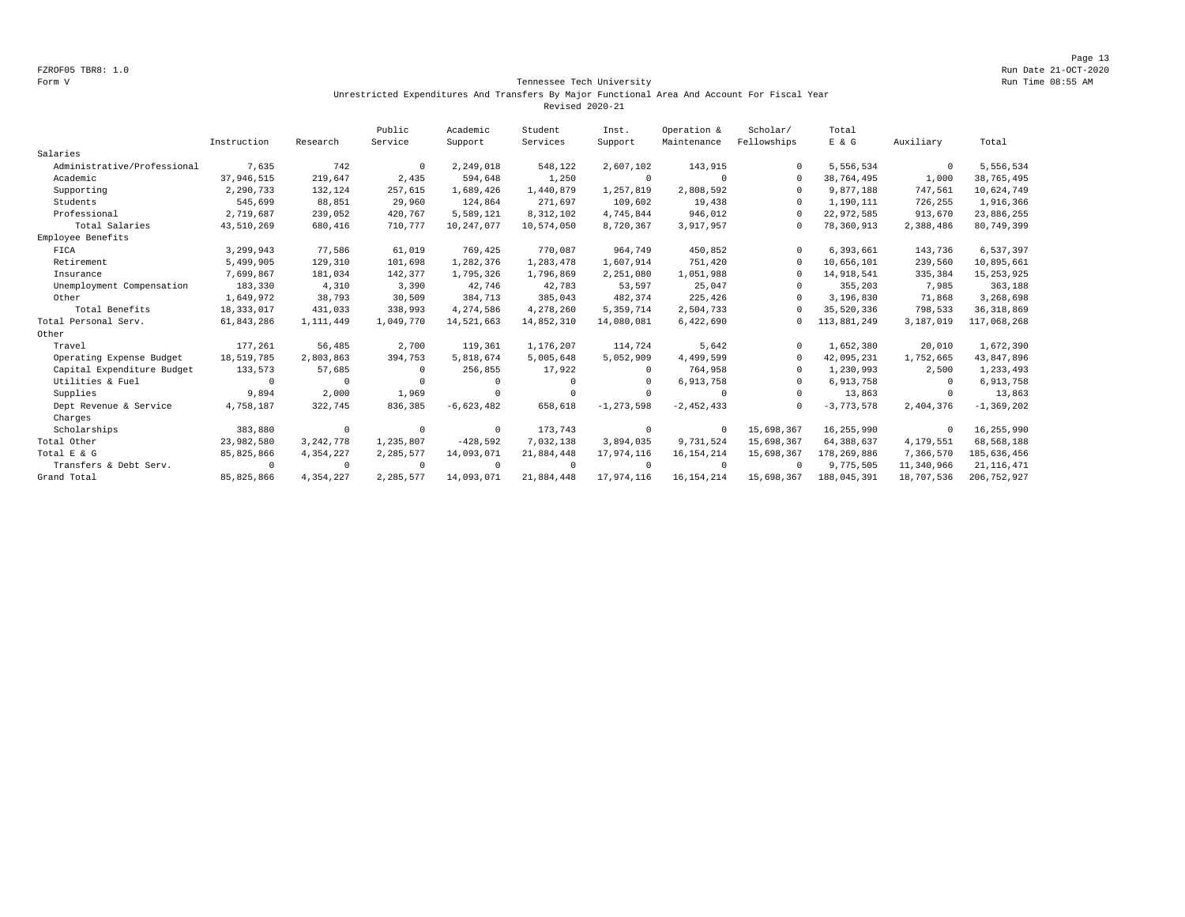FZROF05 TBR8: 1.0
Form V

Run Date 21-OCT-2020
Run Time 08:55 AM

## Tennessee Tech University
### Unrestricted Expenditures And Transfers By Major Functional Area And Account For Fiscal Year
### Revised 2020-21

| | Instruction | Research | Public Service | Academic Support | Student Services | Inst. Support | Operation & Maintenance | Scholar/ Fellowships | Total E & G | Auxiliary | Total |
|---|---|---|---|---|---|---|---|---|---|---|---|
| Salaries | | | | | | | | | | | |
| Administrative/Professional | 7,635 | 742 | 0 | 2,249,018 | 548,122 | 2,607,102 | 143,915 | 0 | 5,556,534 | 0 | 5,556,534 |
| Academic | 37,946,515 | 219,647 | 2,435 | 594,648 | 1,250 | 0 | 0 | 0 | 38,764,495 | 1,000 | 38,765,495 |
| Supporting | 2,290,733 | 132,124 | 257,615 | 1,689,426 | 1,440,879 | 1,257,819 | 2,808,592 | 0 | 9,877,188 | 747,561 | 10,624,749 |
| Students | 545,699 | 88,851 | 29,960 | 124,864 | 271,697 | 109,602 | 19,438 | 0 | 1,190,111 | 726,255 | 1,916,366 |
| Professional | 2,719,687 | 239,052 | 420,767 | 5,589,121 | 8,312,102 | 4,745,844 | 946,012 | 0 | 22,972,585 | 913,670 | 23,886,255 |
| Total Salaries | 43,510,269 | 680,416 | 710,777 | 10,247,077 | 10,574,050 | 8,720,367 | 3,917,957 | 0 | 78,360,913 | 2,388,486 | 80,749,399 |
| Employee Benefits | | | | | | | | | | | |
| FICA | 3,299,943 | 77,586 | 61,019 | 769,425 | 770,087 | 964,749 | 450,852 | 0 | 6,393,661 | 143,736 | 6,537,397 |
| Retirement | 5,499,905 | 129,310 | 101,698 | 1,282,376 | 1,283,478 | 1,607,914 | 751,420 | 0 | 10,656,101 | 239,560 | 10,895,661 |
| Insurance | 7,699,867 | 181,034 | 142,377 | 1,795,326 | 1,796,869 | 2,251,080 | 1,051,988 | 0 | 14,918,541 | 335,384 | 15,253,925 |
| Unemployment Compensation | 183,330 | 4,310 | 3,390 | 42,746 | 42,783 | 53,597 | 25,047 | 0 | 355,203 | 7,985 | 363,188 |
| Other | 1,649,972 | 38,793 | 30,509 | 384,713 | 385,043 | 482,374 | 225,426 | 0 | 3,196,830 | 71,868 | 3,268,698 |
| Total Benefits | 18,333,017 | 431,033 | 338,993 | 4,274,586 | 4,278,260 | 5,359,714 | 2,504,733 | 0 | 35,520,336 | 798,533 | 36,318,869 |
| Total Personal Serv. | 61,843,286 | 1,111,449 | 1,049,770 | 14,521,663 | 14,852,310 | 14,080,081 | 6,422,690 | 0 | 113,881,249 | 3,187,019 | 117,068,268 |
| Other | | | | | | | | | | | |
| Travel | 177,261 | 56,485 | 2,700 | 119,361 | 1,176,207 | 114,724 | 5,642 | 0 | 1,652,380 | 20,010 | 1,672,390 |
| Operating Expense Budget | 18,519,785 | 2,803,863 | 394,753 | 5,818,674 | 5,005,648 | 5,052,909 | 4,499,599 | 0 | 42,095,231 | 1,752,665 | 43,847,896 |
| Capital Expenditure Budget | 133,573 | 57,685 | 0 | 256,855 | 17,922 | 0 | 764,958 | 0 | 1,230,993 | 2,500 | 1,233,493 |
| Utilities & Fuel | 0 | 0 | 0 | 0 | 0 | 0 | 6,913,758 | 0 | 6,913,758 | 0 | 6,913,758 |
| Supplies | 9,894 | 2,000 | 1,969 | 0 | 0 | 0 | 0 | 0 | 13,863 | 0 | 13,863 |
| Dept Revenue & Service Charges | 4,758,187 | 322,745 | 836,385 | -6,623,482 | 658,618 | -1,273,598 | -2,452,433 | 0 | -3,773,578 | 2,404,376 | -1,369,202 |
| Scholarships | 383,880 | 0 | 0 | 0 | 173,743 | 0 | 0 | 15,698,367 | 16,255,990 | 0 | 16,255,990 |
| Total Other | 23,982,580 | 3,242,778 | 1,235,807 | -428,592 | 7,032,138 | 3,894,035 | 9,731,524 | 15,698,367 | 64,388,637 | 4,179,551 | 68,568,188 |
| Total E & G | 85,825,866 | 4,354,227 | 2,285,577 | 14,093,071 | 21,884,448 | 17,974,116 | 16,154,214 | 15,698,367 | 178,269,886 | 7,366,570 | 185,636,456 |
| Transfers & Debt Serv. | 0 | 0 | 0 | 0 | 0 | 0 | 0 | 0 | 9,775,505 | 11,340,966 | 21,116,471 |
| Grand Total | 85,825,866 | 4,354,227 | 2,285,577 | 14,093,071 | 21,884,448 | 17,974,116 | 16,154,214 | 15,698,367 | 188,045,391 | 18,707,536 | 206,752,927 |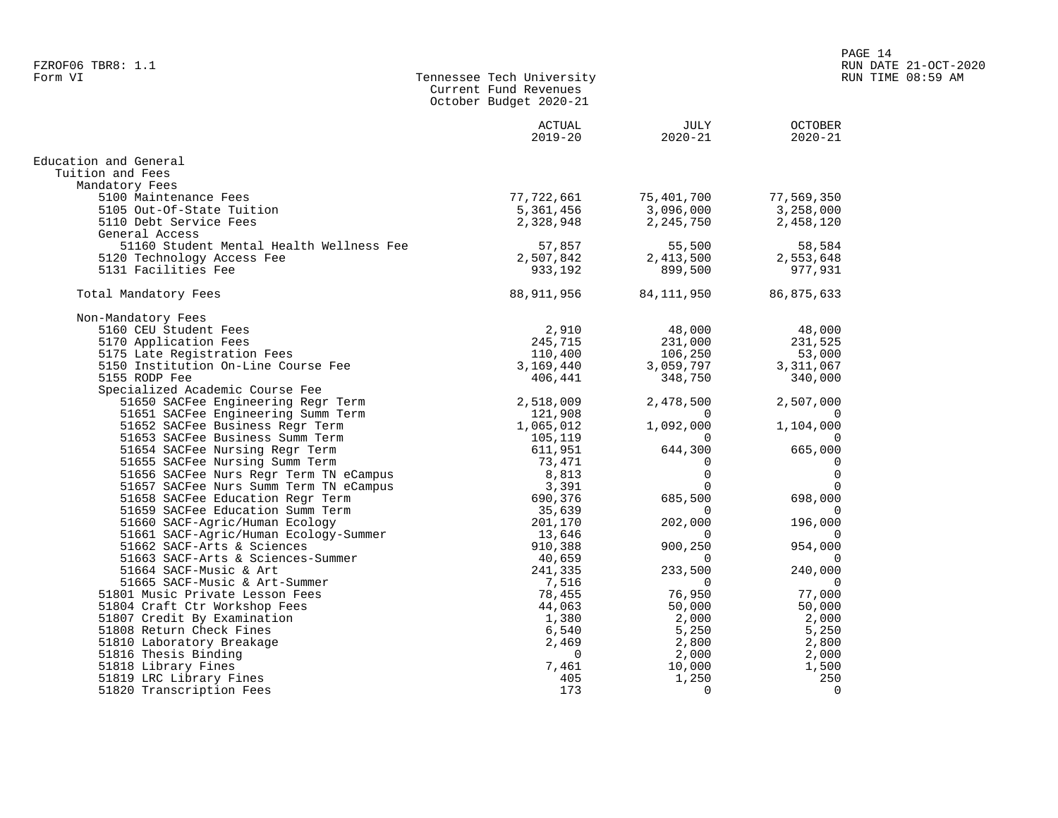FZROF06 TBR8: 1.1
Form VI

Tennessee Tech University
Current Fund Revenues
October Budget 2020-21

RUN DATE 21-OCT-2020
RUN TIME 08:59 AM

| | ACTUAL 2019-20 | JULY 2020-21 | OCTOBER 2020-21 |
|---|---|---|---|
| **Education and General** | | | |
| Tuition and Fees | | | |
| Mandatory Fees | | | |
| 5100 Maintenance Fees | 77,722,661 | 75,401,700 | 77,569,350 |
| 5105 Out-Of-State Tuition | 5,361,456 | 3,096,000 | 3,258,000 |
| 5110 Debt Service Fees | 2,328,948 | 2,245,750 | 2,458,120 |
| General Access | | | |
| 51160 Student Mental Health Wellness Fee | 57,857 | 55,500 | 58,584 |
| 5120 Technology Access Fee | 2,507,842 | 2,413,500 | 2,553,648 |
| 5131 Facilities Fee | 933,192 | 899,500 | 977,931 |
| Total Mandatory Fees | 88,911,956 | 84,111,950 | 86,875,633 |
| Non-Mandatory Fees | | | |
| 5160 CEU Student Fees | 2,910 | 48,000 | 48,000 |
| 5170 Application Fees | 245,715 | 231,000 | 231,525 |
| 5175 Late Registration Fees | 110,400 | 106,250 | 53,000 |
| 5150 Institution On-Line Course Fee | 3,169,440 | 3,059,797 | 3,311,067 |
| 5155 RODP Fee | 406,441 | 348,750 | 340,000 |
| Specialized Academic Course Fee | | | |
| 51650 SACFee Engineering Regr Term | 2,518,009 | 2,478,500 | 2,507,000 |
| 51651 SACFee Engineering Summ Term | 121,908 | 0 | 0 |
| 51652 SACFee Business Regr Term | 1,065,012 | 1,092,000 | 1,104,000 |
| 51653 SACFee Business Summ Term | 105,119 | 0 | 0 |
| 51654 SACFee Nursing Regr Term | 611,951 | 644,300 | 665,000 |
| 51655 SACFee Nursing Summ Term | 73,471 | 0 | 0 |
| 51656 SACFee Nurs Regr Term TN eCampus | 8,813 | 0 | 0 |
| 51657 SACFee Nurs Summ Term TN eCampus | 3,391 | 0 | 0 |
| 51658 SACFee Education Regr Term | 690,376 | 685,500 | 698,000 |
| 51659 SACFee Education Summ Term | 35,639 | 0 | 0 |
| 51660 SACF-Agric/Human Ecology | 201,170 | 202,000 | 196,000 |
| 51661 SACF-Agric/Human Ecology-Summer | 13,646 | 0 | 0 |
| 51662 SACF-Arts & Sciences | 910,388 | 900,250 | 954,000 |
| 51663 SACF-Arts & Sciences-Summer | 40,659 | 0 | 0 |
| 51664 SACF-Music & Art | 241,335 | 233,500 | 240,000 |
| 51665 SACF-Music & Art-Summer | 7,516 | 0 | 0 |
| 51801 Music Private Lesson Fees | 78,455 | 76,950 | 77,000 |
| 51804 Craft Ctr Workshop Fees | 44,063 | 50,000 | 50,000 |
| 51807 Credit By Examination | 1,380 | 2,000 | 2,000 |
| 51808 Return Check Fines | 6,540 | 5,250 | 5,250 |
| 51810 Laboratory Breakage | 2,469 | 2,800 | 2,800 |
| 51816 Thesis Binding | 0 | 2,000 | 2,000 |
| 51818 Library Fines | 7,461 | 10,000 | 1,500 |
| 51819 LRC Library Fines | 405 | 1,250 | 250 |
| 51820 Transcription Fees | 173 | 0 | 0 |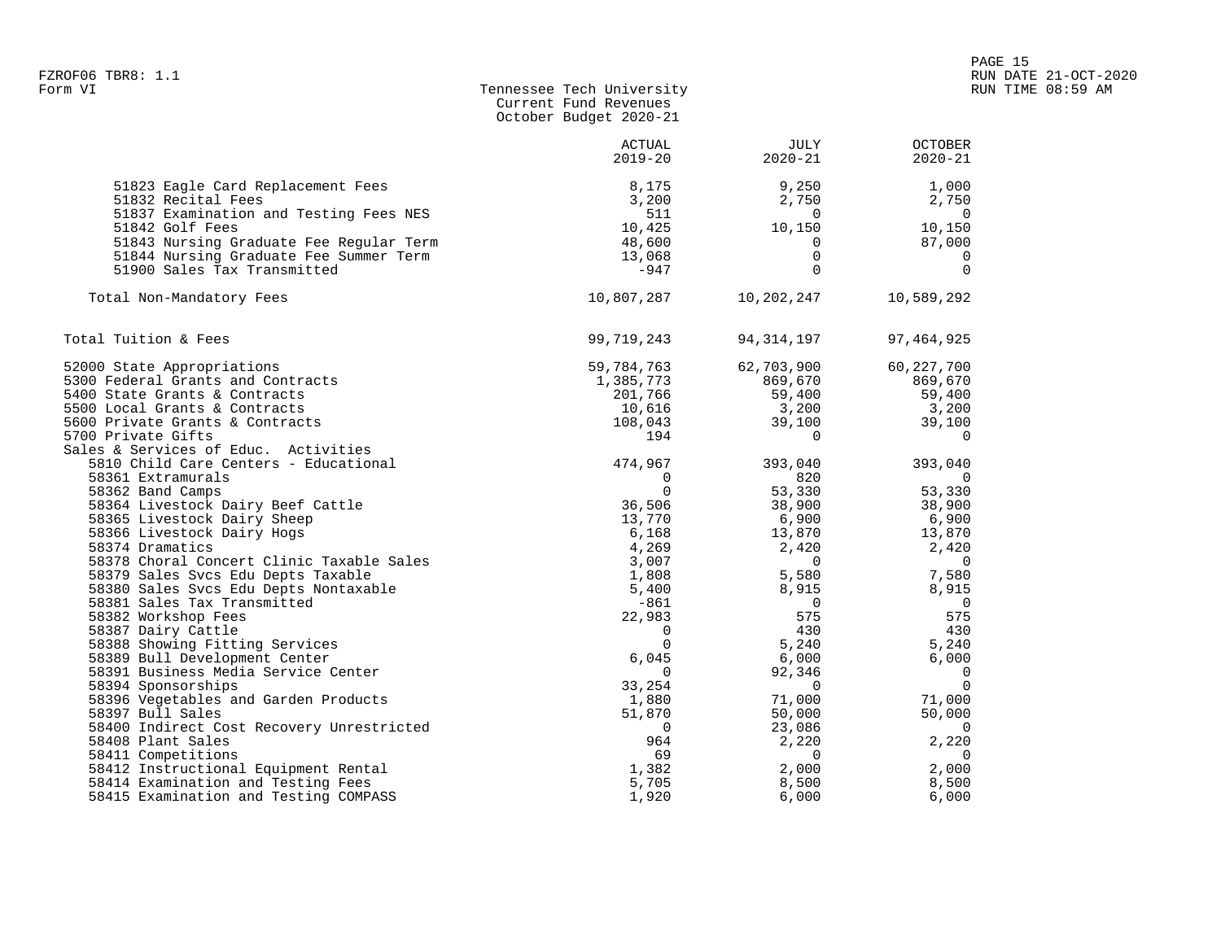Tennessee Tech University
Current Fund Revenues
October Budget 2020-21

Form VI

| | ACTUAL 2019-20 | JULY 2020-21 | OCTOBER 2020-21 |
|---|---|---|---|
| 51823 Eagle Card Replacement Fees | 8,175 | 9,250 | 1,000 |
| 51832 Recital Fees | 3,200 | 2,750 | 2,750 |
| 51837 Examination and Testing Fees NES | 511 | 0 | 0 |
| 51842 Golf Fees | 10,425 | 10,150 | 10,150 |
| 51843 Nursing Graduate Fee Regular Term | 48,600 | 0 | 87,000 |
| 51844 Nursing Graduate Fee Summer Term | 13,068 | 0 | 0 |
| 51900 Sales Tax Transmitted | -947 | 0 | 0 |
| Total Non-Mandatory Fees | 10,807,287 | 10,202,247 | 10,589,292 |
| Total Tuition & Fees | 99,719,243 | 94,314,197 | 97,464,925 |
| 52000 State Appropriations | 59,784,763 | 62,703,900 | 60,227,700 |
| 5300 Federal Grants and Contracts | 1,385,773 | 869,670 | 869,670 |
| 5400 State Grants & Contracts | 201,766 | 59,400 | 59,400 |
| 5500 Local Grants & Contracts | 10,616 | 3,200 | 3,200 |
| 5600 Private Grants & Contracts | 108,043 | 39,100 | 39,100 |
| 5700 Private Gifts | 194 | 0 | 0 |
| Sales & Services of Educ. Activities | | | |
| 5810 Child Care Centers - Educational | 474,967 | 393,040 | 393,040 |
| 58361 Extramurals | 0 | 820 | 0 |
| 58362 Band Camps | 0 | 53,330 | 53,330 |
| 58364 Livestock Dairy Beef Cattle | 36,506 | 38,900 | 38,900 |
| 58365 Livestock Dairy Sheep | 13,770 | 6,900 | 6,900 |
| 58366 Livestock Dairy Hogs | 6,168 | 13,870 | 13,870 |
| 58374 Dramatics | 4,269 | 2,420 | 2,420 |
| 58378 Choral Concert Clinic Taxable Sales | 3,007 | 0 | 0 |
| 58379 Sales Svcs Edu Depts Taxable | 1,808 | 5,580 | 7,580 |
| 58380 Sales Svcs Edu Depts Nontaxable | 5,400 | 8,915 | 8,915 |
| 58381 Sales Tax Transmitted | -861 | 0 | 0 |
| 58382 Workshop Fees | 22,983 | 575 | 575 |
| 58387 Dairy Cattle | 0 | 430 | 430 |
| 58388 Showing Fitting Services | 0 | 5,240 | 5,240 |
| 58389 Bull Development Center | 6,045 | 6,000 | 6,000 |
| 58391 Business Media Service Center | 0 | 92,346 | 0 |
| 58394 Sponsorships | 33,254 | 0 | 0 |
| 58396 Vegetables and Garden Products | 1,880 | 71,000 | 71,000 |
| 58397 Bull Sales | 51,870 | 50,000 | 50,000 |
| 58400 Indirect Cost Recovery Unrestricted | 0 | 23,086 | 0 |
| 58408 Plant Sales | 964 | 2,220 | 2,220 |
| 58411 Competitions | 69 | 0 | 0 |
| 58412 Instructional Equipment Rental | 1,382 | 2,000 | 2,000 |
| 58414 Examination and Testing Fees | 5,705 | 8,500 | 8,500 |
| 58415 Examination and Testing COMPASS | 1,920 | 6,000 | 6,000 |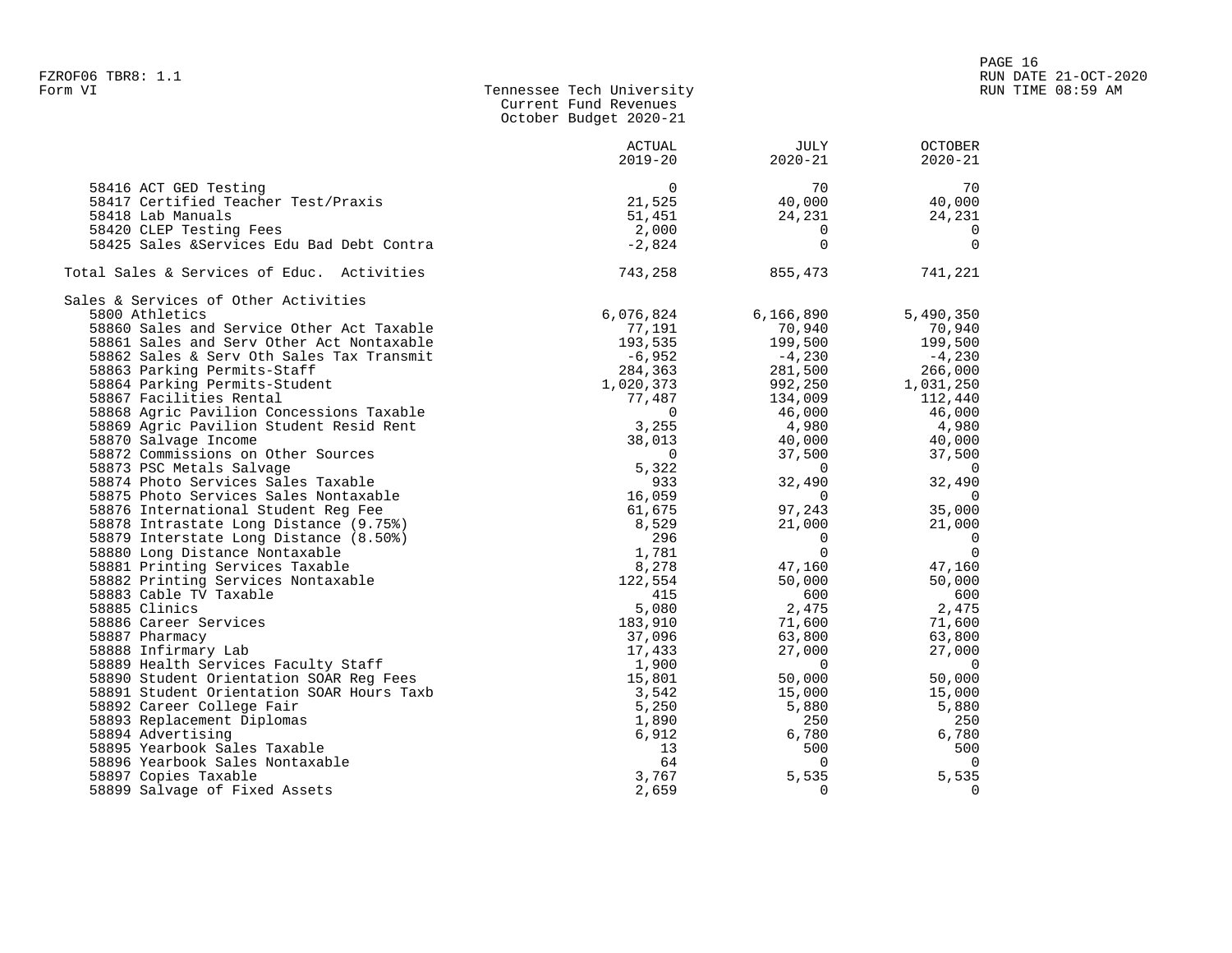Tennessee Tech University
Current Fund Revenues
October Budget 2020-21

| | ACTUAL 2019-20 | JULY 2020-21 | OCTOBER 2020-21 |
|---|---|---|---|
| 58416 ACT GED Testing | 0 | 70 | 70 |
| 58417 Certified Teacher Test/Praxis | 21,525 | 40,000 | 40,000 |
| 58418 Lab Manuals | 51,451 | 24,231 | 24,231 |
| 58420 CLEP Testing Fees | 2,000 | 0 | 0 |
| 58425 Sales &Services Edu Bad Debt Contra | -2,824 | 0 | 0 |
| Total Sales & Services of Educ. Activities | 743,258 | 855,473 | 741,221 |
| Sales & Services of Other Activities | | | |
| 5800 Athletics | 6,076,824 | 6,166,890 | 5,490,350 |
| 58860 Sales and Service Other Act Taxable | 77,191 | 70,940 | 70,940 |
| 58861 Sales and Serv Other Act Nontaxable | 193,535 | 199,500 | 199,500 |
| 58862 Sales & Serv Oth Sales Tax Transmit | -6,952 | -4,230 | -4,230 |
| 58863 Parking Permits-Staff | 284,363 | 281,500 | 266,000 |
| 58864 Parking Permits-Student | 1,020,373 | 992,250 | 1,031,250 |
| 58867 Facilities Rental | 77,487 | 134,009 | 112,440 |
| 58868 Agric Pavilion Concessions Taxable | 0 | 46,000 | 46,000 |
| 58869 Agric Pavilion Student Resid Rent | 3,255 | 4,980 | 4,980 |
| 58870 Salvage Income | 38,013 | 40,000 | 40,000 |
| 58872 Commissions on Other Sources | 0 | 37,500 | 37,500 |
| 58873 PSC Metals Salvage | 5,322 | 0 | 0 |
| 58874 Photo Services Sales Taxable | 933 | 32,490 | 32,490 |
| 58875 Photo Services Sales Nontaxable | 16,059 | 0 | 0 |
| 58876 International Student Reg Fee | 61,675 | 97,243 | 35,000 |
| 58878 Intrastate Long Distance (9.75%) | 8,529 | 21,000 | 21,000 |
| 58879 Interstate Long Distance (8.50%) | 296 | 0 | 0 |
| 58880 Long Distance Nontaxable | 1,781 | 0 | 0 |
| 58881 Printing Services Taxable | 8,278 | 47,160 | 47,160 |
| 58882 Printing Services Nontaxable | 122,554 | 50,000 | 50,000 |
| 58883 Cable TV Taxable | 415 | 600 | 600 |
| 58885 Clinics | 5,080 | 2,475 | 2,475 |
| 58886 Career Services | 183,910 | 71,600 | 71,600 |
| 58887 Pharmacy | 37,096 | 63,800 | 63,800 |
| 58888 Infirmary Lab | 17,433 | 27,000 | 27,000 |
| 58889 Health Services Faculty Staff | 1,900 | 0 | 0 |
| 58890 Student Orientation SOAR Reg Fees | 15,801 | 50,000 | 50,000 |
| 58891 Student Orientation SOAR Hours Taxb | 3,542 | 15,000 | 15,000 |
| 58892 Career College Fair | 5,250 | 5,880 | 5,880 |
| 58893 Replacement Diplomas | 1,890 | 250 | 250 |
| 58894 Advertising | 6,912 | 6,780 | 6,780 |
| 58895 Yearbook Sales Taxable | 13 | 500 | 500 |
| 58896 Yearbook Sales Nontaxable | 64 | 0 | 0 |
| 58897 Copies Taxable | 3,767 | 5,535 | 5,535 |
| 58899 Salvage of Fixed Assets | 2,659 | 0 | 0 |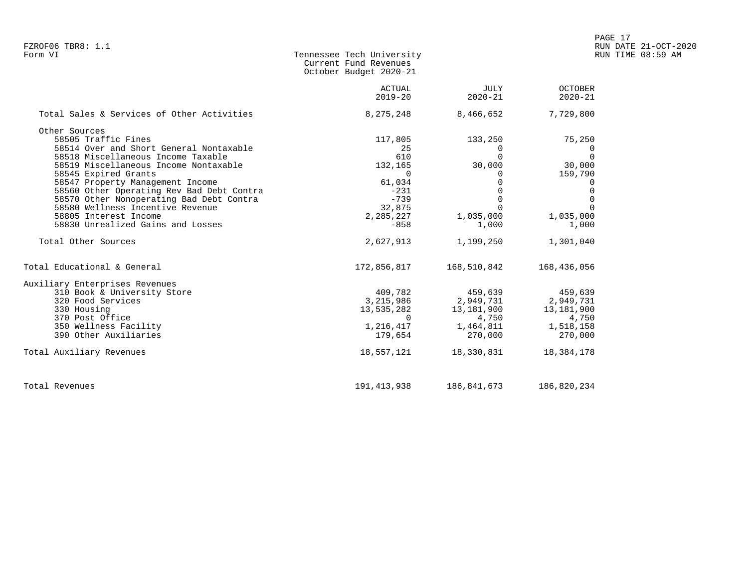FZROF06 TBR8: 1.1
Form VI

# Tennessee Tech University
## Current Fund Revenues
### October Budget 2020-21

PAGE 17
RUN DATE 21-OCT-2020
RUN TIME 08:59 AM

| | ACTUAL 2019-20 | JULY 2020-21 | OCTOBER 2020-21 |
|---|---|---|---|
| Total Sales & Services of Other Activities | 8,275,248 | 8,466,652 | 7,729,800 |
| Other Sources | | | |
| 58505 Traffic Fines | 117,805 | 133,250 | 75,250 |
| 58514 Over and Short General Nontaxable | 25 | 0 | 0 |
| 58518 Miscellaneous Income Taxable | 610 | 0 | 0 |
| 58519 Miscellaneous Income Nontaxable | 132,165 | 30,000 | 30,000 |
| 58545 Expired Grants | 0 | 0 | 159,790 |
| 58547 Property Management Income | 61,034 | 0 | 0 |
| 58560 Other Operating Rev Bad Debt Contra | -231 | 0 | 0 |
| 58570 Other Nonoperating Bad Debt Contra | -739 | 0 | 0 |
| 58580 Wellness Incentive Revenue | 32,875 | 0 | 0 |
| 58805 Interest Income | 2,285,227 | 1,035,000 | 1,035,000 |
| 58830 Unrealized Gains and Losses | -858 | 1,000 | 1,000 |
| Total Other Sources | 2,627,913 | 1,199,250 | 1,301,040 |
| Total Educational & General | 172,856,817 | 168,510,842 | 168,436,056 |
| Auxiliary Enterprises Revenues | | | |
| 310 Book & University Store | 409,782 | 459,639 | 459,639 |
| 320 Food Services | 3,215,986 | 2,949,731 | 2,949,731 |
| 330 Housing | 13,535,282 | 13,181,900 | 13,181,900 |
| 370 Post Office | 0 | 4,750 | 4,750 |
| 350 Wellness Facility | 1,216,417 | 1,464,811 | 1,518,158 |
| 390 Other Auxiliaries | 179,654 | 270,000 | 270,000 |
| Total Auxiliary Revenues | 18,557,121 | 18,330,831 | 18,384,178 |
| Total Revenues | 191,413,938 | 186,841,673 | 186,820,234 |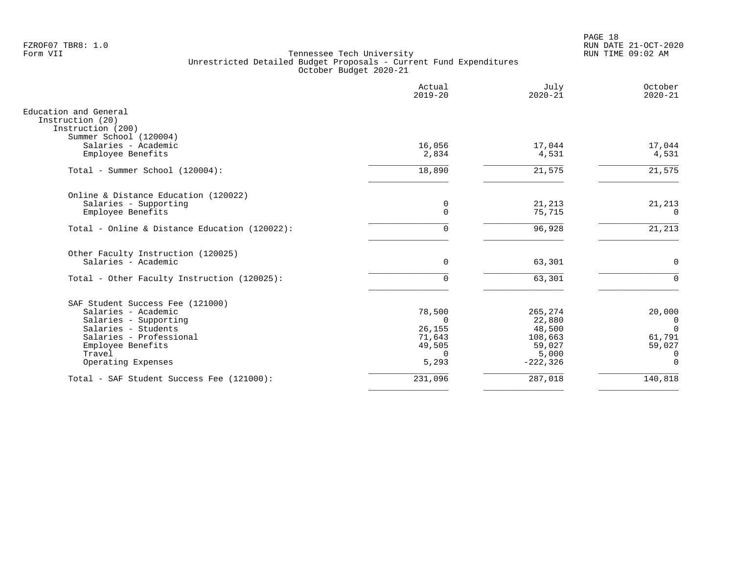FZROF07 TBR8: 1.0
Form VII

Tennessee Tech University
Unrestricted Detailed Budget Proposals - Current Fund Expenditures
October Budget 2020-21

RUN DATE 21-OCT-2020
RUN TIME 09:02 AM

| | Actual 2019-20 | July 2020-21 | October 2020-21 |
|---|---:|---:|---:|
| Education and General | | | |
| Instruction (20) | | | |
| Instruction (200) | | | |
| Summer School (120004) | | | |
| Salaries - Academic | 16,056 | 17,044 | 17,044 |
| Employee Benefits | 2,834 | 4,531 | 4,531 |
| Total - Summer School (120004): | 18,890 | 21,575 | 21,575 |
| Online & Distance Education (120022) | | | |
| Salaries - Supporting | 0 | 21,213 | 21,213 |
| Employee Benefits | 0 | 75,715 | 0 |
| Total - Online & Distance Education (120022): | 0 | 96,928 | 21,213 |
| Other Faculty Instruction (120025) | | | |
| Salaries - Academic | 0 | 63,301 | 0 |
| Total - Other Faculty Instruction (120025): | 0 | 63,301 | 0 |
| SAF Student Success Fee (121000) | | | |
| Salaries - Academic | 78,500 | 265,274 | 20,000 |
| Salaries - Supporting | 0 | 22,880 | 0 |
| Salaries - Students | 26,155 | 48,500 | 0 |
| Salaries - Professional | 71,643 | 108,663 | 61,791 |
| Employee Benefits | 49,505 | 59,027 | 59,027 |
| Travel | 0 | 5,000 | 0 |
| Operating Expenses | 5,293 | -222,326 | 0 |
| Total - SAF Student Success Fee (121000): | 231,096 | 287,018 | 140,818 |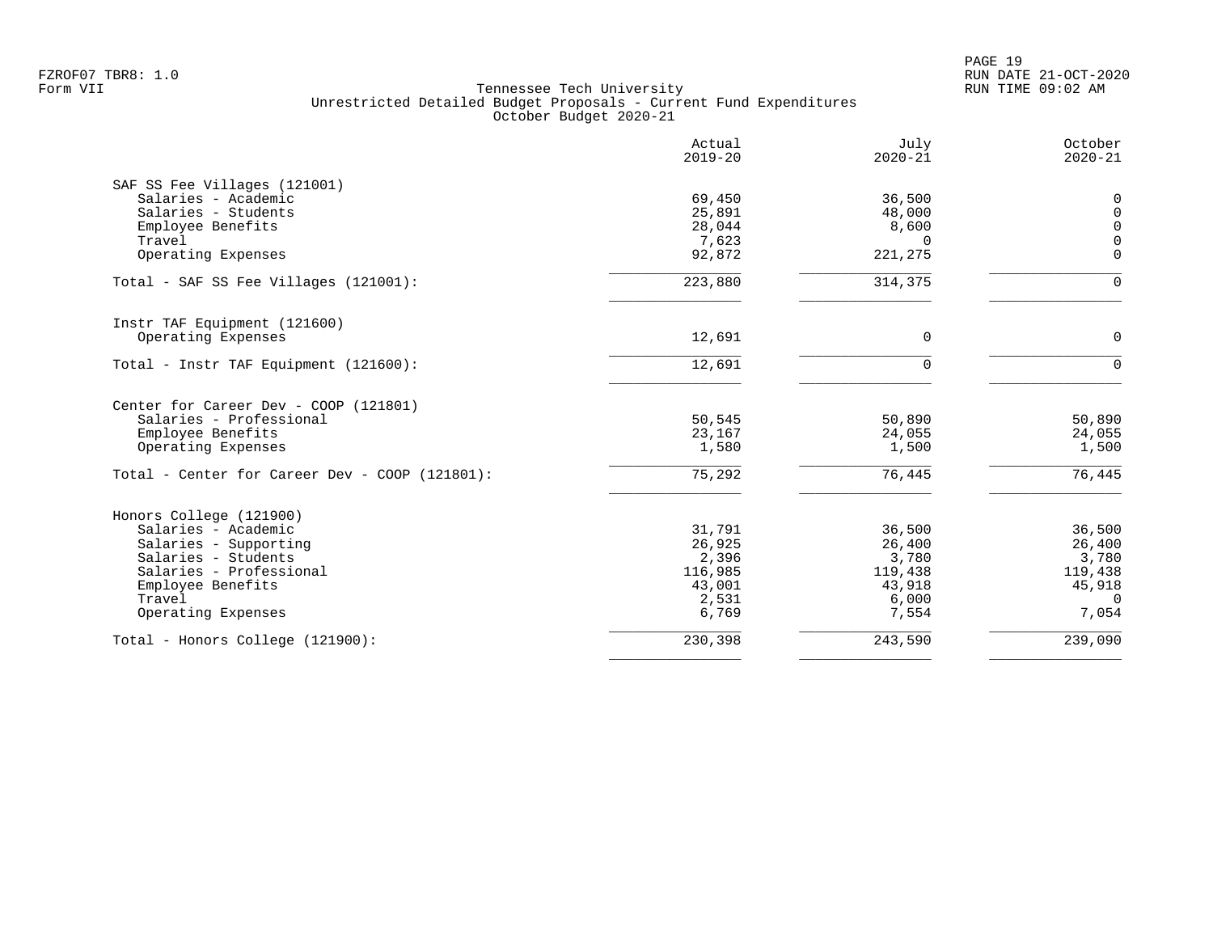FZROF07 TBR8: 1.0
Form VII

# Tennessee Tech University
## Unrestricted Detailed Budget Proposals - Current Fund Expenditures
### October Budget 2020-21

| | Actual 2019-20 | July 2020-21 | October 2020-21 |
|---|---|---|---|
| **SAF SS Fee Villages (121001)** | | | |
| Salaries - Academic | 69,450 | 36,500 | 0 |
| Salaries - Students | 25,891 | 48,000 | 0 |
| Employee Benefits | 28,044 | 8,600 | 0 |
| Travel | 7,623 | 0 | 0 |
| Operating Expenses | 92,872 | 221,275 | 0 |
| Total - SAF SS Fee Villages (121001): | 223,880 | 314,375 | 0 |
| **Instr TAF Equipment (121600)** | | | |
| Operating Expenses | 12,691 | 0 | 0 |
| Total - Instr TAF Equipment (121600): | 12,691 | 0 | 0 |
| **Center for Career Dev - COOP (121801)** | | | |
| Salaries - Professional | 50,545 | 50,890 | 50,890 |
| Employee Benefits | 23,167 | 24,055 | 24,055 |
| Operating Expenses | 1,580 | 1,500 | 1,500 |
| Total - Center for Career Dev - COOP (121801): | 75,292 | 76,445 | 76,445 |
| **Honors College (121900)** | | | |
| Salaries - Academic | 31,791 | 36,500 | 36,500 |
| Salaries - Supporting | 26,925 | 26,400 | 26,400 |
| Salaries - Students | 2,396 | 3,780 | 3,780 |
| Salaries - Professional | 116,985 | 119,438 | 119,438 |
| Employee Benefits | 43,001 | 43,918 | 45,918 |
| Travel | 2,531 | 6,000 | 0 |
| Operating Expenses | 6,769 | 7,554 | 7,054 |
| Total - Honors College (121900): | 230,398 | 243,590 | 239,090 |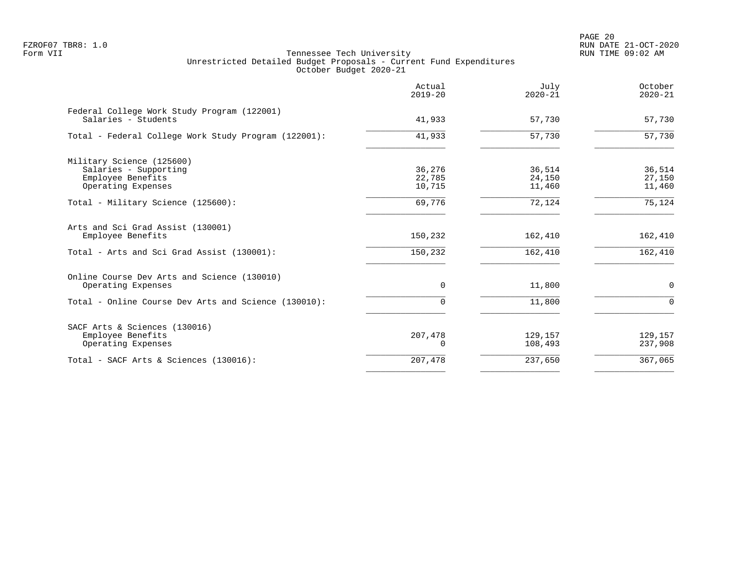FZROF07 TBR8: 1.0
Form VII

Tennessee Tech University
Unrestricted Detailed Budget Proposals - Current Fund Expenditures
October Budget 2020-21

PAGE 20
RUN DATE 21-OCT-2020
RUN TIME 09:02 AM

| | Actual 2019-20 | July 2020-21 | October 2020-21 |
|---|---:|---:|---:|
| Federal College Work Study Program (122001) | | | |
| Salaries - Students | 41,933 | 57,730 | 57,730 |
| Total - Federal College Work Study Program (122001): | 41,933 | 57,730 | 57,730 |
| Military Science (125600) | | | |
| Salaries - Supporting | 36,276 | 36,514 | 36,514 |
| Employee Benefits | 22,785 | 24,150 | 27,150 |
| Operating Expenses | 10,715 | 11,460 | 11,460 |
| Total - Military Science (125600): | 69,776 | 72,124 | 75,124 |
| Arts and Sci Grad Assist (130001) | | | |
| Employee Benefits | 150,232 | 162,410 | 162,410 |
| Total - Arts and Sci Grad Assist (130001): | 150,232 | 162,410 | 162,410 |
| Online Course Dev Arts and Science (130010) | | | |
| Operating Expenses | 0 | 11,800 | 0 |
| Total - Online Course Dev Arts and Science (130010): | 0 | 11,800 | 0 |
| SACF Arts & Sciences (130016) | | | |
| Employee Benefits | 207,478 | 129,157 | 129,157 |
| Operating Expenses | 0 | 108,493 | 237,908 |
| Total - SACF Arts & Sciences (130016): | 207,478 | 237,650 | 367,065 |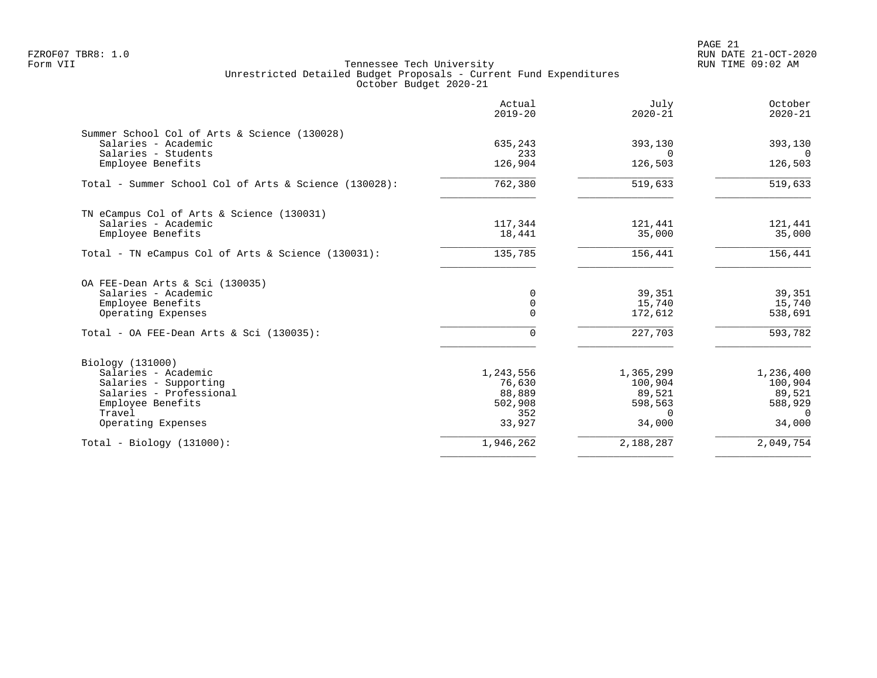FZROF07 TBR8: 1.0
Form VII

Tennessee Tech University
Unrestricted Detailed Budget Proposals - Current Fund Expenditures
October Budget 2020-21

RUN DATE 21-OCT-2020
RUN TIME 09:02 AM

| | Actual 2019-20 | July 2020-21 | October 2020-21 |
|---|---|---|---|
| **Summer School Col of Arts & Science (130028)** | | | |
| Salaries - Academic | 635,243 | 393,130 | 393,130 |
| Salaries - Students | 233 | 0 | 0 |
| Employee Benefits | 126,904 | 126,503 | 126,503 |
| Total - Summer School Col of Arts & Science (130028): | 762,380 | 519,633 | 519,633 |
| **TN eCampus Col of Arts & Science (130031)** | | | |
| Salaries - Academic | 117,344 | 121,441 | 121,441 |
| Employee Benefits | 18,441 | 35,000 | 35,000 |
| Total - TN eCampus Col of Arts & Science (130031): | 135,785 | 156,441 | 156,441 |
| **OA FEE-Dean Arts & Sci (130035)** | | | |
| Salaries - Academic | 0 | 39,351 | 39,351 |
| Employee Benefits | 0 | 15,740 | 15,740 |
| Operating Expenses | 0 | 172,612 | 538,691 |
| Total - OA FEE-Dean Arts & Sci (130035): | 0 | 227,703 | 593,782 |
| **Biology (131000)** | | | |
| Salaries - Academic | 1,243,556 | 1,365,299 | 1,236,400 |
| Salaries - Supporting | 76,630 | 100,904 | 100,904 |
| Salaries - Professional | 88,889 | 89,521 | 89,521 |
| Employee Benefits | 502,908 | 598,563 | 588,929 |
| Travel | 352 | 0 | 0 |
| Operating Expenses | 33,927 | 34,000 | 34,000 |
| Total - Biology (131000): | 1,946,262 | 2,188,287 | 2,049,754 |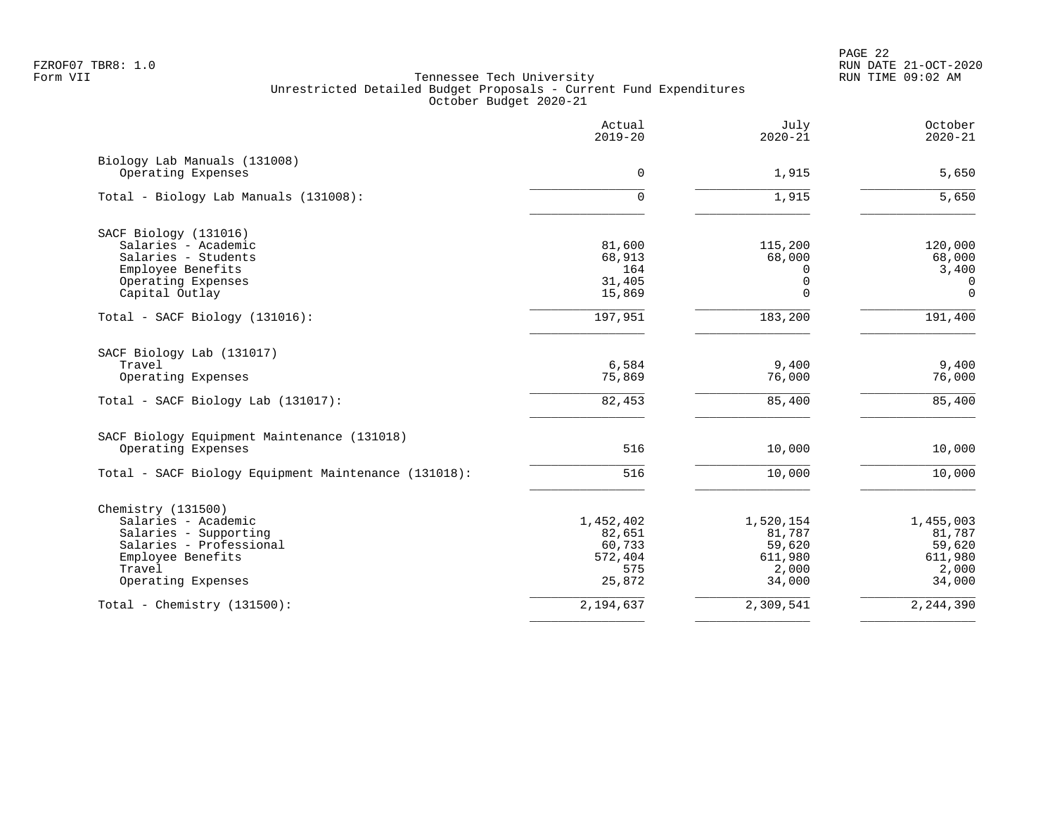Tennessee Tech University
Unrestricted Detailed Budget Proposals - Current Fund Expenditures
October Budget 2020-21

| | Actual 2019-20 | July 2020-21 | October 2020-21 |
|---|---|---|---|
| **Biology Lab Manuals (131008)** | | | |
| Operating Expenses | 0 | 1,915 | 5,650 |
| Total - Biology Lab Manuals (131008): | 0 | 1,915 | 5,650 |
| **SACF Biology (131016)** | | | |
| Salaries - Academic | 81,600 | 115,200 | 120,000 |
| Salaries - Students | 68,913 | 68,000 | 68,000 |
| Employee Benefits | 164 | 0 | 3,400 |
| Operating Expenses | 31,405 | 0 | 0 |
| Capital Outlay | 15,869 | 0 | 0 |
| Total - SACF Biology (131016): | 197,951 | 183,200 | 191,400 |
| **SACF Biology Lab (131017)** | | | |
| Travel | 6,584 | 9,400 | 9,400 |
| Operating Expenses | 75,869 | 76,000 | 76,000 |
| Total - SACF Biology Lab (131017): | 82,453 | 85,400 | 85,400 |
| **SACF Biology Equipment Maintenance (131018)** | | | |
| Operating Expenses | 516 | 10,000 | 10,000 |
| Total - SACF Biology Equipment Maintenance (131018): | 516 | 10,000 | 10,000 |
| **Chemistry (131500)** | | | |
| Salaries - Academic | 1,452,402 | 1,520,154 | 1,455,003 |
| Salaries - Supporting | 82,651 | 81,787 | 81,787 |
| Salaries - Professional | 60,733 | 59,620 | 59,620 |
| Employee Benefits | 572,404 | 611,980 | 611,980 |
| Travel | 575 | 2,000 | 2,000 |
| Operating Expenses | 25,872 | 34,000 | 34,000 |
| Total - Chemistry (131500): | 2,194,637 | 2,309,541 | 2,244,390 |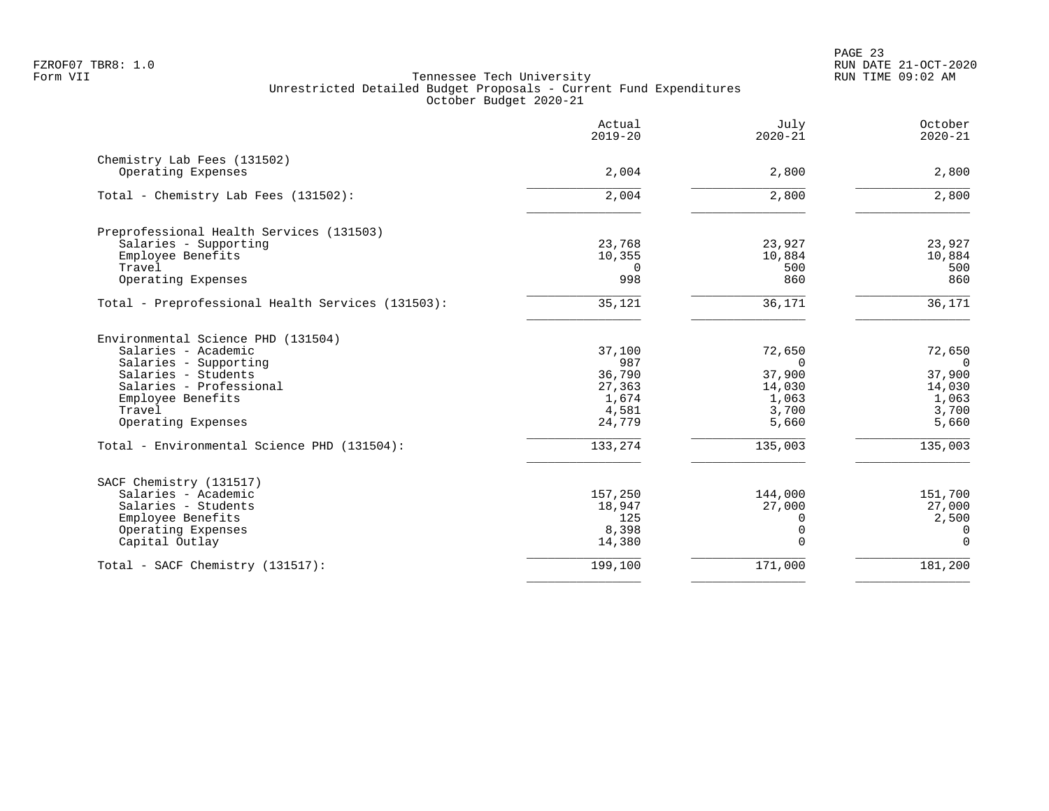FZROF07 TBR8: 1.0
Form VII

# Tennessee Tech University
## Unrestricted Detailed Budget Proposals - Current Fund Expenditures
### October Budget 2020-21

| | Actual 2019-20 | July 2020-21 | October 2020-21 |
|---|---|---|---|
| **Chemistry Lab Fees (131502)** | | | |
| Operating Expenses | 2,004 | 2,800 | 2,800 |
| Total - Chemistry Lab Fees (131502): | 2,004 | 2,800 | 2,800 |
| **Preprofessional Health Services (131503)** | | | |
| Salaries - Supporting | 23,768 | 23,927 | 23,927 |
| Employee Benefits | 10,355 | 10,884 | 10,884 |
| Travel | 0 | 500 | 500 |
| Operating Expenses | 998 | 860 | 860 |
| Total - Preprofessional Health Services (131503): | 35,121 | 36,171 | 36,171 |
| **Environmental Science PHD (131504)** | | | |
| Salaries - Academic | 37,100 | 72,650 | 72,650 |
| Salaries - Supporting | 987 | 0 | 0 |
| Salaries - Students | 36,790 | 37,900 | 37,900 |
| Salaries - Professional | 27,363 | 14,030 | 14,030 |
| Employee Benefits | 1,674 | 1,063 | 1,063 |
| Travel | 4,581 | 3,700 | 3,700 |
| Operating Expenses | 24,779 | 5,660 | 5,660 |
| Total - Environmental Science PHD (131504): | 133,274 | 135,003 | 135,003 |
| **SACF Chemistry (131517)** | | | |
| Salaries - Academic | 157,250 | 144,000 | 151,700 |
| Salaries - Students | 18,947 | 27,000 | 27,000 |
| Employee Benefits | 125 | 0 | 2,500 |
| Operating Expenses | 8,398 | 0 | 0 |
| Capital Outlay | 14,380 | 0 | 0 |
| Total - SACF Chemistry (131517): | 199,100 | 171,000 | 181,200 |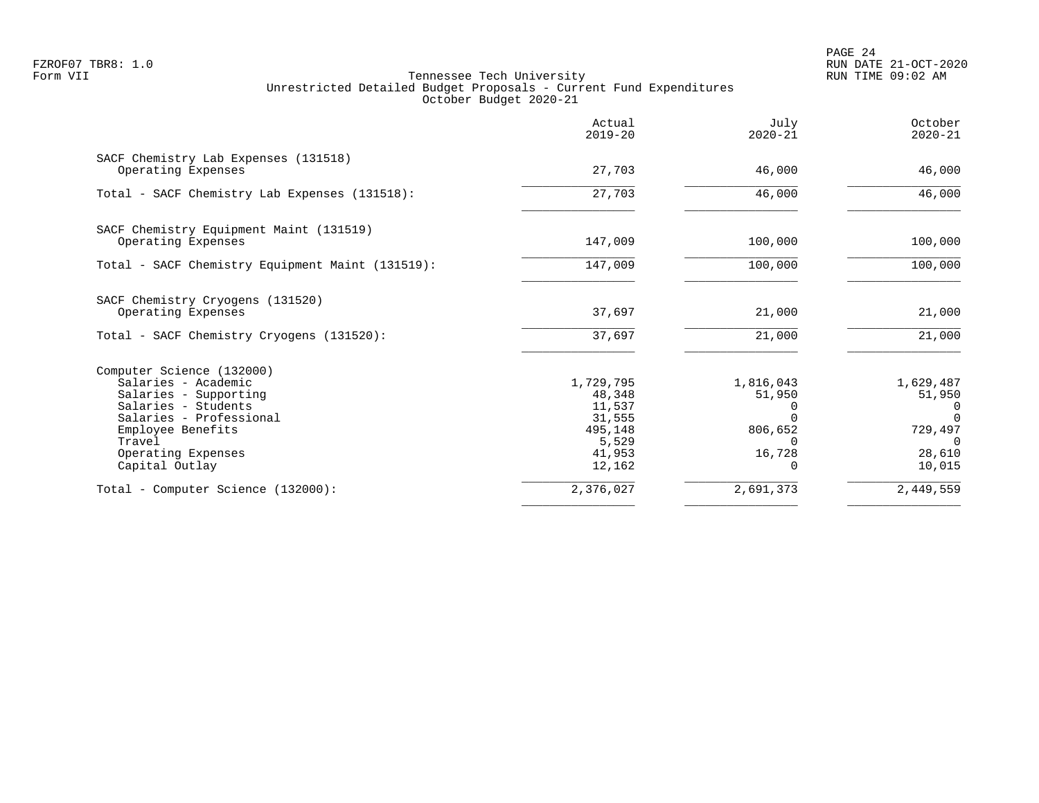Tennessee Tech University
Unrestricted Detailed Budget Proposals - Current Fund Expenditures
October Budget 2020-21

| | Actual 2019-20 | July 2020-21 | October 2020-21 |
|---|---:|---:|---:|
| **SACF Chemistry Lab Expenses (131518)** | | | |
| Operating Expenses | 27,703 | 46,000 | 46,000 |
| Total - SACF Chemistry Lab Expenses (131518): | 27,703 | 46,000 | 46,000 |
| **SACF Chemistry Equipment Maint (131519)** | | | |
| Operating Expenses | 147,009 | 100,000 | 100,000 |
| Total - SACF Chemistry Equipment Maint (131519): | 147,009 | 100,000 | 100,000 |
| **SACF Chemistry Cryogens (131520)** | | | |
| Operating Expenses | 37,697 | 21,000 | 21,000 |
| Total - SACF Chemistry Cryogens (131520): | 37,697 | 21,000 | 21,000 |
| **Computer Science (132000)** | | | |
| Salaries - Academic | 1,729,795 | 1,816,043 | 1,629,487 |
| Salaries - Supporting | 48,348 | 51,950 | 51,950 |
| Salaries - Students | 11,537 | 0 | 0 |
| Salaries - Professional | 31,555 | 0 | 0 |
| Employee Benefits | 495,148 | 806,652 | 729,497 |
| Travel | 5,529 | 0 | 0 |
| Operating Expenses | 41,953 | 16,728 | 28,610 |
| Capital Outlay | 12,162 | 0 | 10,015 |
| Total - Computer Science (132000): | 2,376,027 | 2,691,373 | 2,449,559 |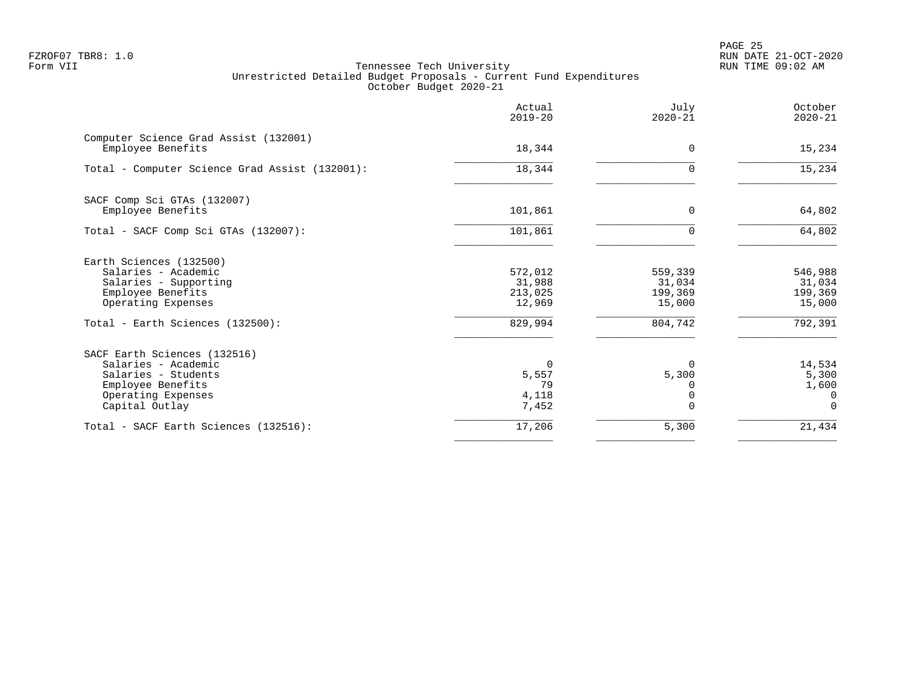FZROF07 TBR8: 1.0
Form VII

Tennessee Tech University
Unrestricted Detailed Budget Proposals - Current Fund Expenditures
October Budget 2020-21

RUN DATE 21-OCT-2020
RUN TIME 09:02 AM

| | Actual 2019-20 | July 2020-21 | October 2020-21 |
|---|---|---|---|
| **Computer Science Grad Assist (132001)** | | | |
| Employee Benefits | 18,344 | 0 | 15,234 |
| Total - Computer Science Grad Assist (132001): | 18,344 | 0 | 15,234 |
| **SACF Comp Sci GTAs (132007)** | | | |
| Employee Benefits | 101,861 | 0 | 64,802 |
| Total - SACF Comp Sci GTAs (132007): | 101,861 | 0 | 64,802 |
| **Earth Sciences (132500)** | | | |
| Salaries - Academic | 572,012 | 559,339 | 546,988 |
| Salaries - Supporting | 31,988 | 31,034 | 31,034 |
| Employee Benefits | 213,025 | 199,369 | 199,369 |
| Operating Expenses | 12,969 | 15,000 | 15,000 |
| Total - Earth Sciences (132500): | 829,994 | 804,742 | 792,391 |
| **SACF Earth Sciences (132516)** | | | |
| Salaries - Academic | 0 | 0 | 14,534 |
| Salaries - Students | 5,557 | 5,300 | 5,300 |
| Employee Benefits | 79 | 0 | 1,600 |
| Operating Expenses | 4,118 | 0 | 0 |
| Capital Outlay | 7,452 | 0 | 0 |
| Total - SACF Earth Sciences (132516): | 17,206 | 5,300 | 21,434 |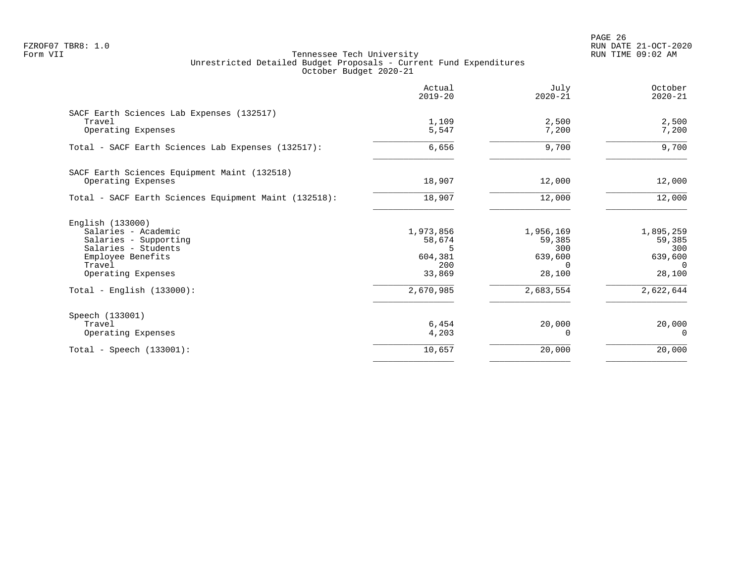Tennessee Tech University
Unrestricted Detailed Budget Proposals - Current Fund Expenditures
October Budget 2020-21

| | Actual 2019-20 | July 2020-21 | October 2020-21 |
|---|---|---|---|
| **SACF Earth Sciences Lab Expenses (132517)** | | | |
| Travel | 1,109 | 2,500 | 2,500 |
| Operating Expenses | 5,547 | 7,200 | 7,200 |
| Total - SACF Earth Sciences Lab Expenses (132517): | 6,656 | 9,700 | 9,700 |
| **SACF Earth Sciences Equipment Maint (132518)** | | | |
| Operating Expenses | 18,907 | 12,000 | 12,000 |
| Total - SACF Earth Sciences Equipment Maint (132518): | 18,907 | 12,000 | 12,000 |
| **English (133000)** | | | |
| Salaries - Academic | 1,973,856 | 1,956,169 | 1,895,259 |
| Salaries - Supporting | 58,674 | 59,385 | 59,385 |
| Salaries - Students | 5 | 300 | 300 |
| Employee Benefits | 604,381 | 639,600 | 639,600 |
| Travel | 200 | 0 | 0 |
| Operating Expenses | 33,869 | 28,100 | 28,100 |
| Total - English (133000): | 2,670,985 | 2,683,554 | 2,622,644 |
| **Speech (133001)** | | | |
| Travel | 6,454 | 20,000 | 20,000 |
| Operating Expenses | 4,203 | 0 | 0 |
| Total - Speech (133001): | 10,657 | 20,000 | 20,000 |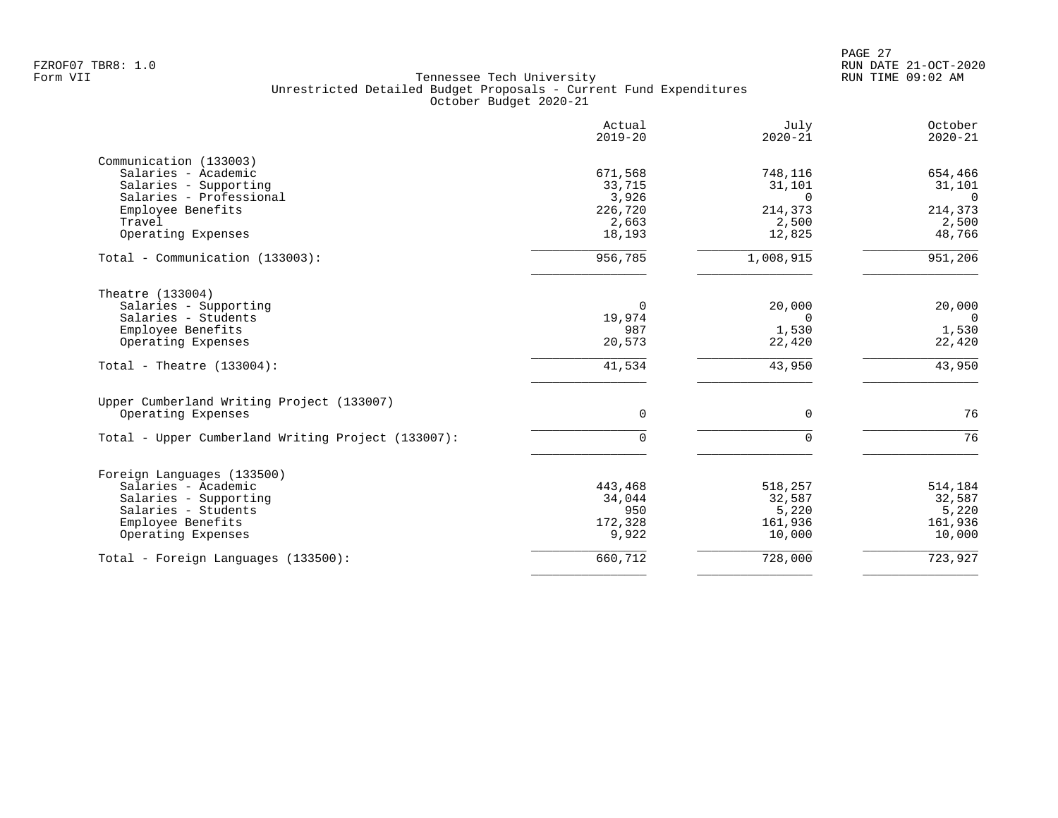FZROF07 TBR8: 1.0
Form VII

# Tennessee Tech University
## Unrestricted Detailed Budget Proposals - Current Fund Expenditures
### October Budget 2020-21

RUN DATE 21-OCT-2020
RUN TIME 09:02 AM

| | Actual 2019-20 | July 2020-21 | October 2020-21 |
|---|---:|---:|---:|
| **Communication (133003)** | | | |
| Salaries - Academic | 671,568 | 748,116 | 654,466 |
| Salaries - Supporting | 33,715 | 31,101 | 31,101 |
| Salaries - Professional | 3,926 | 0 | 0 |
| Employee Benefits | 226,720 | 214,373 | 214,373 |
| Travel | 2,663 | 2,500 | 2,500 |
| Operating Expenses | 18,193 | 12,825 | 48,766 |
| Total - Communication (133003): | 956,785 | 1,008,915 | 951,206 |
| **Theatre (133004)** | | | |
| Salaries - Supporting | 0 | 20,000 | 20,000 |
| Salaries - Students | 19,974 | 0 | 0 |
| Employee Benefits | 987 | 1,530 | 1,530 |
| Operating Expenses | 20,573 | 22,420 | 22,420 |
| Total - Theatre (133004): | 41,534 | 43,950 | 43,950 |
| **Upper Cumberland Writing Project (133007)** | | | |
| Operating Expenses | 0 | 0 | 76 |
| Total - Upper Cumberland Writing Project (133007): | 0 | 0 | 76 |
| **Foreign Languages (133500)** | | | |
| Salaries - Academic | 443,468 | 518,257 | 514,184 |
| Salaries - Supporting | 34,044 | 32,587 | 32,587 |
| Salaries - Students | 950 | 5,220 | 5,220 |
| Employee Benefits | 172,328 | 161,936 | 161,936 |
| Operating Expenses | 9,922 | 10,000 | 10,000 |
| Total - Foreign Languages (133500): | 660,712 | 728,000 | 723,927 |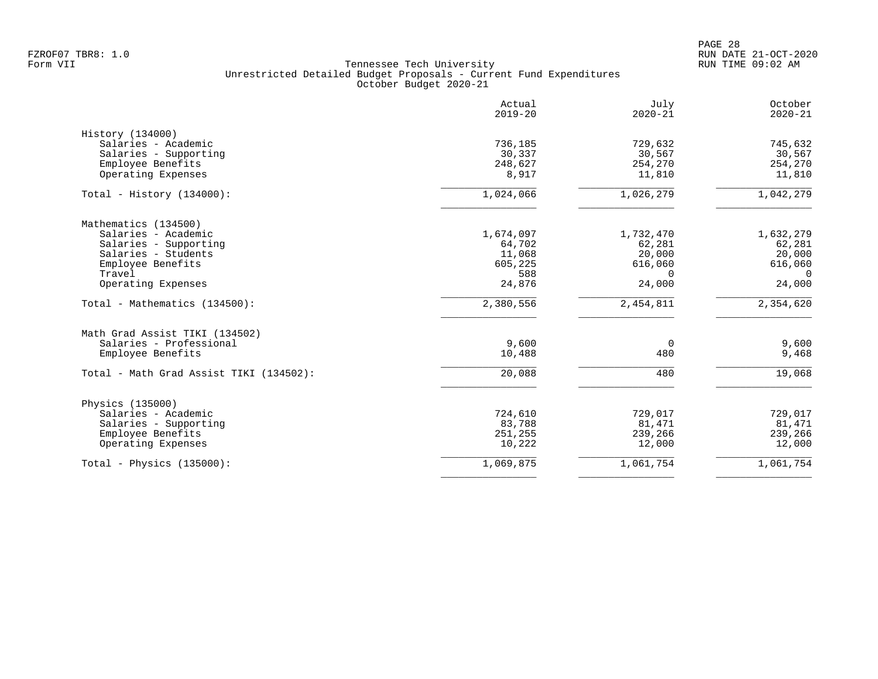FZROF07 TBR8: 1.0
Form VII

Tennessee Tech University
Unrestricted Detailed Budget Proposals - Current Fund Expenditures
October Budget 2020-21

RUN DATE 21-OCT-2020
RUN TIME 09:02 AM

| | Actual 2019-20 | July 2020-21 | October 2020-21 |
|---|---|---|---|
| History (134000) | | | |
| Salaries - Academic | 736,185 | 729,632 | 745,632 |
| Salaries - Supporting | 30,337 | 30,567 | 30,567 |
| Employee Benefits | 248,627 | 254,270 | 254,270 |
| Operating Expenses | 8,917 | 11,810 | 11,810 |
| Total - History (134000): | 1,024,066 | 1,026,279 | 1,042,279 |
| Mathematics (134500) | | | |
| Salaries - Academic | 1,674,097 | 1,732,470 | 1,632,279 |
| Salaries - Supporting | 64,702 | 62,281 | 62,281 |
| Salaries - Students | 11,068 | 20,000 | 20,000 |
| Employee Benefits | 605,225 | 616,060 | 616,060 |
| Travel | 588 | 0 | 0 |
| Operating Expenses | 24,876 | 24,000 | 24,000 |
| Total - Mathematics (134500): | 2,380,556 | 2,454,811 | 2,354,620 |
| Math Grad Assist TIKI (134502) | | | |
| Salaries - Professional | 9,600 | 0 | 9,600 |
| Employee Benefits | 10,488 | 480 | 9,468 |
| Total - Math Grad Assist TIKI (134502): | 20,088 | 480 | 19,068 |
| Physics (135000) | | | |
| Salaries - Academic | 724,610 | 729,017 | 729,017 |
| Salaries - Supporting | 83,788 | 81,471 | 81,471 |
| Employee Benefits | 251,255 | 239,266 | 239,266 |
| Operating Expenses | 10,222 | 12,000 | 12,000 |
| Total - Physics (135000): | 1,069,875 | 1,061,754 | 1,061,754 |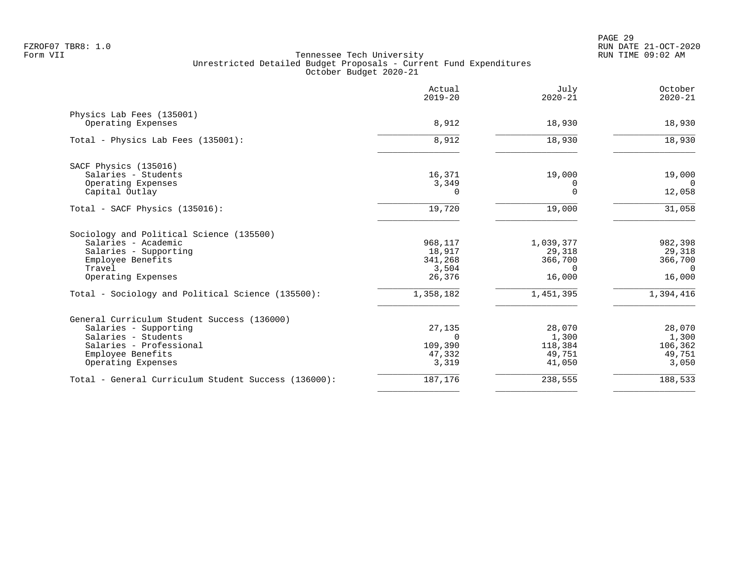Form VII

# Tennessee Tech University
## Unrestricted Detailed Budget Proposals - Current Fund Expenditures
### October Budget 2020-21

| | Actual 2019-20 | July 2020-21 | October 2020-21 |
|---|---|---|---|
| **Physics Lab Fees (135001)** | | | |
| Operating Expenses | 8,912 | 18,930 | 18,930 |
| Total - Physics Lab Fees (135001): | 8,912 | 18,930 | 18,930 |
| **SACF Physics (135016)** | | | |
| Salaries - Students | 16,371 | 19,000 | 19,000 |
| Operating Expenses | 3,349 | 0 | 0 |
| Capital Outlay | 0 | 0 | 12,058 |
| Total - SACF Physics (135016): | 19,720 | 19,000 | 31,058 |
| **Sociology and Political Science (135500)** | | | |
| Salaries - Academic | 968,117 | 1,039,377 | 982,398 |
| Salaries - Supporting | 18,917 | 29,318 | 29,318 |
| Employee Benefits | 341,268 | 366,700 | 366,700 |
| Travel | 3,504 | 0 | 0 |
| Operating Expenses | 26,376 | 16,000 | 16,000 |
| Total - Sociology and Political Science (135500): | 1,358,182 | 1,451,395 | 1,394,416 |
| **General Curriculum Student Success (136000)** | | | |
| Salaries - Supporting | 27,135 | 28,070 | 28,070 |
| Salaries - Students | 0 | 1,300 | 1,300 |
| Salaries - Professional | 109,390 | 118,384 | 106,362 |
| Employee Benefits | 47,332 | 49,751 | 49,751 |
| Operating Expenses | 3,319 | 41,050 | 3,050 |
| Total - General Curriculum Student Success (136000): | 187,176 | 238,555 | 188,533 |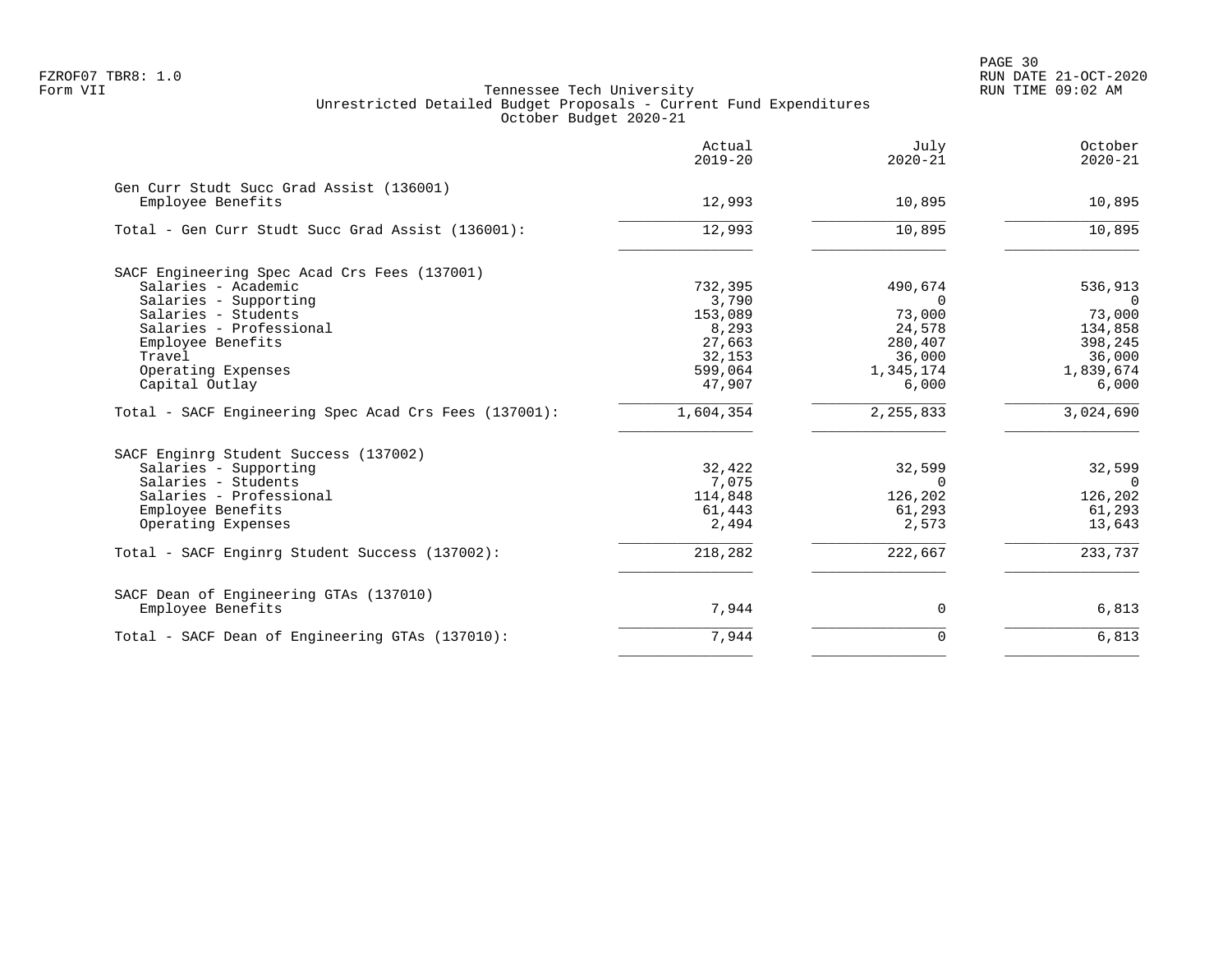Form VII

# Tennessee Tech University
## Unrestricted Detailed Budget Proposals - Current Fund Expenditures
### October Budget 2020-21

| | Actual 2019-20 | July 2020-21 | October 2020-21 |
|---|---|---|---|
| **Gen Curr Studt Succ Grad Assist (136001)** | | | |
| Employee Benefits | 12,993 | 10,895 | 10,895 |
| Total - Gen Curr Studt Succ Grad Assist (136001): | 12,993 | 10,895 | 10,895 |
| **SACF Engineering Spec Acad Crs Fees (137001)** | | | |
| Salaries - Academic | 732,395 | 490,674 | 536,913 |
| Salaries - Supporting | 3,790 | 0 | 0 |
| Salaries - Students | 153,089 | 73,000 | 73,000 |
| Salaries - Professional | 8,293 | 24,578 | 134,858 |
| Employee Benefits | 27,663 | 280,407 | 398,245 |
| Travel | 32,153 | 36,000 | 36,000 |
| Operating Expenses | 599,064 | 1,345,174 | 1,839,674 |
| Capital Outlay | 47,907 | 6,000 | 6,000 |
| Total - SACF Engineering Spec Acad Crs Fees (137001): | 1,604,354 | 2,255,833 | 3,024,690 |
| **SACF Enginrg Student Success (137002)** | | | |
| Salaries - Supporting | 32,422 | 32,599 | 32,599 |
| Salaries - Students | 7,075 | 0 | 0 |
| Salaries - Professional | 114,848 | 126,202 | 126,202 |
| Employee Benefits | 61,443 | 61,293 | 61,293 |
| Operating Expenses | 2,494 | 2,573 | 13,643 |
| Total - SACF Enginrg Student Success (137002): | 218,282 | 222,667 | 233,737 |
| **SACF Dean of Engineering GTAs (137010)** | | | |
| Employee Benefits | 7,944 | 0 | 6,813 |
| Total - SACF Dean of Engineering GTAs (137010): | 7,944 | 0 | 6,813 |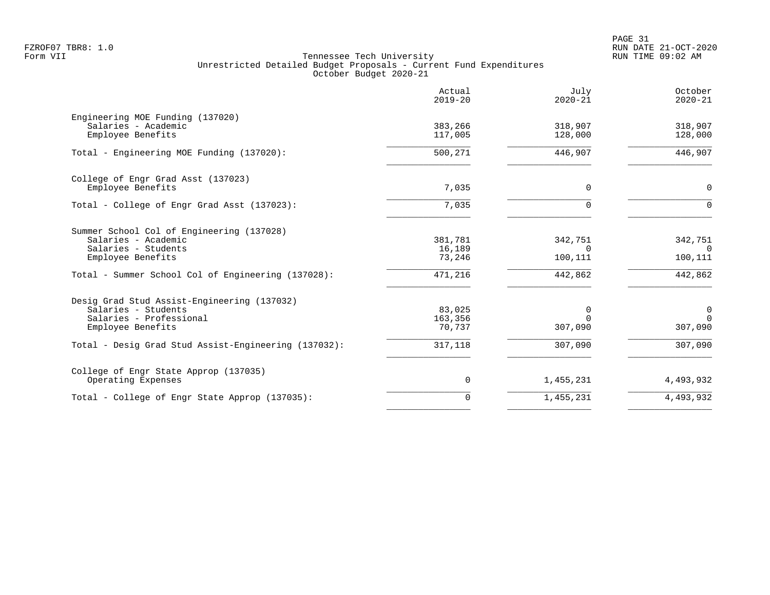FZROF07 TBR8: 1.0
Form VII

Tennessee Tech University
Unrestricted Detailed Budget Proposals - Current Fund Expenditures
October Budget 2020-21

RUN DATE 21-OCT-2020
RUN TIME 09:02 AM

| | Actual 2019-20 | July 2020-21 | October 2020-21 |
|---|---|---|---|
| **Engineering MOE Funding (137020)** | | | |
| Salaries - Academic | 383,266 | 318,907 | 318,907 |
| Employee Benefits | 117,005 | 128,000 | 128,000 |
| Total - Engineering MOE Funding (137020): | 500,271 | 446,907 | 446,907 |
| **College of Engr Grad Asst (137023)** | | | |
| Employee Benefits | 7,035 | 0 | 0 |
| Total - College of Engr Grad Asst (137023): | 7,035 | 0 | 0 |
| **Summer School Col of Engineering (137028)** | | | |
| Salaries - Academic | 381,781 | 342,751 | 342,751 |
| Salaries - Students | 16,189 | 0 | 0 |
| Employee Benefits | 73,246 | 100,111 | 100,111 |
| Total - Summer School Col of Engineering (137028): | 471,216 | 442,862 | 442,862 |
| **Desig Grad Stud Assist-Engineering (137032)** | | | |
| Salaries - Students | 83,025 | 0 | 0 |
| Salaries - Professional | 163,356 | 0 | 0 |
| Employee Benefits | 70,737 | 307,090 | 307,090 |
| Total - Desig Grad Stud Assist-Engineering (137032): | 317,118 | 307,090 | 307,090 |
| **College of Engr State Approp (137035)** | | | |
| Operating Expenses | 0 | 1,455,231 | 4,493,932 |
| Total - College of Engr State Approp (137035): | 0 | 1,455,231 | 4,493,932 |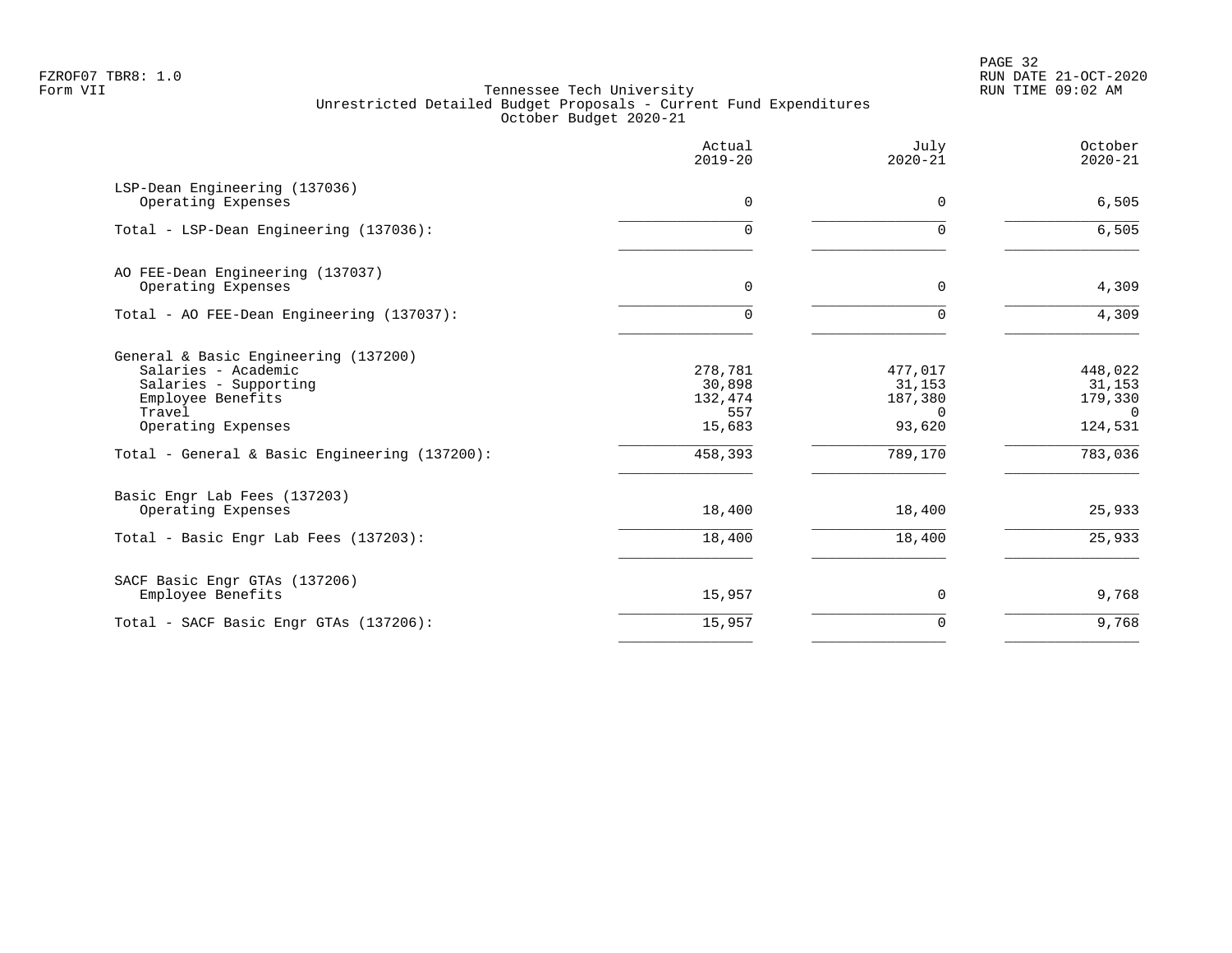FZROF07 TBR8: 1.0
Form VII

# Tennessee Tech University
## Unrestricted Detailed Budget Proposals - Current Fund Expenditures
### October Budget 2020-21

| | Actual 2019-20 | July 2020-21 | October 2020-21 |
|---|---|---|---|
| **LSP-Dean Engineering (137036)** | | | |
| Operating Expenses | 0 | 0 | 6,505 |
| Total - LSP-Dean Engineering (137036): | 0 | 0 | 6,505 |
| **AO FEE-Dean Engineering (137037)** | | | |
| Operating Expenses | 0 | 0 | 4,309 |
| Total - AO FEE-Dean Engineering (137037): | 0 | 0 | 4,309 |
| **General & Basic Engineering (137200)** | | | |
| Salaries - Academic | 278,781 | 477,017 | 448,022 |
| Salaries - Supporting | 30,898 | 31,153 | 31,153 |
| Employee Benefits | 132,474 | 187,380 | 179,330 |
| Travel | 557 | 0 | 0 |
| Operating Expenses | 15,683 | 93,620 | 124,531 |
| Total - General & Basic Engineering (137200): | 458,393 | 789,170 | 783,036 |
| **Basic Engr Lab Fees (137203)** | | | |
| Operating Expenses | 18,400 | 18,400 | 25,933 |
| Total - Basic Engr Lab Fees (137203): | 18,400 | 18,400 | 25,933 |
| **SACF Basic Engr GTAs (137206)** | | | |
| Employee Benefits | 15,957 | 0 | 9,768 |
| Total - SACF Basic Engr GTAs (137206): | 15,957 | 0 | 9,768 |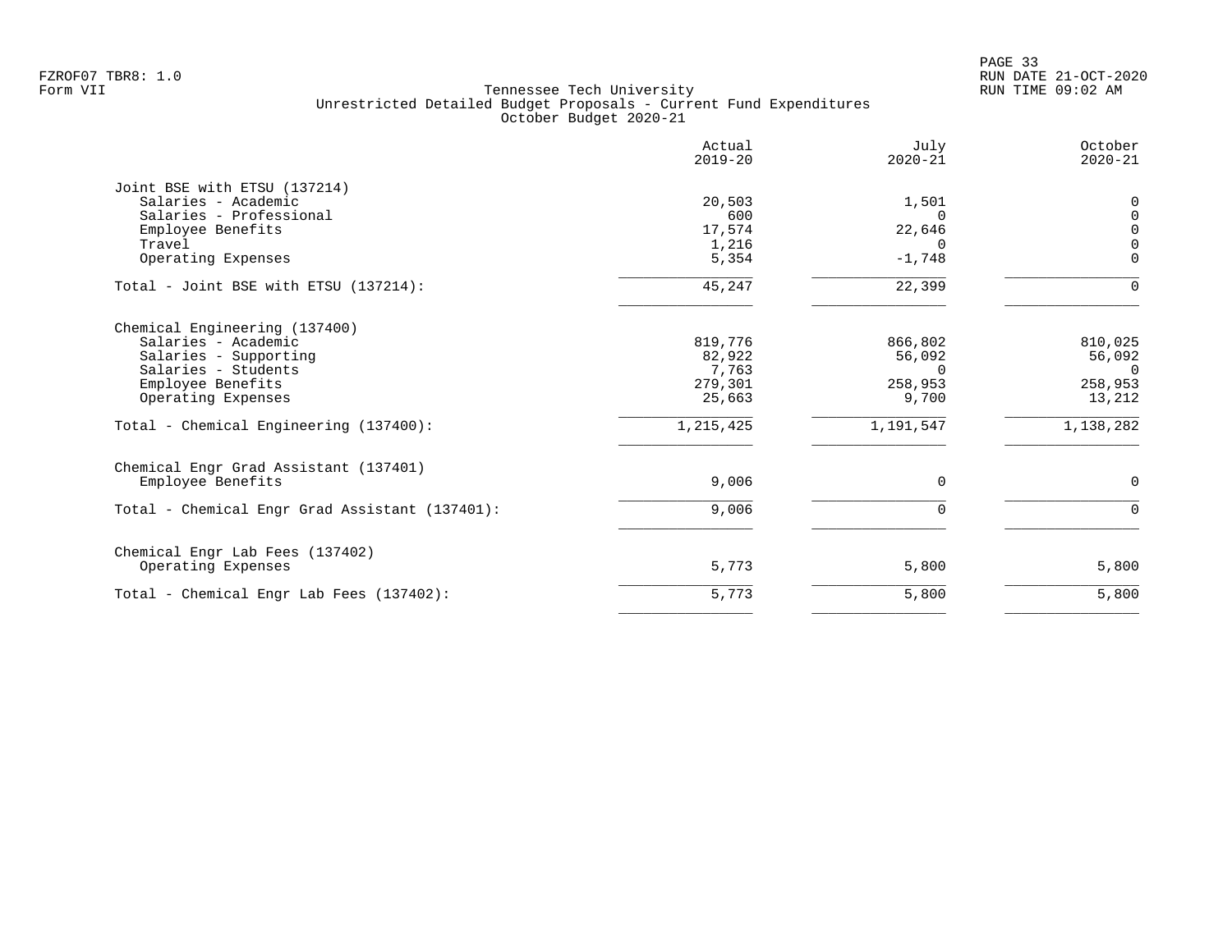FZROF07 TBR8: 1.0
Form VII

# Tennessee Tech University
## Unrestricted Detailed Budget Proposals - Current Fund Expenditures
### October Budget 2020-21

RUN DATE 21-OCT-2020
RUN TIME 09:02 AM

| | Actual 2019-20 | July 2020-21 | October 2020-21 |
|---|---|---|---|
| **Joint BSE with ETSU (137214)** | | | |
| Salaries - Academic | 20,503 | 1,501 | 0 |
| Salaries - Professional | 600 | 0 | 0 |
| Employee Benefits | 17,574 | 22,646 | 0 |
| Travel | 1,216 | 0 | 0 |
| Operating Expenses | 5,354 | -1,748 | 0 |
| Total - Joint BSE with ETSU (137214): | 45,247 | 22,399 | 0 |
| **Chemical Engineering (137400)** | | | |
| Salaries - Academic | 819,776 | 866,802 | 810,025 |
| Salaries - Supporting | 82,922 | 56,092 | 56,092 |
| Salaries - Students | 7,763 | 0 | 0 |
| Employee Benefits | 279,301 | 258,953 | 258,953 |
| Operating Expenses | 25,663 | 9,700 | 13,212 |
| Total - Chemical Engineering (137400): | 1,215,425 | 1,191,547 | 1,138,282 |
| **Chemical Engr Grad Assistant (137401)** | | | |
| Employee Benefits | 9,006 | 0 | 0 |
| Total - Chemical Engr Grad Assistant (137401): | 9,006 | 0 | 0 |
| **Chemical Engr Lab Fees (137402)** | | | |
| Operating Expenses | 5,773 | 5,800 | 5,800 |
| Total - Chemical Engr Lab Fees (137402): | 5,773 | 5,800 | 5,800 |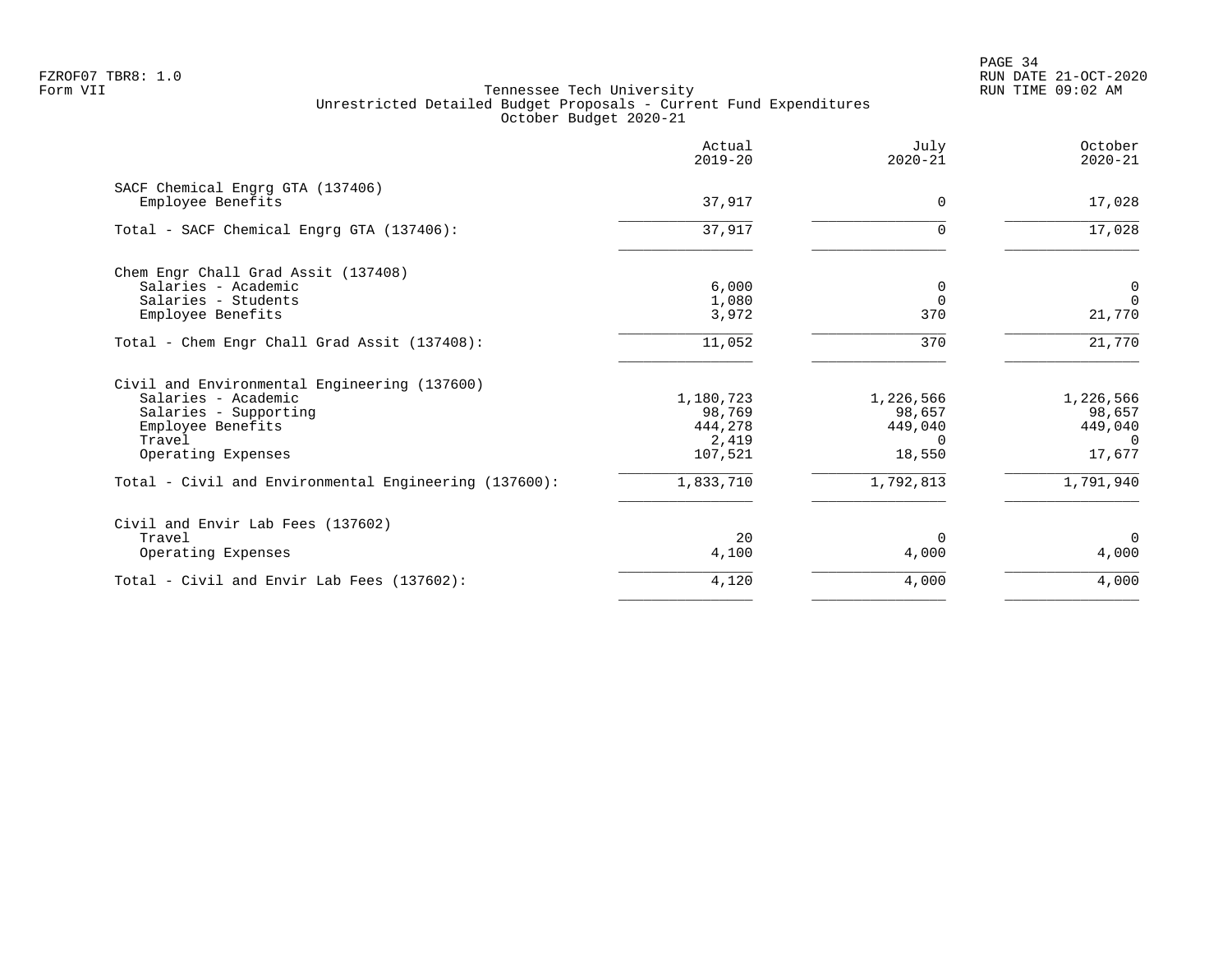Tennessee Tech University
Unrestricted Detailed Budget Proposals - Current Fund Expenditures
October Budget 2020-21

| | Actual 2019-20 | July 2020-21 | October 2020-21 |
|---|---|---|---|
| **SACF Chemical Engrg GTA (137406)** | | | |
| Employee Benefits | 37,917 | 0 | 17,028 |
| Total - SACF Chemical Engrg GTA (137406): | 37,917 | 0 | 17,028 |
| **Chem Engr Chall Grad Assit (137408)** | | | |
| Salaries - Academic | 6,000 | 0 | 0 |
| Salaries - Students | 1,080 | 0 | 0 |
| Employee Benefits | 3,972 | 370 | 21,770 |
| Total - Chem Engr Chall Grad Assit (137408): | 11,052 | 370 | 21,770 |
| **Civil and Environmental Engineering (137600)** | | | |
| Salaries - Academic | 1,180,723 | 1,226,566 | 1,226,566 |
| Salaries - Supporting | 98,769 | 98,657 | 98,657 |
| Employee Benefits | 444,278 | 449,040 | 449,040 |
| Travel | 2,419 | 0 | 0 |
| Operating Expenses | 107,521 | 18,550 | 17,677 |
| Total - Civil and Environmental Engineering (137600): | 1,833,710 | 1,792,813 | 1,791,940 |
| **Civil and Envir Lab Fees (137602)** | | | |
| Travel | 20 | 0 | 0 |
| Operating Expenses | 4,100 | 4,000 | 4,000 |
| Total - Civil and Envir Lab Fees (137602): | 4,120 | 4,000 | 4,000 |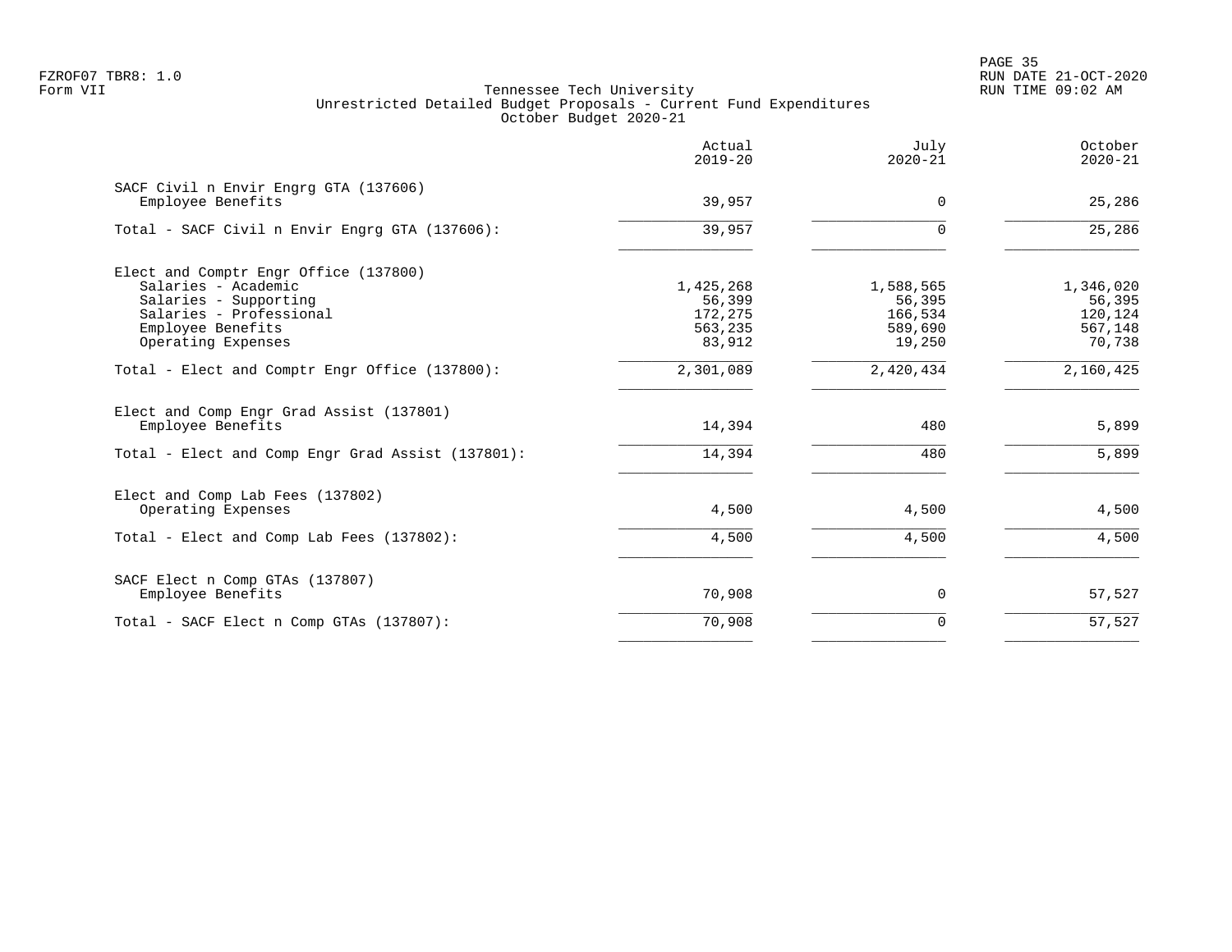Tennessee Tech University
Unrestricted Detailed Budget Proposals - Current Fund Expenditures
October Budget 2020-21

| | Actual 2019-20 | July 2020-21 | October 2020-21 |
|---|---|---|---|
| **SACF Civil n Envir Engrg GTA (137606)** | | | |
| Employee Benefits | 39,957 | 0 | 25,286 |
| Total - SACF Civil n Envir Engrg GTA (137606): | 39,957 | 0 | 25,286 |
| **Elect and Comptr Engr Office (137800)** | | | |
| Salaries - Academic | 1,425,268 | 1,588,565 | 1,346,020 |
| Salaries - Supporting | 56,399 | 56,395 | 56,395 |
| Salaries - Professional | 172,275 | 166,534 | 120,124 |
| Employee Benefits | 563,235 | 589,690 | 567,148 |
| Operating Expenses | 83,912 | 19,250 | 70,738 |
| Total - Elect and Comptr Engr Office (137800): | 2,301,089 | 2,420,434 | 2,160,425 |
| **Elect and Comp Engr Grad Assist (137801)** | | | |
| Employee Benefits | 14,394 | 480 | 5,899 |
| Total - Elect and Comp Engr Grad Assist (137801): | 14,394 | 480 | 5,899 |
| **Elect and Comp Lab Fees (137802)** | | | |
| Operating Expenses | 4,500 | 4,500 | 4,500 |
| Total - Elect and Comp Lab Fees (137802): | 4,500 | 4,500 | 4,500 |
| **SACF Elect n Comp GTAs (137807)** | | | |
| Employee Benefits | 70,908 | 0 | 57,527 |
| Total - SACF Elect n Comp GTAs (137807): | 70,908 | 0 | 57,527 |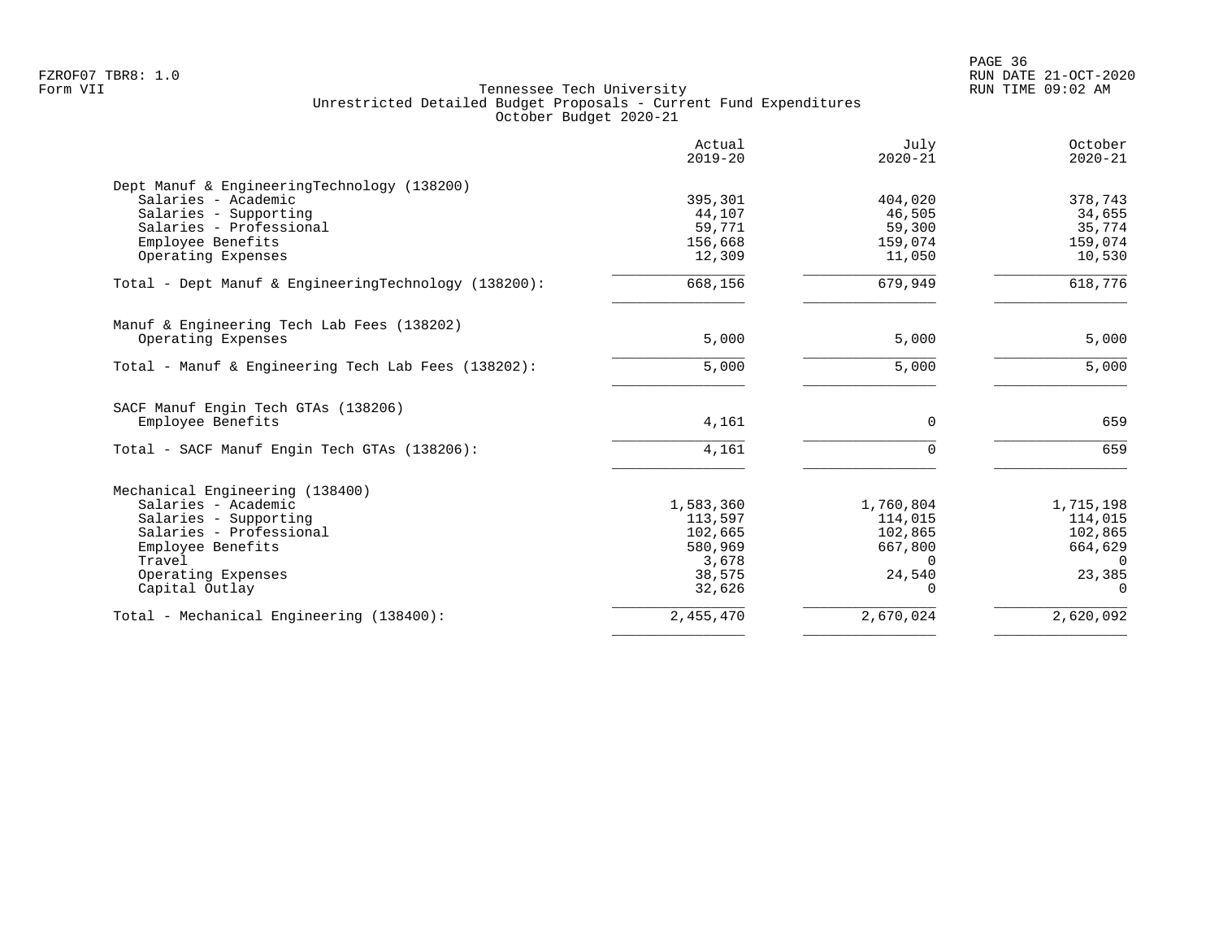Tennessee Tech University
Unrestricted Detailed Budget Proposals - Current Fund Expenditures
October Budget 2020-21

| | Actual 2019-20 | July 2020-21 | October 2020-21 |
|---|---|---|---|
| **Dept Manuf & EngineeringTechnology (138200)** | | | |
| Salaries - Academic | 395,301 | 404,020 | 378,743 |
| Salaries - Supporting | 44,107 | 46,505 | 34,655 |
| Salaries - Professional | 59,771 | 59,300 | 35,774 |
| Employee Benefits | 156,668 | 159,074 | 159,074 |
| Operating Expenses | 12,309 | 11,050 | 10,530 |
| Total - Dept Manuf & EngineeringTechnology (138200): | 668,156 | 679,949 | 618,776 |
| **Manuf & Engineering Tech Lab Fees (138202)** | | | |
| Operating Expenses | 5,000 | 5,000 | 5,000 |
| Total - Manuf & Engineering Tech Lab Fees (138202): | 5,000 | 5,000 | 5,000 |
| **SACF Manuf Engin Tech GTAs (138206)** | | | |
| Employee Benefits | 4,161 | 0 | 659 |
| Total - SACF Manuf Engin Tech GTAs (138206): | 4,161 | 0 | 659 |
| **Mechanical Engineering (138400)** | | | |
| Salaries - Academic | 1,583,360 | 1,760,804 | 1,715,198 |
| Salaries - Supporting | 113,597 | 114,015 | 114,015 |
| Salaries - Professional | 102,665 | 102,865 | 102,865 |
| Employee Benefits | 580,969 | 667,800 | 664,629 |
| Travel | 3,678 | 0 | 0 |
| Operating Expenses | 38,575 | 24,540 | 23,385 |
| Capital Outlay | 32,626 | 0 | 0 |
| Total - Mechanical Engineering (138400): | 2,455,470 | 2,670,024 | 2,620,092 |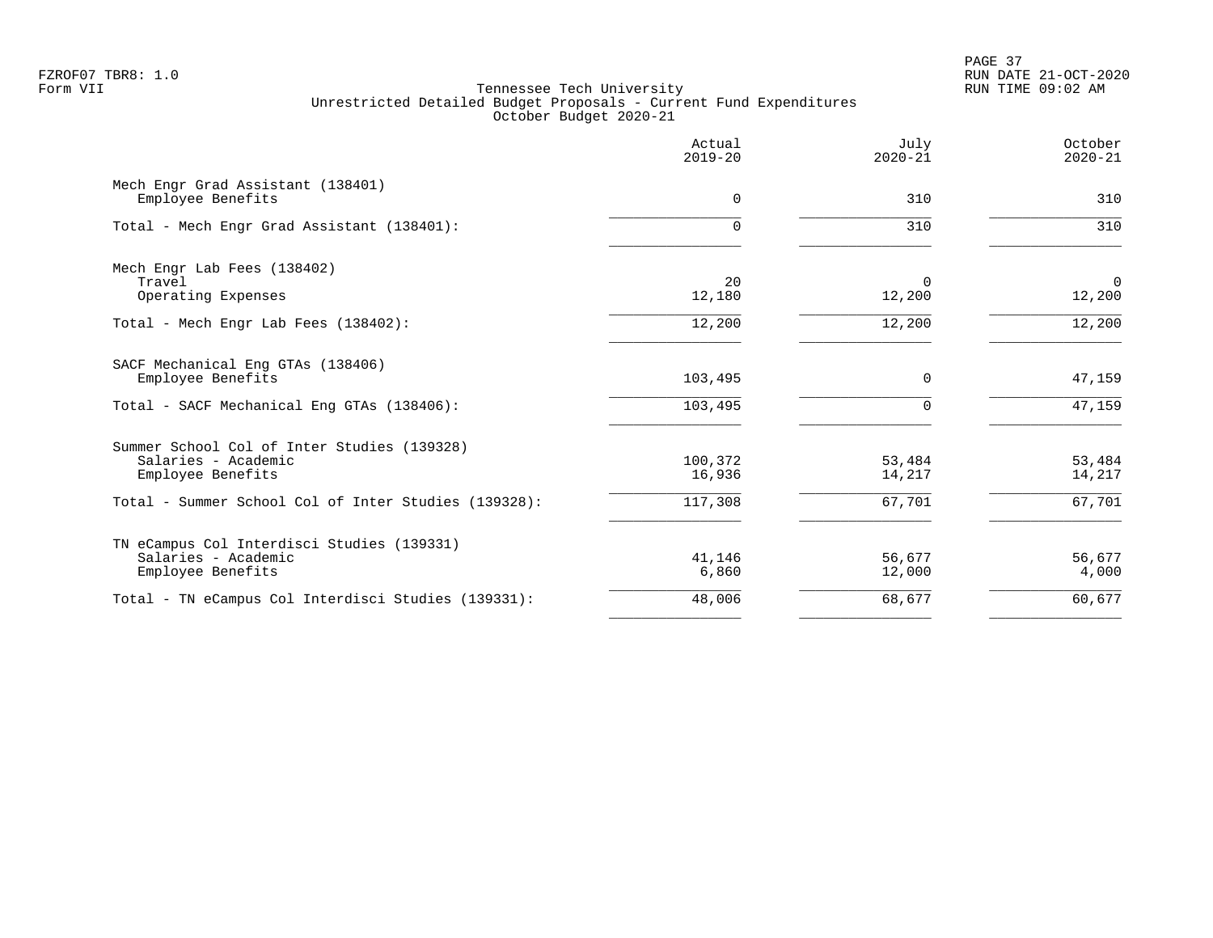Tennessee Tech University
Unrestricted Detailed Budget Proposals - Current Fund Expenditures
October Budget 2020-21

| | Actual 2019-20 | July 2020-21 | October 2020-21 |
|---|---|---|---|
| Mech Engr Grad Assistant (138401) | | | |
| Employee Benefits | 0 | 310 | 310 |
| Total - Mech Engr Grad Assistant (138401): | 0 | 310 | 310 |
| Mech Engr Lab Fees (138402) | | | |
| Travel | 20 | 0 | 0 |
| Operating Expenses | 12,180 | 12,200 | 12,200 |
| Total - Mech Engr Lab Fees (138402): | 12,200 | 12,200 | 12,200 |
| SACF Mechanical Eng GTAs (138406) | | | |
| Employee Benefits | 103,495 | 0 | 47,159 |
| Total - SACF Mechanical Eng GTAs (138406): | 103,495 | 0 | 47,159 |
| Summer School Col of Inter Studies (139328) | | | |
| Salaries - Academic | 100,372 | 53,484 | 53,484 |
| Employee Benefits | 16,936 | 14,217 | 14,217 |
| Total - Summer School Col of Inter Studies (139328): | 117,308 | 67,701 | 67,701 |
| TN eCampus Col Interdisci Studies (139331) | | | |
| Salaries - Academic | 41,146 | 56,677 | 56,677 |
| Employee Benefits | 6,860 | 12,000 | 4,000 |
| Total - TN eCampus Col Interdisci Studies (139331): | 48,006 | 68,677 | 60,677 |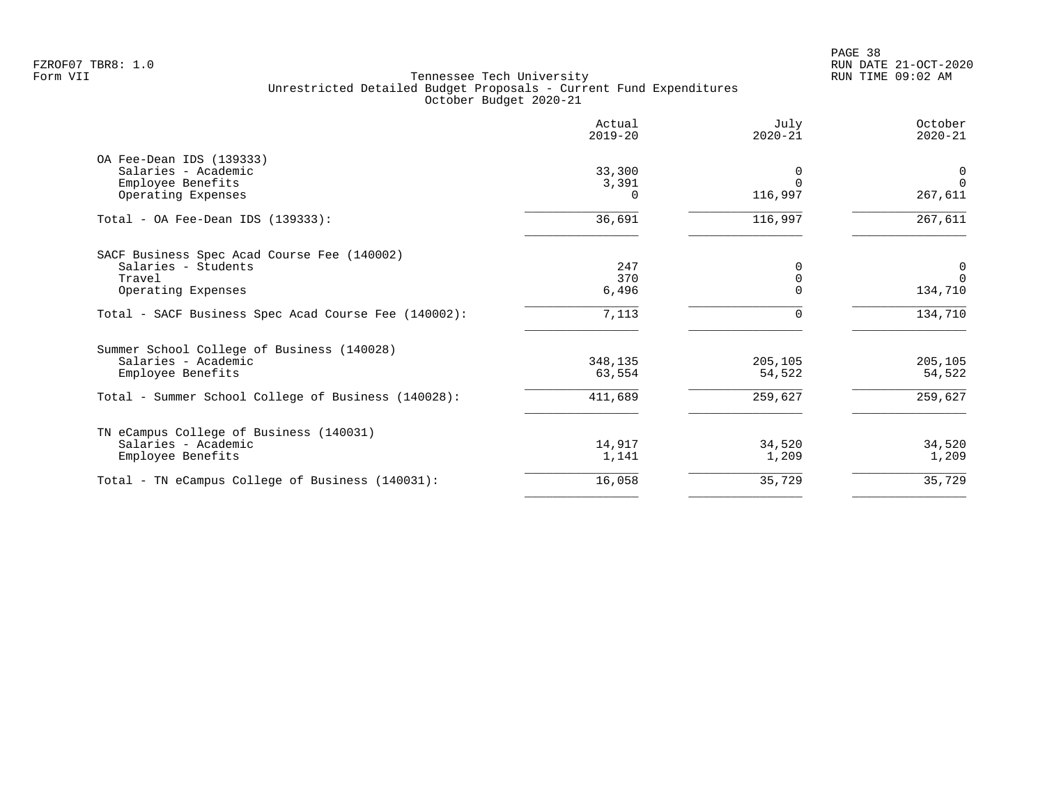FZROF07 TBR8: 1.0
Form VII

# Tennessee Tech University
## Unrestricted Detailed Budget Proposals - Current Fund Expenditures
### October Budget 2020-21

| | Actual 2019-20 | July 2020-21 | October 2020-21 |
|---|---|---|---|
| **OA Fee-Dean IDS (139333)** | | | |
| Salaries - Academic | 33,300 | 0 | 0 |
| Employee Benefits | 3,391 | 0 | 0 |
| Operating Expenses | 0 | 116,997 | 267,611 |
| Total - OA Fee-Dean IDS (139333): | 36,691 | 116,997 | 267,611 |
| **SACF Business Spec Acad Course Fee (140002)** | | | |
| Salaries - Students | 247 | 0 | 0 |
| Travel | 370 | 0 | 0 |
| Operating Expenses | 6,496 | 0 | 134,710 |
| Total - SACF Business Spec Acad Course Fee (140002): | 7,113 | 0 | 134,710 |
| **Summer School College of Business (140028)** | | | |
| Salaries - Academic | 348,135 | 205,105 | 205,105 |
| Employee Benefits | 63,554 | 54,522 | 54,522 |
| Total - Summer School College of Business (140028): | 411,689 | 259,627 | 259,627 |
| **TN eCampus College of Business (140031)** | | | |
| Salaries - Academic | 14,917 | 34,520 | 34,520 |
| Employee Benefits | 1,141 | 1,209 | 1,209 |
| Total - TN eCampus College of Business (140031): | 16,058 | 35,729 | 35,729 |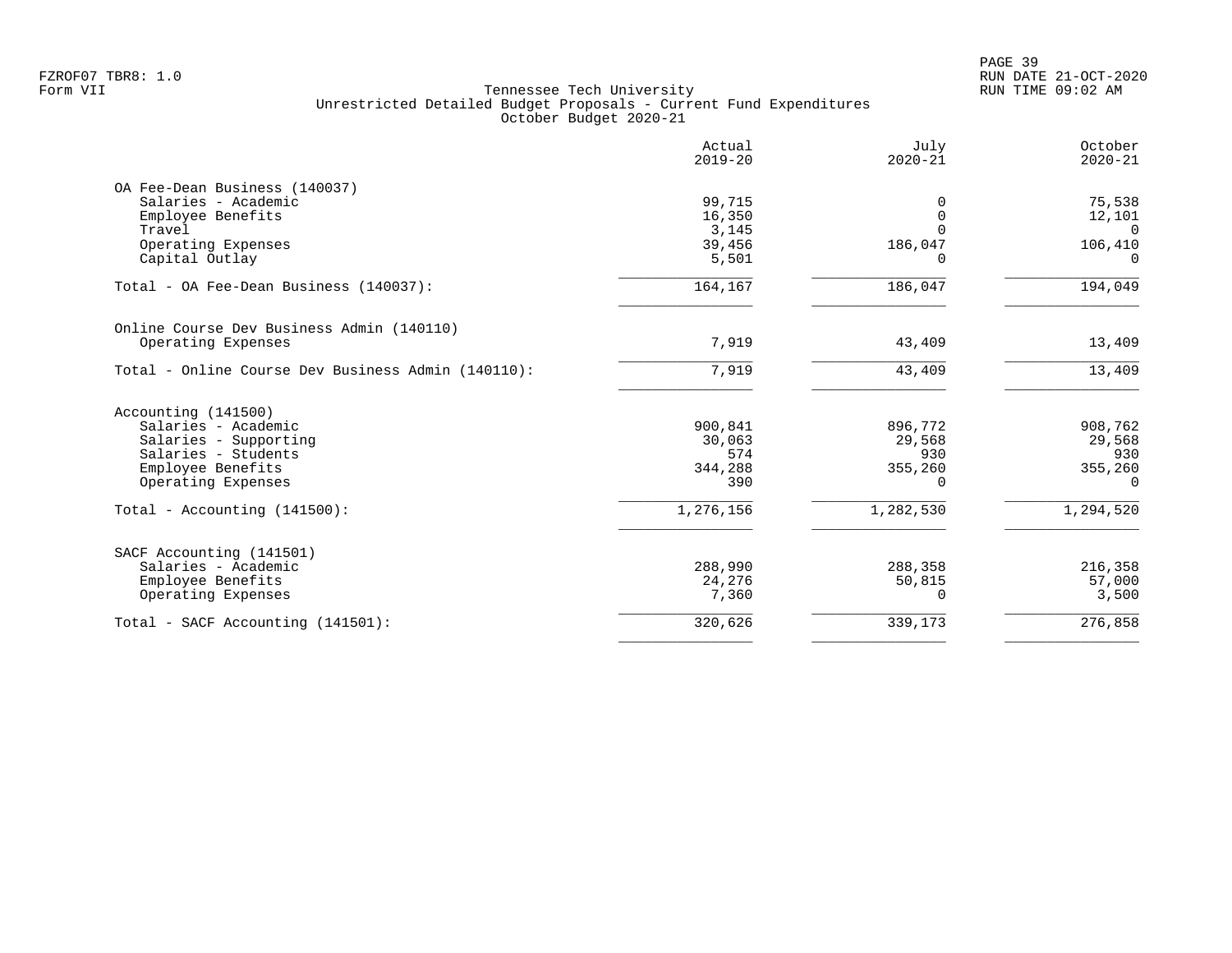Tennessee Tech University
Unrestricted Detailed Budget Proposals - Current Fund Expenditures
October Budget 2020-21

| | Actual 2019-20 | July 2020-21 | October 2020-21 |
|---|---|---|---|
| **OA Fee-Dean Business (140037)** | | | |
| Salaries - Academic | 99,715 | 0 | 75,538 |
| Employee Benefits | 16,350 | 0 | 12,101 |
| Travel | 3,145 | 0 | 0 |
| Operating Expenses | 39,456 | 186,047 | 106,410 |
| Capital Outlay | 5,501 | 0 | 0 |
| Total - OA Fee-Dean Business (140037): | 164,167 | 186,047 | 194,049 |
| **Online Course Dev Business Admin (140110)** | | | |
| Operating Expenses | 7,919 | 43,409 | 13,409 |
| Total - Online Course Dev Business Admin (140110): | 7,919 | 43,409 | 13,409 |
| **Accounting (141500)** | | | |
| Salaries - Academic | 900,841 | 896,772 | 908,762 |
| Salaries - Supporting | 30,063 | 29,568 | 29,568 |
| Salaries - Students | 574 | 930 | 930 |
| Employee Benefits | 344,288 | 355,260 | 355,260 |
| Operating Expenses | 390 | 0 | 0 |
| Total - Accounting (141500): | 1,276,156 | 1,282,530 | 1,294,520 |
| **SACF Accounting (141501)** | | | |
| Salaries - Academic | 288,990 | 288,358 | 216,358 |
| Employee Benefits | 24,276 | 50,815 | 57,000 |
| Operating Expenses | 7,360 | 0 | 3,500 |
| Total - SACF Accounting (141501): | 320,626 | 339,173 | 276,858 |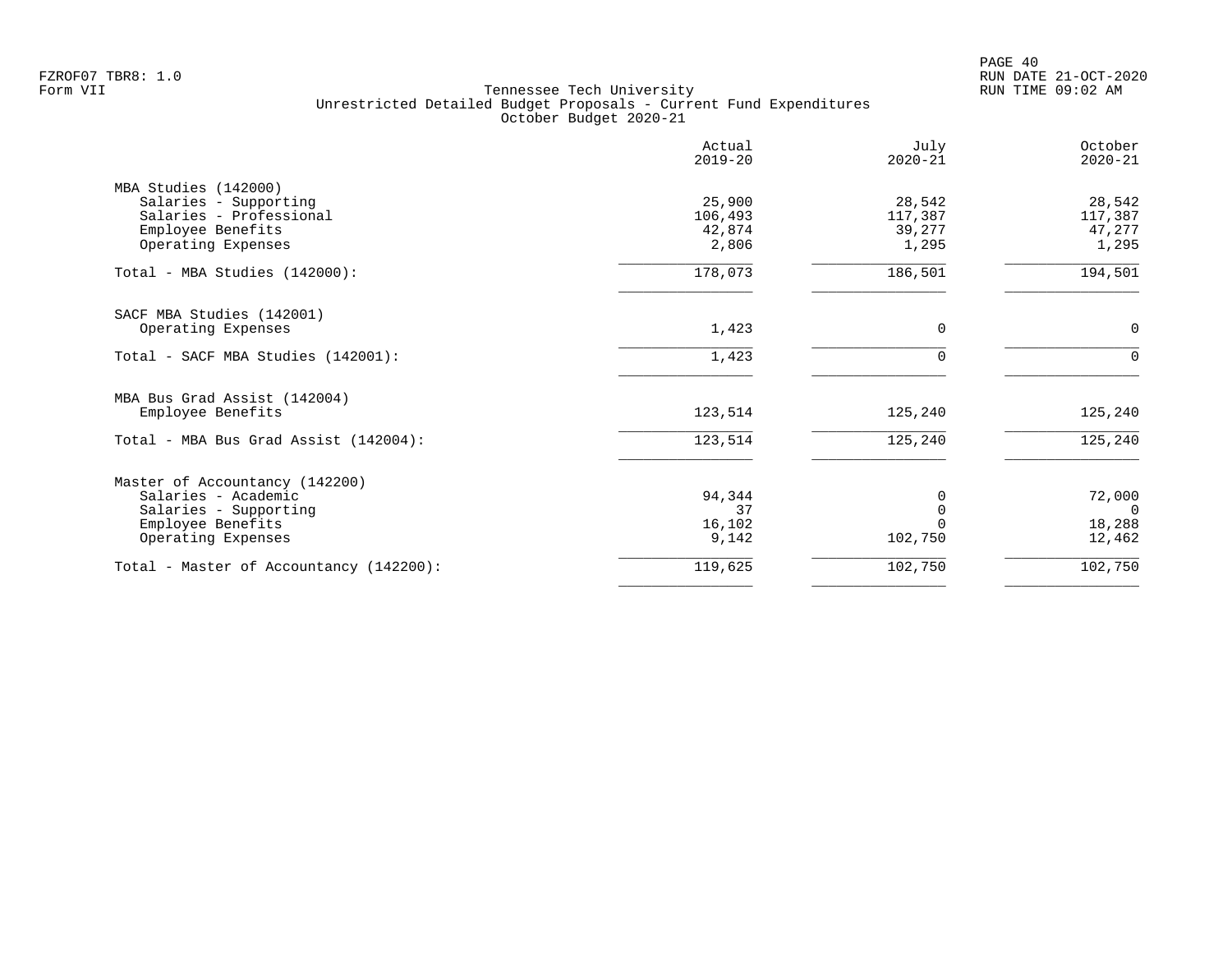Tennessee Tech University
Unrestricted Detailed Budget Proposals - Current Fund Expenditures
October Budget 2020-21

| | Actual 2019-20 | July 2020-21 | October 2020-21 |
|---|---|---|---|
| **MBA Studies (142000)** | | | |
| Salaries - Supporting | 25,900 | 28,542 | 28,542 |
| Salaries - Professional | 106,493 | 117,387 | 117,387 |
| Employee Benefits | 42,874 | 39,277 | 47,277 |
| Operating Expenses | 2,806 | 1,295 | 1,295 |
| Total - MBA Studies (142000): | 178,073 | 186,501 | 194,501 |
| **SACF MBA Studies (142001)** | | | |
| Operating Expenses | 1,423 | 0 | 0 |
| Total - SACF MBA Studies (142001): | 1,423 | 0 | 0 |
| **MBA Bus Grad Assist (142004)** | | | |
| Employee Benefits | 123,514 | 125,240 | 125,240 |
| Total - MBA Bus Grad Assist (142004): | 123,514 | 125,240 | 125,240 |
| **Master of Accountancy (142200)** | | | |
| Salaries - Academic | 94,344 | 0 | 72,000 |
| Salaries - Supporting | 37 | 0 | 0 |
| Employee Benefits | 16,102 | 0 | 18,288 |
| Operating Expenses | 9,142 | 102,750 | 12,462 |
| Total - Master of Accountancy (142200): | 119,625 | 102,750 | 102,750 |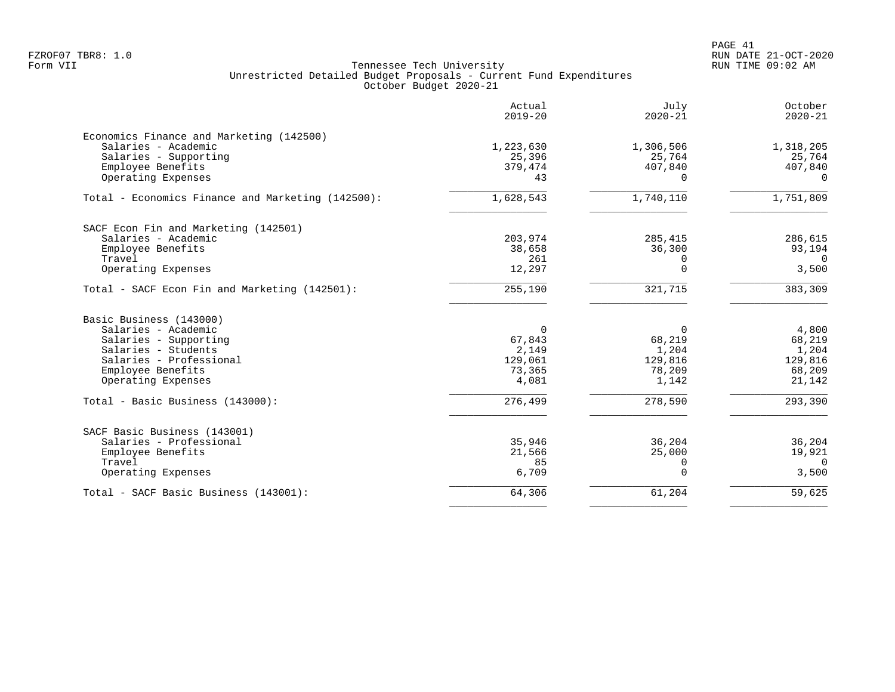Tennessee Tech University
Unrestricted Detailed Budget Proposals - Current Fund Expenditures
October Budget 2020-21

| | Actual 2019-20 | July 2020-21 | October 2020-21 |
|---|---|---|---|
| **Economics Finance and Marketing (142500)** | | | |
| Salaries - Academic | 1,223,630 | 1,306,506 | 1,318,205 |
| Salaries - Supporting | 25,396 | 25,764 | 25,764 |
| Employee Benefits | 379,474 | 407,840 | 407,840 |
| Operating Expenses | 43 | 0 | 0 |
| Total - Economics Finance and Marketing (142500): | 1,628,543 | 1,740,110 | 1,751,809 |
| **SACF Econ Fin and Marketing (142501)** | | | |
| Salaries - Academic | 203,974 | 285,415 | 286,615 |
| Employee Benefits | 38,658 | 36,300 | 93,194 |
| Travel | 261 | 0 | 0 |
| Operating Expenses | 12,297 | 0 | 3,500 |
| Total - SACF Econ Fin and Marketing (142501): | 255,190 | 321,715 | 383,309 |
| **Basic Business (143000)** | | | |
| Salaries - Academic | 0 | 0 | 4,800 |
| Salaries - Supporting | 67,843 | 68,219 | 68,219 |
| Salaries - Students | 2,149 | 1,204 | 1,204 |
| Salaries - Professional | 129,061 | 129,816 | 129,816 |
| Employee Benefits | 73,365 | 78,209 | 68,209 |
| Operating Expenses | 4,081 | 1,142 | 21,142 |
| Total - Basic Business (143000): | 276,499 | 278,590 | 293,390 |
| **SACF Basic Business (143001)** | | | |
| Salaries - Professional | 35,946 | 36,204 | 36,204 |
| Employee Benefits | 21,566 | 25,000 | 19,921 |
| Travel | 85 | 0 | 0 |
| Operating Expenses | 6,709 | 0 | 3,500 |
| Total - SACF Basic Business (143001): | 64,306 | 61,204 | 59,625 |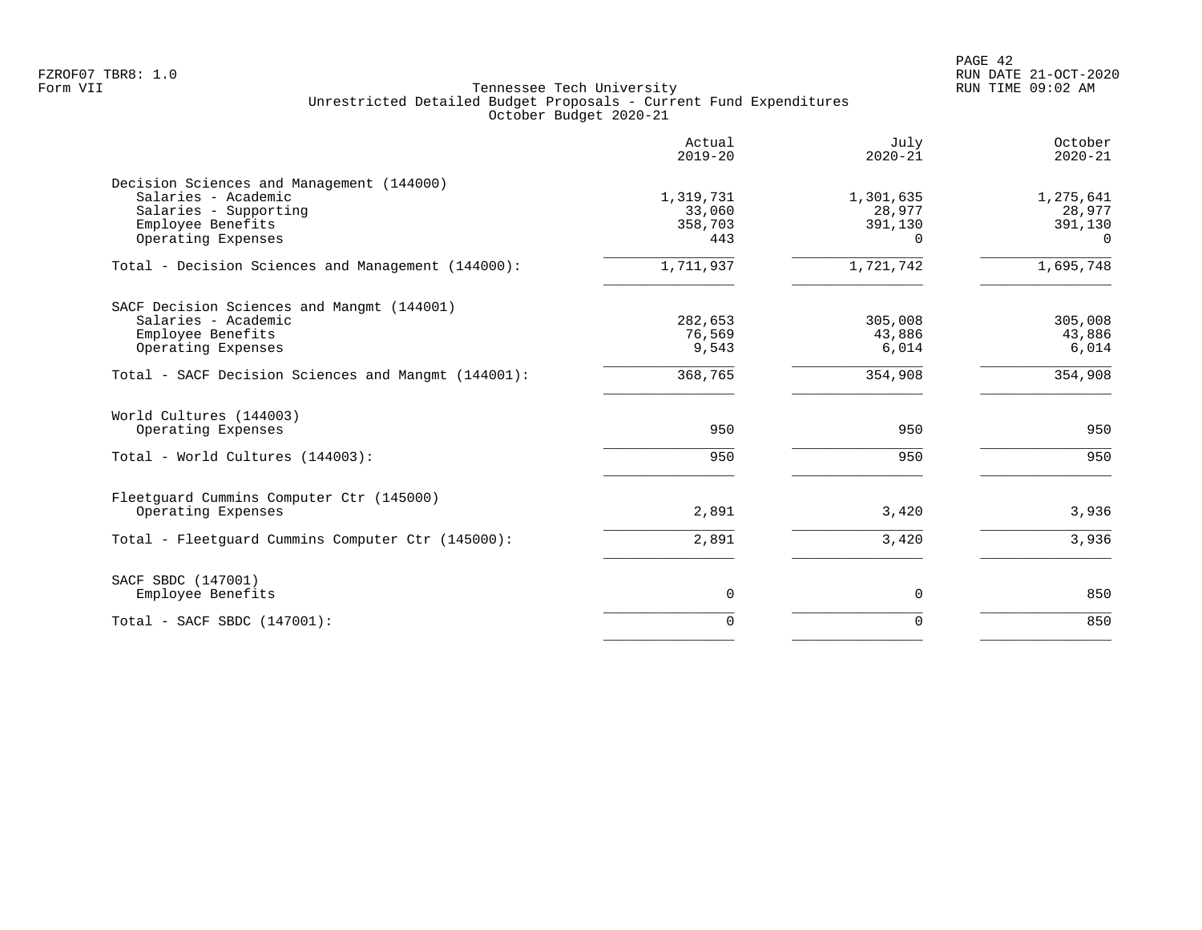FZROF07 TBR8: 1.0
Form VII

Tennessee Tech University
Unrestricted Detailed Budget Proposals - Current Fund Expenditures
October Budget 2020-21

RUN DATE 21-OCT-2020
RUN TIME 09:02 AM

| | Actual 2019-20 | July 2020-21 | October 2020-21 |
|---|---|---|---|
| Decision Sciences and Management (144000) | | | |
| Salaries - Academic | 1,319,731 | 1,301,635 | 1,275,641 |
| Salaries - Supporting | 33,060 | 28,977 | 28,977 |
| Employee Benefits | 358,703 | 391,130 | 391,130 |
| Operating Expenses | 443 | 0 | 0 |
| Total - Decision Sciences and Management (144000): | 1,711,937 | 1,721,742 | 1,695,748 |
| SACF Decision Sciences and Mangmt (144001) | | | |
| Salaries - Academic | 282,653 | 305,008 | 305,008 |
| Employee Benefits | 76,569 | 43,886 | 43,886 |
| Operating Expenses | 9,543 | 6,014 | 6,014 |
| Total - SACF Decision Sciences and Mangmt (144001): | 368,765 | 354,908 | 354,908 |
| World Cultures (144003) | | | |
| Operating Expenses | 950 | 950 | 950 |
| Total - World Cultures (144003): | 950 | 950 | 950 |
| Fleetguard Cummins Computer Ctr (145000) | | | |
| Operating Expenses | 2,891 | 3,420 | 3,936 |
| Total - Fleetguard Cummins Computer Ctr (145000): | 2,891 | 3,420 | 3,936 |
| SACF SBDC (147001) | | | |
| Employee Benefits | 0 | 0 | 850 |
| Total - SACF SBDC (147001): | 0 | 0 | 850 |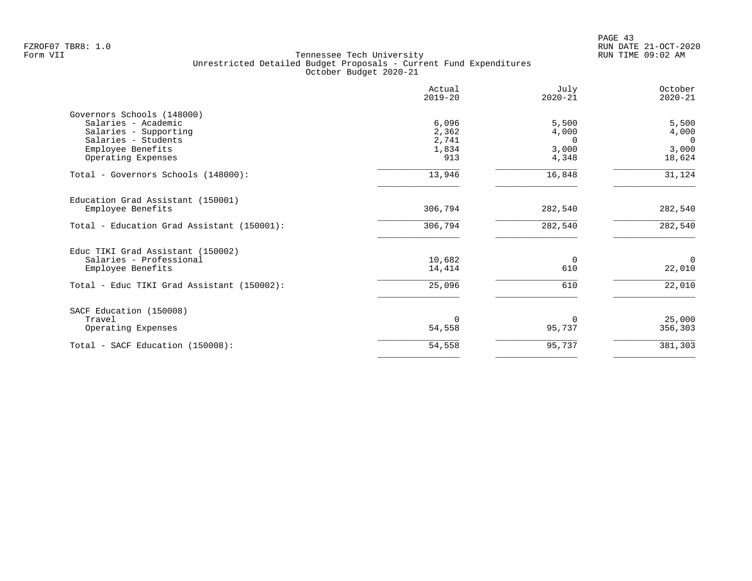FZROF07 TBR8: 1.0
Form VII

# Tennessee Tech University
## Unrestricted Detailed Budget Proposals - Current Fund Expenditures
### October Budget 2020-21

| | Actual 2019-20 | July 2020-21 | October 2020-21 |
|---|---|---|---|
| **Governors Schools (148000)** | | | |
| Salaries - Academic | 6,096 | 5,500 | 5,500 |
| Salaries - Supporting | 2,362 | 4,000 | 4,000 |
| Salaries - Students | 2,741 | 0 | 0 |
| Employee Benefits | 1,834 | 3,000 | 3,000 |
| Operating Expenses | 913 | 4,348 | 18,624 |
| Total - Governors Schools (148000): | 13,946 | 16,848 | 31,124 |
| **Education Grad Assistant (150001)** | | | |
| Employee Benefits | 306,794 | 282,540 | 282,540 |
| Total - Education Grad Assistant (150001): | 306,794 | 282,540 | 282,540 |
| **Educ TIKI Grad Assistant (150002)** | | | |
| Salaries - Professional | 10,682 | 0 | 0 |
| Employee Benefits | 14,414 | 610 | 22,010 |
| Total - Educ TIKI Grad Assistant (150002): | 25,096 | 610 | 22,010 |
| **SACF Education (150008)** | | | |
| Travel | 0 | 0 | 25,000 |
| Operating Expenses | 54,558 | 95,737 | 356,303 |
| Total - SACF Education (150008): | 54,558 | 95,737 | 381,303 |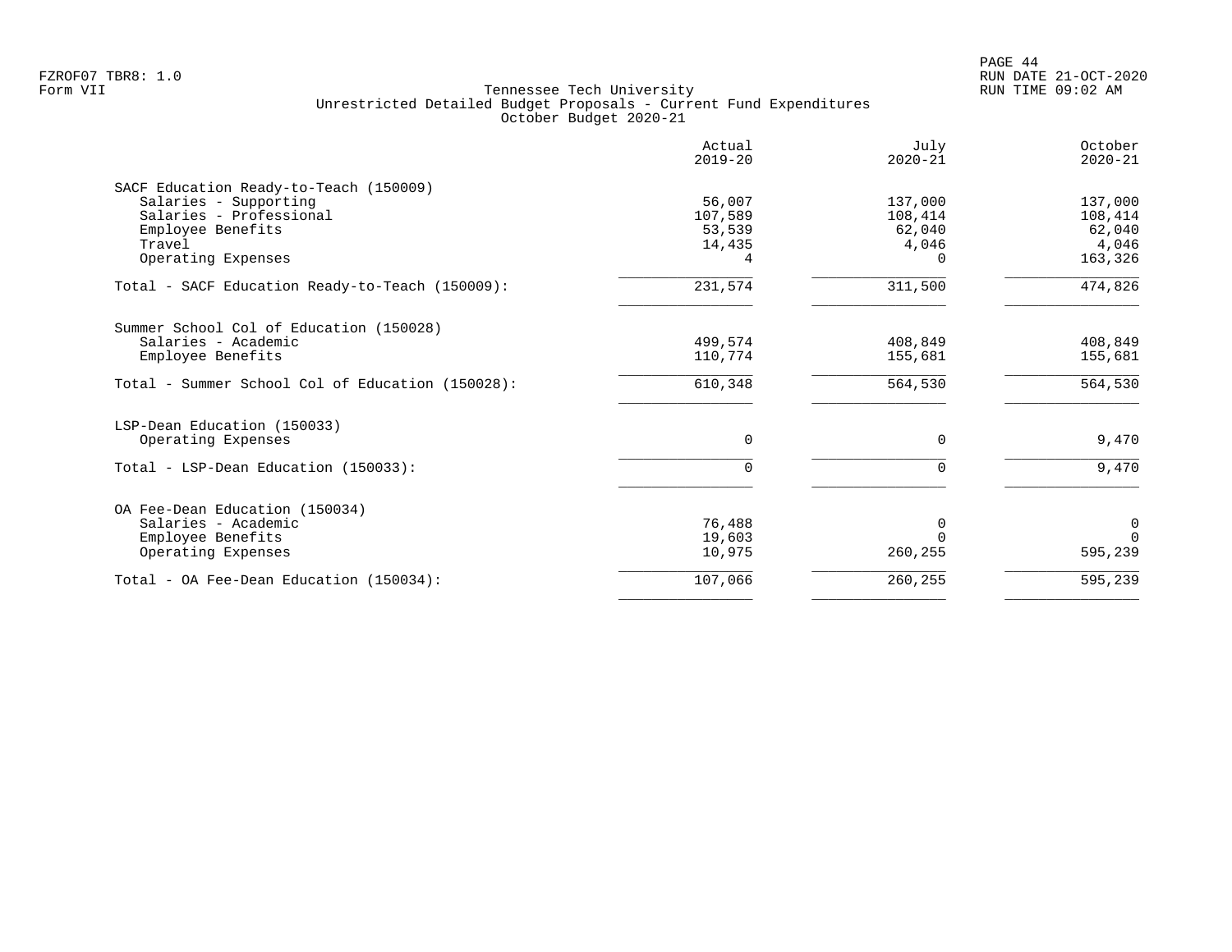Tennessee Tech University
Unrestricted Detailed Budget Proposals - Current Fund Expenditures
October Budget 2020-21

| | Actual 2019-20 | July 2020-21 | October 2020-21 |
|---|---|---|---|
| **SACF Education Ready-to-Teach (150009)** | | | |
| Salaries - Supporting | 56,007 | 137,000 | 137,000 |
| Salaries - Professional | 107,589 | 108,414 | 108,414 |
| Employee Benefits | 53,539 | 62,040 | 62,040 |
| Travel | 14,435 | 4,046 | 4,046 |
| Operating Expenses | 4 | 0 | 163,326 |
| Total - SACF Education Ready-to-Teach (150009): | 231,574 | 311,500 | 474,826 |
| **Summer School Col of Education (150028)** | | | |
| Salaries - Academic | 499,574 | 408,849 | 408,849 |
| Employee Benefits | 110,774 | 155,681 | 155,681 |
| Total - Summer School Col of Education (150028): | 610,348 | 564,530 | 564,530 |
| **LSP-Dean Education (150033)** | | | |
| Operating Expenses | 0 | 0 | 9,470 |
| Total - LSP-Dean Education (150033): | 0 | 0 | 9,470 |
| **OA Fee-Dean Education (150034)** | | | |
| Salaries - Academic | 76,488 | 0 | 0 |
| Employee Benefits | 19,603 | 0 | 0 |
| Operating Expenses | 10,975 | 260,255 | 595,239 |
| Total - OA Fee-Dean Education (150034): | 107,066 | 260,255 | 595,239 |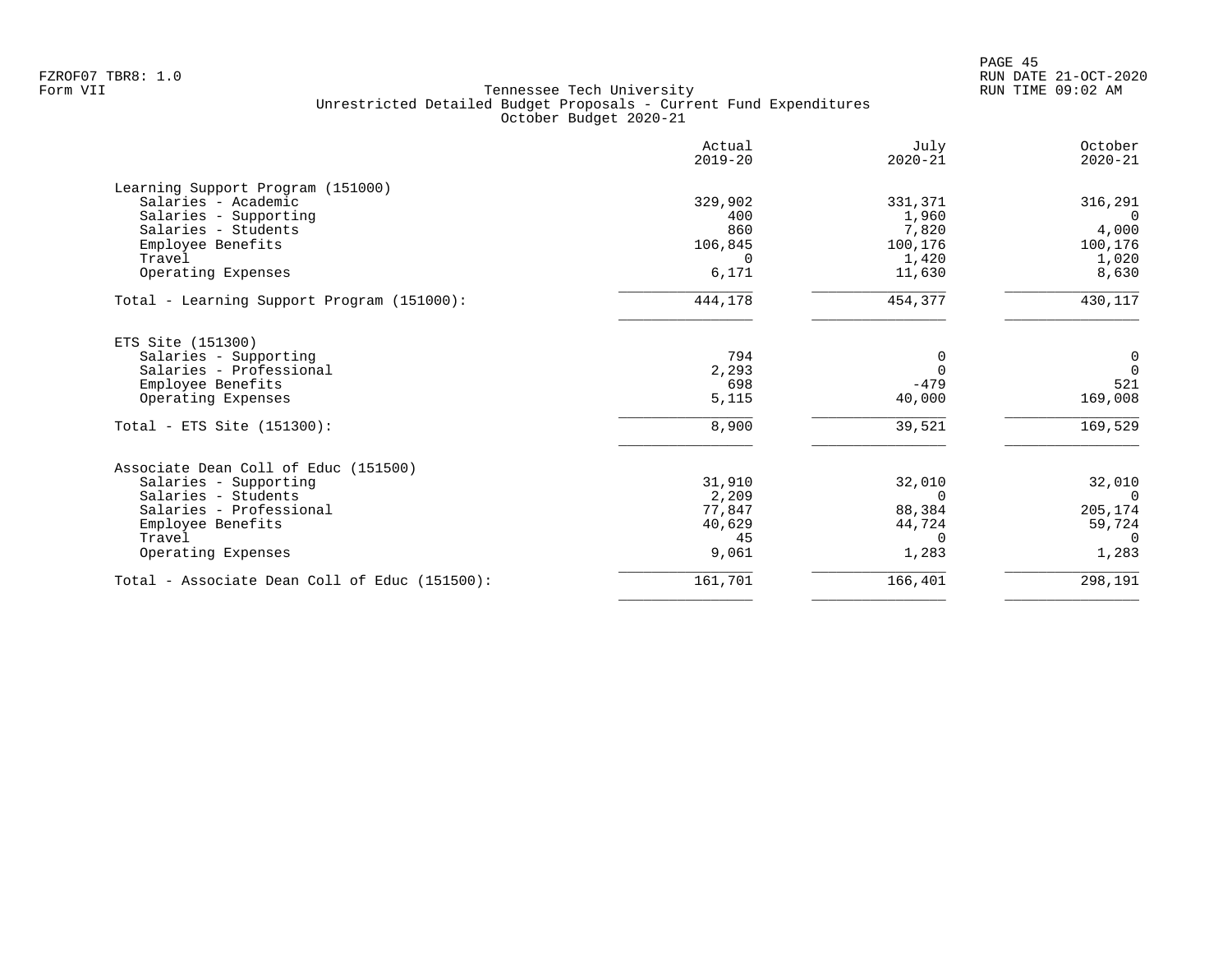Tennessee Tech University
Unrestricted Detailed Budget Proposals - Current Fund Expenditures
October Budget 2020-21

FZROF07 TBR8: 1.0
Form VII

RUN DATE 21-OCT-2020
RUN TIME 09:02 AM

| | Actual 2019-20 | July 2020-21 | October 2020-21 |
|---|---|---|---|
| **Learning Support Program (151000)** | | | |
| Salaries - Academic | 329,902 | 331,371 | 316,291 |
| Salaries - Supporting | 400 | 1,960 | 0 |
| Salaries - Students | 860 | 7,820 | 4,000 |
| Employee Benefits | 106,845 | 100,176 | 100,176 |
| Travel | 0 | 1,420 | 1,020 |
| Operating Expenses | 6,171 | 11,630 | 8,630 |
| Total - Learning Support Program (151000): | 444,178 | 454,377 | 430,117 |
| **ETS Site (151300)** | | | |
| Salaries - Supporting | 794 | 0 | 0 |
| Salaries - Professional | 2,293 | 0 | 0 |
| Employee Benefits | 698 | -479 | 521 |
| Operating Expenses | 5,115 | 40,000 | 169,008 |
| Total - ETS Site (151300): | 8,900 | 39,521 | 169,529 |
| **Associate Dean Coll of Educ (151500)** | | | |
| Salaries - Supporting | 31,910 | 32,010 | 32,010 |
| Salaries - Students | 2,209 | 0 | 0 |
| Salaries - Professional | 77,847 | 88,384 | 205,174 |
| Employee Benefits | 40,629 | 44,724 | 59,724 |
| Travel | 45 | 0 | 0 |
| Operating Expenses | 9,061 | 1,283 | 1,283 |
| Total - Associate Dean Coll of Educ (151500): | 161,701 | 166,401 | 298,191 |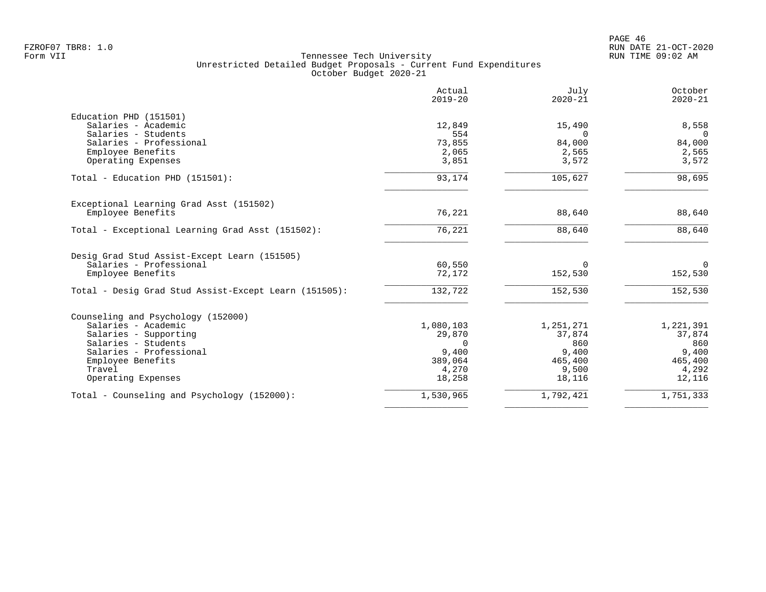FZROF07 TBR8: 1.0
Form VII

Tennessee Tech University
Unrestricted Detailed Budget Proposals - Current Fund Expenditures
October Budget 2020-21

RUN DATE 21-OCT-2020
RUN TIME 09:02 AM

| | Actual 2019-20 | July 2020-21 | October 2020-21 |
|---|---|---|---|
| **Education PHD (151501)** | | | |
| Salaries - Academic | 12,849 | 15,490 | 8,558 |
| Salaries - Students | 554 | 0 | 0 |
| Salaries - Professional | 73,855 | 84,000 | 84,000 |
| Employee Benefits | 2,065 | 2,565 | 2,565 |
| Operating Expenses | 3,851 | 3,572 | 3,572 |
| Total - Education PHD (151501): | 93,174 | 105,627 | 98,695 |
| **Exceptional Learning Grad Asst (151502)** | | | |
| Employee Benefits | 76,221 | 88,640 | 88,640 |
| Total - Exceptional Learning Grad Asst (151502): | 76,221 | 88,640 | 88,640 |
| **Desig Grad Stud Assist-Except Learn (151505)** | | | |
| Salaries - Professional | 60,550 | 0 | 0 |
| Employee Benefits | 72,172 | 152,530 | 152,530 |
| Total - Desig Grad Stud Assist-Except Learn (151505): | 132,722 | 152,530 | 152,530 |
| **Counseling and Psychology (152000)** | | | |
| Salaries - Academic | 1,080,103 | 1,251,271 | 1,221,391 |
| Salaries - Supporting | 29,870 | 37,874 | 37,874 |
| Salaries - Students | 0 | 860 | 860 |
| Salaries - Professional | 9,400 | 9,400 | 9,400 |
| Employee Benefits | 389,064 | 465,400 | 465,400 |
| Travel | 4,270 | 9,500 | 4,292 |
| Operating Expenses | 18,258 | 18,116 | 12,116 |
| Total - Counseling and Psychology (152000): | 1,530,965 | 1,792,421 | 1,751,333 |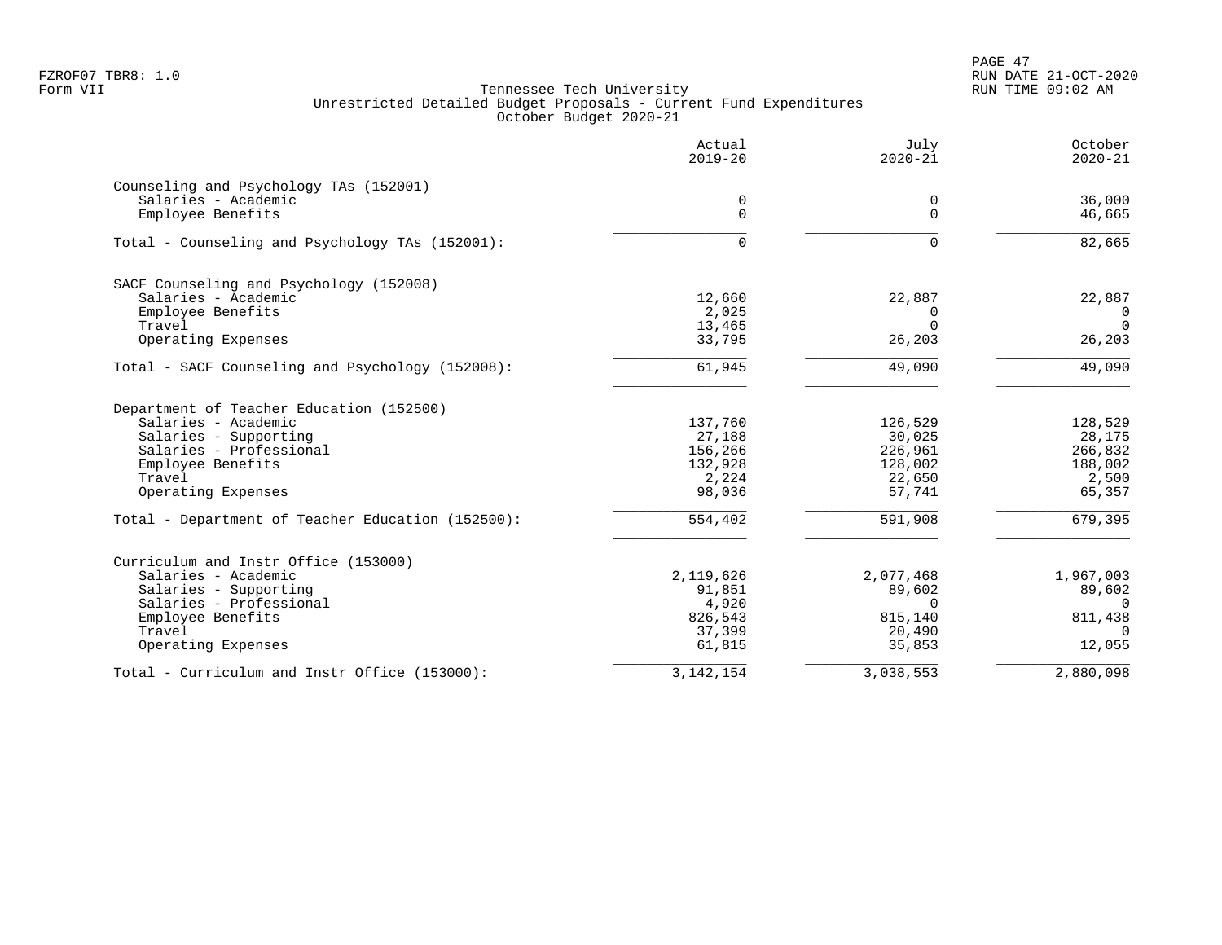Form VII

Tennessee Tech University
Unrestricted Detailed Budget Proposals - Current Fund Expenditures
October Budget 2020-21

| | Actual 2019-20 | July 2020-21 | October 2020-21 |
|---|---|---|---|
| **Counseling and Psychology TAs (152001)** | | | |
| Salaries - Academic | 0 | 0 | 36,000 |
| Employee Benefits | 0 | 0 | 46,665 |
| Total - Counseling and Psychology TAs (152001): | 0 | 0 | 82,665 |
| **SACF Counseling and Psychology (152008)** | | | |
| Salaries - Academic | 12,660 | 22,887 | 22,887 |
| Employee Benefits | 2,025 | 0 | 0 |
| Travel | 13,465 | 0 | 0 |
| Operating Expenses | 33,795 | 26,203 | 26,203 |
| Total - SACF Counseling and Psychology (152008): | 61,945 | 49,090 | 49,090 |
| **Department of Teacher Education (152500)** | | | |
| Salaries - Academic | 137,760 | 126,529 | 128,529 |
| Salaries - Supporting | 27,188 | 30,025 | 28,175 |
| Salaries - Professional | 156,266 | 226,961 | 266,832 |
| Employee Benefits | 132,928 | 128,002 | 188,002 |
| Travel | 2,224 | 22,650 | 2,500 |
| Operating Expenses | 98,036 | 57,741 | 65,357 |
| Total - Department of Teacher Education (152500): | 554,402 | 591,908 | 679,395 |
| **Curriculum and Instr Office (153000)** | | | |
| Salaries - Academic | 2,119,626 | 2,077,468 | 1,967,003 |
| Salaries - Supporting | 91,851 | 89,602 | 89,602 |
| Salaries - Professional | 4,920 | 0 | 0 |
| Employee Benefits | 826,543 | 815,140 | 811,438 |
| Travel | 37,399 | 20,490 | 0 |
| Operating Expenses | 61,815 | 35,853 | 12,055 |
| Total - Curriculum and Instr Office (153000): | 3,142,154 | 3,038,553 | 2,880,098 |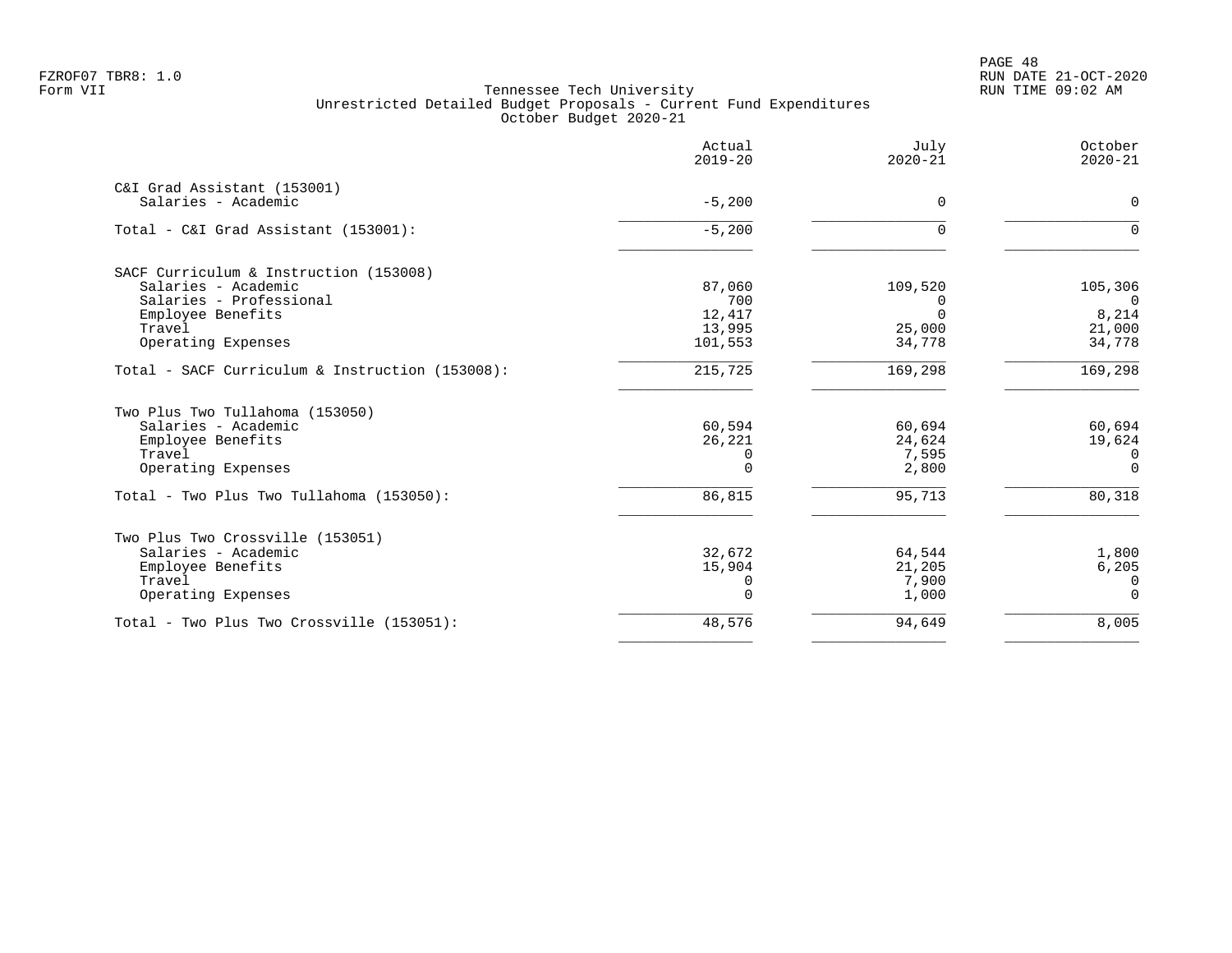Tennessee Tech University
Unrestricted Detailed Budget Proposals - Current Fund Expenditures
October Budget 2020-21

FZROF07 TBR8: 1.0
Form VII

RUN DATE 21-OCT-2020
RUN TIME 09:02 AM

| | Actual 2019-20 | July 2020-21 | October 2020-21 |
|---|---|---|---|
| **C&I Grad Assistant (153001)** | | | |
| Salaries - Academic | -5,200 | 0 | 0 |
| Total - C&I Grad Assistant (153001): | -5,200 | 0 | 0 |
| **SACF Curriculum & Instruction (153008)** | | | |
| Salaries - Academic | 87,060 | 109,520 | 105,306 |
| Salaries - Professional | 700 | 0 | 0 |
| Employee Benefits | 12,417 | 0 | 8,214 |
| Travel | 13,995 | 25,000 | 21,000 |
| Operating Expenses | 101,553 | 34,778 | 34,778 |
| Total - SACF Curriculum & Instruction (153008): | 215,725 | 169,298 | 169,298 |
| **Two Plus Two Tullahoma (153050)** | | | |
| Salaries - Academic | 60,594 | 60,694 | 60,694 |
| Employee Benefits | 26,221 | 24,624 | 19,624 |
| Travel | 0 | 7,595 | 0 |
| Operating Expenses | 0 | 2,800 | 0 |
| Total - Two Plus Two Tullahoma (153050): | 86,815 | 95,713 | 80,318 |
| **Two Plus Two Crossville (153051)** | | | |
| Salaries - Academic | 32,672 | 64,544 | 1,800 |
| Employee Benefits | 15,904 | 21,205 | 6,205 |
| Travel | 0 | 7,900 | 0 |
| Operating Expenses | 0 | 1,000 | 0 |
| Total - Two Plus Two Crossville (153051): | 48,576 | 94,649 | 8,005 |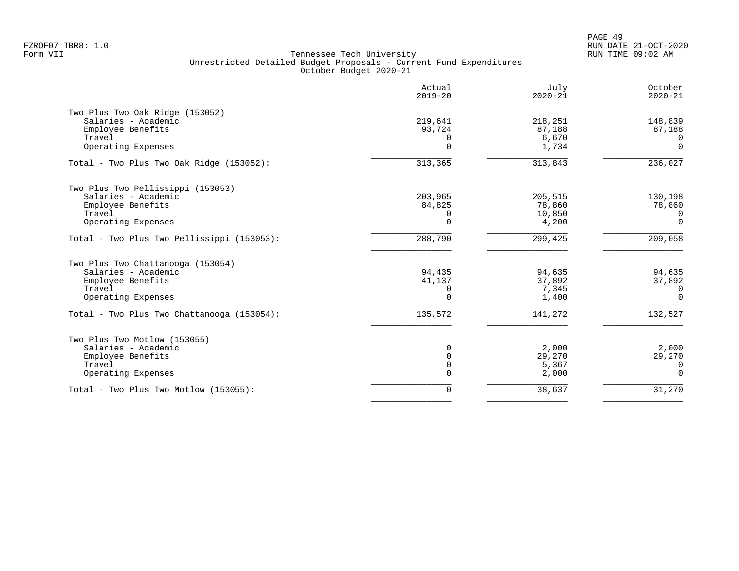Tennessee Tech University
Unrestricted Detailed Budget Proposals - Current Fund Expenditures
October Budget 2020-21

| | Actual 2019-20 | July 2020-21 | October 2020-21 |
|---|---|---|---|
| **Two Plus Two Oak Ridge (153052)** | | | |
| Salaries - Academic | 219,641 | 218,251 | 148,839 |
| Employee Benefits | 93,724 | 87,188 | 87,188 |
| Travel | 0 | 6,670 | 0 |
| Operating Expenses | 0 | 1,734 | 0 |
| Total - Two Plus Two Oak Ridge (153052): | 313,365 | 313,843 | 236,027 |
| **Two Plus Two Pellissippi (153053)** | | | |
| Salaries - Academic | 203,965 | 205,515 | 130,198 |
| Employee Benefits | 84,825 | 78,860 | 78,860 |
| Travel | 0 | 10,850 | 0 |
| Operating Expenses | 0 | 4,200 | 0 |
| Total - Two Plus Two Pellissippi (153053): | 288,790 | 299,425 | 209,058 |
| **Two Plus Two Chattanooga (153054)** | | | |
| Salaries - Academic | 94,435 | 94,635 | 94,635 |
| Employee Benefits | 41,137 | 37,892 | 37,892 |
| Travel | 0 | 7,345 | 0 |
| Operating Expenses | 0 | 1,400 | 0 |
| Total - Two Plus Two Chattanooga (153054): | 135,572 | 141,272 | 132,527 |
| **Two Plus Two Motlow (153055)** | | | |
| Salaries - Academic | 0 | 2,000 | 2,000 |
| Employee Benefits | 0 | 29,270 | 29,270 |
| Travel | 0 | 5,367 | 0 |
| Operating Expenses | 0 | 2,000 | 0 |
| Total - Two Plus Two Motlow (153055): | 0 | 38,637 | 31,270 |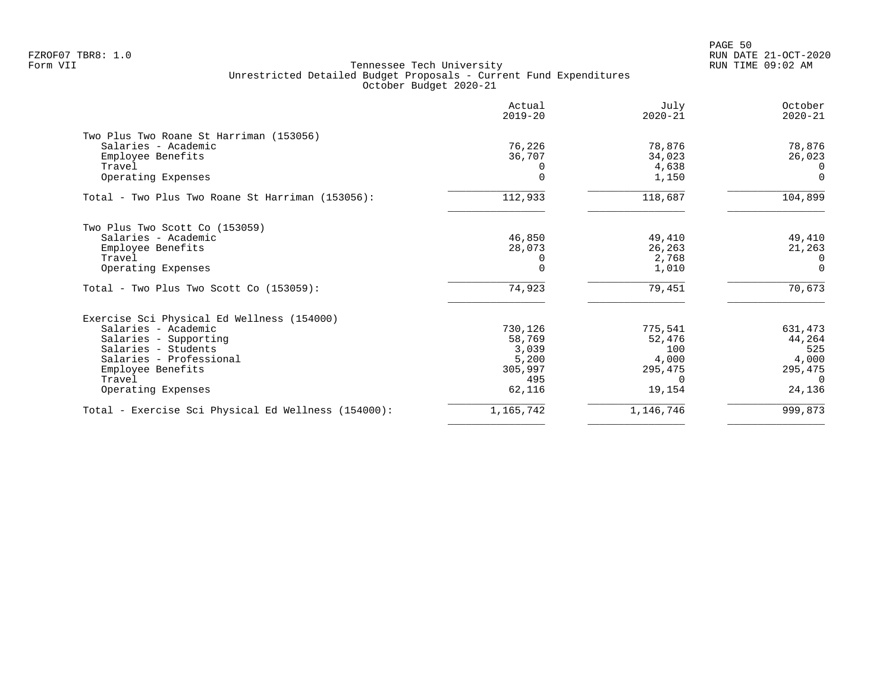Tennessee Tech University
Unrestricted Detailed Budget Proposals - Current Fund Expenditures
October Budget 2020-21

| | Actual 2019-20 | July 2020-21 | October 2020-21 |
|---|---|---|---|
| **Two Plus Two Roane St Harriman (153056)** | | | |
| Salaries - Academic | 76,226 | 78,876 | 78,876 |
| Employee Benefits | 36,707 | 34,023 | 26,023 |
| Travel | 0 | 4,638 | 0 |
| Operating Expenses | 0 | 1,150 | 0 |
| Total - Two Plus Two Roane St Harriman (153056): | 112,933 | 118,687 | 104,899 |
| **Two Plus Two Scott Co (153059)** | | | |
| Salaries - Academic | 46,850 | 49,410 | 49,410 |
| Employee Benefits | 28,073 | 26,263 | 21,263 |
| Travel | 0 | 2,768 | 0 |
| Operating Expenses | 0 | 1,010 | 0 |
| Total - Two Plus Two Scott Co (153059): | 74,923 | 79,451 | 70,673 |
| **Exercise Sci Physical Ed Wellness (154000)** | | | |
| Salaries - Academic | 730,126 | 775,541 | 631,473 |
| Salaries - Supporting | 58,769 | 52,476 | 44,264 |
| Salaries - Students | 3,039 | 100 | 525 |
| Salaries - Professional | 5,200 | 4,000 | 4,000 |
| Employee Benefits | 305,997 | 295,475 | 295,475 |
| Travel | 495 | 0 | 0 |
| Operating Expenses | 62,116 | 19,154 | 24,136 |
| Total - Exercise Sci Physical Ed Wellness (154000): | 1,165,742 | 1,146,746 | 999,873 |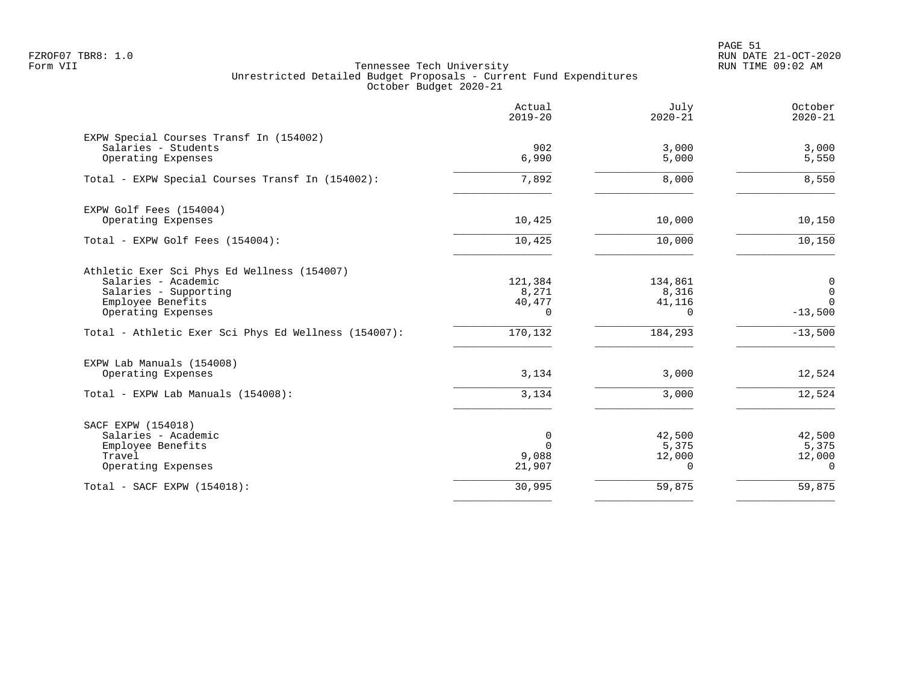Tennessee Tech University
Unrestricted Detailed Budget Proposals - Current Fund Expenditures
October Budget 2020-21

| | Actual 2019-20 | July 2020-21 | October 2020-21 |
|---|---|---|---|
| **EXPW Special Courses Transf In (154002)** | | | |
| Salaries - Students | 902 | 3,000 | 3,000 |
| Operating Expenses | 6,990 | 5,000 | 5,550 |
| Total - EXPW Special Courses Transf In (154002): | 7,892 | 8,000 | 8,550 |
| **EXPW Golf Fees (154004)** | | | |
| Operating Expenses | 10,425 | 10,000 | 10,150 |
| Total - EXPW Golf Fees (154004): | 10,425 | 10,000 | 10,150 |
| **Athletic Exer Sci Phys Ed Wellness (154007)** | | | |
| Salaries - Academic | 121,384 | 134,861 | 0 |
| Salaries - Supporting | 8,271 | 8,316 | 0 |
| Employee Benefits | 40,477 | 41,116 | 0 |
| Operating Expenses | 0 | 0 | -13,500 |
| Total - Athletic Exer Sci Phys Ed Wellness (154007): | 170,132 | 184,293 | -13,500 |
| **EXPW Lab Manuals (154008)** | | | |
| Operating Expenses | 3,134 | 3,000 | 12,524 |
| Total - EXPW Lab Manuals (154008): | 3,134 | 3,000 | 12,524 |
| **SACF EXPW (154018)** | | | |
| Salaries - Academic | 0 | 42,500 | 42,500 |
| Employee Benefits | 0 | 5,375 | 5,375 |
| Travel | 9,088 | 12,000 | 12,000 |
| Operating Expenses | 21,907 | 0 | 0 |
| Total - SACF EXPW (154018): | 30,995 | 59,875 | 59,875 |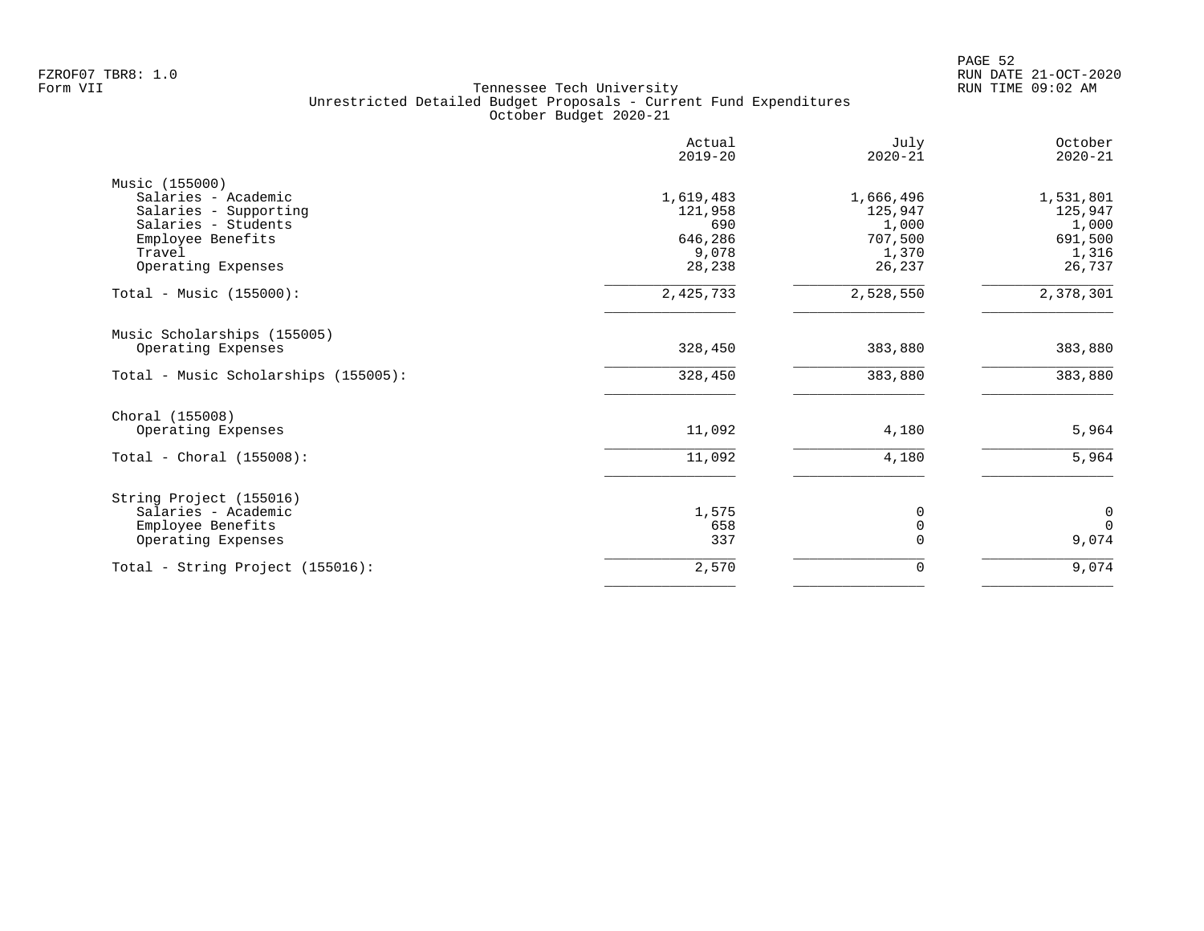FZROF07 TBR8: 1.0
Form VII

Tennessee Tech University
Unrestricted Detailed Budget Proposals - Current Fund Expenditures
October Budget 2020-21

RUN DATE 21-OCT-2020
RUN TIME 09:02 AM

| | Actual 2019-20 | July 2020-21 | October 2020-21 |
|---|---|---|---|
| **Music (155000)** | | | |
| Salaries - Academic | 1,619,483 | 1,666,496 | 1,531,801 |
| Salaries - Supporting | 121,958 | 125,947 | 125,947 |
| Salaries - Students | 690 | 1,000 | 1,000 |
| Employee Benefits | 646,286 | 707,500 | 691,500 |
| Travel | 9,078 | 1,370 | 1,316 |
| Operating Expenses | 28,238 | 26,237 | 26,737 |
| Total - Music (155000): | 2,425,733 | 2,528,550 | 2,378,301 |
| **Music Scholarships (155005)** | | | |
| Operating Expenses | 328,450 | 383,880 | 383,880 |
| Total - Music Scholarships (155005): | 328,450 | 383,880 | 383,880 |
| **Choral (155008)** | | | |
| Operating Expenses | 11,092 | 4,180 | 5,964 |
| Total - Choral (155008): | 11,092 | 4,180 | 5,964 |
| **String Project (155016)** | | | |
| Salaries - Academic | 1,575 | 0 | 0 |
| Employee Benefits | 658 | 0 | 0 |
| Operating Expenses | 337 | 0 | 9,074 |
| Total - String Project (155016): | 2,570 | 0 | 9,074 |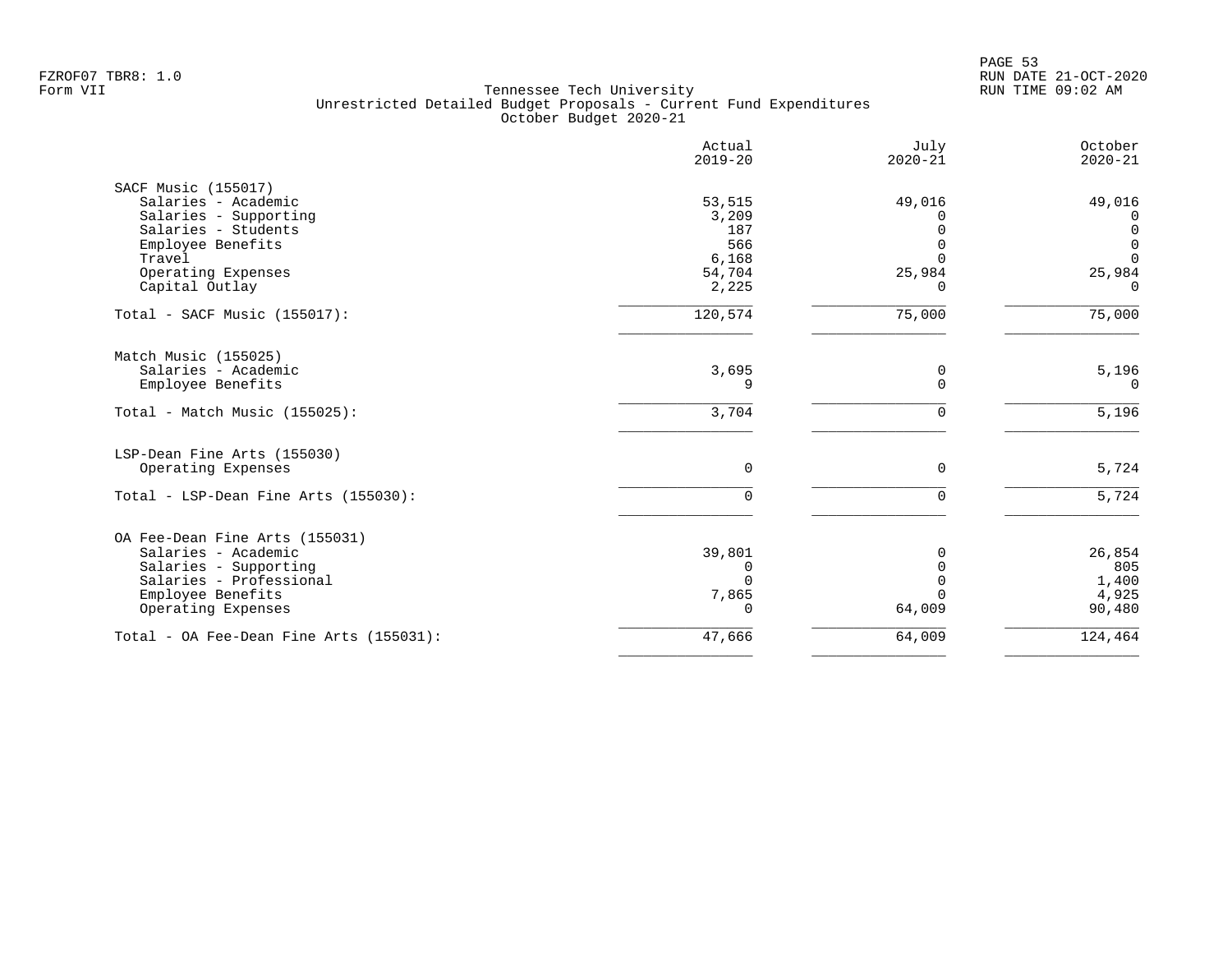FZROF07 TBR8: 1.0
Form VII

Tennessee Tech University
Unrestricted Detailed Budget Proposals - Current Fund Expenditures
October Budget 2020-21

RUN DATE 21-OCT-2020
RUN TIME 09:02 AM

| | Actual 2019-20 | July 2020-21 | October 2020-21 |
|---|---|---|---|
| **SACF Music (155017)** | | | |
| Salaries - Academic | 53,515 | 49,016 | 49,016 |
| Salaries - Supporting | 3,209 | 0 | 0 |
| Salaries - Students | 187 | 0 | 0 |
| Employee Benefits | 566 | 0 | 0 |
| Travel | 6,168 | 0 | 0 |
| Operating Expenses | 54,704 | 25,984 | 25,984 |
| Capital Outlay | 2,225 | 0 | 0 |
| Total - SACF Music (155017): | 120,574 | 75,000 | 75,000 |
| **Match Music (155025)** | | | |
| Salaries - Academic | 3,695 | 0 | 5,196 |
| Employee Benefits | 9 | 0 | 0 |
| Total - Match Music (155025): | 3,704 | 0 | 5,196 |
| **LSP-Dean Fine Arts (155030)** | | | |
| Operating Expenses | 0 | 0 | 5,724 |
| Total - LSP-Dean Fine Arts (155030): | 0 | 0 | 5,724 |
| **OA Fee-Dean Fine Arts (155031)** | | | |
| Salaries - Academic | 39,801 | 0 | 26,854 |
| Salaries - Supporting | 0 | 0 | 805 |
| Salaries - Professional | 0 | 0 | 1,400 |
| Employee Benefits | 7,865 | 0 | 4,925 |
| Operating Expenses | 0 | 64,009 | 90,480 |
| Total - OA Fee-Dean Fine Arts (155031): | 47,666 | 64,009 | 124,464 |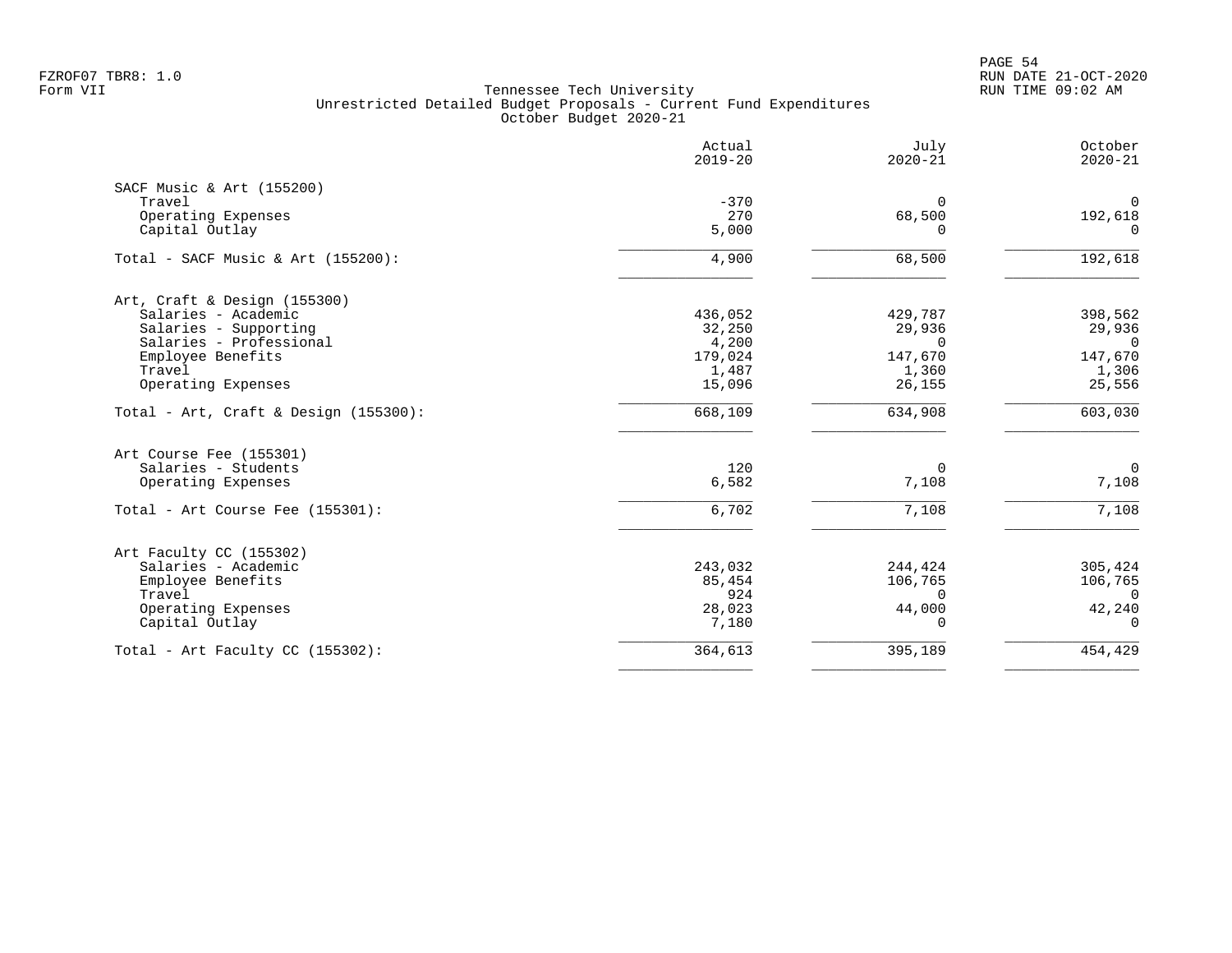Tennessee Tech University
Unrestricted Detailed Budget Proposals - Current Fund Expenditures
October Budget 2020-21

| | Actual 2019-20 | July 2020-21 | October 2020-21 |
|---|---|---|---|
| **SACF Music & Art (155200)** | | | |
| Travel | -370 | 0 | 0 |
| Operating Expenses | 270 | 68,500 | 192,618 |
| Capital Outlay | 5,000 | 0 | 0 |
| Total - SACF Music & Art (155200): | 4,900 | 68,500 | 192,618 |
| **Art, Craft & Design (155300)** | | | |
| Salaries - Academic | 436,052 | 429,787 | 398,562 |
| Salaries - Supporting | 32,250 | 29,936 | 29,936 |
| Salaries - Professional | 4,200 | 0 | 0 |
| Employee Benefits | 179,024 | 147,670 | 147,670 |
| Travel | 1,487 | 1,360 | 1,306 |
| Operating Expenses | 15,096 | 26,155 | 25,556 |
| Total - Art, Craft & Design (155300): | 668,109 | 634,908 | 603,030 |
| **Art Course Fee (155301)** | | | |
| Salaries - Students | 120 | 0 | 0 |
| Operating Expenses | 6,582 | 7,108 | 7,108 |
| Total - Art Course Fee (155301): | 6,702 | 7,108 | 7,108 |
| **Art Faculty CC (155302)** | | | |
| Salaries - Academic | 243,032 | 244,424 | 305,424 |
| Employee Benefits | 85,454 | 106,765 | 106,765 |
| Travel | 924 | 0 | 0 |
| Operating Expenses | 28,023 | 44,000 | 42,240 |
| Capital Outlay | 7,180 | 0 | 0 |
| Total - Art Faculty CC (155302): | 364,613 | 395,189 | 454,429 |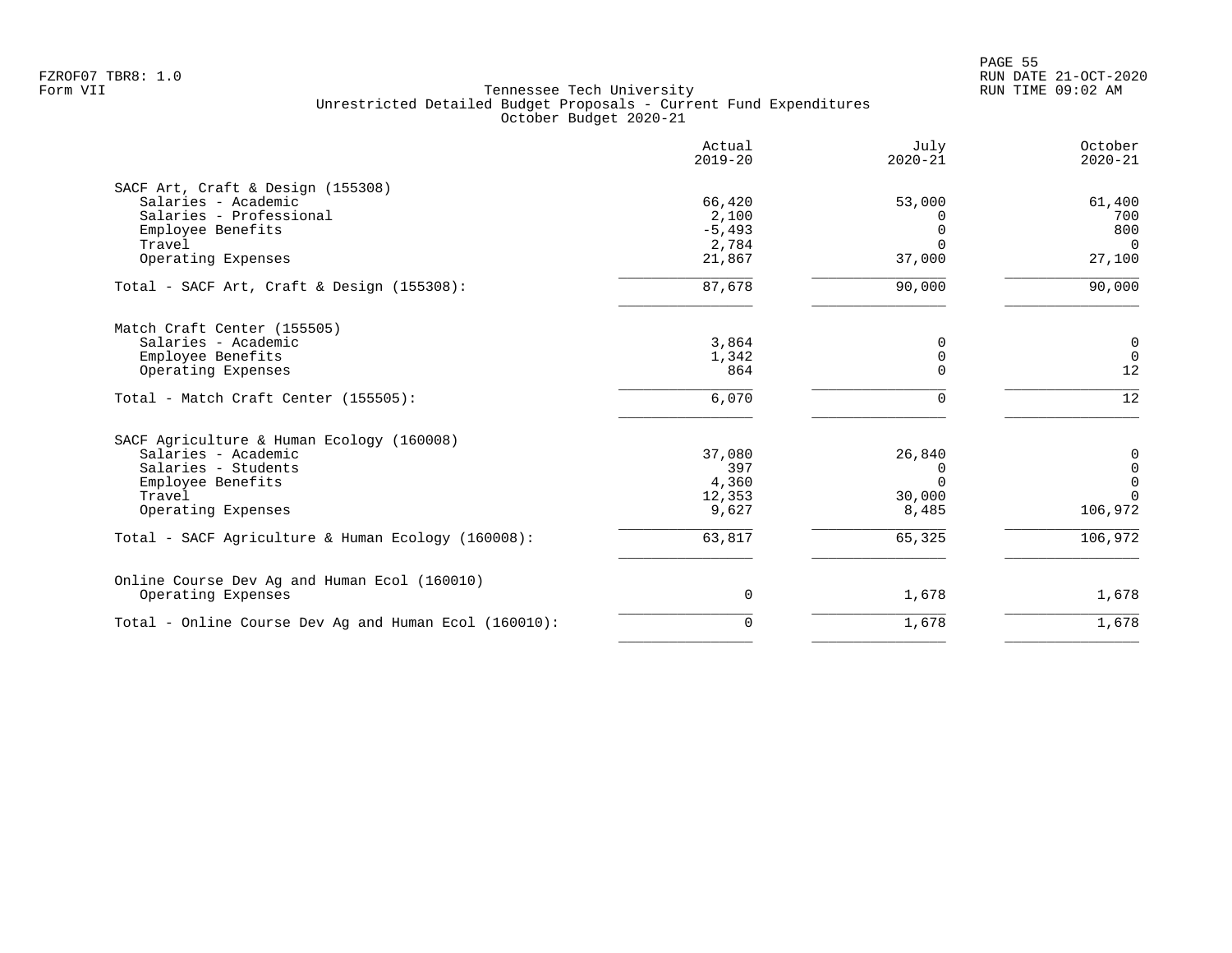Tennessee Tech University
Unrestricted Detailed Budget Proposals - Current Fund Expenditures
October Budget 2020-21

| | Actual 2019-20 | July 2020-21 | October 2020-21 |
|---|---|---|---|
| SACF Art, Craft & Design (155308) | | | |
| Salaries - Academic | 66,420 | 53,000 | 61,400 |
| Salaries - Professional | 2,100 | 0 | 700 |
| Employee Benefits | -5,493 | 0 | 800 |
| Travel | 2,784 | 0 | 0 |
| Operating Expenses | 21,867 | 37,000 | 27,100 |
| Total - SACF Art, Craft & Design (155308): | 87,678 | 90,000 | 90,000 |
| Match Craft Center (155505) | | | |
| Salaries - Academic | 3,864 | 0 | 0 |
| Employee Benefits | 1,342 | 0 | 0 |
| Operating Expenses | 864 | 0 | 12 |
| Total - Match Craft Center (155505): | 6,070 | 0 | 12 |
| SACF Agriculture & Human Ecology (160008) | | | |
| Salaries - Academic | 37,080 | 26,840 | 0 |
| Salaries - Students | 397 | 0 | 0 |
| Employee Benefits | 4,360 | 0 | 0 |
| Travel | 12,353 | 30,000 | 0 |
| Operating Expenses | 9,627 | 8,485 | 106,972 |
| Total - SACF Agriculture & Human Ecology (160008): | 63,817 | 65,325 | 106,972 |
| Online Course Dev Ag and Human Ecol (160010) | | | |
| Operating Expenses | 0 | 1,678 | 1,678 |
| Total - Online Course Dev Ag and Human Ecol (160010): | 0 | 1,678 | 1,678 |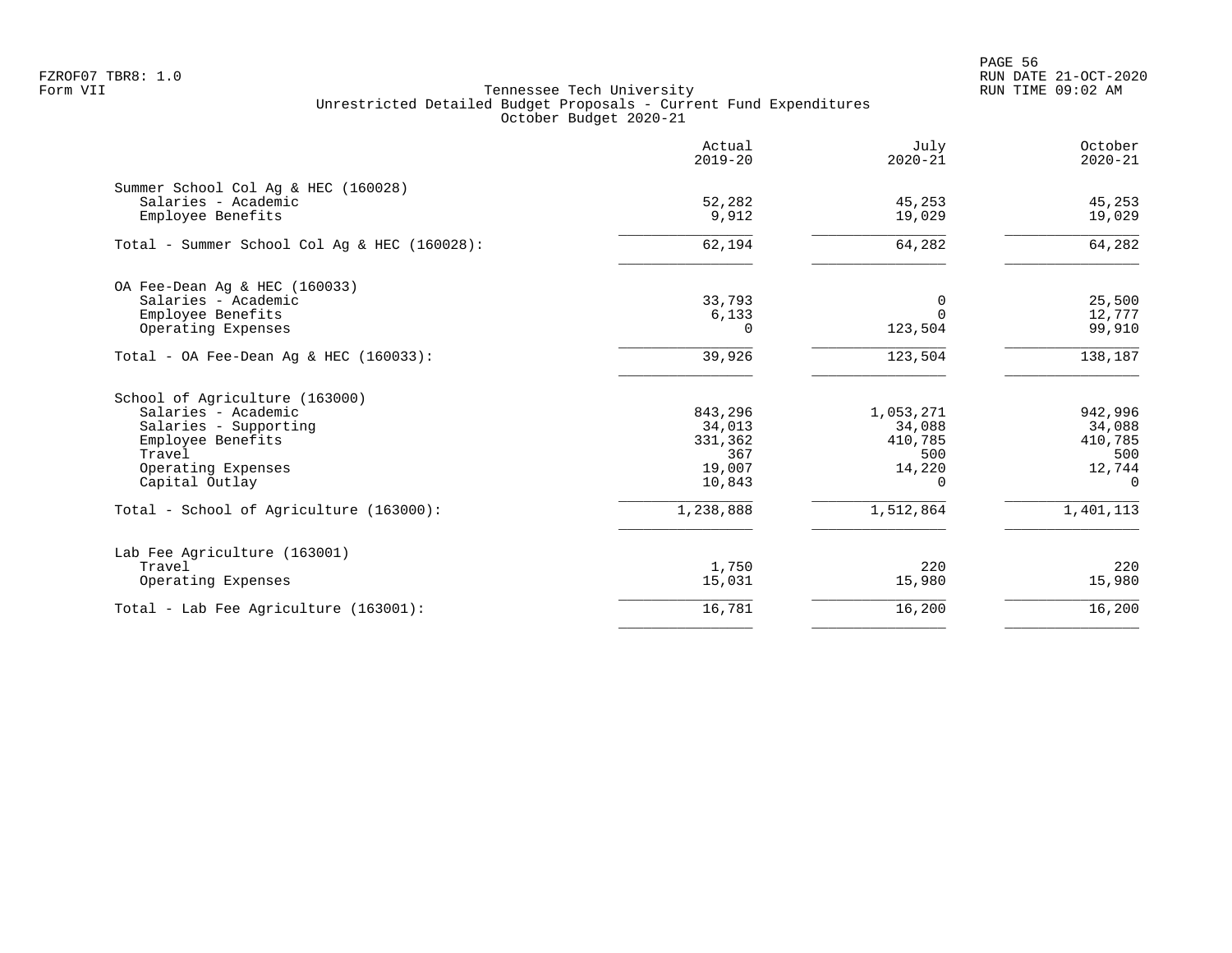# Tennessee Tech University

## Unrestricted Detailed Budget Proposals - Current Fund Expenditures

### October Budget 2020-21

FZROF07 TBR8: 1.0
Form VII

| | Actual 2019-20 | July 2020-21 | October 2020-21 |
|---|---|---|---|
| **Summer School Col Ag & HEC (160028)** | | | |
| Salaries - Academic | 52,282 | 45,253 | 45,253 |
| Employee Benefits | 9,912 | 19,029 | 19,029 |
| Total - Summer School Col Ag & HEC (160028): | 62,194 | 64,282 | 64,282 |
| **OA Fee-Dean Ag & HEC (160033)** | | | |
| Salaries - Academic | 33,793 | 0 | 25,500 |
| Employee Benefits | 6,133 | 0 | 12,777 |
| Operating Expenses | 0 | 123,504 | 99,910 |
| Total - OA Fee-Dean Ag & HEC (160033): | 39,926 | 123,504 | 138,187 |
| **School of Agriculture (163000)** | | | |
| Salaries - Academic | 843,296 | 1,053,271 | 942,996 |
| Salaries - Supporting | 34,013 | 34,088 | 34,088 |
| Employee Benefits | 331,362 | 410,785 | 410,785 |
| Travel | 367 | 500 | 500 |
| Operating Expenses | 19,007 | 14,220 | 12,744 |
| Capital Outlay | 10,843 | 0 | 0 |
| Total - School of Agriculture (163000): | 1,238,888 | 1,512,864 | 1,401,113 |
| **Lab Fee Agriculture (163001)** | | | |
| Travel | 1,750 | 220 | 220 |
| Operating Expenses | 15,031 | 15,980 | 15,980 |
| Total - Lab Fee Agriculture (163001): | 16,781 | 16,200 | 16,200 |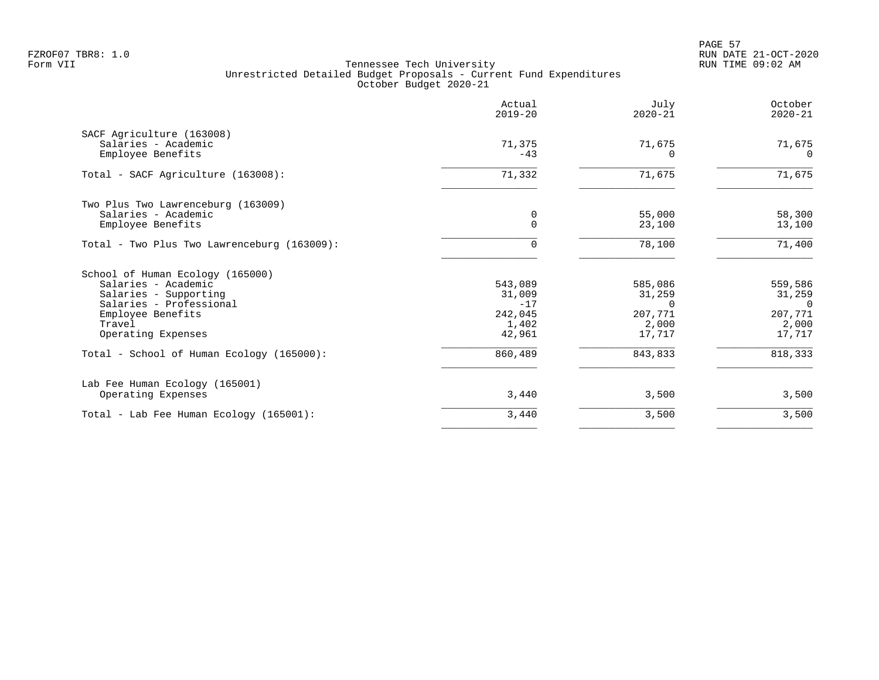Tennessee Tech University
Unrestricted Detailed Budget Proposals - Current Fund Expenditures
October Budget 2020-21

| | Actual 2019-20 | July 2020-21 | October 2020-21 |
|---|---:|---:|---:|
| **SACF Agriculture (163008)** | | | |
| Salaries - Academic | 71,375 | 71,675 | 71,675 |
| Employee Benefits | -43 | 0 | 0 |
| Total - SACF Agriculture (163008): | 71,332 | 71,675 | 71,675 |
| **Two Plus Two Lawrenceburg (163009)** | | | |
| Salaries - Academic | 0 | 55,000 | 58,300 |
| Employee Benefits | 0 | 23,100 | 13,100 |
| Total - Two Plus Two Lawrenceburg (163009): | 0 | 78,100 | 71,400 |
| **School of Human Ecology (165000)** | | | |
| Salaries - Academic | 543,089 | 585,086 | 559,586 |
| Salaries - Supporting | 31,009 | 31,259 | 31,259 |
| Salaries - Professional | -17 | 0 | 0 |
| Employee Benefits | 242,045 | 207,771 | 207,771 |
| Travel | 1,402 | 2,000 | 2,000 |
| Operating Expenses | 42,961 | 17,717 | 17,717 |
| Total - School of Human Ecology (165000): | 860,489 | 843,833 | 818,333 |
| **Lab Fee Human Ecology (165001)** | | | |
| Operating Expenses | 3,440 | 3,500 | 3,500 |
| Total - Lab Fee Human Ecology (165001): | 3,440 | 3,500 | 3,500 |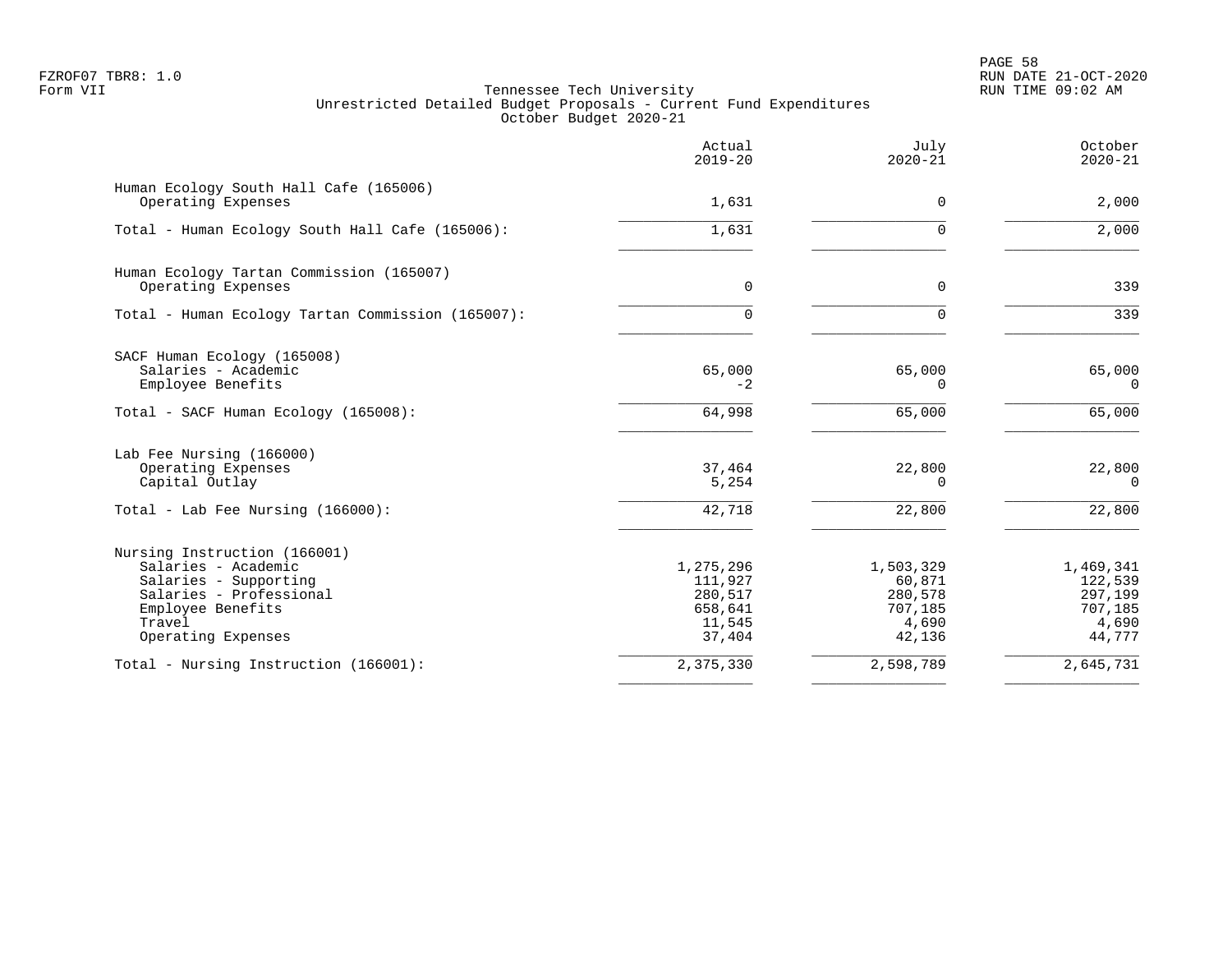FZROF07 TBR8: 1.0
Form VII

Tennessee Tech University
Unrestricted Detailed Budget Proposals - Current Fund Expenditures
October Budget 2020-21

RUN DATE 21-OCT-2020
RUN TIME 09:02 AM

| | Actual 2019-20 | July 2020-21 | October 2020-21 |
|---|---|---|---|
| **Human Ecology South Hall Cafe (165006)** | | | |
| Operating Expenses | 1,631 | 0 | 2,000 |
| Total - Human Ecology South Hall Cafe (165006): | 1,631 | 0 | 2,000 |
| **Human Ecology Tartan Commission (165007)** | | | |
| Operating Expenses | 0 | 0 | 339 |
| Total - Human Ecology Tartan Commission (165007): | 0 | 0 | 339 |
| **SACF Human Ecology (165008)** | | | |
| Salaries - Academic | 65,000 | 65,000 | 65,000 |
| Employee Benefits | -2 | 0 | 0 |
| Total - SACF Human Ecology (165008): | 64,998 | 65,000 | 65,000 |
| **Lab Fee Nursing (166000)** | | | |
| Operating Expenses | 37,464 | 22,800 | 22,800 |
| Capital Outlay | 5,254 | 0 | 0 |
| Total - Lab Fee Nursing (166000): | 42,718 | 22,800 | 22,800 |
| **Nursing Instruction (166001)** | | | |
| Salaries - Academic | 1,275,296 | 1,503,329 | 1,469,341 |
| Salaries - Supporting | 111,927 | 60,871 | 122,539 |
| Salaries - Professional | 280,517 | 280,578 | 297,199 |
| Employee Benefits | 658,641 | 707,185 | 707,185 |
| Travel | 11,545 | 4,690 | 4,690 |
| Operating Expenses | 37,404 | 42,136 | 44,777 |
| Total - Nursing Instruction (166001): | 2,375,330 | 2,598,789 | 2,645,731 |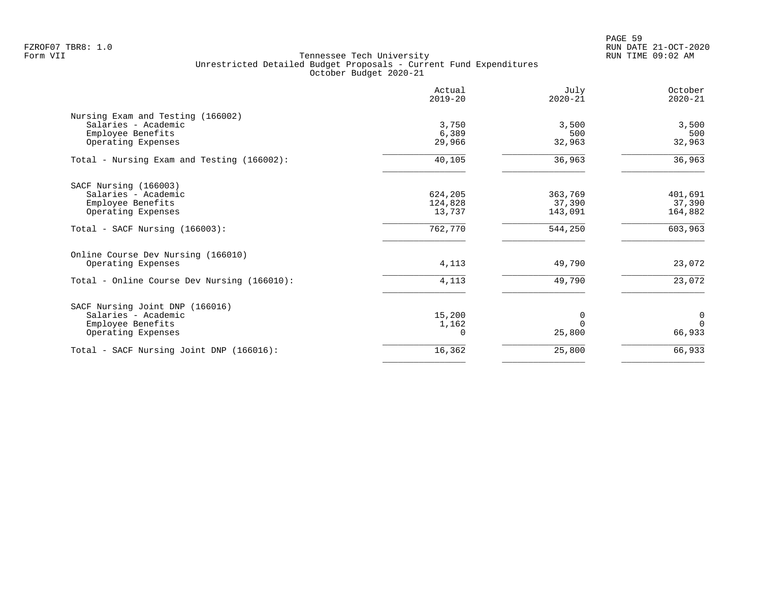Tennessee Tech University
Unrestricted Detailed Budget Proposals - Current Fund Expenditures
October Budget 2020-21

| | Actual 2019-20 | July 2020-21 | October 2020-21 |
|---|---|---|---|
| **Nursing Exam and Testing (166002)** | | | |
| Salaries - Academic | 3,750 | 3,500 | 3,500 |
| Employee Benefits | 6,389 | 500 | 500 |
| Operating Expenses | 29,966 | 32,963 | 32,963 |
| Total - Nursing Exam and Testing (166002): | 40,105 | 36,963 | 36,963 |
| **SACF Nursing (166003)** | | | |
| Salaries - Academic | 624,205 | 363,769 | 401,691 |
| Employee Benefits | 124,828 | 37,390 | 37,390 |
| Operating Expenses | 13,737 | 143,091 | 164,882 |
| Total - SACF Nursing (166003): | 762,770 | 544,250 | 603,963 |
| **Online Course Dev Nursing (166010)** | | | |
| Operating Expenses | 4,113 | 49,790 | 23,072 |
| Total - Online Course Dev Nursing (166010): | 4,113 | 49,790 | 23,072 |
| **SACF Nursing Joint DNP (166016)** | | | |
| Salaries - Academic | 15,200 | 0 | 0 |
| Employee Benefits | 1,162 | 0 | 0 |
| Operating Expenses | 0 | 25,800 | 66,933 |
| Total - SACF Nursing Joint DNP (166016): | 16,362 | 25,800 | 66,933 |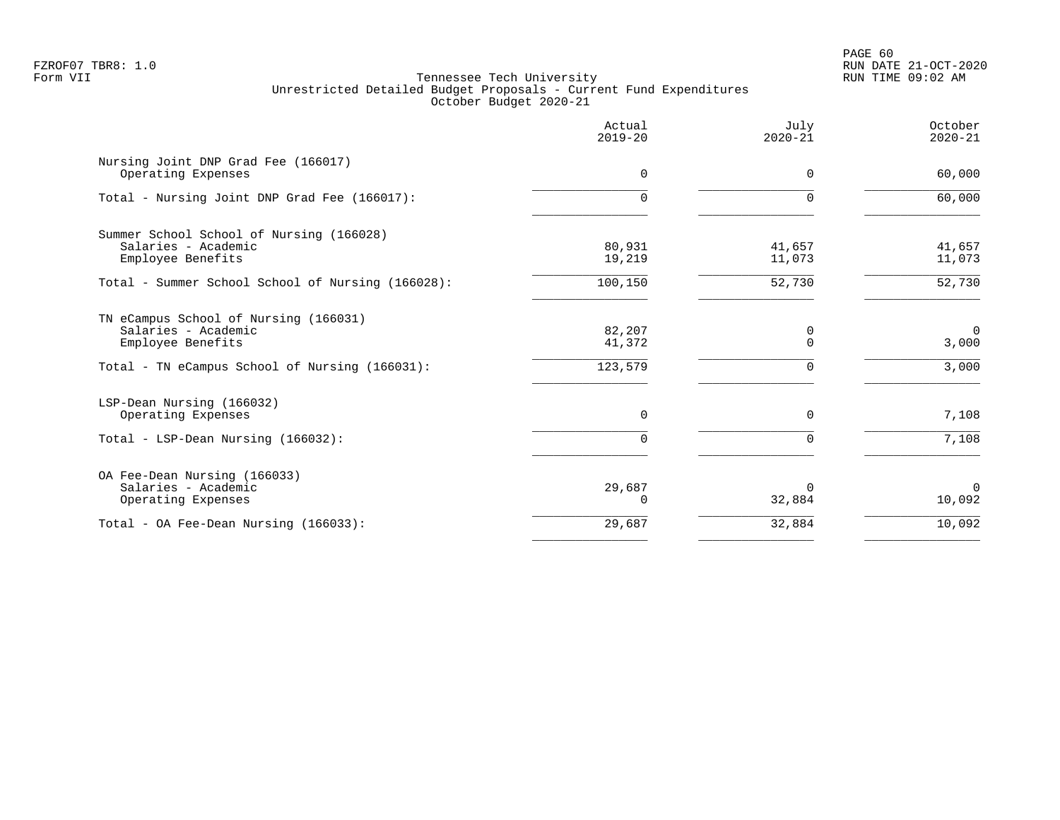FZROF07 TBR8: 1.0
Form VII

# Tennessee Tech University
## Unrestricted Detailed Budget Proposals - Current Fund Expenditures
### October Budget 2020-21

RUN DATE 21-OCT-2020
RUN TIME 09:02 AM

| | Actual 2019-20 | July 2020-21 | October 2020-21 |
|---|---|---|---|
| **Nursing Joint DNP Grad Fee (166017)** | | | |
| Operating Expenses | 0 | 0 | 60,000 |
| Total - Nursing Joint DNP Grad Fee (166017): | 0 | 0 | 60,000 |
| **Summer School School of Nursing (166028)** | | | |
| Salaries - Academic | 80,931 | 41,657 | 41,657 |
| Employee Benefits | 19,219 | 11,073 | 11,073 |
| Total - Summer School School of Nursing (166028): | 100,150 | 52,730 | 52,730 |
| **TN eCampus School of Nursing (166031)** | | | |
| Salaries - Academic | 82,207 | 0 | 0 |
| Employee Benefits | 41,372 | 0 | 3,000 |
| Total - TN eCampus School of Nursing (166031): | 123,579 | 0 | 3,000 |
| **LSP-Dean Nursing (166032)** | | | |
| Operating Expenses | 0 | 0 | 7,108 |
| Total - LSP-Dean Nursing (166032): | 0 | 0 | 7,108 |
| **OA Fee-Dean Nursing (166033)** | | | |
| Salaries - Academic | 29,687 | 0 | 0 |
| Operating Expenses | 0 | 32,884 | 10,092 |
| Total - OA Fee-Dean Nursing (166033): | 29,687 | 32,884 | 10,092 |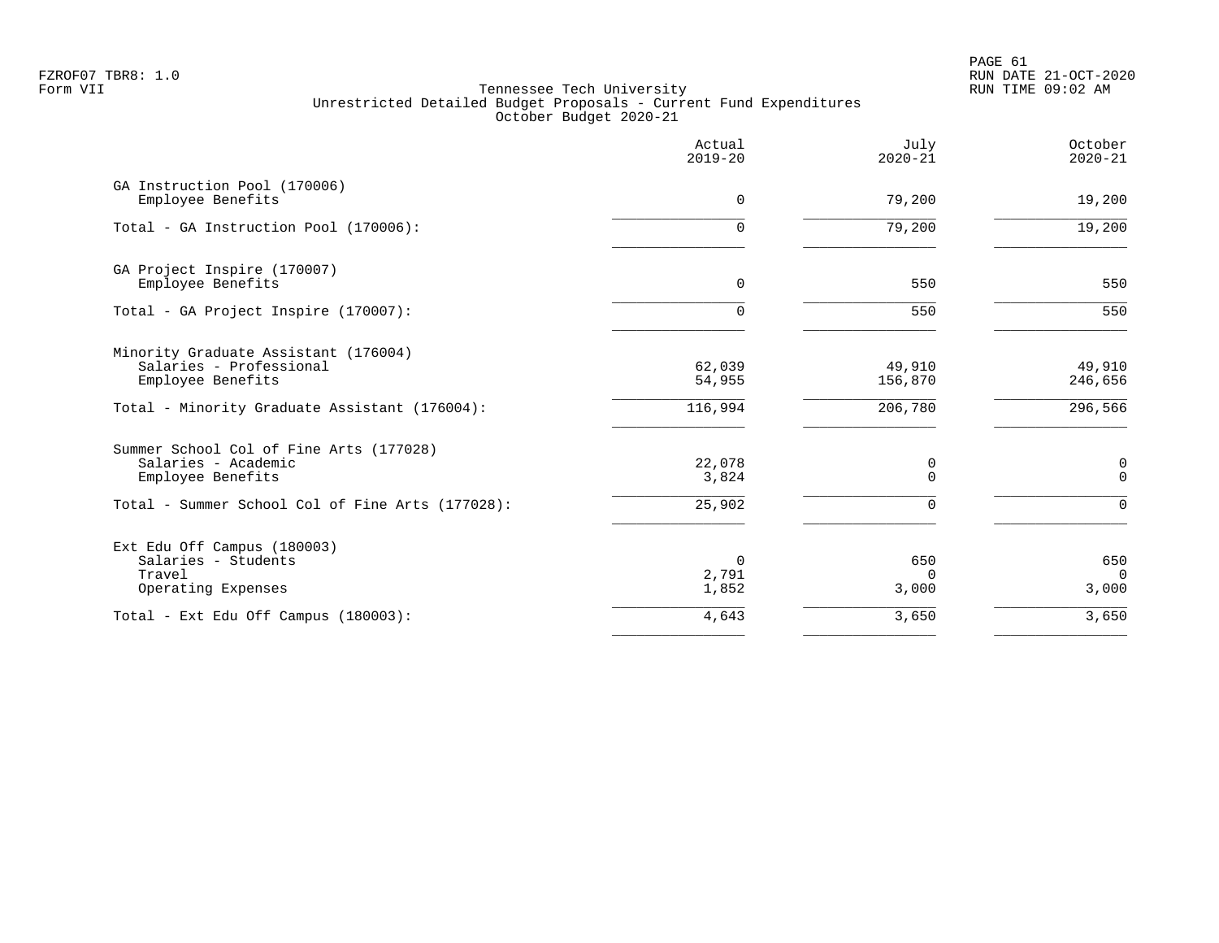FZROF07 TBR8: 1.0
Form VII

Tennessee Tech University
Unrestricted Detailed Budget Proposals - Current Fund Expenditures
October Budget 2020-21

RUN DATE 21-OCT-2020
RUN TIME 09:02 AM

| | Actual 2019-20 | July 2020-21 | October 2020-21 |
|---|---|---|---|
| GA Instruction Pool (170006) | | | |
| Employee Benefits | 0 | 79,200 | 19,200 |
| Total - GA Instruction Pool (170006): | 0 | 79,200 | 19,200 |
| GA Project Inspire (170007) | | | |
| Employee Benefits | 0 | 550 | 550 |
| Total - GA Project Inspire (170007): | 0 | 550 | 550 |
| Minority Graduate Assistant (176004) | | | |
| Salaries - Professional | 62,039 | 49,910 | 49,910 |
| Employee Benefits | 54,955 | 156,870 | 246,656 |
| Total - Minority Graduate Assistant (176004): | 116,994 | 206,780 | 296,566 |
| Summer School Col of Fine Arts (177028) | | | |
| Salaries - Academic | 22,078 | 0 | 0 |
| Employee Benefits | 3,824 | 0 | 0 |
| Total - Summer School Col of Fine Arts (177028): | 25,902 | 0 | 0 |
| Ext Edu Off Campus (180003) | | | |
| Salaries - Students | 0 | 650 | 650 |
| Travel | 2,791 | 0 | 0 |
| Operating Expenses | 1,852 | 3,000 | 3,000 |
| Total - Ext Edu Off Campus (180003): | 4,643 | 3,650 | 3,650 |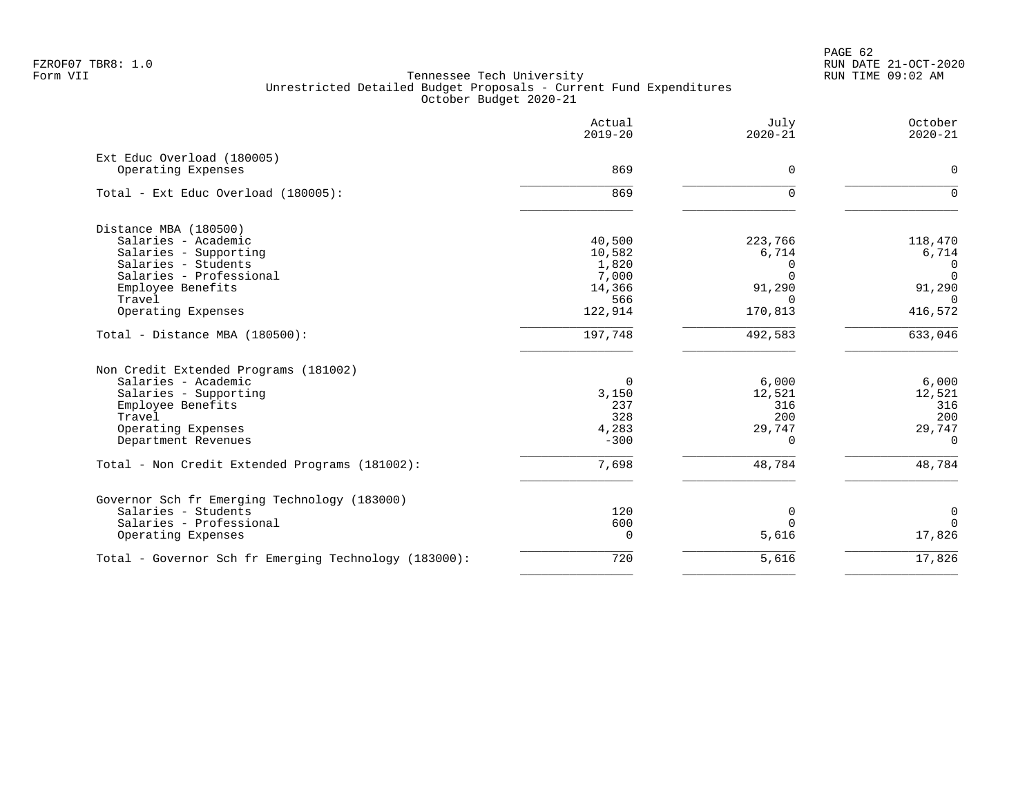FZROF07 TBR8: 1.0
Form VII

# Tennessee Tech University
## Unrestricted Detailed Budget Proposals - Current Fund Expenditures
### October Budget 2020-21

RUN DATE 21-OCT-2020
RUN TIME 09:02 AM

| | Actual 2019-20 | July 2020-21 | October 2020-21 |
|---|---:|---:|---:|
| **Ext Educ Overload (180005)** | | | |
| Operating Expenses | 869 | 0 | 0 |
| Total - Ext Educ Overload (180005): | 869 | 0 | 0 |
| **Distance MBA (180500)** | | | |
| Salaries - Academic | 40,500 | 223,766 | 118,470 |
| Salaries - Supporting | 10,582 | 6,714 | 6,714 |
| Salaries - Students | 1,820 | 0 | 0 |
| Salaries - Professional | 7,000 | 0 | 0 |
| Employee Benefits | 14,366 | 91,290 | 91,290 |
| Travel | 566 | 0 | 0 |
| Operating Expenses | 122,914 | 170,813 | 416,572 |
| Total - Distance MBA (180500): | 197,748 | 492,583 | 633,046 |
| **Non Credit Extended Programs (181002)** | | | |
| Salaries - Academic | 0 | 6,000 | 6,000 |
| Salaries - Supporting | 3,150 | 12,521 | 12,521 |
| Employee Benefits | 237 | 316 | 316 |
| Travel | 328 | 200 | 200 |
| Operating Expenses | 4,283 | 29,747 | 29,747 |
| Department Revenues | -300 | 0 | 0 |
| Total - Non Credit Extended Programs (181002): | 7,698 | 48,784 | 48,784 |
| **Governor Sch fr Emerging Technology (183000)** | | | |
| Salaries - Students | 120 | 0 | 0 |
| Salaries - Professional | 600 | 0 | 0 |
| Operating Expenses | 0 | 5,616 | 17,826 |
| Total - Governor Sch fr Emerging Technology (183000): | 720 | 5,616 | 17,826 |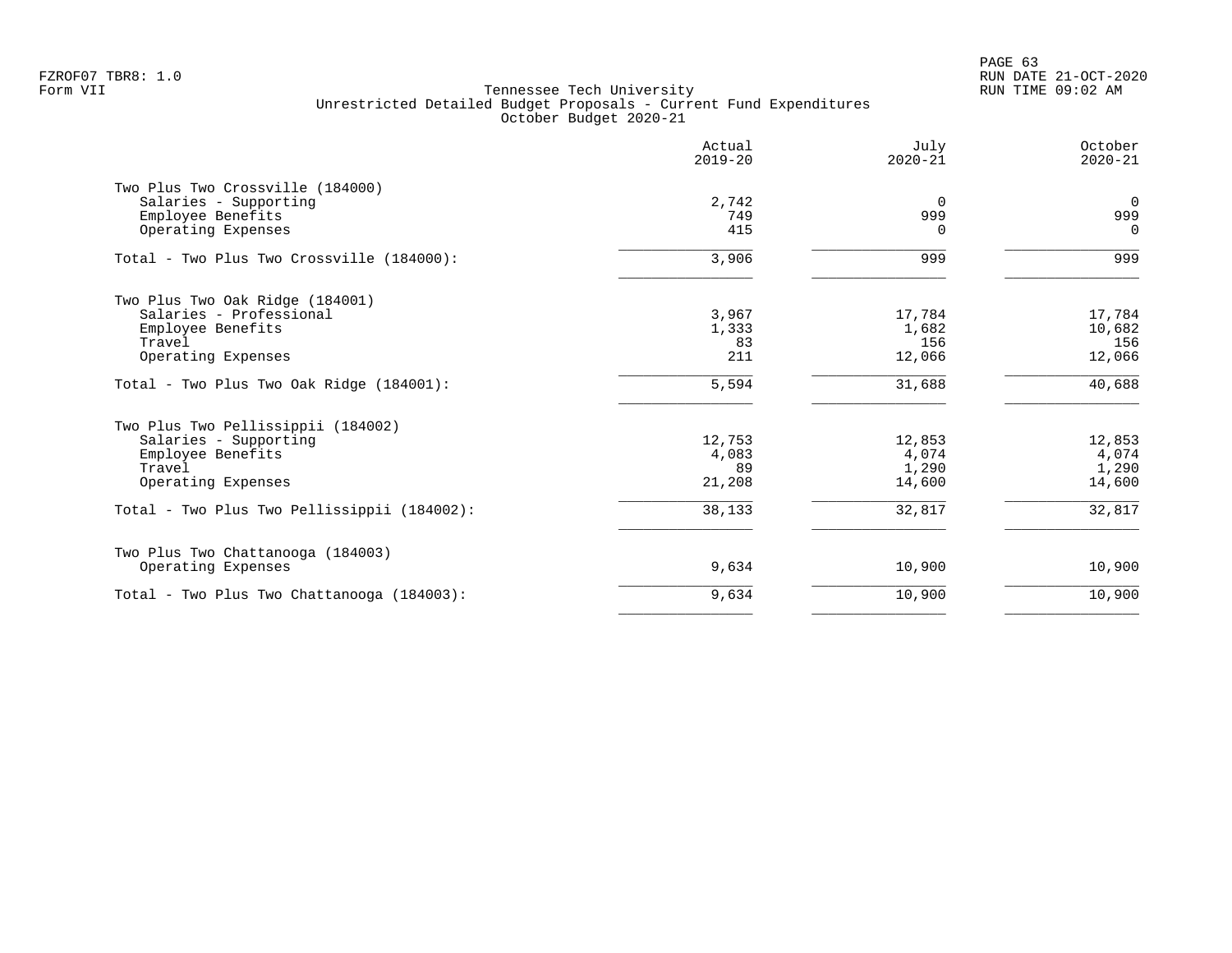FZROF07 TBR8: 1.0
Form VII

# Tennessee Tech University
## Unrestricted Detailed Budget Proposals - Current Fund Expenditures
### October Budget 2020-21

| | Actual 2019-20 | July 2020-21 | October 2020-21 |
|---|---|---|---|
| **Two Plus Two Crossville (184000)** | | | |
| Salaries - Supporting | 2,742 | 0 | 0 |
| Employee Benefits | 749 | 999 | 999 |
| Operating Expenses | 415 | 0 | 0 |
| Total - Two Plus Two Crossville (184000): | 3,906 | 999 | 999 |
| **Two Plus Two Oak Ridge (184001)** | | | |
| Salaries - Professional | 3,967 | 17,784 | 17,784 |
| Employee Benefits | 1,333 | 1,682 | 10,682 |
| Travel | 83 | 156 | 156 |
| Operating Expenses | 211 | 12,066 | 12,066 |
| Total - Two Plus Two Oak Ridge (184001): | 5,594 | 31,688 | 40,688 |
| **Two Plus Two Pellissippii (184002)** | | | |
| Salaries - Supporting | 12,753 | 12,853 | 12,853 |
| Employee Benefits | 4,083 | 4,074 | 4,074 |
| Travel | 89 | 1,290 | 1,290 |
| Operating Expenses | 21,208 | 14,600 | 14,600 |
| Total - Two Plus Two Pellissippii (184002): | 38,133 | 32,817 | 32,817 |
| **Two Plus Two Chattanooga (184003)** | | | |
| Operating Expenses | 9,634 | 10,900 | 10,900 |
| Total - Two Plus Two Chattanooga (184003): | 9,634 | 10,900 | 10,900 |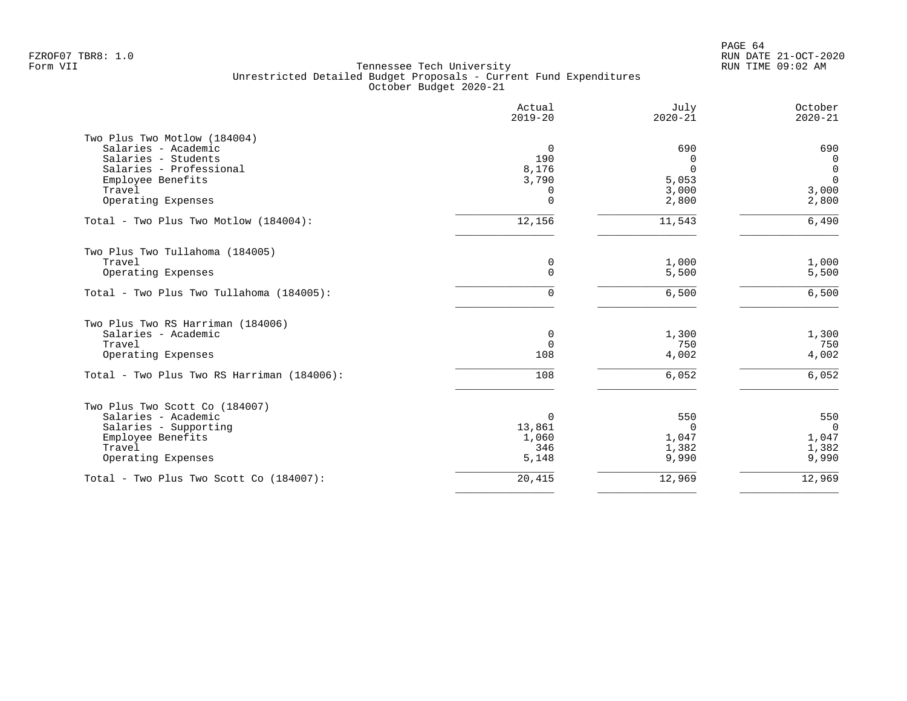FZROF07 TBR8: 1.0
Form VII

Tennessee Tech University
Unrestricted Detailed Budget Proposals - Current Fund Expenditures
October Budget 2020-21

RUN DATE 21-OCT-2020
RUN TIME 09:02 AM

| | Actual 2019-20 | July 2020-21 | October 2020-21 |
|---|---|---|---|
| **Two Plus Two Motlow (184004)** | | | |
| Salaries - Academic | 0 | 690 | 690 |
| Salaries - Students | 190 | 0 | 0 |
| Salaries - Professional | 8,176 | 0 | 0 |
| Employee Benefits | 3,790 | 5,053 | 0 |
| Travel | 0 | 3,000 | 3,000 |
| Operating Expenses | 0 | 2,800 | 2,800 |
| Total - Two Plus Two Motlow (184004): | 12,156 | 11,543 | 6,490 |
| **Two Plus Two Tullahoma (184005)** | | | |
| Travel | 0 | 1,000 | 1,000 |
| Operating Expenses | 0 | 5,500 | 5,500 |
| Total - Two Plus Two Tullahoma (184005): | 0 | 6,500 | 6,500 |
| **Two Plus Two RS Harriman (184006)** | | | |
| Salaries - Academic | 0 | 1,300 | 1,300 |
| Travel | 0 | 750 | 750 |
| Operating Expenses | 108 | 4,002 | 4,002 |
| Total - Two Plus Two RS Harriman (184006): | 108 | 6,052 | 6,052 |
| **Two Plus Two Scott Co (184007)** | | | |
| Salaries - Academic | 0 | 550 | 550 |
| Salaries - Supporting | 13,861 | 0 | 0 |
| Employee Benefits | 1,060 | 1,047 | 1,047 |
| Travel | 346 | 1,382 | 1,382 |
| Operating Expenses | 5,148 | 9,990 | 9,990 |
| Total - Two Plus Two Scott Co (184007): | 20,415 | 12,969 | 12,969 |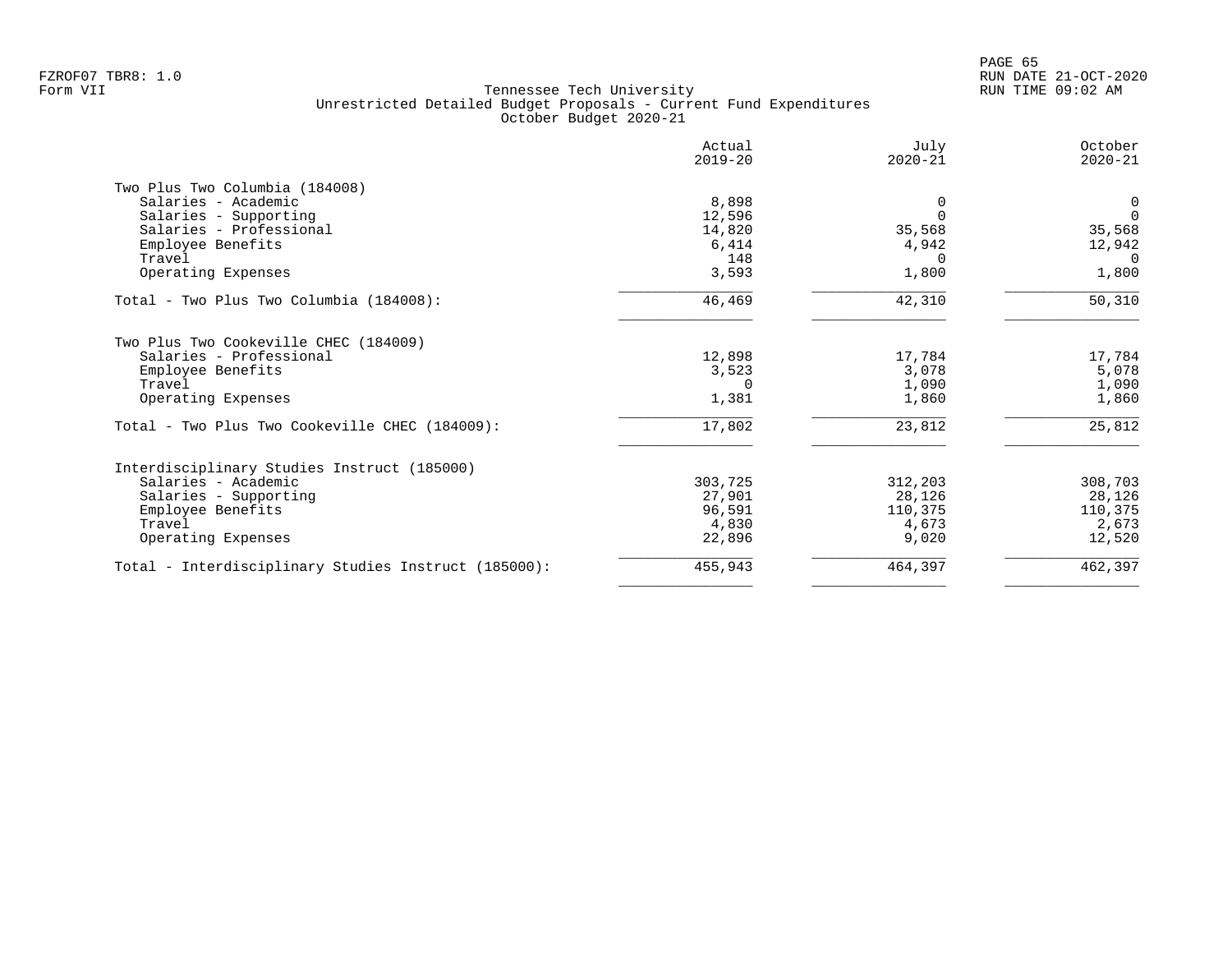FZROF07 TBR8: 1.0
Form VII

Tennessee Tech University
Unrestricted Detailed Budget Proposals - Current Fund Expenditures
October Budget 2020-21

RUN DATE 21-OCT-2020
RUN TIME 09:02 AM

| | Actual 2019-20 | July 2020-21 | October 2020-21 |
|---|---|---|---|
| **Two Plus Two Columbia (184008)** | | | |
| Salaries - Academic | 8,898 | 0 | 0 |
| Salaries - Supporting | 12,596 | 0 | 0 |
| Salaries - Professional | 14,820 | 35,568 | 35,568 |
| Employee Benefits | 6,414 | 4,942 | 12,942 |
| Travel | 148 | 0 | 0 |
| Operating Expenses | 3,593 | 1,800 | 1,800 |
| Total - Two Plus Two Columbia (184008): | 46,469 | 42,310 | 50,310 |
| **Two Plus Two Cookeville CHEC (184009)** | | | |
| Salaries - Professional | 12,898 | 17,784 | 17,784 |
| Employee Benefits | 3,523 | 3,078 | 5,078 |
| Travel | 0 | 1,090 | 1,090 |
| Operating Expenses | 1,381 | 1,860 | 1,860 |
| Total - Two Plus Two Cookeville CHEC (184009): | 17,802 | 23,812 | 25,812 |
| **Interdisciplinary Studies Instruct (185000)** | | | |
| Salaries - Academic | 303,725 | 312,203 | 308,703 |
| Salaries - Supporting | 27,901 | 28,126 | 28,126 |
| Employee Benefits | 96,591 | 110,375 | 110,375 |
| Travel | 4,830 | 4,673 | 2,673 |
| Operating Expenses | 22,896 | 9,020 | 12,520 |
| Total - Interdisciplinary Studies Instruct (185000): | 455,943 | 464,397 | 462,397 |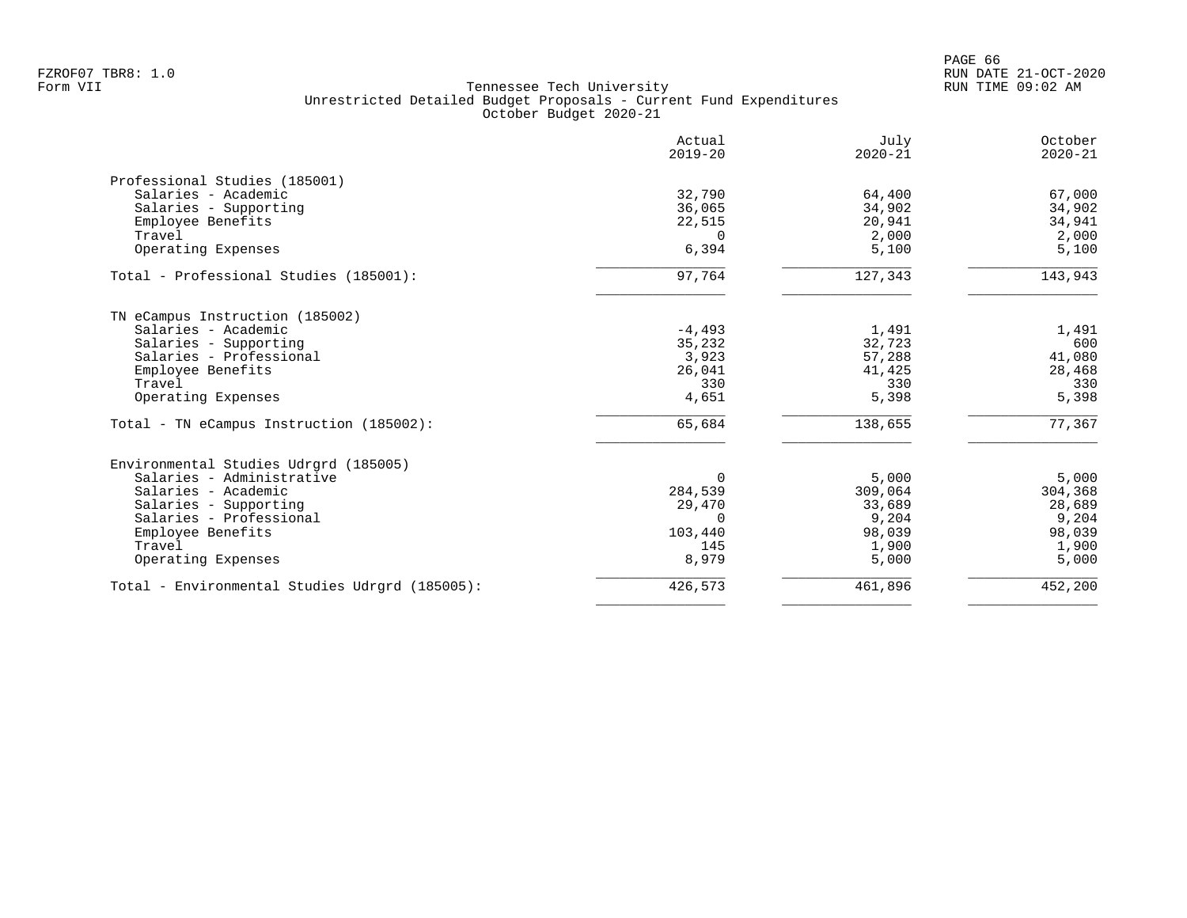Tennessee Tech University
Unrestricted Detailed Budget Proposals - Current Fund Expenditures
October Budget 2020-21

| | Actual 2019-20 | July 2020-21 | October 2020-21 |
|---|---|---|---|
| **Professional Studies (185001)** | | | |
| Salaries - Academic | 32,790 | 64,400 | 67,000 |
| Salaries - Supporting | 36,065 | 34,902 | 34,902 |
| Employee Benefits | 22,515 | 20,941 | 34,941 |
| Travel | 0 | 2,000 | 2,000 |
| Operating Expenses | 6,394 | 5,100 | 5,100 |
| Total - Professional Studies (185001): | 97,764 | 127,343 | 143,943 |
| **TN eCampus Instruction (185002)** | | | |
| Salaries - Academic | -4,493 | 1,491 | 1,491 |
| Salaries - Supporting | 35,232 | 32,723 | 600 |
| Salaries - Professional | 3,923 | 57,288 | 41,080 |
| Employee Benefits | 26,041 | 41,425 | 28,468 |
| Travel | 330 | 330 | 330 |
| Operating Expenses | 4,651 | 5,398 | 5,398 |
| Total - TN eCampus Instruction (185002): | 65,684 | 138,655 | 77,367 |
| **Environmental Studies Udrgrd (185005)** | | | |
| Salaries - Administrative | 0 | 5,000 | 5,000 |
| Salaries - Academic | 284,539 | 309,064 | 304,368 |
| Salaries - Supporting | 29,470 | 33,689 | 28,689 |
| Salaries - Professional | 0 | 9,204 | 9,204 |
| Employee Benefits | 103,440 | 98,039 | 98,039 |
| Travel | 145 | 1,900 | 1,900 |
| Operating Expenses | 8,979 | 5,000 | 5,000 |
| Total - Environmental Studies Udrgrd (185005): | 426,573 | 461,896 | 452,200 |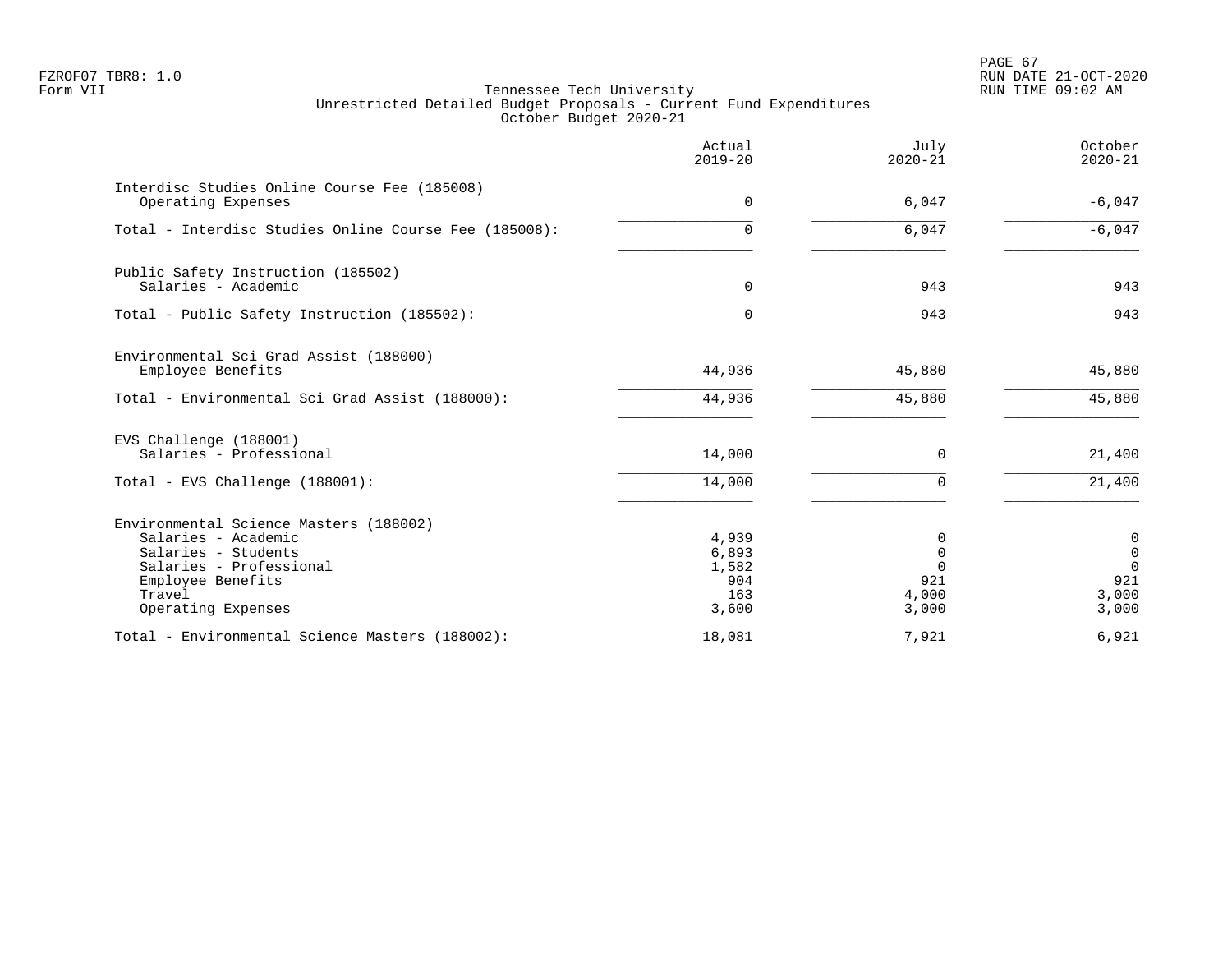FZROF07 TBR8: 1.0
Form VII

Tennessee Tech University
Unrestricted Detailed Budget Proposals - Current Fund Expenditures
October Budget 2020-21

RUN DATE 21-OCT-2020
RUN TIME 09:02 AM

| | Actual 2019-20 | July 2020-21 | October 2020-21 |
|---|---|---|---|
| **Interdisc Studies Online Course Fee (185008)** | | | |
| Operating Expenses | 0 | 6,047 | -6,047 |
| Total - Interdisc Studies Online Course Fee (185008): | 0 | 6,047 | -6,047 |
| **Public Safety Instruction (185502)** | | | |
| Salaries - Academic | 0 | 943 | 943 |
| Total - Public Safety Instruction (185502): | 0 | 943 | 943 |
| **Environmental Sci Grad Assist (188000)** | | | |
| Employee Benefits | 44,936 | 45,880 | 45,880 |
| Total - Environmental Sci Grad Assist (188000): | 44,936 | 45,880 | 45,880 |
| **EVS Challenge (188001)** | | | |
| Salaries - Professional | 14,000 | 0 | 21,400 |
| Total - EVS Challenge (188001): | 14,000 | 0 | 21,400 |
| **Environmental Science Masters (188002)** | | | |
| Salaries - Academic | 4,939 | 0 | 0 |
| Salaries - Students | 6,893 | 0 | 0 |
| Salaries - Professional | 1,582 | 0 | 0 |
| Employee Benefits | 904 | 921 | 921 |
| Travel | 163 | 4,000 | 3,000 |
| Operating Expenses | 3,600 | 3,000 | 3,000 |
| Total - Environmental Science Masters (188002): | 18,081 | 7,921 | 6,921 |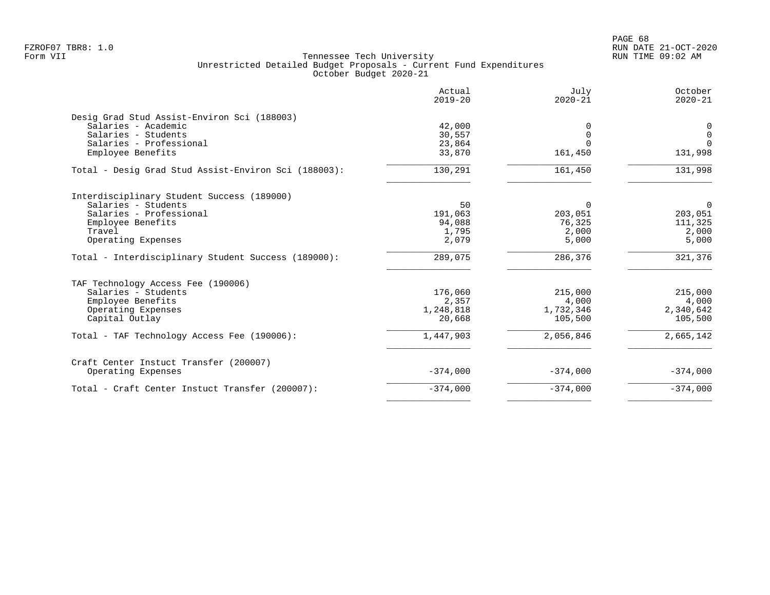Tennessee Tech University
Unrestricted Detailed Budget Proposals - Current Fund Expenditures
October Budget 2020-21

| | Actual 2019-20 | July 2020-21 | October 2020-21 |
|---|---|---|---|
| **Desig Grad Stud Assist-Environ Sci (188003)** | | | |
| Salaries - Academic | 42,000 | 0 | 0 |
| Salaries - Students | 30,557 | 0 | 0 |
| Salaries - Professional | 23,864 | 0 | 0 |
| Employee Benefits | 33,870 | 161,450 | 131,998 |
| Total - Desig Grad Stud Assist-Environ Sci (188003): | 130,291 | 161,450 | 131,998 |
| **Interdisciplinary Student Success (189000)** | | | |
| Salaries - Students | 50 | 0 | 0 |
| Salaries - Professional | 191,063 | 203,051 | 203,051 |
| Employee Benefits | 94,088 | 76,325 | 111,325 |
| Travel | 1,795 | 2,000 | 2,000 |
| Operating Expenses | 2,079 | 5,000 | 5,000 |
| Total - Interdisciplinary Student Success (189000): | 289,075 | 286,376 | 321,376 |
| **TAF Technology Access Fee (190006)** | | | |
| Salaries - Students | 176,060 | 215,000 | 215,000 |
| Employee Benefits | 2,357 | 4,000 | 4,000 |
| Operating Expenses | 1,248,818 | 1,732,346 | 2,340,642 |
| Capital Outlay | 20,668 | 105,500 | 105,500 |
| Total - TAF Technology Access Fee (190006): | 1,447,903 | 2,056,846 | 2,665,142 |
| **Craft Center Instuct Transfer (200007)** | | | |
| Operating Expenses | -374,000 | -374,000 | -374,000 |
| Total - Craft Center Instuct Transfer (200007): | -374,000 | -374,000 | -374,000 |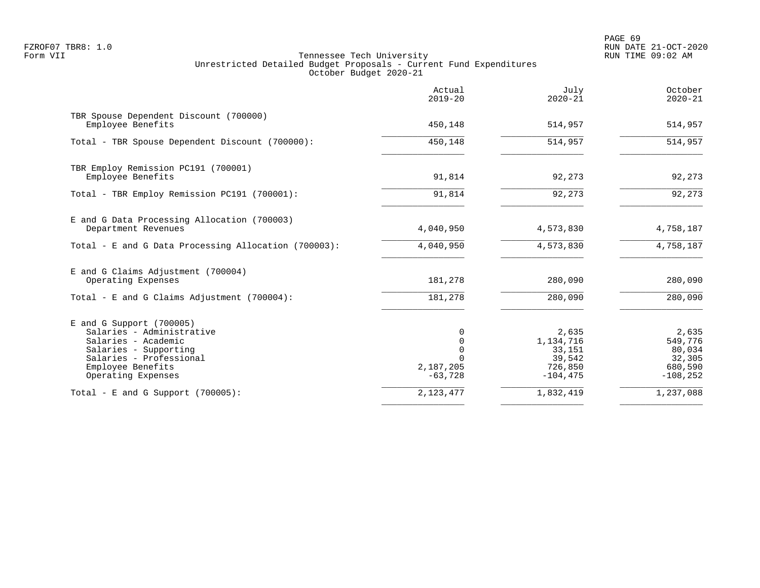FZROF07 TBR8: 1.0
Form VII

Tennessee Tech University
Unrestricted Detailed Budget Proposals - Current Fund Expenditures
October Budget 2020-21

RUN DATE 21-OCT-2020
RUN TIME 09:02 AM

| | Actual 2019-20 | July 2020-21 | October 2020-21 |
|---|---|---|---|
| **TBR Spouse Dependent Discount (700000)** | | | |
| Employee Benefits | 450,148 | 514,957 | 514,957 |
| Total - TBR Spouse Dependent Discount (700000): | 450,148 | 514,957 | 514,957 |
| **TBR Employ Remission PC191 (700001)** | | | |
| Employee Benefits | 91,814 | 92,273 | 92,273 |
| Total - TBR Employ Remission PC191 (700001): | 91,814 | 92,273 | 92,273 |
| **E and G Data Processing Allocation (700003)** | | | |
| Department Revenues | 4,040,950 | 4,573,830 | 4,758,187 |
| Total - E and G Data Processing Allocation (700003): | 4,040,950 | 4,573,830 | 4,758,187 |
| **E and G Claims Adjustment (700004)** | | | |
| Operating Expenses | 181,278 | 280,090 | 280,090 |
| Total - E and G Claims Adjustment (700004): | 181,278 | 280,090 | 280,090 |
| **E and G Support (700005)** | | | |
| Salaries - Administrative | 0 | 2,635 | 2,635 |
| Salaries - Academic | 0 | 1,134,716 | 549,776 |
| Salaries - Supporting | 0 | 33,151 | 80,034 |
| Salaries - Professional | 0 | 39,542 | 32,305 |
| Employee Benefits | 2,187,205 | 726,850 | 680,590 |
| Operating Expenses | -63,728 | -104,475 | -108,252 |
| Total - E and G Support (700005): | 2,123,477 | 1,832,419 | 1,237,088 |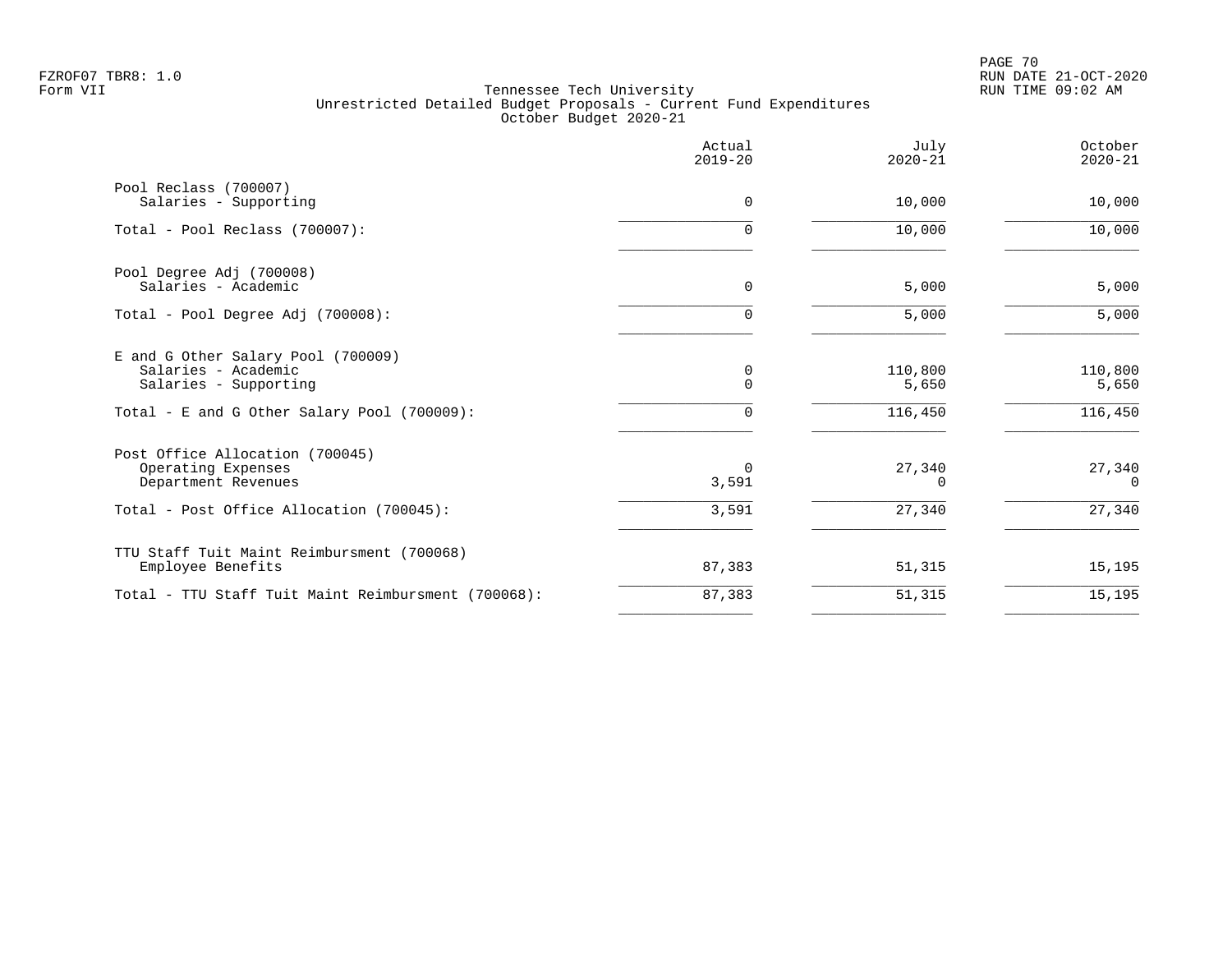Tennessee Tech University
Unrestricted Detailed Budget Proposals - Current Fund Expenditures
October Budget 2020-21

| | Actual 2019-20 | July 2020-21 | October 2020-21 |
|---|---|---|---|
| Pool Reclass (700007) | | | |
| Salaries - Supporting | 0 | 10,000 | 10,000 |
| Total - Pool Reclass (700007): | 0 | 10,000 | 10,000 |
| Pool Degree Adj (700008) | | | |
| Salaries - Academic | 0 | 5,000 | 5,000 |
| Total - Pool Degree Adj (700008): | 0 | 5,000 | 5,000 |
| E and G Other Salary Pool (700009) | | | |
| Salaries - Academic | 0 | 110,800 | 110,800 |
| Salaries - Supporting | 0 | 5,650 | 5,650 |
| Total - E and G Other Salary Pool (700009): | 0 | 116,450 | 116,450 |
| Post Office Allocation (700045) | | | |
| Operating Expenses | 0 | 27,340 | 27,340 |
| Department Revenues | 3,591 | 0 | 0 |
| Total - Post Office Allocation (700045): | 3,591 | 27,340 | 27,340 |
| TTU Staff Tuit Maint Reimbursment (700068) | | | |
| Employee Benefits | 87,383 | 51,315 | 15,195 |
| Total - TTU Staff Tuit Maint Reimbursment (700068): | 87,383 | 51,315 | 15,195 |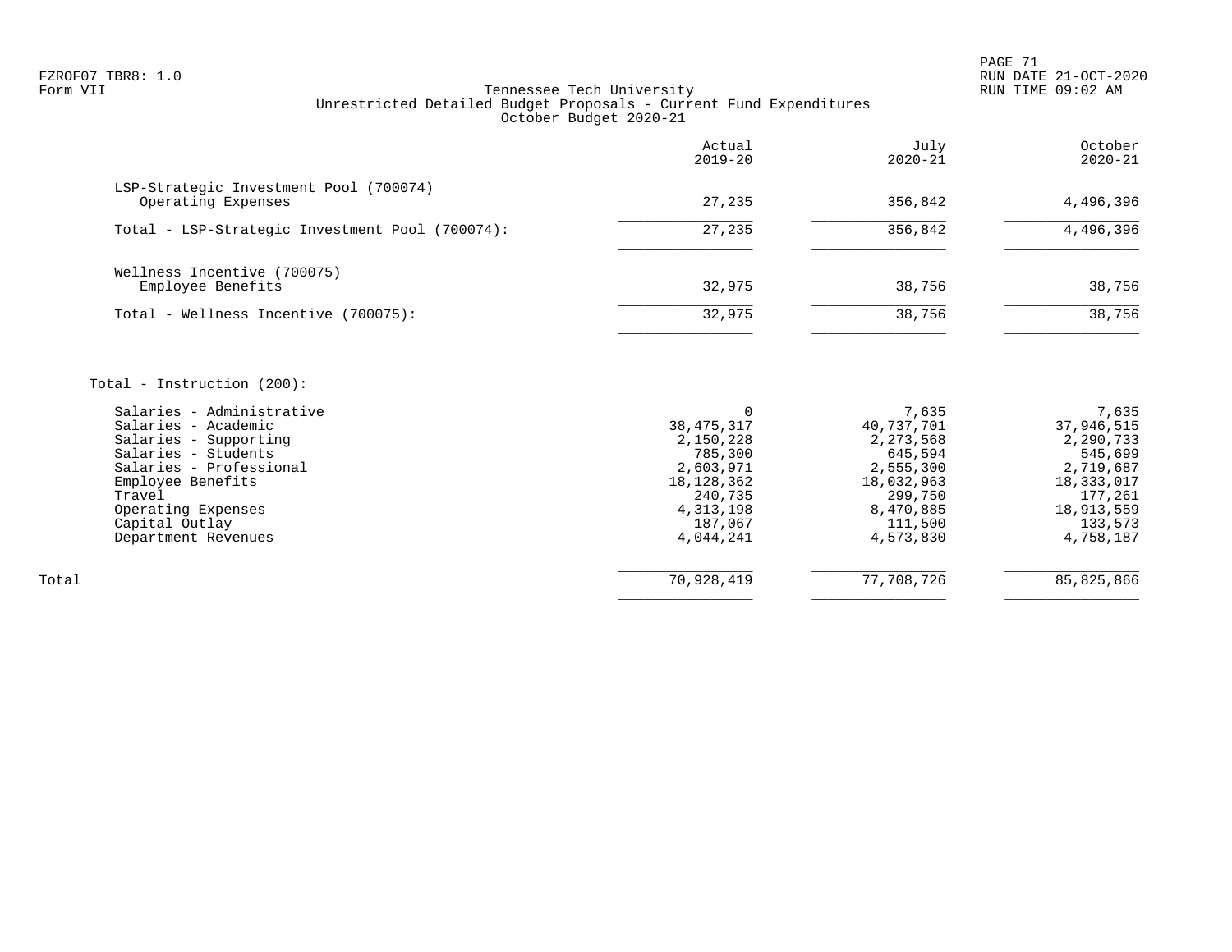Tennessee Tech University
Unrestricted Detailed Budget Proposals - Current Fund Expenditures
October Budget 2020-21

| | Actual 2019-20 | July 2020-21 | October 2020-21 |
|---|---:|---:|---:|
| **LSP-Strategic Investment Pool (700074)** | | | |
| Operating Expenses | 27,235 | 356,842 | 4,496,396 |
| Total - LSP-Strategic Investment Pool (700074): | 27,235 | 356,842 | 4,496,396 |
| **Wellness Incentive (700075)** | | | |
| Employee Benefits | 32,975 | 38,756 | 38,756 |
| Total - Wellness Incentive (700075): | 32,975 | 38,756 | 38,756 |
| **Total - Instruction (200):** | | | |
| Salaries - Administrative | 0 | 7,635 | 7,635 |
| Salaries - Academic | 38,475,317 | 40,737,701 | 37,946,515 |
| Salaries - Supporting | 2,150,228 | 2,273,568 | 2,290,733 |
| Salaries - Students | 785,300 | 645,594 | 545,699 |
| Salaries - Professional | 2,603,971 | 2,555,300 | 2,719,687 |
| Employee Benefits | 18,128,362 | 18,032,963 | 18,333,017 |
| Travel | 240,735 | 299,750 | 177,261 |
| Operating Expenses | 4,313,198 | 8,470,885 | 18,913,559 |
| Capital Outlay | 187,067 | 111,500 | 133,573 |
| Department Revenues | 4,044,241 | 4,573,830 | 4,758,187 |
| Total | 70,928,419 | 77,708,726 | 85,825,866 |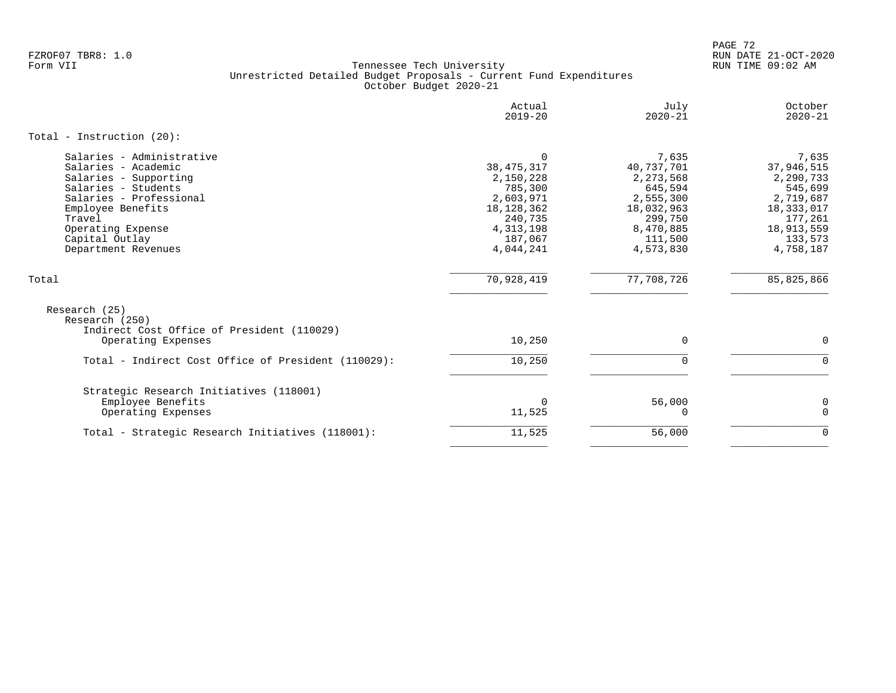FZROF07 TBR8: 1.0
Form VII

Tennessee Tech University
Unrestricted Detailed Budget Proposals - Current Fund Expenditures
October Budget 2020-21

RUN DATE 21-OCT-2020
RUN TIME 09:02 AM

| | Actual 2019-20 | July 2020-21 | October 2020-21 |
|---|---|---|---|
| **Total - Instruction (20):** | | | |
| Salaries - Administrative | 0 | 7,635 | 7,635 |
| Salaries - Academic | 38,475,317 | 40,737,701 | 37,946,515 |
| Salaries - Supporting | 2,150,228 | 2,273,568 | 2,290,733 |
| Salaries - Students | 785,300 | 645,594 | 545,699 |
| Salaries - Professional | 2,603,971 | 2,555,300 | 2,719,687 |
| Employee Benefits | 18,128,362 | 18,032,963 | 18,333,017 |
| Travel | 240,735 | 299,750 | 177,261 |
| Operating Expense | 4,313,198 | 8,470,885 | 18,913,559 |
| Capital Outlay | 187,067 | 111,500 | 133,573 |
| Department Revenues | 4,044,241 | 4,573,830 | 4,758,187 |
| Total | 70,928,419 | 77,708,726 | 85,825,866 |
| Research (25) | | | |
| Research (250) | | | |
| Indirect Cost Office of President (110029) | | | |
| Operating Expenses | 10,250 | 0 | 0 |
| Total - Indirect Cost Office of President (110029): | 10,250 | 0 | 0 |
| Strategic Research Initiatives (118001) | | | |
| Employee Benefits | 0 | 56,000 | 0 |
| Operating Expenses | 11,525 | 0 | 0 |
| Total - Strategic Research Initiatives (118001): | 11,525 | 56,000 | 0 |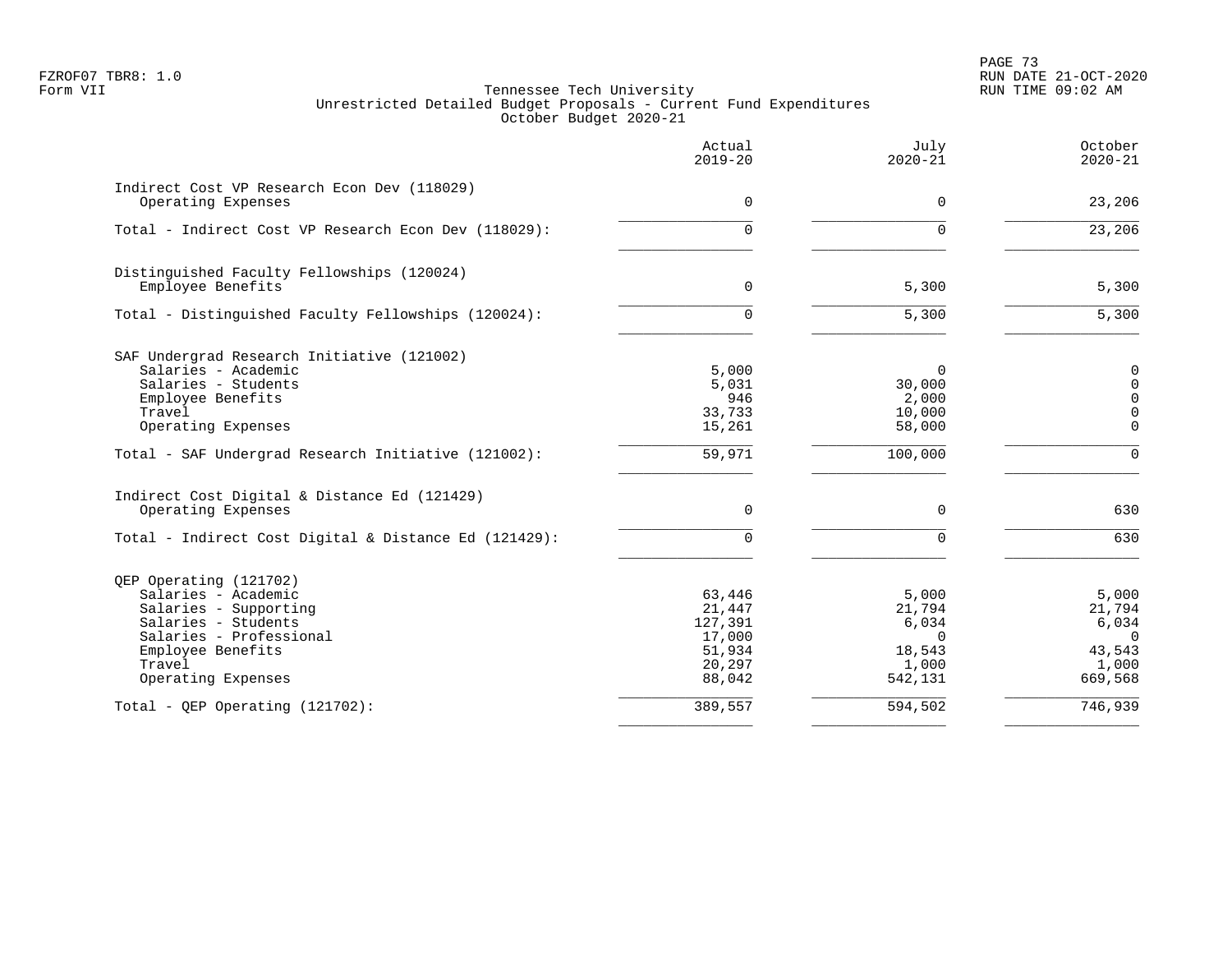FZROF07 TBR8: 1.0
Form VII

# Tennessee Tech University
## Unrestricted Detailed Budget Proposals - Current Fund Expenditures
### October Budget 2020-21

RUN DATE 21-OCT-2020
RUN TIME 09:02 AM

| | Actual 2019-20 | July 2020-21 | October 2020-21 |
|---|---:|---:|---:|
| **Indirect Cost VP Research Econ Dev (118029)** | | | |
| Operating Expenses | 0 | 0 | 23,206 |
| Total - Indirect Cost VP Research Econ Dev (118029): | 0 | 0 | 23,206 |
| **Distinguished Faculty Fellowships (120024)** | | | |
| Employee Benefits | 0 | 5,300 | 5,300 |
| Total - Distinguished Faculty Fellowships (120024): | 0 | 5,300 | 5,300 |
| **SAF Undergrad Research Initiative (121002)** | | | |
| Salaries - Academic | 5,000 | 0 | 0 |
| Salaries - Students | 5,031 | 30,000 | 0 |
| Employee Benefits | 946 | 2,000 | 0 |
| Travel | 33,733 | 10,000 | 0 |
| Operating Expenses | 15,261 | 58,000 | 0 |
| Total - SAF Undergrad Research Initiative (121002): | 59,971 | 100,000 | 0 |
| **Indirect Cost Digital & Distance Ed (121429)** | | | |
| Operating Expenses | 0 | 0 | 630 |
| Total - Indirect Cost Digital & Distance Ed (121429): | 0 | 0 | 630 |
| **QEP Operating (121702)** | | | |
| Salaries - Academic | 63,446 | 5,000 | 5,000 |
| Salaries - Supporting | 21,447 | 21,794 | 21,794 |
| Salaries - Students | 127,391 | 6,034 | 6,034 |
| Salaries - Professional | 17,000 | 0 | 0 |
| Employee Benefits | 51,934 | 18,543 | 43,543 |
| Travel | 20,297 | 1,000 | 1,000 |
| Operating Expenses | 88,042 | 542,131 | 669,568 |
| Total - QEP Operating (121702): | 389,557 | 594,502 | 746,939 |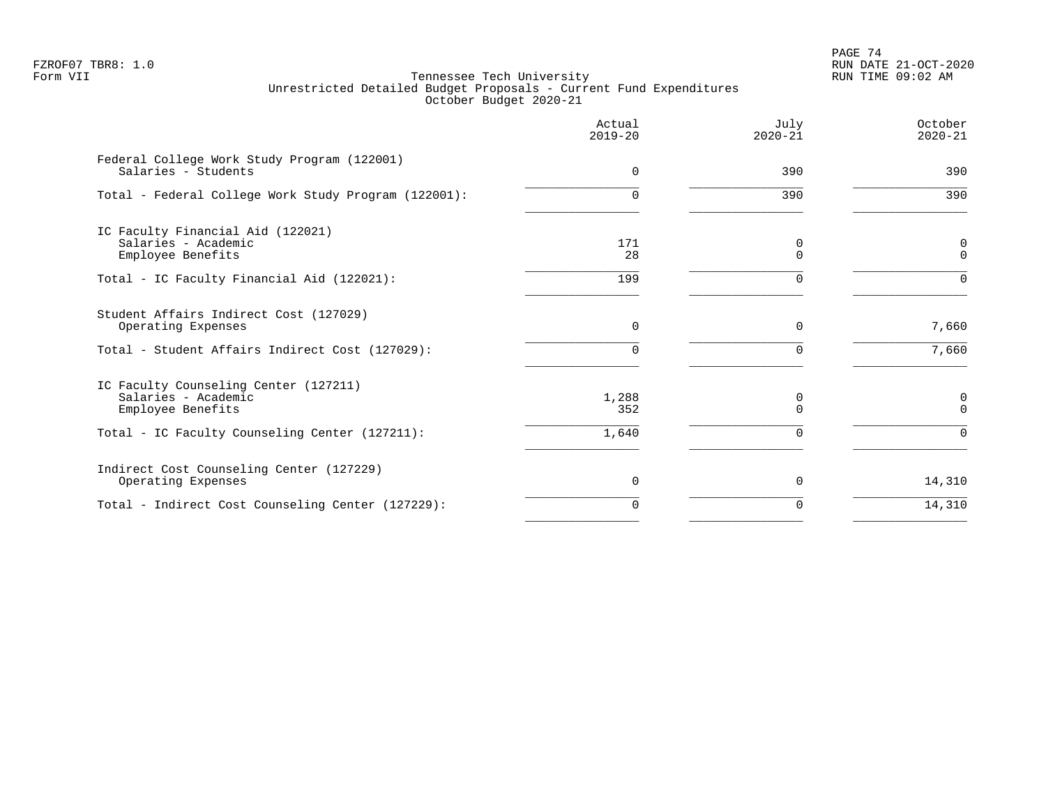FZROF07 TBR8: 1.0
Form VII

Tennessee Tech University
Unrestricted Detailed Budget Proposals - Current Fund Expenditures
October Budget 2020-21

RUN DATE 21-OCT-2020
RUN TIME 09:02 AM

| | Actual 2019-20 | July 2020-21 | October 2020-21 |
|---|---|---|---|
| Federal College Work Study Program (122001) | | | |
| Salaries - Students | 0 | 390 | 390 |
| Total - Federal College Work Study Program (122001): | 0 | 390 | 390 |
| IC Faculty Financial Aid (122021) | | | |
| Salaries - Academic | 171 | 0 | 0 |
| Employee Benefits | 28 | 0 | 0 |
| Total - IC Faculty Financial Aid (122021): | 199 | 0 | 0 |
| Student Affairs Indirect Cost (127029) | | | |
| Operating Expenses | 0 | 0 | 7,660 |
| Total - Student Affairs Indirect Cost (127029): | 0 | 0 | 7,660 |
| IC Faculty Counseling Center (127211) | | | |
| Salaries - Academic | 1,288 | 0 | 0 |
| Employee Benefits | 352 | 0 | 0 |
| Total - IC Faculty Counseling Center (127211): | 1,640 | 0 | 0 |
| Indirect Cost Counseling Center (127229) | | | |
| Operating Expenses | 0 | 0 | 14,310 |
| Total - Indirect Cost Counseling Center (127229): | 0 | 0 | 14,310 |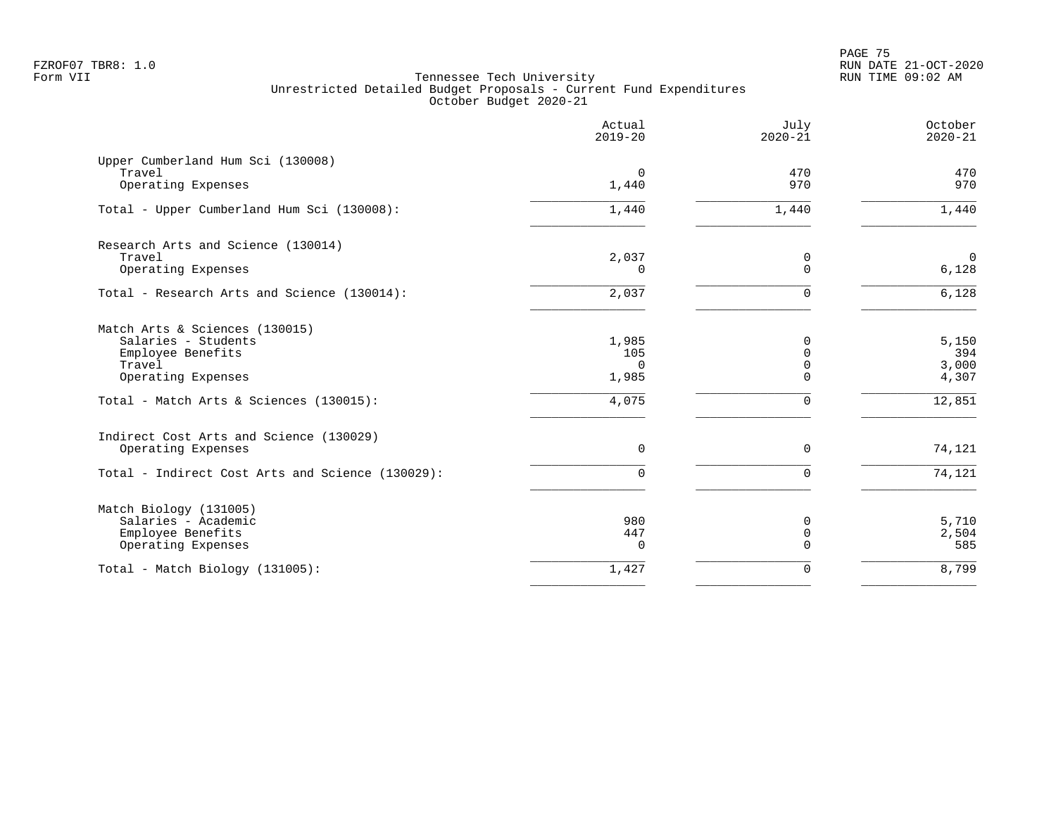FZROF07 TBR8: 1.0
Form VII

Tennessee Tech University
Unrestricted Detailed Budget Proposals - Current Fund Expenditures
October Budget 2020-21

RUN DATE 21-OCT-2020
RUN TIME 09:02 AM

| | Actual 2019-20 | July 2020-21 | October 2020-21 |
|---|---|---|---|
| **Upper Cumberland Hum Sci (130008)** | | | |
| Travel | 0 | 470 | 470 |
| Operating Expenses | 1,440 | 970 | 970 |
| Total - Upper Cumberland Hum Sci (130008): | 1,440 | 1,440 | 1,440 |
| **Research Arts and Science (130014)** | | | |
| Travel | 2,037 | 0 | 0 |
| Operating Expenses | 0 | 0 | 6,128 |
| Total - Research Arts and Science (130014): | 2,037 | 0 | 6,128 |
| **Match Arts & Sciences (130015)** | | | |
| Salaries - Students | 1,985 | 0 | 5,150 |
| Employee Benefits | 105 | 0 | 394 |
| Travel | 0 | 0 | 3,000 |
| Operating Expenses | 1,985 | 0 | 4,307 |
| Total - Match Arts & Sciences (130015): | 4,075 | 0 | 12,851 |
| **Indirect Cost Arts and Science (130029)** | | | |
| Operating Expenses | 0 | 0 | 74,121 |
| Total - Indirect Cost Arts and Science (130029): | 0 | 0 | 74,121 |
| **Match Biology (131005)** | | | |
| Salaries - Academic | 980 | 0 | 5,710 |
| Employee Benefits | 447 | 0 | 2,504 |
| Operating Expenses | 0 | 0 | 585 |
| Total - Match Biology (131005): | 1,427 | 0 | 8,799 |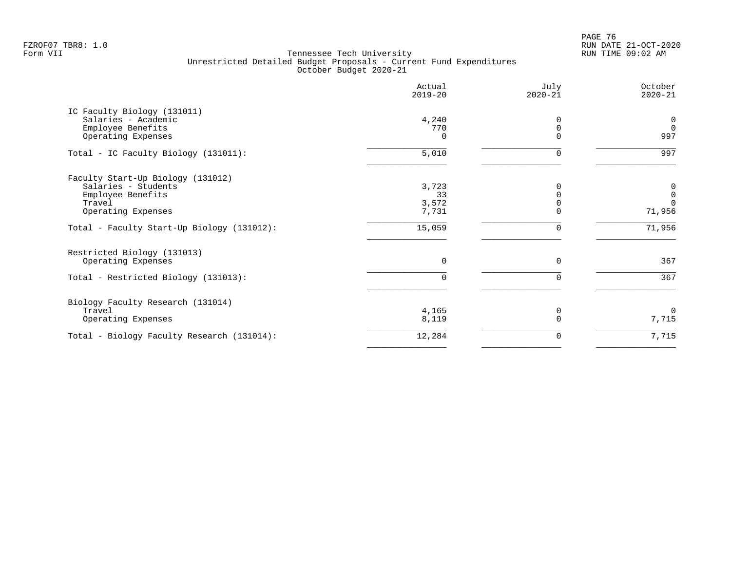Tennessee Tech University
Unrestricted Detailed Budget Proposals - Current Fund Expenditures
October Budget 2020-21

| | Actual 2019-20 | July 2020-21 | October 2020-21 |
|---|---|---|---|
| **IC Faculty Biology (131011)** | | | |
| Salaries - Academic | 4,240 | 0 | 0 |
| Employee Benefits | 770 | 0 | 0 |
| Operating Expenses | 0 | 0 | 997 |
| Total - IC Faculty Biology (131011): | 5,010 | 0 | 997 |
| **Faculty Start-Up Biology (131012)** | | | |
| Salaries - Students | 3,723 | 0 | 0 |
| Employee Benefits | 33 | 0 | 0 |
| Travel | 3,572 | 0 | 0 |
| Operating Expenses | 7,731 | 0 | 71,956 |
| Total - Faculty Start-Up Biology (131012): | 15,059 | 0 | 71,956 |
| **Restricted Biology (131013)** | | | |
| Operating Expenses | 0 | 0 | 367 |
| Total - Restricted Biology (131013): | 0 | 0 | 367 |
| **Biology Faculty Research (131014)** | | | |
| Travel | 4,165 | 0 | 0 |
| Operating Expenses | 8,119 | 0 | 7,715 |
| Total - Biology Faculty Research (131014): | 12,284 | 0 | 7,715 |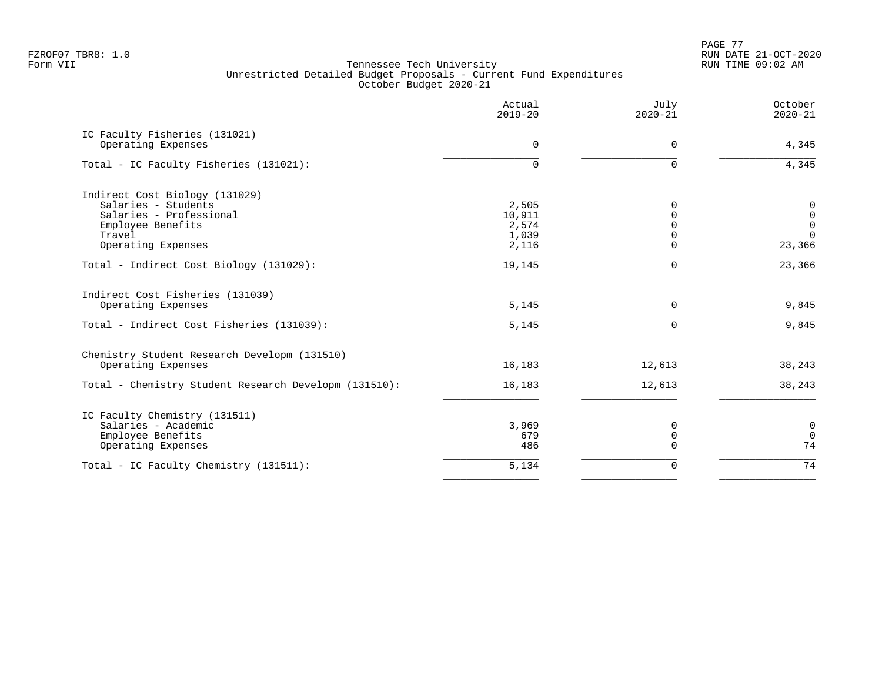FZROF07 TBR8: 1.0
Form VII

Tennessee Tech University
Unrestricted Detailed Budget Proposals - Current Fund Expenditures
October Budget 2020-21

RUN DATE 21-OCT-2020
RUN TIME 09:02 AM

| | Actual 2019-20 | July 2020-21 | October 2020-21 |
|---|---|---|---|
| **IC Faculty Fisheries (131021)** | | | |
| Operating Expenses | 0 | 0 | 4,345 |
| Total - IC Faculty Fisheries (131021): | 0 | 0 | 4,345 |
| **Indirect Cost Biology (131029)** | | | |
| Salaries - Students | 2,505 | 0 | 0 |
| Salaries - Professional | 10,911 | 0 | 0 |
| Employee Benefits | 2,574 | 0 | 0 |
| Travel | 1,039 | 0 | 0 |
| Operating Expenses | 2,116 | 0 | 23,366 |
| Total - Indirect Cost Biology (131029): | 19,145 | 0 | 23,366 |
| **Indirect Cost Fisheries (131039)** | | | |
| Operating Expenses | 5,145 | 0 | 9,845 |
| Total - Indirect Cost Fisheries (131039): | 5,145 | 0 | 9,845 |
| **Chemistry Student Research Developm (131510)** | | | |
| Operating Expenses | 16,183 | 12,613 | 38,243 |
| Total - Chemistry Student Research Developm (131510): | 16,183 | 12,613 | 38,243 |
| **IC Faculty Chemistry (131511)** | | | |
| Salaries - Academic | 3,969 | 0 | 0 |
| Employee Benefits | 679 | 0 | 0 |
| Operating Expenses | 486 | 0 | 74 |
| Total - IC Faculty Chemistry (131511): | 5,134 | 0 | 74 |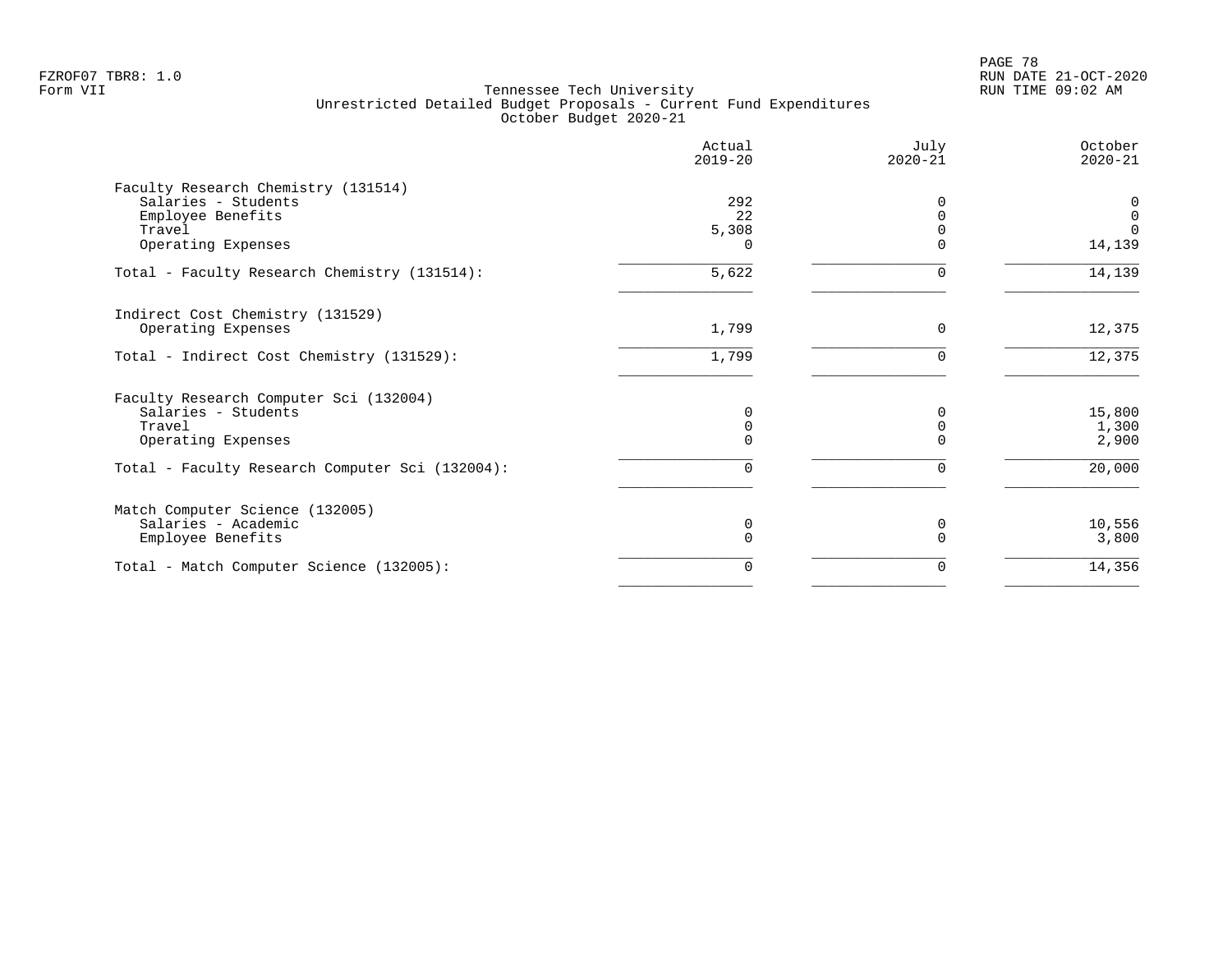# Tennessee Tech University

## Unrestricted Detailed Budget Proposals - Current Fund Expenditures

### October Budget 2020-21

| | Actual 2019-20 | July 2020-21 | October 2020-21 |
|---|---|---|---|
| **Faculty Research Chemistry (131514)** | | | |
| Salaries - Students | 292 | 0 | 0 |
| Employee Benefits | 22 | 0 | 0 |
| Travel | 5,308 | 0 | 0 |
| Operating Expenses | 0 | 0 | 14,139 |
| Total - Faculty Research Chemistry (131514): | 5,622 | 0 | 14,139 |
| **Indirect Cost Chemistry (131529)** | | | |
| Operating Expenses | 1,799 | 0 | 12,375 |
| Total - Indirect Cost Chemistry (131529): | 1,799 | 0 | 12,375 |
| **Faculty Research Computer Sci (132004)** | | | |
| Salaries - Students | 0 | 0 | 15,800 |
| Travel | 0 | 0 | 1,300 |
| Operating Expenses | 0 | 0 | 2,900 |
| Total - Faculty Research Computer Sci (132004): | 0 | 0 | 20,000 |
| **Match Computer Science (132005)** | | | |
| Salaries - Academic | 0 | 0 | 10,556 |
| Employee Benefits | 0 | 0 | 3,800 |
| Total - Match Computer Science (132005): | 0 | 0 | 14,356 |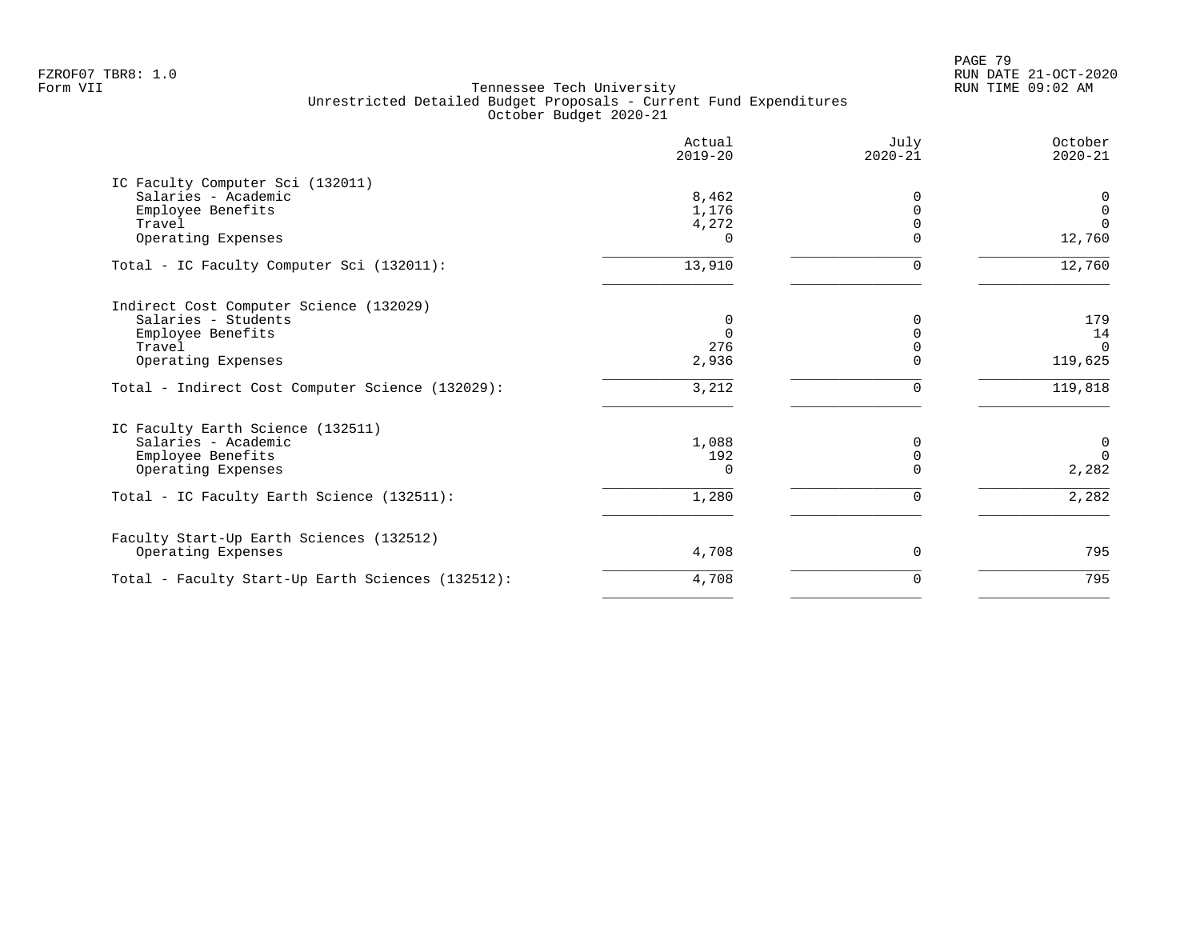FZROF07 TBR8: 1.0
Form VII

Tennessee Tech University
Unrestricted Detailed Budget Proposals - Current Fund Expenditures
October Budget 2020-21

RUN DATE 21-OCT-2020
RUN TIME 09:02 AM

| | Actual 2019-20 | July 2020-21 | October 2020-21 |
|---|---|---|---|
| IC Faculty Computer Sci (132011) | | | |
| Salaries - Academic | 8,462 | 0 | 0 |
| Employee Benefits | 1,176 | 0 | 0 |
| Travel | 4,272 | 0 | 0 |
| Operating Expenses | 0 | 0 | 12,760 |
| Total - IC Faculty Computer Sci (132011): | 13,910 | 0 | 12,760 |
| Indirect Cost Computer Science (132029) | | | |
| Salaries - Students | 0 | 0 | 179 |
| Employee Benefits | 0 | 0 | 14 |
| Travel | 276 | 0 | 0 |
| Operating Expenses | 2,936 | 0 | 119,625 |
| Total - Indirect Cost Computer Science (132029): | 3,212 | 0 | 119,818 |
| IC Faculty Earth Science (132511) | | | |
| Salaries - Academic | 1,088 | 0 | 0 |
| Employee Benefits | 192 | 0 | 0 |
| Operating Expenses | 0 | 0 | 2,282 |
| Total - IC Faculty Earth Science (132511): | 1,280 | 0 | 2,282 |
| Faculty Start-Up Earth Sciences (132512) | | | |
| Operating Expenses | 4,708 | 0 | 795 |
| Total - Faculty Start-Up Earth Sciences (132512): | 4,708 | 0 | 795 |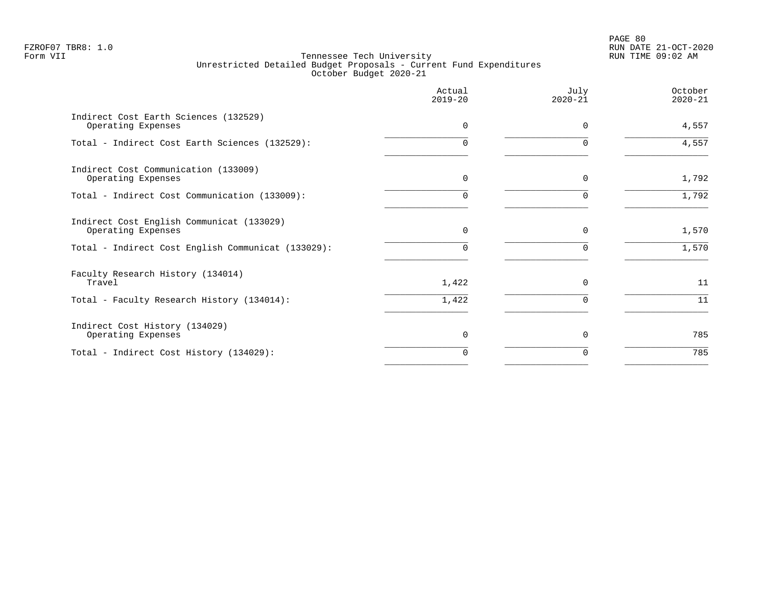Tennessee Tech University
Unrestricted Detailed Budget Proposals - Current Fund Expenditures
October Budget 2020-21

| | Actual 2019-20 | July 2020-21 | October 2020-21 |
|---|---|---|---|
| Indirect Cost Earth Sciences (132529) | | | |
| Operating Expenses | 0 | 0 | 4,557 |
| Total - Indirect Cost Earth Sciences (132529): | 0 | 0 | 4,557 |
| Indirect Cost Communication (133009) | | | |
| Operating Expenses | 0 | 0 | 1,792 |
| Total - Indirect Cost Communication (133009): | 0 | 0 | 1,792 |
| Indirect Cost English Communicat (133029) | | | |
| Operating Expenses | 0 | 0 | 1,570 |
| Total - Indirect Cost English Communicat (133029): | 0 | 0 | 1,570 |
| Faculty Research History (134014) | | | |
| Travel | 1,422 | 0 | 11 |
| Total - Faculty Research History (134014): | 1,422 | 0 | 11 |
| Indirect Cost History (134029) | | | |
| Operating Expenses | 0 | 0 | 785 |
| Total - Indirect Cost History (134029): | 0 | 0 | 785 |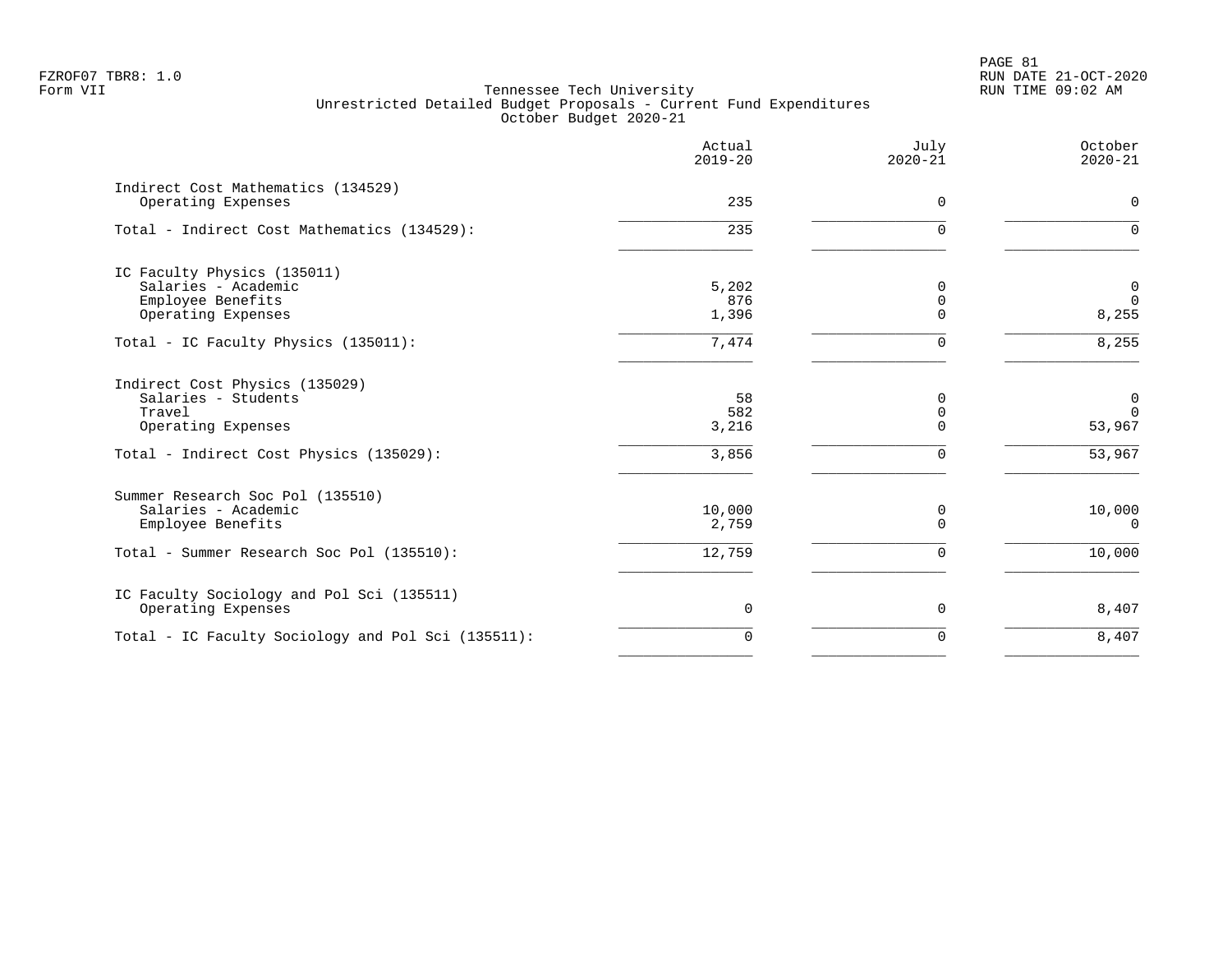Tennessee Tech University
Unrestricted Detailed Budget Proposals - Current Fund Expenditures
October Budget 2020-21

| | Actual 2019-20 | July 2020-21 | October 2020-21 |
|---|---|---|---|
| **Indirect Cost Mathematics (134529)** | | | |
| Operating Expenses | 235 | 0 | 0 |
| Total - Indirect Cost Mathematics (134529): | 235 | 0 | 0 |
| **IC Faculty Physics (135011)** | | | |
| Salaries - Academic | 5,202 | 0 | 0 |
| Employee Benefits | 876 | 0 | 0 |
| Operating Expenses | 1,396 | 0 | 8,255 |
| Total - IC Faculty Physics (135011): | 7,474 | 0 | 8,255 |
| **Indirect Cost Physics (135029)** | | | |
| Salaries - Students | 58 | 0 | 0 |
| Travel | 582 | 0 | 0 |
| Operating Expenses | 3,216 | 0 | 53,967 |
| Total - Indirect Cost Physics (135029): | 3,856 | 0 | 53,967 |
| **Summer Research Soc Pol (135510)** | | | |
| Salaries - Academic | 10,000 | 0 | 10,000 |
| Employee Benefits | 2,759 | 0 | 0 |
| Total - Summer Research Soc Pol (135510): | 12,759 | 0 | 10,000 |
| **IC Faculty Sociology and Pol Sci (135511)** | | | |
| Operating Expenses | 0 | 0 | 8,407 |
| Total - IC Faculty Sociology and Pol Sci (135511): | 0 | 0 | 8,407 |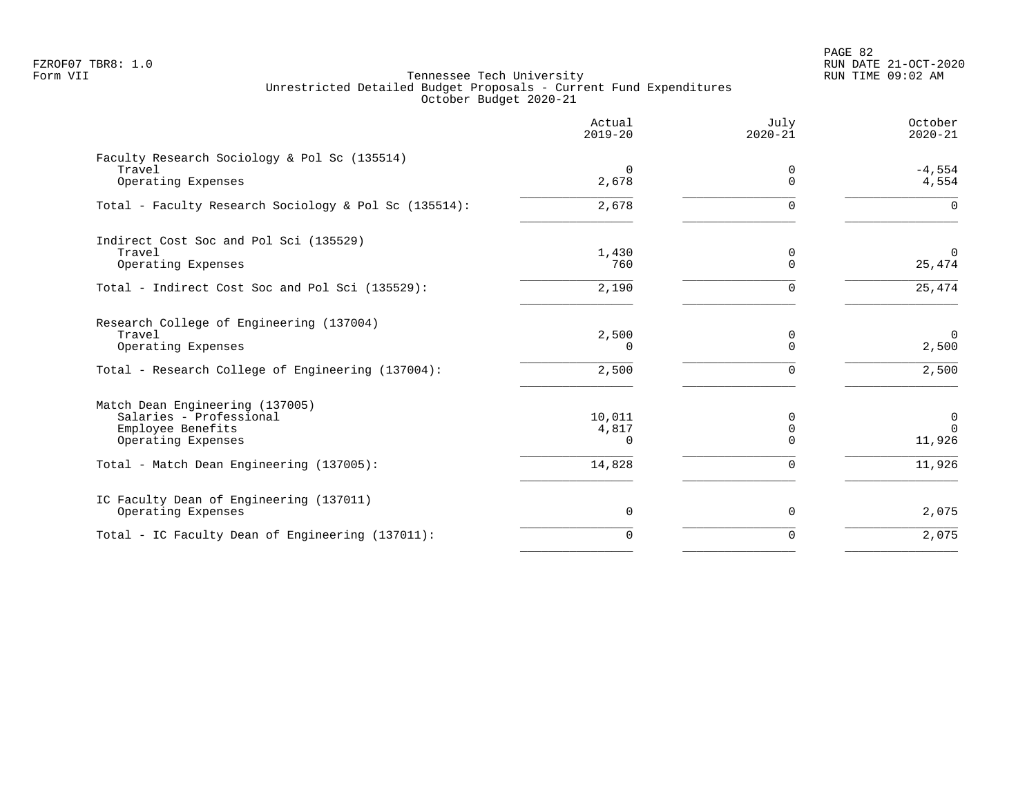Tennessee Tech University
Unrestricted Detailed Budget Proposals - Current Fund Expenditures
October Budget 2020-21

| | Actual 2019-20 | July 2020-21 | October 2020-21 |
|---|---|---|---|
| **Faculty Research Sociology & Pol Sc (135514)** | | | |
| Travel | 0 | 0 | -4,554 |
| Operating Expenses | 2,678 | 0 | 4,554 |
| Total - Faculty Research Sociology & Pol Sc (135514): | 2,678 | 0 | 0 |
| **Indirect Cost Soc and Pol Sci (135529)** | | | |
| Travel | 1,430 | 0 | 0 |
| Operating Expenses | 760 | 0 | 25,474 |
| Total - Indirect Cost Soc and Pol Sci (135529): | 2,190 | 0 | 25,474 |
| **Research College of Engineering (137004)** | | | |
| Travel | 2,500 | 0 | 0 |
| Operating Expenses | 0 | 0 | 2,500 |
| Total - Research College of Engineering (137004): | 2,500 | 0 | 2,500 |
| **Match Dean Engineering (137005)** | | | |
| Salaries - Professional | 10,011 | 0 | 0 |
| Employee Benefits | 4,817 | 0 | 0 |
| Operating Expenses | 0 | 0 | 11,926 |
| Total - Match Dean Engineering (137005): | 14,828 | 0 | 11,926 |
| **IC Faculty Dean of Engineering (137011)** | | | |
| Operating Expenses | 0 | 0 | 2,075 |
| Total - IC Faculty Dean of Engineering (137011): | 0 | 0 | 2,075 |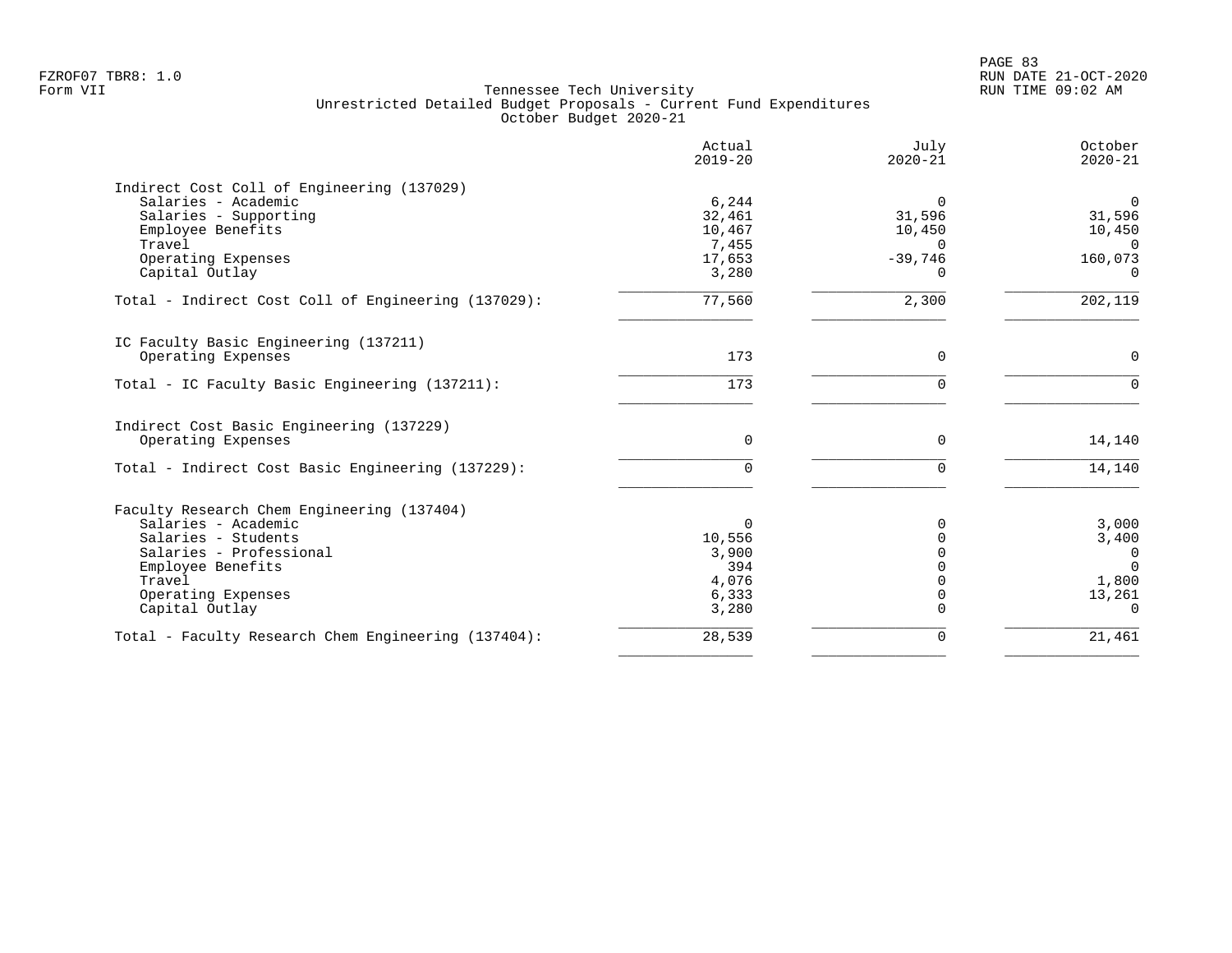FZROF07 TBR8: 1.0
Form VII

# Tennessee Tech University
## Unrestricted Detailed Budget Proposals - Current Fund Expenditures
### October Budget 2020-21

| | Actual 2019-20 | July 2020-21 | October 2020-21 |
|---|---:|---:|---:|
| **Indirect Cost Coll of Engineering (137029)** | | | |
| Salaries - Academic | 6,244 | 0 | 0 |
| Salaries - Supporting | 32,461 | 31,596 | 31,596 |
| Employee Benefits | 10,467 | 10,450 | 10,450 |
| Travel | 7,455 | 0 | 0 |
| Operating Expenses | 17,653 | -39,746 | 160,073 |
| Capital Outlay | 3,280 | 0 | 0 |
| Total - Indirect Cost Coll of Engineering (137029): | 77,560 | 2,300 | 202,119 |
| **IC Faculty Basic Engineering (137211)** | | | |
| Operating Expenses | 173 | 0 | 0 |
| Total - IC Faculty Basic Engineering (137211): | 173 | 0 | 0 |
| **Indirect Cost Basic Engineering (137229)** | | | |
| Operating Expenses | 0 | 0 | 14,140 |
| Total - Indirect Cost Basic Engineering (137229): | 0 | 0 | 14,140 |
| **Faculty Research Chem Engineering (137404)** | | | |
| Salaries - Academic | 0 | 0 | 3,000 |
| Salaries - Students | 10,556 | 0 | 3,400 |
| Salaries - Professional | 3,900 | 0 | 0 |
| Employee Benefits | 394 | 0 | 0 |
| Travel | 4,076 | 0 | 1,800 |
| Operating Expenses | 6,333 | 0 | 13,261 |
| Capital Outlay | 3,280 | 0 | 0 |
| Total - Faculty Research Chem Engineering (137404): | 28,539 | 0 | 21,461 |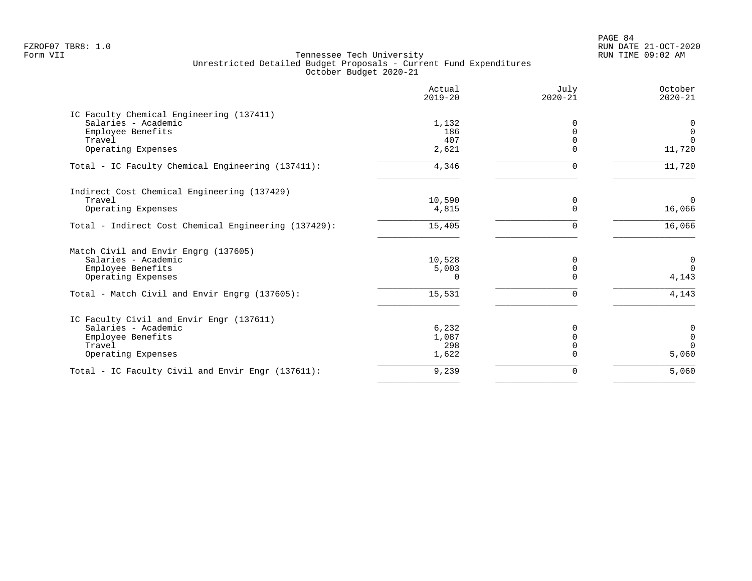FZROF07 TBR8: 1.0
Form VII

Tennessee Tech University
Unrestricted Detailed Budget Proposals - Current Fund Expenditures
October Budget 2020-21

RUN DATE 21-OCT-2020
RUN TIME 09:02 AM

| | Actual 2019-20 | July 2020-21 | October 2020-21 |
|---|---|---|---|
| **IC Faculty Chemical Engineering (137411)** | | | |
| Salaries - Academic | 1,132 | 0 | 0 |
| Employee Benefits | 186 | 0 | 0 |
| Travel | 407 | 0 | 0 |
| Operating Expenses | 2,621 | 0 | 11,720 |
| Total - IC Faculty Chemical Engineering (137411): | 4,346 | 0 | 11,720 |
| **Indirect Cost Chemical Engineering (137429)** | | | |
| Travel | 10,590 | 0 | 0 |
| Operating Expenses | 4,815 | 0 | 16,066 |
| Total - Indirect Cost Chemical Engineering (137429): | 15,405 | 0 | 16,066 |
| **Match Civil and Envir Engrg (137605)** | | | |
| Salaries - Academic | 10,528 | 0 | 0 |
| Employee Benefits | 5,003 | 0 | 0 |
| Operating Expenses | 0 | 0 | 4,143 |
| Total - Match Civil and Envir Engrg (137605): | 15,531 | 0 | 4,143 |
| **IC Faculty Civil and Envir Engr (137611)** | | | |
| Salaries - Academic | 6,232 | 0 | 0 |
| Employee Benefits | 1,087 | 0 | 0 |
| Travel | 298 | 0 | 0 |
| Operating Expenses | 1,622 | 0 | 5,060 |
| Total - IC Faculty Civil and Envir Engr (137611): | 9,239 | 0 | 5,060 |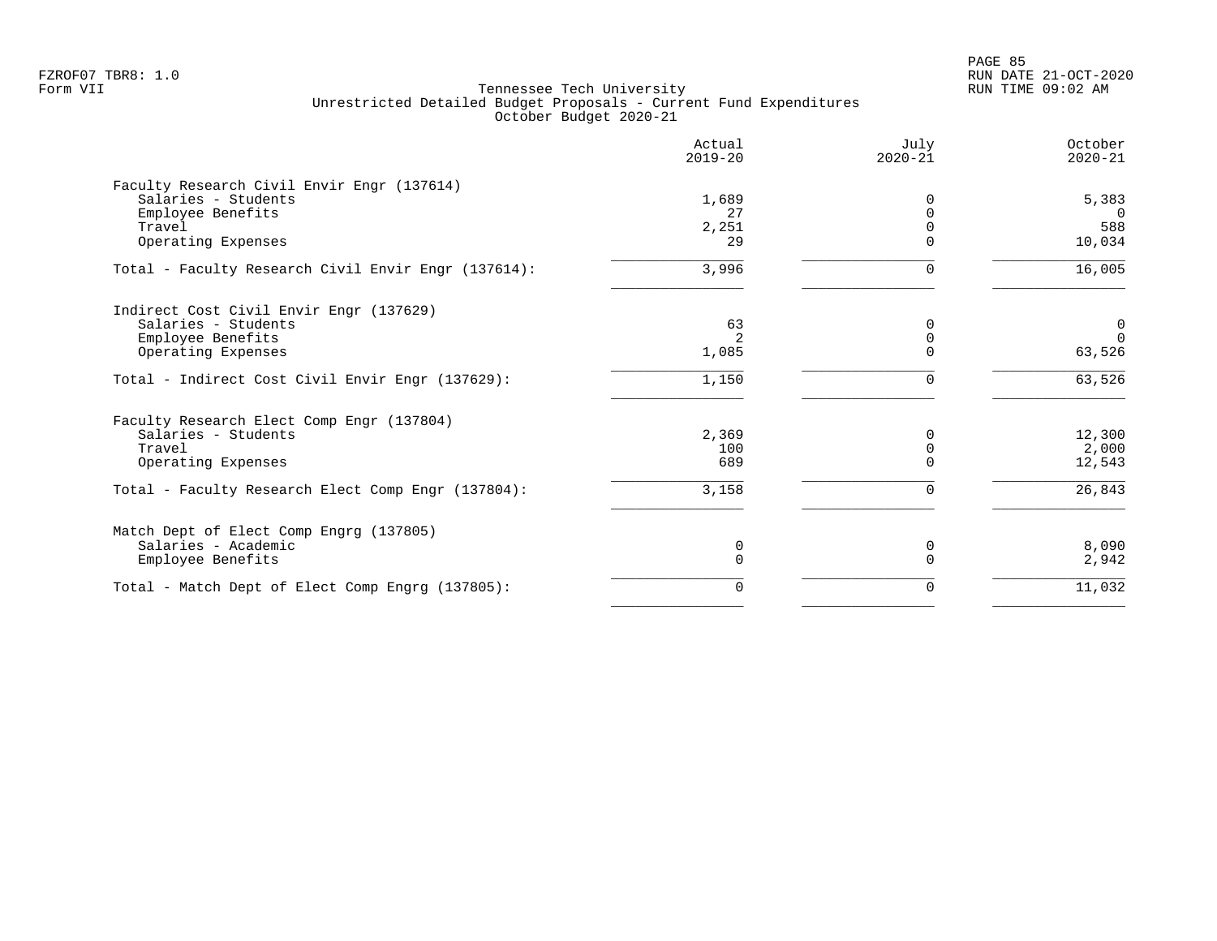FZROF07 TBR8: 1.0
Form VII

Tennessee Tech University
Unrestricted Detailed Budget Proposals - Current Fund Expenditures
October Budget 2020-21

RUN DATE 21-OCT-2020
RUN TIME 09:02 AM

| | Actual 2019-20 | July 2020-21 | October 2020-21 |
|---|---|---|---|
| **Faculty Research Civil Envir Engr (137614)** | | | |
| Salaries - Students | 1,689 | 0 | 5,383 |
| Employee Benefits | 27 | 0 | 0 |
| Travel | 2,251 | 0 | 588 |
| Operating Expenses | 29 | 0 | 10,034 |
| Total - Faculty Research Civil Envir Engr (137614): | 3,996 | 0 | 16,005 |
| **Indirect Cost Civil Envir Engr (137629)** | | | |
| Salaries - Students | 63 | 0 | 0 |
| Employee Benefits | 2 | 0 | 0 |
| Operating Expenses | 1,085 | 0 | 63,526 |
| Total - Indirect Cost Civil Envir Engr (137629): | 1,150 | 0 | 63,526 |
| **Faculty Research Elect Comp Engr (137804)** | | | |
| Salaries - Students | 2,369 | 0 | 12,300 |
| Travel | 100 | 0 | 2,000 |
| Operating Expenses | 689 | 0 | 12,543 |
| Total - Faculty Research Elect Comp Engr (137804): | 3,158 | 0 | 26,843 |
| **Match Dept of Elect Comp Engrg (137805)** | | | |
| Salaries - Academic | 0 | 0 | 8,090 |
| Employee Benefits | 0 | 0 | 2,942 |
| Total - Match Dept of Elect Comp Engrg (137805): | 0 | 0 | 11,032 |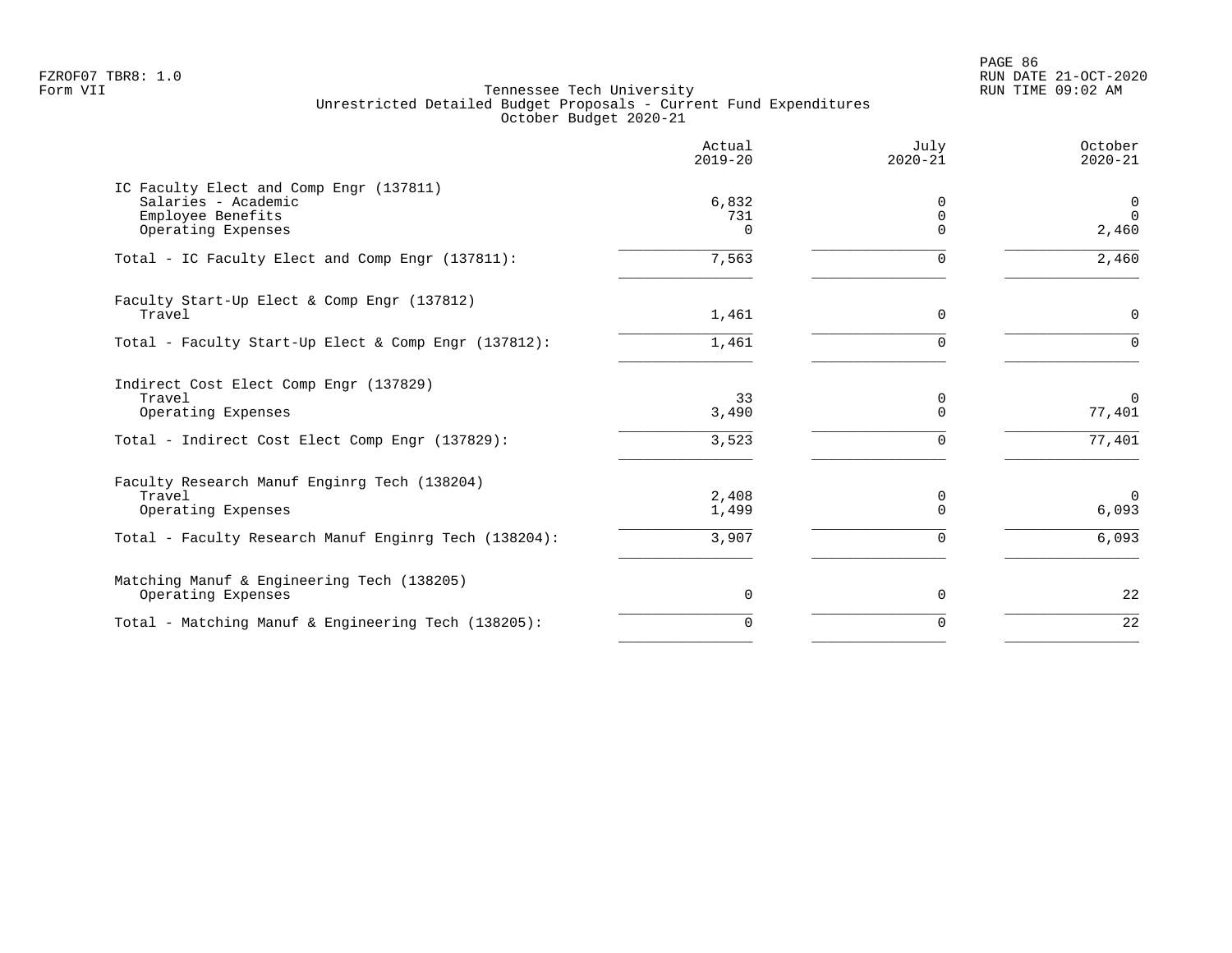FZROF07 TBR8: 1.0
Form VII

Tennessee Tech University
Unrestricted Detailed Budget Proposals - Current Fund Expenditures
October Budget 2020-21

RUN DATE 21-OCT-2020
RUN TIME 09:02 AM

| | Actual 2019-20 | July 2020-21 | October 2020-21 |
|---|---|---|---|
| **IC Faculty Elect and Comp Engr (137811)** | | | |
| Salaries - Academic | 6,832 | 0 | 0 |
| Employee Benefits | 731 | 0 | 0 |
| Operating Expenses | 0 | 0 | 2,460 |
| Total - IC Faculty Elect and Comp Engr (137811): | 7,563 | 0 | 2,460 |
| **Faculty Start-Up Elect & Comp Engr (137812)** | | | |
| Travel | 1,461 | 0 | 0 |
| Total - Faculty Start-Up Elect & Comp Engr (137812): | 1,461 | 0 | 0 |
| **Indirect Cost Elect Comp Engr (137829)** | | | |
| Travel | 33 | 0 | 0 |
| Operating Expenses | 3,490 | 0 | 77,401 |
| Total - Indirect Cost Elect Comp Engr (137829): | 3,523 | 0 | 77,401 |
| **Faculty Research Manuf Enginrg Tech (138204)** | | | |
| Travel | 2,408 | 0 | 0 |
| Operating Expenses | 1,499 | 0 | 6,093 |
| Total - Faculty Research Manuf Enginrg Tech (138204): | 3,907 | 0 | 6,093 |
| **Matching Manuf & Engineering Tech (138205)** | | | |
| Operating Expenses | 0 | 0 | 22 |
| Total - Matching Manuf & Engineering Tech (138205): | 0 | 0 | 22 |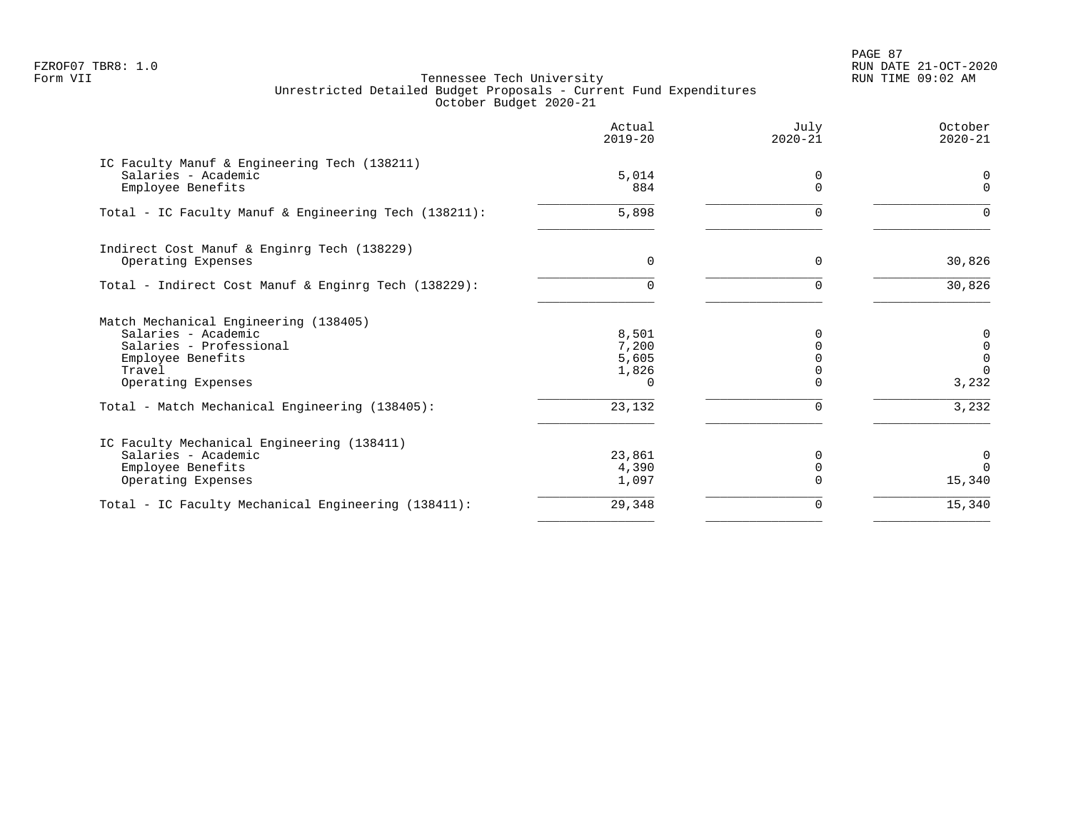FZROF07 TBR8: 1.0
Form VII

Tennessee Tech University
Unrestricted Detailed Budget Proposals - Current Fund Expenditures
October Budget 2020-21

RUN DATE 21-OCT-2020
RUN TIME 09:02 AM

| | Actual 2019-20 | July 2020-21 | October 2020-21 |
|---|---|---|---|
| **IC Faculty Manuf & Engineering Tech (138211)** | | | |
| Salaries - Academic | 5,014 | 0 | 0 |
| Employee Benefits | 884 | 0 | 0 |
| Total - IC Faculty Manuf & Engineering Tech (138211): | 5,898 | 0 | 0 |
| **Indirect Cost Manuf & Enginrg Tech (138229)** | | | |
| Operating Expenses | 0 | 0 | 30,826 |
| Total - Indirect Cost Manuf & Enginrg Tech (138229): | 0 | 0 | 30,826 |
| **Match Mechanical Engineering (138405)** | | | |
| Salaries - Academic | 8,501 | 0 | 0 |
| Salaries - Professional | 7,200 | 0 | 0 |
| Employee Benefits | 5,605 | 0 | 0 |
| Travel | 1,826 | 0 | 0 |
| Operating Expenses | 0 | 0 | 3,232 |
| Total - Match Mechanical Engineering (138405): | 23,132 | 0 | 3,232 |
| **IC Faculty Mechanical Engineering (138411)** | | | |
| Salaries - Academic | 23,861 | 0 | 0 |
| Employee Benefits | 4,390 | 0 | 0 |
| Operating Expenses | 1,097 | 0 | 15,340 |
| Total - IC Faculty Mechanical Engineering (138411): | 29,348 | 0 | 15,340 |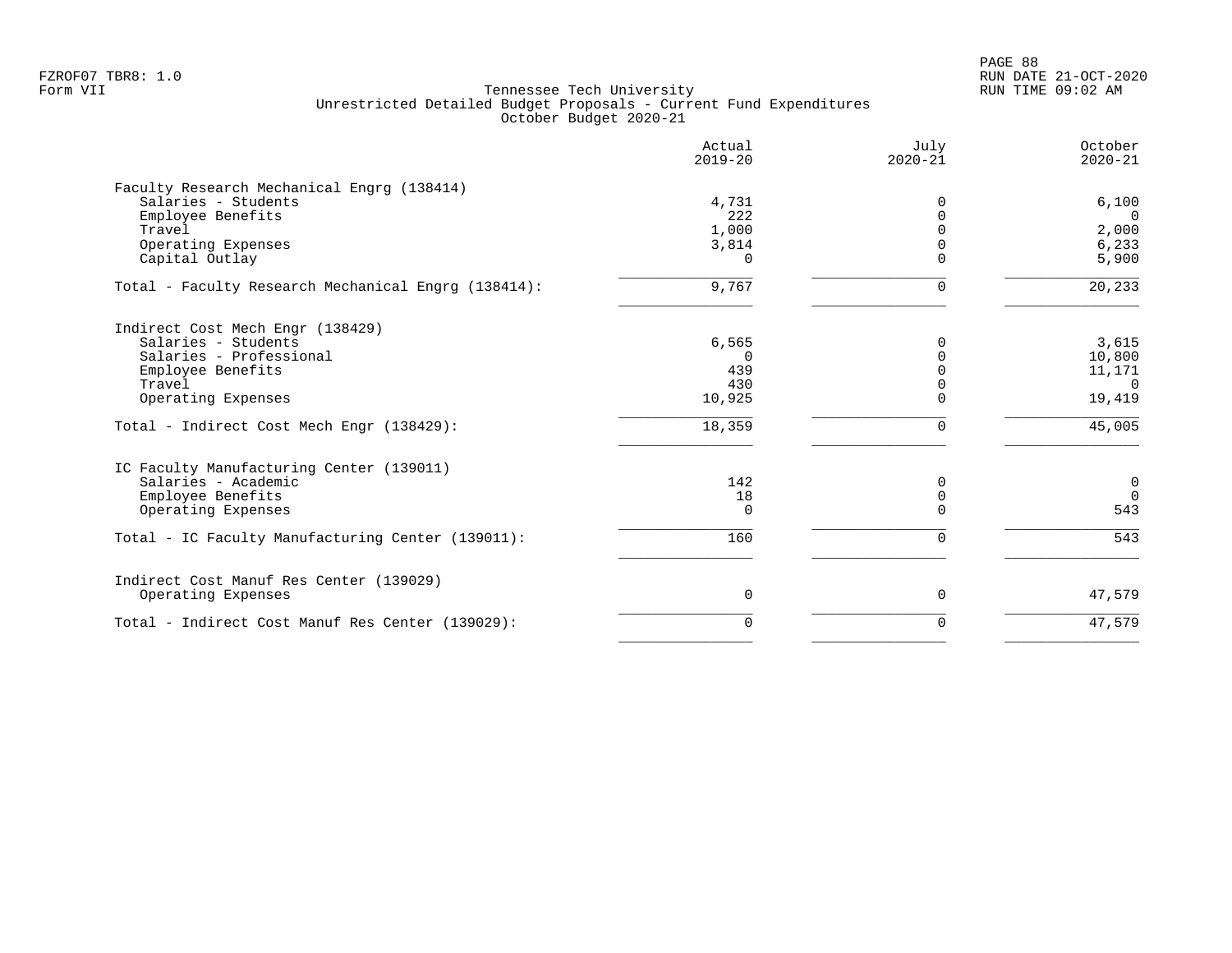Tennessee Tech University
Unrestricted Detailed Budget Proposals - Current Fund Expenditures
October Budget 2020-21

| | Actual 2019-20 | July 2020-21 | October 2020-21 |
|---|---|---|---|
| **Faculty Research Mechanical Engrg (138414)** | | | |
| Salaries - Students | 4,731 | 0 | 6,100 |
| Employee Benefits | 222 | 0 | 0 |
| Travel | 1,000 | 0 | 2,000 |
| Operating Expenses | 3,814 | 0 | 6,233 |
| Capital Outlay | 0 | 0 | 5,900 |
| Total - Faculty Research Mechanical Engrg (138414): | 9,767 | 0 | 20,233 |
| **Indirect Cost Mech Engr (138429)** | | | |
| Salaries - Students | 6,565 | 0 | 3,615 |
| Salaries - Professional | 0 | 0 | 10,800 |
| Employee Benefits | 439 | 0 | 11,171 |
| Travel | 430 | 0 | 0 |
| Operating Expenses | 10,925 | 0 | 19,419 |
| Total - Indirect Cost Mech Engr (138429): | 18,359 | 0 | 45,005 |
| **IC Faculty Manufacturing Center (139011)** | | | |
| Salaries - Academic | 142 | 0 | 0 |
| Employee Benefits | 18 | 0 | 0 |
| Operating Expenses | 0 | 0 | 543 |
| Total - IC Faculty Manufacturing Center (139011): | 160 | 0 | 543 |
| **Indirect Cost Manuf Res Center (139029)** | | | |
| Operating Expenses | 0 | 0 | 47,579 |
| Total - Indirect Cost Manuf Res Center (139029): | 0 | 0 | 47,579 |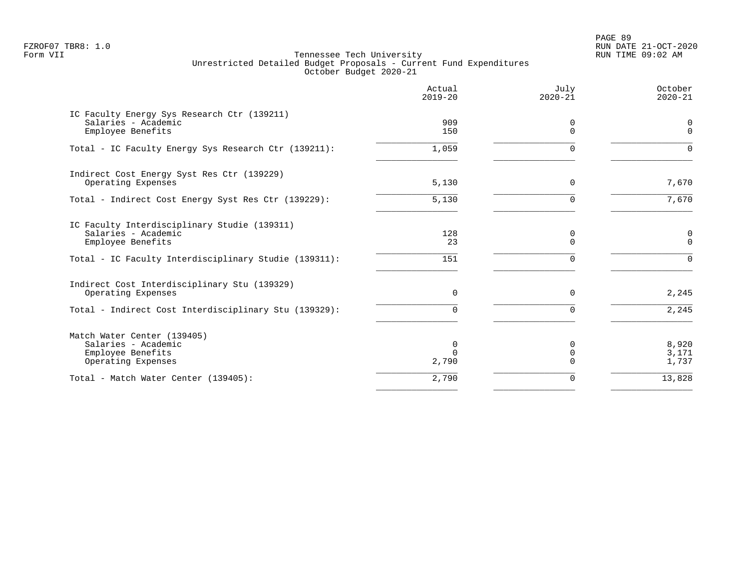Tennessee Tech University
Unrestricted Detailed Budget Proposals - Current Fund Expenditures
October Budget 2020-21

| | Actual 2019-20 | July 2020-21 | October 2020-21 |
|---|---|---|---|
| IC Faculty Energy Sys Research Ctr (139211) | | | |
| Salaries - Academic | 909 | 0 | 0 |
| Employee Benefits | 150 | 0 | 0 |
| Total - IC Faculty Energy Sys Research Ctr (139211): | 1,059 | 0 | 0 |
| Indirect Cost Energy Syst Res Ctr (139229) | | | |
| Operating Expenses | 5,130 | 0 | 7,670 |
| Total - Indirect Cost Energy Syst Res Ctr (139229): | 5,130 | 0 | 7,670 |
| IC Faculty Interdisciplinary Studie (139311) | | | |
| Salaries - Academic | 128 | 0 | 0 |
| Employee Benefits | 23 | 0 | 0 |
| Total - IC Faculty Interdisciplinary Studie (139311): | 151 | 0 | 0 |
| Indirect Cost Interdisciplinary Stu (139329) | | | |
| Operating Expenses | 0 | 0 | 2,245 |
| Total - Indirect Cost Interdisciplinary Stu (139329): | 0 | 0 | 2,245 |
| Match Water Center (139405) | | | |
| Salaries - Academic | 0 | 0 | 8,920 |
| Employee Benefits | 0 | 0 | 3,171 |
| Operating Expenses | 2,790 | 0 | 1,737 |
| Total - Match Water Center (139405): | 2,790 | 0 | 13,828 |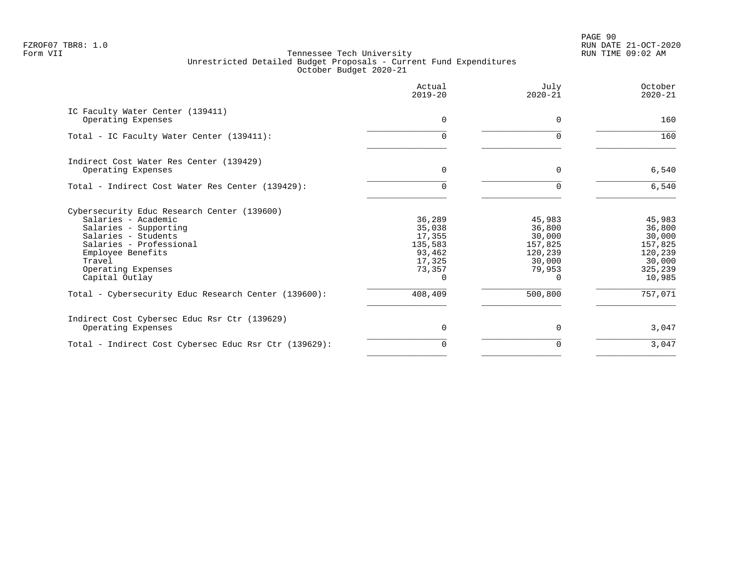FZROF07 TBR8: 1.0
Form VII

Tennessee Tech University
Unrestricted Detailed Budget Proposals - Current Fund Expenditures
October Budget 2020-21

RUN DATE 21-OCT-2020
RUN TIME 09:02 AM

| | Actual 2019-20 | July 2020-21 | October 2020-21 |
|---|---|---|---|
| **IC Faculty Water Center (139411)** | | | |
| Operating Expenses | 0 | 0 | 160 |
| Total - IC Faculty Water Center (139411): | 0 | 0 | 160 |
| **Indirect Cost Water Res Center (139429)** | | | |
| Operating Expenses | 0 | 0 | 6,540 |
| Total - Indirect Cost Water Res Center (139429): | 0 | 0 | 6,540 |
| **Cybersecurity Educ Research Center (139600)** | | | |
| Salaries - Academic | 36,289 | 45,983 | 45,983 |
| Salaries - Supporting | 35,038 | 36,800 | 36,800 |
| Salaries - Students | 17,355 | 30,000 | 30,000 |
| Salaries - Professional | 135,583 | 157,825 | 157,825 |
| Employee Benefits | 93,462 | 120,239 | 120,239 |
| Travel | 17,325 | 30,000 | 30,000 |
| Operating Expenses | 73,357 | 79,953 | 325,239 |
| Capital Outlay | 0 | 0 | 10,985 |
| Total - Cybersecurity Educ Research Center (139600): | 408,409 | 500,800 | 757,071 |
| **Indirect Cost Cybersec Educ Rsr Ctr (139629)** | | | |
| Operating Expenses | 0 | 0 | 3,047 |
| Total - Indirect Cost Cybersec Educ Rsr Ctr (139629): | 0 | 0 | 3,047 |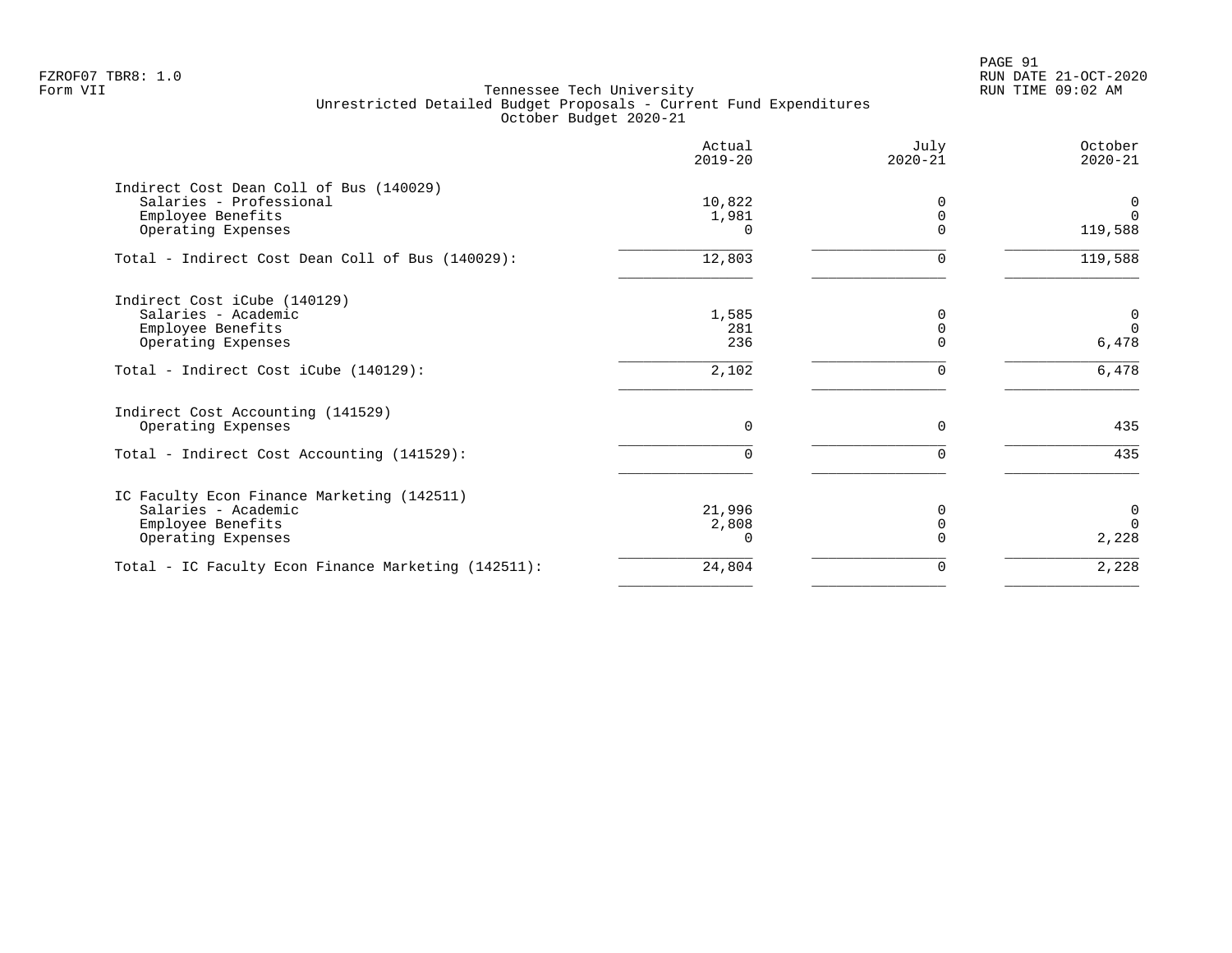FZROF07 TBR8: 1.0
Form VII

Tennessee Tech University
Unrestricted Detailed Budget Proposals - Current Fund Expenditures
October Budget 2020-21

| | Actual 2019-20 | July 2020-21 | October 2020-21 |
|---|---|---|---|
| **Indirect Cost Dean Coll of Bus (140029)** | | | |
| Salaries - Professional | 10,822 | 0 | 0 |
| Employee Benefits | 1,981 | 0 | 0 |
| Operating Expenses | 0 | 0 | 119,588 |
| Total - Indirect Cost Dean Coll of Bus (140029): | 12,803 | 0 | 119,588 |
| **Indirect Cost iCube (140129)** | | | |
| Salaries - Academic | 1,585 | 0 | 0 |
| Employee Benefits | 281 | 0 | 0 |
| Operating Expenses | 236 | 0 | 6,478 |
| Total - Indirect Cost iCube (140129): | 2,102 | 0 | 6,478 |
| **Indirect Cost Accounting (141529)** | | | |
| Operating Expenses | 0 | 0 | 435 |
| Total - Indirect Cost Accounting (141529): | 0 | 0 | 435 |
| **IC Faculty Econ Finance Marketing (142511)** | | | |
| Salaries - Academic | 21,996 | 0 | 0 |
| Employee Benefits | 2,808 | 0 | 0 |
| Operating Expenses | 0 | 0 | 2,228 |
| Total - IC Faculty Econ Finance Marketing (142511): | 24,804 | 0 | 2,228 |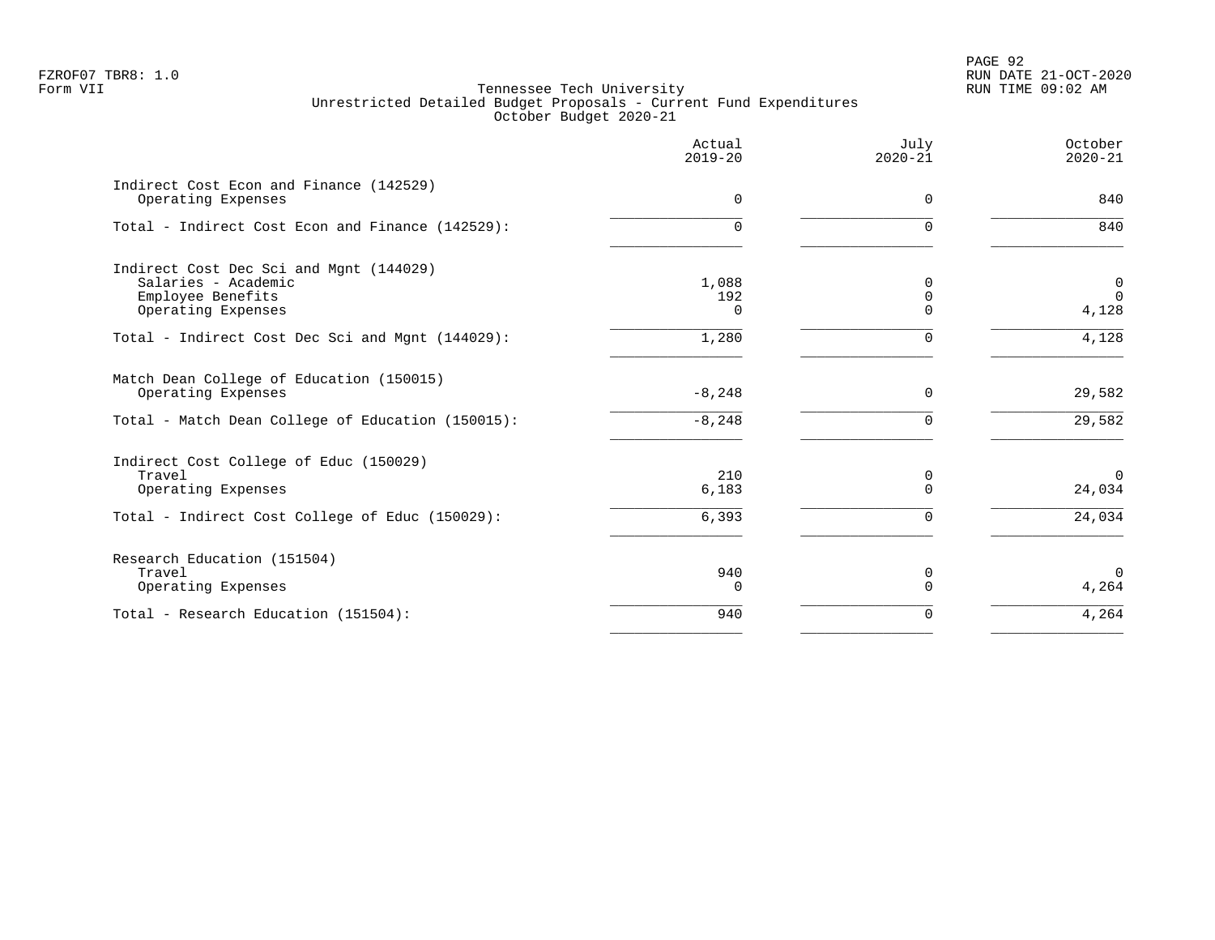FZROF07 TBR8: 1.0
Form VII

Tennessee Tech University
Unrestricted Detailed Budget Proposals - Current Fund Expenditures
October Budget 2020-21

RUN DATE 21-OCT-2020
RUN TIME 09:02 AM

| | Actual 2019-20 | July 2020-21 | October 2020-21 |
|---|---|---|---|
| **Indirect Cost Econ and Finance (142529)** | | | |
| Operating Expenses | 0 | 0 | 840 |
| Total - Indirect Cost Econ and Finance (142529): | 0 | 0 | 840 |
| **Indirect Cost Dec Sci and Mgnt (144029)** | | | |
| Salaries - Academic | 1,088 | 0 | 0 |
| Employee Benefits | 192 | 0 | 0 |
| Operating Expenses | 0 | 0 | 4,128 |
| Total - Indirect Cost Dec Sci and Mgnt (144029): | 1,280 | 0 | 4,128 |
| **Match Dean College of Education (150015)** | | | |
| Operating Expenses | -8,248 | 0 | 29,582 |
| Total - Match Dean College of Education (150015): | -8,248 | 0 | 29,582 |
| **Indirect Cost College of Educ (150029)** | | | |
| Travel | 210 | 0 | 0 |
| Operating Expenses | 6,183 | 0 | 24,034 |
| Total - Indirect Cost College of Educ (150029): | 6,393 | 0 | 24,034 |
| **Research Education (151504)** | | | |
| Travel | 940 | 0 | 0 |
| Operating Expenses | 0 | 0 | 4,264 |
| Total - Research Education (151504): | 940 | 0 | 4,264 |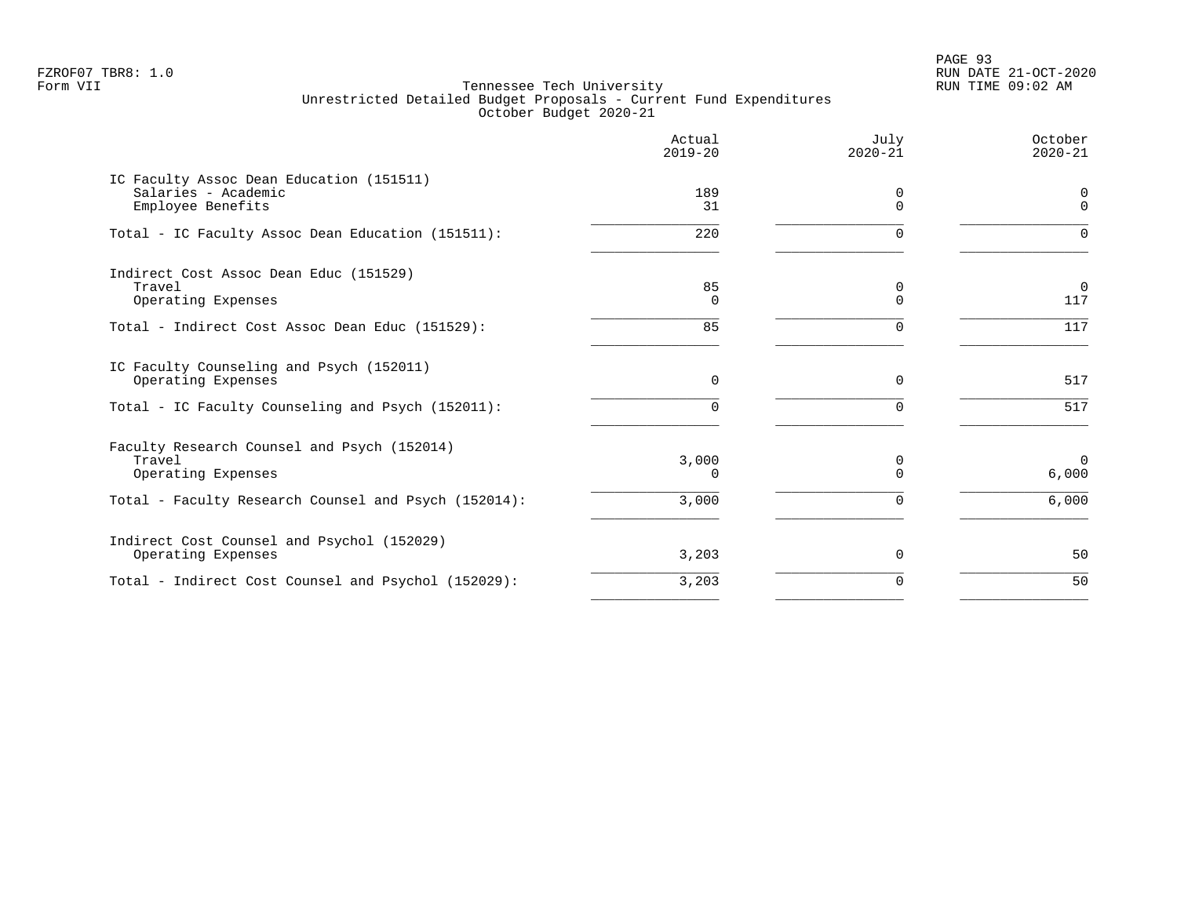FZROF07 TBR8: 1.0
Form VII

Tennessee Tech University
Unrestricted Detailed Budget Proposals - Current Fund Expenditures
October Budget 2020-21

RUN DATE 21-OCT-2020
RUN TIME 09:02 AM

| | Actual 2019-20 | July 2020-21 | October 2020-21 |
|---|---|---|---|
| IC Faculty Assoc Dean Education (151511) | | | |
| Salaries - Academic | 189 | 0 | 0 |
| Employee Benefits | 31 | 0 | 0 |
| Total - IC Faculty Assoc Dean Education (151511): | 220 | 0 | 0 |
| Indirect Cost Assoc Dean Educ (151529) | | | |
| Travel | 85 | 0 | 0 |
| Operating Expenses | 0 | 0 | 117 |
| Total - Indirect Cost Assoc Dean Educ (151529): | 85 | 0 | 117 |
| IC Faculty Counseling and Psych (152011) | | | |
| Operating Expenses | 0 | 0 | 517 |
| Total - IC Faculty Counseling and Psych (152011): | 0 | 0 | 517 |
| Faculty Research Counsel and Psych (152014) | | | |
| Travel | 3,000 | 0 | 0 |
| Operating Expenses | 0 | 0 | 6,000 |
| Total - Faculty Research Counsel and Psych (152014): | 3,000 | 0 | 6,000 |
| Indirect Cost Counsel and Psychol (152029) | | | |
| Operating Expenses | 3,203 | 0 | 50 |
| Total - Indirect Cost Counsel and Psychol (152029): | 3,203 | 0 | 50 |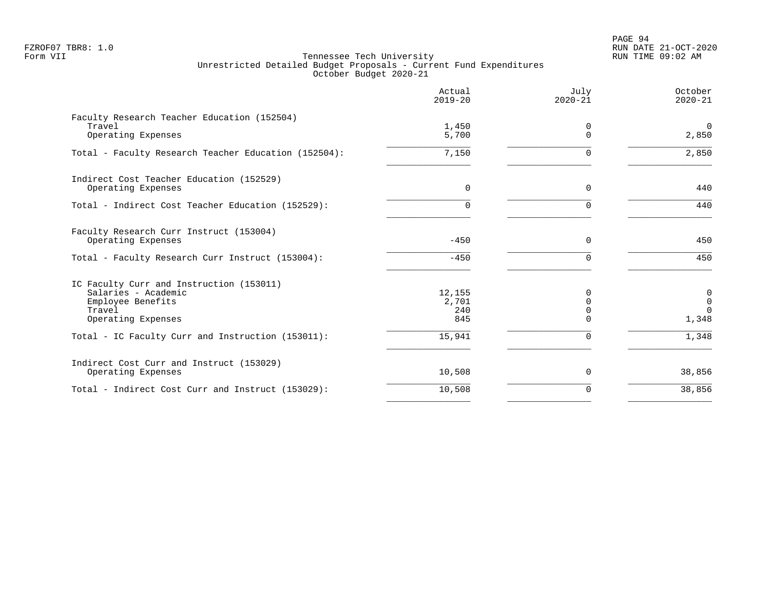FZROF07 TBR8: 1.0
Form VII

Tennessee Tech University
Unrestricted Detailed Budget Proposals - Current Fund Expenditures
October Budget 2020-21

RUN DATE 21-OCT-2020
RUN TIME 09:02 AM

| | Actual 2019-20 | July 2020-21 | October 2020-21 |
|---|---|---|---|
| **Faculty Research Teacher Education (152504)** | | | |
| Travel | 1,450 | 0 | 0 |
| Operating Expenses | 5,700 | 0 | 2,850 |
| Total - Faculty Research Teacher Education (152504): | 7,150 | 0 | 2,850 |
| **Indirect Cost Teacher Education (152529)** | | | |
| Operating Expenses | 0 | 0 | 440 |
| Total - Indirect Cost Teacher Education (152529): | 0 | 0 | 440 |
| **Faculty Research Curr Instruct (153004)** | | | |
| Operating Expenses | -450 | 0 | 450 |
| Total - Faculty Research Curr Instruct (153004): | -450 | 0 | 450 |
| **IC Faculty Curr and Instruction (153011)** | | | |
| Salaries - Academic | 12,155 | 0 | 0 |
| Employee Benefits | 2,701 | 0 | 0 |
| Travel | 240 | 0 | 0 |
| Operating Expenses | 845 | 0 | 1,348 |
| Total - IC Faculty Curr and Instruction (153011): | 15,941 | 0 | 1,348 |
| **Indirect Cost Curr and Instruct (153029)** | | | |
| Operating Expenses | 10,508 | 0 | 38,856 |
| Total - Indirect Cost Curr and Instruct (153029): | 10,508 | 0 | 38,856 |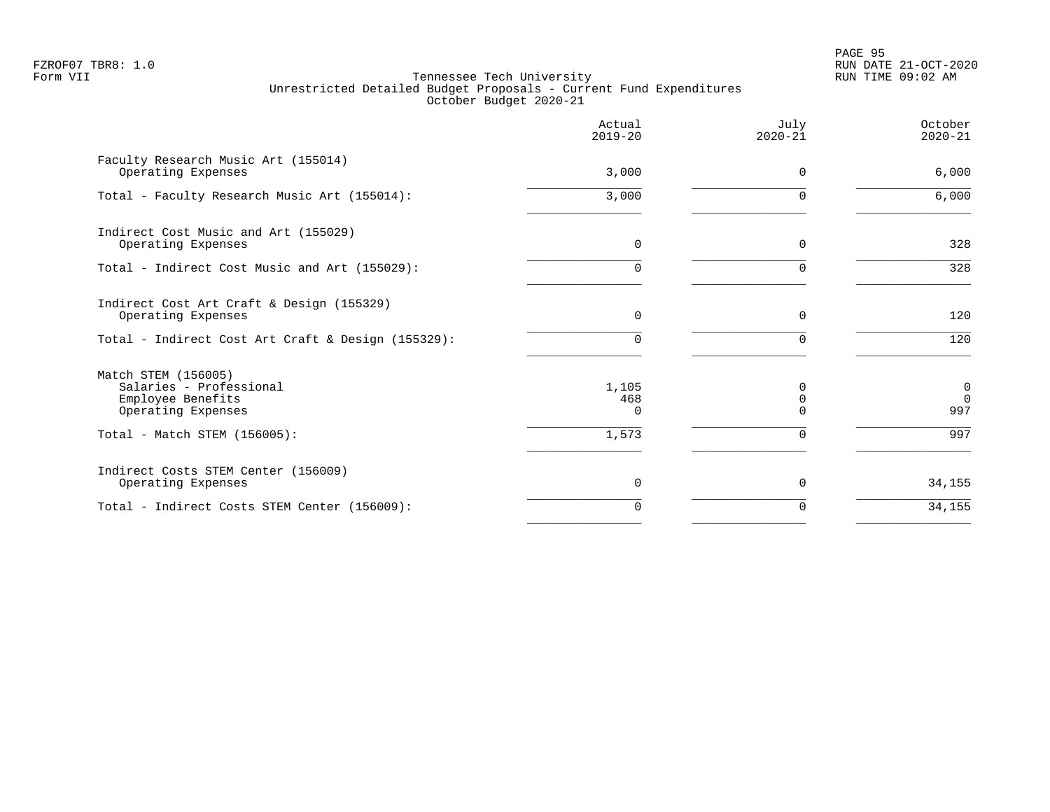Tennessee Tech University
Unrestricted Detailed Budget Proposals - Current Fund Expenditures
October Budget 2020-21

| | Actual 2019-20 | July 2020-21 | October 2020-21 |
|---|---|---|---|
| **Faculty Research Music Art (155014)** | | | |
| Operating Expenses | 3,000 | 0 | 6,000 |
| Total - Faculty Research Music Art (155014): | 3,000 | 0 | 6,000 |
| **Indirect Cost Music and Art (155029)** | | | |
| Operating Expenses | 0 | 0 | 328 |
| Total - Indirect Cost Music and Art (155029): | 0 | 0 | 328 |
| **Indirect Cost Art Craft & Design (155329)** | | | |
| Operating Expenses | 0 | 0 | 120 |
| Total - Indirect Cost Art Craft & Design (155329): | 0 | 0 | 120 |
| **Match STEM (156005)** | | | |
| Salaries - Professional | 1,105 | 0 | 0 |
| Employee Benefits | 468 | 0 | 0 |
| Operating Expenses | 0 | 0 | 997 |
| Total - Match STEM (156005): | 1,573 | 0 | 997 |
| **Indirect Costs STEM Center (156009)** | | | |
| Operating Expenses | 0 | 0 | 34,155 |
| Total - Indirect Costs STEM Center (156009): | 0 | 0 | 34,155 |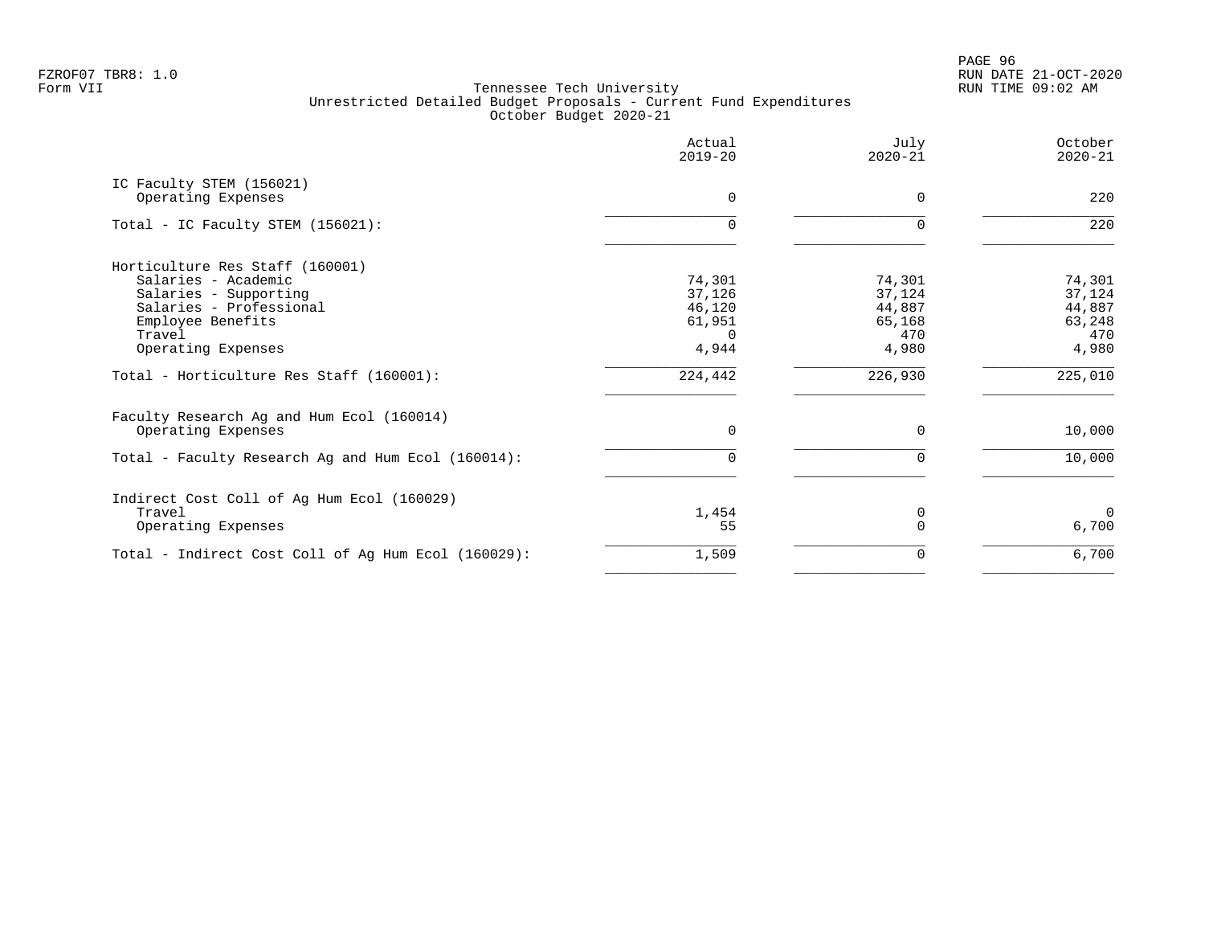Tennessee Tech University
Unrestricted Detailed Budget Proposals - Current Fund Expenditures
October Budget 2020-21

FZROF07 TBR8: 1.0
Form VII

RUN DATE 21-OCT-2020
RUN TIME 09:02 AM

| | Actual 2019-20 | July 2020-21 | October 2020-21 |
|---|---|---|---|
| **IC Faculty STEM (156021)** | | | |
| Operating Expenses | 0 | 0 | 220 |
| Total - IC Faculty STEM (156021): | 0 | 0 | 220 |
| **Horticulture Res Staff (160001)** | | | |
| Salaries - Academic | 74,301 | 74,301 | 74,301 |
| Salaries - Supporting | 37,126 | 37,124 | 37,124 |
| Salaries - Professional | 46,120 | 44,887 | 44,887 |
| Employee Benefits | 61,951 | 65,168 | 63,248 |
| Travel | 0 | 470 | 470 |
| Operating Expenses | 4,944 | 4,980 | 4,980 |
| Total - Horticulture Res Staff (160001): | 224,442 | 226,930 | 225,010 |
| **Faculty Research Ag and Hum Ecol (160014)** | | | |
| Operating Expenses | 0 | 0 | 10,000 |
| Total - Faculty Research Ag and Hum Ecol (160014): | 0 | 0 | 10,000 |
| **Indirect Cost Coll of Ag Hum Ecol (160029)** | | | |
| Travel | 1,454 | 0 | 0 |
| Operating Expenses | 55 | 0 | 6,700 |
| Total - Indirect Cost Coll of Ag Hum Ecol (160029): | 1,509 | 0 | 6,700 |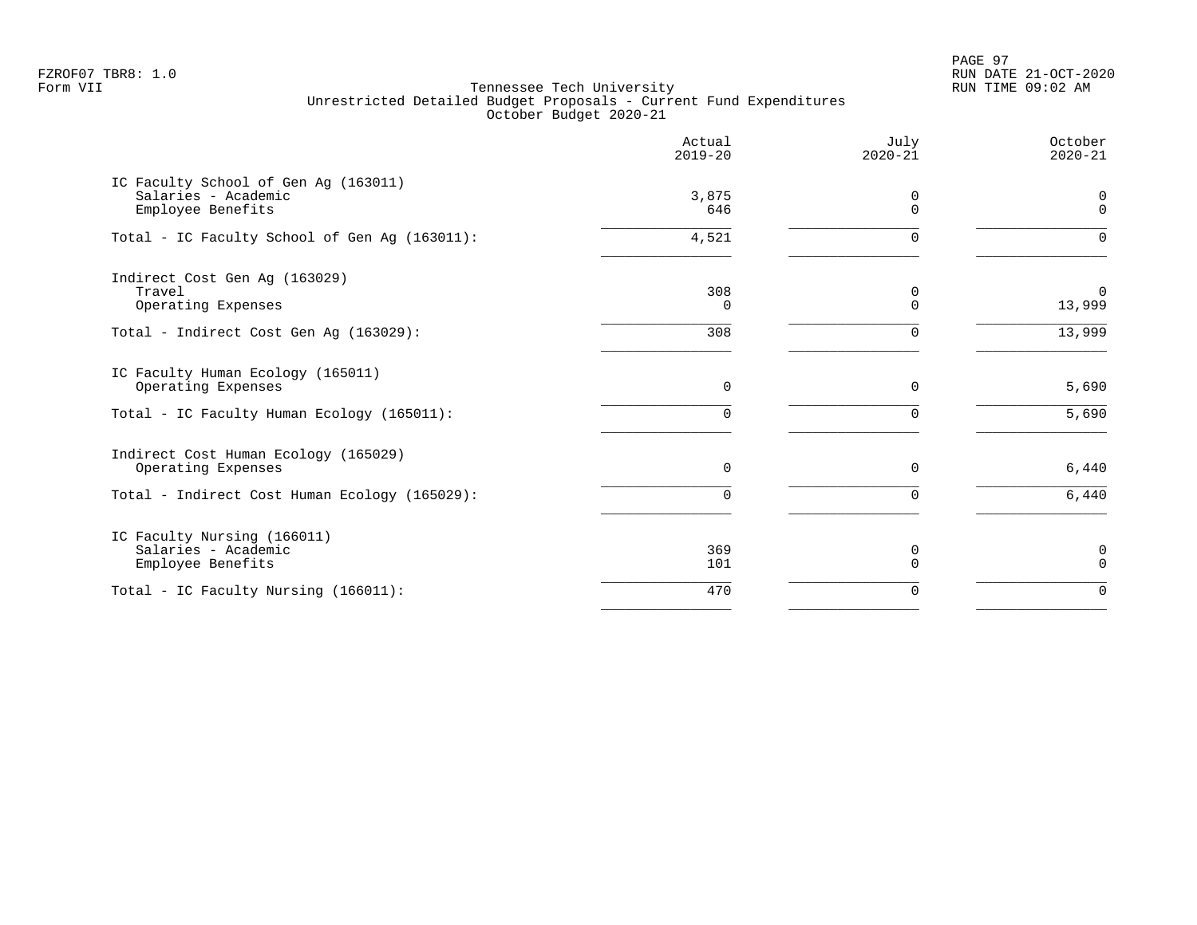Tennessee Tech University
Unrestricted Detailed Budget Proposals - Current Fund Expenditures
October Budget 2020-21

| | Actual 2019-20 | July 2020-21 | October 2020-21 |
|---|---|---|---|
| IC Faculty School of Gen Ag (163011) | | | |
| Salaries - Academic | 3,875 | 0 | 0 |
| Employee Benefits | 646 | 0 | 0 |
| Total - IC Faculty School of Gen Ag (163011): | 4,521 | 0 | 0 |
| Indirect Cost Gen Ag (163029) | | | |
| Travel | 308 | 0 | 0 |
| Operating Expenses | 0 | 0 | 13,999 |
| Total - Indirect Cost Gen Ag (163029): | 308 | 0 | 13,999 |
| IC Faculty Human Ecology (165011) | | | |
| Operating Expenses | 0 | 0 | 5,690 |
| Total - IC Faculty Human Ecology (165011): | 0 | 0 | 5,690 |
| Indirect Cost Human Ecology (165029) | | | |
| Operating Expenses | 0 | 0 | 6,440 |
| Total - Indirect Cost Human Ecology (165029): | 0 | 0 | 6,440 |
| IC Faculty Nursing (166011) | | | |
| Salaries - Academic | 369 | 0 | 0 |
| Employee Benefits | 101 | 0 | 0 |
| Total - IC Faculty Nursing (166011): | 470 | 0 | 0 |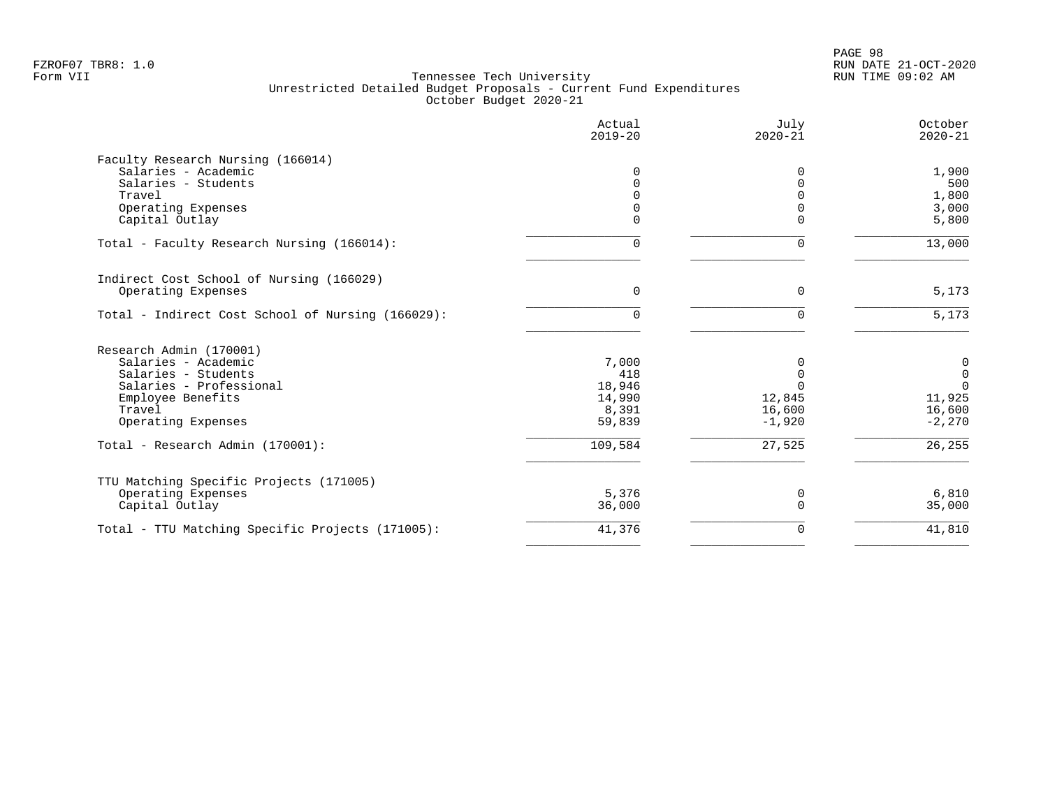Tennessee Tech University
Unrestricted Detailed Budget Proposals - Current Fund Expenditures
October Budget 2020-21

Form VII

| | Actual 2019-20 | July 2020-21 | October 2020-21 |
|---|---|---|---|
| **Faculty Research Nursing (166014)** | | | |
| Salaries - Academic | 0 | 0 | 1,900 |
| Salaries - Students | 0 | 0 | 500 |
| Travel | 0 | 0 | 1,800 |
| Operating Expenses | 0 | 0 | 3,000 |
| Capital Outlay | 0 | 0 | 5,800 |
| Total - Faculty Research Nursing (166014): | 0 | 0 | 13,000 |
| **Indirect Cost School of Nursing (166029)** | | | |
| Operating Expenses | 0 | 0 | 5,173 |
| Total - Indirect Cost School of Nursing (166029): | 0 | 0 | 5,173 |
| **Research Admin (170001)** | | | |
| Salaries - Academic | 7,000 | 0 | 0 |
| Salaries - Students | 418 | 0 | 0 |
| Salaries - Professional | 18,946 | 0 | 0 |
| Employee Benefits | 14,990 | 12,845 | 11,925 |
| Travel | 8,391 | 16,600 | 16,600 |
| Operating Expenses | 59,839 | -1,920 | -2,270 |
| Total - Research Admin (170001): | 109,584 | 27,525 | 26,255 |
| **TTU Matching Specific Projects (171005)** | | | |
| Operating Expenses | 5,376 | 0 | 6,810 |
| Capital Outlay | 36,000 | 0 | 35,000 |
| Total - TTU Matching Specific Projects (171005): | 41,376 | 0 | 41,810 |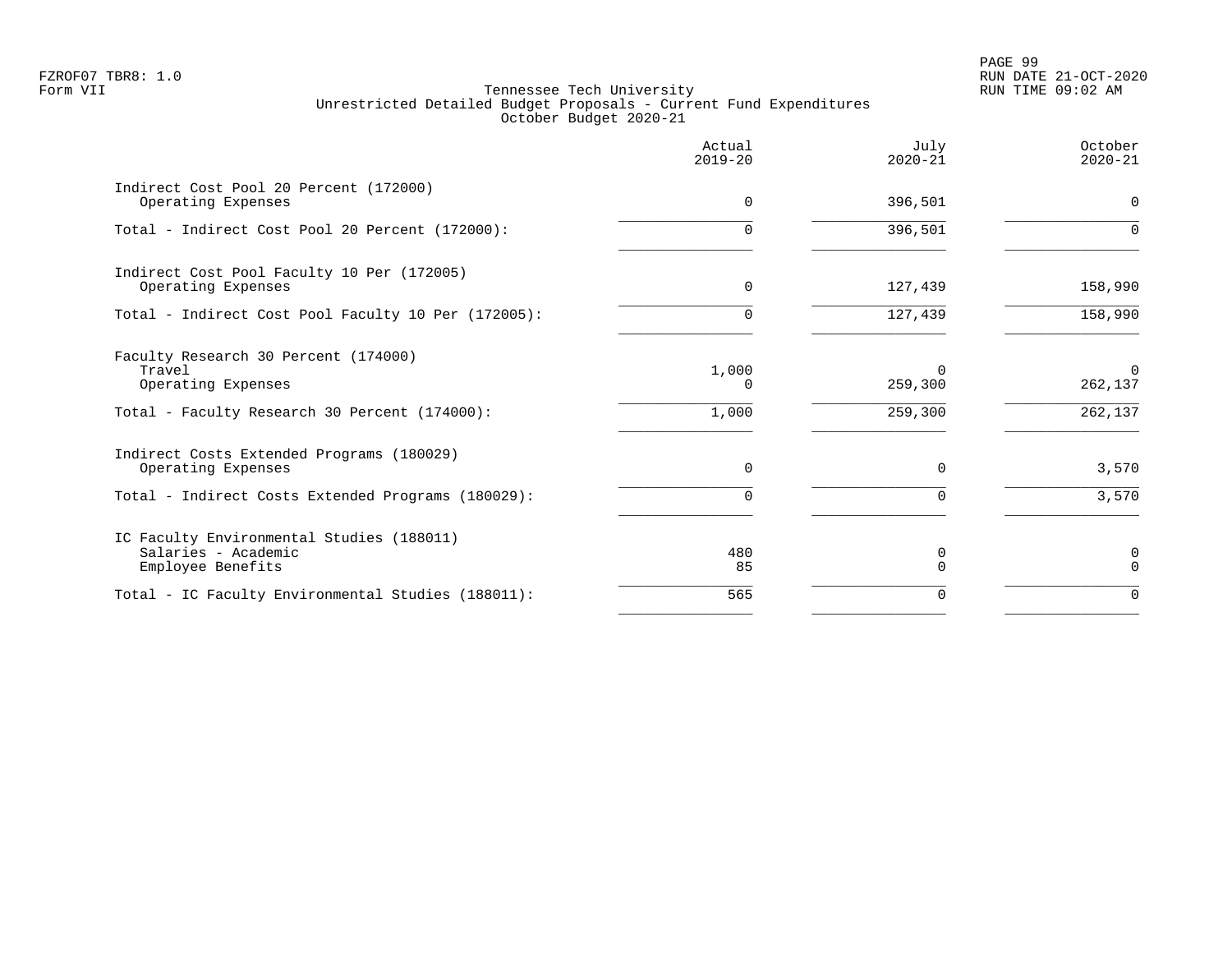FZROF07 TBR8: 1.0
Form VII

# Tennessee Tech University
## Unrestricted Detailed Budget Proposals - Current Fund Expenditures
### October Budget 2020-21

| | Actual 2019-20 | July 2020-21 | October 2020-21 |
|---|---|---|---|
| **Indirect Cost Pool 20 Percent (172000)** | | | |
| Operating Expenses | 0 | 396,501 | 0 |
| Total - Indirect Cost Pool 20 Percent (172000): | 0 | 396,501 | 0 |
| **Indirect Cost Pool Faculty 10 Per (172005)** | | | |
| Operating Expenses | 0 | 127,439 | 158,990 |
| Total - Indirect Cost Pool Faculty 10 Per (172005): | 0 | 127,439 | 158,990 |
| **Faculty Research 30 Percent (174000)** | | | |
| Travel | 1,000 | 0 | 0 |
| Operating Expenses | 0 | 259,300 | 262,137 |
| Total - Faculty Research 30 Percent (174000): | 1,000 | 259,300 | 262,137 |
| **Indirect Costs Extended Programs (180029)** | | | |
| Operating Expenses | 0 | 0 | 3,570 |
| Total - Indirect Costs Extended Programs (180029): | 0 | 0 | 3,570 |
| **IC Faculty Environmental Studies (188011)** | | | |
| Salaries - Academic | 480 | 0 | 0 |
| Employee Benefits | 85 | 0 | 0 |
| Total - IC Faculty Environmental Studies (188011): | 565 | 0 | 0 |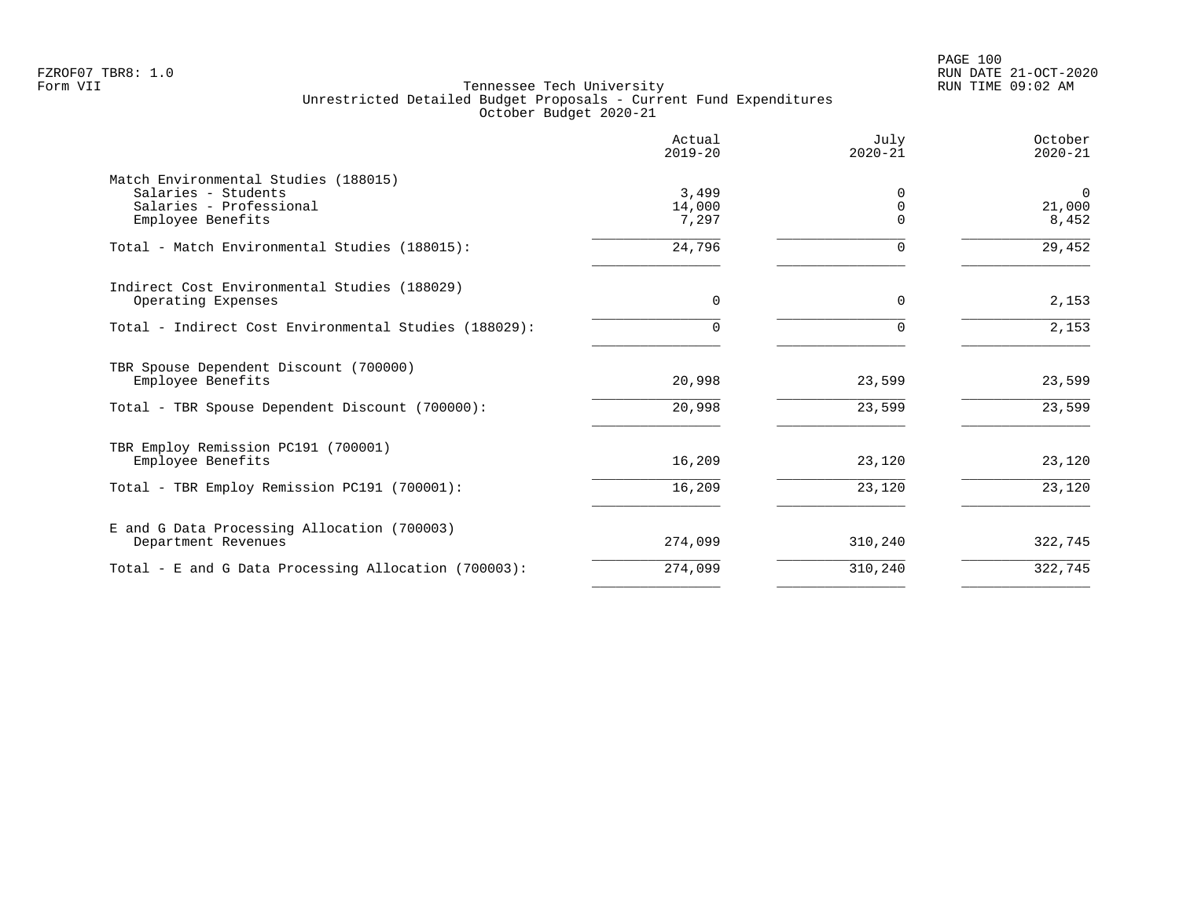Tennessee Tech University
Unrestricted Detailed Budget Proposals - Current Fund Expenditures
October Budget 2020-21

| | Actual 2019-20 | July 2020-21 | October 2020-21 |
|---|---|---|---|
| **Match Environmental Studies (188015)** | | | |
| Salaries - Students | 3,499 | 0 | 0 |
| Salaries - Professional | 14,000 | 0 | 21,000 |
| Employee Benefits | 7,297 | 0 | 8,452 |
| Total - Match Environmental Studies (188015): | 24,796 | 0 | 29,452 |
| **Indirect Cost Environmental Studies (188029)** | | | |
| Operating Expenses | 0 | 0 | 2,153 |
| Total - Indirect Cost Environmental Studies (188029): | 0 | 0 | 2,153 |
| **TBR Spouse Dependent Discount (700000)** | | | |
| Employee Benefits | 20,998 | 23,599 | 23,599 |
| Total - TBR Spouse Dependent Discount (700000): | 20,998 | 23,599 | 23,599 |
| **TBR Employ Remission PC191 (700001)** | | | |
| Employee Benefits | 16,209 | 23,120 | 23,120 |
| Total - TBR Employ Remission PC191 (700001): | 16,209 | 23,120 | 23,120 |
| **E and G Data Processing Allocation (700003)** | | | |
| Department Revenues | 274,099 | 310,240 | 322,745 |
| Total - E and G Data Processing Allocation (700003): | 274,099 | 310,240 | 322,745 |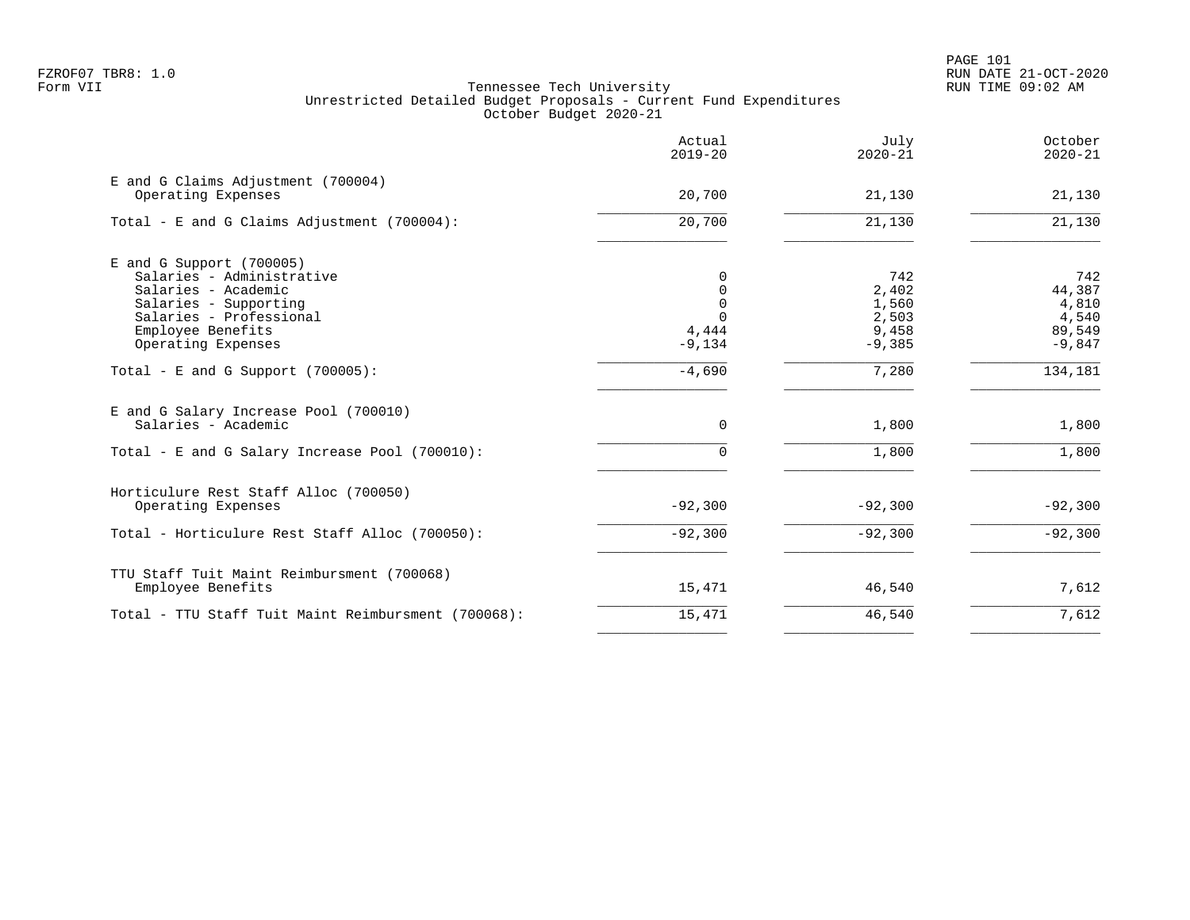FZROF07 TBR8: 1.0
Form VII

# Tennessee Tech University
## Unrestricted Detailed Budget Proposals - Current Fund Expenditures
### October Budget 2020-21

RUN DATE 21-OCT-2020
RUN TIME 09:02 AM

| | Actual 2019-20 | July 2020-21 | October 2020-21 |
|---|---|---|---|
| **E and G Claims Adjustment (700004)** | | | |
| Operating Expenses | 20,700 | 21,130 | 21,130 |
| Total - E and G Claims Adjustment (700004): | 20,700 | 21,130 | 21,130 |
| **E and G Support (700005)** | | | |
| Salaries - Administrative | 0 | 742 | 742 |
| Salaries - Academic | 0 | 2,402 | 44,387 |
| Salaries - Supporting | 0 | 1,560 | 4,810 |
| Salaries - Professional | 0 | 2,503 | 4,540 |
| Employee Benefits | 4,444 | 9,458 | 89,549 |
| Operating Expenses | -9,134 | -9,385 | -9,847 |
| Total - E and G Support (700005): | -4,690 | 7,280 | 134,181 |
| **E and G Salary Increase Pool (700010)** | | | |
| Salaries - Academic | 0 | 1,800 | 1,800 |
| Total - E and G Salary Increase Pool (700010): | 0 | 1,800 | 1,800 |
| **Horticulure Rest Staff Alloc (700050)** | | | |
| Operating Expenses | -92,300 | -92,300 | -92,300 |
| Total - Horticulure Rest Staff Alloc (700050): | -92,300 | -92,300 | -92,300 |
| **TTU Staff Tuit Maint Reimbursment (700068)** | | | |
| Employee Benefits | 15,471 | 46,540 | 7,612 |
| Total - TTU Staff Tuit Maint Reimbursment (700068): | 15,471 | 46,540 | 7,612 |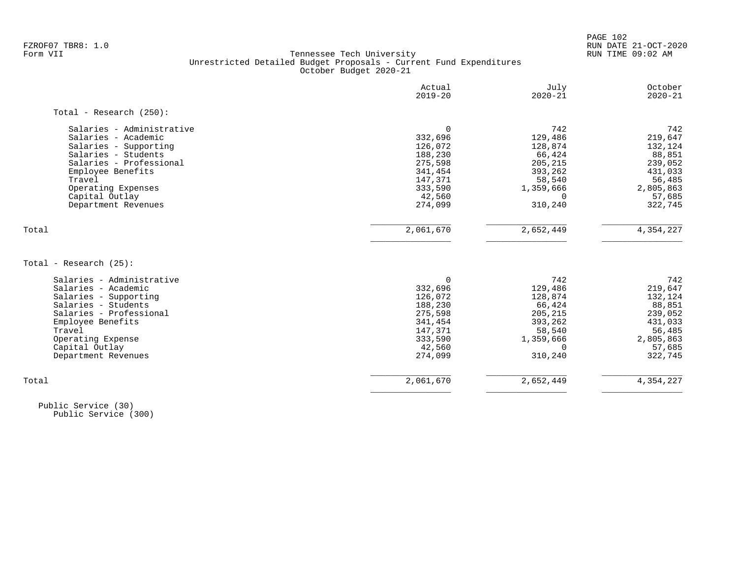FZROF07 TBR8: 1.0
Form VII

Tennessee Tech University
Unrestricted Detailed Budget Proposals - Current Fund Expenditures
October Budget 2020-21

RUN DATE 21-OCT-2020
RUN TIME 09:02 AM

| | Actual 2019-20 | July 2020-21 | October 2020-21 |
|---|---|---|---|
| **Total - Research (250):** | | | |
| Salaries - Administrative | 0 | 742 | 742 |
| Salaries - Academic | 332,696 | 129,486 | 219,647 |
| Salaries - Supporting | 126,072 | 128,874 | 132,124 |
| Salaries - Students | 188,230 | 66,424 | 88,851 |
| Salaries - Professional | 275,598 | 205,215 | 239,052 |
| Employee Benefits | 341,454 | 393,262 | 431,033 |
| Travel | 147,371 | 58,540 | 56,485 |
| Operating Expenses | 333,590 | 1,359,666 | 2,805,863 |
| Capital Outlay | 42,560 | 0 | 57,685 |
| Department Revenues | 274,099 | 310,240 | 322,745 |
| Total | 2,061,670 | 2,652,449 | 4,354,227 |
| **Total - Research (25):** | | | |
| Salaries - Administrative | 0 | 742 | 742 |
| Salaries - Academic | 332,696 | 129,486 | 219,647 |
| Salaries - Supporting | 126,072 | 128,874 | 132,124 |
| Salaries - Students | 188,230 | 66,424 | 88,851 |
| Salaries - Professional | 275,598 | 205,215 | 239,052 |
| Employee Benefits | 341,454 | 393,262 | 431,033 |
| Travel | 147,371 | 58,540 | 56,485 |
| Operating Expense | 333,590 | 1,359,666 | 2,805,863 |
| Capital Outlay | 42,560 | 0 | 57,685 |
| Department Revenues | 274,099 | 310,240 | 322,745 |
| Total | 2,061,670 | 2,652,449 | 4,354,227 |

Public Service (30)
Public Service (300)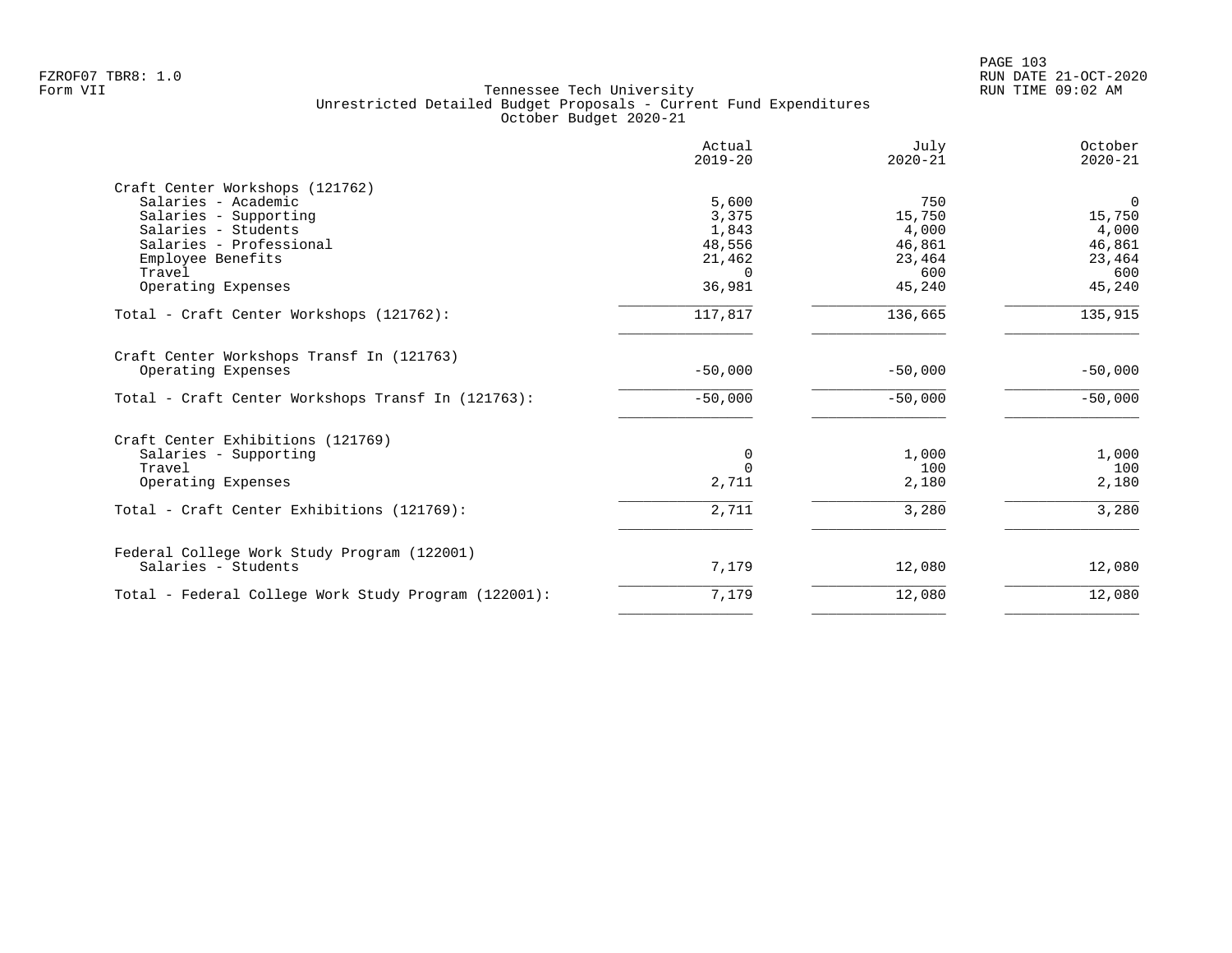FZROF07 TBR8: 1.0
Form VII

Tennessee Tech University
Unrestricted Detailed Budget Proposals - Current Fund Expenditures
October Budget 2020-21

RUN DATE 21-OCT-2020
RUN TIME 09:02 AM

| | Actual 2019-20 | July 2020-21 | October 2020-21 |
|---|---|---|---|
| **Craft Center Workshops (121762)** | | | |
| Salaries - Academic | 5,600 | 750 | 0 |
| Salaries - Supporting | 3,375 | 15,750 | 15,750 |
| Salaries - Students | 1,843 | 4,000 | 4,000 |
| Salaries - Professional | 48,556 | 46,861 | 46,861 |
| Employee Benefits | 21,462 | 23,464 | 23,464 |
| Travel | 0 | 600 | 600 |
| Operating Expenses | 36,981 | 45,240 | 45,240 |
| Total - Craft Center Workshops (121762): | 117,817 | 136,665 | 135,915 |
| **Craft Center Workshops Transf In (121763)** | | | |
| Operating Expenses | -50,000 | -50,000 | -50,000 |
| Total - Craft Center Workshops Transf In (121763): | -50,000 | -50,000 | -50,000 |
| **Craft Center Exhibitions (121769)** | | | |
| Salaries - Supporting | 0 | 1,000 | 1,000 |
| Travel | 0 | 100 | 100 |
| Operating Expenses | 2,711 | 2,180 | 2,180 |
| Total - Craft Center Exhibitions (121769): | 2,711 | 3,280 | 3,280 |
| **Federal College Work Study Program (122001)** | | | |
| Salaries - Students | 7,179 | 12,080 | 12,080 |
| Total - Federal College Work Study Program (122001): | 7,179 | 12,080 | 12,080 |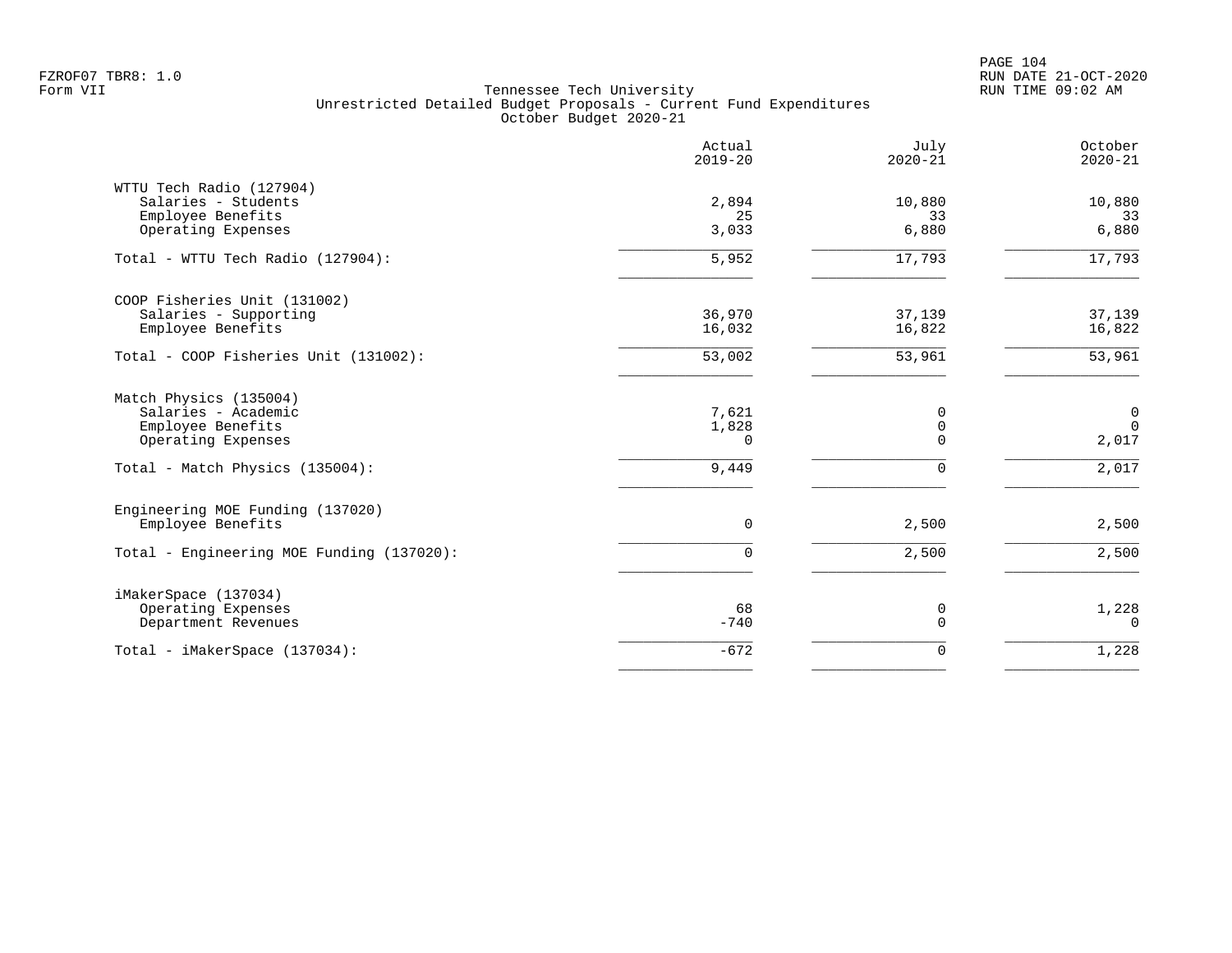FZROF07 TBR8: 1.0
Form VII

Tennessee Tech University
Unrestricted Detailed Budget Proposals - Current Fund Expenditures
October Budget 2020-21

RUN DATE 21-OCT-2020
RUN TIME 09:02 AM

| | Actual 2019-20 | July 2020-21 | October 2020-21 |
|---|---|---|---|
| **WTTU Tech Radio (127904)** | | | |
| Salaries - Students | 2,894 | 10,880 | 10,880 |
| Employee Benefits | 25 | 33 | 33 |
| Operating Expenses | 3,033 | 6,880 | 6,880 |
| Total - WTTU Tech Radio (127904): | 5,952 | 17,793 | 17,793 |
| **COOP Fisheries Unit (131002)** | | | |
| Salaries - Supporting | 36,970 | 37,139 | 37,139 |
| Employee Benefits | 16,032 | 16,822 | 16,822 |
| Total - COOP Fisheries Unit (131002): | 53,002 | 53,961 | 53,961 |
| **Match Physics (135004)** | | | |
| Salaries - Academic | 7,621 | 0 | 0 |
| Employee Benefits | 1,828 | 0 | 0 |
| Operating Expenses | 0 | 0 | 2,017 |
| Total - Match Physics (135004): | 9,449 | 0 | 2,017 |
| **Engineering MOE Funding (137020)** | | | |
| Employee Benefits | 0 | 2,500 | 2,500 |
| Total - Engineering MOE Funding (137020): | 0 | 2,500 | 2,500 |
| **iMakerSpace (137034)** | | | |
| Operating Expenses | 68 | 0 | 1,228 |
| Department Revenues | -740 | 0 | 0 |
| Total - iMakerSpace (137034): | -672 | 0 | 1,228 |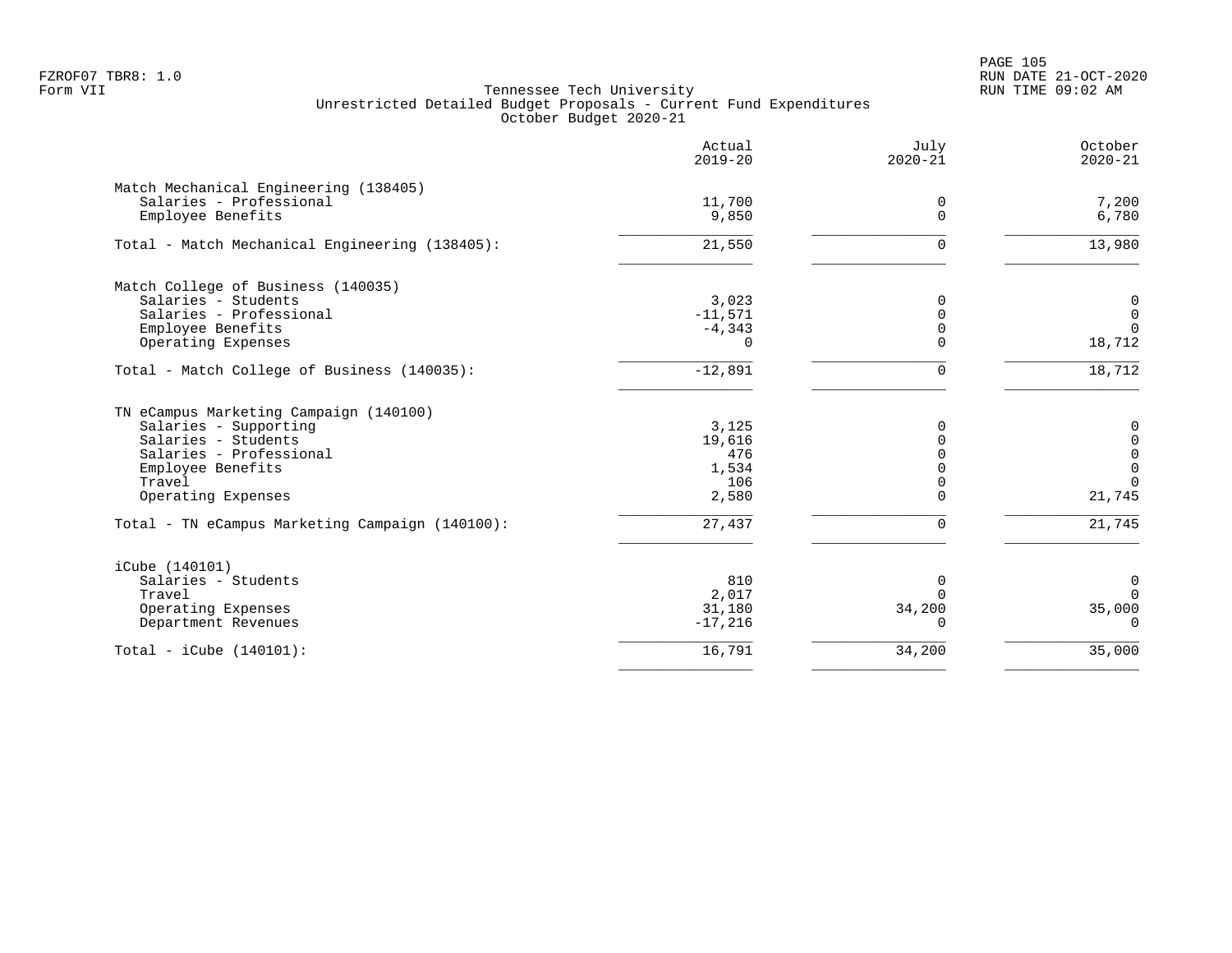Tennessee Tech University
Unrestricted Detailed Budget Proposals - Current Fund Expenditures
October Budget 2020-21

| | Actual 2019-20 | July 2020-21 | October 2020-21 |
|---|---|---|---|
| **Match Mechanical Engineering (138405)** | | | |
| Salaries - Professional | 11,700 | 0 | 7,200 |
| Employee Benefits | 9,850 | 0 | 6,780 |
| Total - Match Mechanical Engineering (138405): | 21,550 | 0 | 13,980 |
| **Match College of Business (140035)** | | | |
| Salaries - Students | 3,023 | 0 | 0 |
| Salaries - Professional | -11,571 | 0 | 0 |
| Employee Benefits | -4,343 | 0 | 0 |
| Operating Expenses | 0 | 0 | 18,712 |
| Total - Match College of Business (140035): | -12,891 | 0 | 18,712 |
| **TN eCampus Marketing Campaign (140100)** | | | |
| Salaries - Supporting | 3,125 | 0 | 0 |
| Salaries - Students | 19,616 | 0 | 0 |
| Salaries - Professional | 476 | 0 | 0 |
| Employee Benefits | 1,534 | 0 | 0 |
| Travel | 106 | 0 | 0 |
| Operating Expenses | 2,580 | 0 | 21,745 |
| Total - TN eCampus Marketing Campaign (140100): | 27,437 | 0 | 21,745 |
| **iCube (140101)** | | | |
| Salaries - Students | 810 | 0 | 0 |
| Travel | 2,017 | 0 | 0 |
| Operating Expenses | 31,180 | 34,200 | 35,000 |
| Department Revenues | -17,216 | 0 | 0 |
| Total - iCube (140101): | 16,791 | 34,200 | 35,000 |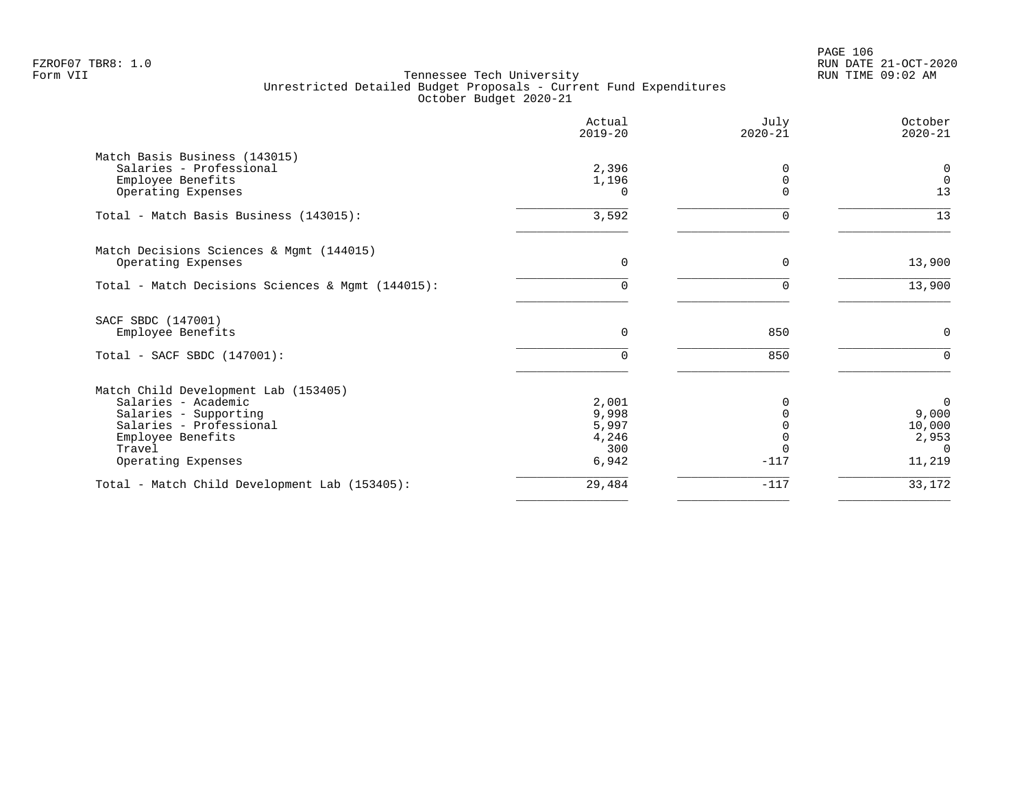FZROF07 TBR8: 1.0
Form VII

Tennessee Tech University
Unrestricted Detailed Budget Proposals - Current Fund Expenditures
October Budget 2020-21

RUN DATE 21-OCT-2020
RUN TIME 09:02 AM

| | Actual 2019-20 | July 2020-21 | October 2020-21 |
|---|---|---|---|
| **Match Basis Business (143015)** | | | |
| Salaries - Professional | 2,396 | 0 | 0 |
| Employee Benefits | 1,196 | 0 | 0 |
| Operating Expenses | 0 | 0 | 13 |
| Total - Match Basis Business (143015): | 3,592 | 0 | 13 |
| **Match Decisions Sciences & Mgmt (144015)** | | | |
| Operating Expenses | 0 | 0 | 13,900 |
| Total - Match Decisions Sciences & Mgmt (144015): | 0 | 0 | 13,900 |
| **SACF SBDC (147001)** | | | |
| Employee Benefits | 0 | 850 | 0 |
| Total - SACF SBDC (147001): | 0 | 850 | 0 |
| **Match Child Development Lab (153405)** | | | |
| Salaries - Academic | 2,001 | 0 | 0 |
| Salaries - Supporting | 9,998 | 0 | 9,000 |
| Salaries - Professional | 5,997 | 0 | 10,000 |
| Employee Benefits | 4,246 | 0 | 2,953 |
| Travel | 300 | 0 | 0 |
| Operating Expenses | 6,942 | -117 | 11,219 |
| Total - Match Child Development Lab (153405): | 29,484 | -117 | 33,172 |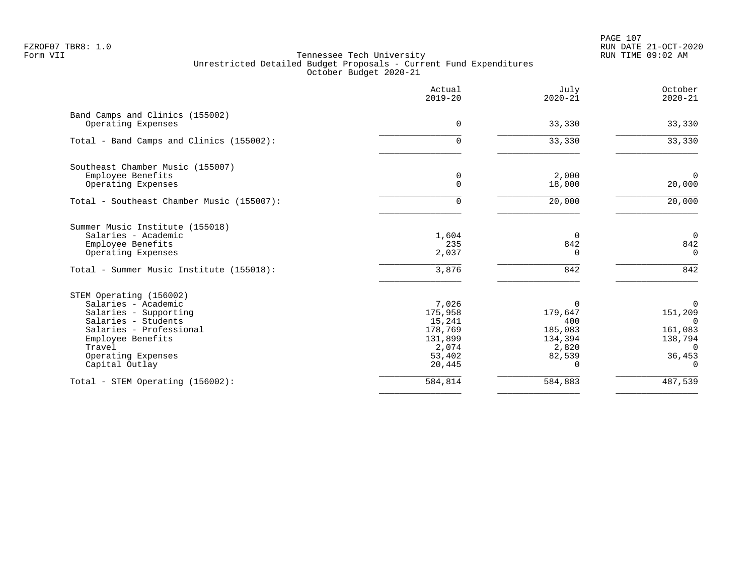Tennessee Tech University
Unrestricted Detailed Budget Proposals - Current Fund Expenditures
October Budget 2020-21

| | Actual 2019-20 | July 2020-21 | October 2020-21 |
|---|---|---|---|
| **Band Camps and Clinics (155002)** | | | |
| Operating Expenses | 0 | 33,330 | 33,330 |
| Total - Band Camps and Clinics (155002): | 0 | 33,330 | 33,330 |
| **Southeast Chamber Music (155007)** | | | |
| Employee Benefits | 0 | 2,000 | 0 |
| Operating Expenses | 0 | 18,000 | 20,000 |
| Total - Southeast Chamber Music (155007): | 0 | 20,000 | 20,000 |
| **Summer Music Institute (155018)** | | | |
| Salaries - Academic | 1,604 | 0 | 0 |
| Employee Benefits | 235 | 842 | 842 |
| Operating Expenses | 2,037 | 0 | 0 |
| Total - Summer Music Institute (155018): | 3,876 | 842 | 842 |
| **STEM Operating (156002)** | | | |
| Salaries - Academic | 7,026 | 0 | 0 |
| Salaries - Supporting | 175,958 | 179,647 | 151,209 |
| Salaries - Students | 15,241 | 400 | 0 |
| Salaries - Professional | 178,769 | 185,083 | 161,083 |
| Employee Benefits | 131,899 | 134,394 | 138,794 |
| Travel | 2,074 | 2,820 | 0 |
| Operating Expenses | 53,402 | 82,539 | 36,453 |
| Capital Outlay | 20,445 | 0 | 0 |
| Total - STEM Operating (156002): | 584,814 | 584,883 | 487,539 |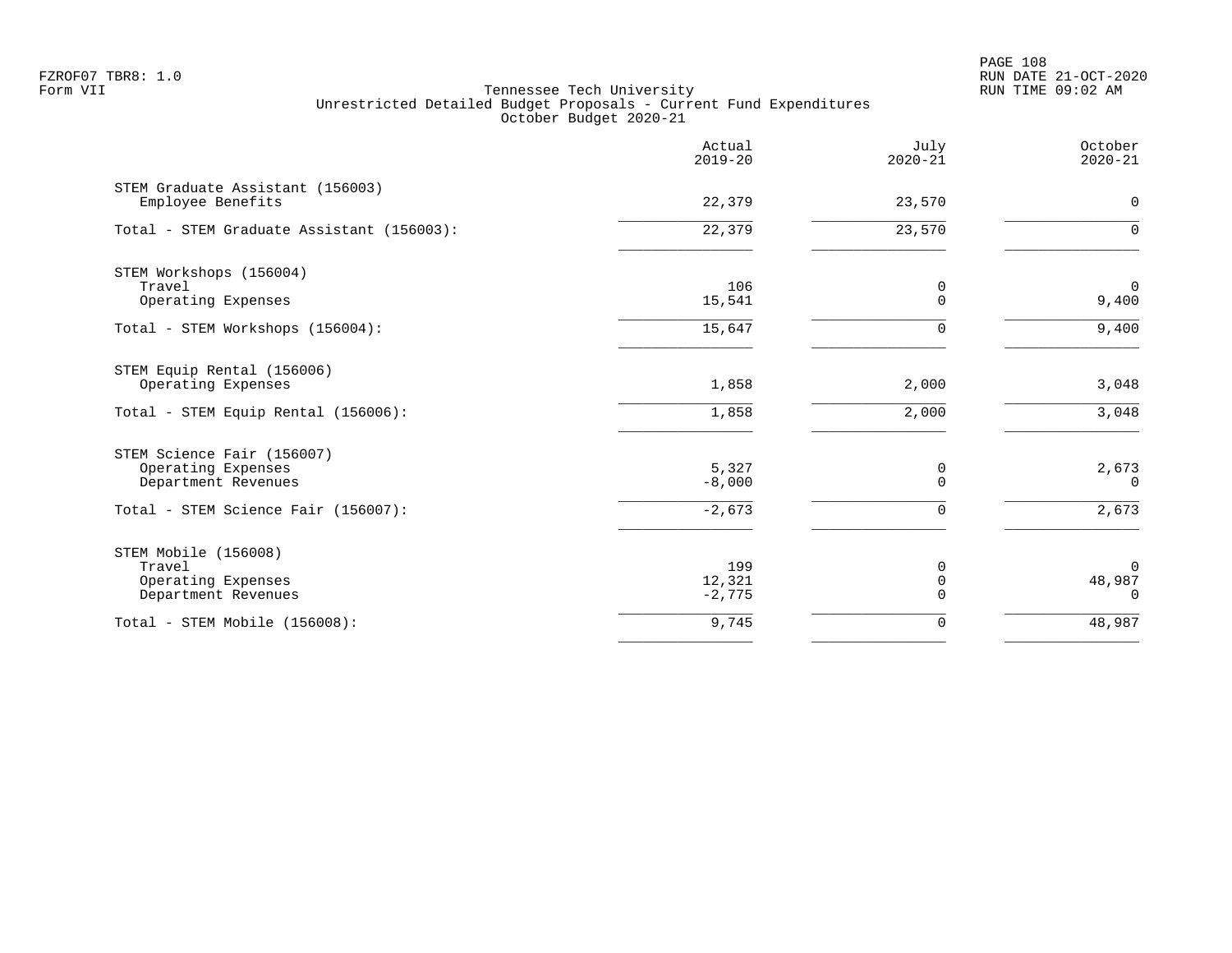Tennessee Tech University
Unrestricted Detailed Budget Proposals - Current Fund Expenditures
October Budget 2020-21

FZROF07 TBR8: 1.0
Form VII

RUN DATE 21-OCT-2020
RUN TIME 09:02 AM

| | Actual 2019-20 | July 2020-21 | October 2020-21 |
|---|---|---|---|
| **STEM Graduate Assistant (156003)** | | | |
| Employee Benefits | 22,379 | 23,570 | 0 |
| Total - STEM Graduate Assistant (156003): | 22,379 | 23,570 | 0 |
| **STEM Workshops (156004)** | | | |
| Travel | 106 | 0 | 0 |
| Operating Expenses | 15,541 | 0 | 9,400 |
| Total - STEM Workshops (156004): | 15,647 | 0 | 9,400 |
| **STEM Equip Rental (156006)** | | | |
| Operating Expenses | 1,858 | 2,000 | 3,048 |
| Total - STEM Equip Rental (156006): | 1,858 | 2,000 | 3,048 |
| **STEM Science Fair (156007)** | | | |
| Operating Expenses | 5,327 | 0 | 2,673 |
| Department Revenues | -8,000 | 0 | 0 |
| Total - STEM Science Fair (156007): | -2,673 | 0 | 2,673 |
| **STEM Mobile (156008)** | | | |
| Travel | 199 | 0 | 0 |
| Operating Expenses | 12,321 | 0 | 48,987 |
| Department Revenues | -2,775 | 0 | 0 |
| Total - STEM Mobile (156008): | 9,745 | 0 | 48,987 |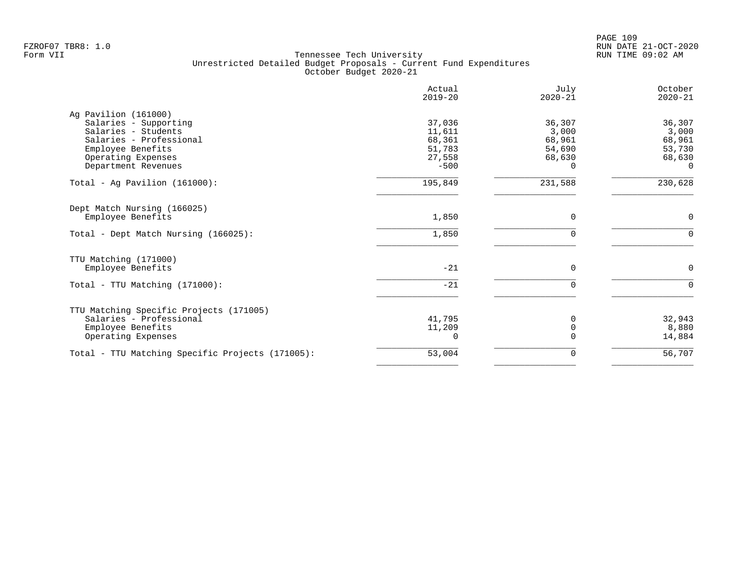FZROF07 TBR8: 1.0
Form VII

Tennessee Tech University
Unrestricted Detailed Budget Proposals - Current Fund Expenditures
October Budget 2020-21

RUN DATE 21-OCT-2020
RUN TIME 09:02 AM

| | Actual 2019-20 | July 2020-21 | October 2020-21 |
|---|---|---|---|
| **Ag Pavilion (161000)** | | | |
| Salaries - Supporting | 37,036 | 36,307 | 36,307 |
| Salaries - Students | 11,611 | 3,000 | 3,000 |
| Salaries - Professional | 68,361 | 68,961 | 68,961 |
| Employee Benefits | 51,783 | 54,690 | 53,730 |
| Operating Expenses | 27,558 | 68,630 | 68,630 |
| Department Revenues | -500 | 0 | 0 |
| Total - Ag Pavilion (161000): | 195,849 | 231,588 | 230,628 |
| **Dept Match Nursing (166025)** | | | |
| Employee Benefits | 1,850 | 0 | 0 |
| Total - Dept Match Nursing (166025): | 1,850 | 0 | 0 |
| **TTU Matching (171000)** | | | |
| Employee Benefits | -21 | 0 | 0 |
| Total - TTU Matching (171000): | -21 | 0 | 0 |
| **TTU Matching Specific Projects (171005)** | | | |
| Salaries - Professional | 41,795 | 0 | 32,943 |
| Employee Benefits | 11,209 | 0 | 8,880 |
| Operating Expenses | 0 | 0 | 14,884 |
| Total - TTU Matching Specific Projects (171005): | 53,004 | 0 | 56,707 |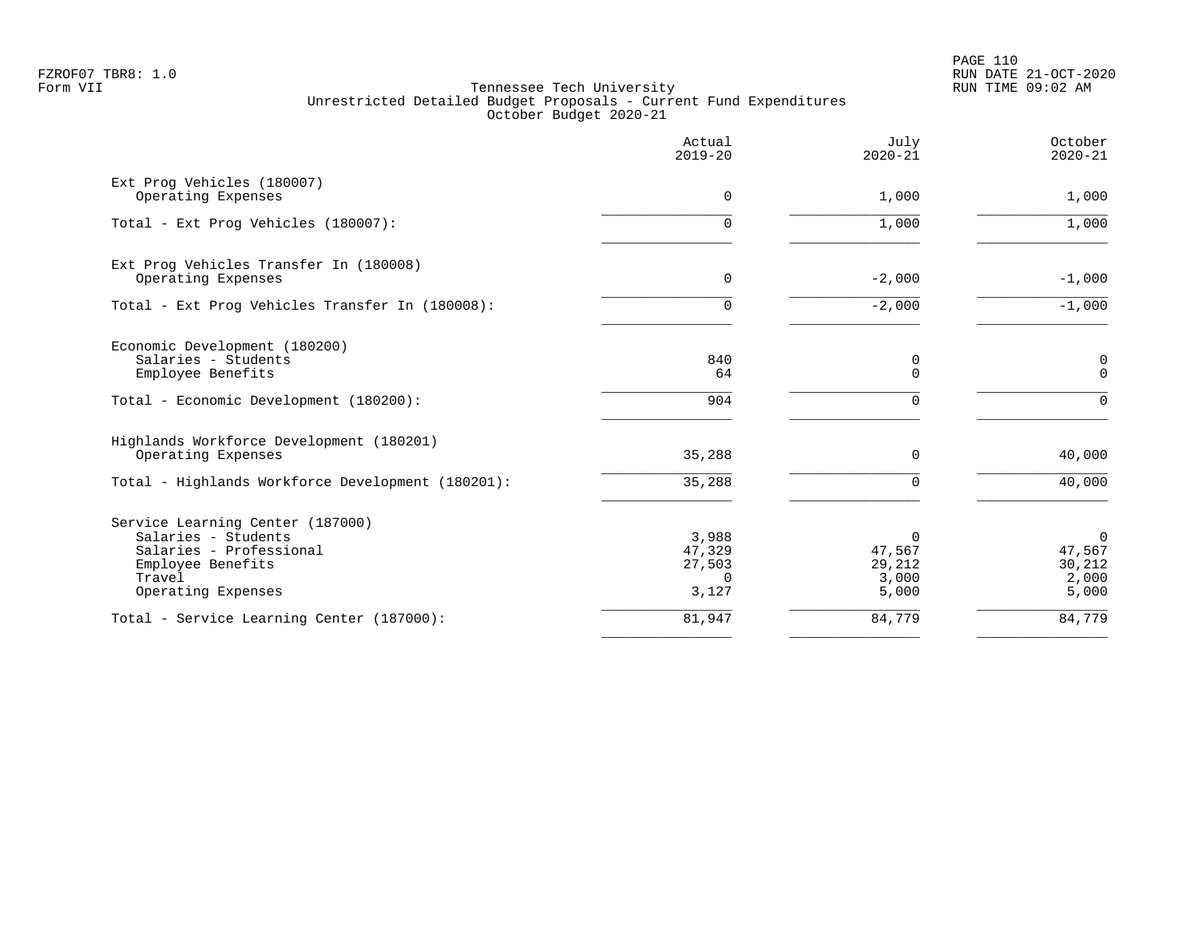Tennessee Tech University
Unrestricted Detailed Budget Proposals - Current Fund Expenditures
October Budget 2020-21

| | Actual 2019-20 | July 2020-21 | October 2020-21 |
|---|---:|---:|---:|
| **Ext Prog Vehicles (180007)** | | | |
| Operating Expenses | 0 | 1,000 | 1,000 |
| Total - Ext Prog Vehicles (180007): | 0 | 1,000 | 1,000 |
| **Ext Prog Vehicles Transfer In (180008)** | | | |
| Operating Expenses | 0 | -2,000 | -1,000 |
| Total - Ext Prog Vehicles Transfer In (180008): | 0 | -2,000 | -1,000 |
| **Economic Development (180200)** | | | |
| Salaries - Students | 840 | 0 | 0 |
| Employee Benefits | 64 | 0 | 0 |
| Total - Economic Development (180200): | 904 | 0 | 0 |
| **Highlands Workforce Development (180201)** | | | |
| Operating Expenses | 35,288 | 0 | 40,000 |
| Total - Highlands Workforce Development (180201): | 35,288 | 0 | 40,000 |
| **Service Learning Center (187000)** | | | |
| Salaries - Students | 3,988 | 0 | 0 |
| Salaries - Professional | 47,329 | 47,567 | 47,567 |
| Employee Benefits | 27,503 | 29,212 | 30,212 |
| Travel | 0 | 3,000 | 2,000 |
| Operating Expenses | 3,127 | 5,000 | 5,000 |
| Total - Service Learning Center (187000): | 81,947 | 84,779 | 84,779 |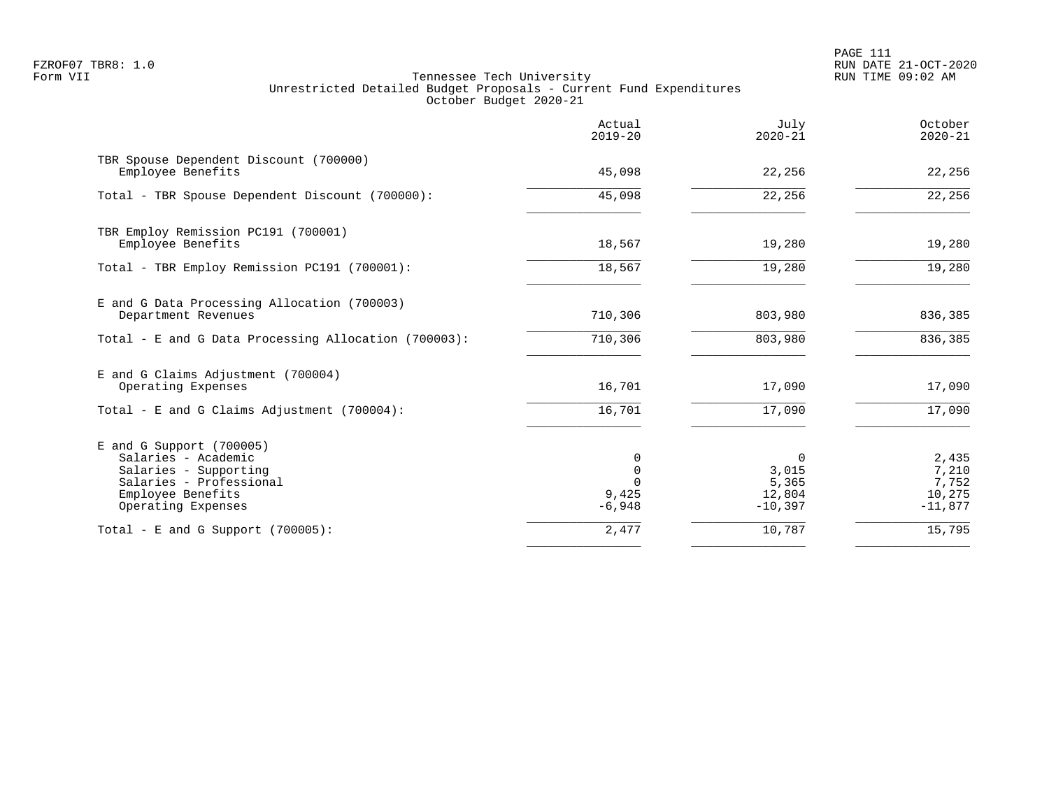FZROF07 TBR8: 1.0
Form VII

Tennessee Tech University
Unrestricted Detailed Budget Proposals - Current Fund Expenditures
October Budget 2020-21

| | Actual 2019-20 | July 2020-21 | October 2020-21 |
|---|---|---|---|
| TBR Spouse Dependent Discount (700000) | | | |
| Employee Benefits | 45,098 | 22,256 | 22,256 |
| Total - TBR Spouse Dependent Discount (700000): | 45,098 | 22,256 | 22,256 |
| TBR Employ Remission PC191 (700001) | | | |
| Employee Benefits | 18,567 | 19,280 | 19,280 |
| Total - TBR Employ Remission PC191 (700001): | 18,567 | 19,280 | 19,280 |
| E and G Data Processing Allocation (700003) | | | |
| Department Revenues | 710,306 | 803,980 | 836,385 |
| Total - E and G Data Processing Allocation (700003): | 710,306 | 803,980 | 836,385 |
| E and G Claims Adjustment (700004) | | | |
| Operating Expenses | 16,701 | 17,090 | 17,090 |
| Total - E and G Claims Adjustment (700004): | 16,701 | 17,090 | 17,090 |
| E and G Support (700005) | | | |
| Salaries - Academic | 0 | 0 | 2,435 |
| Salaries - Supporting | 0 | 3,015 | 7,210 |
| Salaries - Professional | 0 | 5,365 | 7,752 |
| Employee Benefits | 9,425 | 12,804 | 10,275 |
| Operating Expenses | -6,948 | -10,397 | -11,877 |
| Total - E and G Support (700005): | 2,477 | 10,787 | 15,795 |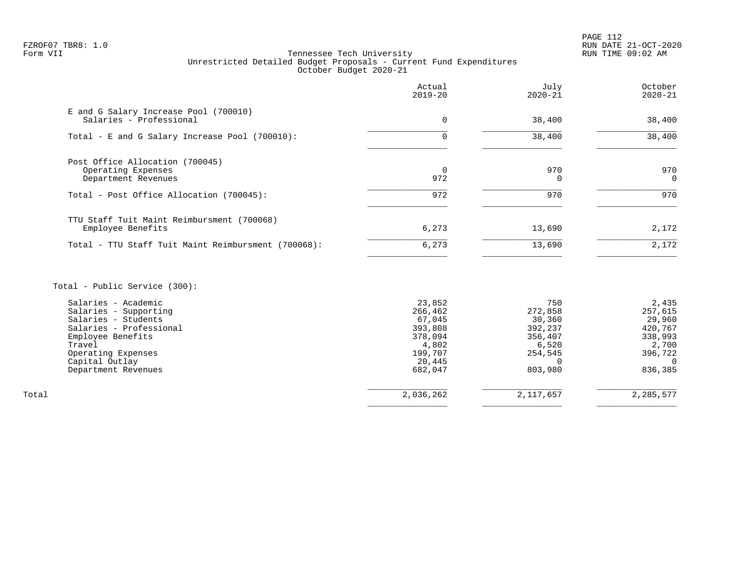FZROF07 TBR8: 1.0
Form VII

Tennessee Tech University
Unrestricted Detailed Budget Proposals - Current Fund Expenditures
October Budget 2020-21

RUN DATE 21-OCT-2020
RUN TIME 09:02 AM

| | Actual 2019-20 | July 2020-21 | October 2020-21 |
|---|---|---|---|
| **E and G Salary Increase Pool (700010)** | | | |
| Salaries - Professional | 0 | 38,400 | 38,400 |
| Total - E and G Salary Increase Pool (700010): | 0 | 38,400 | 38,400 |
| **Post Office Allocation (700045)** | | | |
| Operating Expenses | 0 | 970 | 970 |
| Department Revenues | 972 | 0 | 0 |
| Total - Post Office Allocation (700045): | 972 | 970 | 970 |
| **TTU Staff Tuit Maint Reimbursment (700068)** | | | |
| Employee Benefits | 6,273 | 13,690 | 2,172 |
| Total - TTU Staff Tuit Maint Reimbursment (700068): | 6,273 | 13,690 | 2,172 |
| **Total - Public Service (300):** | | | |
| Salaries - Academic | 23,852 | 750 | 2,435 |
| Salaries - Supporting | 266,462 | 272,858 | 257,615 |
| Salaries - Students | 67,045 | 30,360 | 29,960 |
| Salaries - Professional | 393,808 | 392,237 | 420,767 |
| Employee Benefits | 378,094 | 356,407 | 338,993 |
| Travel | 4,802 | 6,520 | 2,700 |
| Operating Expenses | 199,707 | 254,545 | 396,722 |
| Capital Outlay | 20,445 | 0 | 0 |
| Department Revenues | 682,047 | 803,980 | 836,385 |
| Total | 2,036,262 | 2,117,657 | 2,285,577 |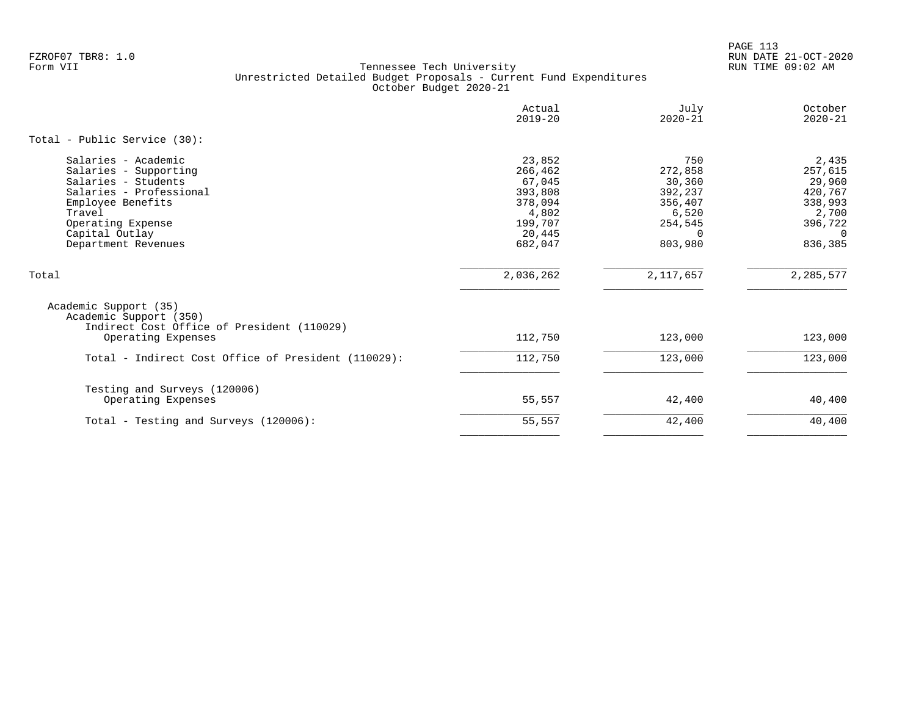FZROF07 TBR8: 1.0
Form VII

Tennessee Tech University
Unrestricted Detailed Budget Proposals - Current Fund Expenditures
October Budget 2020-21

RUN DATE 21-OCT-2020
RUN TIME 09:02 AM

| | Actual 2019-20 | July 2020-21 | October 2020-21 |
|---|---|---|---|
| Total - Public Service (30): | | | |
| Salaries - Academic | 23,852 | 750 | 2,435 |
| Salaries - Supporting | 266,462 | 272,858 | 257,615 |
| Salaries - Students | 67,045 | 30,360 | 29,960 |
| Salaries - Professional | 393,808 | 392,237 | 420,767 |
| Employee Benefits | 378,094 | 356,407 | 338,993 |
| Travel | 4,802 | 6,520 | 2,700 |
| Operating Expense | 199,707 | 254,545 | 396,722 |
| Capital Outlay | 20,445 | 0 | 0 |
| Department Revenues | 682,047 | 803,980 | 836,385 |
| Total | 2,036,262 | 2,117,657 | 2,285,577 |
| Academic Support (35) | | | |
| Academic Support (350) | | | |
| Indirect Cost Office of President (110029) | | | |
| Operating Expenses | 112,750 | 123,000 | 123,000 |
| Total - Indirect Cost Office of President (110029): | 112,750 | 123,000 | 123,000 |
| Testing and Surveys (120006) | | | |
| Operating Expenses | 55,557 | 42,400 | 40,400 |
| Total - Testing and Surveys (120006): | 55,557 | 42,400 | 40,400 |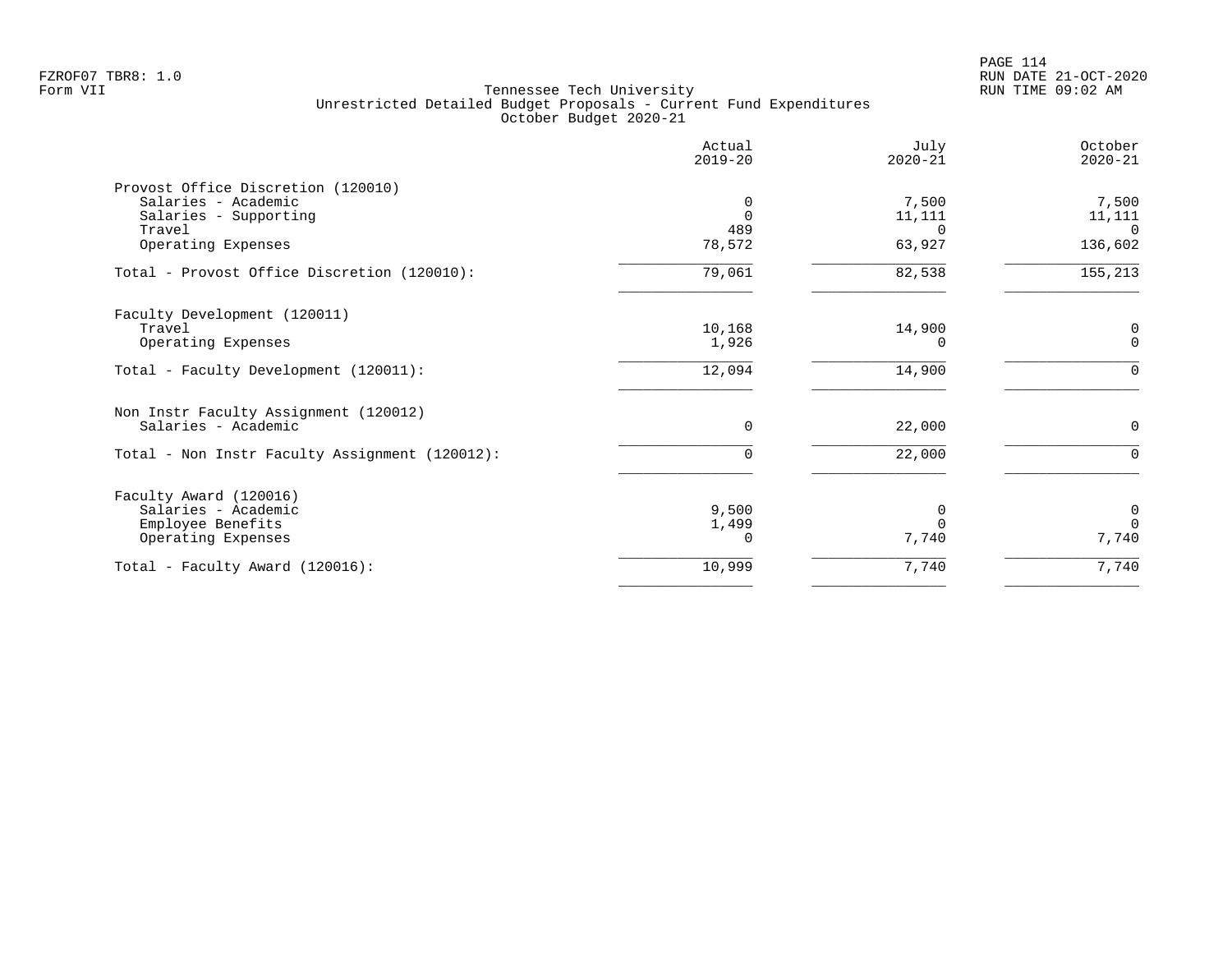FZROF07 TBR8: 1.0
Form VII

# Tennessee Tech University
## Unrestricted Detailed Budget Proposals - Current Fund Expenditures
### October Budget 2020-21

| | Actual 2019-20 | July 2020-21 | October 2020-21 |
|---|---:|---:|---:|
| **Provost Office Discretion (120010)** | | | |
| Salaries - Academic | 0 | 7,500 | 7,500 |
| Salaries - Supporting | 0 | 11,111 | 11,111 |
| Travel | 489 | 0 | 0 |
| Operating Expenses | 78,572 | 63,927 | 136,602 |
| Total - Provost Office Discretion (120010): | 79,061 | 82,538 | 155,213 |
| **Faculty Development (120011)** | | | |
| Travel | 10,168 | 14,900 | 0 |
| Operating Expenses | 1,926 | 0 | 0 |
| Total - Faculty Development (120011): | 12,094 | 14,900 | 0 |
| **Non Instr Faculty Assignment (120012)** | | | |
| Salaries - Academic | 0 | 22,000 | 0 |
| Total - Non Instr Faculty Assignment (120012): | 0 | 22,000 | 0 |
| **Faculty Award (120016)** | | | |
| Salaries - Academic | 9,500 | 0 | 0 |
| Employee Benefits | 1,499 | 0 | 0 |
| Operating Expenses | 0 | 7,740 | 7,740 |
| Total - Faculty Award (120016): | 10,999 | 7,740 | 7,740 |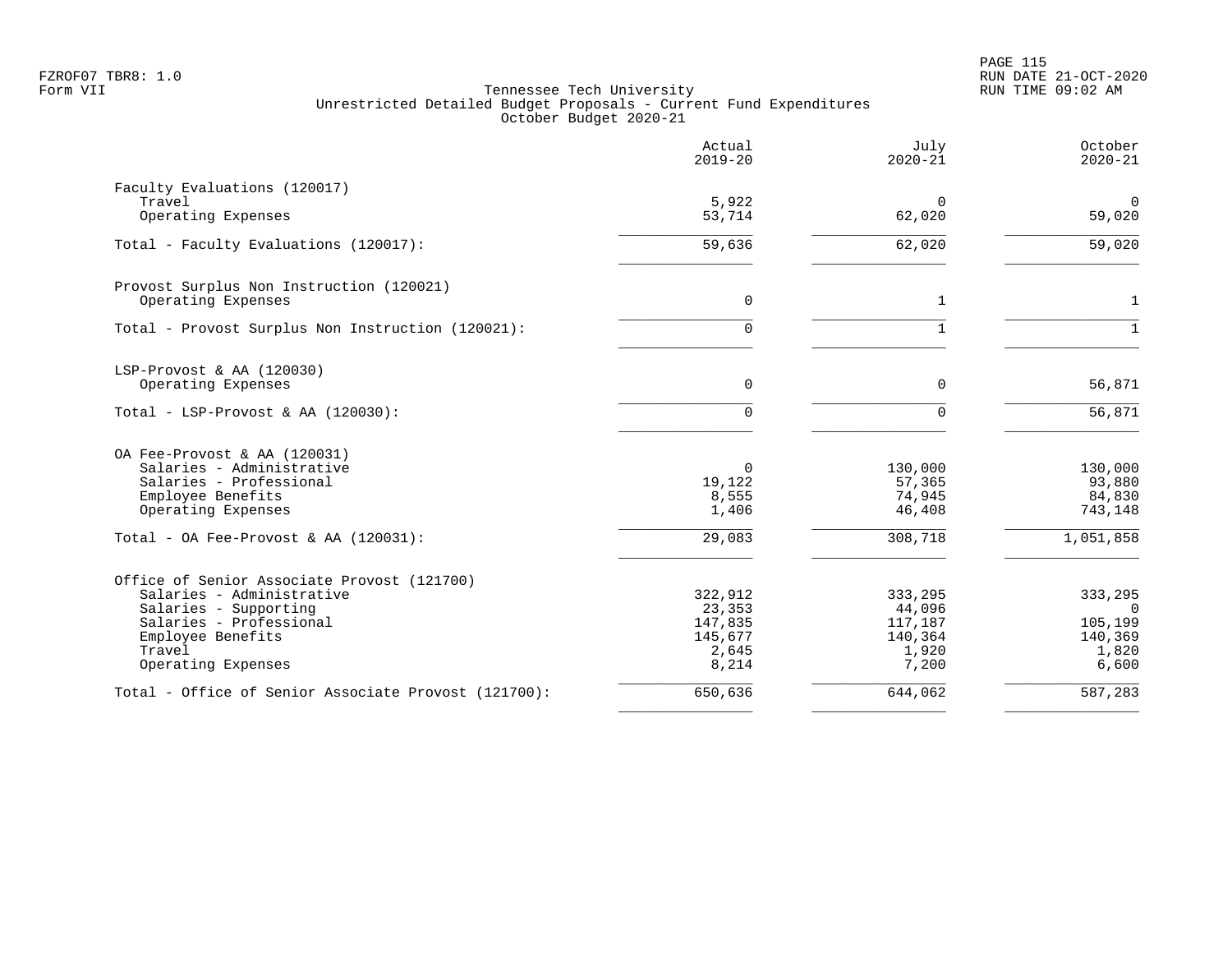Tennessee Tech University
Unrestricted Detailed Budget Proposals - Current Fund Expenditures
October Budget 2020-21

| | Actual 2019-20 | July 2020-21 | October 2020-21 |
|---|---|---|---|
| **Faculty Evaluations (120017)** | | | |
| Travel | 5,922 | 0 | 0 |
| Operating Expenses | 53,714 | 62,020 | 59,020 |
| Total - Faculty Evaluations (120017): | 59,636 | 62,020 | 59,020 |
| **Provost Surplus Non Instruction (120021)** | | | |
| Operating Expenses | 0 | 1 | 1 |
| Total - Provost Surplus Non Instruction (120021): | 0 | 1 | 1 |
| **LSP-Provost & AA (120030)** | | | |
| Operating Expenses | 0 | 0 | 56,871 |
| Total - LSP-Provost & AA (120030): | 0 | 0 | 56,871 |
| **OA Fee-Provost & AA (120031)** | | | |
| Salaries - Administrative | 0 | 130,000 | 130,000 |
| Salaries - Professional | 19,122 | 57,365 | 93,880 |
| Employee Benefits | 8,555 | 74,945 | 84,830 |
| Operating Expenses | 1,406 | 46,408 | 743,148 |
| Total - OA Fee-Provost & AA (120031): | 29,083 | 308,718 | 1,051,858 |
| **Office of Senior Associate Provost (121700)** | | | |
| Salaries - Administrative | 322,912 | 333,295 | 333,295 |
| Salaries - Supporting | 23,353 | 44,096 | 0 |
| Salaries - Professional | 147,835 | 117,187 | 105,199 |
| Employee Benefits | 145,677 | 140,364 | 140,369 |
| Travel | 2,645 | 1,920 | 1,820 |
| Operating Expenses | 8,214 | 7,200 | 6,600 |
| Total - Office of Senior Associate Provost (121700): | 650,636 | 644,062 | 587,283 |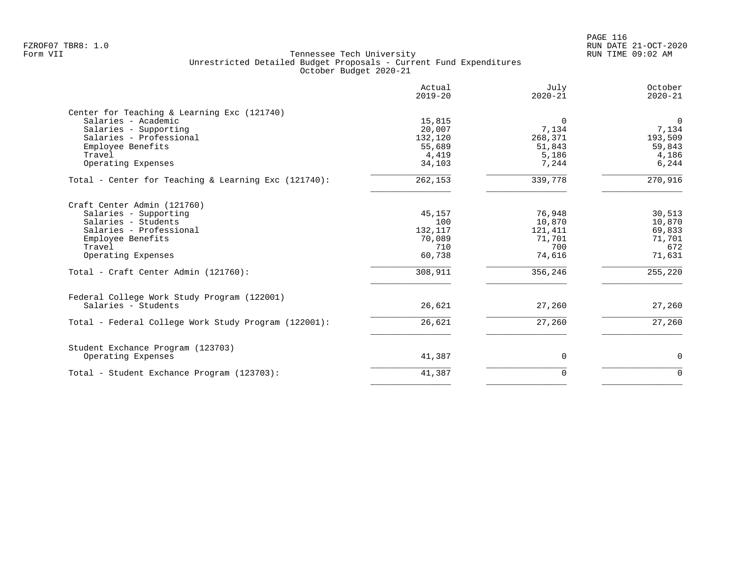Tennessee Tech University
Unrestricted Detailed Budget Proposals - Current Fund Expenditures
October Budget 2020-21

| | Actual 2019-20 | July 2020-21 | October 2020-21 |
|---|---|---|---|
| **Center for Teaching & Learning Exc (121740)** | | | |
| Salaries - Academic | 15,815 | 0 | 0 |
| Salaries - Supporting | 20,007 | 7,134 | 7,134 |
| Salaries - Professional | 132,120 | 268,371 | 193,509 |
| Employee Benefits | 55,689 | 51,843 | 59,843 |
| Travel | 4,419 | 5,186 | 4,186 |
| Operating Expenses | 34,103 | 7,244 | 6,244 |
| Total - Center for Teaching & Learning Exc (121740): | 262,153 | 339,778 | 270,916 |
| **Craft Center Admin (121760)** | | | |
| Salaries - Supporting | 45,157 | 76,948 | 30,513 |
| Salaries - Students | 100 | 10,870 | 10,870 |
| Salaries - Professional | 132,117 | 121,411 | 69,833 |
| Employee Benefits | 70,089 | 71,701 | 71,701 |
| Travel | 710 | 700 | 672 |
| Operating Expenses | 60,738 | 74,616 | 71,631 |
| Total - Craft Center Admin (121760): | 308,911 | 356,246 | 255,220 |
| **Federal College Work Study Program (122001)** | | | |
| Salaries - Students | 26,621 | 27,260 | 27,260 |
| Total - Federal College Work Study Program (122001): | 26,621 | 27,260 | 27,260 |
| **Student Exchance Program (123703)** | | | |
| Operating Expenses | 41,387 | 0 | 0 |
| Total - Student Exchance Program (123703): | 41,387 | 0 | 0 |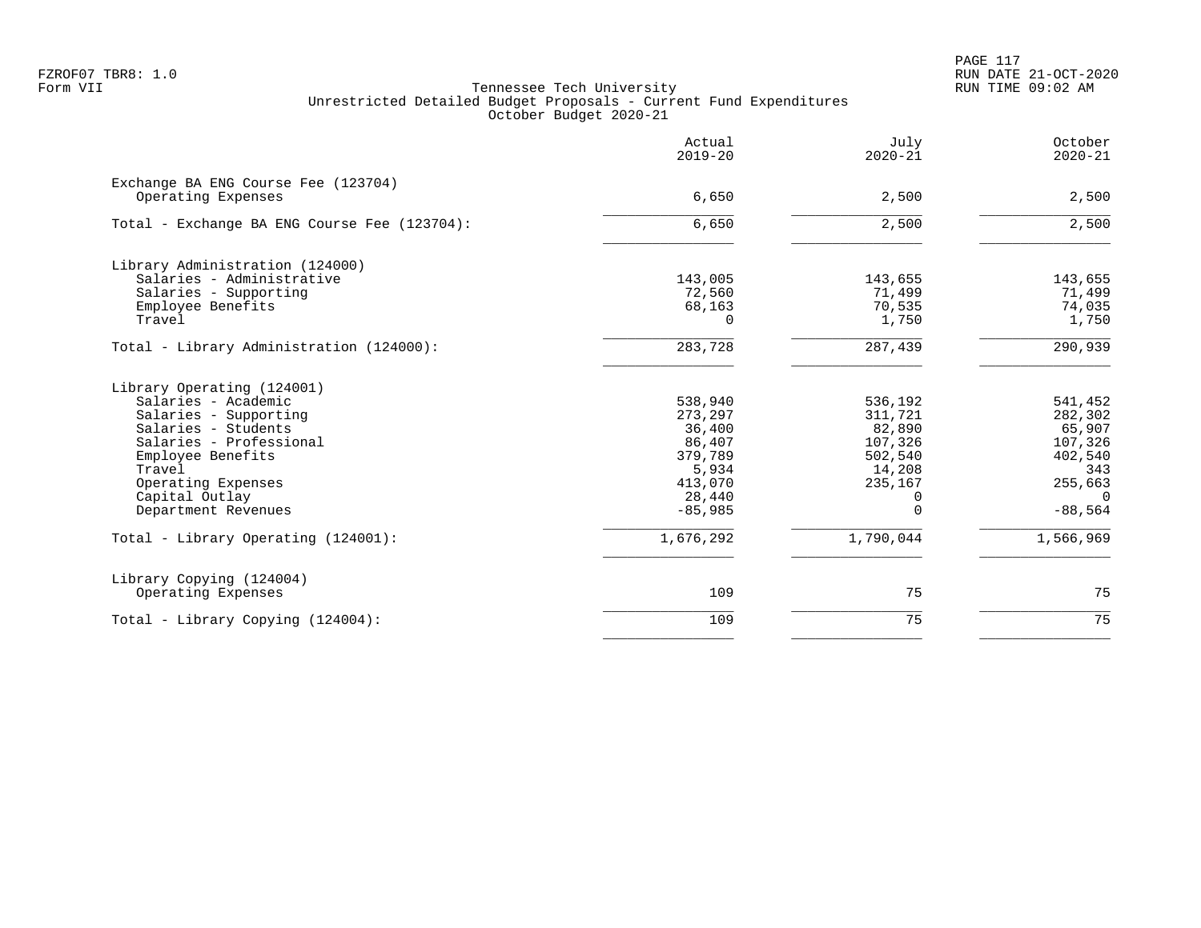Tennessee Tech University
Unrestricted Detailed Budget Proposals - Current Fund Expenditures
October Budget 2020-21

| | Actual 2019-20 | July 2020-21 | October 2020-21 |
|---|---:|---:|---:|
| **Exchange BA ENG Course Fee (123704)** | | | |
| Operating Expenses | 6,650 | 2,500 | 2,500 |
| Total - Exchange BA ENG Course Fee (123704): | 6,650 | 2,500 | 2,500 |
| **Library Administration (124000)** | | | |
| Salaries - Administrative | 143,005 | 143,655 | 143,655 |
| Salaries - Supporting | 72,560 | 71,499 | 71,499 |
| Employee Benefits | 68,163 | 70,535 | 74,035 |
| Travel | 0 | 1,750 | 1,750 |
| Total - Library Administration (124000): | 283,728 | 287,439 | 290,939 |
| **Library Operating (124001)** | | | |
| Salaries - Academic | 538,940 | 536,192 | 541,452 |
| Salaries - Supporting | 273,297 | 311,721 | 282,302 |
| Salaries - Students | 36,400 | 82,890 | 65,907 |
| Salaries - Professional | 86,407 | 107,326 | 107,326 |
| Employee Benefits | 379,789 | 502,540 | 402,540 |
| Travel | 5,934 | 14,208 | 343 |
| Operating Expenses | 413,070 | 235,167 | 255,663 |
| Capital Outlay | 28,440 | 0 | 0 |
| Department Revenues | -85,985 | 0 | -88,564 |
| Total - Library Operating (124001): | 1,676,292 | 1,790,044 | 1,566,969 |
| **Library Copying (124004)** | | | |
| Operating Expenses | 109 | 75 | 75 |
| Total - Library Copying (124004): | 109 | 75 | 75 |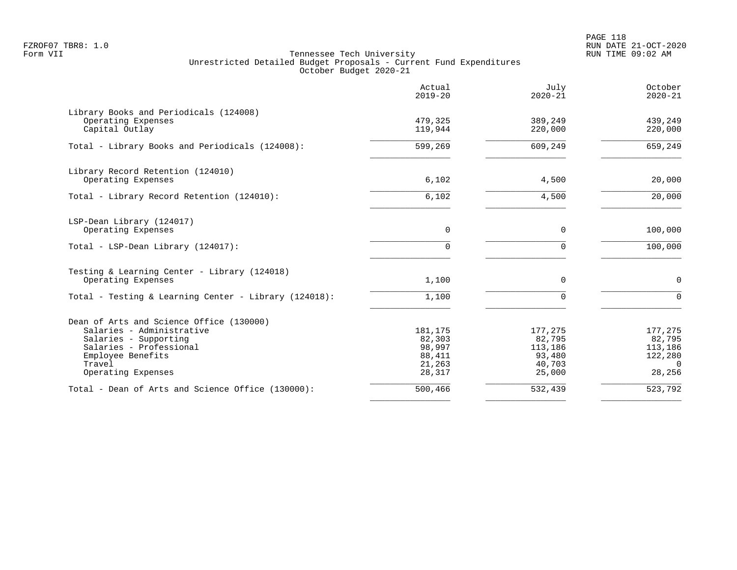Tennessee Tech University
Unrestricted Detailed Budget Proposals - Current Fund Expenditures
October Budget 2020-21

| | Actual 2019-20 | July 2020-21 | October 2020-21 |
|---|---|---|---|
| Library Books and Periodicals (124008) | | | |
| Operating Expenses | 479,325 | 389,249 | 439,249 |
| Capital Outlay | 119,944 | 220,000 | 220,000 |
| Total - Library Books and Periodicals (124008): | 599,269 | 609,249 | 659,249 |
| Library Record Retention (124010) | | | |
| Operating Expenses | 6,102 | 4,500 | 20,000 |
| Total - Library Record Retention (124010): | 6,102 | 4,500 | 20,000 |
| LSP-Dean Library (124017) | | | |
| Operating Expenses | 0 | 0 | 100,000 |
| Total - LSP-Dean Library (124017): | 0 | 0 | 100,000 |
| Testing & Learning Center - Library (124018) | | | |
| Operating Expenses | 1,100 | 0 | 0 |
| Total - Testing & Learning Center - Library (124018): | 1,100 | 0 | 0 |
| Dean of Arts and Science Office (130000) | | | |
| Salaries - Administrative | 181,175 | 177,275 | 177,275 |
| Salaries - Supporting | 82,303 | 82,795 | 82,795 |
| Salaries - Professional | 98,997 | 113,186 | 113,186 |
| Employee Benefits | 88,411 | 93,480 | 122,280 |
| Travel | 21,263 | 40,703 | 0 |
| Operating Expenses | 28,317 | 25,000 | 28,256 |
| Total - Dean of Arts and Science Office (130000): | 500,466 | 532,439 | 523,792 |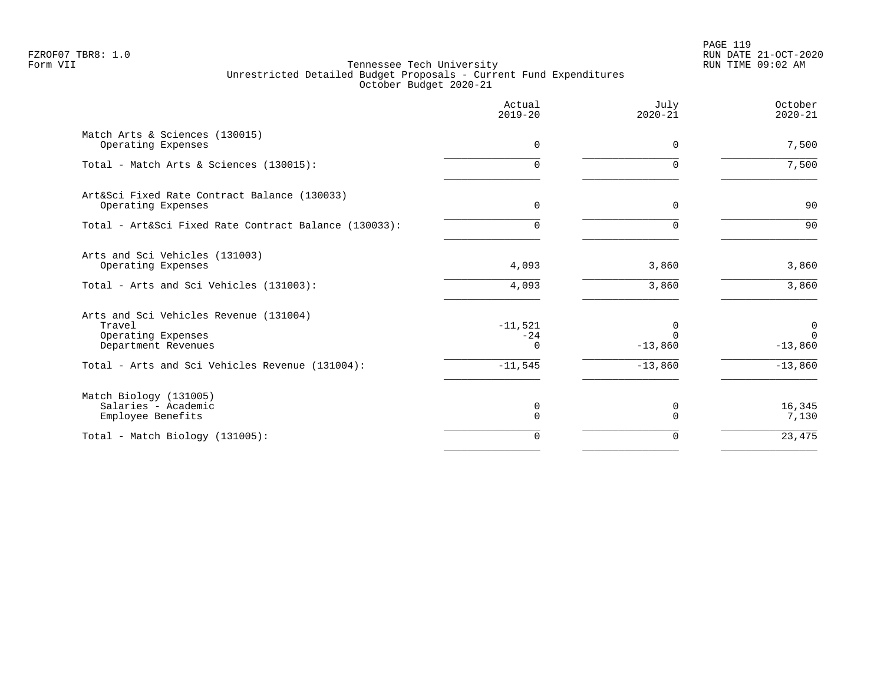FZROF07 TBR8: 1.0
Form VII

Tennessee Tech University
Unrestricted Detailed Budget Proposals - Current Fund Expenditures
October Budget 2020-21

RUN DATE 21-OCT-2020
RUN TIME 09:02 AM

| | Actual 2019-20 | July 2020-21 | October 2020-21 |
|---|---|---|---|
| **Match Arts & Sciences (130015)** | | | |
| Operating Expenses | 0 | 0 | 7,500 |
| Total - Match Arts & Sciences (130015): | 0 | 0 | 7,500 |
| **Art&Sci Fixed Rate Contract Balance (130033)** | | | |
| Operating Expenses | 0 | 0 | 90 |
| Total - Art&Sci Fixed Rate Contract Balance (130033): | 0 | 0 | 90 |
| **Arts and Sci Vehicles (131003)** | | | |
| Operating Expenses | 4,093 | 3,860 | 3,860 |
| Total - Arts and Sci Vehicles (131003): | 4,093 | 3,860 | 3,860 |
| **Arts and Sci Vehicles Revenue (131004)** | | | |
| Travel | -11,521 | 0 | 0 |
| Operating Expenses | -24 | 0 | 0 |
| Department Revenues | 0 | -13,860 | -13,860 |
| Total - Arts and Sci Vehicles Revenue (131004): | -11,545 | -13,860 | -13,860 |
| **Match Biology (131005)** | | | |
| Salaries - Academic | 0 | 0 | 16,345 |
| Employee Benefits | 0 | 0 | 7,130 |
| Total - Match Biology (131005): | 0 | 0 | 23,475 |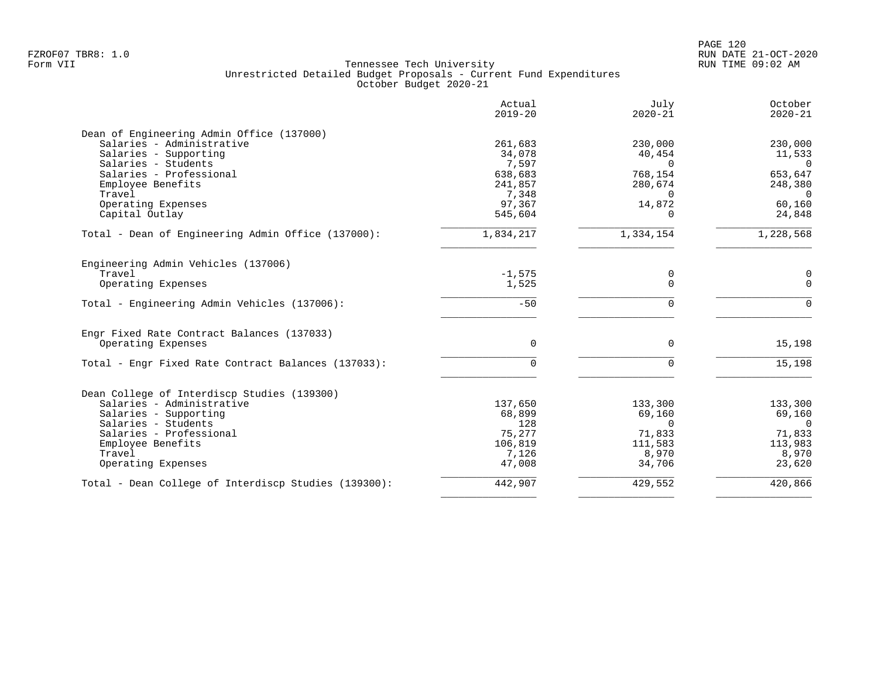Tennessee Tech University
Unrestricted Detailed Budget Proposals - Current Fund Expenditures
October Budget 2020-21

| | Actual 2019-20 | July 2020-21 | October 2020-21 |
|---|---|---|---|
| **Dean of Engineering Admin Office (137000)** | | | |
| Salaries - Administrative | 261,683 | 230,000 | 230,000 |
| Salaries - Supporting | 34,078 | 40,454 | 11,533 |
| Salaries - Students | 7,597 | 0 | 0 |
| Salaries - Professional | 638,683 | 768,154 | 653,647 |
| Employee Benefits | 241,857 | 280,674 | 248,380 |
| Travel | 7,348 | 0 | 0 |
| Operating Expenses | 97,367 | 14,872 | 60,160 |
| Capital Outlay | 545,604 | 0 | 24,848 |
| Total - Dean of Engineering Admin Office (137000): | 1,834,217 | 1,334,154 | 1,228,568 |
| **Engineering Admin Vehicles (137006)** | | | |
| Travel | -1,575 | 0 | 0 |
| Operating Expenses | 1,525 | 0 | 0 |
| Total - Engineering Admin Vehicles (137006): | -50 | 0 | 0 |
| **Engr Fixed Rate Contract Balances (137033)** | | | |
| Operating Expenses | 0 | 0 | 15,198 |
| Total - Engr Fixed Rate Contract Balances (137033): | 0 | 0 | 15,198 |
| **Dean College of Interdiscp Studies (139300)** | | | |
| Salaries - Administrative | 137,650 | 133,300 | 133,300 |
| Salaries - Supporting | 68,899 | 69,160 | 69,160 |
| Salaries - Students | 128 | 0 | 0 |
| Salaries - Professional | 75,277 | 71,833 | 71,833 |
| Employee Benefits | 106,819 | 111,583 | 113,983 |
| Travel | 7,126 | 8,970 | 8,970 |
| Operating Expenses | 47,008 | 34,706 | 23,620 |
| Total - Dean College of Interdiscp Studies (139300): | 442,907 | 429,552 | 420,866 |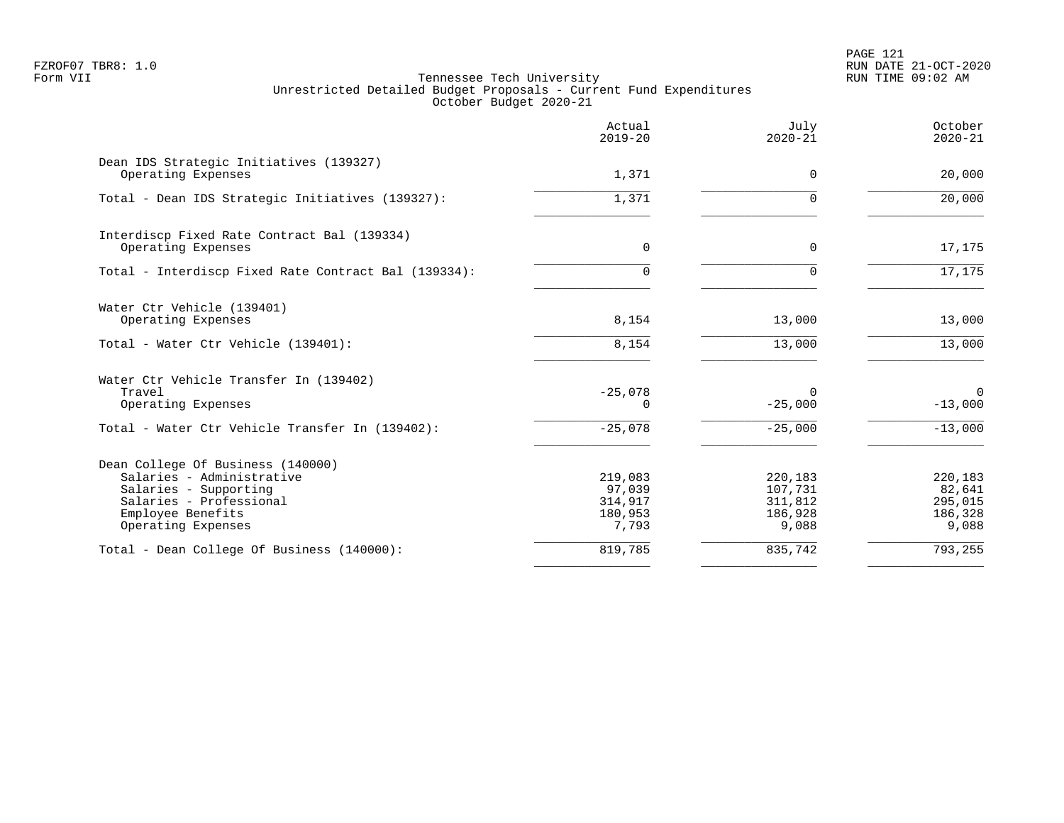Tennessee Tech University
Unrestricted Detailed Budget Proposals - Current Fund Expenditures
October Budget 2020-21

| | Actual 2019-20 | July 2020-21 | October 2020-21 |
|---|---|---|---|
| **Dean IDS Strategic Initiatives (139327)** | | | |
| Operating Expenses | 1,371 | 0 | 20,000 |
| Total - Dean IDS Strategic Initiatives (139327): | 1,371 | 0 | 20,000 |
| **Interdiscp Fixed Rate Contract Bal (139334)** | | | |
| Operating Expenses | 0 | 0 | 17,175 |
| Total - Interdiscp Fixed Rate Contract Bal (139334): | 0 | 0 | 17,175 |
| **Water Ctr Vehicle (139401)** | | | |
| Operating Expenses | 8,154 | 13,000 | 13,000 |
| Total - Water Ctr Vehicle (139401): | 8,154 | 13,000 | 13,000 |
| **Water Ctr Vehicle Transfer In (139402)** | | | |
| Travel | -25,078 | 0 | 0 |
| Operating Expenses | 0 | -25,000 | -13,000 |
| Total - Water Ctr Vehicle Transfer In (139402): | -25,078 | -25,000 | -13,000 |
| **Dean College Of Business (140000)** | | | |
| Salaries - Administrative | 219,083 | 220,183 | 220,183 |
| Salaries - Supporting | 97,039 | 107,731 | 82,641 |
| Salaries - Professional | 314,917 | 311,812 | 295,015 |
| Employee Benefits | 180,953 | 186,928 | 186,328 |
| Operating Expenses | 7,793 | 9,088 | 9,088 |
| Total - Dean College Of Business (140000): | 819,785 | 835,742 | 793,255 |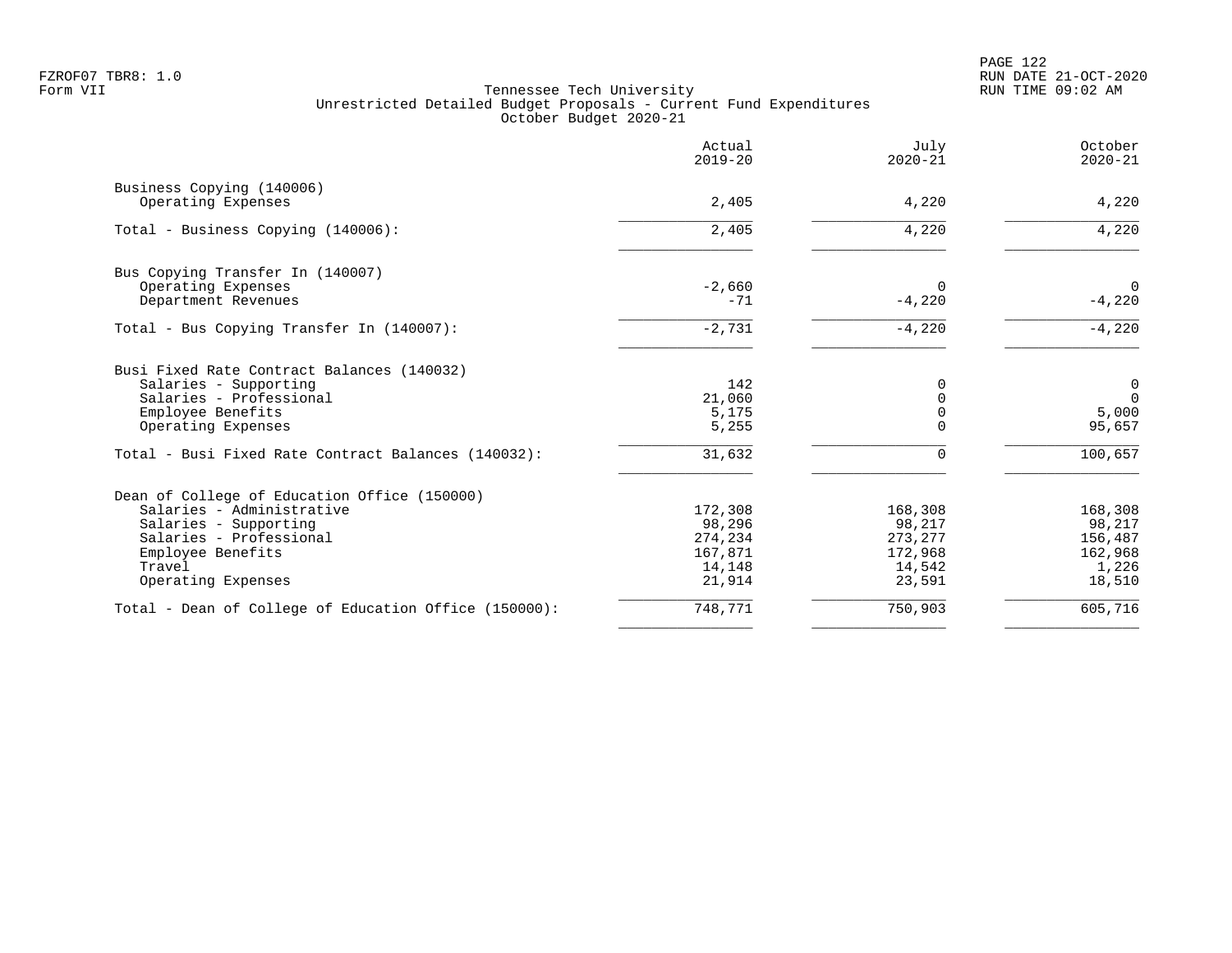Tennessee Tech University
Unrestricted Detailed Budget Proposals - Current Fund Expenditures
October Budget 2020-21

| | Actual 2019-20 | July 2020-21 | October 2020-21 |
|---|---|---|---|
| **Business Copying (140006)** | | | |
| Operating Expenses | 2,405 | 4,220 | 4,220 |
| Total - Business Copying (140006): | 2,405 | 4,220 | 4,220 |
| **Bus Copying Transfer In (140007)** | | | |
| Operating Expenses | -2,660 | 0 | 0 |
| Department Revenues | -71 | -4,220 | -4,220 |
| Total - Bus Copying Transfer In (140007): | -2,731 | -4,220 | -4,220 |
| **Busi Fixed Rate Contract Balances (140032)** | | | |
| Salaries - Supporting | 142 | 0 | 0 |
| Salaries - Professional | 21,060 | 0 | 0 |
| Employee Benefits | 5,175 | 0 | 5,000 |
| Operating Expenses | 5,255 | 0 | 95,657 |
| Total - Busi Fixed Rate Contract Balances (140032): | 31,632 | 0 | 100,657 |
| **Dean of College of Education Office (150000)** | | | |
| Salaries - Administrative | 172,308 | 168,308 | 168,308 |
| Salaries - Supporting | 98,296 | 98,217 | 98,217 |
| Salaries - Professional | 274,234 | 273,277 | 156,487 |
| Employee Benefits | 167,871 | 172,968 | 162,968 |
| Travel | 14,148 | 14,542 | 1,226 |
| Operating Expenses | 21,914 | 23,591 | 18,510 |
| Total - Dean of College of Education Office (150000): | 748,771 | 750,903 | 605,716 |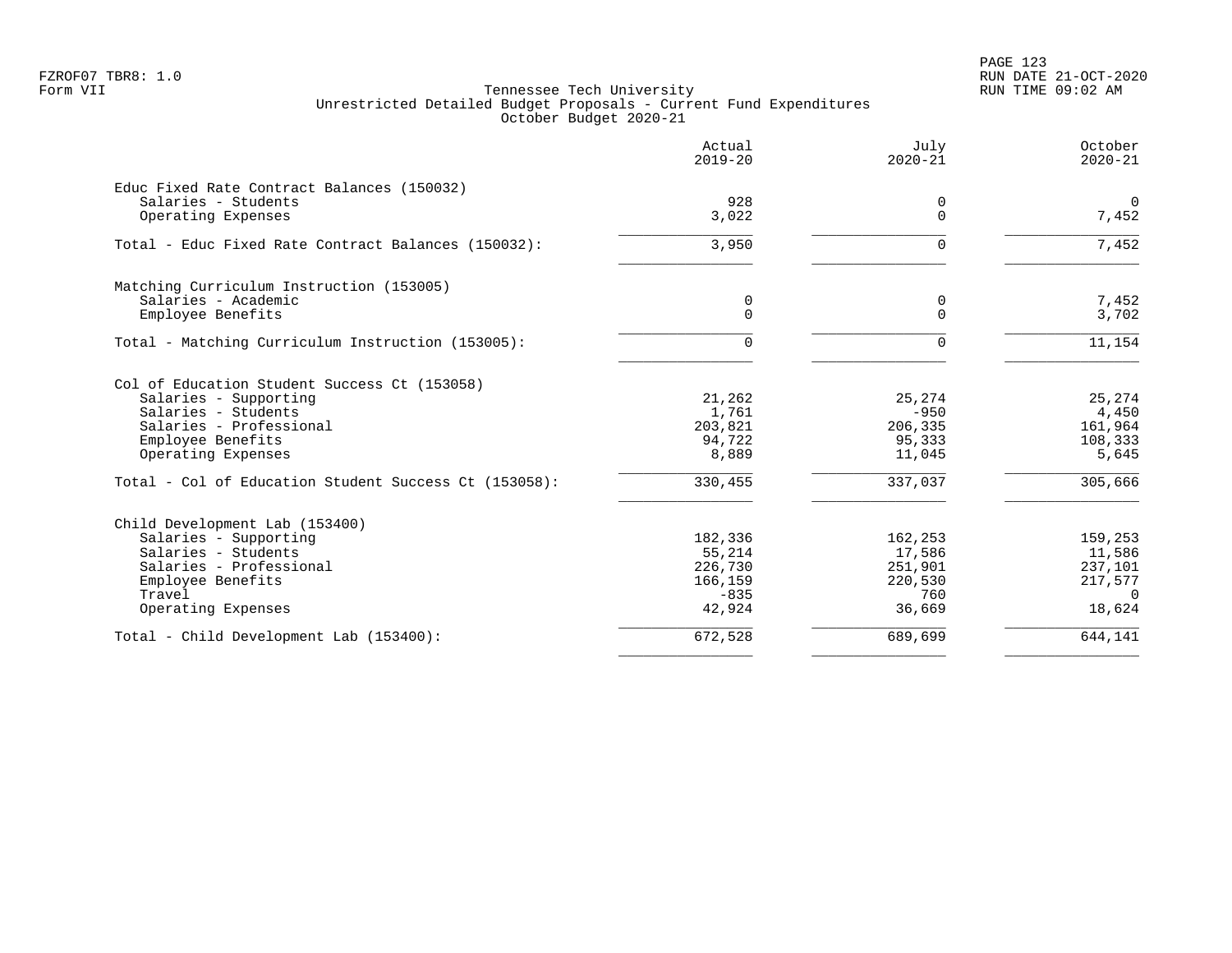Tennessee Tech University
Unrestricted Detailed Budget Proposals - Current Fund Expenditures
October Budget 2020-21

| | Actual 2019-20 | July 2020-21 | October 2020-21 |
|---|---|---|---|
| **Educ Fixed Rate Contract Balances (150032)** | | | |
| Salaries - Students | 928 | 0 | 0 |
| Operating Expenses | 3,022 | 0 | 7,452 |
| Total - Educ Fixed Rate Contract Balances (150032): | 3,950 | 0 | 7,452 |
| **Matching Curriculum Instruction (153005)** | | | |
| Salaries - Academic | 0 | 0 | 7,452 |
| Employee Benefits | 0 | 0 | 3,702 |
| Total - Matching Curriculum Instruction (153005): | 0 | 0 | 11,154 |
| **Col of Education Student Success Ct (153058)** | | | |
| Salaries - Supporting | 21,262 | 25,274 | 25,274 |
| Salaries - Students | 1,761 | -950 | 4,450 |
| Salaries - Professional | 203,821 | 206,335 | 161,964 |
| Employee Benefits | 94,722 | 95,333 | 108,333 |
| Operating Expenses | 8,889 | 11,045 | 5,645 |
| Total - Col of Education Student Success Ct (153058): | 330,455 | 337,037 | 305,666 |
| **Child Development Lab (153400)** | | | |
| Salaries - Supporting | 182,336 | 162,253 | 159,253 |
| Salaries - Students | 55,214 | 17,586 | 11,586 |
| Salaries - Professional | 226,730 | 251,901 | 237,101 |
| Employee Benefits | 166,159 | 220,530 | 217,577 |
| Travel | -835 | 760 | 0 |
| Operating Expenses | 42,924 | 36,669 | 18,624 |
| Total - Child Development Lab (153400): | 672,528 | 689,699 | 644,141 |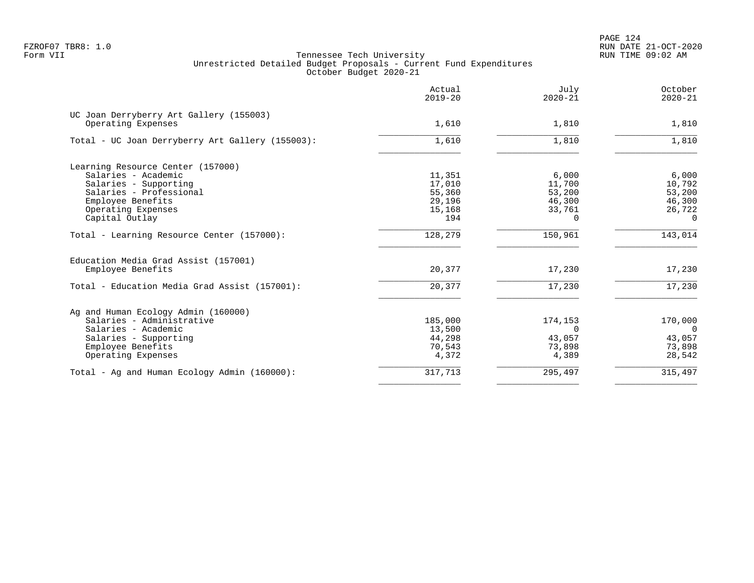FZROF07 TBR8: 1.0
Form VII

# Tennessee Tech University
## Unrestricted Detailed Budget Proposals - Current Fund Expenditures
### October Budget 2020-21

| | Actual 2019-20 | July 2020-21 | October 2020-21 |
|---|---|---|---|
| **UC Joan Derryberry Art Gallery (155003)** | | | |
| Operating Expenses | 1,610 | 1,810 | 1,810 |
| Total - UC Joan Derryberry Art Gallery (155003): | 1,610 | 1,810 | 1,810 |
| **Learning Resource Center (157000)** | | | |
| Salaries - Academic | 11,351 | 6,000 | 6,000 |
| Salaries - Supporting | 17,010 | 11,700 | 10,792 |
| Salaries - Professional | 55,360 | 53,200 | 53,200 |
| Employee Benefits | 29,196 | 46,300 | 46,300 |
| Operating Expenses | 15,168 | 33,761 | 26,722 |
| Capital Outlay | 194 | 0 | 0 |
| Total - Learning Resource Center (157000): | 128,279 | 150,961 | 143,014 |
| **Education Media Grad Assist (157001)** | | | |
| Employee Benefits | 20,377 | 17,230 | 17,230 |
| Total - Education Media Grad Assist (157001): | 20,377 | 17,230 | 17,230 |
| **Ag and Human Ecology Admin (160000)** | | | |
| Salaries - Administrative | 185,000 | 174,153 | 170,000 |
| Salaries - Academic | 13,500 | 0 | 0 |
| Salaries - Supporting | 44,298 | 43,057 | 43,057 |
| Employee Benefits | 70,543 | 73,898 | 73,898 |
| Operating Expenses | 4,372 | 4,389 | 28,542 |
| Total - Ag and Human Ecology Admin (160000): | 317,713 | 295,497 | 315,497 |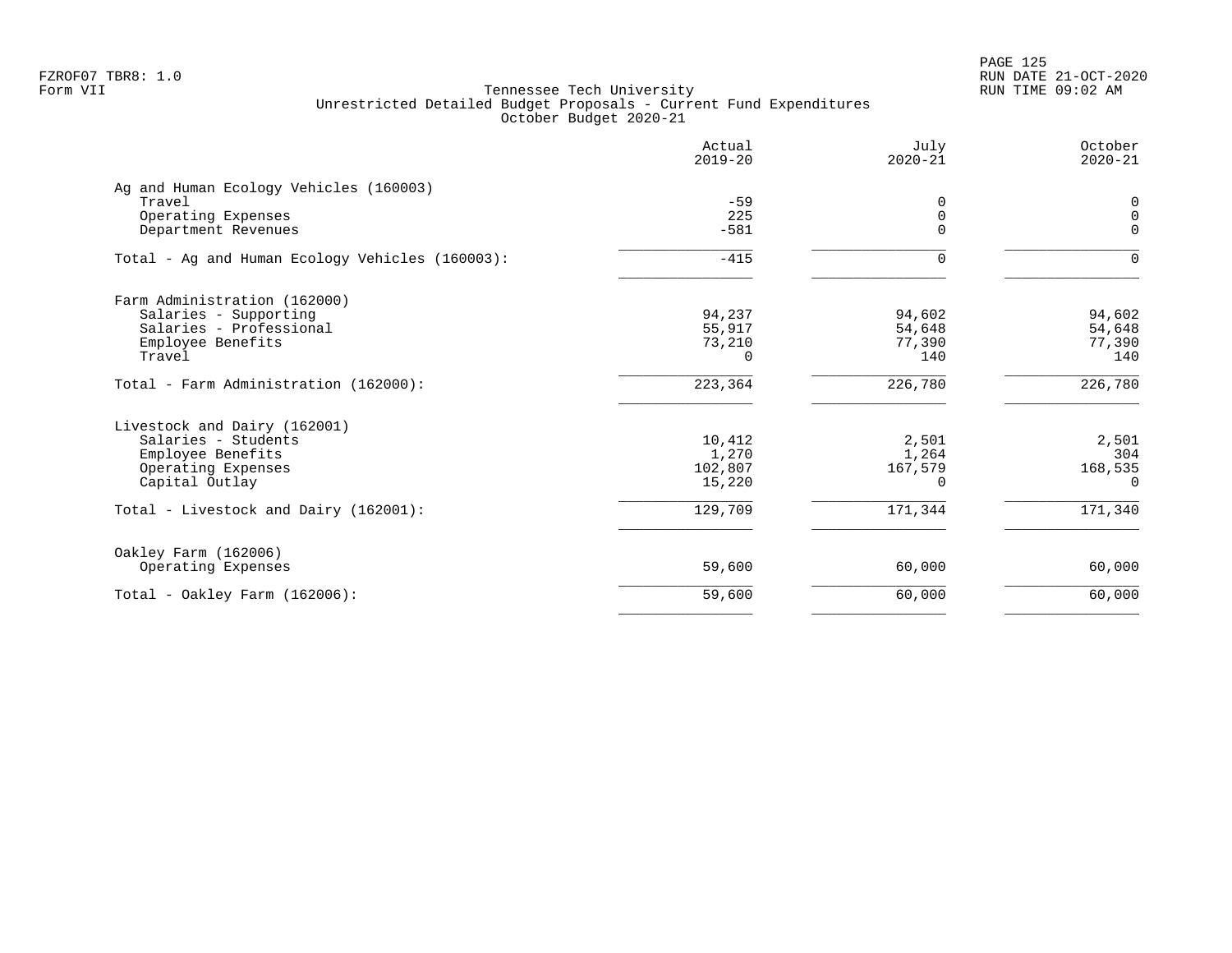Tennessee Tech University
Unrestricted Detailed Budget Proposals - Current Fund Expenditures
October Budget 2020-21

| | Actual 2019-20 | July 2020-21 | October 2020-21 |
|---|---|---|---|
| **Ag and Human Ecology Vehicles (160003)** | | | |
| Travel | -59 | 0 | 0 |
| Operating Expenses | 225 | 0 | 0 |
| Department Revenues | -581 | 0 | 0 |
| Total - Ag and Human Ecology Vehicles (160003): | -415 | 0 | 0 |
| **Farm Administration (162000)** | | | |
| Salaries - Supporting | 94,237 | 94,602 | 94,602 |
| Salaries - Professional | 55,917 | 54,648 | 54,648 |
| Employee Benefits | 73,210 | 77,390 | 77,390 |
| Travel | 0 | 140 | 140 |
| Total - Farm Administration (162000): | 223,364 | 226,780 | 226,780 |
| **Livestock and Dairy (162001)** | | | |
| Salaries - Students | 10,412 | 2,501 | 2,501 |
| Employee Benefits | 1,270 | 1,264 | 304 |
| Operating Expenses | 102,807 | 167,579 | 168,535 |
| Capital Outlay | 15,220 | 0 | 0 |
| Total - Livestock and Dairy (162001): | 129,709 | 171,344 | 171,340 |
| **Oakley Farm (162006)** | | | |
| Operating Expenses | 59,600 | 60,000 | 60,000 |
| Total - Oakley Farm (162006): | 59,600 | 60,000 | 60,000 |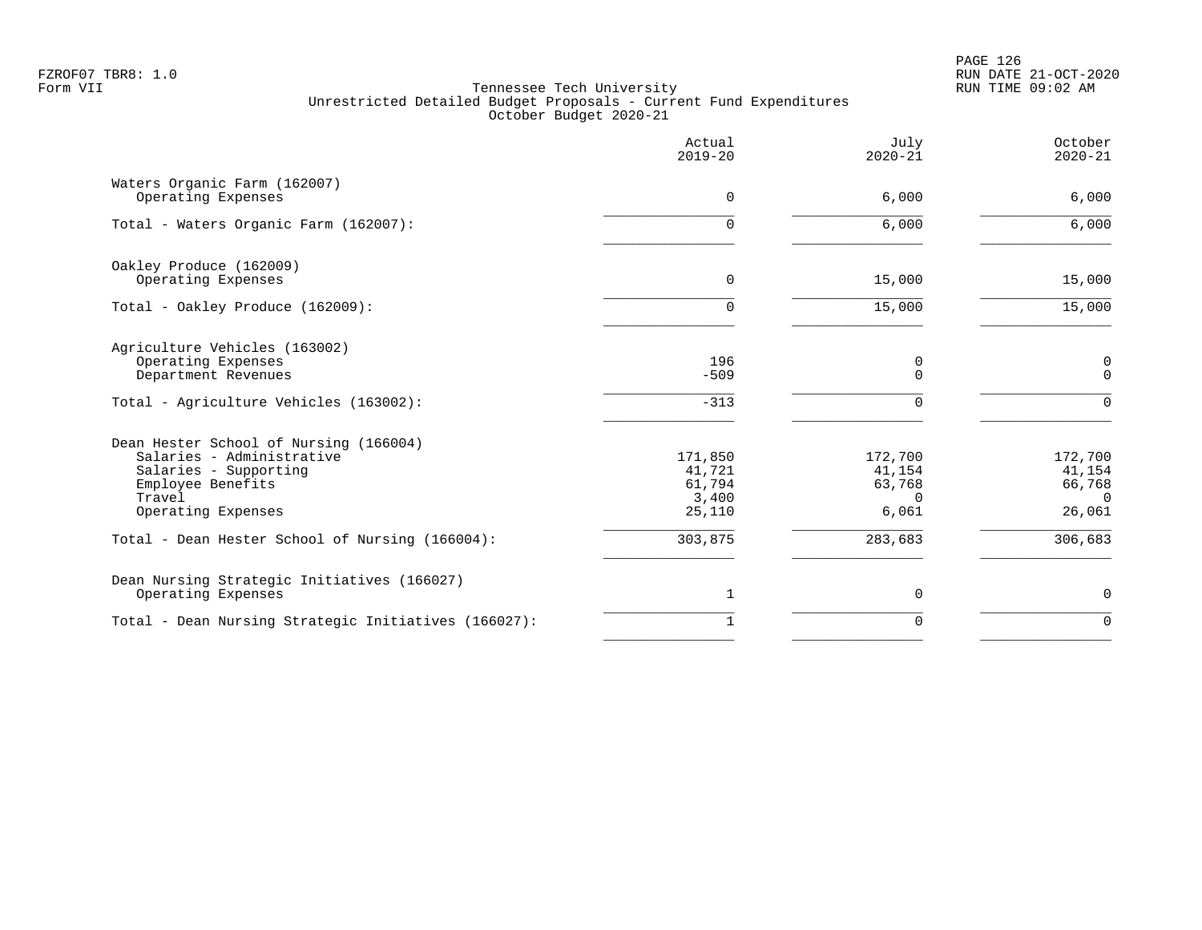FZROF07 TBR8: 1.0
Form VII

Tennessee Tech University
Unrestricted Detailed Budget Proposals - Current Fund Expenditures
October Budget 2020-21

RUN DATE 21-OCT-2020
RUN TIME 09:02 AM

| | Actual 2019-20 | July 2020-21 | October 2020-21 |
|---|---:|---:|---:|
| **Waters Organic Farm (162007)** | | | |
| Operating Expenses | 0 | 6,000 | 6,000 |
| Total - Waters Organic Farm (162007): | 0 | 6,000 | 6,000 |
| **Oakley Produce (162009)** | | | |
| Operating Expenses | 0 | 15,000 | 15,000 |
| Total - Oakley Produce (162009): | 0 | 15,000 | 15,000 |
| **Agriculture Vehicles (163002)** | | | |
| Operating Expenses | 196 | 0 | 0 |
| Department Revenues | -509 | 0 | 0 |
| Total - Agriculture Vehicles (163002): | -313 | 0 | 0 |
| **Dean Hester School of Nursing (166004)** | | | |
| Salaries - Administrative | 171,850 | 172,700 | 172,700 |
| Salaries - Supporting | 41,721 | 41,154 | 41,154 |
| Employee Benefits | 61,794 | 63,768 | 66,768 |
| Travel | 3,400 | 0 | 0 |
| Operating Expenses | 25,110 | 6,061 | 26,061 |
| Total - Dean Hester School of Nursing (166004): | 303,875 | 283,683 | 306,683 |
| **Dean Nursing Strategic Initiatives (166027)** | | | |
| Operating Expenses | 1 | 0 | 0 |
| Total - Dean Nursing Strategic Initiatives (166027): | 1 | 0 | 0 |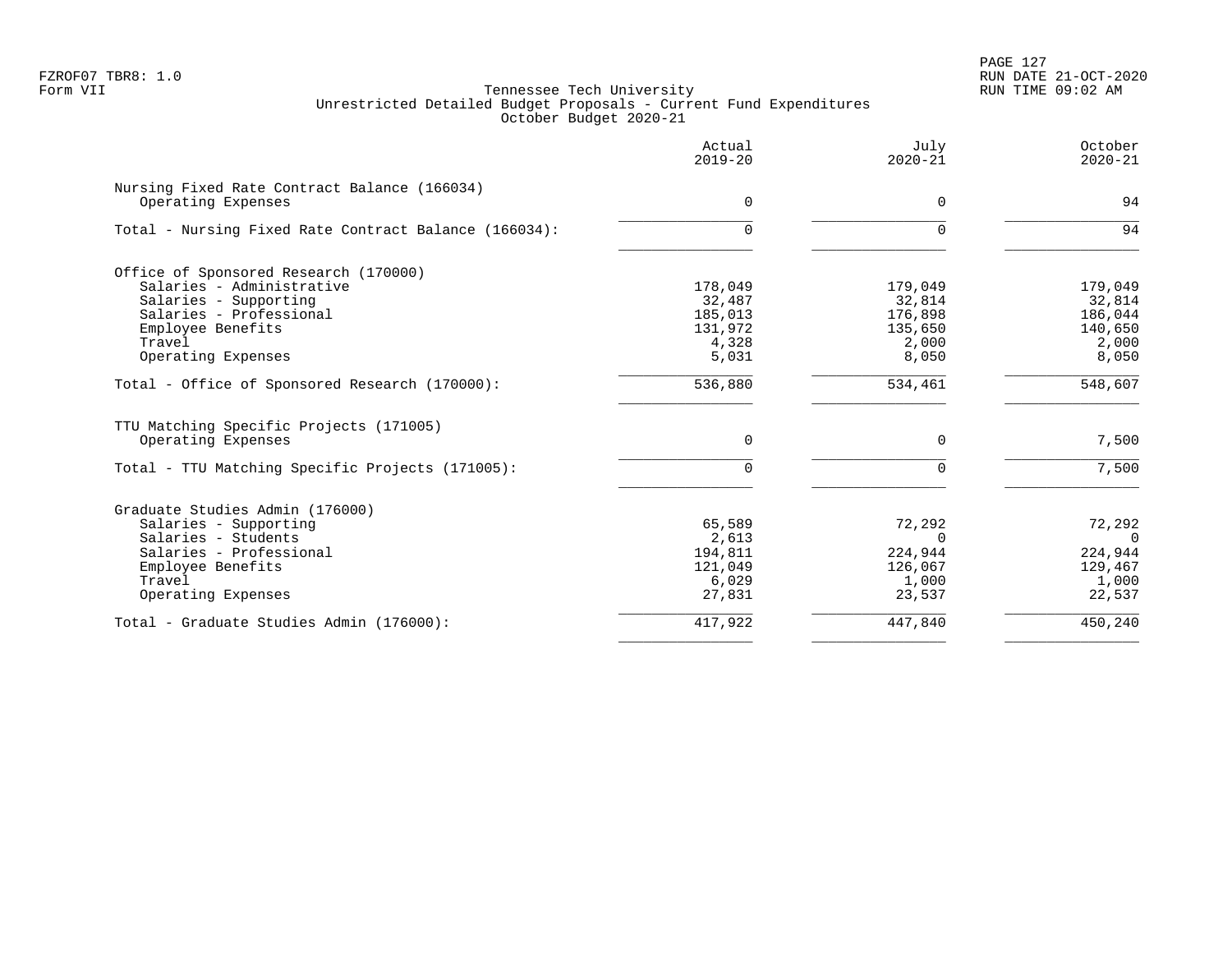FZROF07 TBR8: 1.0
Form VII

# Tennessee Tech University
## Unrestricted Detailed Budget Proposals - Current Fund Expenditures
### October Budget 2020-21

RUN DATE 21-OCT-2020
RUN TIME 09:02 AM

| | Actual 2019-20 | July 2020-21 | October 2020-21 |
|---|---:|---:|---:|
| **Nursing Fixed Rate Contract Balance (166034)** | | | |
| Operating Expenses | 0 | 0 | 94 |
| Total - Nursing Fixed Rate Contract Balance (166034): | 0 | 0 | 94 |
| **Office of Sponsored Research (170000)** | | | |
| Salaries - Administrative | 178,049 | 179,049 | 179,049 |
| Salaries - Supporting | 32,487 | 32,814 | 32,814 |
| Salaries - Professional | 185,013 | 176,898 | 186,044 |
| Employee Benefits | 131,972 | 135,650 | 140,650 |
| Travel | 4,328 | 2,000 | 2,000 |
| Operating Expenses | 5,031 | 8,050 | 8,050 |
| Total - Office of Sponsored Research (170000): | 536,880 | 534,461 | 548,607 |
| **TTU Matching Specific Projects (171005)** | | | |
| Operating Expenses | 0 | 0 | 7,500 |
| Total - TTU Matching Specific Projects (171005): | 0 | 0 | 7,500 |
| **Graduate Studies Admin (176000)** | | | |
| Salaries - Supporting | 65,589 | 72,292 | 72,292 |
| Salaries - Students | 2,613 | 0 | 0 |
| Salaries - Professional | 194,811 | 224,944 | 224,944 |
| Employee Benefits | 121,049 | 126,067 | 129,467 |
| Travel | 6,029 | 1,000 | 1,000 |
| Operating Expenses | 27,831 | 23,537 | 22,537 |
| Total - Graduate Studies Admin (176000): | 417,922 | 447,840 | 450,240 |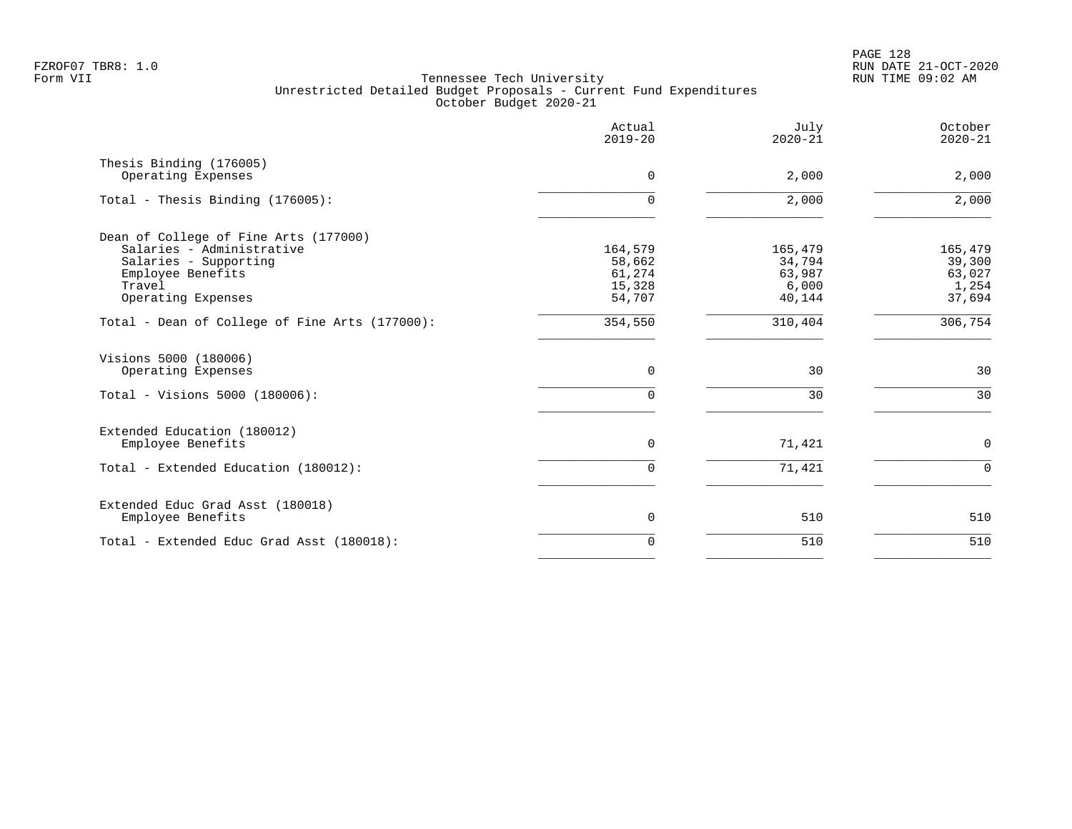Tennessee Tech University
Unrestricted Detailed Budget Proposals - Current Fund Expenditures
October Budget 2020-21

| | Actual 2019-20 | July 2020-21 | October 2020-21 |
|---|---|---|---|
| Thesis Binding (176005) | | | |
| Operating Expenses | 0 | 2,000 | 2,000 |
| Total - Thesis Binding (176005): | 0 | 2,000 | 2,000 |
| Dean of College of Fine Arts (177000) | | | |
| Salaries - Administrative | 164,579 | 165,479 | 165,479 |
| Salaries - Supporting | 58,662 | 34,794 | 39,300 |
| Employee Benefits | 61,274 | 63,987 | 63,027 |
| Travel | 15,328 | 6,000 | 1,254 |
| Operating Expenses | 54,707 | 40,144 | 37,694 |
| Total - Dean of College of Fine Arts (177000): | 354,550 | 310,404 | 306,754 |
| Visions 5000 (180006) | | | |
| Operating Expenses | 0 | 30 | 30 |
| Total - Visions 5000 (180006): | 0 | 30 | 30 |
| Extended Education (180012) | | | |
| Employee Benefits | 0 | 71,421 | 0 |
| Total - Extended Education (180012): | 0 | 71,421 | 0 |
| Extended Educ Grad Asst (180018) | | | |
| Employee Benefits | 0 | 510 | 510 |
| Total - Extended Educ Grad Asst (180018): | 0 | 510 | 510 |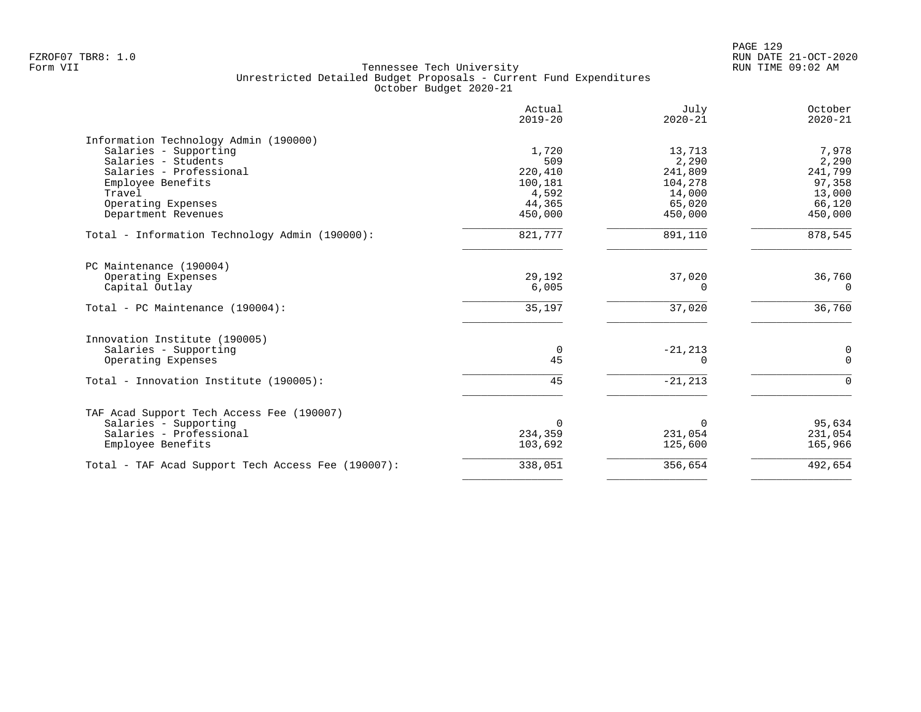FZROF07 TBR8: 1.0
Form VII

Tennessee Tech University
Unrestricted Detailed Budget Proposals - Current Fund Expenditures
October Budget 2020-21

RUN DATE 21-OCT-2020
RUN TIME 09:02 AM

| | Actual 2019-20 | July 2020-21 | October 2020-21 |
|---|---|---|---|
| **Information Technology Admin (190000)** | | | |
| Salaries - Supporting | 1,720 | 13,713 | 7,978 |
| Salaries - Students | 509 | 2,290 | 2,290 |
| Salaries - Professional | 220,410 | 241,809 | 241,799 |
| Employee Benefits | 100,181 | 104,278 | 97,358 |
| Travel | 4,592 | 14,000 | 13,000 |
| Operating Expenses | 44,365 | 65,020 | 66,120 |
| Department Revenues | 450,000 | 450,000 | 450,000 |
| Total - Information Technology Admin (190000): | 821,777 | 891,110 | 878,545 |
| **PC Maintenance (190004)** | | | |
| Operating Expenses | 29,192 | 37,020 | 36,760 |
| Capital Outlay | 6,005 | 0 | 0 |
| Total - PC Maintenance (190004): | 35,197 | 37,020 | 36,760 |
| **Innovation Institute (190005)** | | | |
| Salaries - Supporting | 0 | -21,213 | 0 |
| Operating Expenses | 45 | 0 | 0 |
| Total - Innovation Institute (190005): | 45 | -21,213 | 0 |
| **TAF Acad Support Tech Access Fee (190007)** | | | |
| Salaries - Supporting | 0 | 0 | 95,634 |
| Salaries - Professional | 234,359 | 231,054 | 231,054 |
| Employee Benefits | 103,692 | 125,600 | 165,966 |
| Total - TAF Acad Support Tech Access Fee (190007): | 338,051 | 356,654 | 492,654 |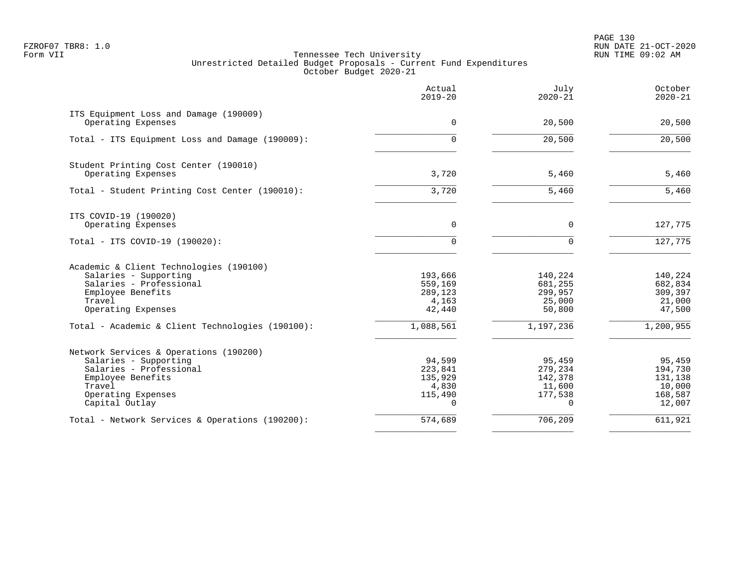Tennessee Tech University
Unrestricted Detailed Budget Proposals - Current Fund Expenditures
October Budget 2020-21

| | Actual 2019-20 | July 2020-21 | October 2020-21 |
|---|---|---|---|
| **ITS Equipment Loss and Damage (190009)** | | | |
| Operating Expenses | 0 | 20,500 | 20,500 |
| Total - ITS Equipment Loss and Damage (190009): | 0 | 20,500 | 20,500 |
| **Student Printing Cost Center (190010)** | | | |
| Operating Expenses | 3,720 | 5,460 | 5,460 |
| Total - Student Printing Cost Center (190010): | 3,720 | 5,460 | 5,460 |
| **ITS COVID-19 (190020)** | | | |
| Operating Expenses | 0 | 0 | 127,775 |
| Total - ITS COVID-19 (190020): | 0 | 0 | 127,775 |
| **Academic & Client Technologies (190100)** | | | |
| Salaries - Supporting | 193,666 | 140,224 | 140,224 |
| Salaries - Professional | 559,169 | 681,255 | 682,834 |
| Employee Benefits | 289,123 | 299,957 | 309,397 |
| Travel | 4,163 | 25,000 | 21,000 |
| Operating Expenses | 42,440 | 50,800 | 47,500 |
| Total - Academic & Client Technologies (190100): | 1,088,561 | 1,197,236 | 1,200,955 |
| **Network Services & Operations (190200)** | | | |
| Salaries - Supporting | 94,599 | 95,459 | 95,459 |
| Salaries - Professional | 223,841 | 279,234 | 194,730 |
| Employee Benefits | 135,929 | 142,378 | 131,138 |
| Travel | 4,830 | 11,600 | 10,000 |
| Operating Expenses | 115,490 | 177,538 | 168,587 |
| Capital Outlay | 0 | 0 | 12,007 |
| Total - Network Services & Operations (190200): | 574,689 | 706,209 | 611,921 |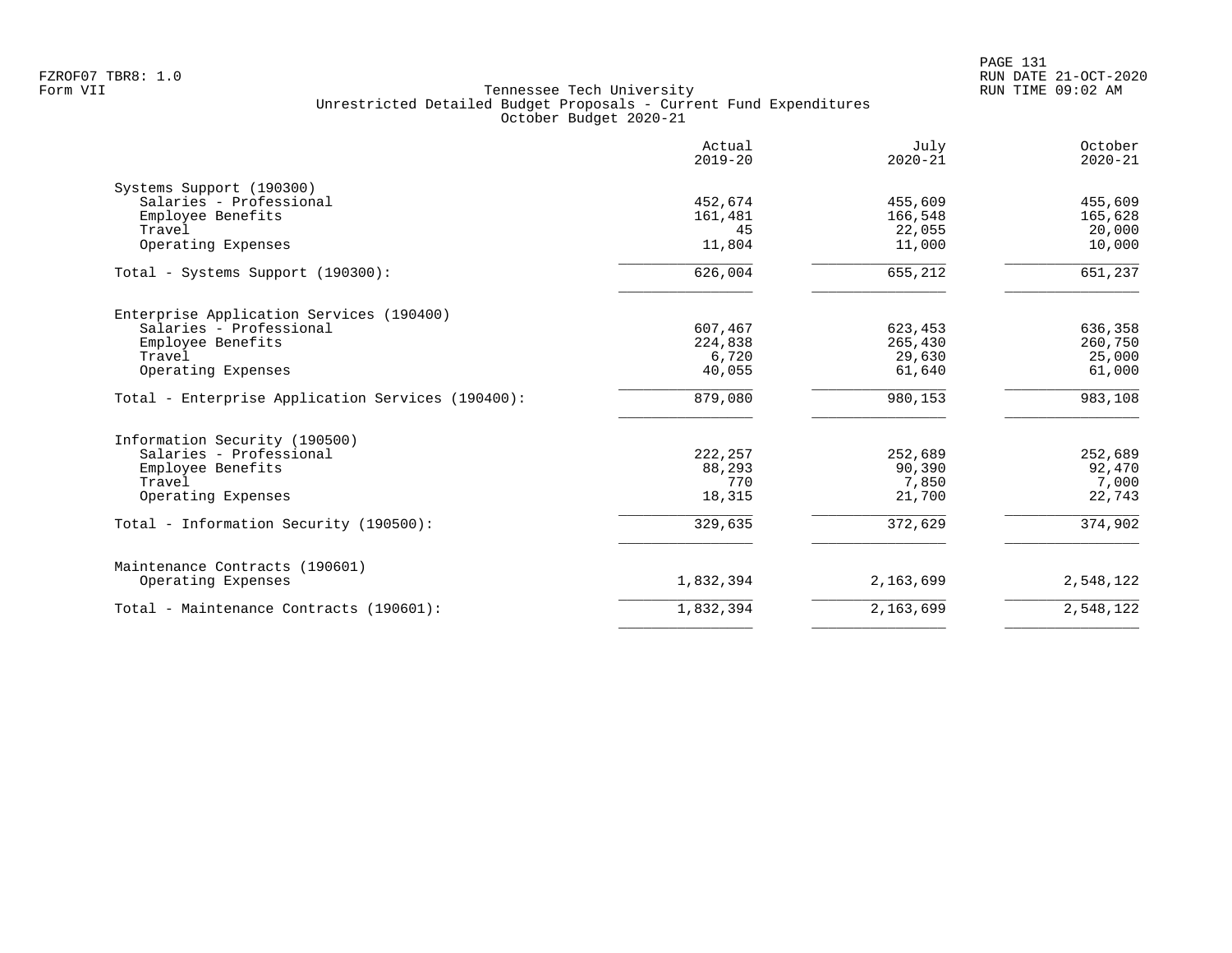Tennessee Tech University
Unrestricted Detailed Budget Proposals - Current Fund Expenditures
October Budget 2020-21

| | Actual 2019-20 | July 2020-21 | October 2020-21 |
|---|---|---|---|
| **Systems Support (190300)** | | | |
| Salaries - Professional | 452,674 | 455,609 | 455,609 |
| Employee Benefits | 161,481 | 166,548 | 165,628 |
| Travel | 45 | 22,055 | 20,000 |
| Operating Expenses | 11,804 | 11,000 | 10,000 |
| Total - Systems Support (190300): | 626,004 | 655,212 | 651,237 |
| **Enterprise Application Services (190400)** | | | |
| Salaries - Professional | 607,467 | 623,453 | 636,358 |
| Employee Benefits | 224,838 | 265,430 | 260,750 |
| Travel | 6,720 | 29,630 | 25,000 |
| Operating Expenses | 40,055 | 61,640 | 61,000 |
| Total - Enterprise Application Services (190400): | 879,080 | 980,153 | 983,108 |
| **Information Security (190500)** | | | |
| Salaries - Professional | 222,257 | 252,689 | 252,689 |
| Employee Benefits | 88,293 | 90,390 | 92,470 |
| Travel | 770 | 7,850 | 7,000 |
| Operating Expenses | 18,315 | 21,700 | 22,743 |
| Total - Information Security (190500): | 329,635 | 372,629 | 374,902 |
| **Maintenance Contracts (190601)** | | | |
| Operating Expenses | 1,832,394 | 2,163,699 | 2,548,122 |
| Total - Maintenance Contracts (190601): | 1,832,394 | 2,163,699 | 2,548,122 |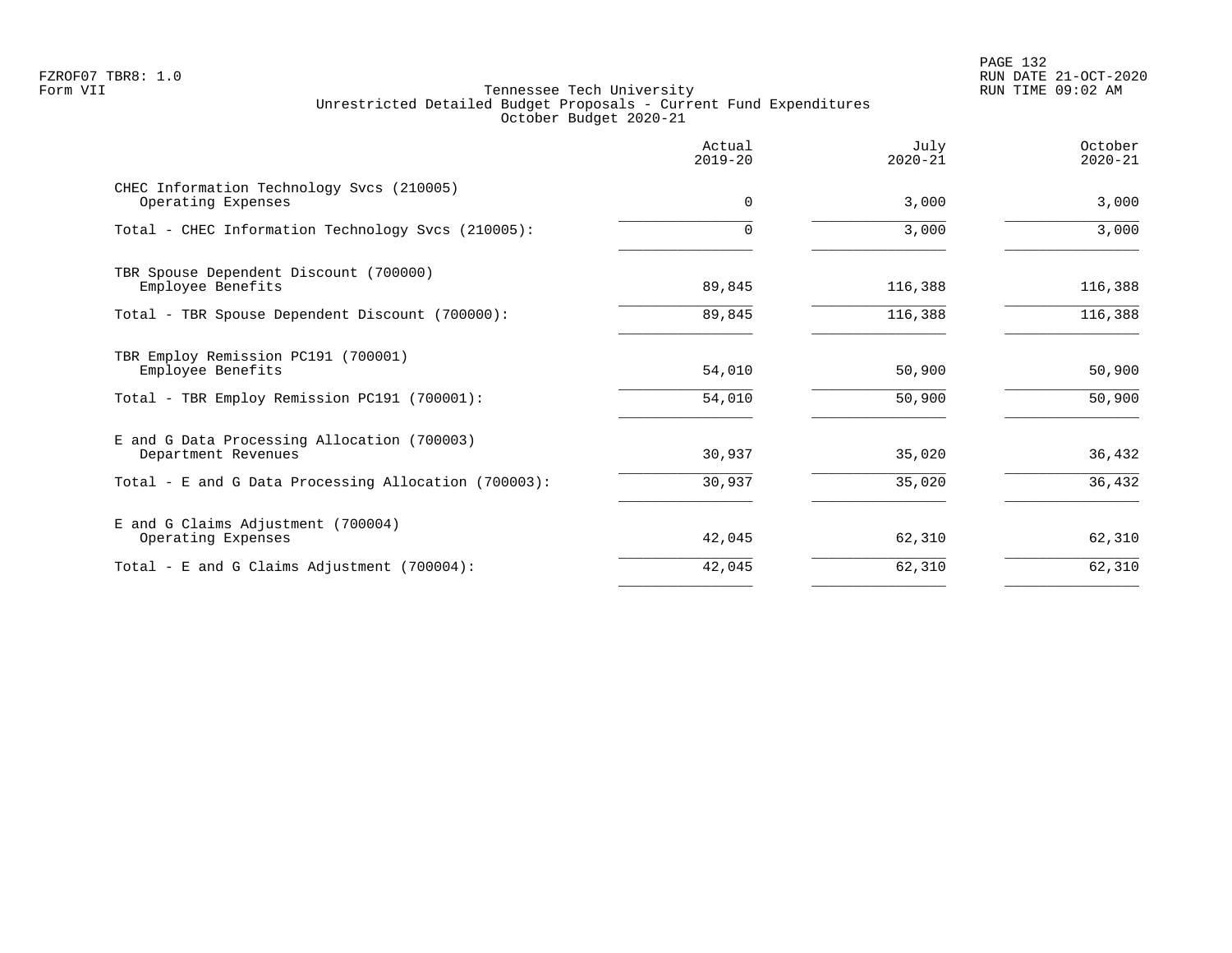FZROF07 TBR8: 1.0
Form VII

RUN DATE 21-OCT-2020
RUN TIME 09:02 AM

# Tennessee Tech University
## Unrestricted Detailed Budget Proposals - Current Fund Expenditures
### October Budget 2020-21

| | Actual 2019-20 | July 2020-21 | October 2020-21 |
|---|---|---|---|
| CHEC Information Technology Svcs (210005) | | | |
| Operating Expenses | 0 | 3,000 | 3,000 |
| Total - CHEC Information Technology Svcs (210005): | 0 | 3,000 | 3,000 |
| TBR Spouse Dependent Discount (700000) | | | |
| Employee Benefits | 89,845 | 116,388 | 116,388 |
| Total - TBR Spouse Dependent Discount (700000): | 89,845 | 116,388 | 116,388 |
| TBR Employ Remission PC191 (700001) | | | |
| Employee Benefits | 54,010 | 50,900 | 50,900 |
| Total - TBR Employ Remission PC191 (700001): | 54,010 | 50,900 | 50,900 |
| E and G Data Processing Allocation (700003) | | | |
| Department Revenues | 30,937 | 35,020 | 36,432 |
| Total - E and G Data Processing Allocation (700003): | 30,937 | 35,020 | 36,432 |
| E and G Claims Adjustment (700004) | | | |
| Operating Expenses | 42,045 | 62,310 | 62,310 |
| Total - E and G Claims Adjustment (700004): | 42,045 | 62,310 | 62,310 |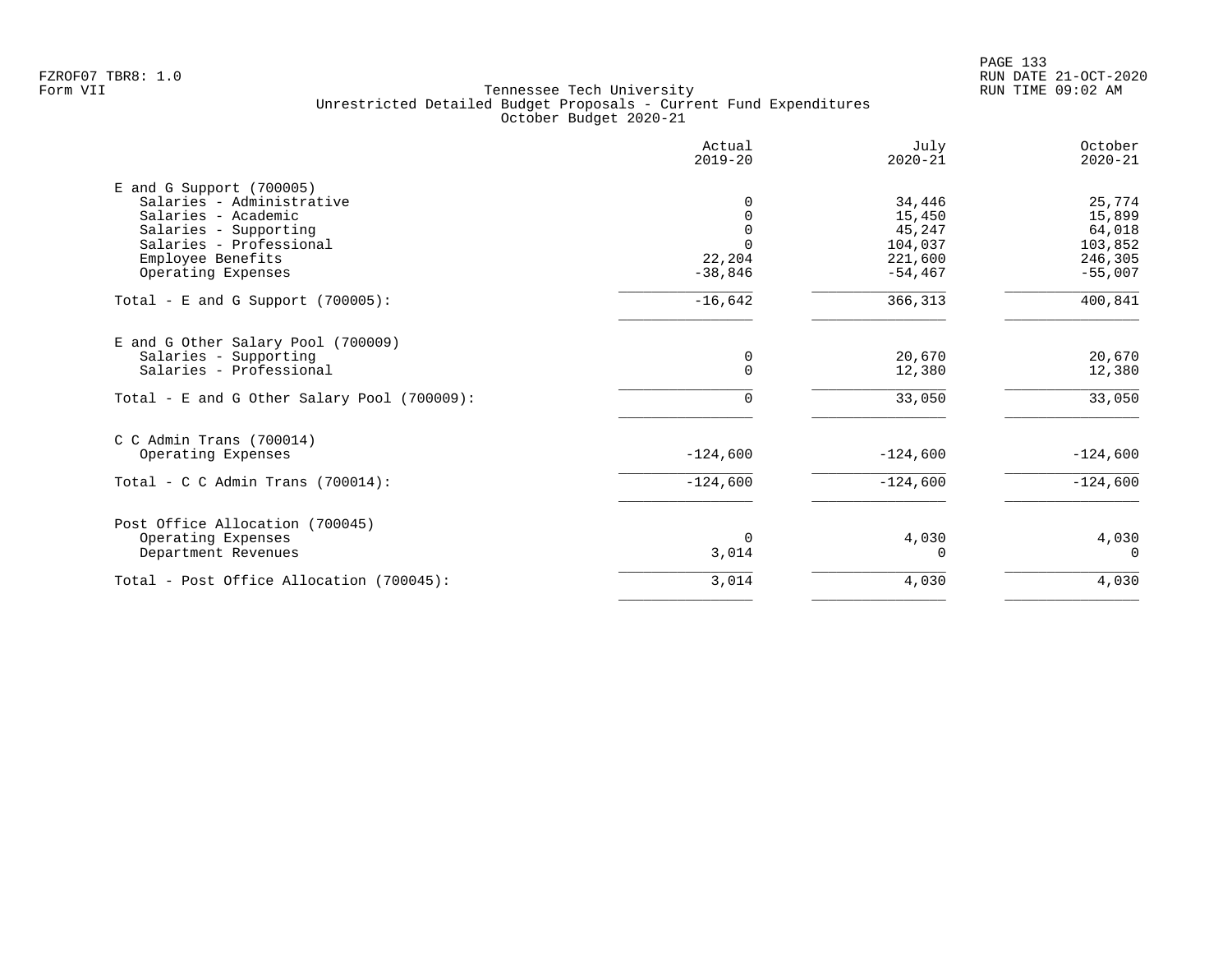FZROF07 TBR8: 1.0
Form VII

Tennessee Tech University
Unrestricted Detailed Budget Proposals - Current Fund Expenditures
October Budget 2020-21

RUN DATE 21-OCT-2020
RUN TIME 09:02 AM

| | Actual 2019-20 | July 2020-21 | October 2020-21 |
|---|---|---|---|
| **E and G Support (700005)** | | | |
| Salaries - Administrative | 0 | 34,446 | 25,774 |
| Salaries - Academic | 0 | 15,450 | 15,899 |
| Salaries - Supporting | 0 | 45,247 | 64,018 |
| Salaries - Professional | 0 | 104,037 | 103,852 |
| Employee Benefits | 22,204 | 221,600 | 246,305 |
| Operating Expenses | -38,846 | -54,467 | -55,007 |
| Total - E and G Support (700005): | -16,642 | 366,313 | 400,841 |
| **E and G Other Salary Pool (700009)** | | | |
| Salaries - Supporting | 0 | 20,670 | 20,670 |
| Salaries - Professional | 0 | 12,380 | 12,380 |
| Total - E and G Other Salary Pool (700009): | 0 | 33,050 | 33,050 |
| **C C Admin Trans (700014)** | | | |
| Operating Expenses | -124,600 | -124,600 | -124,600 |
| Total - C C Admin Trans (700014): | -124,600 | -124,600 | -124,600 |
| **Post Office Allocation (700045)** | | | |
| Operating Expenses | 0 | 4,030 | 4,030 |
| Department Revenues | 3,014 | 0 | 0 |
| Total - Post Office Allocation (700045): | 3,014 | 4,030 | 4,030 |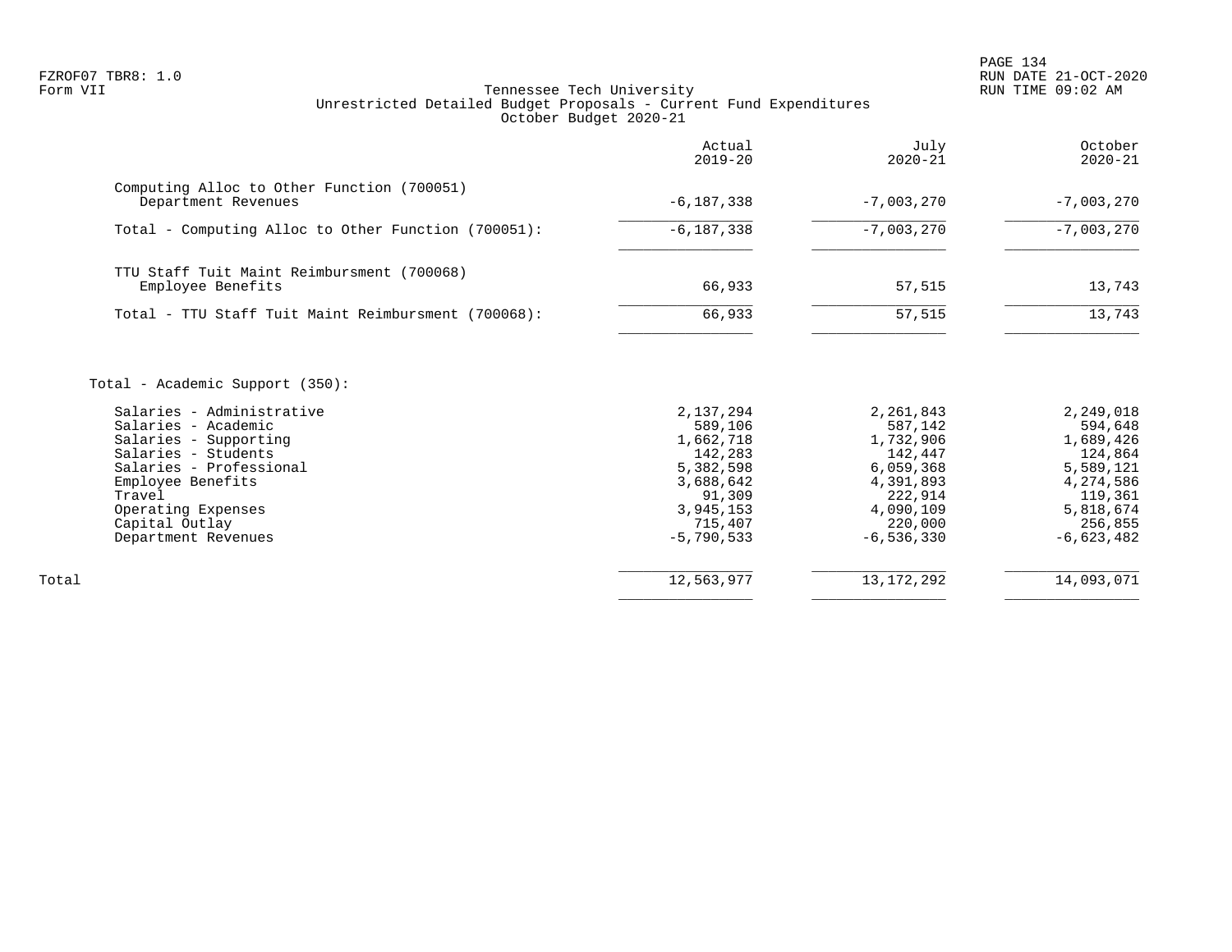Tennessee Tech University
Unrestricted Detailed Budget Proposals - Current Fund Expenditures
October Budget 2020-21

| | Actual 2019-20 | July 2020-21 | October 2020-21 |
|---|---|---|---|
| **Computing Alloc to Other Function (700051)** | | | |
| Department Revenues | -6,187,338 | -7,003,270 | -7,003,270 |
| Total - Computing Alloc to Other Function (700051): | -6,187,338 | -7,003,270 | -7,003,270 |
| **TTU Staff Tuit Maint Reimbursment (700068)** | | | |
| Employee Benefits | 66,933 | 57,515 | 13,743 |
| Total - TTU Staff Tuit Maint Reimbursment (700068): | 66,933 | 57,515 | 13,743 |
| **Total - Academic Support (350):** | | | |
| Salaries - Administrative | 2,137,294 | 2,261,843 | 2,249,018 |
| Salaries - Academic | 589,106 | 587,142 | 594,648 |
| Salaries - Supporting | 1,662,718 | 1,732,906 | 1,689,426 |
| Salaries - Students | 142,283 | 142,447 | 124,864 |
| Salaries - Professional | 5,382,598 | 6,059,368 | 5,589,121 |
| Employee Benefits | 3,688,642 | 4,391,893 | 4,274,586 |
| Travel | 91,309 | 222,914 | 119,361 |
| Operating Expenses | 3,945,153 | 4,090,109 | 5,818,674 |
| Capital Outlay | 715,407 | 220,000 | 256,855 |
| Department Revenues | -5,790,533 | -6,536,330 | -6,623,482 |
| Total | 12,563,977 | 13,172,292 | 14,093,071 |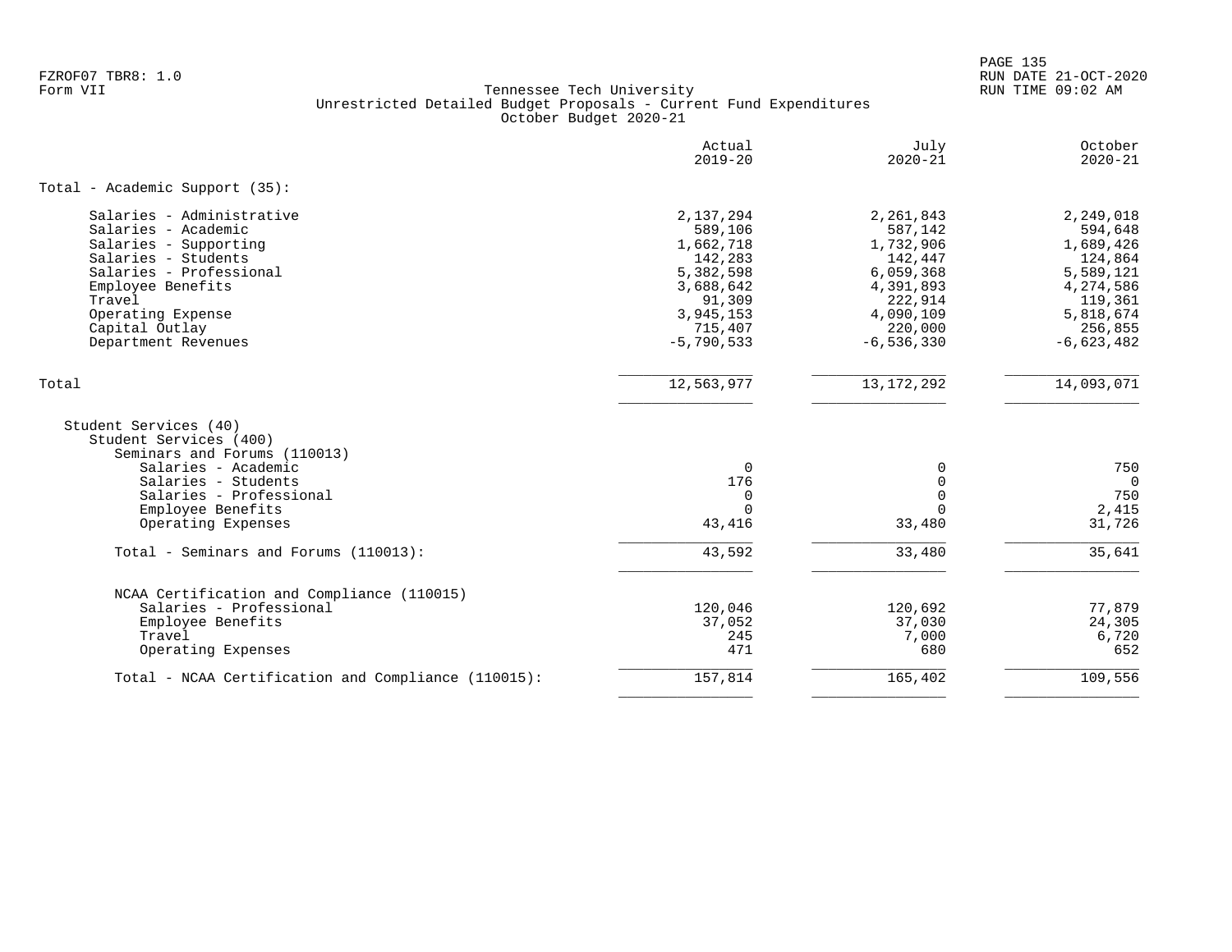Tennessee Tech University
Unrestricted Detailed Budget Proposals - Current Fund Expenditures
October Budget 2020-21

| | Actual 2019-20 | July 2020-21 | October 2020-21 |
|---|---|---|---|
| **Total - Academic Support (35):** | | | |
| Salaries - Administrative | 2,137,294 | 2,261,843 | 2,249,018 |
| Salaries - Academic | 589,106 | 587,142 | 594,648 |
| Salaries - Supporting | 1,662,718 | 1,732,906 | 1,689,426 |
| Salaries - Students | 142,283 | 142,447 | 124,864 |
| Salaries - Professional | 5,382,598 | 6,059,368 | 5,589,121 |
| Employee Benefits | 3,688,642 | 4,391,893 | 4,274,586 |
| Travel | 91,309 | 222,914 | 119,361 |
| Operating Expense | 3,945,153 | 4,090,109 | 5,818,674 |
| Capital Outlay | 715,407 | 220,000 | 256,855 |
| Department Revenues | -5,790,533 | -6,536,330 | -6,623,482 |
| Total | 12,563,977 | 13,172,292 | 14,093,071 |
| Student Services (40) | | | |
| Student Services (400) | | | |
| Seminars and Forums (110013) | | | |
| Salaries - Academic | 0 | 0 | 750 |
| Salaries - Students | 176 | 0 | 0 |
| Salaries - Professional | 0 | 0 | 750 |
| Employee Benefits | 0 | 0 | 2,415 |
| Operating Expenses | 43,416 | 33,480 | 31,726 |
| Total - Seminars and Forums (110013): | 43,592 | 33,480 | 35,641 |
| NCAA Certification and Compliance (110015) | | | |
| Salaries - Professional | 120,046 | 120,692 | 77,879 |
| Employee Benefits | 37,052 | 37,030 | 24,305 |
| Travel | 245 | 7,000 | 6,720 |
| Operating Expenses | 471 | 680 | 652 |
| Total - NCAA Certification and Compliance (110015): | 157,814 | 165,402 | 109,556 |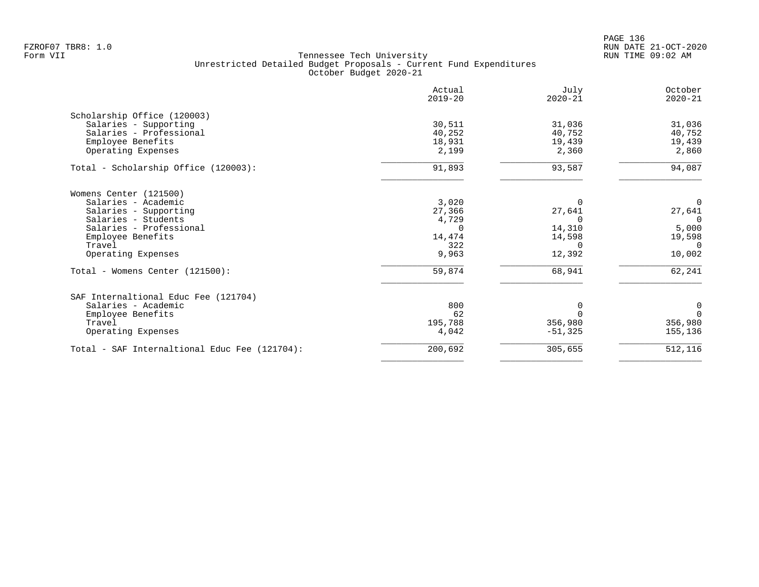Tennessee Tech University
Unrestricted Detailed Budget Proposals - Current Fund Expenditures
October Budget 2020-21

| | Actual 2019-20 | July 2020-21 | October 2020-21 |
|---|---|---|---|
| **Scholarship Office (120003)** | | | |
| Salaries - Supporting | 30,511 | 31,036 | 31,036 |
| Salaries - Professional | 40,252 | 40,752 | 40,752 |
| Employee Benefits | 18,931 | 19,439 | 19,439 |
| Operating Expenses | 2,199 | 2,360 | 2,860 |
| Total - Scholarship Office (120003): | 91,893 | 93,587 | 94,087 |
| **Womens Center (121500)** | | | |
| Salaries - Academic | 3,020 | 0 | 0 |
| Salaries - Supporting | 27,366 | 27,641 | 27,641 |
| Salaries - Students | 4,729 | 0 | 0 |
| Salaries - Professional | 0 | 14,310 | 5,000 |
| Employee Benefits | 14,474 | 14,598 | 19,598 |
| Travel | 322 | 0 | 0 |
| Operating Expenses | 9,963 | 12,392 | 10,002 |
| Total - Womens Center (121500): | 59,874 | 68,941 | 62,241 |
| **SAF Internaltional Educ Fee (121704)** | | | |
| Salaries - Academic | 800 | 0 | 0 |
| Employee Benefits | 62 | 0 | 0 |
| Travel | 195,788 | 356,980 | 356,980 |
| Operating Expenses | 4,042 | -51,325 | 155,136 |
| Total - SAF Internaltional Educ Fee (121704): | 200,692 | 305,655 | 512,116 |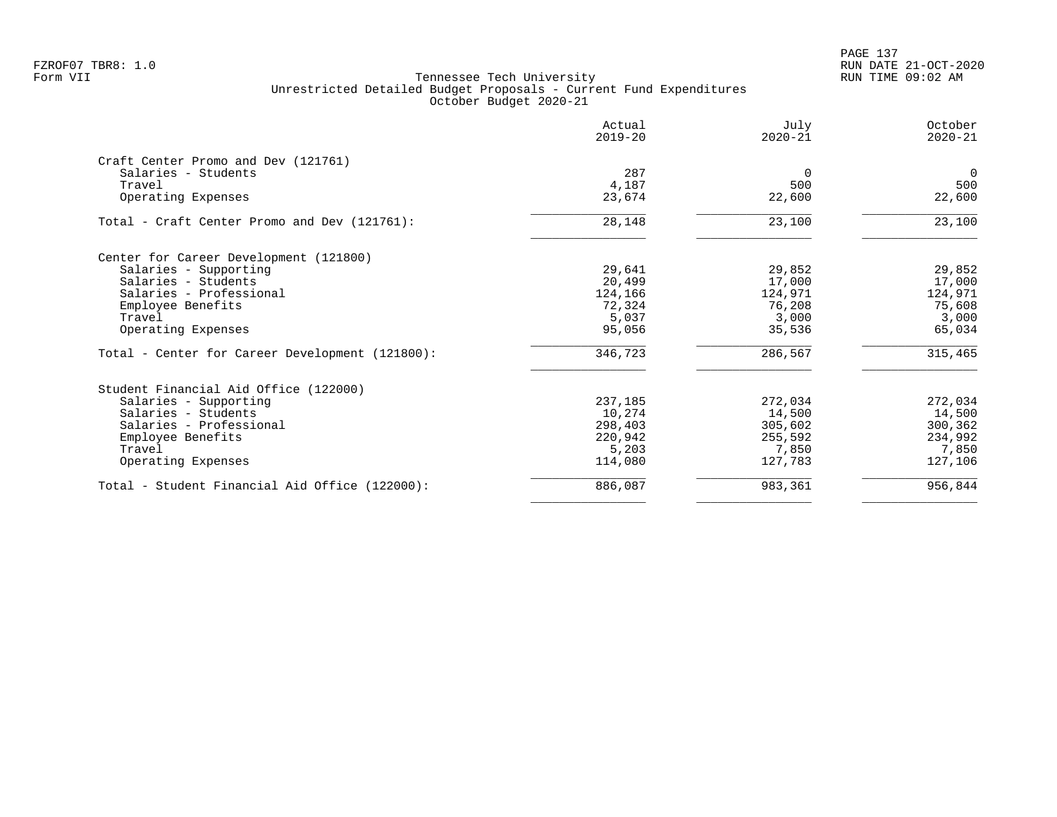Tennessee Tech University
Unrestricted Detailed Budget Proposals - Current Fund Expenditures
October Budget 2020-21

| | Actual 2019-20 | July 2020-21 | October 2020-21 |
|---|---|---|---|
| **Craft Center Promo and Dev (121761)** | | | |
| Salaries - Students | 287 | 0 | 0 |
| Travel | 4,187 | 500 | 500 |
| Operating Expenses | 23,674 | 22,600 | 22,600 |
| Total - Craft Center Promo and Dev (121761): | 28,148 | 23,100 | 23,100 |
| **Center for Career Development (121800)** | | | |
| Salaries - Supporting | 29,641 | 29,852 | 29,852 |
| Salaries - Students | 20,499 | 17,000 | 17,000 |
| Salaries - Professional | 124,166 | 124,971 | 124,971 |
| Employee Benefits | 72,324 | 76,208 | 75,608 |
| Travel | 5,037 | 3,000 | 3,000 |
| Operating Expenses | 95,056 | 35,536 | 65,034 |
| Total - Center for Career Development (121800): | 346,723 | 286,567 | 315,465 |
| **Student Financial Aid Office (122000)** | | | |
| Salaries - Supporting | 237,185 | 272,034 | 272,034 |
| Salaries - Students | 10,274 | 14,500 | 14,500 |
| Salaries - Professional | 298,403 | 305,602 | 300,362 |
| Employee Benefits | 220,942 | 255,592 | 234,992 |
| Travel | 5,203 | 7,850 | 7,850 |
| Operating Expenses | 114,080 | 127,783 | 127,106 |
| Total - Student Financial Aid Office (122000): | 886,087 | 983,361 | 956,844 |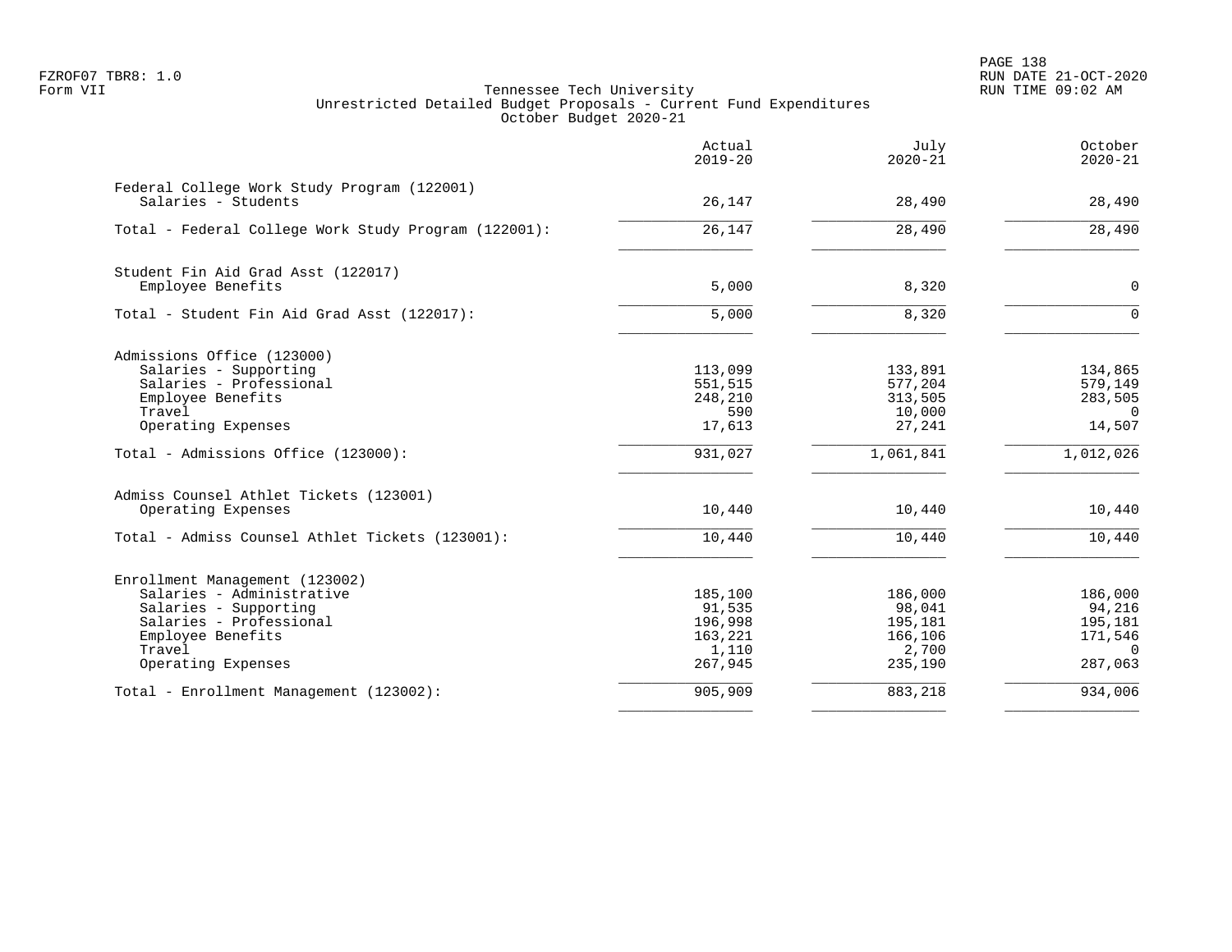FZROF07 TBR8: 1.0
Form VII

# Tennessee Tech University
## Unrestricted Detailed Budget Proposals - Current Fund Expenditures
### October Budget 2020-21

RUN DATE 21-OCT-2020
RUN TIME 09:02 AM

| | Actual 2019-20 | July 2020-21 | October 2020-21 |
|---|---:|---:|---:|
| **Federal College Work Study Program (122001)** | | | |
| Salaries - Students | 26,147 | 28,490 | 28,490 |
| Total - Federal College Work Study Program (122001): | 26,147 | 28,490 | 28,490 |
| **Student Fin Aid Grad Asst (122017)** | | | |
| Employee Benefits | 5,000 | 8,320 | 0 |
| Total - Student Fin Aid Grad Asst (122017): | 5,000 | 8,320 | 0 |
| **Admissions Office (123000)** | | | |
| Salaries - Supporting | 113,099 | 133,891 | 134,865 |
| Salaries - Professional | 551,515 | 577,204 | 579,149 |
| Employee Benefits | 248,210 | 313,505 | 283,505 |
| Travel | 590 | 10,000 | 0 |
| Operating Expenses | 17,613 | 27,241 | 14,507 |
| Total - Admissions Office (123000): | 931,027 | 1,061,841 | 1,012,026 |
| **Admiss Counsel Athlet Tickets (123001)** | | | |
| Operating Expenses | 10,440 | 10,440 | 10,440 |
| Total - Admiss Counsel Athlet Tickets (123001): | 10,440 | 10,440 | 10,440 |
| **Enrollment Management (123002)** | | | |
| Salaries - Administrative | 185,100 | 186,000 | 186,000 |
| Salaries - Supporting | 91,535 | 98,041 | 94,216 |
| Salaries - Professional | 196,998 | 195,181 | 195,181 |
| Employee Benefits | 163,221 | 166,106 | 171,546 |
| Travel | 1,110 | 2,700 | 0 |
| Operating Expenses | 267,945 | 235,190 | 287,063 |
| Total - Enrollment Management (123002): | 905,909 | 883,218 | 934,006 |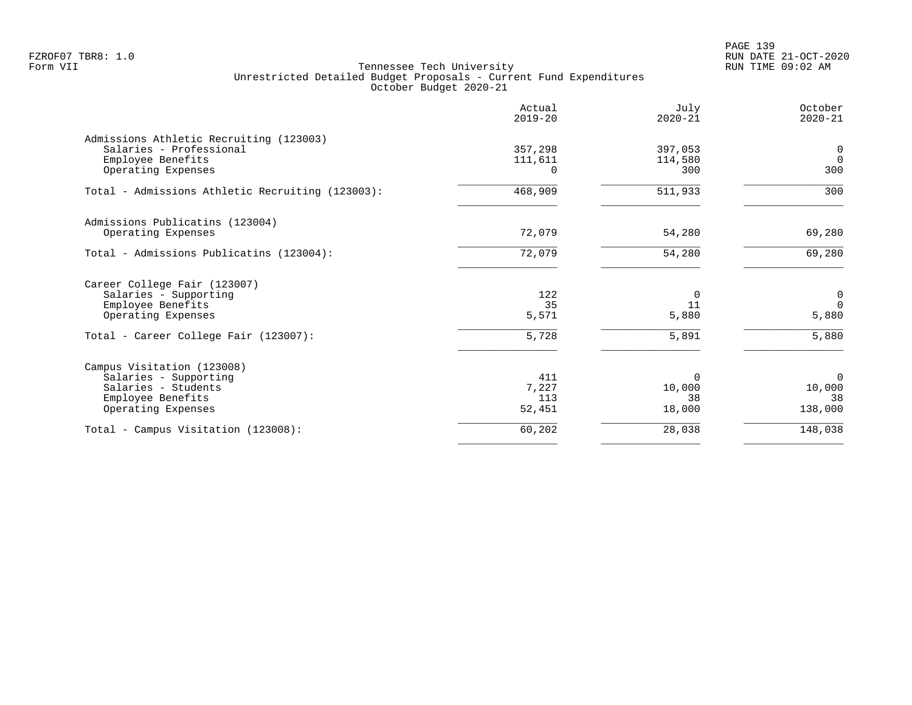FZROF07 TBR8: 1.0
Form VII

Tennessee Tech University
Unrestricted Detailed Budget Proposals - Current Fund Expenditures
October Budget 2020-21

RUN DATE 21-OCT-2020
RUN TIME 09:02 AM

| | Actual 2019-20 | July 2020-21 | October 2020-21 |
|---|---|---|---|
| **Admissions Athletic Recruiting (123003)** | | | |
| Salaries - Professional | 357,298 | 397,053 | 0 |
| Employee Benefits | 111,611 | 114,580 | 0 |
| Operating Expenses | 0 | 300 | 300 |
| Total - Admissions Athletic Recruiting (123003): | 468,909 | 511,933 | 300 |
| **Admissions Publicatins (123004)** | | | |
| Operating Expenses | 72,079 | 54,280 | 69,280 |
| Total - Admissions Publicatins (123004): | 72,079 | 54,280 | 69,280 |
| **Career College Fair (123007)** | | | |
| Salaries - Supporting | 122 | 0 | 0 |
| Employee Benefits | 35 | 11 | 0 |
| Operating Expenses | 5,571 | 5,880 | 5,880 |
| Total - Career College Fair (123007): | 5,728 | 5,891 | 5,880 |
| **Campus Visitation (123008)** | | | |
| Salaries - Supporting | 411 | 0 | 0 |
| Salaries - Students | 7,227 | 10,000 | 10,000 |
| Employee Benefits | 113 | 38 | 38 |
| Operating Expenses | 52,451 | 18,000 | 138,000 |
| Total - Campus Visitation (123008): | 60,202 | 28,038 | 148,038 |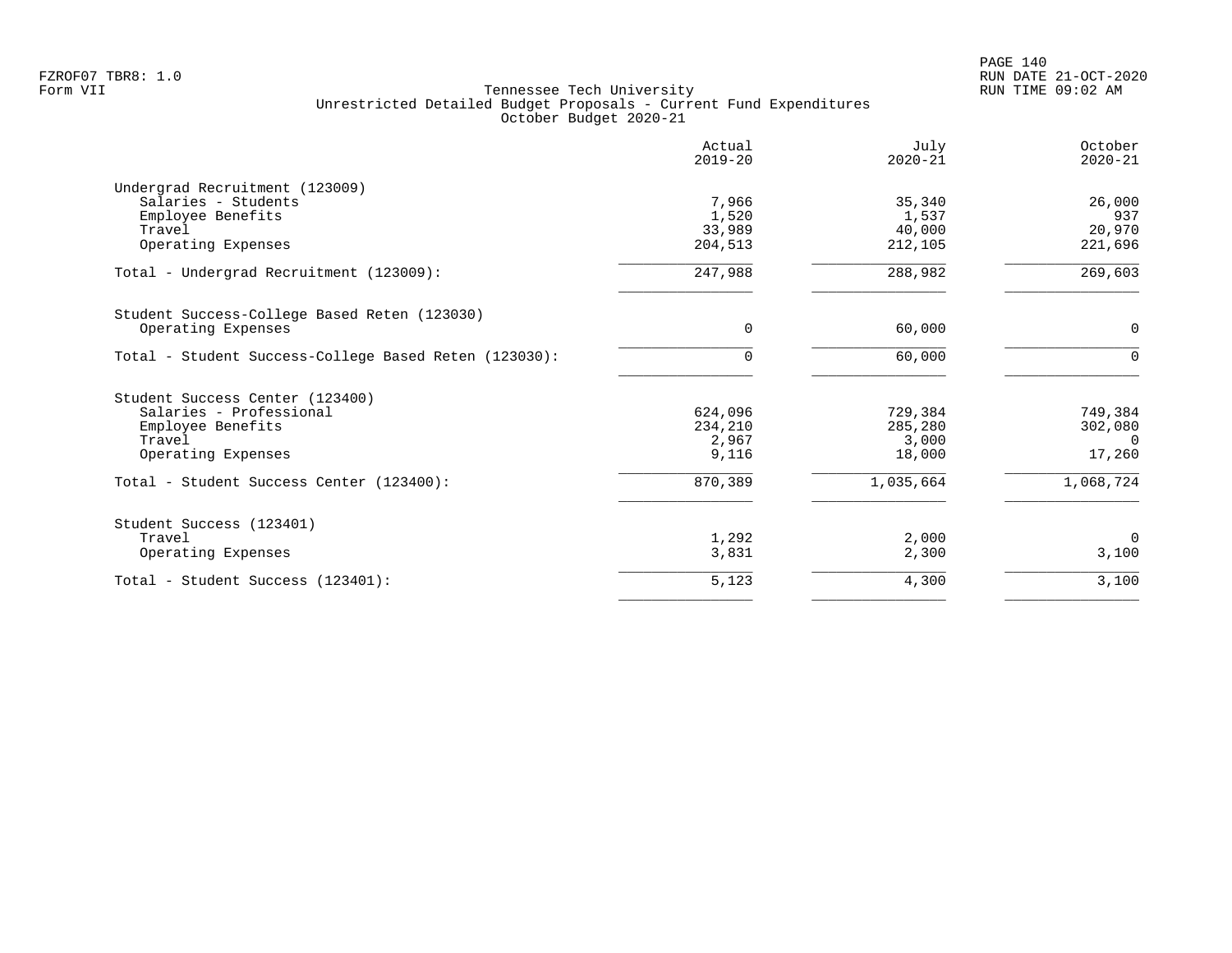Tennessee Tech University
Unrestricted Detailed Budget Proposals - Current Fund Expenditures
October Budget 2020-21

| | Actual 2019-20 | July 2020-21 | October 2020-21 |
|---|---|---|---|
| **Undergrad Recruitment (123009)** | | | |
| Salaries - Students | 7,966 | 35,340 | 26,000 |
| Employee Benefits | 1,520 | 1,537 | 937 |
| Travel | 33,989 | 40,000 | 20,970 |
| Operating Expenses | 204,513 | 212,105 | 221,696 |
| Total - Undergrad Recruitment (123009): | 247,988 | 288,982 | 269,603 |
| **Student Success-College Based Reten (123030)** | | | |
| Operating Expenses | 0 | 60,000 | 0 |
| Total - Student Success-College Based Reten (123030): | 0 | 60,000 | 0 |
| **Student Success Center (123400)** | | | |
| Salaries - Professional | 624,096 | 729,384 | 749,384 |
| Employee Benefits | 234,210 | 285,280 | 302,080 |
| Travel | 2,967 | 3,000 | 0 |
| Operating Expenses | 9,116 | 18,000 | 17,260 |
| Total - Student Success Center (123400): | 870,389 | 1,035,664 | 1,068,724 |
| **Student Success (123401)** | | | |
| Travel | 1,292 | 2,000 | 0 |
| Operating Expenses | 3,831 | 2,300 | 3,100 |
| Total - Student Success (123401): | 5,123 | 4,300 | 3,100 |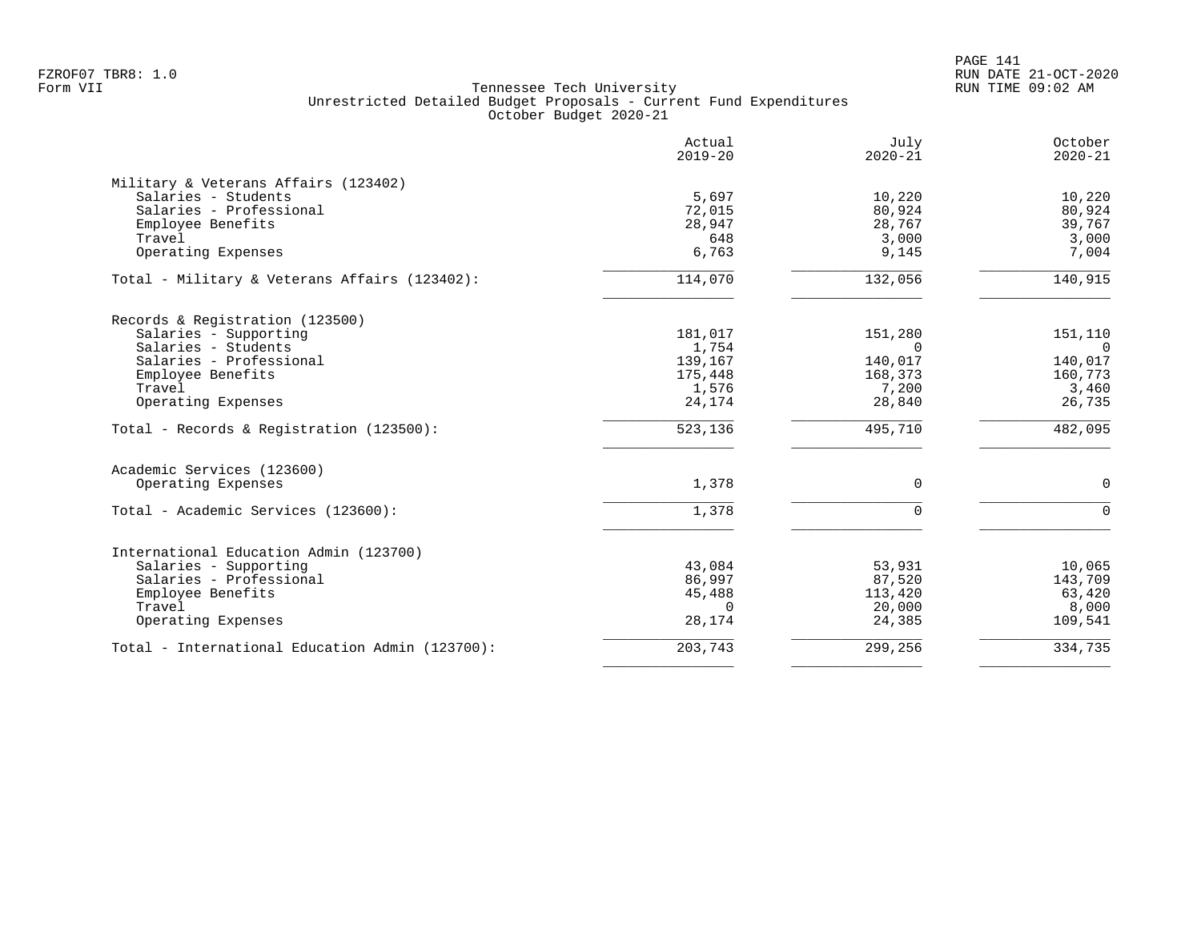FZROF07 TBR8: 1.0
Form VII

RUN DATE 21-OCT-2020
RUN TIME 09:02 AM

# Tennessee Tech University
## Unrestricted Detailed Budget Proposals - Current Fund Expenditures
### October Budget 2020-21

| | Actual 2019-20 | July 2020-21 | October 2020-21 |
|---|---:|---:|---:|
| **Military & Veterans Affairs (123402)** | | | |
| Salaries - Students | 5,697 | 10,220 | 10,220 |
| Salaries - Professional | 72,015 | 80,924 | 80,924 |
| Employee Benefits | 28,947 | 28,767 | 39,767 |
| Travel | 648 | 3,000 | 3,000 |
| Operating Expenses | 6,763 | 9,145 | 7,004 |
| Total - Military & Veterans Affairs (123402): | 114,070 | 132,056 | 140,915 |
| **Records & Registration (123500)** | | | |
| Salaries - Supporting | 181,017 | 151,280 | 151,110 |
| Salaries - Students | 1,754 | 0 | 0 |
| Salaries - Professional | 139,167 | 140,017 | 140,017 |
| Employee Benefits | 175,448 | 168,373 | 160,773 |
| Travel | 1,576 | 7,200 | 3,460 |
| Operating Expenses | 24,174 | 28,840 | 26,735 |
| Total - Records & Registration (123500): | 523,136 | 495,710 | 482,095 |
| **Academic Services (123600)** | | | |
| Operating Expenses | 1,378 | 0 | 0 |
| Total - Academic Services (123600): | 1,378 | 0 | 0 |
| **International Education Admin (123700)** | | | |
| Salaries - Supporting | 43,084 | 53,931 | 10,065 |
| Salaries - Professional | 86,997 | 87,520 | 143,709 |
| Employee Benefits | 45,488 | 113,420 | 63,420 |
| Travel | 0 | 20,000 | 8,000 |
| Operating Expenses | 28,174 | 24,385 | 109,541 |
| Total - International Education Admin (123700): | 203,743 | 299,256 | 334,735 |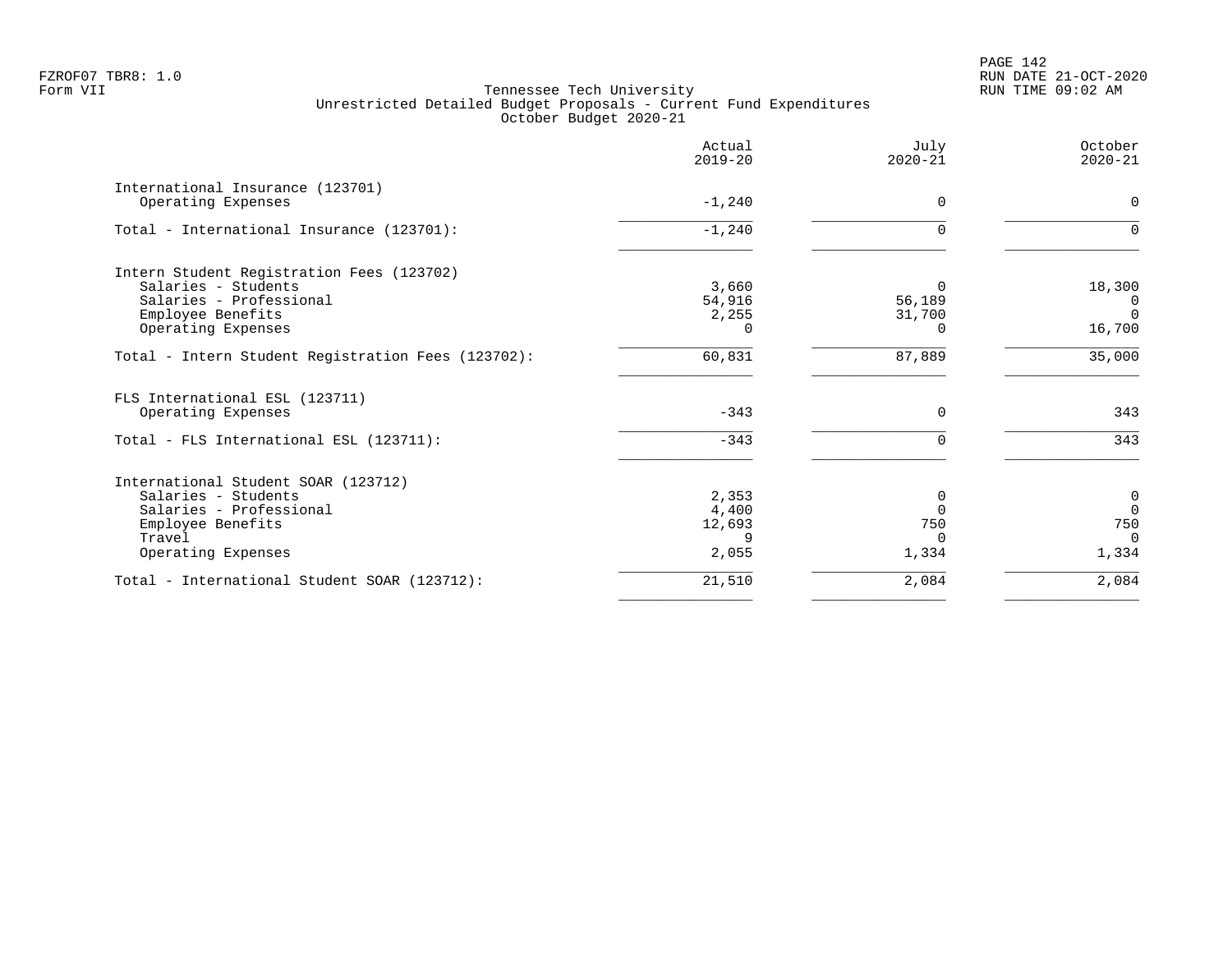Tennessee Tech University
Unrestricted Detailed Budget Proposals - Current Fund Expenditures
October Budget 2020-21

| | Actual 2019-20 | July 2020-21 | October 2020-21 |
|---|---|---|---|
| International Insurance (123701) | | | |
| Operating Expenses | -1,240 | 0 | 0 |
| Total - International Insurance (123701): | -1,240 | 0 | 0 |
| Intern Student Registration Fees (123702) | | | |
| Salaries - Students | 3,660 | 0 | 18,300 |
| Salaries - Professional | 54,916 | 56,189 | 0 |
| Employee Benefits | 2,255 | 31,700 | 0 |
| Operating Expenses | 0 | 0 | 16,700 |
| Total - Intern Student Registration Fees (123702): | 60,831 | 87,889 | 35,000 |
| FLS International ESL (123711) | | | |
| Operating Expenses | -343 | 0 | 343 |
| Total - FLS International ESL (123711): | -343 | 0 | 343 |
| International Student SOAR (123712) | | | |
| Salaries - Students | 2,353 | 0 | 0 |
| Salaries - Professional | 4,400 | 0 | 0 |
| Employee Benefits | 12,693 | 750 | 750 |
| Travel | 9 | 0 | 0 |
| Operating Expenses | 2,055 | 1,334 | 1,334 |
| Total - International Student SOAR (123712): | 21,510 | 2,084 | 2,084 |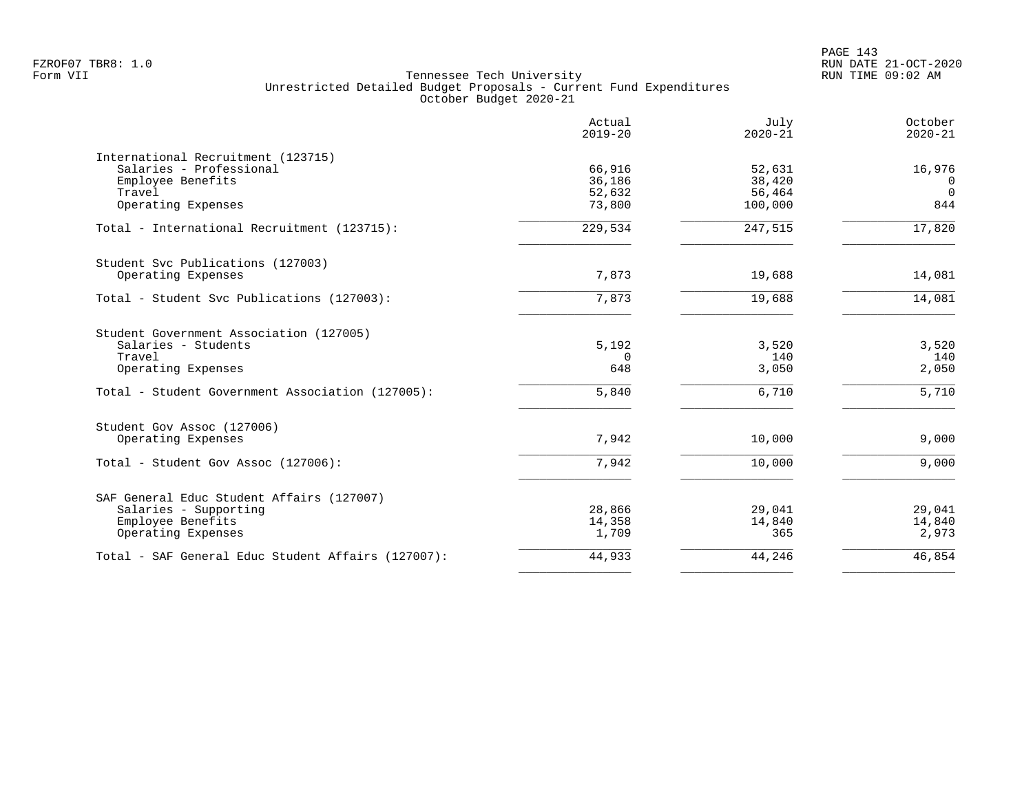Tennessee Tech University
Unrestricted Detailed Budget Proposals - Current Fund Expenditures
October Budget 2020-21

| | Actual 2019-20 | July 2020-21 | October 2020-21 |
|---|---|---|---|
| **International Recruitment (123715)** | | | |
| Salaries - Professional | 66,916 | 52,631 | 16,976 |
| Employee Benefits | 36,186 | 38,420 | 0 |
| Travel | 52,632 | 56,464 | 0 |
| Operating Expenses | 73,800 | 100,000 | 844 |
| Total - International Recruitment (123715): | 229,534 | 247,515 | 17,820 |
| **Student Svc Publications (127003)** | | | |
| Operating Expenses | 7,873 | 19,688 | 14,081 |
| Total - Student Svc Publications (127003): | 7,873 | 19,688 | 14,081 |
| **Student Government Association (127005)** | | | |
| Salaries - Students | 5,192 | 3,520 | 3,520 |
| Travel | 0 | 140 | 140 |
| Operating Expenses | 648 | 3,050 | 2,050 |
| Total - Student Government Association (127005): | 5,840 | 6,710 | 5,710 |
| **Student Gov Assoc (127006)** | | | |
| Operating Expenses | 7,942 | 10,000 | 9,000 |
| Total - Student Gov Assoc (127006): | 7,942 | 10,000 | 9,000 |
| **SAF General Educ Student Affairs (127007)** | | | |
| Salaries - Supporting | 28,866 | 29,041 | 29,041 |
| Employee Benefits | 14,358 | 14,840 | 14,840 |
| Operating Expenses | 1,709 | 365 | 2,973 |
| Total - SAF General Educ Student Affairs (127007): | 44,933 | 44,246 | 46,854 |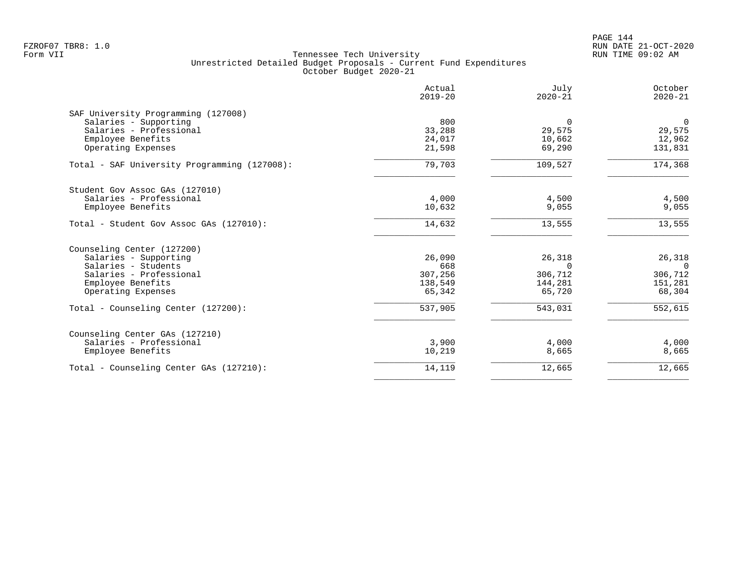Tennessee Tech University
Unrestricted Detailed Budget Proposals - Current Fund Expenditures
October Budget 2020-21

FZROF07 TBR8: 1.0
Form VII

RUN DATE 21-OCT-2020
RUN TIME 09:02 AM

| | Actual 2019-20 | July 2020-21 | October 2020-21 |
|---|---|---|---|
| **SAF University Programming (127008)** | | | |
| Salaries - Supporting | 800 | 0 | 0 |
| Salaries - Professional | 33,288 | 29,575 | 29,575 |
| Employee Benefits | 24,017 | 10,662 | 12,962 |
| Operating Expenses | 21,598 | 69,290 | 131,831 |
| Total - SAF University Programming (127008): | 79,703 | 109,527 | 174,368 |
| **Student Gov Assoc GAs (127010)** | | | |
| Salaries - Professional | 4,000 | 4,500 | 4,500 |
| Employee Benefits | 10,632 | 9,055 | 9,055 |
| Total - Student Gov Assoc GAs (127010): | 14,632 | 13,555 | 13,555 |
| **Counseling Center (127200)** | | | |
| Salaries - Supporting | 26,090 | 26,318 | 26,318 |
| Salaries - Students | 668 | 0 | 0 |
| Salaries - Professional | 307,256 | 306,712 | 306,712 |
| Employee Benefits | 138,549 | 144,281 | 151,281 |
| Operating Expenses | 65,342 | 65,720 | 68,304 |
| Total - Counseling Center (127200): | 537,905 | 543,031 | 552,615 |
| **Counseling Center GAs (127210)** | | | |
| Salaries - Professional | 3,900 | 4,000 | 4,000 |
| Employee Benefits | 10,219 | 8,665 | 8,665 |
| Total - Counseling Center GAs (127210): | 14,119 | 12,665 | 12,665 |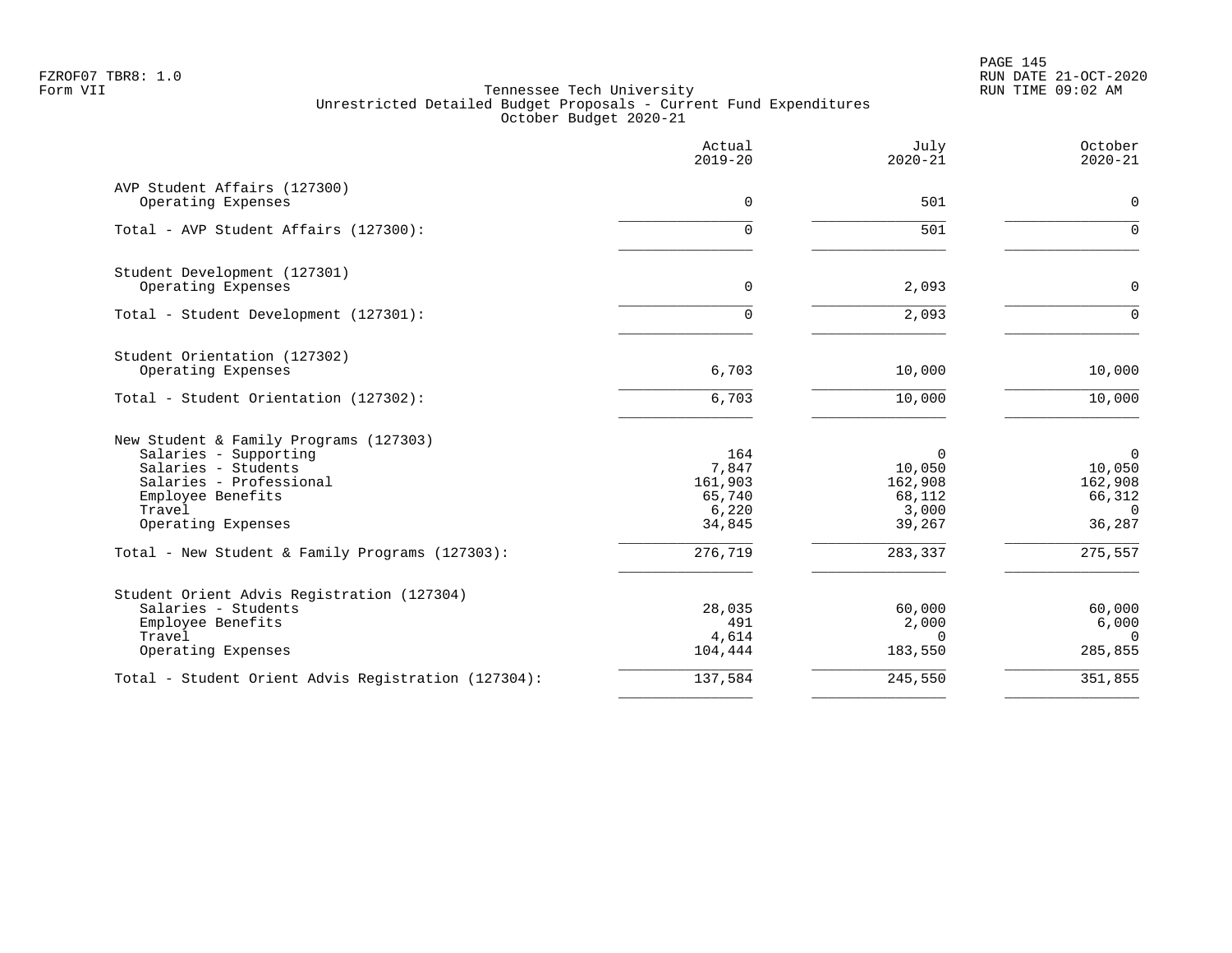FZROF07 TBR8: 1.0
Form VII

Tennessee Tech University
Unrestricted Detailed Budget Proposals - Current Fund Expenditures
October Budget 2020-21

RUN DATE 21-OCT-2020
RUN TIME 09:02 AM

| | Actual 2019-20 | July 2020-21 | October 2020-21 |
|---|---|---|---|
| **AVP Student Affairs (127300)** | | | |
| Operating Expenses | 0 | 501 | 0 |
| Total - AVP Student Affairs (127300): | 0 | 501 | 0 |
| **Student Development (127301)** | | | |
| Operating Expenses | 0 | 2,093 | 0 |
| Total - Student Development (127301): | 0 | 2,093 | 0 |
| **Student Orientation (127302)** | | | |
| Operating Expenses | 6,703 | 10,000 | 10,000 |
| Total - Student Orientation (127302): | 6,703 | 10,000 | 10,000 |
| **New Student & Family Programs (127303)** | | | |
| Salaries - Supporting | 164 | 0 | 0 |
| Salaries - Students | 7,847 | 10,050 | 10,050 |
| Salaries - Professional | 161,903 | 162,908 | 162,908 |
| Employee Benefits | 65,740 | 68,112 | 66,312 |
| Travel | 6,220 | 3,000 | 0 |
| Operating Expenses | 34,845 | 39,267 | 36,287 |
| Total - New Student & Family Programs (127303): | 276,719 | 283,337 | 275,557 |
| **Student Orient Advis Registration (127304)** | | | |
| Salaries - Students | 28,035 | 60,000 | 60,000 |
| Employee Benefits | 491 | 2,000 | 6,000 |
| Travel | 4,614 | 0 | 0 |
| Operating Expenses | 104,444 | 183,550 | 285,855 |
| Total - Student Orient Advis Registration (127304): | 137,584 | 245,550 | 351,855 |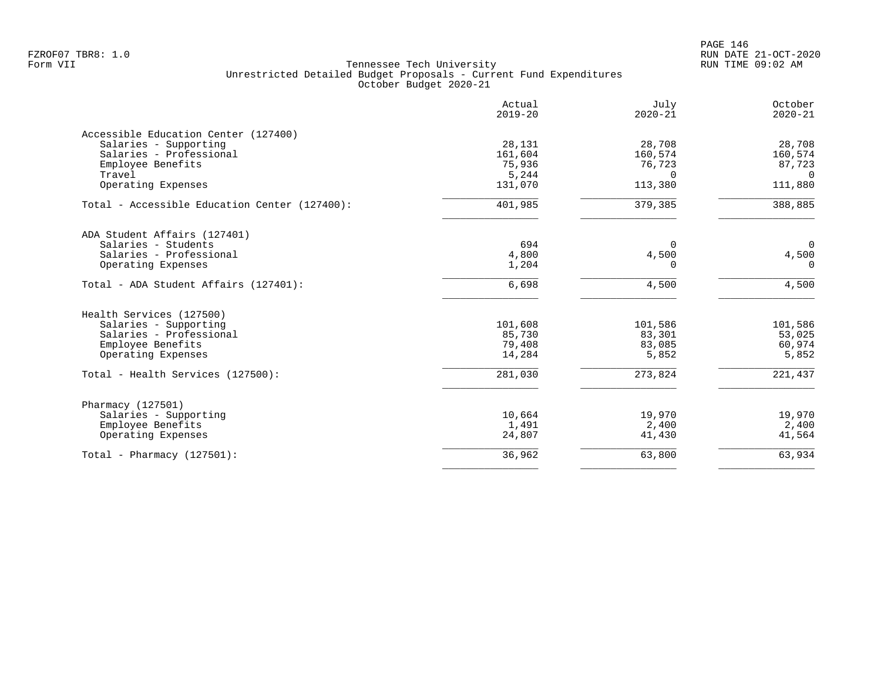Tennessee Tech University
Unrestricted Detailed Budget Proposals - Current Fund Expenditures
October Budget 2020-21

| | Actual 2019-20 | July 2020-21 | October 2020-21 |
|---|---|---|---|
| **Accessible Education Center (127400)** | | | |
| Salaries - Supporting | 28,131 | 28,708 | 28,708 |
| Salaries - Professional | 161,604 | 160,574 | 160,574 |
| Employee Benefits | 75,936 | 76,723 | 87,723 |
| Travel | 5,244 | 0 | 0 |
| Operating Expenses | 131,070 | 113,380 | 111,880 |
| Total - Accessible Education Center (127400): | 401,985 | 379,385 | 388,885 |
| **ADA Student Affairs (127401)** | | | |
| Salaries - Students | 694 | 0 | 0 |
| Salaries - Professional | 4,800 | 4,500 | 4,500 |
| Operating Expenses | 1,204 | 0 | 0 |
| Total - ADA Student Affairs (127401): | 6,698 | 4,500 | 4,500 |
| **Health Services (127500)** | | | |
| Salaries - Supporting | 101,608 | 101,586 | 101,586 |
| Salaries - Professional | 85,730 | 83,301 | 53,025 |
| Employee Benefits | 79,408 | 83,085 | 60,974 |
| Operating Expenses | 14,284 | 5,852 | 5,852 |
| Total - Health Services (127500): | 281,030 | 273,824 | 221,437 |
| **Pharmacy (127501)** | | | |
| Salaries - Supporting | 10,664 | 19,970 | 19,970 |
| Employee Benefits | 1,491 | 2,400 | 2,400 |
| Operating Expenses | 24,807 | 41,430 | 41,564 |
| Total - Pharmacy (127501): | 36,962 | 63,800 | 63,934 |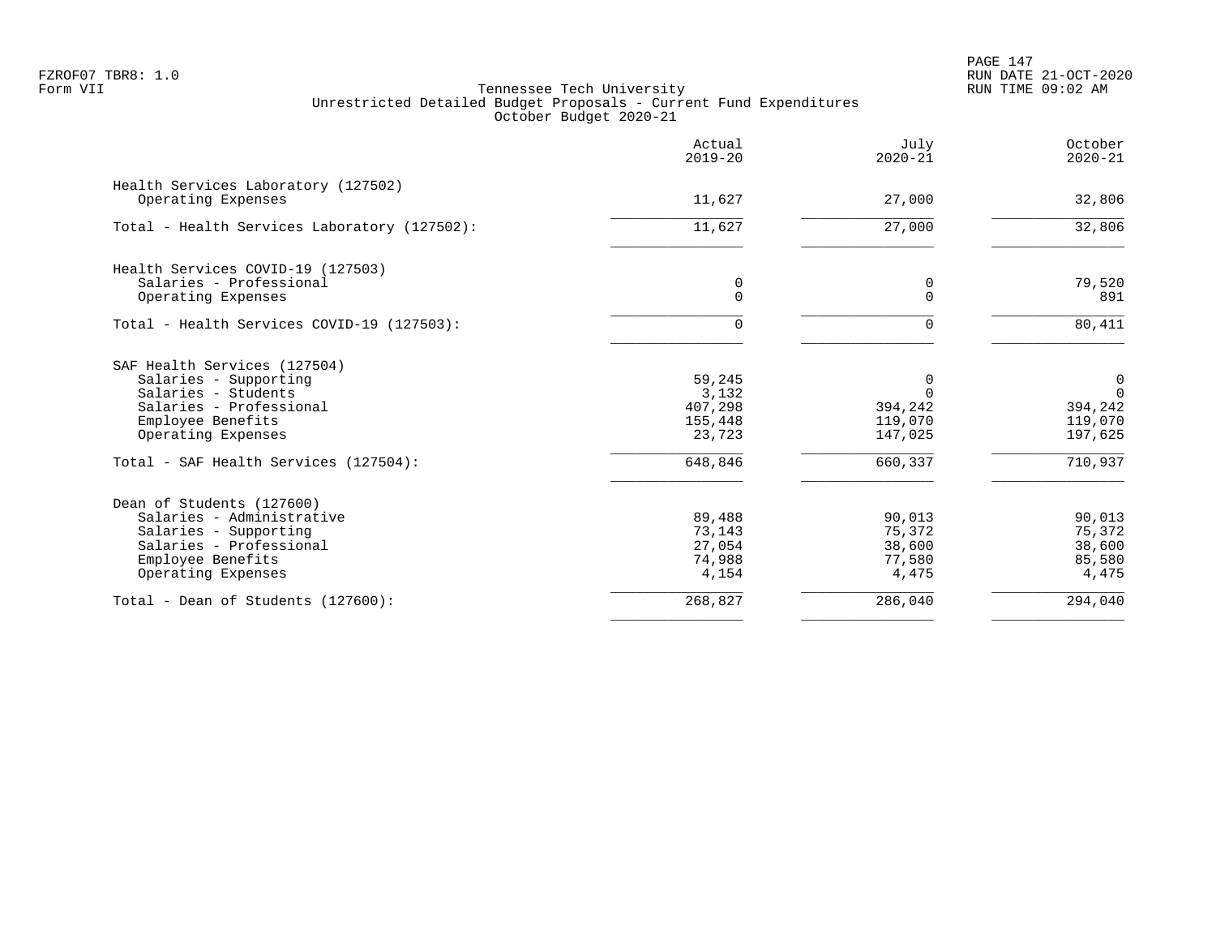Tennessee Tech University
Unrestricted Detailed Budget Proposals - Current Fund Expenditures
October Budget 2020-21

| | Actual 2019-20 | July 2020-21 | October 2020-21 |
|---|---|---|---|
| **Health Services Laboratory (127502)** | | | |
| Operating Expenses | 11,627 | 27,000 | 32,806 |
| Total - Health Services Laboratory (127502): | 11,627 | 27,000 | 32,806 |
| **Health Services COVID-19 (127503)** | | | |
| Salaries - Professional | 0 | 0 | 79,520 |
| Operating Expenses | 0 | 0 | 891 |
| Total - Health Services COVID-19 (127503): | 0 | 0 | 80,411 |
| **SAF Health Services (127504)** | | | |
| Salaries - Supporting | 59,245 | 0 | 0 |
| Salaries - Students | 3,132 | 0 | 0 |
| Salaries - Professional | 407,298 | 394,242 | 394,242 |
| Employee Benefits | 155,448 | 119,070 | 119,070 |
| Operating Expenses | 23,723 | 147,025 | 197,625 |
| Total - SAF Health Services (127504): | 648,846 | 660,337 | 710,937 |
| **Dean of Students (127600)** | | | |
| Salaries - Administrative | 89,488 | 90,013 | 90,013 |
| Salaries - Supporting | 73,143 | 75,372 | 75,372 |
| Salaries - Professional | 27,054 | 38,600 | 38,600 |
| Employee Benefits | 74,988 | 77,580 | 85,580 |
| Operating Expenses | 4,154 | 4,475 | 4,475 |
| Total - Dean of Students (127600): | 268,827 | 286,040 | 294,040 |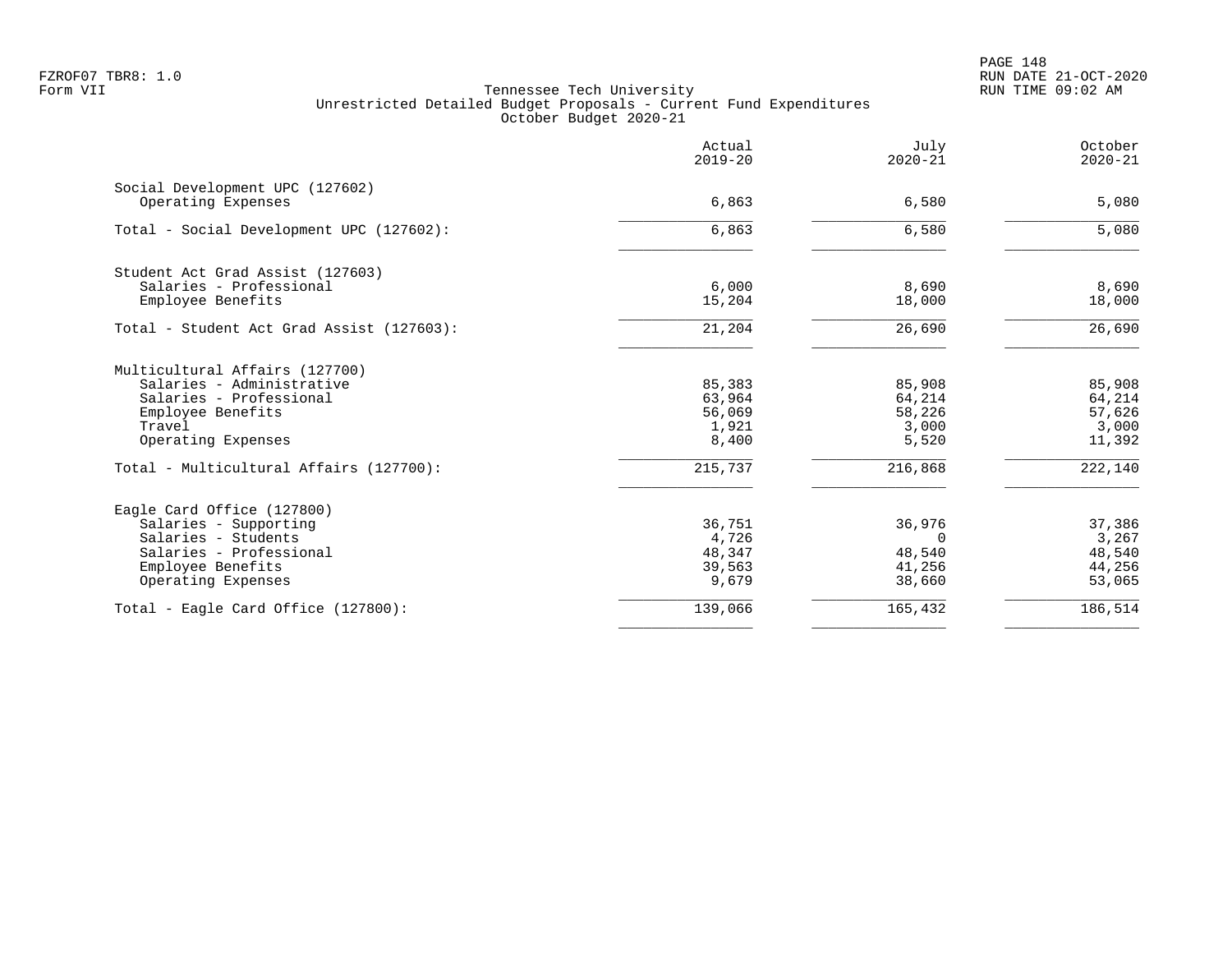FZROF07 TBR8: 1.0
Form VII

Tennessee Tech University
Unrestricted Detailed Budget Proposals - Current Fund Expenditures
October Budget 2020-21

RUN DATE 21-OCT-2020
RUN TIME 09:02 AM

| | Actual 2019-20 | July 2020-21 | October 2020-21 |
|---|---|---|---|
| **Social Development UPC (127602)** | | | |
| Operating Expenses | 6,863 | 6,580 | 5,080 |
| Total - Social Development UPC (127602): | 6,863 | 6,580 | 5,080 |
| **Student Act Grad Assist (127603)** | | | |
| Salaries - Professional | 6,000 | 8,690 | 8,690 |
| Employee Benefits | 15,204 | 18,000 | 18,000 |
| Total - Student Act Grad Assist (127603): | 21,204 | 26,690 | 26,690 |
| **Multicultural Affairs (127700)** | | | |
| Salaries - Administrative | 85,383 | 85,908 | 85,908 |
| Salaries - Professional | 63,964 | 64,214 | 64,214 |
| Employee Benefits | 56,069 | 58,226 | 57,626 |
| Travel | 1,921 | 3,000 | 3,000 |
| Operating Expenses | 8,400 | 5,520 | 11,392 |
| Total - Multicultural Affairs (127700): | 215,737 | 216,868 | 222,140 |
| **Eagle Card Office (127800)** | | | |
| Salaries - Supporting | 36,751 | 36,976 | 37,386 |
| Salaries - Students | 4,726 | 0 | 3,267 |
| Salaries - Professional | 48,347 | 48,540 | 48,540 |
| Employee Benefits | 39,563 | 41,256 | 44,256 |
| Operating Expenses | 9,679 | 38,660 | 53,065 |
| Total - Eagle Card Office (127800): | 139,066 | 165,432 | 186,514 |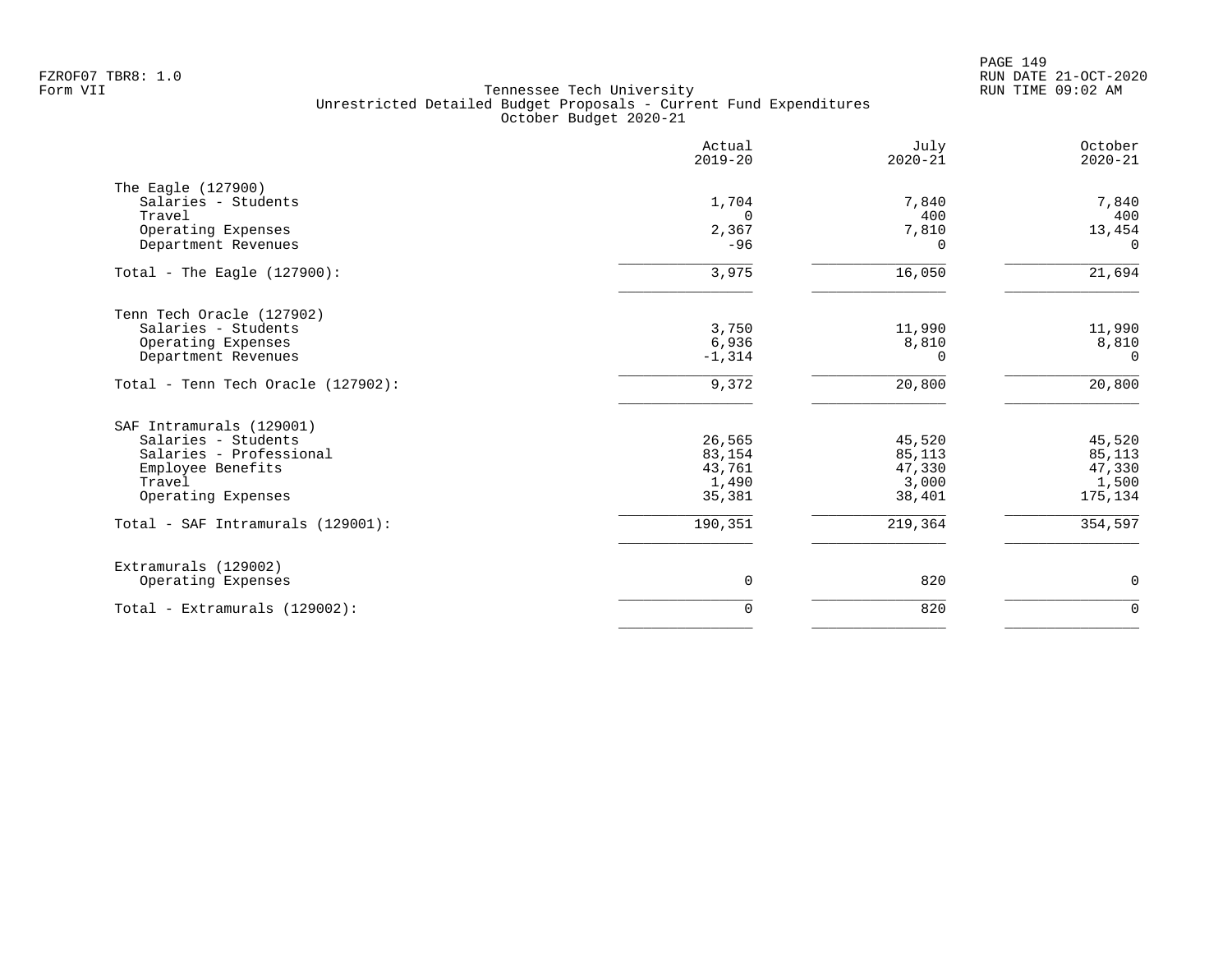Tennessee Tech University
Unrestricted Detailed Budget Proposals - Current Fund Expenditures
October Budget 2020-21

| | Actual 2019-20 | July 2020-21 | October 2020-21 |
|---|---|---|---|
| **The Eagle (127900)** | | | |
| Salaries - Students | 1,704 | 7,840 | 7,840 |
| Travel | 0 | 400 | 400 |
| Operating Expenses | 2,367 | 7,810 | 13,454 |
| Department Revenues | -96 | 0 | 0 |
| Total - The Eagle (127900): | 3,975 | 16,050 | 21,694 |
| **Tenn Tech Oracle (127902)** | | | |
| Salaries - Students | 3,750 | 11,990 | 11,990 |
| Operating Expenses | 6,936 | 8,810 | 8,810 |
| Department Revenues | -1,314 | 0 | 0 |
| Total - Tenn Tech Oracle (127902): | 9,372 | 20,800 | 20,800 |
| **SAF Intramurals (129001)** | | | |
| Salaries - Students | 26,565 | 45,520 | 45,520 |
| Salaries - Professional | 83,154 | 85,113 | 85,113 |
| Employee Benefits | 43,761 | 47,330 | 47,330 |
| Travel | 1,490 | 3,000 | 1,500 |
| Operating Expenses | 35,381 | 38,401 | 175,134 |
| Total - SAF Intramurals (129001): | 190,351 | 219,364 | 354,597 |
| **Extramurals (129002)** | | | |
| Operating Expenses | 0 | 820 | 0 |
| Total - Extramurals (129002): | 0 | 820 | 0 |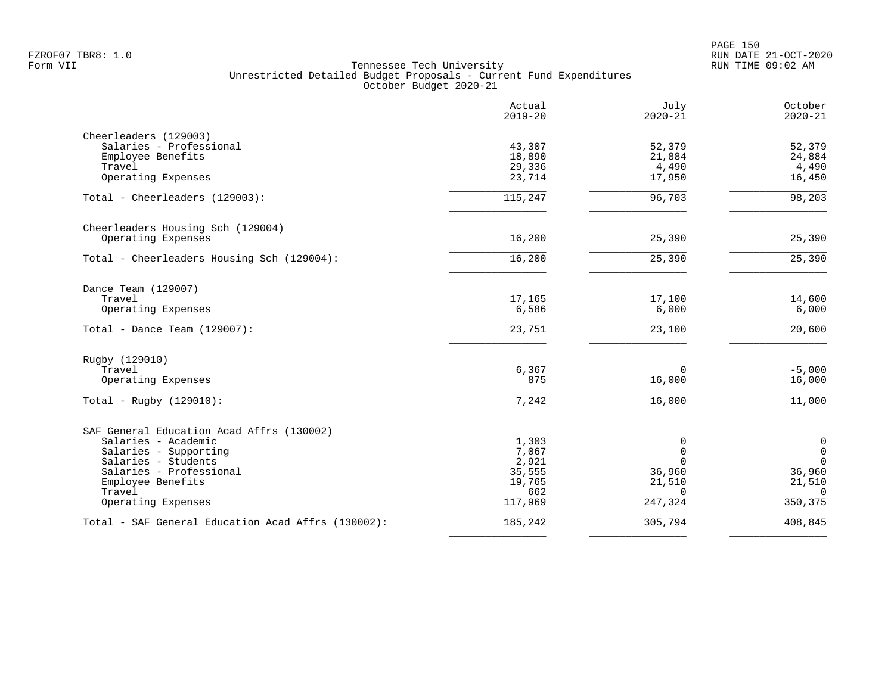FZROF07 TBR8: 1.0
Form VII

Tennessee Tech University
Unrestricted Detailed Budget Proposals - Current Fund Expenditures
October Budget 2020-21

RUN DATE 21-OCT-2020
RUN TIME 09:02 AM

| | Actual 2019-20 | July 2020-21 | October 2020-21 |
|---|---|---|---|
| **Cheerleaders (129003)** | | | |
| Salaries - Professional | 43,307 | 52,379 | 52,379 |
| Employee Benefits | 18,890 | 21,884 | 24,884 |
| Travel | 29,336 | 4,490 | 4,490 |
| Operating Expenses | 23,714 | 17,950 | 16,450 |
| Total - Cheerleaders (129003): | 115,247 | 96,703 | 98,203 |
| **Cheerleaders Housing Sch (129004)** | | | |
| Operating Expenses | 16,200 | 25,390 | 25,390 |
| Total - Cheerleaders Housing Sch (129004): | 16,200 | 25,390 | 25,390 |
| **Dance Team (129007)** | | | |
| Travel | 17,165 | 17,100 | 14,600 |
| Operating Expenses | 6,586 | 6,000 | 6,000 |
| Total - Dance Team (129007): | 23,751 | 23,100 | 20,600 |
| **Rugby (129010)** | | | |
| Travel | 6,367 | 0 | -5,000 |
| Operating Expenses | 875 | 16,000 | 16,000 |
| Total - Rugby (129010): | 7,242 | 16,000 | 11,000 |
| **SAF General Education Acad Affrs (130002)** | | | |
| Salaries - Academic | 1,303 | 0 | 0 |
| Salaries - Supporting | 7,067 | 0 | 0 |
| Salaries - Students | 2,921 | 0 | 0 |
| Salaries - Professional | 35,555 | 36,960 | 36,960 |
| Employee Benefits | 19,765 | 21,510 | 21,510 |
| Travel | 662 | 0 | 0 |
| Operating Expenses | 117,969 | 247,324 | 350,375 |
| Total - SAF General Education Acad Affrs (130002): | 185,242 | 305,794 | 408,845 |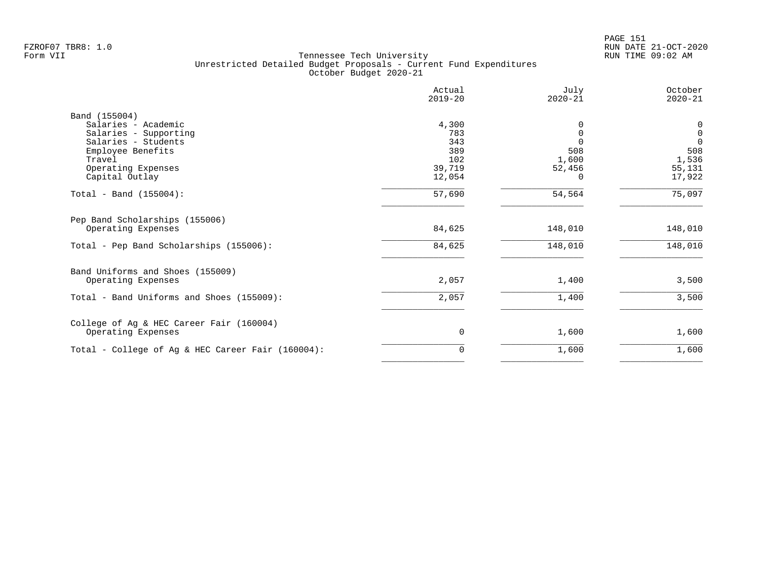Tennessee Tech University
Unrestricted Detailed Budget Proposals - Current Fund Expenditures
October Budget 2020-21

FZROF07 TBR8: 1.0
Form VII

RUN DATE 21-OCT-2020
RUN TIME 09:02 AM

| | Actual 2019-20 | July 2020-21 | October 2020-21 |
|---|---|---|---|
| **Band (155004)** | | | |
| Salaries - Academic | 4,300 | 0 | 0 |
| Salaries - Supporting | 783 | 0 | 0 |
| Salaries - Students | 343 | 0 | 0 |
| Employee Benefits | 389 | 508 | 508 |
| Travel | 102 | 1,600 | 1,536 |
| Operating Expenses | 39,719 | 52,456 | 55,131 |
| Capital Outlay | 12,054 | 0 | 17,922 |
| Total - Band (155004): | 57,690 | 54,564 | 75,097 |
| **Pep Band Scholarships (155006)** | | | |
| Operating Expenses | 84,625 | 148,010 | 148,010 |
| Total - Pep Band Scholarships (155006): | 84,625 | 148,010 | 148,010 |
| **Band Uniforms and Shoes (155009)** | | | |
| Operating Expenses | 2,057 | 1,400 | 3,500 |
| Total - Band Uniforms and Shoes (155009): | 2,057 | 1,400 | 3,500 |
| **College of Ag & HEC Career Fair (160004)** | | | |
| Operating Expenses | 0 | 1,600 | 1,600 |
| Total - College of Ag & HEC Career Fair (160004): | 0 | 1,600 | 1,600 |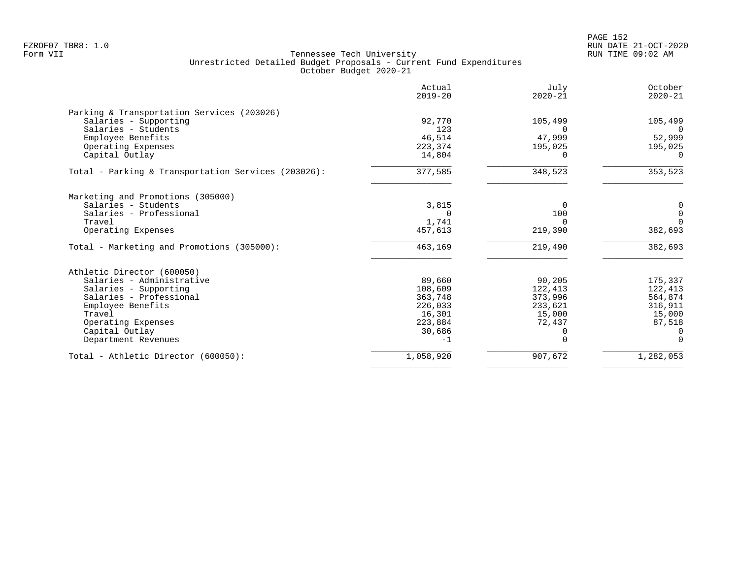# Tennessee Tech University

## Unrestricted Detailed Budget Proposals - Current Fund Expenditures
### October Budget 2020-21

FZROF07 TBR8: 1.0
Form VII

RUN DATE 21-OCT-2020
RUN TIME 09:02 AM

| | Actual 2019-20 | July 2020-21 | October 2020-21 |
|---|---|---|---|
| **Parking & Transportation Services (203026)** | | | |
| Salaries - Supporting | 92,770 | 105,499 | 105,499 |
| Salaries - Students | 123 | 0 | 0 |
| Employee Benefits | 46,514 | 47,999 | 52,999 |
| Operating Expenses | 223,374 | 195,025 | 195,025 |
| Capital Outlay | 14,804 | 0 | 0 |
| Total - Parking & Transportation Services (203026): | 377,585 | 348,523 | 353,523 |
| **Marketing and Promotions (305000)** | | | |
| Salaries - Students | 3,815 | 0 | 0 |
| Salaries - Professional | 0 | 100 | 0 |
| Travel | 1,741 | 0 | 0 |
| Operating Expenses | 457,613 | 219,390 | 382,693 |
| Total - Marketing and Promotions (305000): | 463,169 | 219,490 | 382,693 |
| **Athletic Director (600050)** | | | |
| Salaries - Administrative | 89,660 | 90,205 | 175,337 |
| Salaries - Supporting | 108,609 | 122,413 | 122,413 |
| Salaries - Professional | 363,748 | 373,996 | 564,874 |
| Employee Benefits | 226,033 | 233,621 | 316,911 |
| Travel | 16,301 | 15,000 | 15,000 |
| Operating Expenses | 223,884 | 72,437 | 87,518 |
| Capital Outlay | 30,686 | 0 | 0 |
| Department Revenues | -1 | 0 | 0 |
| Total - Athletic Director (600050): | 1,058,920 | 907,672 | 1,282,053 |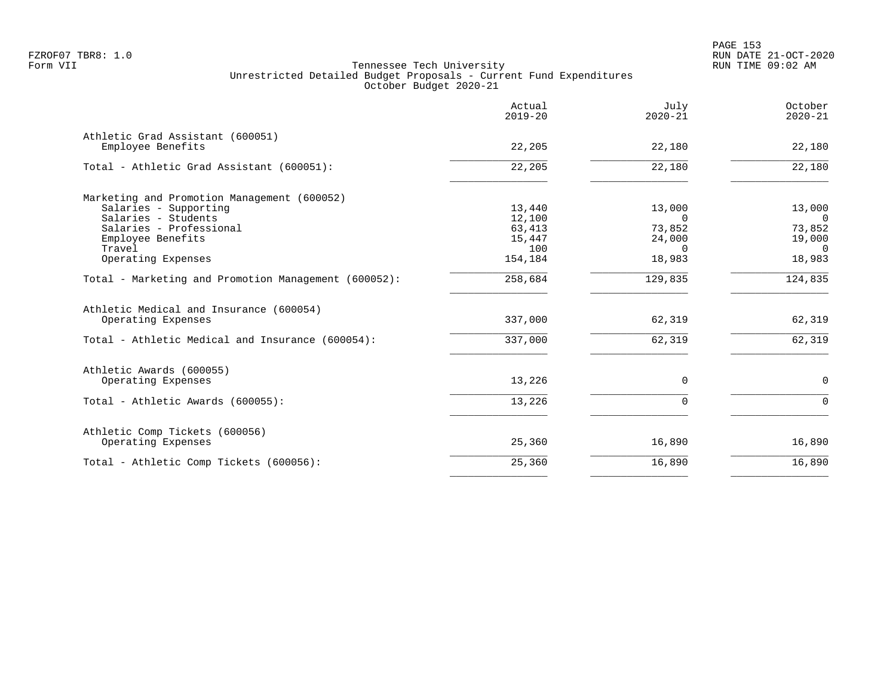Tennessee Tech University
Unrestricted Detailed Budget Proposals - Current Fund Expenditures
October Budget 2020-21

| | Actual 2019-20 | July 2020-21 | October 2020-21 |
|---|---|---|---|
| **Athletic Grad Assistant (600051)** | | | |
| Employee Benefits | 22,205 | 22,180 | 22,180 |
| Total - Athletic Grad Assistant (600051): | 22,205 | 22,180 | 22,180 |
| **Marketing and Promotion Management (600052)** | | | |
| Salaries - Supporting | 13,440 | 13,000 | 13,000 |
| Salaries - Students | 12,100 | 0 | 0 |
| Salaries - Professional | 63,413 | 73,852 | 73,852 |
| Employee Benefits | 15,447 | 24,000 | 19,000 |
| Travel | 100 | 0 | 0 |
| Operating Expenses | 154,184 | 18,983 | 18,983 |
| Total - Marketing and Promotion Management (600052): | 258,684 | 129,835 | 124,835 |
| **Athletic Medical and Insurance (600054)** | | | |
| Operating Expenses | 337,000 | 62,319 | 62,319 |
| Total - Athletic Medical and Insurance (600054): | 337,000 | 62,319 | 62,319 |
| **Athletic Awards (600055)** | | | |
| Operating Expenses | 13,226 | 0 | 0 |
| Total - Athletic Awards (600055): | 13,226 | 0 | 0 |
| **Athletic Comp Tickets (600056)** | | | |
| Operating Expenses | 25,360 | 16,890 | 16,890 |
| Total - Athletic Comp Tickets (600056): | 25,360 | 16,890 | 16,890 |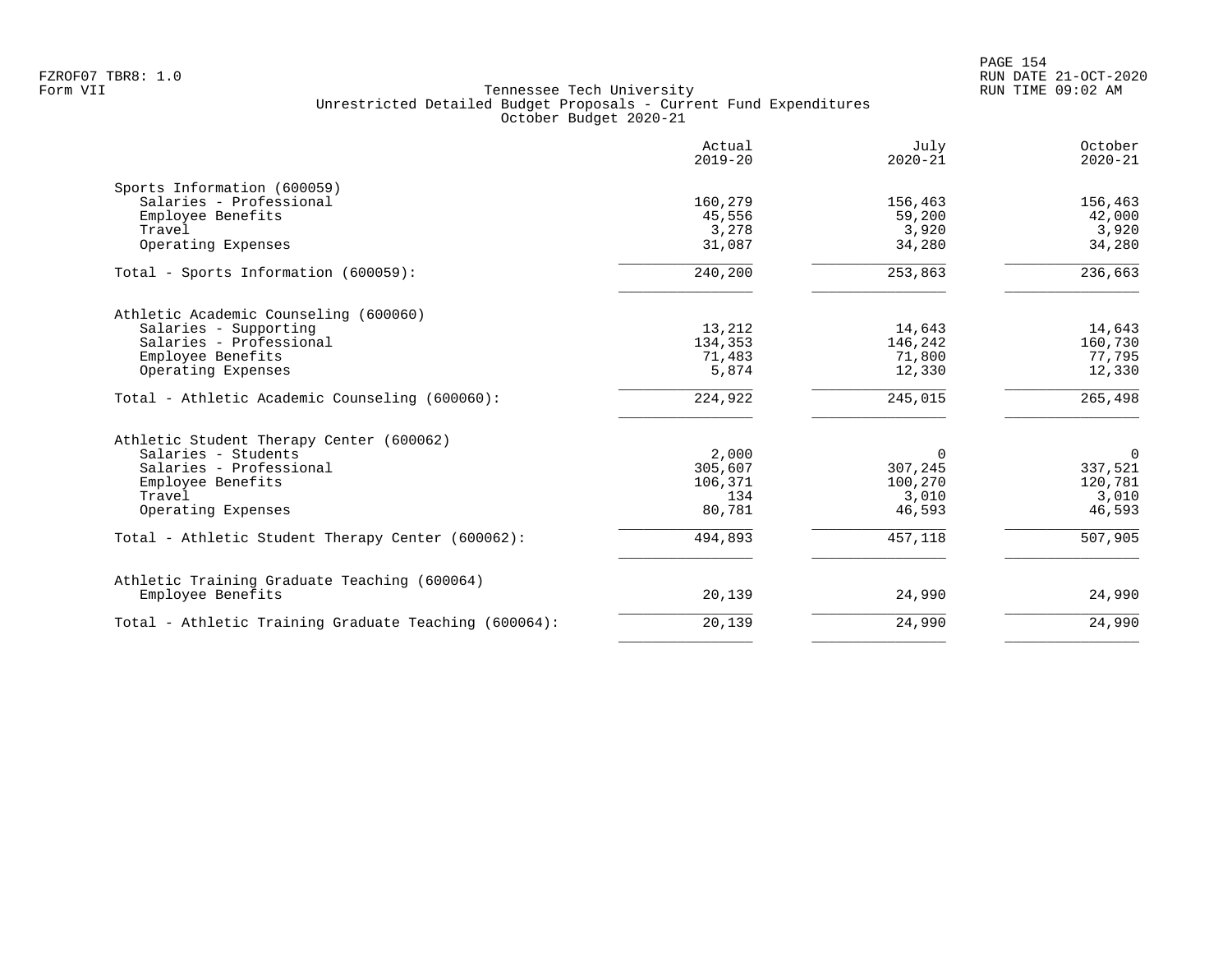Tennessee Tech University
Unrestricted Detailed Budget Proposals - Current Fund Expenditures
October Budget 2020-21

| | Actual 2019-20 | July 2020-21 | October 2020-21 |
|---|---|---|---|
| **Sports Information (600059)** | | | |
| Salaries - Professional | 160,279 | 156,463 | 156,463 |
| Employee Benefits | 45,556 | 59,200 | 42,000 |
| Travel | 3,278 | 3,920 | 3,920 |
| Operating Expenses | 31,087 | 34,280 | 34,280 |
| Total - Sports Information (600059): | 240,200 | 253,863 | 236,663 |
| **Athletic Academic Counseling (600060)** | | | |
| Salaries - Supporting | 13,212 | 14,643 | 14,643 |
| Salaries - Professional | 134,353 | 146,242 | 160,730 |
| Employee Benefits | 71,483 | 71,800 | 77,795 |
| Operating Expenses | 5,874 | 12,330 | 12,330 |
| Total - Athletic Academic Counseling (600060): | 224,922 | 245,015 | 265,498 |
| **Athletic Student Therapy Center (600062)** | | | |
| Salaries - Students | 2,000 | 0 | 0 |
| Salaries - Professional | 305,607 | 307,245 | 337,521 |
| Employee Benefits | 106,371 | 100,270 | 120,781 |
| Travel | 134 | 3,010 | 3,010 |
| Operating Expenses | 80,781 | 46,593 | 46,593 |
| Total - Athletic Student Therapy Center (600062): | 494,893 | 457,118 | 507,905 |
| **Athletic Training Graduate Teaching (600064)** | | | |
| Employee Benefits | 20,139 | 24,990 | 24,990 |
| Total - Athletic Training Graduate Teaching (600064): | 20,139 | 24,990 | 24,990 |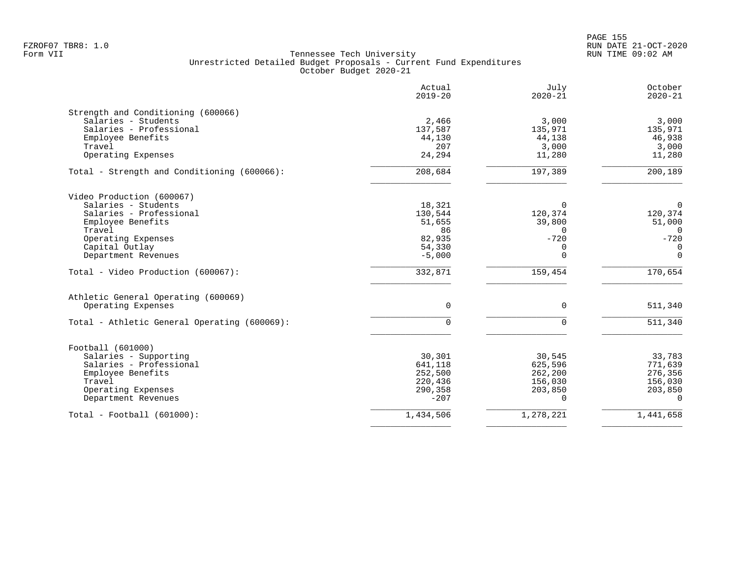Tennessee Tech University
Unrestricted Detailed Budget Proposals - Current Fund Expenditures
October Budget 2020-21

| | Actual 2019-20 | July 2020-21 | October 2020-21 |
|---|---:|---:|---:|
| **Strength and Conditioning (600066)** | | | |
| Salaries - Students | 2,466 | 3,000 | 3,000 |
| Salaries - Professional | 137,587 | 135,971 | 135,971 |
| Employee Benefits | 44,130 | 44,138 | 46,938 |
| Travel | 207 | 3,000 | 3,000 |
| Operating Expenses | 24,294 | 11,280 | 11,280 |
| Total - Strength and Conditioning (600066): | 208,684 | 197,389 | 200,189 |
| **Video Production (600067)** | | | |
| Salaries - Students | 18,321 | 0 | 0 |
| Salaries - Professional | 130,544 | 120,374 | 120,374 |
| Employee Benefits | 51,655 | 39,800 | 51,000 |
| Travel | 86 | 0 | 0 |
| Operating Expenses | 82,935 | -720 | -720 |
| Capital Outlay | 54,330 | 0 | 0 |
| Department Revenues | -5,000 | 0 | 0 |
| Total - Video Production (600067): | 332,871 | 159,454 | 170,654 |
| **Athletic General Operating (600069)** | | | |
| Operating Expenses | 0 | 0 | 511,340 |
| Total - Athletic General Operating (600069): | 0 | 0 | 511,340 |
| **Football (601000)** | | | |
| Salaries - Supporting | 30,301 | 30,545 | 33,783 |
| Salaries - Professional | 641,118 | 625,596 | 771,639 |
| Employee Benefits | 252,500 | 262,200 | 276,356 |
| Travel | 220,436 | 156,030 | 156,030 |
| Operating Expenses | 290,358 | 203,850 | 203,850 |
| Department Revenues | -207 | 0 | 0 |
| Total - Football (601000): | 1,434,506 | 1,278,221 | 1,441,658 |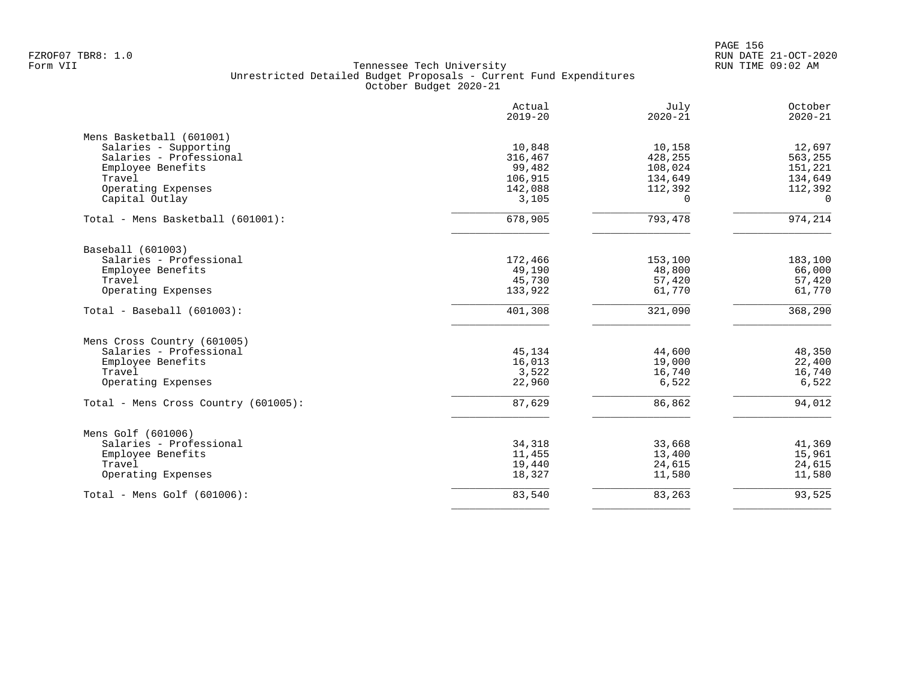Tennessee Tech University
Unrestricted Detailed Budget Proposals - Current Fund Expenditures
October Budget 2020-21

| | Actual 2019-20 | July 2020-21 | October 2020-21 |
|---|---|---|---|
| **Mens Basketball (601001)** | | | |
| Salaries - Supporting | 10,848 | 10,158 | 12,697 |
| Salaries - Professional | 316,467 | 428,255 | 563,255 |
| Employee Benefits | 99,482 | 108,024 | 151,221 |
| Travel | 106,915 | 134,649 | 134,649 |
| Operating Expenses | 142,088 | 112,392 | 112,392 |
| Capital Outlay | 3,105 | 0 | 0 |
| Total - Mens Basketball (601001): | 678,905 | 793,478 | 974,214 |
| **Baseball (601003)** | | | |
| Salaries - Professional | 172,466 | 153,100 | 183,100 |
| Employee Benefits | 49,190 | 48,800 | 66,000 |
| Travel | 45,730 | 57,420 | 57,420 |
| Operating Expenses | 133,922 | 61,770 | 61,770 |
| Total - Baseball (601003): | 401,308 | 321,090 | 368,290 |
| **Mens Cross Country (601005)** | | | |
| Salaries - Professional | 45,134 | 44,600 | 48,350 |
| Employee Benefits | 16,013 | 19,000 | 22,400 |
| Travel | 3,522 | 16,740 | 16,740 |
| Operating Expenses | 22,960 | 6,522 | 6,522 |
| Total - Mens Cross Country (601005): | 87,629 | 86,862 | 94,012 |
| **Mens Golf (601006)** | | | |
| Salaries - Professional | 34,318 | 33,668 | 41,369 |
| Employee Benefits | 11,455 | 13,400 | 15,961 |
| Travel | 19,440 | 24,615 | 24,615 |
| Operating Expenses | 18,327 | 11,580 | 11,580 |
| Total - Mens Golf (601006): | 83,540 | 83,263 | 93,525 |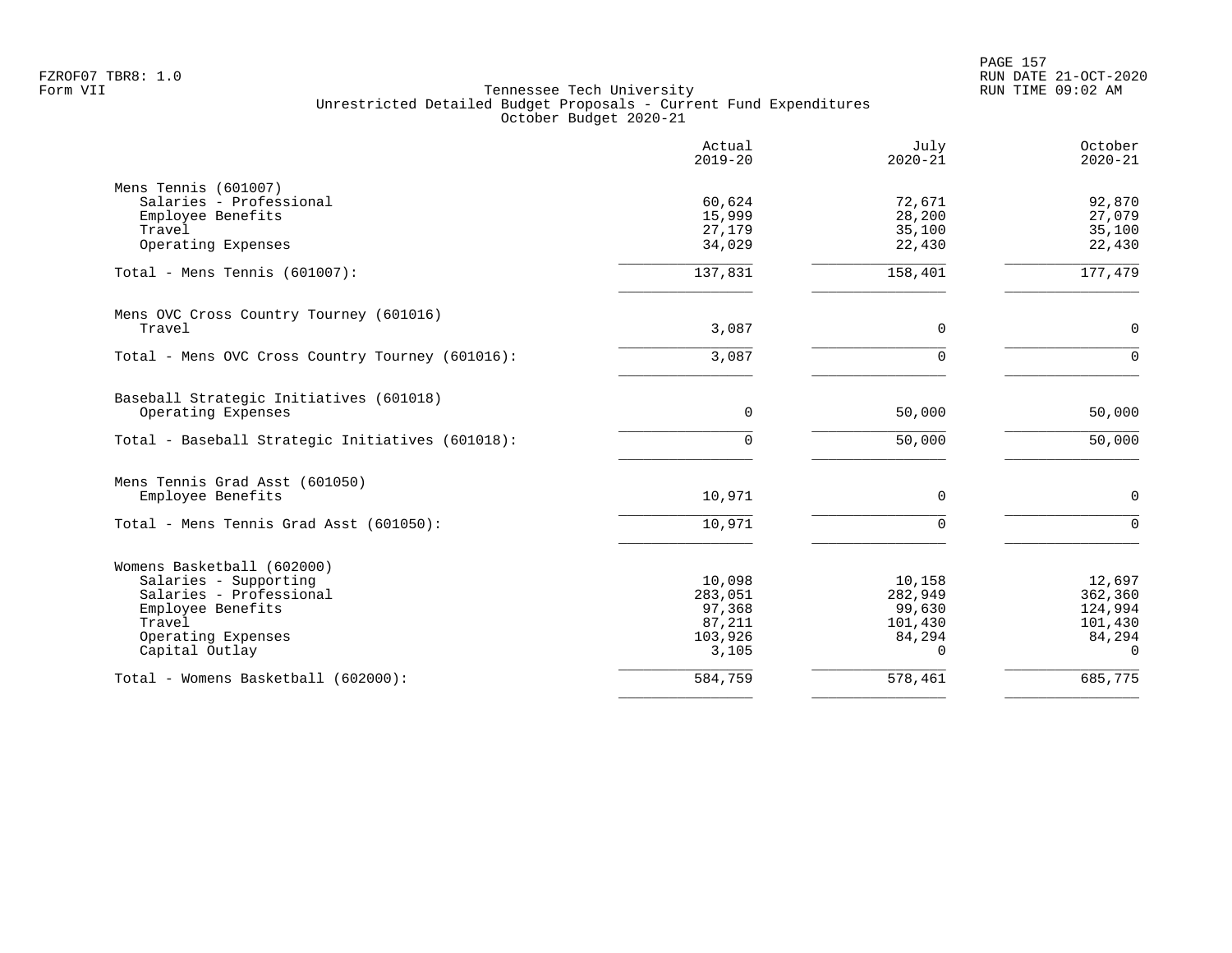FZROF07 TBR8: 1.0
Form VII

# Tennessee Tech University
## Unrestricted Detailed Budget Proposals - Current Fund Expenditures
### October Budget 2020-21

RUN DATE 21-OCT-2020
RUN TIME 09:02 AM

| | Actual 2019-20 | July 2020-21 | October 2020-21 |
|---|---:|---:|---:|
| **Mens Tennis (601007)** | | | |
| Salaries - Professional | 60,624 | 72,671 | 92,870 |
| Employee Benefits | 15,999 | 28,200 | 27,079 |
| Travel | 27,179 | 35,100 | 35,100 |
| Operating Expenses | 34,029 | 22,430 | 22,430 |
| Total - Mens Tennis (601007): | 137,831 | 158,401 | 177,479 |
| **Mens OVC Cross Country Tourney (601016)** | | | |
| Travel | 3,087 | 0 | 0 |
| Total - Mens OVC Cross Country Tourney (601016): | 3,087 | 0 | 0 |
| **Baseball Strategic Initiatives (601018)** | | | |
| Operating Expenses | 0 | 50,000 | 50,000 |
| Total - Baseball Strategic Initiatives (601018): | 0 | 50,000 | 50,000 |
| **Mens Tennis Grad Asst (601050)** | | | |
| Employee Benefits | 10,971 | 0 | 0 |
| Total - Mens Tennis Grad Asst (601050): | 10,971 | 0 | 0 |
| **Womens Basketball (602000)** | | | |
| Salaries - Supporting | 10,098 | 10,158 | 12,697 |
| Salaries - Professional | 283,051 | 282,949 | 362,360 |
| Employee Benefits | 97,368 | 99,630 | 124,994 |
| Travel | 87,211 | 101,430 | 101,430 |
| Operating Expenses | 103,926 | 84,294 | 84,294 |
| Capital Outlay | 3,105 | 0 | 0 |
| Total - Womens Basketball (602000): | 584,759 | 578,461 | 685,775 |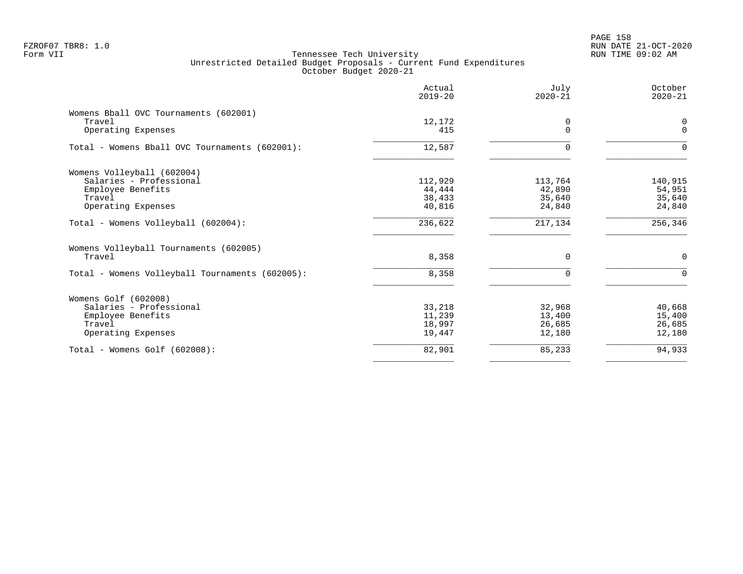FZROF07 TBR8: 1.0
Form VII

Tennessee Tech University
Unrestricted Detailed Budget Proposals - Current Fund Expenditures
October Budget 2020-21

RUN DATE 21-OCT-2020
RUN TIME 09:02 AM

| | Actual 2019-20 | July 2020-21 | October 2020-21 |
|---|---|---|---|
| **Womens Bball OVC Tournaments (602001)** | | | |
| Travel | 12,172 | 0 | 0 |
| Operating Expenses | 415 | 0 | 0 |
| Total - Womens Bball OVC Tournaments (602001): | 12,587 | 0 | 0 |
| **Womens Volleyball (602004)** | | | |
| Salaries - Professional | 112,929 | 113,764 | 140,915 |
| Employee Benefits | 44,444 | 42,890 | 54,951 |
| Travel | 38,433 | 35,640 | 35,640 |
| Operating Expenses | 40,816 | 24,840 | 24,840 |
| Total - Womens Volleyball (602004): | 236,622 | 217,134 | 256,346 |
| **Womens Volleyball Tournaments (602005)** | | | |
| Travel | 8,358 | 0 | 0 |
| Total - Womens Volleyball Tournaments (602005): | 8,358 | 0 | 0 |
| **Womens Golf (602008)** | | | |
| Salaries - Professional | 33,218 | 32,968 | 40,668 |
| Employee Benefits | 11,239 | 13,400 | 15,400 |
| Travel | 18,997 | 26,685 | 26,685 |
| Operating Expenses | 19,447 | 12,180 | 12,180 |
| Total - Womens Golf (602008): | 82,901 | 85,233 | 94,933 |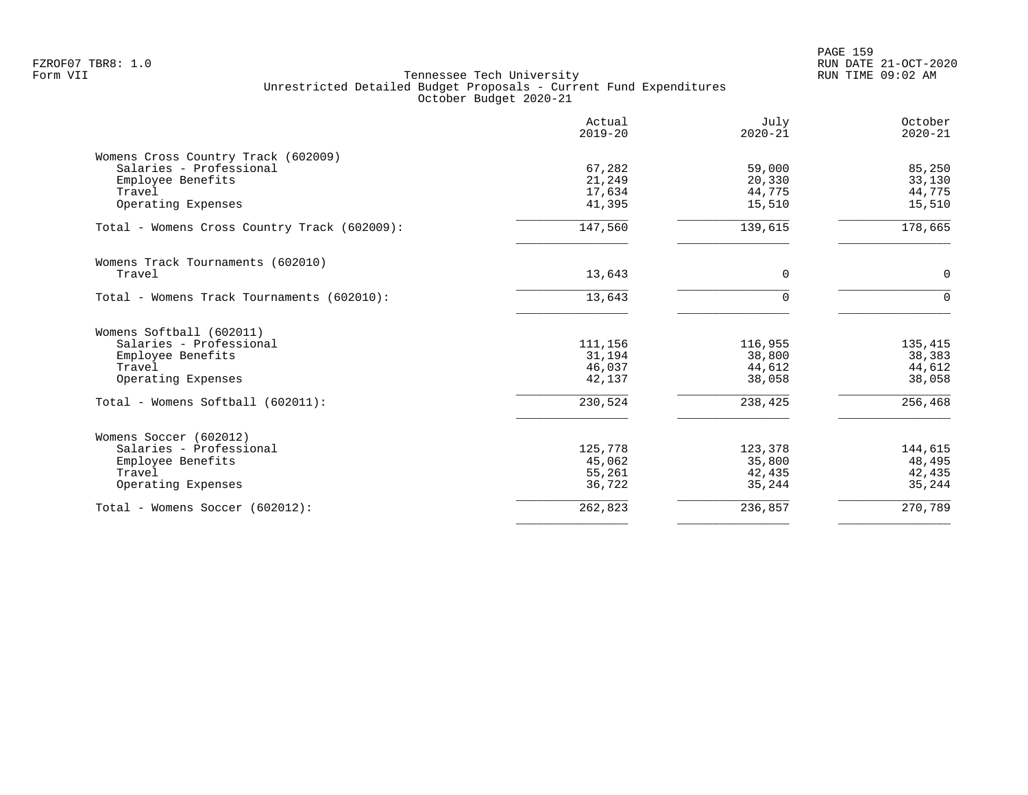Tennessee Tech University
Unrestricted Detailed Budget Proposals - Current Fund Expenditures
October Budget 2020-21

| | Actual 2019-20 | July 2020-21 | October 2020-21 |
|---|---|---|---|
| **Womens Cross Country Track (602009)** | | | |
| Salaries - Professional | 67,282 | 59,000 | 85,250 |
| Employee Benefits | 21,249 | 20,330 | 33,130 |
| Travel | 17,634 | 44,775 | 44,775 |
| Operating Expenses | 41,395 | 15,510 | 15,510 |
| Total - Womens Cross Country Track (602009): | 147,560 | 139,615 | 178,665 |
| **Womens Track Tournaments (602010)** | | | |
| Travel | 13,643 | 0 | 0 |
| Total - Womens Track Tournaments (602010): | 13,643 | 0 | 0 |
| **Womens Softball (602011)** | | | |
| Salaries - Professional | 111,156 | 116,955 | 135,415 |
| Employee Benefits | 31,194 | 38,800 | 38,383 |
| Travel | 46,037 | 44,612 | 44,612 |
| Operating Expenses | 42,137 | 38,058 | 38,058 |
| Total - Womens Softball (602011): | 230,524 | 238,425 | 256,468 |
| **Womens Soccer (602012)** | | | |
| Salaries - Professional | 125,778 | 123,378 | 144,615 |
| Employee Benefits | 45,062 | 35,800 | 48,495 |
| Travel | 55,261 | 42,435 | 42,435 |
| Operating Expenses | 36,722 | 35,244 | 35,244 |
| Total - Womens Soccer (602012): | 262,823 | 236,857 | 270,789 |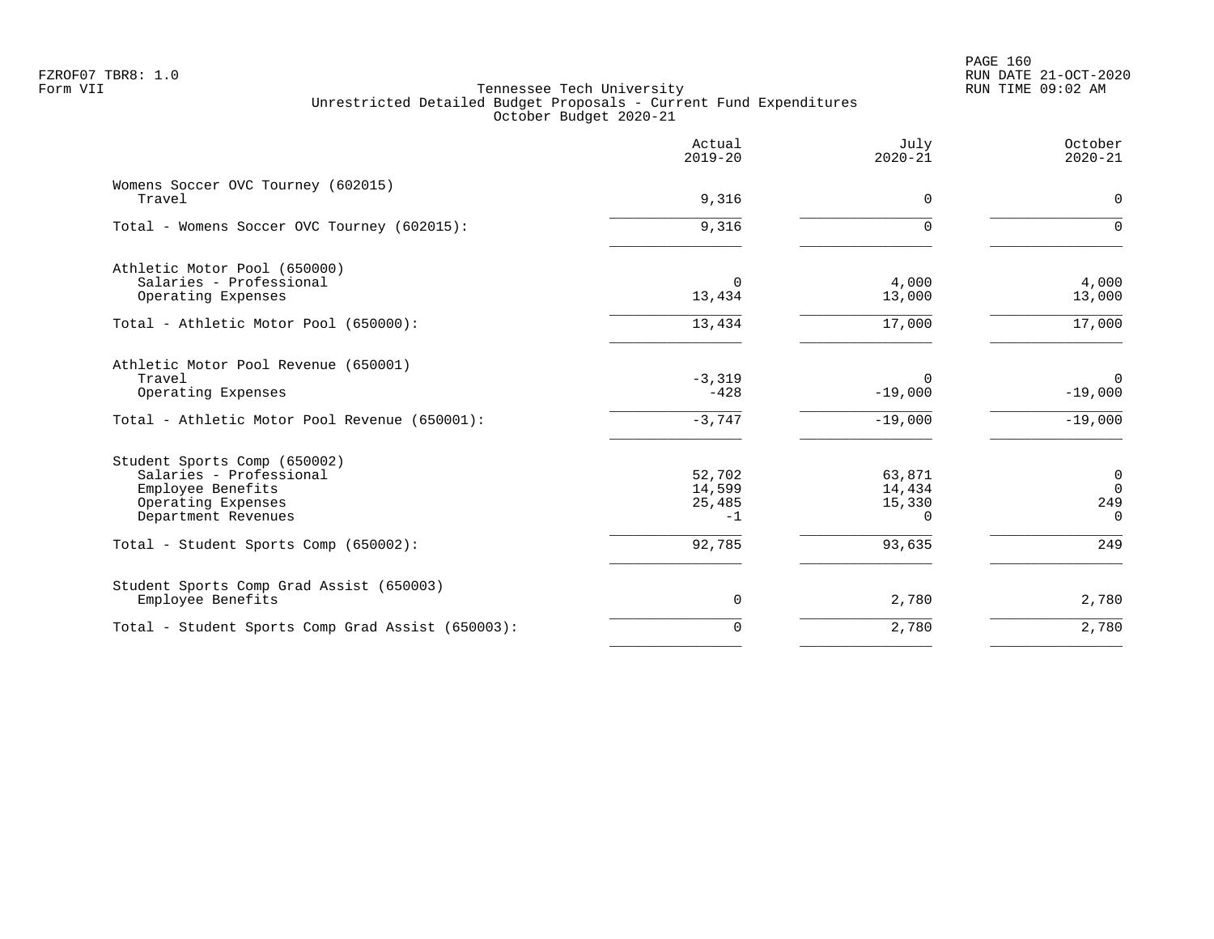FZROF07 TBR8: 1.0
Form VII

Tennessee Tech University
Unrestricted Detailed Budget Proposals - Current Fund Expenditures
October Budget 2020-21

RUN DATE 21-OCT-2020
RUN TIME 09:02 AM

| | Actual 2019-20 | July 2020-21 | October 2020-21 |
|---|---|---|---|
| **Womens Soccer OVC Tourney (602015)** | | | |
| Travel | 9,316 | 0 | 0 |
| Total - Womens Soccer OVC Tourney (602015): | 9,316 | 0 | 0 |
| **Athletic Motor Pool (650000)** | | | |
| Salaries - Professional | 0 | 4,000 | 4,000 |
| Operating Expenses | 13,434 | 13,000 | 13,000 |
| Total - Athletic Motor Pool (650000): | 13,434 | 17,000 | 17,000 |
| **Athletic Motor Pool Revenue (650001)** | | | |
| Travel | -3,319 | 0 | 0 |
| Operating Expenses | -428 | -19,000 | -19,000 |
| Total - Athletic Motor Pool Revenue (650001): | -3,747 | -19,000 | -19,000 |
| **Student Sports Comp (650002)** | | | |
| Salaries - Professional | 52,702 | 63,871 | 0 |
| Employee Benefits | 14,599 | 14,434 | 0 |
| Operating Expenses | 25,485 | 15,330 | 249 |
| Department Revenues | -1 | 0 | 0 |
| Total - Student Sports Comp (650002): | 92,785 | 93,635 | 249 |
| **Student Sports Comp Grad Assist (650003)** | | | |
| Employee Benefits | 0 | 2,780 | 2,780 |
| Total - Student Sports Comp Grad Assist (650003): | 0 | 2,780 | 2,780 |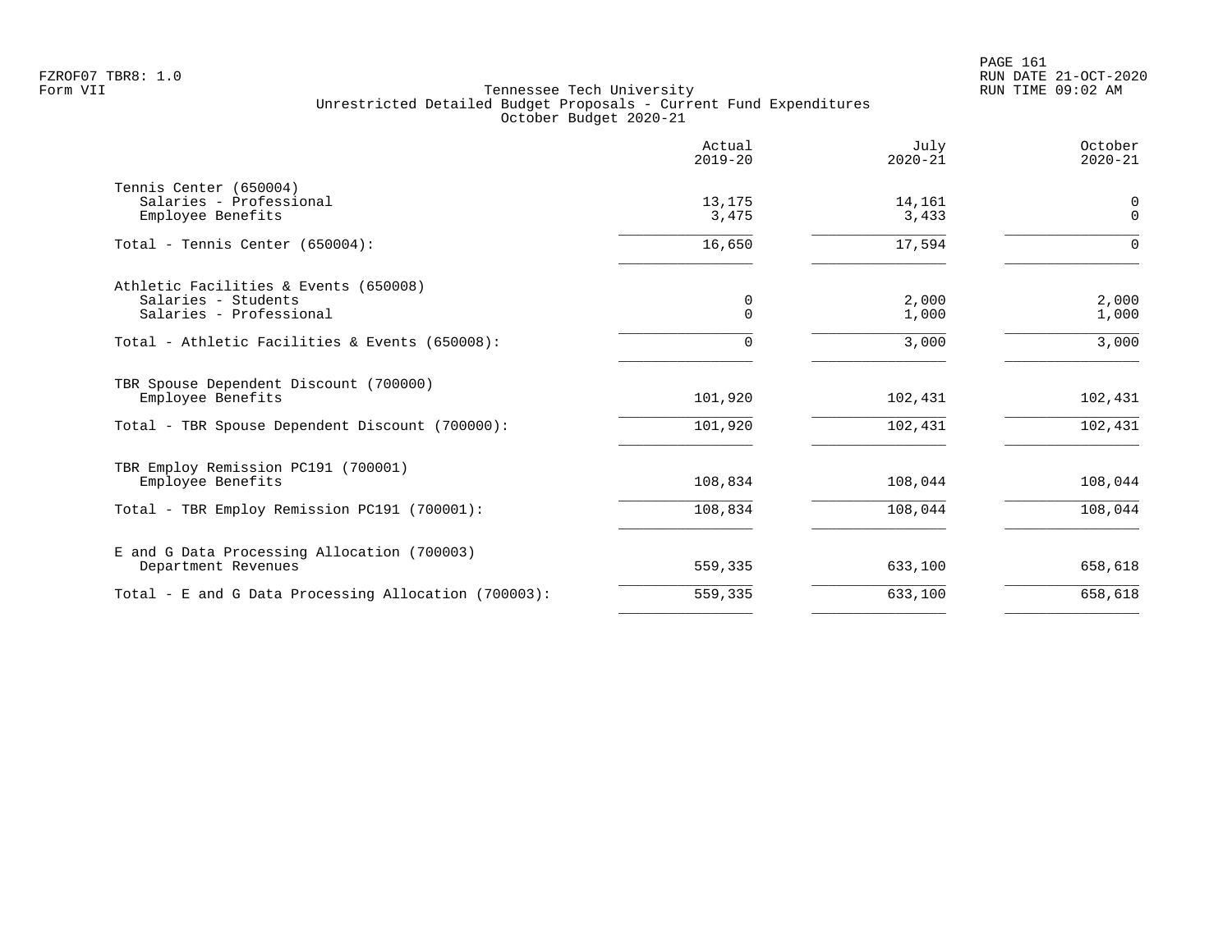FZROF07 TBR8: 1.0
Form VII

RUN DATE 21-OCT-2020
RUN TIME 09:02 AM

# Tennessee Tech University
## Unrestricted Detailed Budget Proposals - Current Fund Expenditures
### October Budget 2020-21

| | Actual 2019-20 | July 2020-21 | October 2020-21 |
|---|---|---|---|
| **Tennis Center (650004)** | | | |
| Salaries - Professional | 13,175 | 14,161 | 0 |
| Employee Benefits | 3,475 | 3,433 | 0 |
| Total - Tennis Center (650004): | 16,650 | 17,594 | 0 |
| **Athletic Facilities & Events (650008)** | | | |
| Salaries - Students | 0 | 2,000 | 2,000 |
| Salaries - Professional | 0 | 1,000 | 1,000 |
| Total - Athletic Facilities & Events (650008): | 0 | 3,000 | 3,000 |
| **TBR Spouse Dependent Discount (700000)** | | | |
| Employee Benefits | 101,920 | 102,431 | 102,431 |
| Total - TBR Spouse Dependent Discount (700000): | 101,920 | 102,431 | 102,431 |
| **TBR Employ Remission PC191 (700001)** | | | |
| Employee Benefits | 108,834 | 108,044 | 108,044 |
| Total - TBR Employ Remission PC191 (700001): | 108,834 | 108,044 | 108,044 |
| **E and G Data Processing Allocation (700003)** | | | |
| Department Revenues | 559,335 | 633,100 | 658,618 |
| Total - E and G Data Processing Allocation (700003): | 559,335 | 633,100 | 658,618 |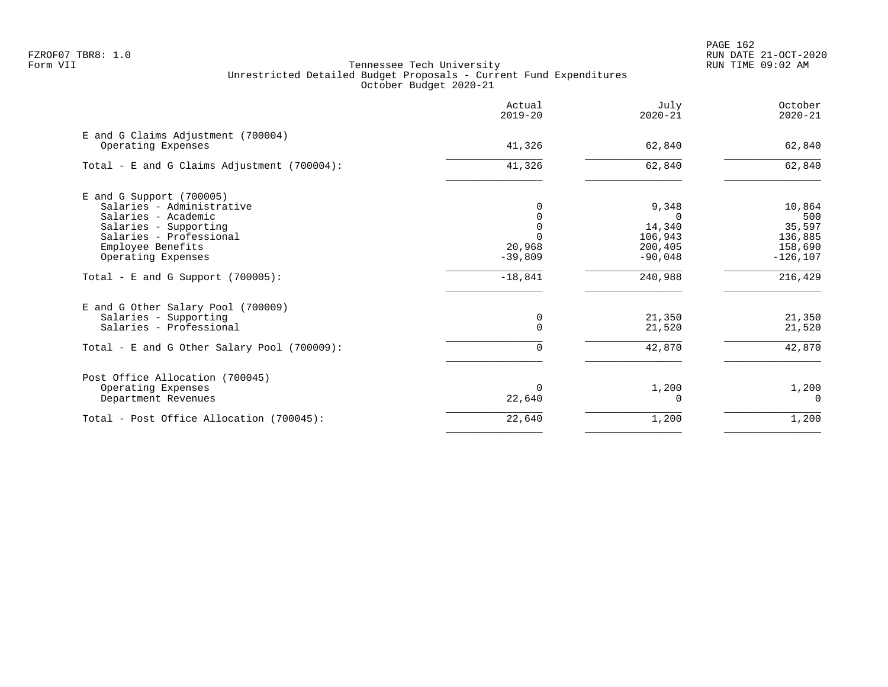Tennessee Tech University
Unrestricted Detailed Budget Proposals - Current Fund Expenditures
October Budget 2020-21

| | Actual 2019-20 | July 2020-21 | October 2020-21 |
|---|---|---|---|
| **E and G Claims Adjustment (700004)** | | | |
| Operating Expenses | 41,326 | 62,840 | 62,840 |
| Total - E and G Claims Adjustment (700004): | 41,326 | 62,840 | 62,840 |
| **E and G Support (700005)** | | | |
| Salaries - Administrative | 0 | 9,348 | 10,864 |
| Salaries - Academic | 0 | 0 | 500 |
| Salaries - Supporting | 0 | 14,340 | 35,597 |
| Salaries - Professional | 0 | 106,943 | 136,885 |
| Employee Benefits | 20,968 | 200,405 | 158,690 |
| Operating Expenses | -39,809 | -90,048 | -126,107 |
| Total - E and G Support (700005): | -18,841 | 240,988 | 216,429 |
| **E and G Other Salary Pool (700009)** | | | |
| Salaries - Supporting | 0 | 21,350 | 21,350 |
| Salaries - Professional | 0 | 21,520 | 21,520 |
| Total - E and G Other Salary Pool (700009): | 0 | 42,870 | 42,870 |
| **Post Office Allocation (700045)** | | | |
| Operating Expenses | 0 | 1,200 | 1,200 |
| Department Revenues | 22,640 | 0 | 0 |
| Total - Post Office Allocation (700045): | 22,640 | 1,200 | 1,200 |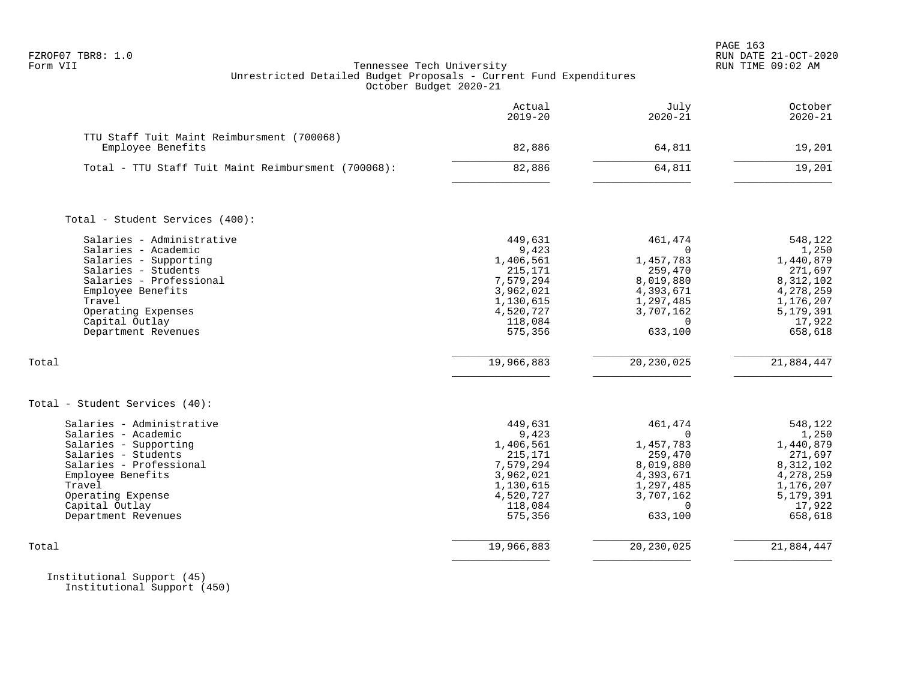FZROF07 TBR8: 1.0
Form VII

Tennessee Tech University
Unrestricted Detailed Budget Proposals - Current Fund Expenditures
October Budget 2020-21

RUN DATE 21-OCT-2020
RUN TIME 09:02 AM

| | Actual 2019-20 | July 2020-21 | October 2020-21 |
|---|---|---|---|
| TTU Staff Tuit Maint Reimbursment (700068) | | | |
| Employee Benefits | 82,886 | 64,811 | 19,201 |
| Total - TTU Staff Tuit Maint Reimbursment (700068): | 82,886 | 64,811 | 19,201 |
| | | | |
| Total - Student Services (400): | | | |
| Salaries - Administrative | 449,631 | 461,474 | 548,122 |
| Salaries - Academic | 9,423 | 0 | 1,250 |
| Salaries - Supporting | 1,406,561 | 1,457,783 | 1,440,879 |
| Salaries - Students | 215,171 | 259,470 | 271,697 |
| Salaries - Professional | 7,579,294 | 8,019,880 | 8,312,102 |
| Employee Benefits | 3,962,021 | 4,393,671 | 4,278,259 |
| Travel | 1,130,615 | 1,297,485 | 1,176,207 |
| Operating Expenses | 4,520,727 | 3,707,162 | 5,179,391 |
| Capital Outlay | 118,084 | 0 | 17,922 |
| Department Revenues | 575,356 | 633,100 | 658,618 |
| Total | 19,966,883 | 20,230,025 | 21,884,447 |
| | | | |
| Total - Student Services (40): | | | |
| Salaries - Administrative | 449,631 | 461,474 | 548,122 |
| Salaries - Academic | 9,423 | 0 | 1,250 |
| Salaries - Supporting | 1,406,561 | 1,457,783 | 1,440,879 |
| Salaries - Students | 215,171 | 259,470 | 271,697 |
| Salaries - Professional | 7,579,294 | 8,019,880 | 8,312,102 |
| Employee Benefits | 3,962,021 | 4,393,671 | 4,278,259 |
| Travel | 1,130,615 | 1,297,485 | 1,176,207 |
| Operating Expense | 4,520,727 | 3,707,162 | 5,179,391 |
| Capital Outlay | 118,084 | 0 | 17,922 |
| Department Revenues | 575,356 | 633,100 | 658,618 |
| Total | 19,966,883 | 20,230,025 | 21,884,447 |

Institutional Support (45)
Institutional Support (450)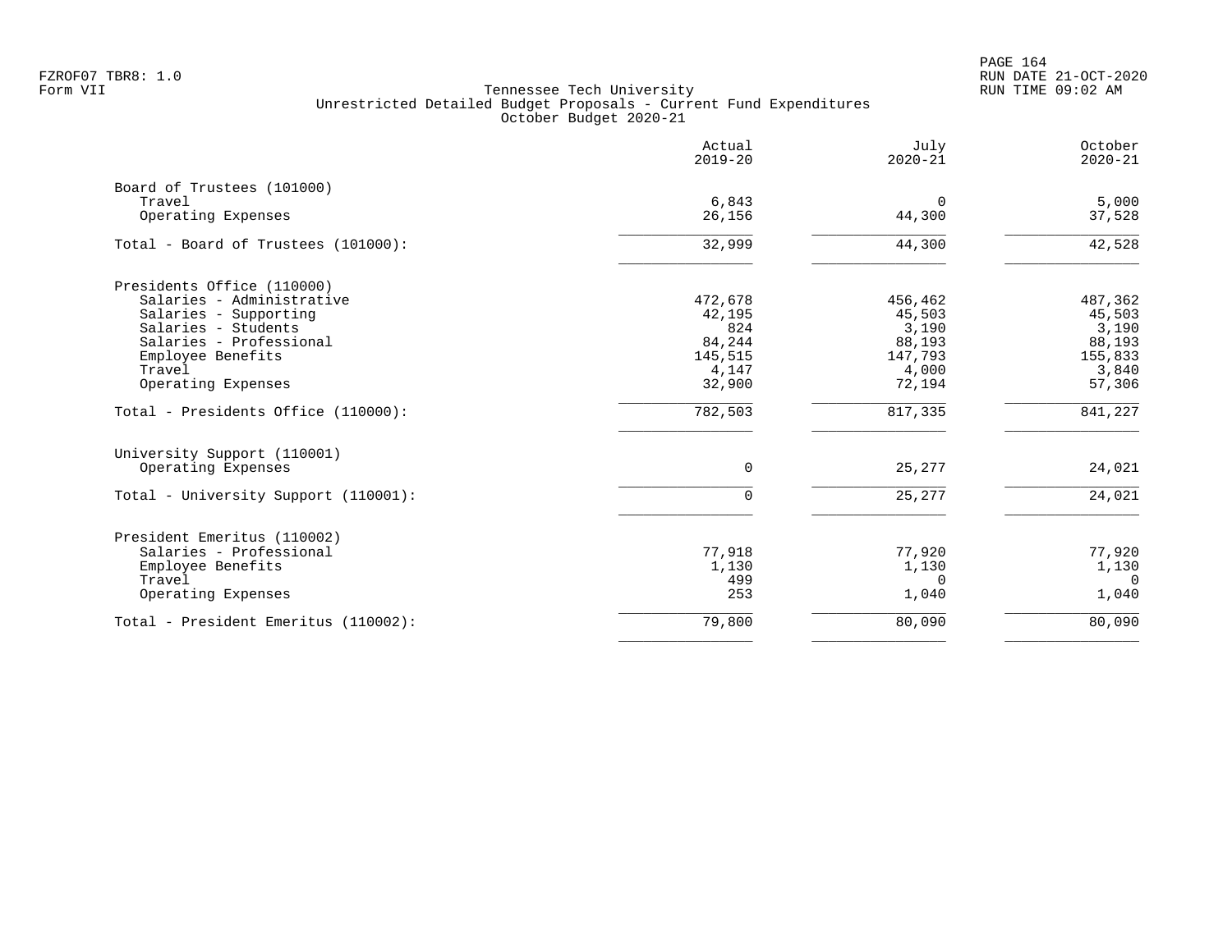Tennessee Tech University
Unrestricted Detailed Budget Proposals - Current Fund Expenditures
October Budget 2020-21

Form VII

| | Actual 2019-20 | July 2020-21 | October 2020-21 |
|---|---|---|---|
| **Board of Trustees (101000)** | | | |
| Travel | 6,843 | 0 | 5,000 |
| Operating Expenses | 26,156 | 44,300 | 37,528 |
| Total - Board of Trustees (101000): | 32,999 | 44,300 | 42,528 |
| **Presidents Office (110000)** | | | |
| Salaries - Administrative | 472,678 | 456,462 | 487,362 |
| Salaries - Supporting | 42,195 | 45,503 | 45,503 |
| Salaries - Students | 824 | 3,190 | 3,190 |
| Salaries - Professional | 84,244 | 88,193 | 88,193 |
| Employee Benefits | 145,515 | 147,793 | 155,833 |
| Travel | 4,147 | 4,000 | 3,840 |
| Operating Expenses | 32,900 | 72,194 | 57,306 |
| Total - Presidents Office (110000): | 782,503 | 817,335 | 841,227 |
| **University Support (110001)** | | | |
| Operating Expenses | 0 | 25,277 | 24,021 |
| Total - University Support (110001): | 0 | 25,277 | 24,021 |
| **President Emeritus (110002)** | | | |
| Salaries - Professional | 77,918 | 77,920 | 77,920 |
| Employee Benefits | 1,130 | 1,130 | 1,130 |
| Travel | 499 | 0 | 0 |
| Operating Expenses | 253 | 1,040 | 1,040 |
| Total - President Emeritus (110002): | 79,800 | 80,090 | 80,090 |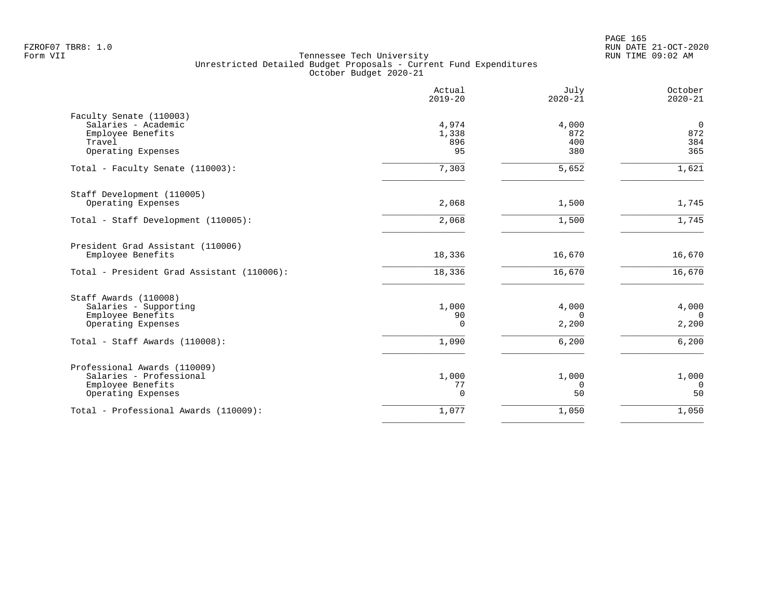Tennessee Tech University
Unrestricted Detailed Budget Proposals - Current Fund Expenditures
October Budget 2020-21

| | Actual 2019-20 | July 2020-21 | October 2020-21 |
|---|---|---|---|
| **Faculty Senate (110003)** | | | |
| Salaries - Academic | 4,974 | 4,000 | 0 |
| Employee Benefits | 1,338 | 872 | 872 |
| Travel | 896 | 400 | 384 |
| Operating Expenses | 95 | 380 | 365 |
| Total - Faculty Senate (110003): | 7,303 | 5,652 | 1,621 |
| **Staff Development (110005)** | | | |
| Operating Expenses | 2,068 | 1,500 | 1,745 |
| Total - Staff Development (110005): | 2,068 | 1,500 | 1,745 |
| **President Grad Assistant (110006)** | | | |
| Employee Benefits | 18,336 | 16,670 | 16,670 |
| Total - President Grad Assistant (110006): | 18,336 | 16,670 | 16,670 |
| **Staff Awards (110008)** | | | |
| Salaries - Supporting | 1,000 | 4,000 | 4,000 |
| Employee Benefits | 90 | 0 | 0 |
| Operating Expenses | 0 | 2,200 | 2,200 |
| Total - Staff Awards (110008): | 1,090 | 6,200 | 6,200 |
| **Professional Awards (110009)** | | | |
| Salaries - Professional | 1,000 | 1,000 | 1,000 |
| Employee Benefits | 77 | 0 | 0 |
| Operating Expenses | 0 | 50 | 50 |
| Total - Professional Awards (110009): | 1,077 | 1,050 | 1,050 |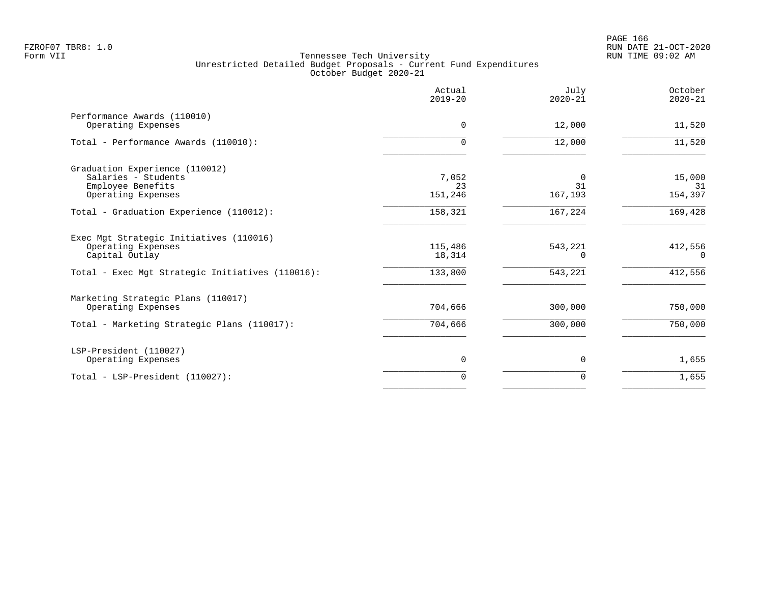# Tennessee Tech University

## Unrestricted Detailed Budget Proposals - Current Fund Expenditures

### October Budget 2020-21

FZROF07 TBR8: 1.0
Form VII

RUN DATE 21-OCT-2020
RUN TIME 09:02 AM

| | Actual 2019-20 | July 2020-21 | October 2020-21 |
|---|---|---|---|
| **Performance Awards (110010)** | | | |
| Operating Expenses | 0 | 12,000 | 11,520 |
| Total - Performance Awards (110010): | 0 | 12,000 | 11,520 |
| **Graduation Experience (110012)** | | | |
| Salaries - Students | 7,052 | 0 | 15,000 |
| Employee Benefits | 23 | 31 | 31 |
| Operating Expenses | 151,246 | 167,193 | 154,397 |
| Total - Graduation Experience (110012): | 158,321 | 167,224 | 169,428 |
| **Exec Mgt Strategic Initiatives (110016)** | | | |
| Operating Expenses | 115,486 | 543,221 | 412,556 |
| Capital Outlay | 18,314 | 0 | 0 |
| Total - Exec Mgt Strategic Initiatives (110016): | 133,800 | 543,221 | 412,556 |
| **Marketing Strategic Plans (110017)** | | | |
| Operating Expenses | 704,666 | 300,000 | 750,000 |
| Total - Marketing Strategic Plans (110017): | 704,666 | 300,000 | 750,000 |
| **LSP-President (110027)** | | | |
| Operating Expenses | 0 | 0 | 1,655 |
| Total - LSP-President (110027): | 0 | 0 | 1,655 |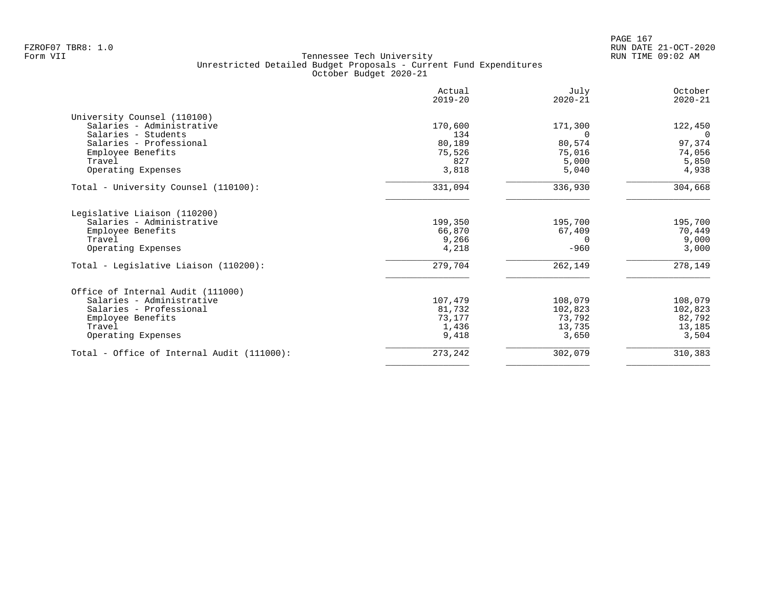Tennessee Tech University
Unrestricted Detailed Budget Proposals - Current Fund Expenditures
October Budget 2020-21

| | Actual 2019-20 | July 2020-21 | October 2020-21 |
|---|---|---|---|
| **University Counsel (110100)** | | | |
| Salaries - Administrative | 170,600 | 171,300 | 122,450 |
| Salaries - Students | 134 | 0 | 0 |
| Salaries - Professional | 80,189 | 80,574 | 97,374 |
| Employee Benefits | 75,526 | 75,016 | 74,056 |
| Travel | 827 | 5,000 | 5,850 |
| Operating Expenses | 3,818 | 5,040 | 4,938 |
| Total - University Counsel (110100): | 331,094 | 336,930 | 304,668 |
| **Legislative Liaison (110200)** | | | |
| Salaries - Administrative | 199,350 | 195,700 | 195,700 |
| Employee Benefits | 66,870 | 67,409 | 70,449 |
| Travel | 9,266 | 0 | 9,000 |
| Operating Expenses | 4,218 | -960 | 3,000 |
| Total - Legislative Liaison (110200): | 279,704 | 262,149 | 278,149 |
| **Office of Internal Audit (111000)** | | | |
| Salaries - Administrative | 107,479 | 108,079 | 108,079 |
| Salaries - Professional | 81,732 | 102,823 | 102,823 |
| Employee Benefits | 73,177 | 73,792 | 82,792 |
| Travel | 1,436 | 13,735 | 13,185 |
| Operating Expenses | 9,418 | 3,650 | 3,504 |
| Total - Office of Internal Audit (111000): | 273,242 | 302,079 | 310,383 |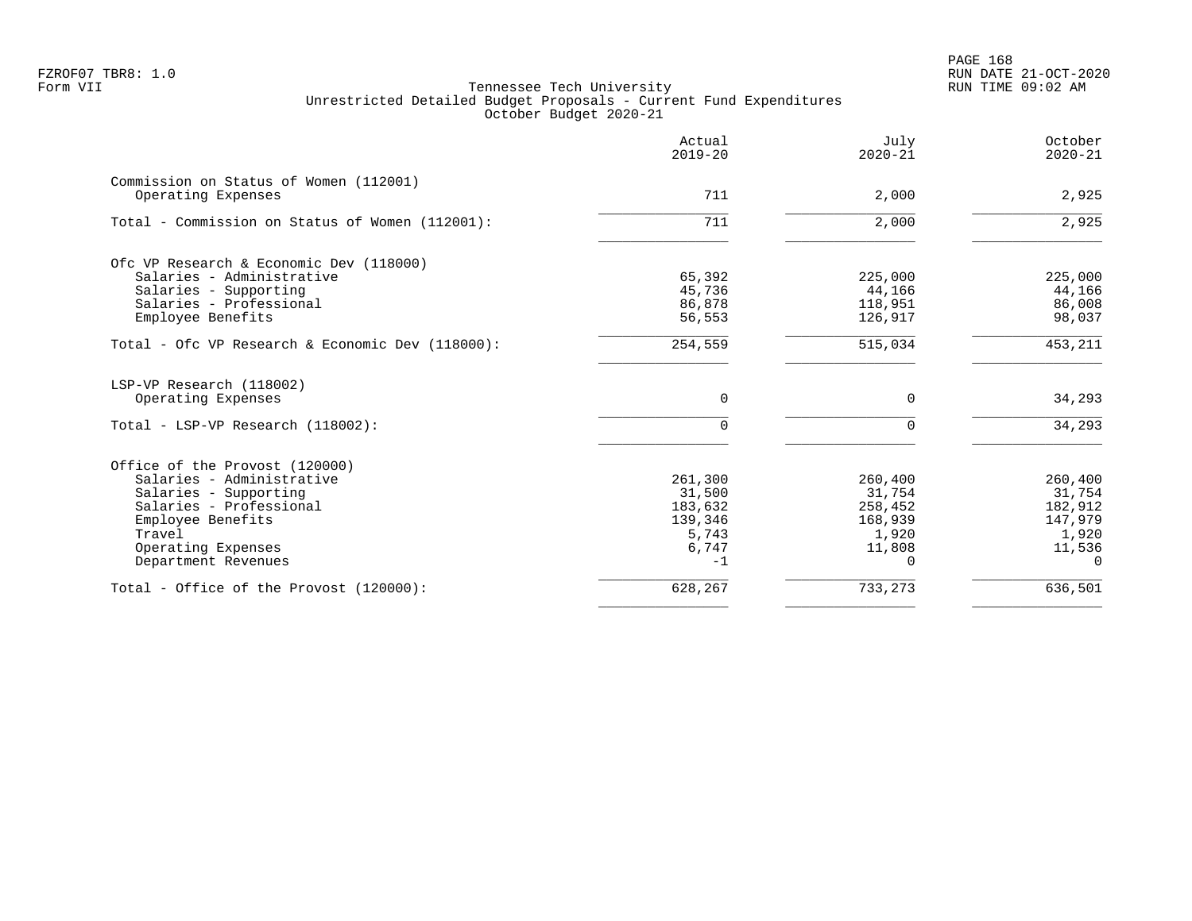Tennessee Tech University
Unrestricted Detailed Budget Proposals - Current Fund Expenditures
October Budget 2020-21

| | Actual 2019-20 | July 2020-21 | October 2020-21 |
|---|---|---|---|
| Commission on Status of Women (112001) | | | |
| Operating Expenses | 711 | 2,000 | 2,925 |
| Total - Commission on Status of Women (112001): | 711 | 2,000 | 2,925 |
| Ofc VP Research & Economic Dev (118000) | | | |
| Salaries - Administrative | 65,392 | 225,000 | 225,000 |
| Salaries - Supporting | 45,736 | 44,166 | 44,166 |
| Salaries - Professional | 86,878 | 118,951 | 86,008 |
| Employee Benefits | 56,553 | 126,917 | 98,037 |
| Total - Ofc VP Research & Economic Dev (118000): | 254,559 | 515,034 | 453,211 |
| LSP-VP Research (118002) | | | |
| Operating Expenses | 0 | 0 | 34,293 |
| Total - LSP-VP Research (118002): | 0 | 0 | 34,293 |
| Office of the Provost (120000) | | | |
| Salaries - Administrative | 261,300 | 260,400 | 260,400 |
| Salaries - Supporting | 31,500 | 31,754 | 31,754 |
| Salaries - Professional | 183,632 | 258,452 | 182,912 |
| Employee Benefits | 139,346 | 168,939 | 147,979 |
| Travel | 5,743 | 1,920 | 1,920 |
| Operating Expenses | 6,747 | 11,808 | 11,536 |
| Department Revenues | -1 | 0 | 0 |
| Total - Office of the Provost (120000): | 628,267 | 733,273 | 636,501 |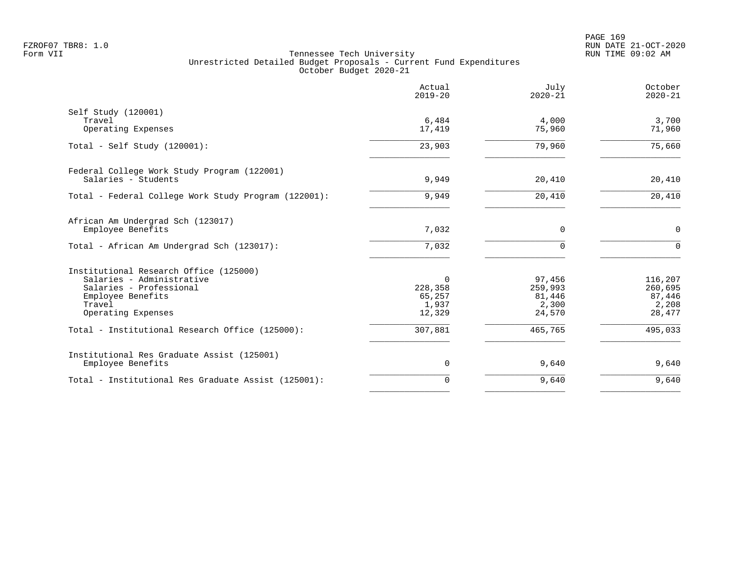Tennessee Tech University
Unrestricted Detailed Budget Proposals - Current Fund Expenditures
October Budget 2020-21

| | Actual 2019-20 | July 2020-21 | October 2020-21 |
|---|---|---|---|
| **Self Study (120001)** | | | |
| Travel | 6,484 | 4,000 | 3,700 |
| Operating Expenses | 17,419 | 75,960 | 71,960 |
| Total - Self Study (120001): | 23,903 | 79,960 | 75,660 |
| **Federal College Work Study Program (122001)** | | | |
| Salaries - Students | 9,949 | 20,410 | 20,410 |
| Total - Federal College Work Study Program (122001): | 9,949 | 20,410 | 20,410 |
| **African Am Undergrad Sch (123017)** | | | |
| Employee Benefits | 7,032 | 0 | 0 |
| Total - African Am Undergrad Sch (123017): | 7,032 | 0 | 0 |
| **Institutional Research Office (125000)** | | | |
| Salaries - Administrative | 0 | 97,456 | 116,207 |
| Salaries - Professional | 228,358 | 259,993 | 260,695 |
| Employee Benefits | 65,257 | 81,446 | 87,446 |
| Travel | 1,937 | 2,300 | 2,208 |
| Operating Expenses | 12,329 | 24,570 | 28,477 |
| Total - Institutional Research Office (125000): | 307,881 | 465,765 | 495,033 |
| **Institutional Res Graduate Assist (125001)** | | | |
| Employee Benefits | 0 | 9,640 | 9,640 |
| Total - Institutional Res Graduate Assist (125001): | 0 | 9,640 | 9,640 |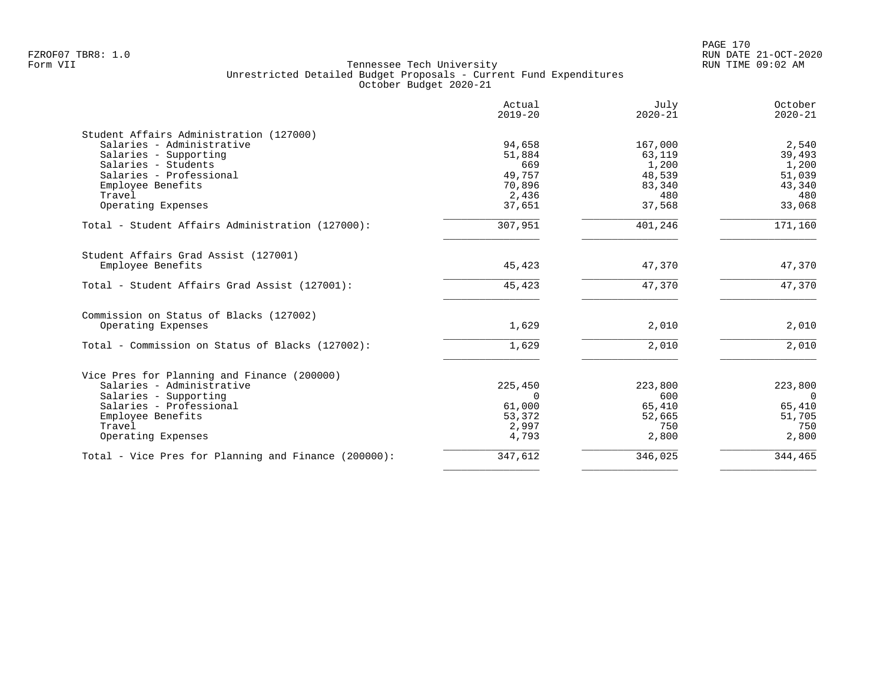FZROF07 TBR8: 1.0
Form VII

Tennessee Tech University
Unrestricted Detailed Budget Proposals - Current Fund Expenditures
October Budget 2020-21

RUN DATE 21-OCT-2020
RUN TIME 09:02 AM

| | Actual 2019-20 | July 2020-21 | October 2020-21 |
|---|---|---|---|
| **Student Affairs Administration (127000)** | | | |
| Salaries - Administrative | 94,658 | 167,000 | 2,540 |
| Salaries - Supporting | 51,884 | 63,119 | 39,493 |
| Salaries - Students | 669 | 1,200 | 1,200 |
| Salaries - Professional | 49,757 | 48,539 | 51,039 |
| Employee Benefits | 70,896 | 83,340 | 43,340 |
| Travel | 2,436 | 480 | 480 |
| Operating Expenses | 37,651 | 37,568 | 33,068 |
| Total - Student Affairs Administration (127000): | 307,951 | 401,246 | 171,160 |
| **Student Affairs Grad Assist (127001)** | | | |
| Employee Benefits | 45,423 | 47,370 | 47,370 |
| Total - Student Affairs Grad Assist (127001): | 45,423 | 47,370 | 47,370 |
| **Commission on Status of Blacks (127002)** | | | |
| Operating Expenses | 1,629 | 2,010 | 2,010 |
| Total - Commission on Status of Blacks (127002): | 1,629 | 2,010 | 2,010 |
| **Vice Pres for Planning and Finance (200000)** | | | |
| Salaries - Administrative | 225,450 | 223,800 | 223,800 |
| Salaries - Supporting | 0 | 600 | 0 |
| Salaries - Professional | 61,000 | 65,410 | 65,410 |
| Employee Benefits | 53,372 | 52,665 | 51,705 |
| Travel | 2,997 | 750 | 750 |
| Operating Expenses | 4,793 | 2,800 | 2,800 |
| Total - Vice Pres for Planning and Finance (200000): | 347,612 | 346,025 | 344,465 |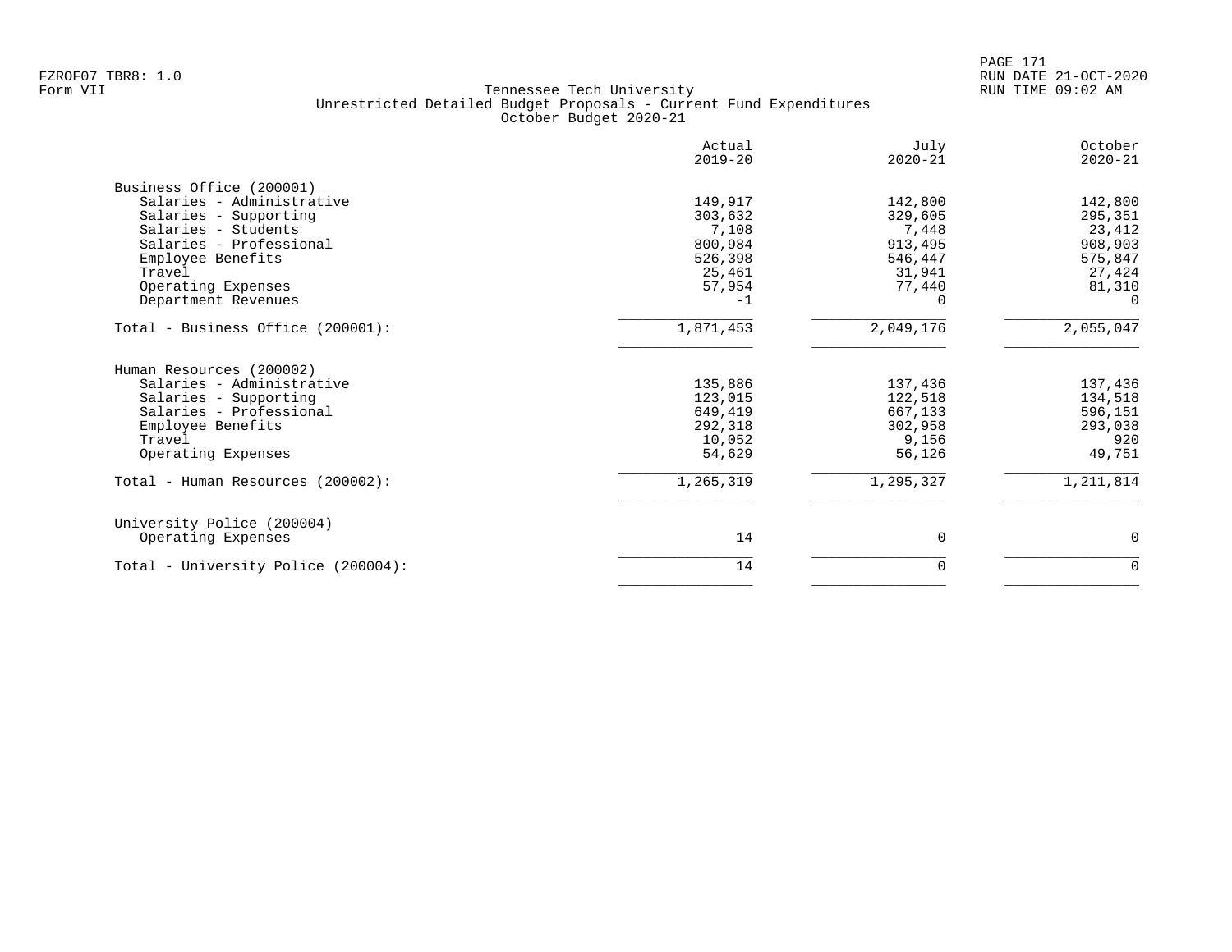FZROF07 TBR8: 1.0
Form VII

Tennessee Tech University
Unrestricted Detailed Budget Proposals - Current Fund Expenditures
October Budget 2020-21

RUN DATE 21-OCT-2020
RUN TIME 09:02 AM

| | Actual 2019-20 | July 2020-21 | October 2020-21 |
|---|---|---|---|
| **Business Office (200001)** | | | |
| Salaries - Administrative | 149,917 | 142,800 | 142,800 |
| Salaries - Supporting | 303,632 | 329,605 | 295,351 |
| Salaries - Students | 7,108 | 7,448 | 23,412 |
| Salaries - Professional | 800,984 | 913,495 | 908,903 |
| Employee Benefits | 526,398 | 546,447 | 575,847 |
| Travel | 25,461 | 31,941 | 27,424 |
| Operating Expenses | 57,954 | 77,440 | 81,310 |
| Department Revenues | -1 | 0 | 0 |
| Total - Business Office (200001): | 1,871,453 | 2,049,176 | 2,055,047 |
| **Human Resources (200002)** | | | |
| Salaries - Administrative | 135,886 | 137,436 | 137,436 |
| Salaries - Supporting | 123,015 | 122,518 | 134,518 |
| Salaries - Professional | 649,419 | 667,133 | 596,151 |
| Employee Benefits | 292,318 | 302,958 | 293,038 |
| Travel | 10,052 | 9,156 | 920 |
| Operating Expenses | 54,629 | 56,126 | 49,751 |
| Total - Human Resources (200002): | 1,265,319 | 1,295,327 | 1,211,814 |
| **University Police (200004)** | | | |
| Operating Expenses | 14 | 0 | 0 |
| Total - University Police (200004): | 14 | 0 | 0 |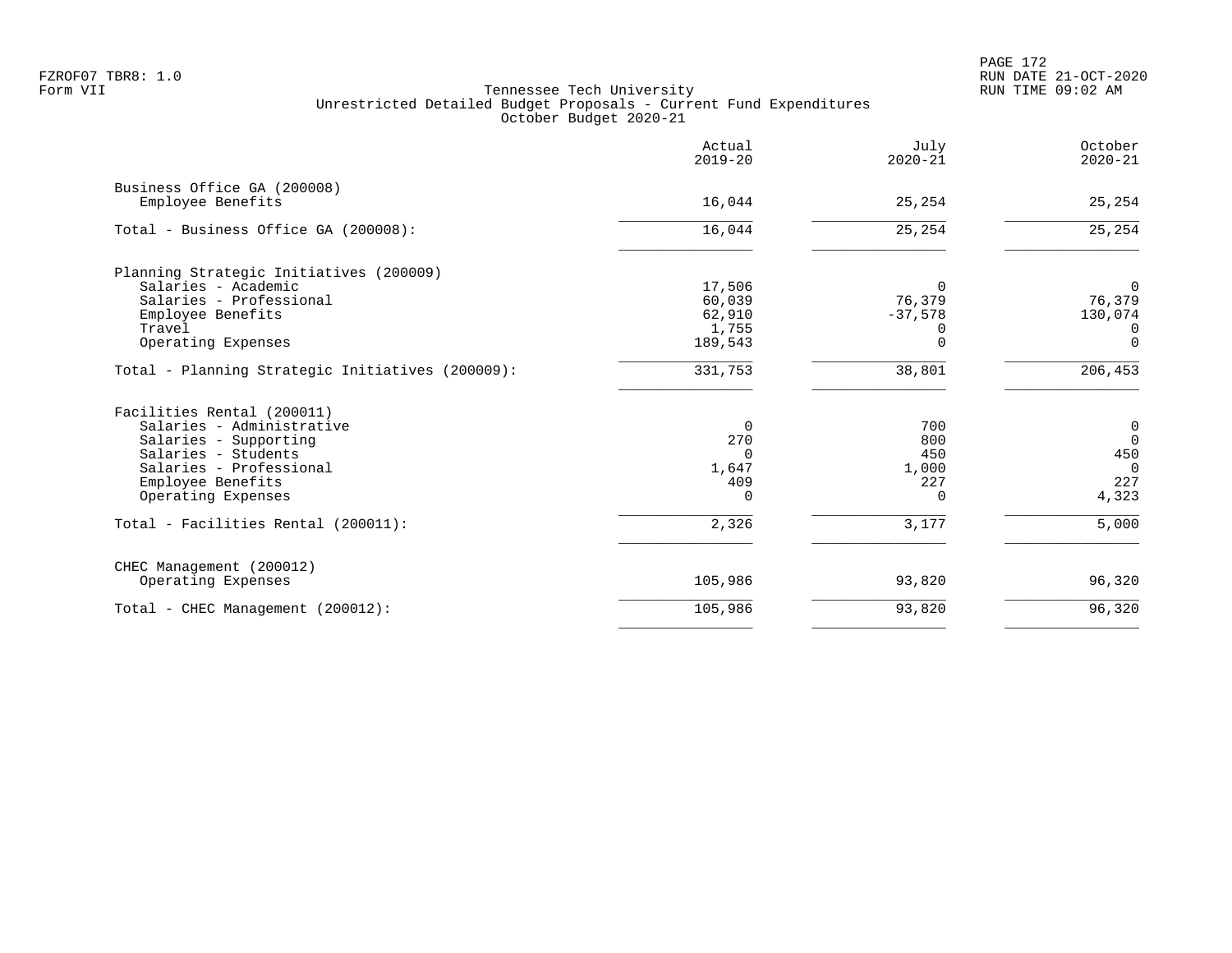Tennessee Tech University
Unrestricted Detailed Budget Proposals - Current Fund Expenditures
October Budget 2020-21

| | Actual 2019-20 | July 2020-21 | October 2020-21 |
|---|---|---|---|
| **Business Office GA (200008)** | | | |
| Employee Benefits | 16,044 | 25,254 | 25,254 |
| Total - Business Office GA (200008): | 16,044 | 25,254 | 25,254 |
| **Planning Strategic Initiatives (200009)** | | | |
| Salaries - Academic | 17,506 | 0 | 0 |
| Salaries - Professional | 60,039 | 76,379 | 76,379 |
| Employee Benefits | 62,910 | -37,578 | 130,074 |
| Travel | 1,755 | 0 | 0 |
| Operating Expenses | 189,543 | 0 | 0 |
| Total - Planning Strategic Initiatives (200009): | 331,753 | 38,801 | 206,453 |
| **Facilities Rental (200011)** | | | |
| Salaries - Administrative | 0 | 700 | 0 |
| Salaries - Supporting | 270 | 800 | 0 |
| Salaries - Students | 0 | 450 | 450 |
| Salaries - Professional | 1,647 | 1,000 | 0 |
| Employee Benefits | 409 | 227 | 227 |
| Operating Expenses | 0 | 0 | 4,323 |
| Total - Facilities Rental (200011): | 2,326 | 3,177 | 5,000 |
| **CHEC Management (200012)** | | | |
| Operating Expenses | 105,986 | 93,820 | 96,320 |
| Total - CHEC Management (200012): | 105,986 | 93,820 | 96,320 |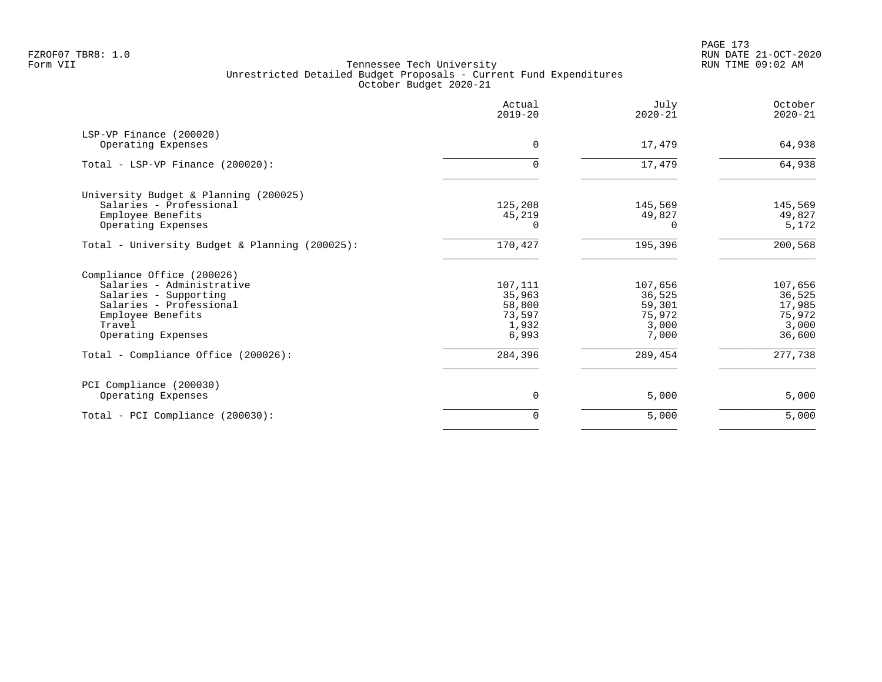FZROF07 TBR8: 1.0
Form VII

# Tennessee Tech University
## Unrestricted Detailed Budget Proposals - Current Fund Expenditures
### October Budget 2020-21

| | Actual 2019-20 | July 2020-21 | October 2020-21 |
|---|---|---|---|
| **LSP-VP Finance (200020)** | | | |
| Operating Expenses | 0 | 17,479 | 64,938 |
| Total - LSP-VP Finance (200020): | 0 | 17,479 | 64,938 |
| **University Budget & Planning (200025)** | | | |
| Salaries - Professional | 125,208 | 145,569 | 145,569 |
| Employee Benefits | 45,219 | 49,827 | 49,827 |
| Operating Expenses | 0 | 0 | 5,172 |
| Total - University Budget & Planning (200025): | 170,427 | 195,396 | 200,568 |
| **Compliance Office (200026)** | | | |
| Salaries - Administrative | 107,111 | 107,656 | 107,656 |
| Salaries - Supporting | 35,963 | 36,525 | 36,525 |
| Salaries - Professional | 58,800 | 59,301 | 17,985 |
| Employee Benefits | 73,597 | 75,972 | 75,972 |
| Travel | 1,932 | 3,000 | 3,000 |
| Operating Expenses | 6,993 | 7,000 | 36,600 |
| Total - Compliance Office (200026): | 284,396 | 289,454 | 277,738 |
| **PCI Compliance (200030)** | | | |
| Operating Expenses | 0 | 5,000 | 5,000 |
| Total - PCI Compliance (200030): | 0 | 5,000 | 5,000 |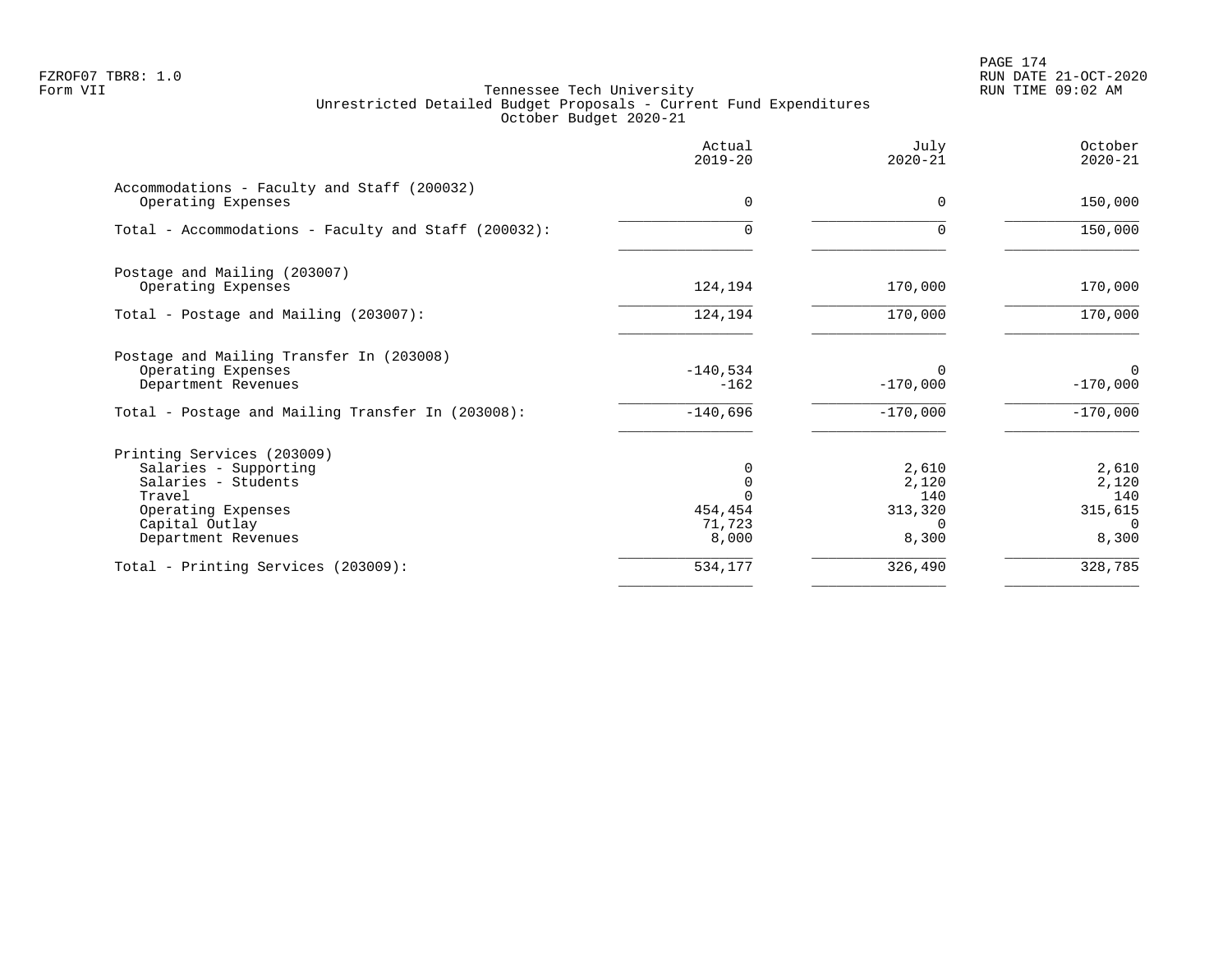FZROF07 TBR8: 1.0
Form VII

## Tennessee Tech University
### Unrestricted Detailed Budget Proposals - Current Fund Expenditures
### October Budget 2020-21

RUN DATE 21-OCT-2020
RUN TIME 09:02 AM

| | Actual 2019-20 | July 2020-21 | October 2020-21 |
|---|---|---|---|
| **Accommodations - Faculty and Staff (200032)** | | | |
| Operating Expenses | 0 | 0 | 150,000 |
| Total - Accommodations - Faculty and Staff (200032): | 0 | 0 | 150,000 |
| **Postage and Mailing (203007)** | | | |
| Operating Expenses | 124,194 | 170,000 | 170,000 |
| Total - Postage and Mailing (203007): | 124,194 | 170,000 | 170,000 |
| **Postage and Mailing Transfer In (203008)** | | | |
| Operating Expenses | -140,534 | 0 | 0 |
| Department Revenues | -162 | -170,000 | -170,000 |
| Total - Postage and Mailing Transfer In (203008): | -140,696 | -170,000 | -170,000 |
| **Printing Services (203009)** | | | |
| Salaries - Supporting | 0 | 2,610 | 2,610 |
| Salaries - Students | 0 | 2,120 | 2,120 |
| Travel | 0 | 140 | 140 |
| Operating Expenses | 454,454 | 313,320 | 315,615 |
| Capital Outlay | 71,723 | 0 | 0 |
| Department Revenues | 8,000 | 8,300 | 8,300 |
| Total - Printing Services (203009): | 534,177 | 326,490 | 328,785 |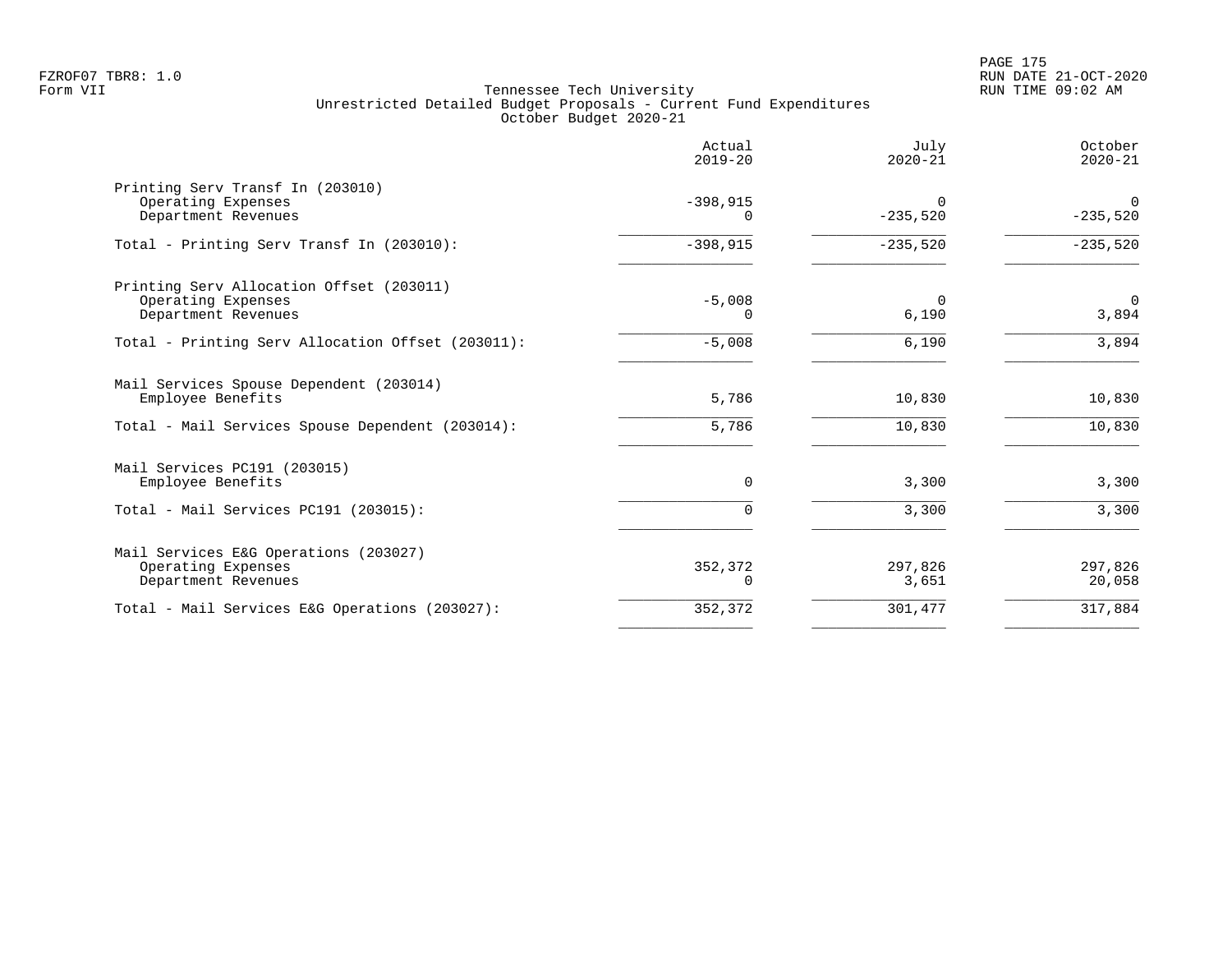FZROF07 TBR8: 1.0
Form VII

Tennessee Tech University
Unrestricted Detailed Budget Proposals - Current Fund Expenditures
October Budget 2020-21

RUN DATE 21-OCT-2020
RUN TIME 09:02 AM

| | Actual 2019-20 | July 2020-21 | October 2020-21 |
|---|---|---|---|
| **Printing Serv Transf In (203010)** | | | |
| Operating Expenses | -398,915 | 0 | 0 |
| Department Revenues | 0 | -235,520 | -235,520 |
| Total - Printing Serv Transf In (203010): | -398,915 | -235,520 | -235,520 |
| **Printing Serv Allocation Offset (203011)** | | | |
| Operating Expenses | -5,008 | 0 | 0 |
| Department Revenues | 0 | 6,190 | 3,894 |
| Total - Printing Serv Allocation Offset (203011): | -5,008 | 6,190 | 3,894 |
| **Mail Services Spouse Dependent (203014)** | | | |
| Employee Benefits | 5,786 | 10,830 | 10,830 |
| Total - Mail Services Spouse Dependent (203014): | 5,786 | 10,830 | 10,830 |
| **Mail Services PC191 (203015)** | | | |
| Employee Benefits | 0 | 3,300 | 3,300 |
| Total - Mail Services PC191 (203015): | 0 | 3,300 | 3,300 |
| **Mail Services E&G Operations (203027)** | | | |
| Operating Expenses | 352,372 | 297,826 | 297,826 |
| Department Revenues | 0 | 3,651 | 20,058 |
| Total - Mail Services E&G Operations (203027): | 352,372 | 301,477 | 317,884 |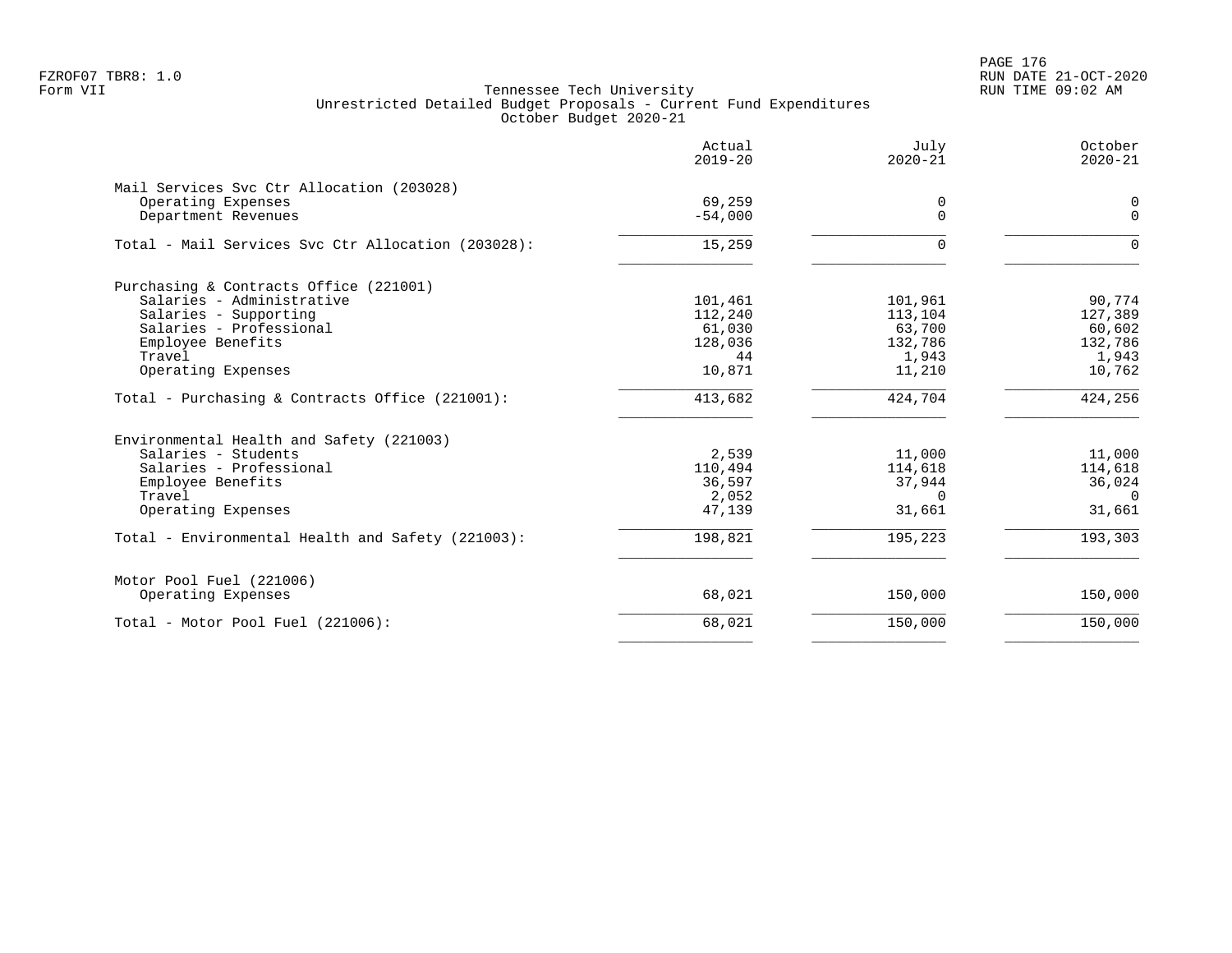FZROF07 TBR8: 1.0
Form VII

# Tennessee Tech University
## Unrestricted Detailed Budget Proposals - Current Fund Expenditures
### October Budget 2020-21

RUN DATE 21-OCT-2020
RUN TIME 09:02 AM

| | Actual 2019-20 | July 2020-21 | October 2020-21 |
|---|---|---|---|
| **Mail Services Svc Ctr Allocation (203028)** | | | |
| Operating Expenses | 69,259 | 0 | 0 |
| Department Revenues | -54,000 | 0 | 0 |
| Total - Mail Services Svc Ctr Allocation (203028): | 15,259 | 0 | 0 |
| **Purchasing & Contracts Office (221001)** | | | |
| Salaries - Administrative | 101,461 | 101,961 | 90,774 |
| Salaries - Supporting | 112,240 | 113,104 | 127,389 |
| Salaries - Professional | 61,030 | 63,700 | 60,602 |
| Employee Benefits | 128,036 | 132,786 | 132,786 |
| Travel | 44 | 1,943 | 1,943 |
| Operating Expenses | 10,871 | 11,210 | 10,762 |
| Total - Purchasing & Contracts Office (221001): | 413,682 | 424,704 | 424,256 |
| **Environmental Health and Safety (221003)** | | | |
| Salaries - Students | 2,539 | 11,000 | 11,000 |
| Salaries - Professional | 110,494 | 114,618 | 114,618 |
| Employee Benefits | 36,597 | 37,944 | 36,024 |
| Travel | 2,052 | 0 | 0 |
| Operating Expenses | 47,139 | 31,661 | 31,661 |
| Total - Environmental Health and Safety (221003): | 198,821 | 195,223 | 193,303 |
| **Motor Pool Fuel (221006)** | | | |
| Operating Expenses | 68,021 | 150,000 | 150,000 |
| Total - Motor Pool Fuel (221006): | 68,021 | 150,000 | 150,000 |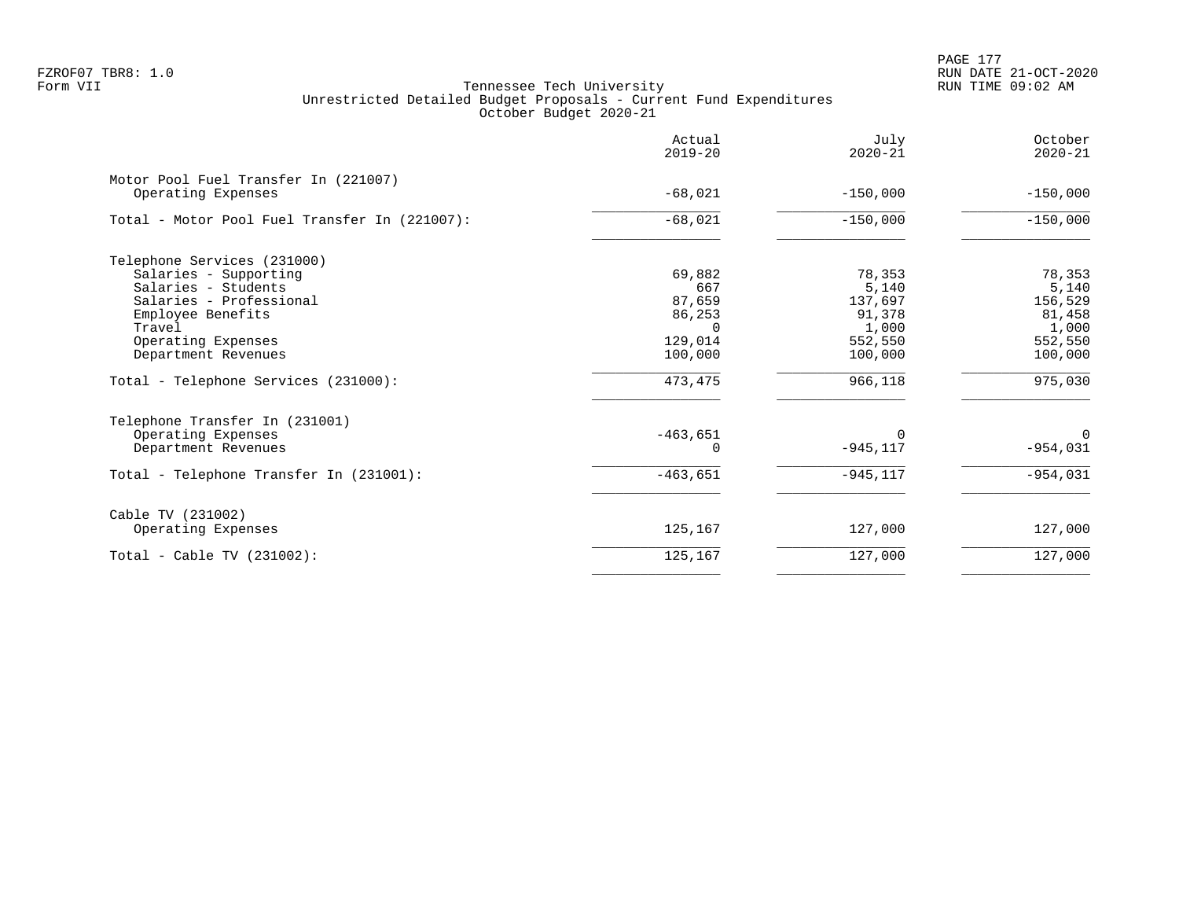Tennessee Tech University
Unrestricted Detailed Budget Proposals - Current Fund Expenditures
October Budget 2020-21

| | Actual 2019-20 | July 2020-21 | October 2020-21 |
|---|---|---|---|
| **Motor Pool Fuel Transfer In (221007)** | | | |
| Operating Expenses | -68,021 | -150,000 | -150,000 |
| Total - Motor Pool Fuel Transfer In (221007): | -68,021 | -150,000 | -150,000 |
| **Telephone Services (231000)** | | | |
| Salaries - Supporting | 69,882 | 78,353 | 78,353 |
| Salaries - Students | 667 | 5,140 | 5,140 |
| Salaries - Professional | 87,659 | 137,697 | 156,529 |
| Employee Benefits | 86,253 | 91,378 | 81,458 |
| Travel | 0 | 1,000 | 1,000 |
| Operating Expenses | 129,014 | 552,550 | 552,550 |
| Department Revenues | 100,000 | 100,000 | 100,000 |
| Total - Telephone Services (231000): | 473,475 | 966,118 | 975,030 |
| **Telephone Transfer In (231001)** | | | |
| Operating Expenses | -463,651 | 0 | 0 |
| Department Revenues | 0 | -945,117 | -954,031 |
| Total - Telephone Transfer In (231001): | -463,651 | -945,117 | -954,031 |
| **Cable TV (231002)** | | | |
| Operating Expenses | 125,167 | 127,000 | 127,000 |
| Total - Cable TV (231002): | 125,167 | 127,000 | 127,000 |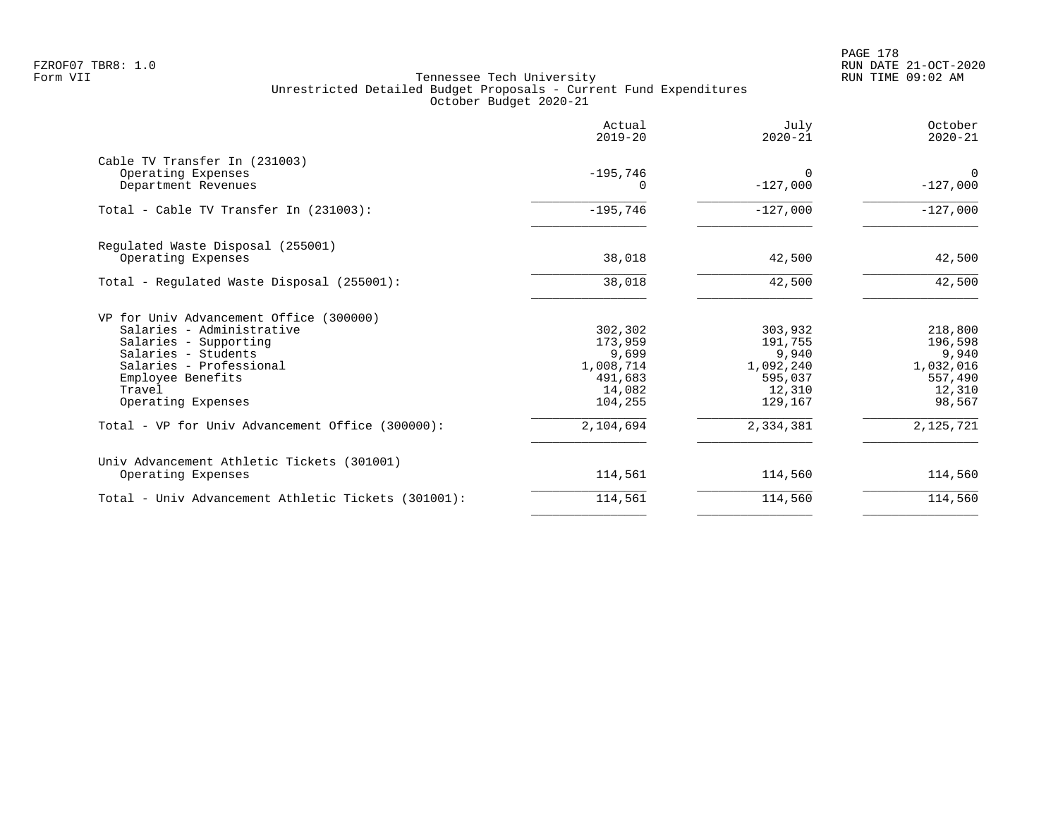Tennessee Tech University
Unrestricted Detailed Budget Proposals - Current Fund Expenditures
October Budget 2020-21

| | Actual 2019-20 | July 2020-21 | October 2020-21 |
|---|---|---|---|
| **Cable TV Transfer In (231003)** | | | |
| Operating Expenses | -195,746 | 0 | 0 |
| Department Revenues | 0 | -127,000 | -127,000 |
| Total - Cable TV Transfer In (231003): | -195,746 | -127,000 | -127,000 |
| **Regulated Waste Disposal (255001)** | | | |
| Operating Expenses | 38,018 | 42,500 | 42,500 |
| Total - Regulated Waste Disposal (255001): | 38,018 | 42,500 | 42,500 |
| **VP for Univ Advancement Office (300000)** | | | |
| Salaries - Administrative | 302,302 | 303,932 | 218,800 |
| Salaries - Supporting | 173,959 | 191,755 | 196,598 |
| Salaries - Students | 9,699 | 9,940 | 9,940 |
| Salaries - Professional | 1,008,714 | 1,092,240 | 1,032,016 |
| Employee Benefits | 491,683 | 595,037 | 557,490 |
| Travel | 14,082 | 12,310 | 12,310 |
| Operating Expenses | 104,255 | 129,167 | 98,567 |
| Total - VP for Univ Advancement Office (300000): | 2,104,694 | 2,334,381 | 2,125,721 |
| **Univ Advancement Athletic Tickets (301001)** | | | |
| Operating Expenses | 114,561 | 114,560 | 114,560 |
| Total - Univ Advancement Athletic Tickets (301001): | 114,561 | 114,560 | 114,560 |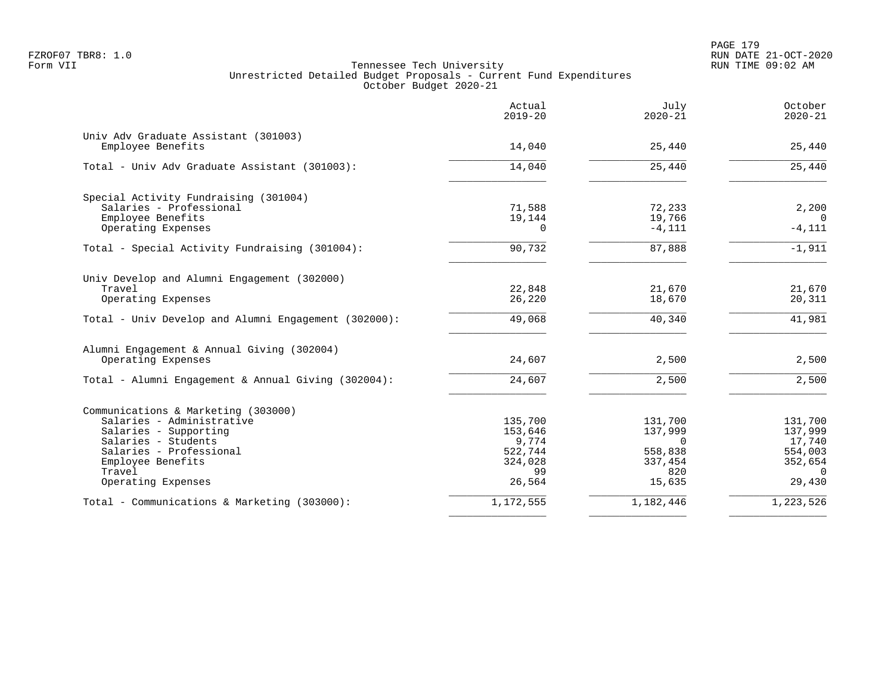FZROF07 TBR8: 1.0
Form VII

Tennessee Tech University
Unrestricted Detailed Budget Proposals - Current Fund Expenditures
October Budget 2020-21

RUN DATE 21-OCT-2020
RUN TIME 09:02 AM

| | Actual 2019-20 | July 2020-21 | October 2020-21 |
|---|---|---|---|
| **Univ Adv Graduate Assistant (301003)** | | | |
| Employee Benefits | 14,040 | 25,440 | 25,440 |
| Total - Univ Adv Graduate Assistant (301003): | 14,040 | 25,440 | 25,440 |
| **Special Activity Fundraising (301004)** | | | |
| Salaries - Professional | 71,588 | 72,233 | 2,200 |
| Employee Benefits | 19,144 | 19,766 | 0 |
| Operating Expenses | 0 | -4,111 | -4,111 |
| Total - Special Activity Fundraising (301004): | 90,732 | 87,888 | -1,911 |
| **Univ Develop and Alumni Engagement (302000)** | | | |
| Travel | 22,848 | 21,670 | 21,670 |
| Operating Expenses | 26,220 | 18,670 | 20,311 |
| Total - Univ Develop and Alumni Engagement (302000): | 49,068 | 40,340 | 41,981 |
| **Alumni Engagement & Annual Giving (302004)** | | | |
| Operating Expenses | 24,607 | 2,500 | 2,500 |
| Total - Alumni Engagement & Annual Giving (302004): | 24,607 | 2,500 | 2,500 |
| **Communications & Marketing (303000)** | | | |
| Salaries - Administrative | 135,700 | 131,700 | 131,700 |
| Salaries - Supporting | 153,646 | 137,999 | 137,999 |
| Salaries - Students | 9,774 | 0 | 17,740 |
| Salaries - Professional | 522,744 | 558,838 | 554,003 |
| Employee Benefits | 324,028 | 337,454 | 352,654 |
| Travel | 99 | 820 | 0 |
| Operating Expenses | 26,564 | 15,635 | 29,430 |
| Total - Communications & Marketing (303000): | 1,172,555 | 1,182,446 | 1,223,526 |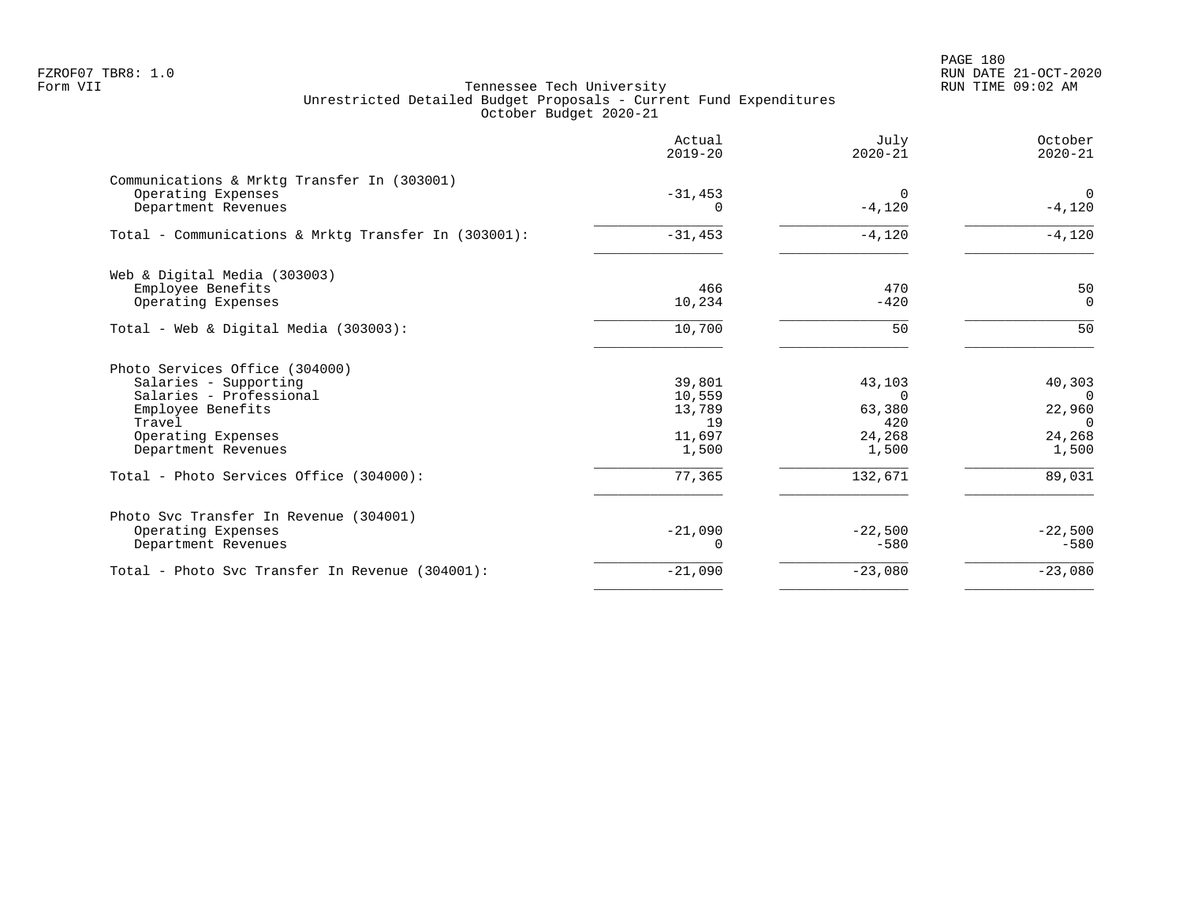FZROF07 TBR8: 1.0
Form VII

Tennessee Tech University
Unrestricted Detailed Budget Proposals - Current Fund Expenditures
October Budget 2020-21

RUN DATE 21-OCT-2020
RUN TIME 09:02 AM

| | Actual 2019-20 | July 2020-21 | October 2020-21 |
|---|---|---|---|
| **Communications & Mrktg Transfer In (303001)** | | | |
| Operating Expenses | -31,453 | 0 | 0 |
| Department Revenues | 0 | -4,120 | -4,120 |
| Total - Communications & Mrktg Transfer In (303001): | -31,453 | -4,120 | -4,120 |
| **Web & Digital Media (303003)** | | | |
| Employee Benefits | 466 | 470 | 50 |
| Operating Expenses | 10,234 | -420 | 0 |
| Total - Web & Digital Media (303003): | 10,700 | 50 | 50 |
| **Photo Services Office (304000)** | | | |
| Salaries - Supporting | 39,801 | 43,103 | 40,303 |
| Salaries - Professional | 10,559 | 0 | 0 |
| Employee Benefits | 13,789 | 63,380 | 22,960 |
| Travel | 19 | 420 | 0 |
| Operating Expenses | 11,697 | 24,268 | 24,268 |
| Department Revenues | 1,500 | 1,500 | 1,500 |
| Total - Photo Services Office (304000): | 77,365 | 132,671 | 89,031 |
| **Photo Svc Transfer In Revenue (304001)** | | | |
| Operating Expenses | -21,090 | -22,500 | -22,500 |
| Department Revenues | 0 | -580 | -580 |
| Total - Photo Svc Transfer In Revenue (304001): | -21,090 | -23,080 | -23,080 |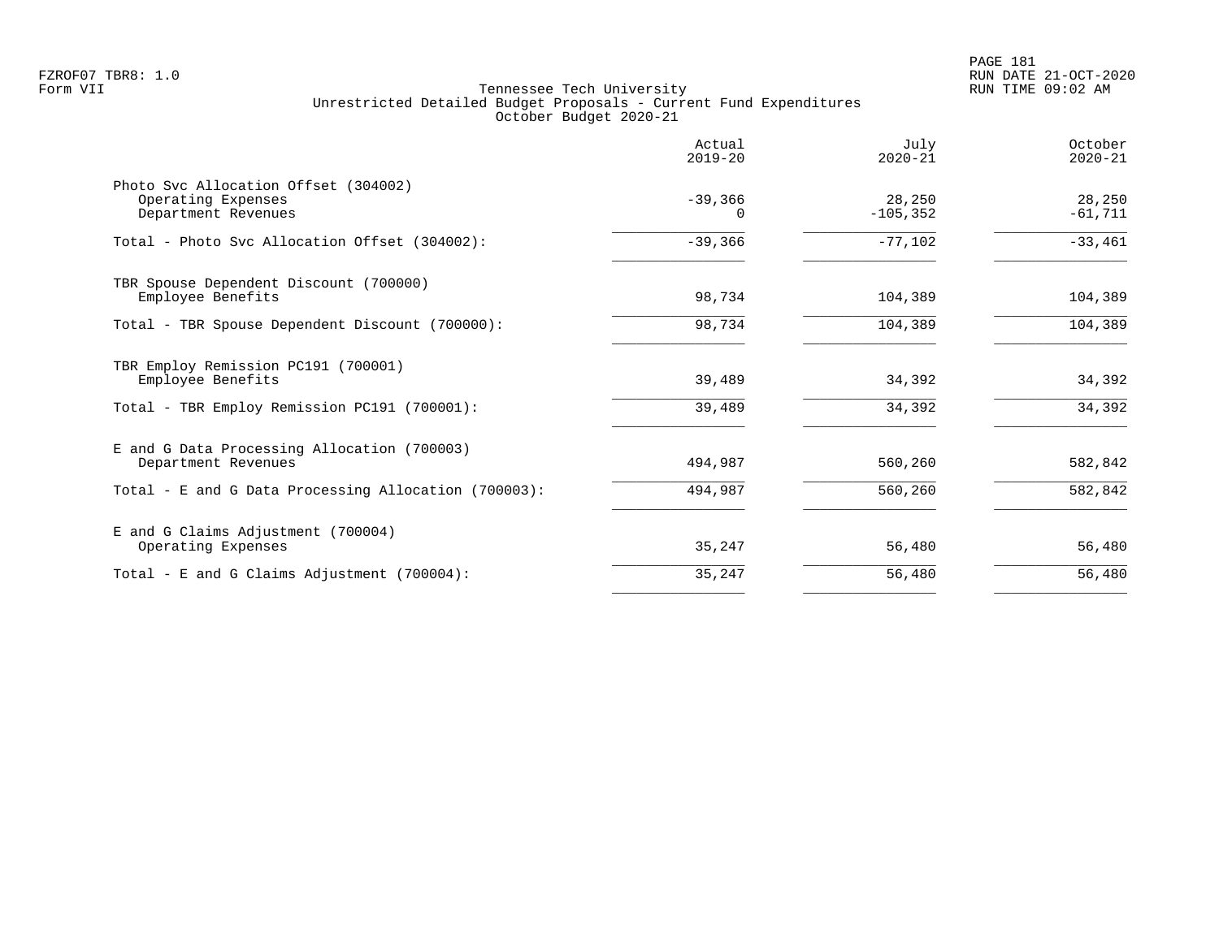Tennessee Tech University
Unrestricted Detailed Budget Proposals - Current Fund Expenditures
October Budget 2020-21

|  | Actual 2019-20 | July 2020-21 | October 2020-21 |
|---|---|---|---|
| Photo Svc Allocation Offset (304002) | | | |
| Operating Expenses | -39,366 | 28,250 | 28,250 |
| Department Revenues | 0 | -105,352 | -61,711 |
| Total - Photo Svc Allocation Offset (304002): | -39,366 | -77,102 | -33,461 |
| TBR Spouse Dependent Discount (700000) | | | |
| Employee Benefits | 98,734 | 104,389 | 104,389 |
| Total - TBR Spouse Dependent Discount (700000): | 98,734 | 104,389 | 104,389 |
| TBR Employ Remission PC191 (700001) | | | |
| Employee Benefits | 39,489 | 34,392 | 34,392 |
| Total - TBR Employ Remission PC191 (700001): | 39,489 | 34,392 | 34,392 |
| E and G Data Processing Allocation (700003) | | | |
| Department Revenues | 494,987 | 560,260 | 582,842 |
| Total - E and G Data Processing Allocation (700003): | 494,987 | 560,260 | 582,842 |
| E and G Claims Adjustment (700004) | | | |
| Operating Expenses | 35,247 | 56,480 | 56,480 |
| Total - E and G Claims Adjustment (700004): | 35,247 | 56,480 | 56,480 |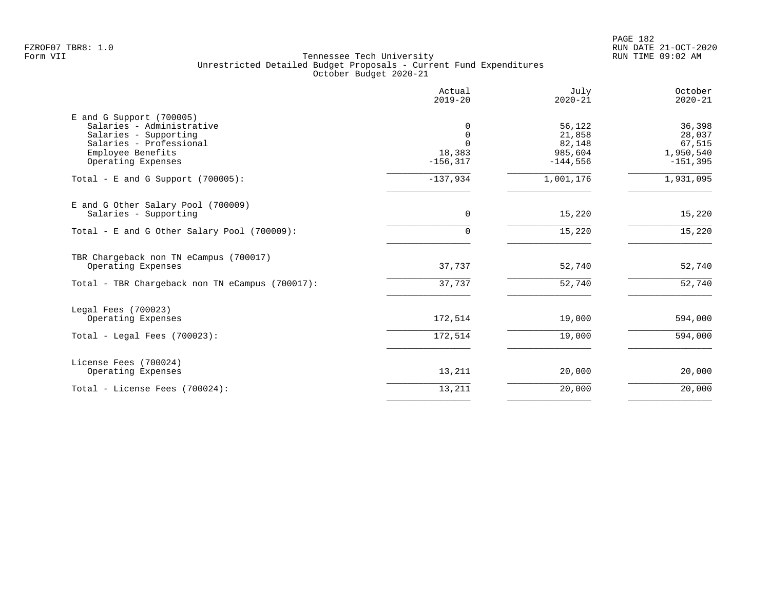FZROF07 TBR8: 1.0
Form VII

Tennessee Tech University
Unrestricted Detailed Budget Proposals - Current Fund Expenditures
October Budget 2020-21

RUN DATE 21-OCT-2020
RUN TIME 09:02 AM

| | Actual 2019-20 | July 2020-21 | October 2020-21 |
|---|---|---|---|
| **E and G Support (700005)** | | | |
| Salaries - Administrative | 0 | 56,122 | 36,398 |
| Salaries - Supporting | 0 | 21,858 | 28,037 |
| Salaries - Professional | 0 | 82,148 | 67,515 |
| Employee Benefits | 18,383 | 985,604 | 1,950,540 |
| Operating Expenses | -156,317 | -144,556 | -151,395 |
| Total - E and G Support (700005): | -137,934 | 1,001,176 | 1,931,095 |
| **E and G Other Salary Pool (700009)** | | | |
| Salaries - Supporting | 0 | 15,220 | 15,220 |
| Total - E and G Other Salary Pool (700009): | 0 | 15,220 | 15,220 |
| **TBR Chargeback non TN eCampus (700017)** | | | |
| Operating Expenses | 37,737 | 52,740 | 52,740 |
| Total - TBR Chargeback non TN eCampus (700017): | 37,737 | 52,740 | 52,740 |
| **Legal Fees (700023)** | | | |
| Operating Expenses | 172,514 | 19,000 | 594,000 |
| Total - Legal Fees (700023): | 172,514 | 19,000 | 594,000 |
| **License Fees (700024)** | | | |
| Operating Expenses | 13,211 | 20,000 | 20,000 |
| Total - License Fees (700024): | 13,211 | 20,000 | 20,000 |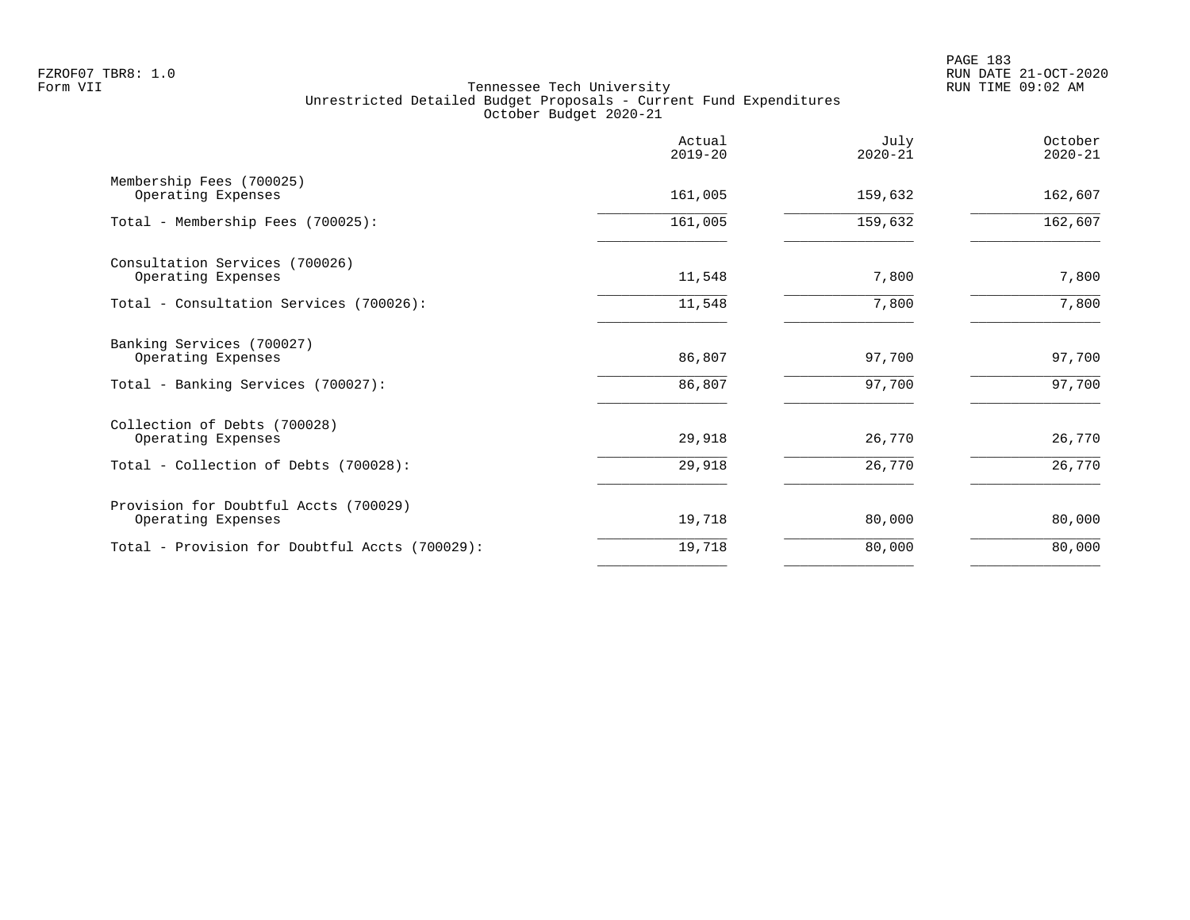FZROF07 TBR8: 1.0
Form VII

Tennessee Tech University
Unrestricted Detailed Budget Proposals - Current Fund Expenditures
October Budget 2020-21

RUN DATE 21-OCT-2020
RUN TIME 09:02 AM

| | Actual 2019-20 | July 2020-21 | October 2020-21 |
|---|---|---|---|
| Membership Fees (700025) | | | |
| Operating Expenses | 161,005 | 159,632 | 162,607 |
| Total - Membership Fees (700025): | 161,005 | 159,632 | 162,607 |
| Consultation Services (700026) | | | |
| Operating Expenses | 11,548 | 7,800 | 7,800 |
| Total - Consultation Services (700026): | 11,548 | 7,800 | 7,800 |
| Banking Services (700027) | | | |
| Operating Expenses | 86,807 | 97,700 | 97,700 |
| Total - Banking Services (700027): | 86,807 | 97,700 | 97,700 |
| Collection of Debts (700028) | | | |
| Operating Expenses | 29,918 | 26,770 | 26,770 |
| Total - Collection of Debts (700028): | 29,918 | 26,770 | 26,770 |
| Provision for Doubtful Accts (700029) | | | |
| Operating Expenses | 19,718 | 80,000 | 80,000 |
| Total - Provision for Doubtful Accts (700029): | 19,718 | 80,000 | 80,000 |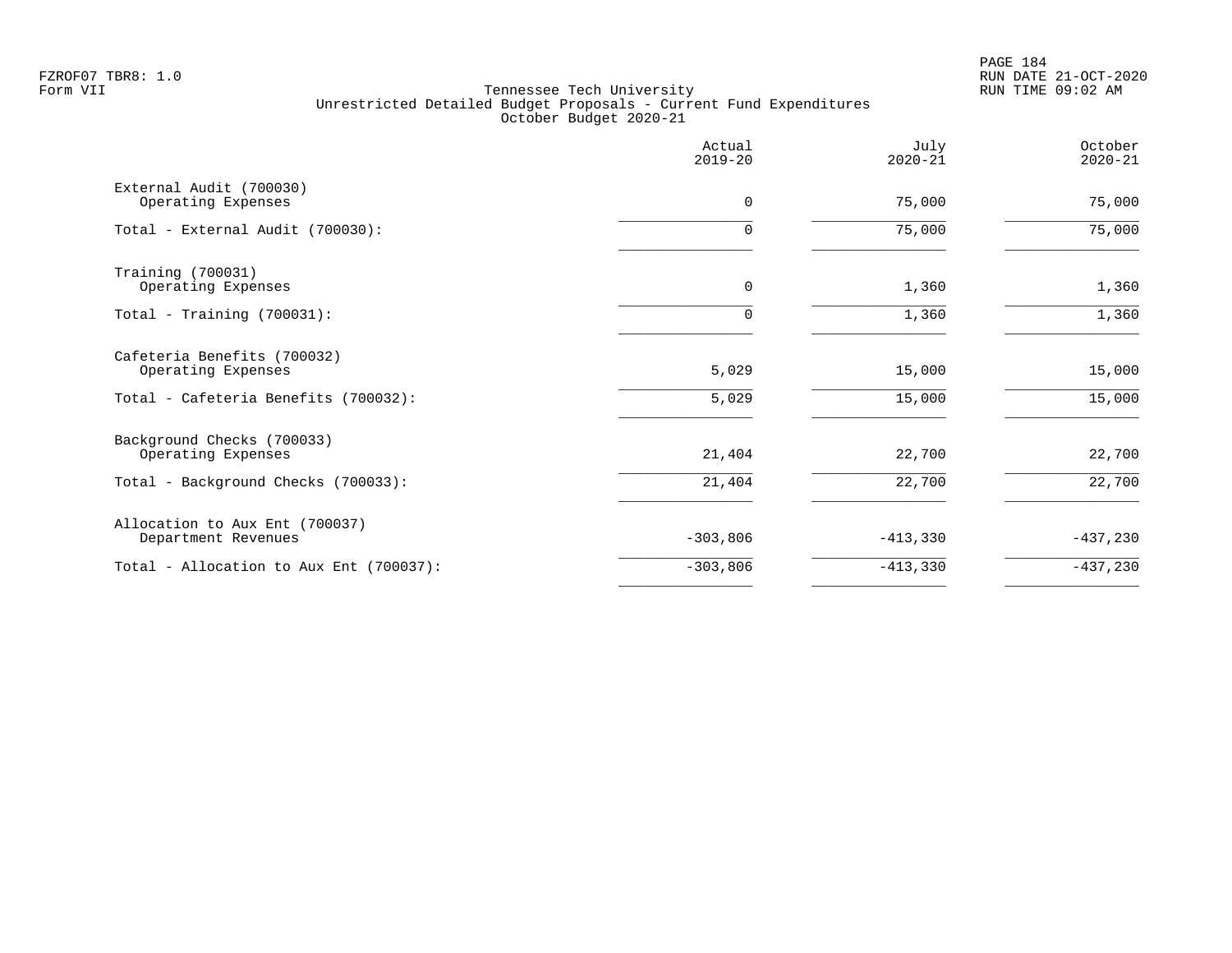Tennessee Tech University
Unrestricted Detailed Budget Proposals - Current Fund Expenditures
October Budget 2020-21

| | Actual 2019-20 | July 2020-21 | October 2020-21 |
|---|---|---|---|
| External Audit (700030) | | | |
| Operating Expenses | 0 | 75,000 | 75,000 |
| Total - External Audit (700030): | 0 | 75,000 | 75,000 |
| Training (700031) | | | |
| Operating Expenses | 0 | 1,360 | 1,360 |
| Total - Training (700031): | 0 | 1,360 | 1,360 |
| Cafeteria Benefits (700032) | | | |
| Operating Expenses | 5,029 | 15,000 | 15,000 |
| Total - Cafeteria Benefits (700032): | 5,029 | 15,000 | 15,000 |
| Background Checks (700033) | | | |
| Operating Expenses | 21,404 | 22,700 | 22,700 |
| Total - Background Checks (700033): | 21,404 | 22,700 | 22,700 |
| Allocation to Aux Ent (700037) | | | |
| Department Revenues | -303,806 | -413,330 | -437,230 |
| Total - Allocation to Aux Ent (700037): | -303,806 | -413,330 | -437,230 |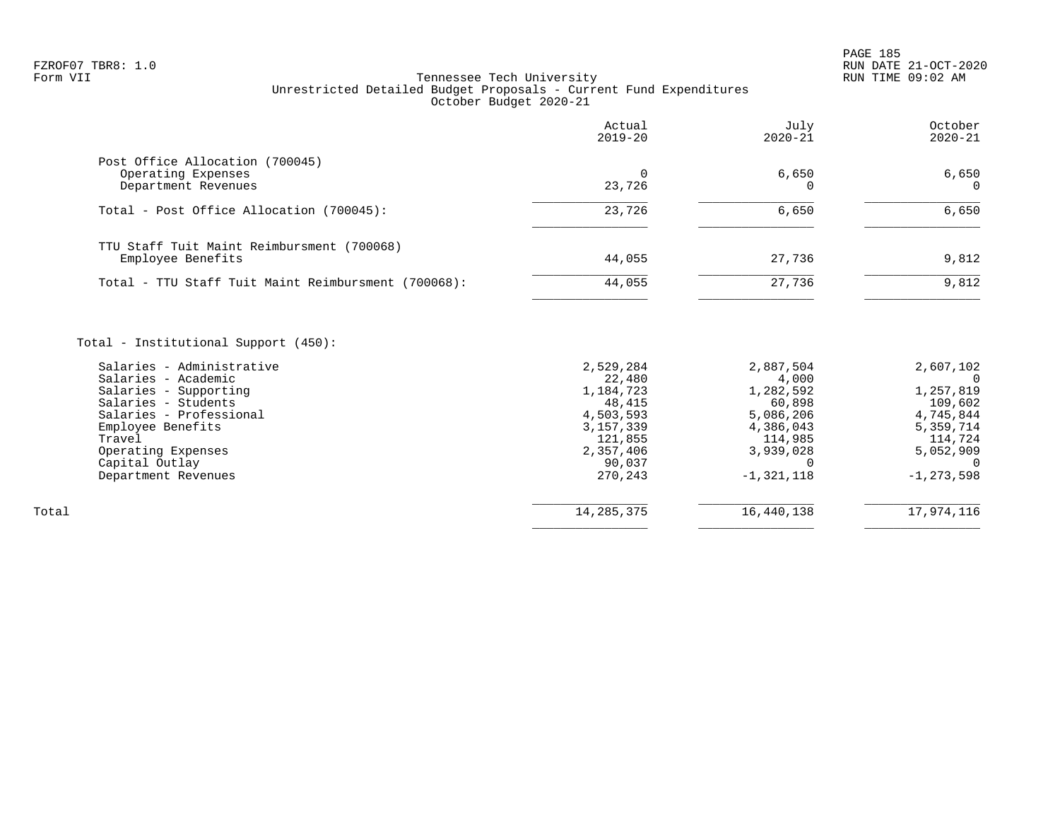FZROF07 TBR8: 1.0
Form VII

Tennessee Tech University
Unrestricted Detailed Budget Proposals - Current Fund Expenditures
October Budget 2020-21

RUN DATE 21-OCT-2020
RUN TIME 09:02 AM

| | Actual 2019-20 | July 2020-21 | October 2020-21 |
|---|---|---|---|
| **Post Office Allocation (700045)** | | | |
| Operating Expenses | 0 | 6,650 | 6,650 |
| Department Revenues | 23,726 | 0 | 0 |
| Total - Post Office Allocation (700045): | 23,726 | 6,650 | 6,650 |
| **TTU Staff Tuit Maint Reimbursment (700068)** | | | |
| Employee Benefits | 44,055 | 27,736 | 9,812 |
| Total - TTU Staff Tuit Maint Reimbursment (700068): | 44,055 | 27,736 | 9,812 |
| **Total - Institutional Support (450):** | | | |
| Salaries - Administrative | 2,529,284 | 2,887,504 | 2,607,102 |
| Salaries - Academic | 22,480 | 4,000 | 0 |
| Salaries - Supporting | 1,184,723 | 1,282,592 | 1,257,819 |
| Salaries - Students | 48,415 | 60,898 | 109,602 |
| Salaries - Professional | 4,503,593 | 5,086,206 | 4,745,844 |
| Employee Benefits | 3,157,339 | 4,386,043 | 5,359,714 |
| Travel | 121,855 | 114,985 | 114,724 |
| Operating Expenses | 2,357,406 | 3,939,028 | 5,052,909 |
| Capital Outlay | 90,037 | 0 | 0 |
| Department Revenues | 270,243 | -1,321,118 | -1,273,598 |
| Total | 14,285,375 | 16,440,138 | 17,974,116 |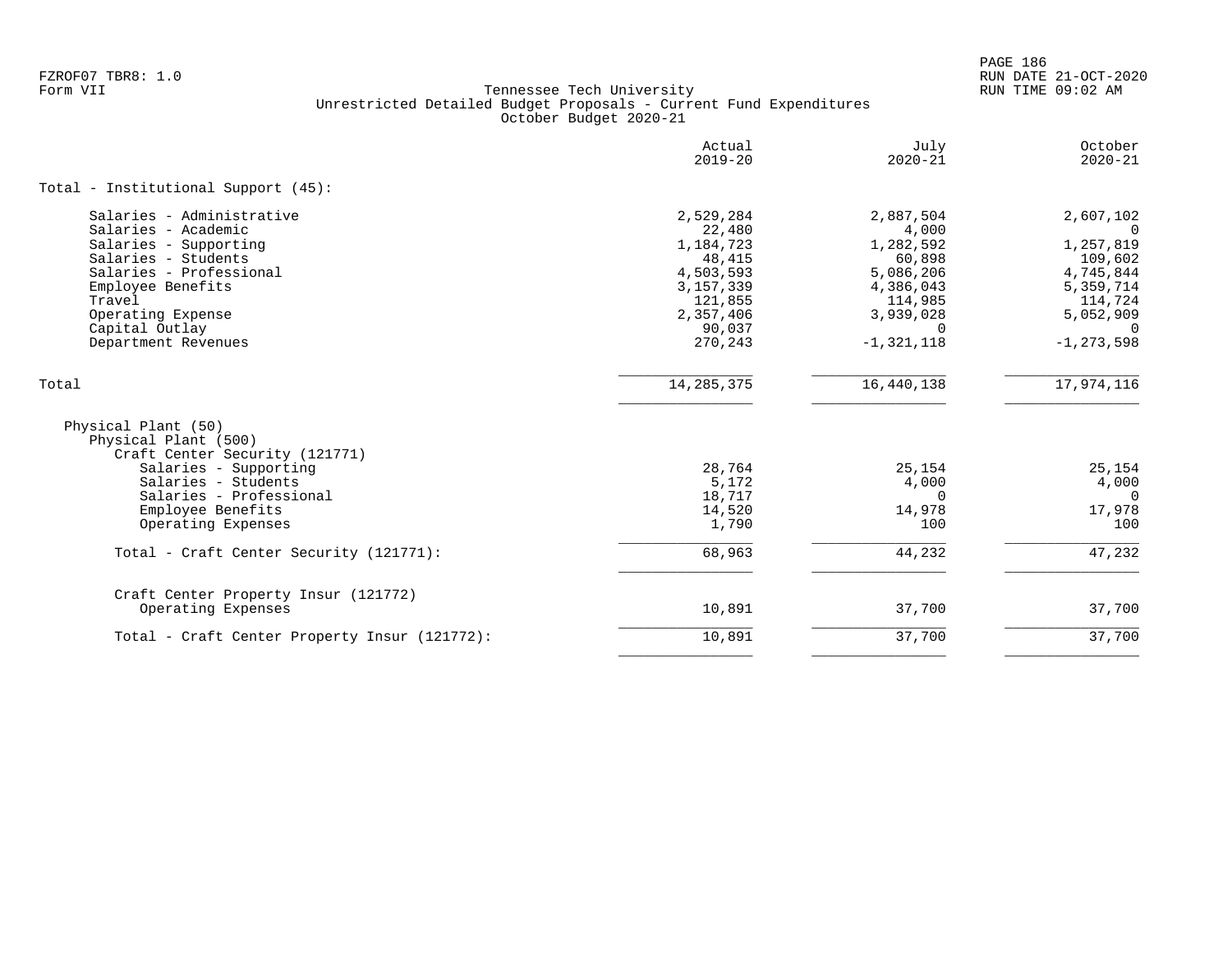Tennessee Tech University
Unrestricted Detailed Budget Proposals - Current Fund Expenditures
October Budget 2020-21

| | Actual 2019-20 | July 2020-21 | October 2020-21 |
|---|---|---|---|
| **Total - Institutional Support (45):** | | | |
| Salaries - Administrative | 2,529,284 | 2,887,504 | 2,607,102 |
| Salaries - Academic | 22,480 | 4,000 | 0 |
| Salaries - Supporting | 1,184,723 | 1,282,592 | 1,257,819 |
| Salaries - Students | 48,415 | 60,898 | 109,602 |
| Salaries - Professional | 4,503,593 | 5,086,206 | 4,745,844 |
| Employee Benefits | 3,157,339 | 4,386,043 | 5,359,714 |
| Travel | 121,855 | 114,985 | 114,724 |
| Operating Expense | 2,357,406 | 3,939,028 | 5,052,909 |
| Capital Outlay | 90,037 | 0 | 0 |
| Department Revenues | 270,243 | -1,321,118 | -1,273,598 |
| **Total** | 14,285,375 | 16,440,138 | 17,974,116 |
| Physical Plant (50) | | | |
| Physical Plant (500) | | | |
| Craft Center Security (121771) | | | |
| Salaries - Supporting | 28,764 | 25,154 | 25,154 |
| Salaries - Students | 5,172 | 4,000 | 4,000 |
| Salaries - Professional | 18,717 | 0 | 0 |
| Employee Benefits | 14,520 | 14,978 | 17,978 |
| Operating Expenses | 1,790 | 100 | 100 |
| **Total - Craft Center Security (121771):** | 68,963 | 44,232 | 47,232 |
| Craft Center Property Insur (121772) | | | |
| Operating Expenses | 10,891 | 37,700 | 37,700 |
| **Total - Craft Center Property Insur (121772):** | 10,891 | 37,700 | 37,700 |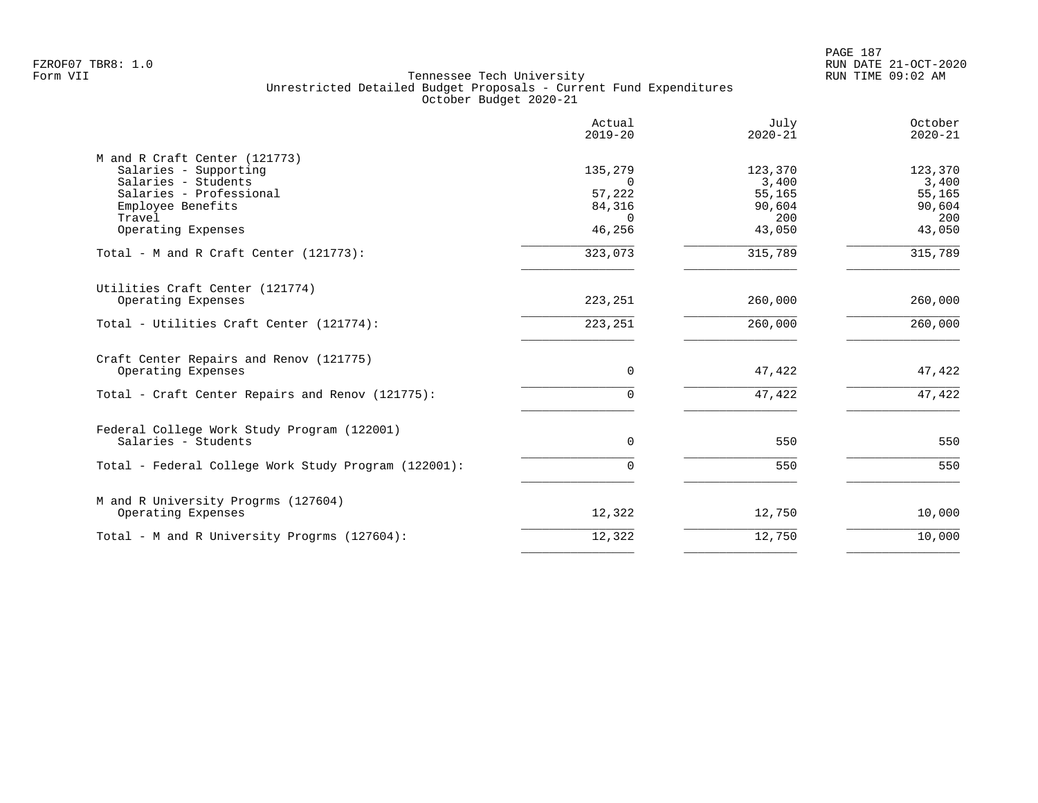Tennessee Tech University
Unrestricted Detailed Budget Proposals - Current Fund Expenditures
October Budget 2020-21

| | Actual 2019-20 | July 2020-21 | October 2020-21 |
|---|---|---|---|
| **M and R Craft Center (121773)** | | | |
| Salaries - Supporting | 135,279 | 123,370 | 123,370 |
| Salaries - Students | 0 | 3,400 | 3,400 |
| Salaries - Professional | 57,222 | 55,165 | 55,165 |
| Employee Benefits | 84,316 | 90,604 | 90,604 |
| Travel | 0 | 200 | 200 |
| Operating Expenses | 46,256 | 43,050 | 43,050 |
| Total - M and R Craft Center (121773): | 323,073 | 315,789 | 315,789 |
| **Utilities Craft Center (121774)** | | | |
| Operating Expenses | 223,251 | 260,000 | 260,000 |
| Total - Utilities Craft Center (121774): | 223,251 | 260,000 | 260,000 |
| **Craft Center Repairs and Renov (121775)** | | | |
| Operating Expenses | 0 | 47,422 | 47,422 |
| Total - Craft Center Repairs and Renov (121775): | 0 | 47,422 | 47,422 |
| **Federal College Work Study Program (122001)** | | | |
| Salaries - Students | 0 | 550 | 550 |
| Total - Federal College Work Study Program (122001): | 0 | 550 | 550 |
| **M and R University Progrms (127604)** | | | |
| Operating Expenses | 12,322 | 12,750 | 10,000 |
| Total - M and R University Progrms (127604): | 12,322 | 12,750 | 10,000 |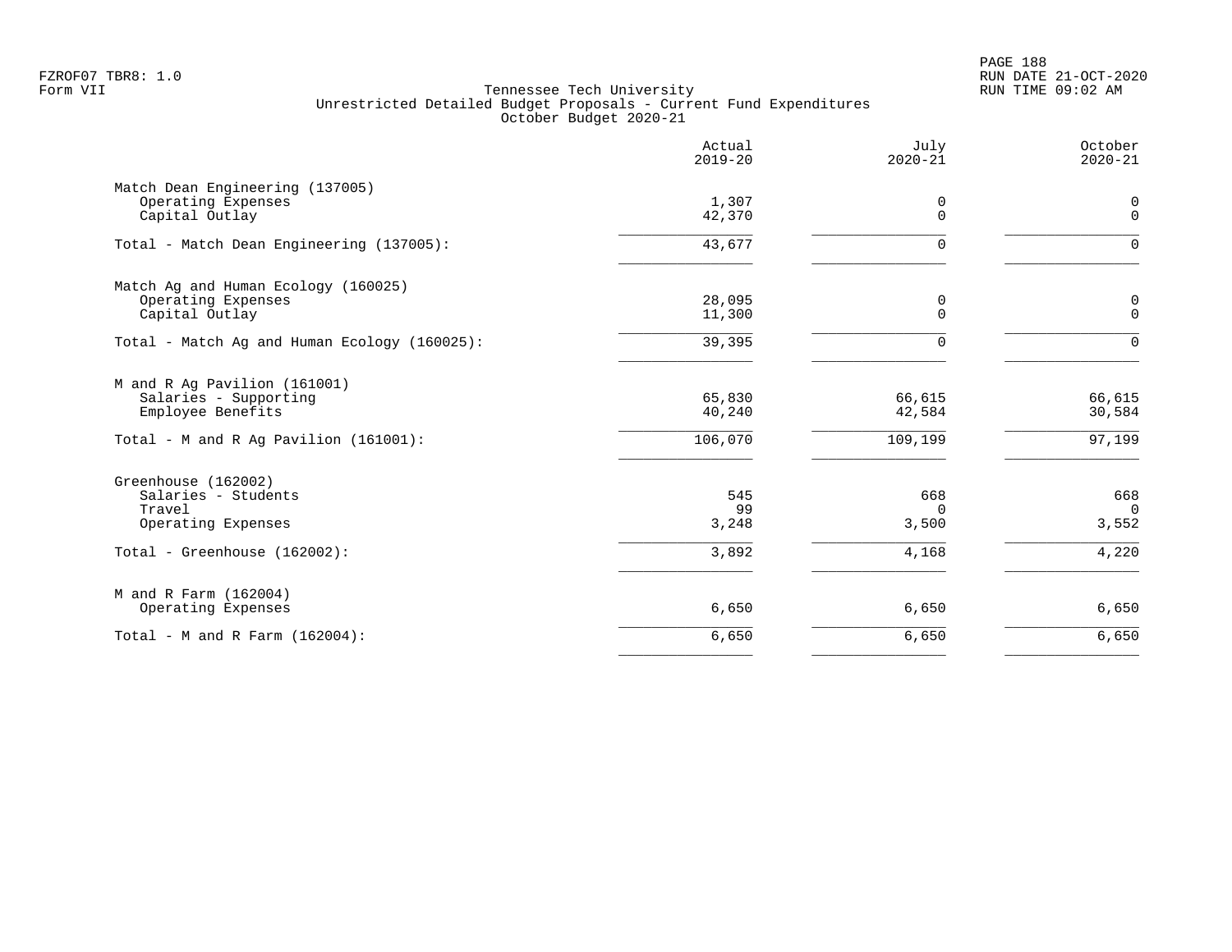Tennessee Tech University
Unrestricted Detailed Budget Proposals - Current Fund Expenditures
October Budget 2020-21

| | Actual 2019-20 | July 2020-21 | October 2020-21 |
|---|---|---|---|
| **Match Dean Engineering (137005)** | | | |
| Operating Expenses | 1,307 | 0 | 0 |
| Capital Outlay | 42,370 | 0 | 0 |
| Total - Match Dean Engineering (137005): | 43,677 | 0 | 0 |
| **Match Ag and Human Ecology (160025)** | | | |
| Operating Expenses | 28,095 | 0 | 0 |
| Capital Outlay | 11,300 | 0 | 0 |
| Total - Match Ag and Human Ecology (160025): | 39,395 | 0 | 0 |
| **M and R Ag Pavilion (161001)** | | | |
| Salaries - Supporting | 65,830 | 66,615 | 66,615 |
| Employee Benefits | 40,240 | 42,584 | 30,584 |
| Total - M and R Ag Pavilion (161001): | 106,070 | 109,199 | 97,199 |
| **Greenhouse (162002)** | | | |
| Salaries - Students | 545 | 668 | 668 |
| Travel | 99 | 0 | 0 |
| Operating Expenses | 3,248 | 3,500 | 3,552 |
| Total - Greenhouse (162002): | 3,892 | 4,168 | 4,220 |
| **M and R Farm (162004)** | | | |
| Operating Expenses | 6,650 | 6,650 | 6,650 |
| Total - M and R Farm (162004): | 6,650 | 6,650 | 6,650 |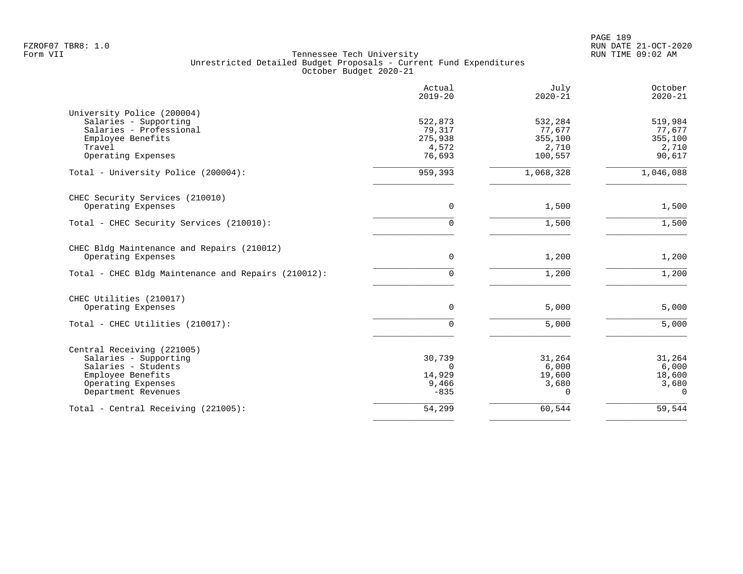FZROF07 TBR8: 1.0
Form VII

Tennessee Tech University
Unrestricted Detailed Budget Proposals - Current Fund Expenditures
October Budget 2020-21

RUN DATE 21-OCT-2020
RUN TIME 09:02 AM

| | Actual 2019-20 | July 2020-21 | October 2020-21 |
|---|---|---|---|
| **University Police (200004)** | | | |
| Salaries - Supporting | 522,873 | 532,284 | 519,984 |
| Salaries - Professional | 79,317 | 77,677 | 77,677 |
| Employee Benefits | 275,938 | 355,100 | 355,100 |
| Travel | 4,572 | 2,710 | 2,710 |
| Operating Expenses | 76,693 | 100,557 | 90,617 |
| Total - University Police (200004): | 959,393 | 1,068,328 | 1,046,088 |
| **CHEC Security Services (210010)** | | | |
| Operating Expenses | 0 | 1,500 | 1,500 |
| Total - CHEC Security Services (210010): | 0 | 1,500 | 1,500 |
| **CHEC Bldg Maintenance and Repairs (210012)** | | | |
| Operating Expenses | 0 | 1,200 | 1,200 |
| Total - CHEC Bldg Maintenance and Repairs (210012): | 0 | 1,200 | 1,200 |
| **CHEC Utilities (210017)** | | | |
| Operating Expenses | 0 | 5,000 | 5,000 |
| Total - CHEC Utilities (210017): | 0 | 5,000 | 5,000 |
| **Central Receiving (221005)** | | | |
| Salaries - Supporting | 30,739 | 31,264 | 31,264 |
| Salaries - Students | 0 | 6,000 | 6,000 |
| Employee Benefits | 14,929 | 19,600 | 18,600 |
| Operating Expenses | 9,466 | 3,680 | 3,680 |
| Department Revenues | -835 | 0 | 0 |
| Total - Central Receiving (221005): | 54,299 | 60,544 | 59,544 |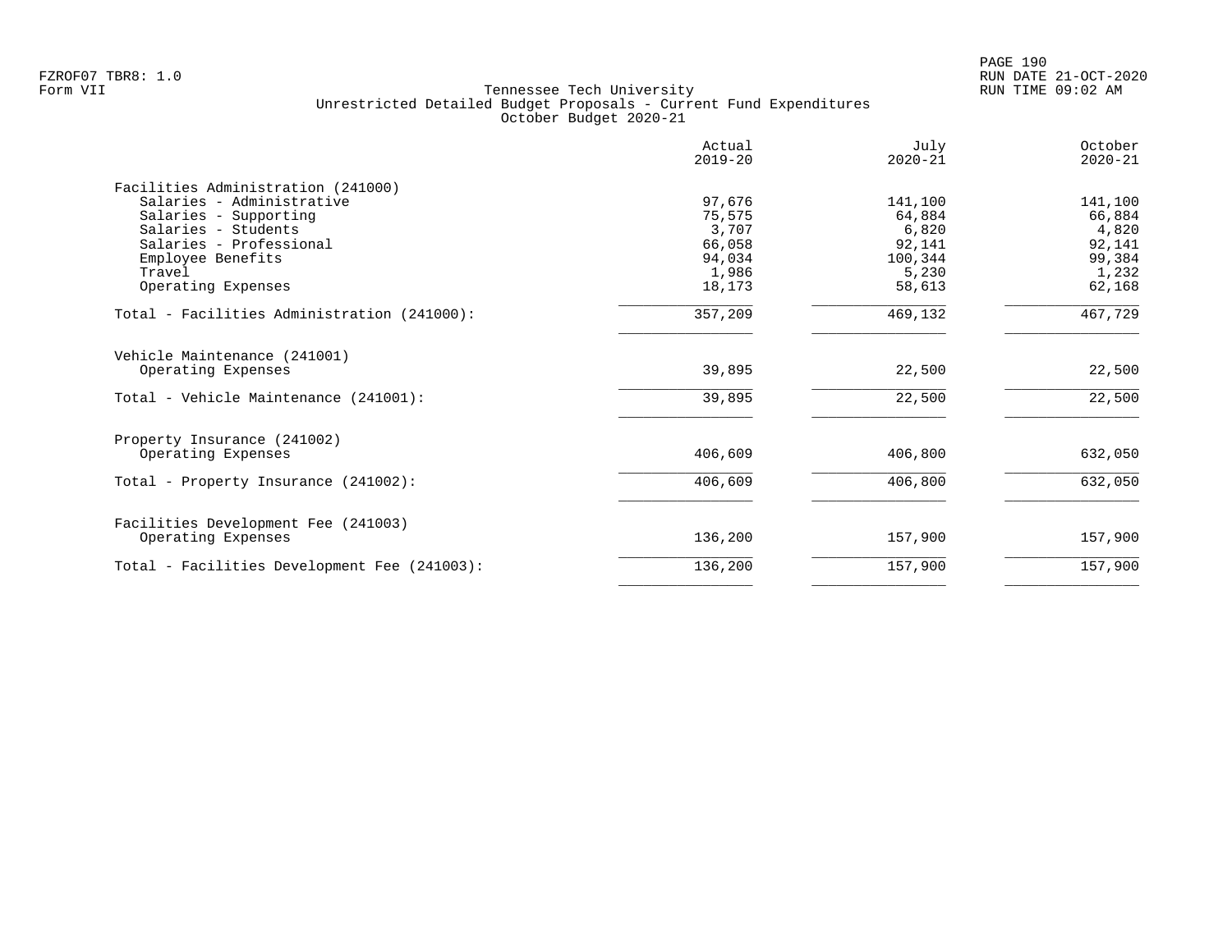Tennessee Tech University
Unrestricted Detailed Budget Proposals - Current Fund Expenditures
October Budget 2020-21

| | Actual 2019-20 | July 2020-21 | October 2020-21 |
|---|---|---|---|
| **Facilities Administration (241000)** | | | |
| Salaries - Administrative | 97,676 | 141,100 | 141,100 |
| Salaries - Supporting | 75,575 | 64,884 | 66,884 |
| Salaries - Students | 3,707 | 6,820 | 4,820 |
| Salaries - Professional | 66,058 | 92,141 | 92,141 |
| Employee Benefits | 94,034 | 100,344 | 99,384 |
| Travel | 1,986 | 5,230 | 1,232 |
| Operating Expenses | 18,173 | 58,613 | 62,168 |
| Total - Facilities Administration (241000): | 357,209 | 469,132 | 467,729 |
| **Vehicle Maintenance (241001)** | | | |
| Operating Expenses | 39,895 | 22,500 | 22,500 |
| Total - Vehicle Maintenance (241001): | 39,895 | 22,500 | 22,500 |
| **Property Insurance (241002)** | | | |
| Operating Expenses | 406,609 | 406,800 | 632,050 |
| Total - Property Insurance (241002): | 406,609 | 406,800 | 632,050 |
| **Facilities Development Fee (241003)** | | | |
| Operating Expenses | 136,200 | 157,900 | 157,900 |
| Total - Facilities Development Fee (241003): | 136,200 | 157,900 | 157,900 |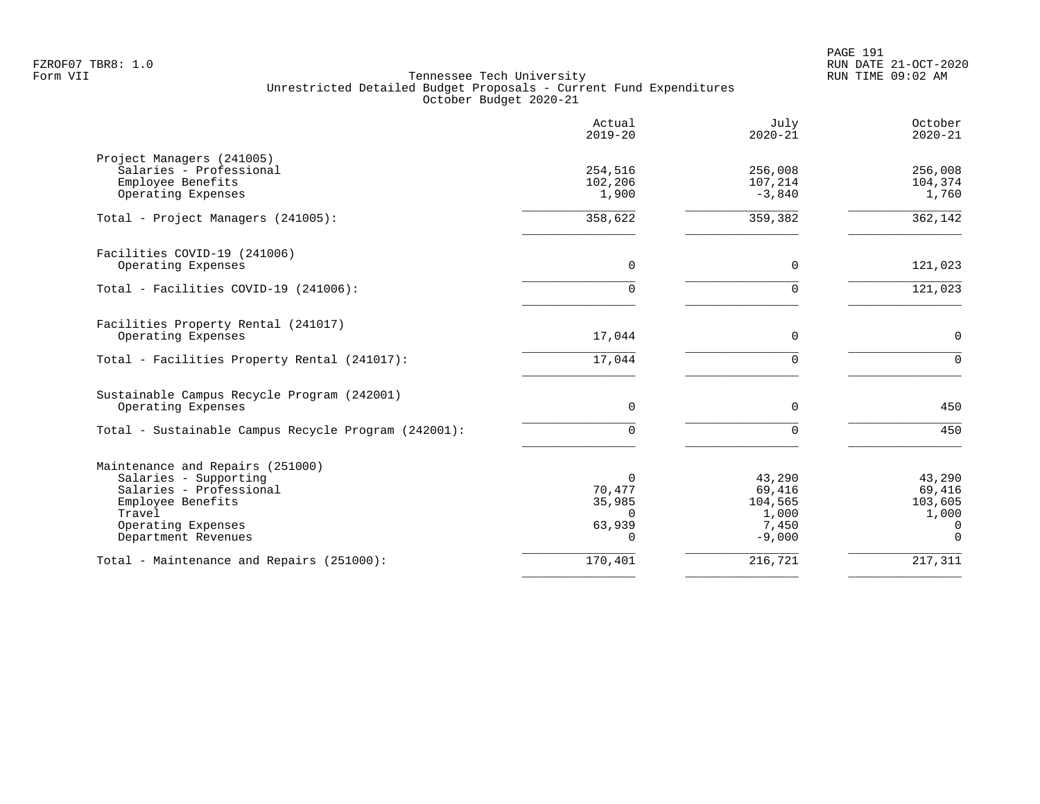FZROF07 TBR8: 1.0
Form VII

Tennessee Tech University
Unrestricted Detailed Budget Proposals - Current Fund Expenditures
October Budget 2020-21

RUN DATE 21-OCT-2020
RUN TIME 09:02 AM

| | Actual 2019-20 | July 2020-21 | October 2020-21 |
|---|---|---|---|
| **Project Managers (241005)** | | | |
| Salaries - Professional | 254,516 | 256,008 | 256,008 |
| Employee Benefits | 102,206 | 107,214 | 104,374 |
| Operating Expenses | 1,900 | -3,840 | 1,760 |
| Total - Project Managers (241005): | 358,622 | 359,382 | 362,142 |
| **Facilities COVID-19 (241006)** | | | |
| Operating Expenses | 0 | 0 | 121,023 |
| Total - Facilities COVID-19 (241006): | 0 | 0 | 121,023 |
| **Facilities Property Rental (241017)** | | | |
| Operating Expenses | 17,044 | 0 | 0 |
| Total - Facilities Property Rental (241017): | 17,044 | 0 | 0 |
| **Sustainable Campus Recycle Program (242001)** | | | |
| Operating Expenses | 0 | 0 | 450 |
| Total - Sustainable Campus Recycle Program (242001): | 0 | 0 | 450 |
| **Maintenance and Repairs (251000)** | | | |
| Salaries - Supporting | 0 | 43,290 | 43,290 |
| Salaries - Professional | 70,477 | 69,416 | 69,416 |
| Employee Benefits | 35,985 | 104,565 | 103,605 |
| Travel | 0 | 1,000 | 1,000 |
| Operating Expenses | 63,939 | 7,450 | 0 |
| Department Revenues | 0 | -9,000 | 0 |
| Total - Maintenance and Repairs (251000): | 170,401 | 216,721 | 217,311 |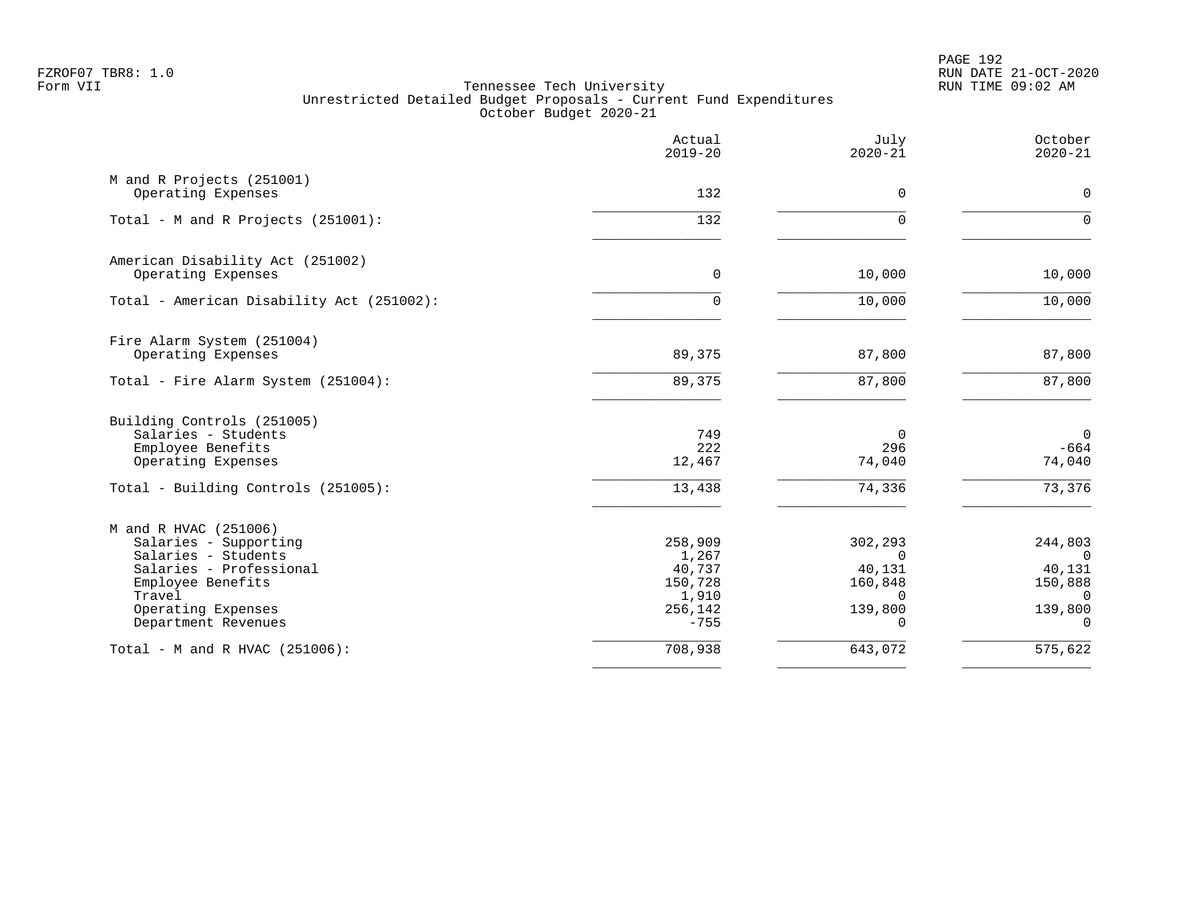FZROF07 TBR8: 1.0
Form VII

Tennessee Tech University
Unrestricted Detailed Budget Proposals - Current Fund Expenditures
October Budget 2020-21

RUN DATE 21-OCT-2020
RUN TIME 09:02 AM

| | Actual 2019-20 | July 2020-21 | October 2020-21 |
|---|---|---|---|
| **M and R Projects (251001)** | | | |
| Operating Expenses | 132 | 0 | 0 |
| Total - M and R Projects (251001): | 132 | 0 | 0 |
| **American Disability Act (251002)** | | | |
| Operating Expenses | 0 | 10,000 | 10,000 |
| Total - American Disability Act (251002): | 0 | 10,000 | 10,000 |
| **Fire Alarm System (251004)** | | | |
| Operating Expenses | 89,375 | 87,800 | 87,800 |
| Total - Fire Alarm System (251004): | 89,375 | 87,800 | 87,800 |
| **Building Controls (251005)** | | | |
| Salaries - Students | 749 | 0 | 0 |
| Employee Benefits | 222 | 296 | -664 |
| Operating Expenses | 12,467 | 74,040 | 74,040 |
| Total - Building Controls (251005): | 13,438 | 74,336 | 73,376 |
| **M and R HVAC (251006)** | | | |
| Salaries - Supporting | 258,909 | 302,293 | 244,803 |
| Salaries - Students | 1,267 | 0 | 0 |
| Salaries - Professional | 40,737 | 40,131 | 40,131 |
| Employee Benefits | 150,728 | 160,848 | 150,888 |
| Travel | 1,910 | 0 | 0 |
| Operating Expenses | 256,142 | 139,800 | 139,800 |
| Department Revenues | -755 | 0 | 0 |
| Total - M and R HVAC (251006): | 708,938 | 643,072 | 575,622 |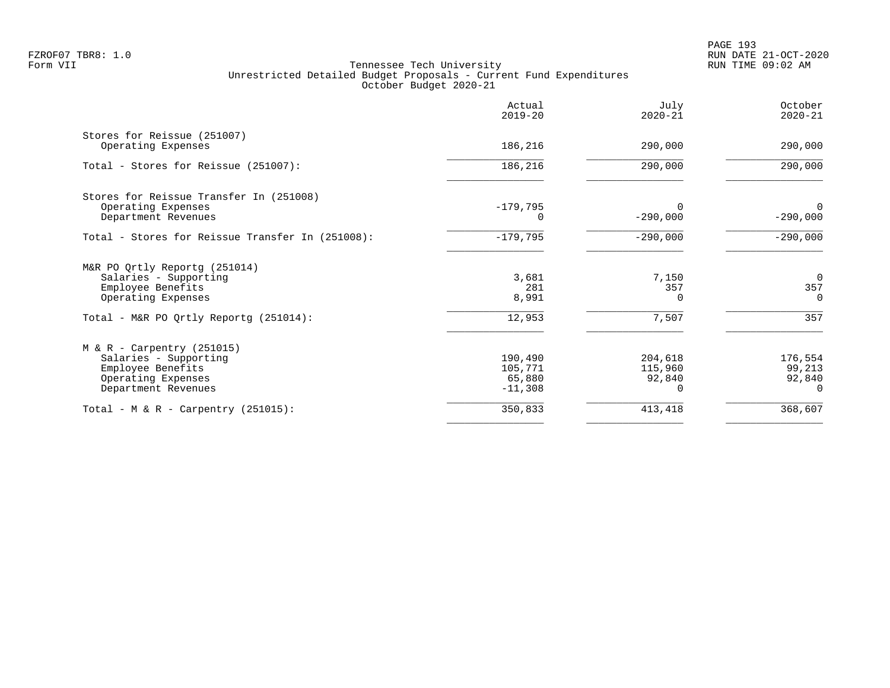FZROF07 TBR8: 1.0
Form VII

# Tennessee Tech University
## Unrestricted Detailed Budget Proposals - Current Fund Expenditures
### October Budget 2020-21

RUN DATE 21-OCT-2020
RUN TIME 09:02 AM

| | Actual 2019-20 | July 2020-21 | October 2020-21 |
|---|---|---|---|
| **Stores for Reissue (251007)** | | | |
| Operating Expenses | 186,216 | 290,000 | 290,000 |
| Total - Stores for Reissue (251007): | 186,216 | 290,000 | 290,000 |
| **Stores for Reissue Transfer In (251008)** | | | |
| Operating Expenses | -179,795 | 0 | 0 |
| Department Revenues | 0 | -290,000 | -290,000 |
| Total - Stores for Reissue Transfer In (251008): | -179,795 | -290,000 | -290,000 |
| **M&R PO Qrtly Reportg (251014)** | | | |
| Salaries - Supporting | 3,681 | 7,150 | 0 |
| Employee Benefits | 281 | 357 | 357 |
| Operating Expenses | 8,991 | 0 | 0 |
| Total - M&R PO Qrtly Reportg (251014): | 12,953 | 7,507 | 357 |
| **M & R - Carpentry (251015)** | | | |
| Salaries - Supporting | 190,490 | 204,618 | 176,554 |
| Employee Benefits | 105,771 | 115,960 | 99,213 |
| Operating Expenses | 65,880 | 92,840 | 92,840 |
| Department Revenues | -11,308 | 0 | 0 |
| Total - M & R - Carpentry (251015): | 350,833 | 413,418 | 368,607 |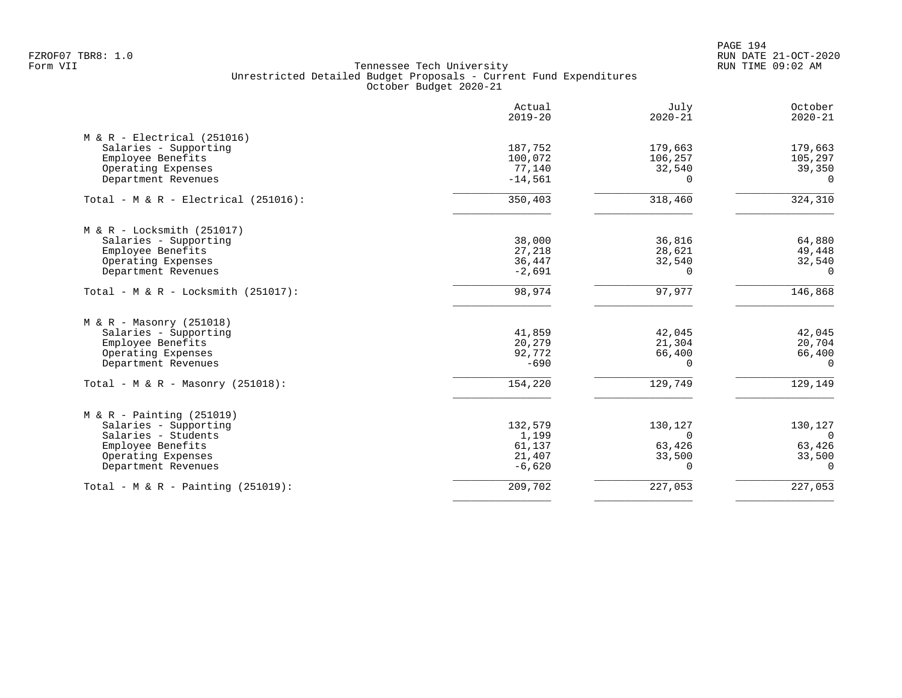FZROF07 TBR8: 1.0
Form VII

Tennessee Tech University
Unrestricted Detailed Budget Proposals - Current Fund Expenditures
October Budget 2020-21

RUN DATE 21-OCT-2020
RUN TIME 09:02 AM

| | Actual 2019-20 | July 2020-21 | October 2020-21 |
|---|---|---|---|
| **M & R - Electrical (251016)** | | | |
| Salaries - Supporting | 187,752 | 179,663 | 179,663 |
| Employee Benefits | 100,072 | 106,257 | 105,297 |
| Operating Expenses | 77,140 | 32,540 | 39,350 |
| Department Revenues | -14,561 | 0 | 0 |
| Total - M & R - Electrical (251016): | 350,403 | 318,460 | 324,310 |
| **M & R - Locksmith (251017)** | | | |
| Salaries - Supporting | 38,000 | 36,816 | 64,880 |
| Employee Benefits | 27,218 | 28,621 | 49,448 |
| Operating Expenses | 36,447 | 32,540 | 32,540 |
| Department Revenues | -2,691 | 0 | 0 |
| Total - M & R - Locksmith (251017): | 98,974 | 97,977 | 146,868 |
| **M & R - Masonry (251018)** | | | |
| Salaries - Supporting | 41,859 | 42,045 | 42,045 |
| Employee Benefits | 20,279 | 21,304 | 20,704 |
| Operating Expenses | 92,772 | 66,400 | 66,400 |
| Department Revenues | -690 | 0 | 0 |
| Total - M & R - Masonry (251018): | 154,220 | 129,749 | 129,149 |
| **M & R - Painting (251019)** | | | |
| Salaries - Supporting | 132,579 | 130,127 | 130,127 |
| Salaries - Students | 1,199 | 0 | 0 |
| Employee Benefits | 61,137 | 63,426 | 63,426 |
| Operating Expenses | 21,407 | 33,500 | 33,500 |
| Department Revenues | -6,620 | 0 | 0 |
| Total - M & R - Painting (251019): | 209,702 | 227,053 | 227,053 |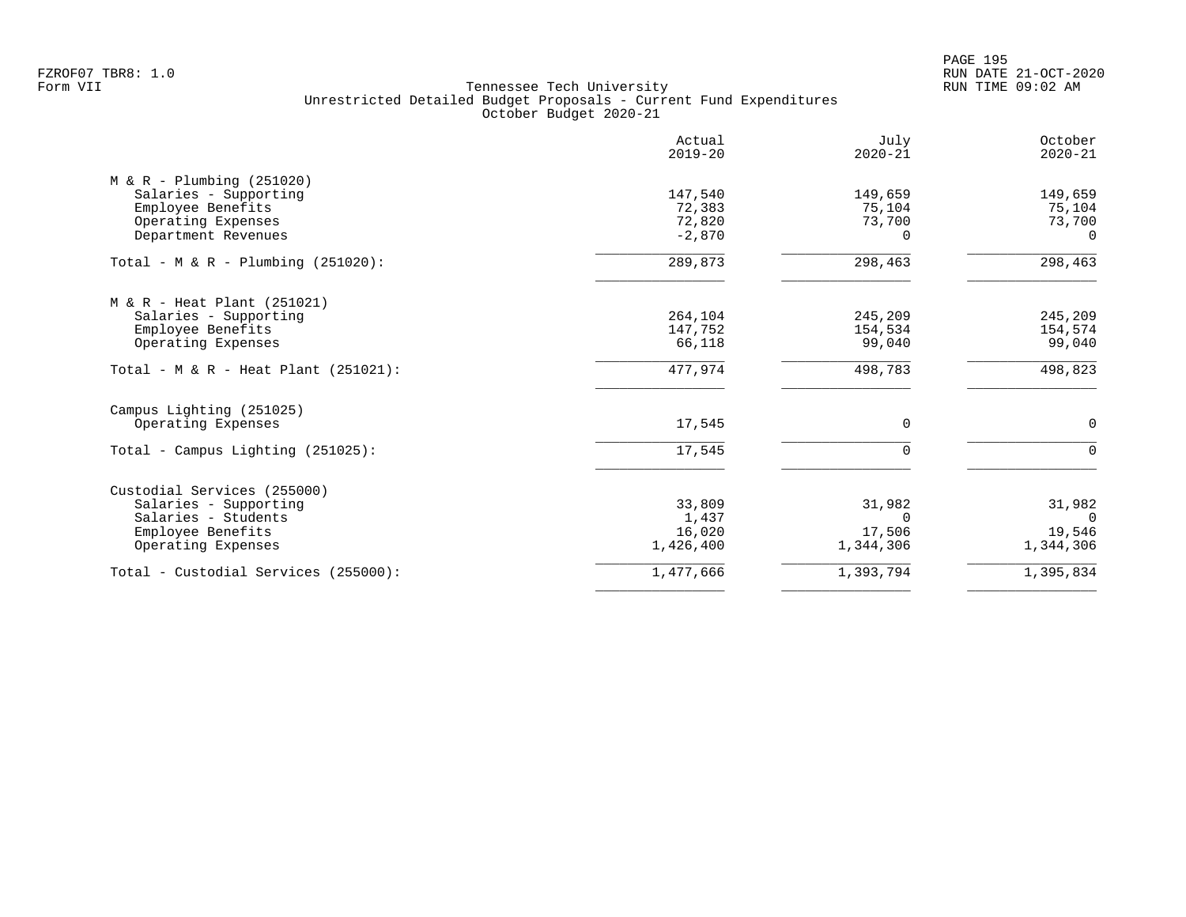FZROF07 TBR8: 1.0
Form VII

Tennessee Tech University
Unrestricted Detailed Budget Proposals - Current Fund Expenditures
October Budget 2020-21

RUN DATE 21-OCT-2020
RUN TIME 09:02 AM

| | Actual 2019-20 | July 2020-21 | October 2020-21 |
|---|---|---|---|
| M & R - Plumbing (251020) | | | |
| Salaries - Supporting | 147,540 | 149,659 | 149,659 |
| Employee Benefits | 72,383 | 75,104 | 75,104 |
| Operating Expenses | 72,820 | 73,700 | 73,700 |
| Department Revenues | -2,870 | 0 | 0 |
| Total - M & R - Plumbing (251020): | 289,873 | 298,463 | 298,463 |
| M & R - Heat Plant (251021) | | | |
| Salaries - Supporting | 264,104 | 245,209 | 245,209 |
| Employee Benefits | 147,752 | 154,534 | 154,574 |
| Operating Expenses | 66,118 | 99,040 | 99,040 |
| Total - M & R - Heat Plant (251021): | 477,974 | 498,783 | 498,823 |
| Campus Lighting (251025) | | | |
| Operating Expenses | 17,545 | 0 | 0 |
| Total - Campus Lighting (251025): | 17,545 | 0 | 0 |
| Custodial Services (255000) | | | |
| Salaries - Supporting | 33,809 | 31,982 | 31,982 |
| Salaries - Students | 1,437 | 0 | 0 |
| Employee Benefits | 16,020 | 17,506 | 19,546 |
| Operating Expenses | 1,426,400 | 1,344,306 | 1,344,306 |
| Total - Custodial Services (255000): | 1,477,666 | 1,393,794 | 1,395,834 |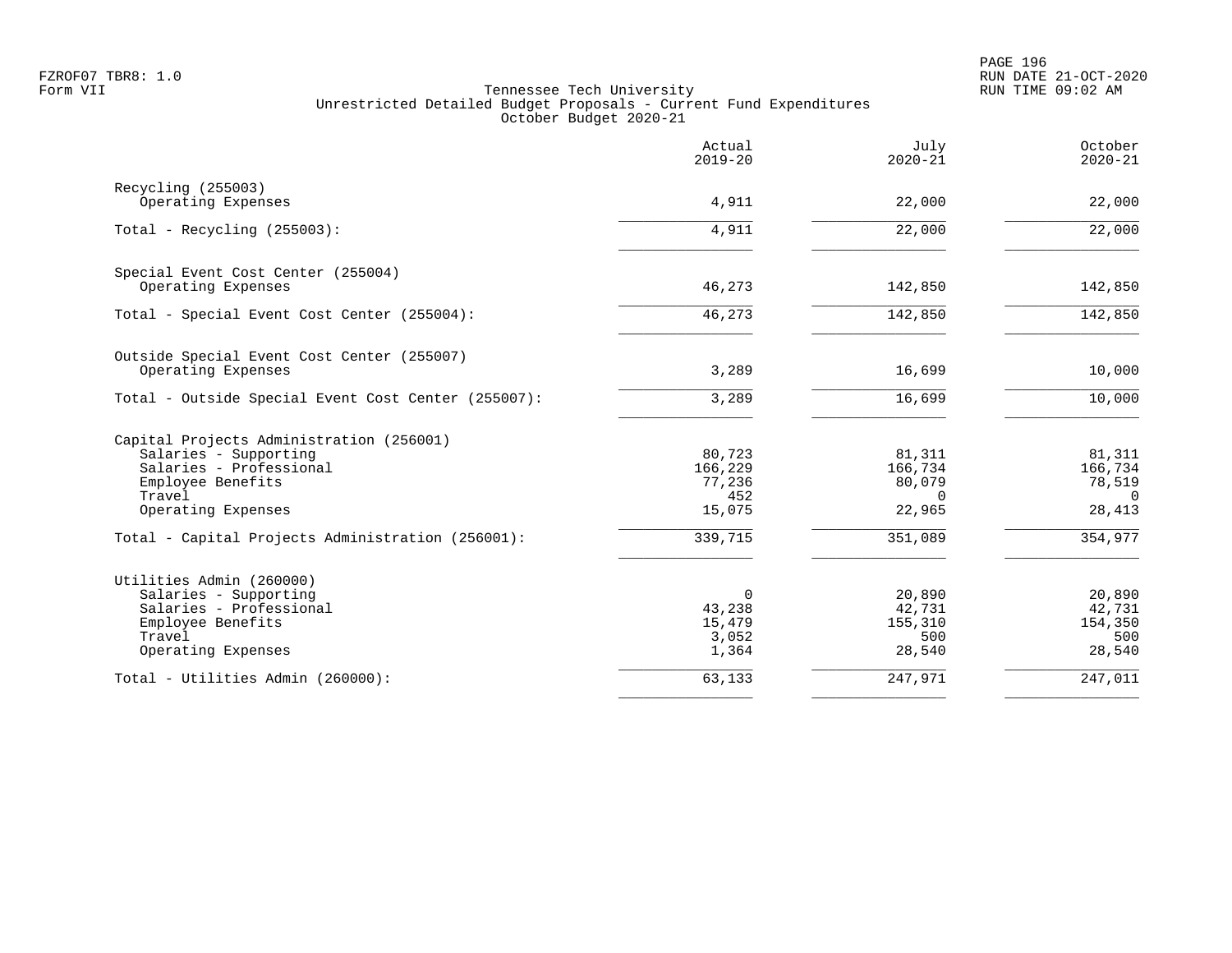FZROF07 TBR8: 1.0
Form VII

Tennessee Tech University
Unrestricted Detailed Budget Proposals - Current Fund Expenditures
October Budget 2020-21

RUN DATE 21-OCT-2020
RUN TIME 09:02 AM

| | Actual 2019-20 | July 2020-21 | October 2020-21 |
|---|---|---|---|
| **Recycling (255003)** | | | |
| Operating Expenses | 4,911 | 22,000 | 22,000 |
| Total - Recycling (255003): | 4,911 | 22,000 | 22,000 |
| **Special Event Cost Center (255004)** | | | |
| Operating Expenses | 46,273 | 142,850 | 142,850 |
| Total - Special Event Cost Center (255004): | 46,273 | 142,850 | 142,850 |
| **Outside Special Event Cost Center (255007)** | | | |
| Operating Expenses | 3,289 | 16,699 | 10,000 |
| Total - Outside Special Event Cost Center (255007): | 3,289 | 16,699 | 10,000 |
| **Capital Projects Administration (256001)** | | | |
| Salaries - Supporting | 80,723 | 81,311 | 81,311 |
| Salaries - Professional | 166,229 | 166,734 | 166,734 |
| Employee Benefits | 77,236 | 80,079 | 78,519 |
| Travel | 452 | 0 | 0 |
| Operating Expenses | 15,075 | 22,965 | 28,413 |
| Total - Capital Projects Administration (256001): | 339,715 | 351,089 | 354,977 |
| **Utilities Admin (260000)** | | | |
| Salaries - Supporting | 0 | 20,890 | 20,890 |
| Salaries - Professional | 43,238 | 42,731 | 42,731 |
| Employee Benefits | 15,479 | 155,310 | 154,350 |
| Travel | 3,052 | 500 | 500 |
| Operating Expenses | 1,364 | 28,540 | 28,540 |
| Total - Utilities Admin (260000): | 63,133 | 247,971 | 247,011 |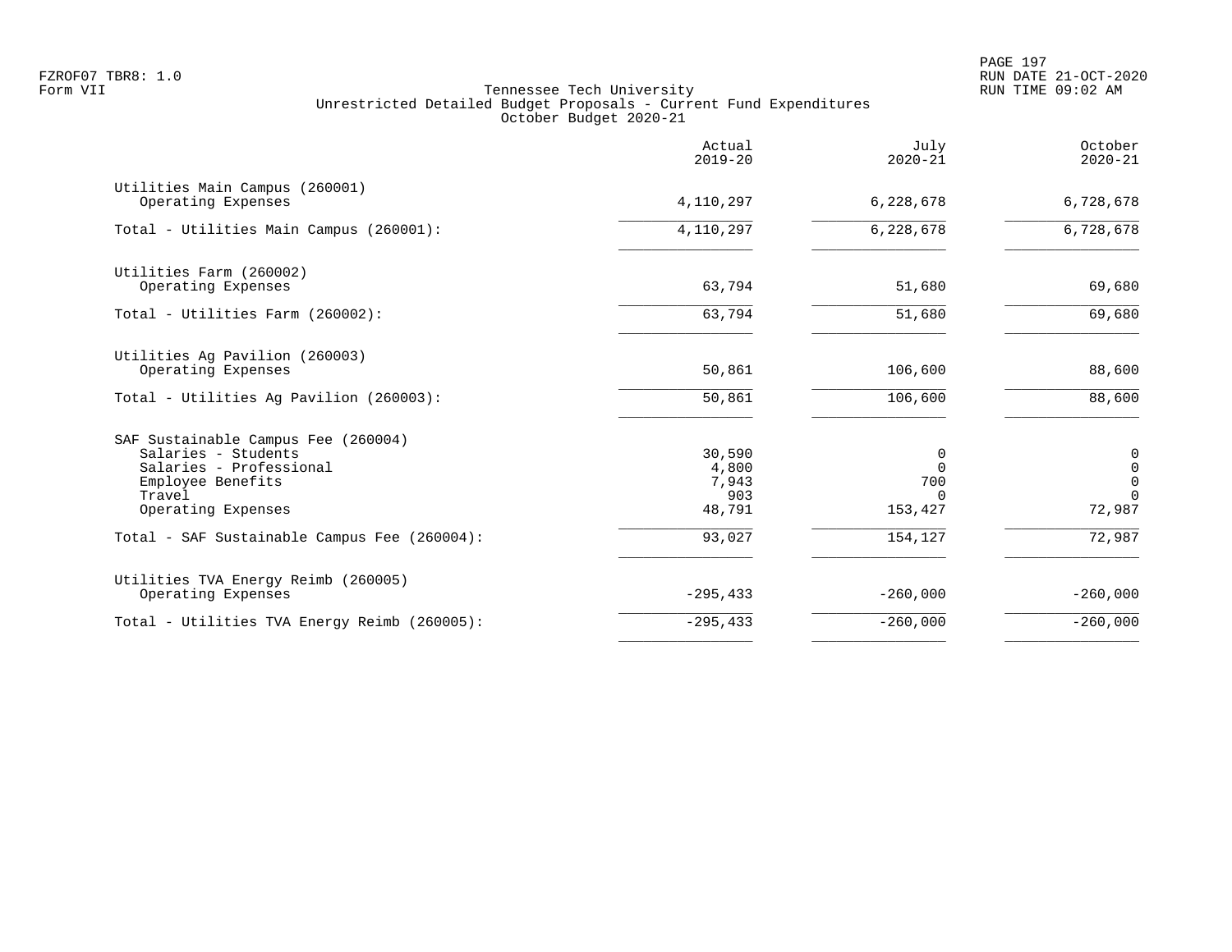Tennessee Tech University
Unrestricted Detailed Budget Proposals - Current Fund Expenditures
October Budget 2020-21

| | Actual 2019-20 | July 2020-21 | October 2020-21 |
|---|---|---|---|
| Utilities Main Campus (260001) | | | |
| Operating Expenses | 4,110,297 | 6,228,678 | 6,728,678 |
| Total - Utilities Main Campus (260001): | 4,110,297 | 6,228,678 | 6,728,678 |
| Utilities Farm (260002) | | | |
| Operating Expenses | 63,794 | 51,680 | 69,680 |
| Total - Utilities Farm (260002): | 63,794 | 51,680 | 69,680 |
| Utilities Ag Pavilion (260003) | | | |
| Operating Expenses | 50,861 | 106,600 | 88,600 |
| Total - Utilities Ag Pavilion (260003): | 50,861 | 106,600 | 88,600 |
| SAF Sustainable Campus Fee (260004) | | | |
| Salaries - Students | 30,590 | 0 | 0 |
| Salaries - Professional | 4,800 | 0 | 0 |
| Employee Benefits | 7,943 | 700 | 0 |
| Travel | 903 | 0 | 0 |
| Operating Expenses | 48,791 | 153,427 | 72,987 |
| Total - SAF Sustainable Campus Fee (260004): | 93,027 | 154,127 | 72,987 |
| Utilities TVA Energy Reimb (260005) | | | |
| Operating Expenses | -295,433 | -260,000 | -260,000 |
| Total - Utilities TVA Energy Reimb (260005): | -295,433 | -260,000 | -260,000 |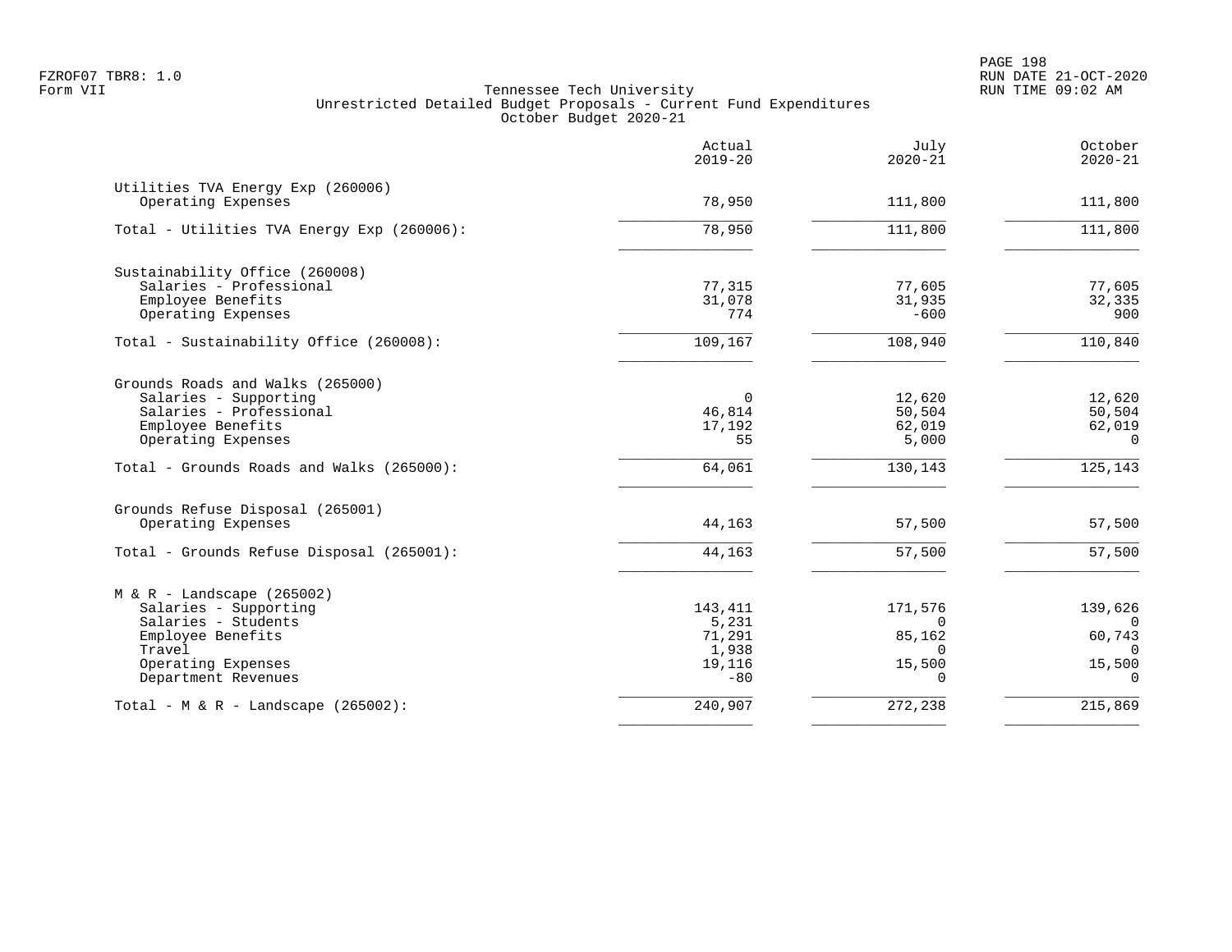FZROF07 TBR8: 1.0
Form VII

# Tennessee Tech University
## Unrestricted Detailed Budget Proposals - Current Fund Expenditures
### October Budget 2020-21

| | Actual 2019-20 | July 2020-21 | October 2020-21 |
|---|---|---|---|
| **Utilities TVA Energy Exp (260006)** | | | |
| Operating Expenses | 78,950 | 111,800 | 111,800 |
| Total - Utilities TVA Energy Exp (260006): | 78,950 | 111,800 | 111,800 |
| **Sustainability Office (260008)** | | | |
| Salaries - Professional | 77,315 | 77,605 | 77,605 |
| Employee Benefits | 31,078 | 31,935 | 32,335 |
| Operating Expenses | 774 | -600 | 900 |
| Total - Sustainability Office (260008): | 109,167 | 108,940 | 110,840 |
| **Grounds Roads and Walks (265000)** | | | |
| Salaries - Supporting | 0 | 12,620 | 12,620 |
| Salaries - Professional | 46,814 | 50,504 | 50,504 |
| Employee Benefits | 17,192 | 62,019 | 62,019 |
| Operating Expenses | 55 | 5,000 | 0 |
| Total - Grounds Roads and Walks (265000): | 64,061 | 130,143 | 125,143 |
| **Grounds Refuse Disposal (265001)** | | | |
| Operating Expenses | 44,163 | 57,500 | 57,500 |
| Total - Grounds Refuse Disposal (265001): | 44,163 | 57,500 | 57,500 |
| **M & R - Landscape (265002)** | | | |
| Salaries - Supporting | 143,411 | 171,576 | 139,626 |
| Salaries - Students | 5,231 | 0 | 0 |
| Employee Benefits | 71,291 | 85,162 | 60,743 |
| Travel | 1,938 | 0 | 0 |
| Operating Expenses | 19,116 | 15,500 | 15,500 |
| Department Revenues | -80 | 0 | 0 |
| Total - M & R - Landscape (265002): | 240,907 | 272,238 | 215,869 |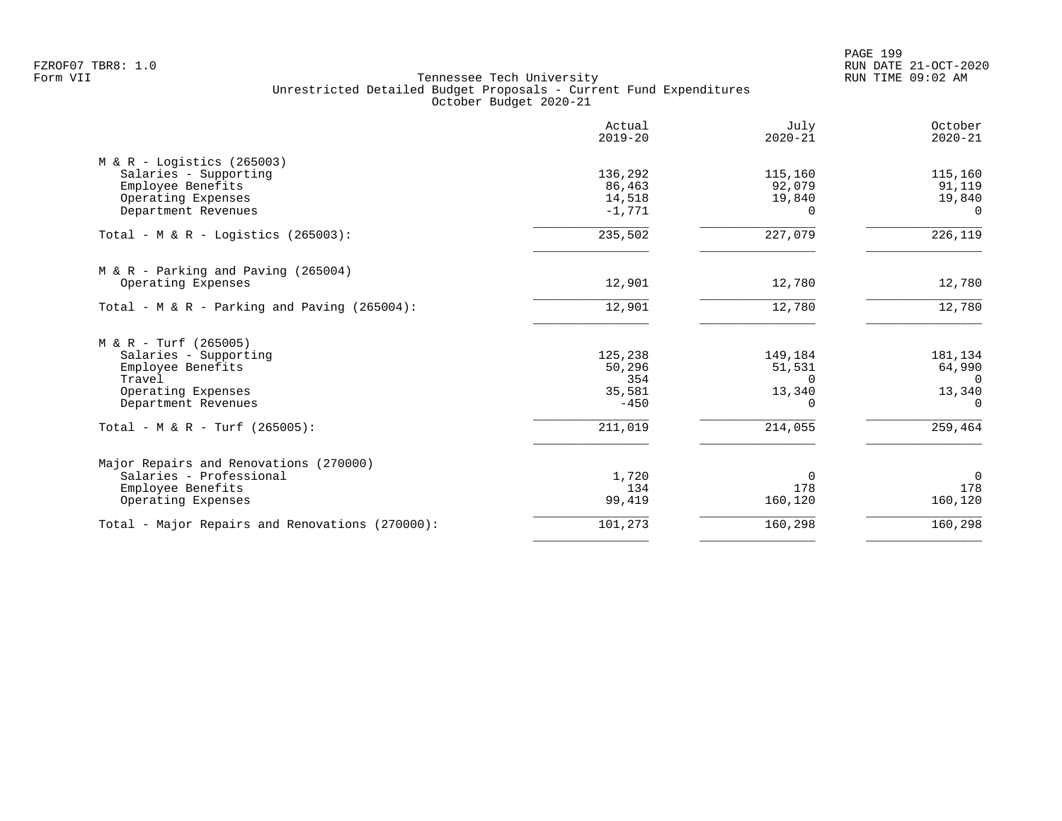Tennessee Tech University
Unrestricted Detailed Budget Proposals - Current Fund Expenditures
October Budget 2020-21

| | Actual 2019-20 | July 2020-21 | October 2020-21 |
|---|---|---|---|
| **M & R - Logistics (265003)** | | | |
| Salaries - Supporting | 136,292 | 115,160 | 115,160 |
| Employee Benefits | 86,463 | 92,079 | 91,119 |
| Operating Expenses | 14,518 | 19,840 | 19,840 |
| Department Revenues | -1,771 | 0 | 0 |
| Total - M & R - Logistics (265003): | 235,502 | 227,079 | 226,119 |
| **M & R - Parking and Paving (265004)** | | | |
| Operating Expenses | 12,901 | 12,780 | 12,780 |
| Total - M & R - Parking and Paving (265004): | 12,901 | 12,780 | 12,780 |
| **M & R - Turf (265005)** | | | |
| Salaries - Supporting | 125,238 | 149,184 | 181,134 |
| Employee Benefits | 50,296 | 51,531 | 64,990 |
| Travel | 354 | 0 | 0 |
| Operating Expenses | 35,581 | 13,340 | 13,340 |
| Department Revenues | -450 | 0 | 0 |
| Total - M & R - Turf (265005): | 211,019 | 214,055 | 259,464 |
| **Major Repairs and Renovations (270000)** | | | |
| Salaries - Professional | 1,720 | 0 | 0 |
| Employee Benefits | 134 | 178 | 178 |
| Operating Expenses | 99,419 | 160,120 | 160,120 |
| Total - Major Repairs and Renovations (270000): | 101,273 | 160,298 | 160,298 |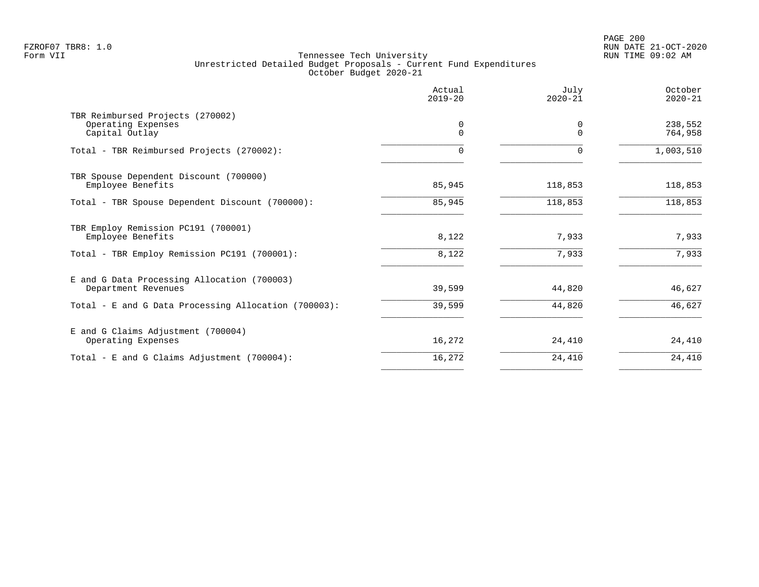FZROF07 TBR8: 1.0
Form VII

Tennessee Tech University
Unrestricted Detailed Budget Proposals - Current Fund Expenditures
October Budget 2020-21

PAGE 200
RUN DATE 21-OCT-2020
RUN TIME 09:02 AM

| | Actual 2019-20 | July 2020-21 | October 2020-21 |
|---|---|---|---|
| TBR Reimbursed Projects (270002) | | | |
| Operating Expenses | 0 | 0 | 238,552 |
| Capital Outlay | 0 | 0 | 764,958 |
| Total - TBR Reimbursed Projects (270002): | 0 | 0 | 1,003,510 |
| TBR Spouse Dependent Discount (700000) | | | |
| Employee Benefits | 85,945 | 118,853 | 118,853 |
| Total - TBR Spouse Dependent Discount (700000): | 85,945 | 118,853 | 118,853 |
| TBR Employ Remission PC191 (700001) | | | |
| Employee Benefits | 8,122 | 7,933 | 7,933 |
| Total - TBR Employ Remission PC191 (700001): | 8,122 | 7,933 | 7,933 |
| E and G Data Processing Allocation (700003) | | | |
| Department Revenues | 39,599 | 44,820 | 46,627 |
| Total - E and G Data Processing Allocation (700003): | 39,599 | 44,820 | 46,627 |
| E and G Claims Adjustment (700004) | | | |
| Operating Expenses | 16,272 | 24,410 | 24,410 |
| Total - E and G Claims Adjustment (700004): | 16,272 | 24,410 | 24,410 |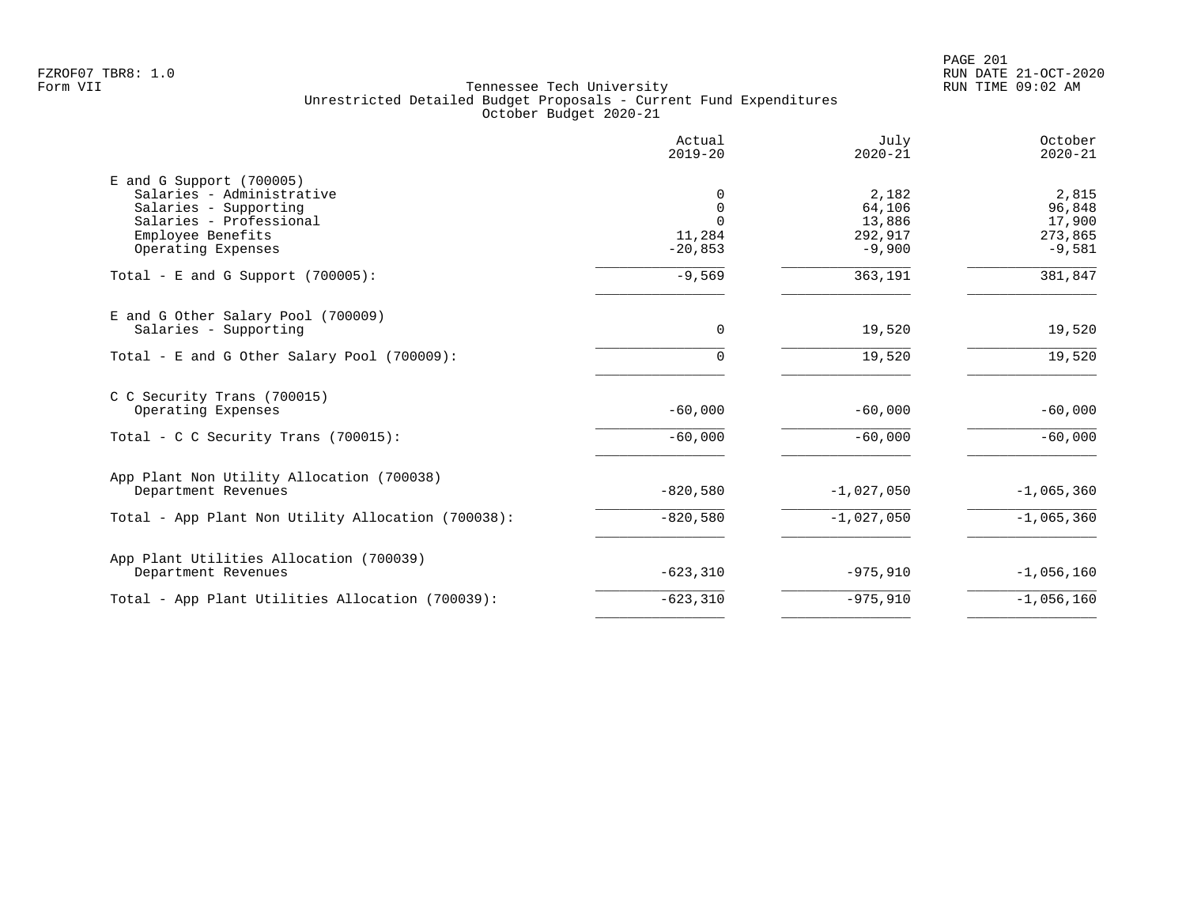Tennessee Tech University
Unrestricted Detailed Budget Proposals - Current Fund Expenditures
October Budget 2020-21

FZROF07 TBR8: 1.0
Form VII

RUN DATE 21-OCT-2020
RUN TIME 09:02 AM

| | Actual 2019-20 | July 2020-21 | October 2020-21 |
|---|---|---|---|
| **E and G Support (700005)** | | | |
| Salaries - Administrative | 0 | 2,182 | 2,815 |
| Salaries - Supporting | 0 | 64,106 | 96,848 |
| Salaries - Professional | 0 | 13,886 | 17,900 |
| Employee Benefits | 11,284 | 292,917 | 273,865 |
| Operating Expenses | -20,853 | -9,900 | -9,581 |
| Total - E and G Support (700005): | -9,569 | 363,191 | 381,847 |
| **E and G Other Salary Pool (700009)** | | | |
| Salaries - Supporting | 0 | 19,520 | 19,520 |
| Total - E and G Other Salary Pool (700009): | 0 | 19,520 | 19,520 |
| **C C Security Trans (700015)** | | | |
| Operating Expenses | -60,000 | -60,000 | -60,000 |
| Total - C C Security Trans (700015): | -60,000 | -60,000 | -60,000 |
| **App Plant Non Utility Allocation (700038)** | | | |
| Department Revenues | -820,580 | -1,027,050 | -1,065,360 |
| Total - App Plant Non Utility Allocation (700038): | -820,580 | -1,027,050 | -1,065,360 |
| **App Plant Utilities Allocation (700039)** | | | |
| Department Revenues | -623,310 | -975,910 | -1,056,160 |
| Total - App Plant Utilities Allocation (700039): | -623,310 | -975,910 | -1,056,160 |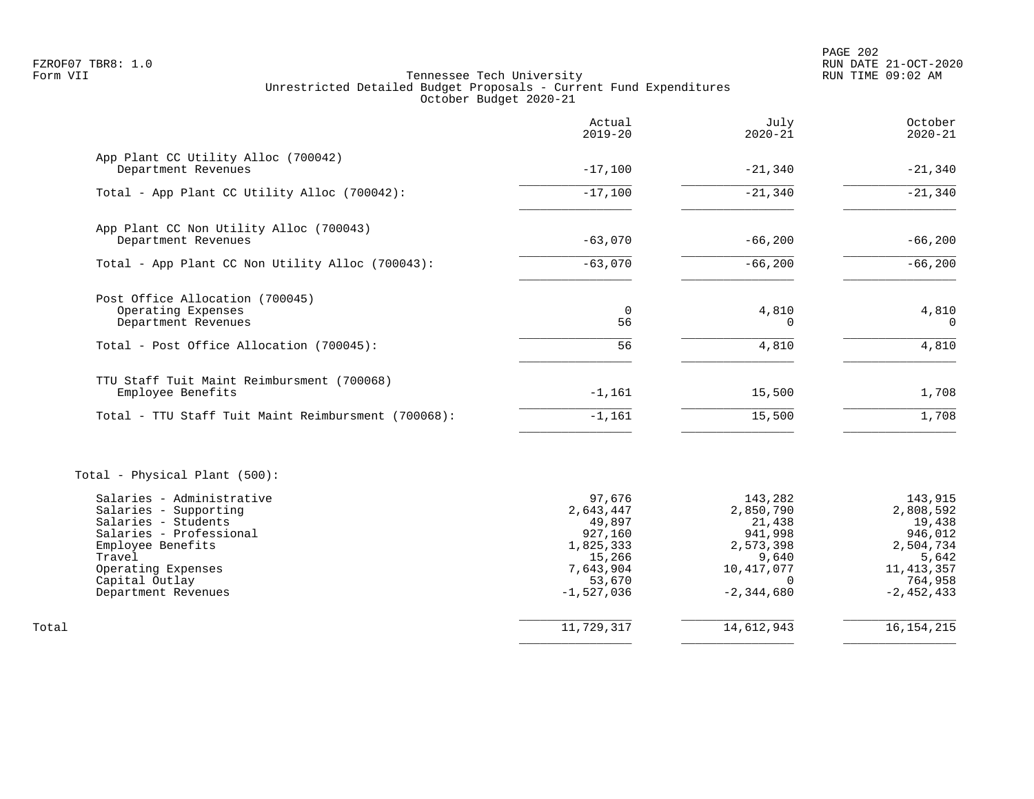FZROF07 TBR8: 1.0
Form VII

Tennessee Tech University
Unrestricted Detailed Budget Proposals - Current Fund Expenditures
October Budget 2020-21

RUN DATE 21-OCT-2020
RUN TIME 09:02 AM

| | Actual 2019-20 | July 2020-21 | October 2020-21 |
|---|---|---|---|
| **App Plant CC Utility Alloc (700042)** | | | |
| Department Revenues | -17,100 | -21,340 | -21,340 |
| Total - App Plant CC Utility Alloc (700042): | -17,100 | -21,340 | -21,340 |
| **App Plant CC Non Utility Alloc (700043)** | | | |
| Department Revenues | -63,070 | -66,200 | -66,200 |
| Total - App Plant CC Non Utility Alloc (700043): | -63,070 | -66,200 | -66,200 |
| **Post Office Allocation (700045)** | | | |
| Operating Expenses | 0 | 4,810 | 4,810 |
| Department Revenues | 56 | 0 | 0 |
| Total - Post Office Allocation (700045): | 56 | 4,810 | 4,810 |
| **TTU Staff Tuit Maint Reimbursment (700068)** | | | |
| Employee Benefits | -1,161 | 15,500 | 1,708 |
| Total - TTU Staff Tuit Maint Reimbursment (700068): | -1,161 | 15,500 | 1,708 |
| **Total - Physical Plant (500):** | | | |
| Salaries - Administrative | 97,676 | 143,282 | 143,915 |
| Salaries - Supporting | 2,643,447 | 2,850,790 | 2,808,592 |
| Salaries - Students | 49,897 | 21,438 | 19,438 |
| Salaries - Professional | 927,160 | 941,998 | 946,012 |
| Employee Benefits | 1,825,333 | 2,573,398 | 2,504,734 |
| Travel | 15,266 | 9,640 | 5,642 |
| Operating Expenses | 7,643,904 | 10,417,077 | 11,413,357 |
| Capital Outlay | 53,670 | 0 | 764,958 |
| Department Revenues | -1,527,036 | -2,344,680 | -2,452,433 |
| **Total** | 11,729,317 | 14,612,943 | 16,154,215 |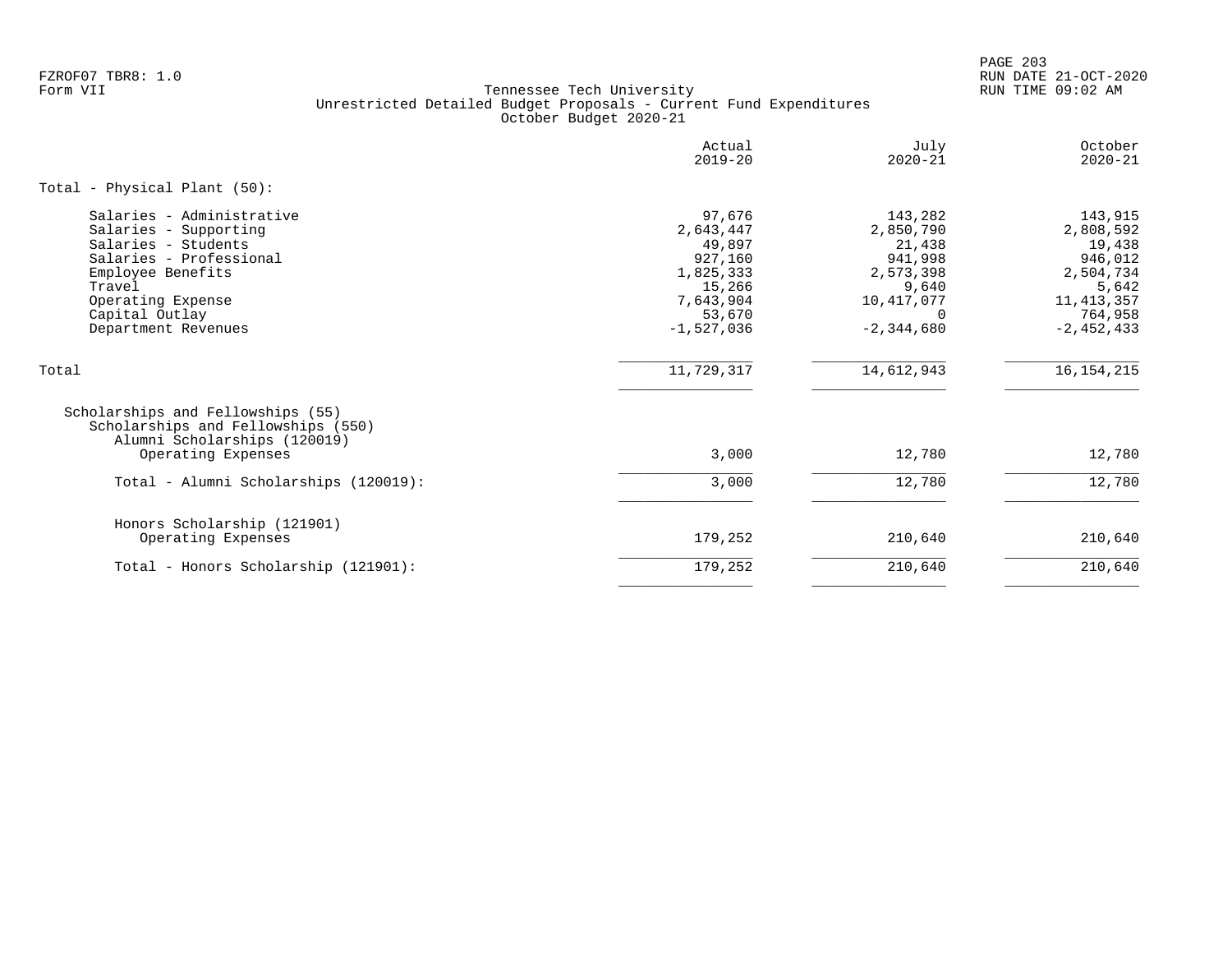FZROF07 TBR8: 1.0
Form VII

Tennessee Tech University
Unrestricted Detailed Budget Proposals - Current Fund Expenditures
October Budget 2020-21

| | Actual 2019-20 | July 2020-21 | October 2020-21 |
|---|---|---|---|
| **Total - Physical Plant (50):** | | | |
| Salaries - Administrative | 97,676 | 143,282 | 143,915 |
| Salaries - Supporting | 2,643,447 | 2,850,790 | 2,808,592 |
| Salaries - Students | 49,897 | 21,438 | 19,438 |
| Salaries - Professional | 927,160 | 941,998 | 946,012 |
| Employee Benefits | 1,825,333 | 2,573,398 | 2,504,734 |
| Travel | 15,266 | 9,640 | 5,642 |
| Operating Expense | 7,643,904 | 10,417,077 | 11,413,357 |
| Capital Outlay | 53,670 | 0 | 764,958 |
| Department Revenues | -1,527,036 | -2,344,680 | -2,452,433 |
| Total | 11,729,317 | 14,612,943 | 16,154,215 |
| Scholarships and Fellowships (55) | | | |
| Scholarships and Fellowships (550) | | | |
| Alumni Scholarships (120019) | | | |
| Operating Expenses | 3,000 | 12,780 | 12,780 |
| Total - Alumni Scholarships (120019): | 3,000 | 12,780 | 12,780 |
| Honors Scholarship (121901) | | | |
| Operating Expenses | 179,252 | 210,640 | 210,640 |
| Total - Honors Scholarship (121901): | 179,252 | 210,640 | 210,640 |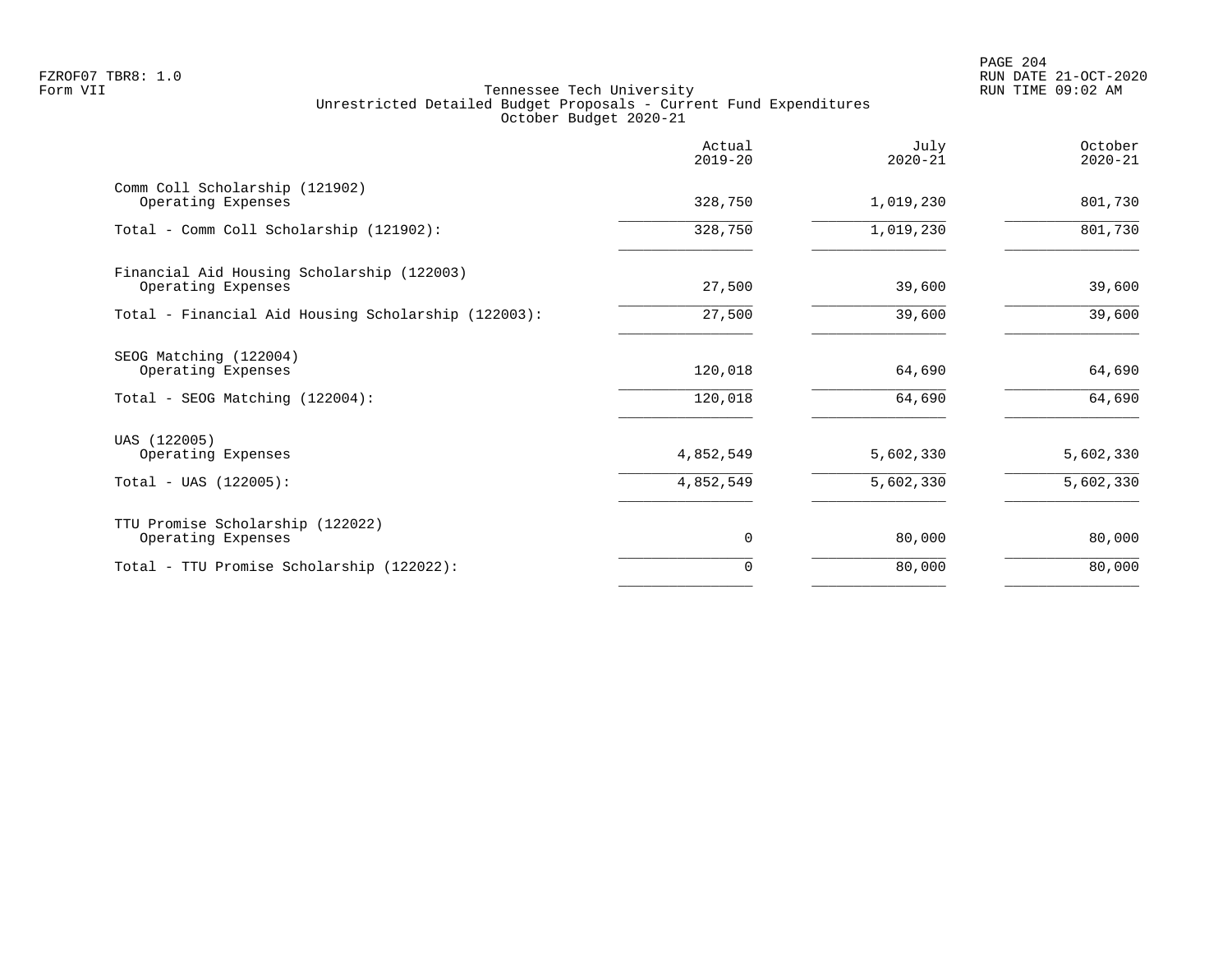FZROF07 TBR8: 1.0
Form VII

Tennessee Tech University
Unrestricted Detailed Budget Proposals - Current Fund Expenditures
October Budget 2020-21

RUN DATE 21-OCT-2020
RUN TIME 09:02 AM

| | Actual 2019-20 | July 2020-21 | October 2020-21 |
|---|---|---|---|
| Comm Coll Scholarship (121902) | | | |
| Operating Expenses | 328,750 | 1,019,230 | 801,730 |
| Total - Comm Coll Scholarship (121902): | 328,750 | 1,019,230 | 801,730 |
| Financial Aid Housing Scholarship (122003) | | | |
| Operating Expenses | 27,500 | 39,600 | 39,600 |
| Total - Financial Aid Housing Scholarship (122003): | 27,500 | 39,600 | 39,600 |
| SEOG Matching (122004) | | | |
| Operating Expenses | 120,018 | 64,690 | 64,690 |
| Total - SEOG Matching (122004): | 120,018 | 64,690 | 64,690 |
| UAS (122005) | | | |
| Operating Expenses | 4,852,549 | 5,602,330 | 5,602,330 |
| Total - UAS (122005): | 4,852,549 | 5,602,330 | 5,602,330 |
| TTU Promise Scholarship (122022) | | | |
| Operating Expenses | 0 | 80,000 | 80,000 |
| Total - TTU Promise Scholarship (122022): | 0 | 80,000 | 80,000 |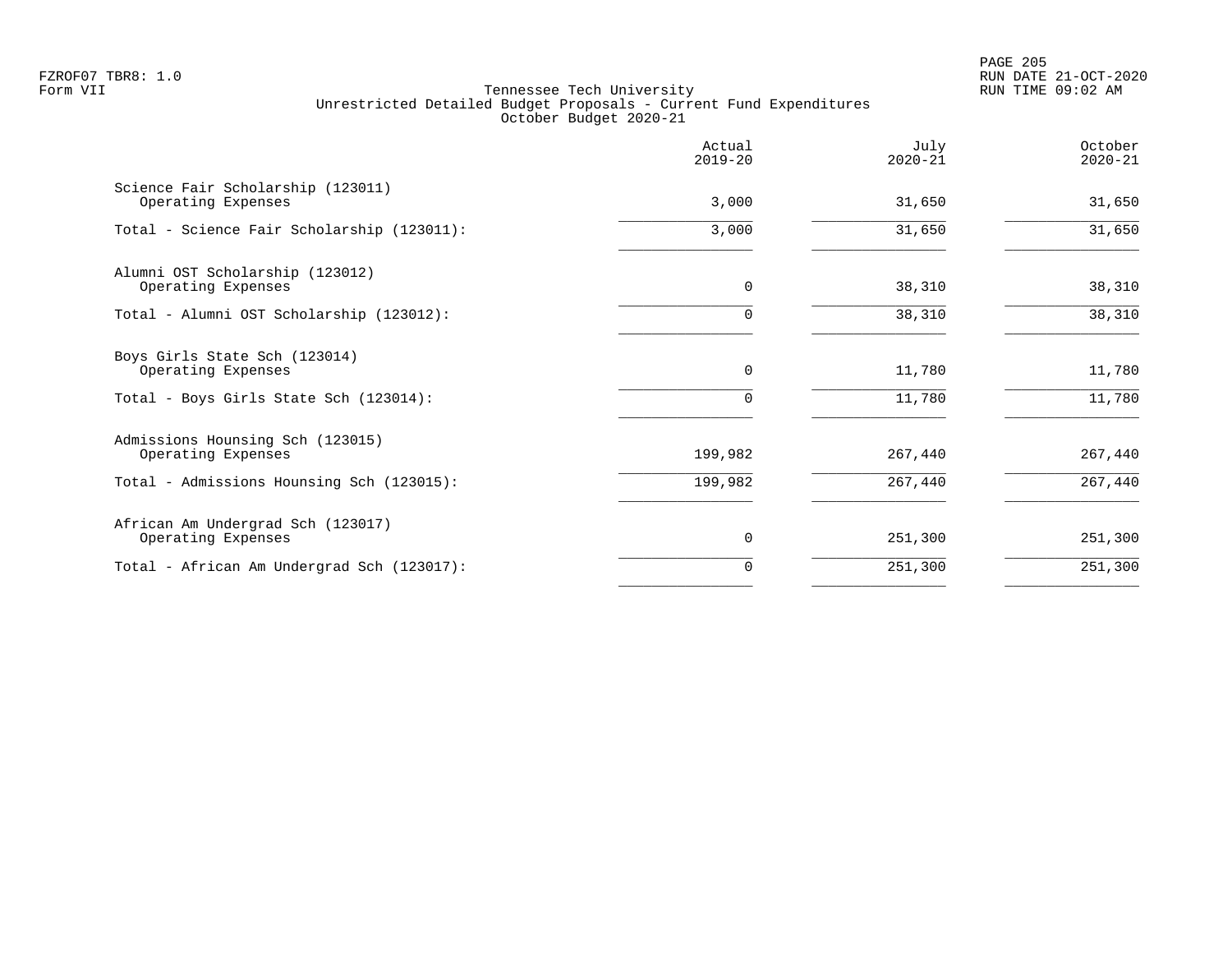Tennessee Tech University
Unrestricted Detailed Budget Proposals - Current Fund Expenditures
October Budget 2020-21

| | Actual 2019-20 | July 2020-21 | October 2020-21 |
|---|---|---|---|
| Science Fair Scholarship (123011) | | | |
| Operating Expenses | 3,000 | 31,650 | 31,650 |
| Total - Science Fair Scholarship (123011): | 3,000 | 31,650 | 31,650 |
| Alumni OST Scholarship (123012) | | | |
| Operating Expenses | 0 | 38,310 | 38,310 |
| Total - Alumni OST Scholarship (123012): | 0 | 38,310 | 38,310 |
| Boys Girls State Sch (123014) | | | |
| Operating Expenses | 0 | 11,780 | 11,780 |
| Total - Boys Girls State Sch (123014): | 0 | 11,780 | 11,780 |
| Admissions Hounsing Sch (123015) | | | |
| Operating Expenses | 199,982 | 267,440 | 267,440 |
| Total - Admissions Hounsing Sch (123015): | 199,982 | 267,440 | 267,440 |
| African Am Undergrad Sch (123017) | | | |
| Operating Expenses | 0 | 251,300 | 251,300 |
| Total - African Am Undergrad Sch (123017): | 0 | 251,300 | 251,300 |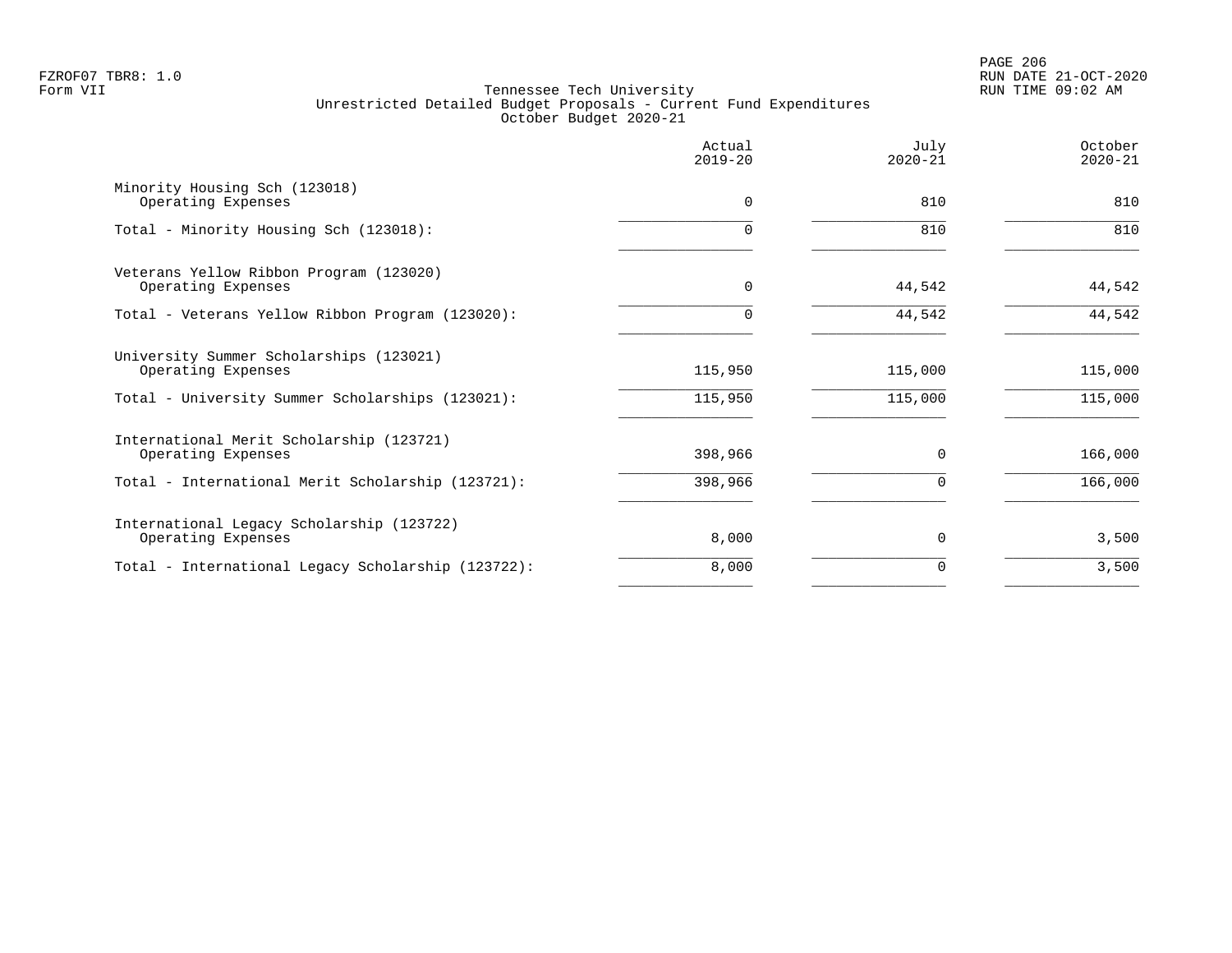Tennessee Tech University
Unrestricted Detailed Budget Proposals - Current Fund Expenditures
October Budget 2020-21

| | Actual 2019-20 | July 2020-21 | October 2020-21 |
|---|---|---|---|
| **Minority Housing Sch (123018)** | | | |
| Operating Expenses | 0 | 810 | 810 |
| Total - Minority Housing Sch (123018): | 0 | 810 | 810 |
| **Veterans Yellow Ribbon Program (123020)** | | | |
| Operating Expenses | 0 | 44,542 | 44,542 |
| Total - Veterans Yellow Ribbon Program (123020): | 0 | 44,542 | 44,542 |
| **University Summer Scholarships (123021)** | | | |
| Operating Expenses | 115,950 | 115,000 | 115,000 |
| Total - University Summer Scholarships (123021): | 115,950 | 115,000 | 115,000 |
| **International Merit Scholarship (123721)** | | | |
| Operating Expenses | 398,966 | 0 | 166,000 |
| Total - International Merit Scholarship (123721): | 398,966 | 0 | 166,000 |
| **International Legacy Scholarship (123722)** | | | |
| Operating Expenses | 8,000 | 0 | 3,500 |
| Total - International Legacy Scholarship (123722): | 8,000 | 0 | 3,500 |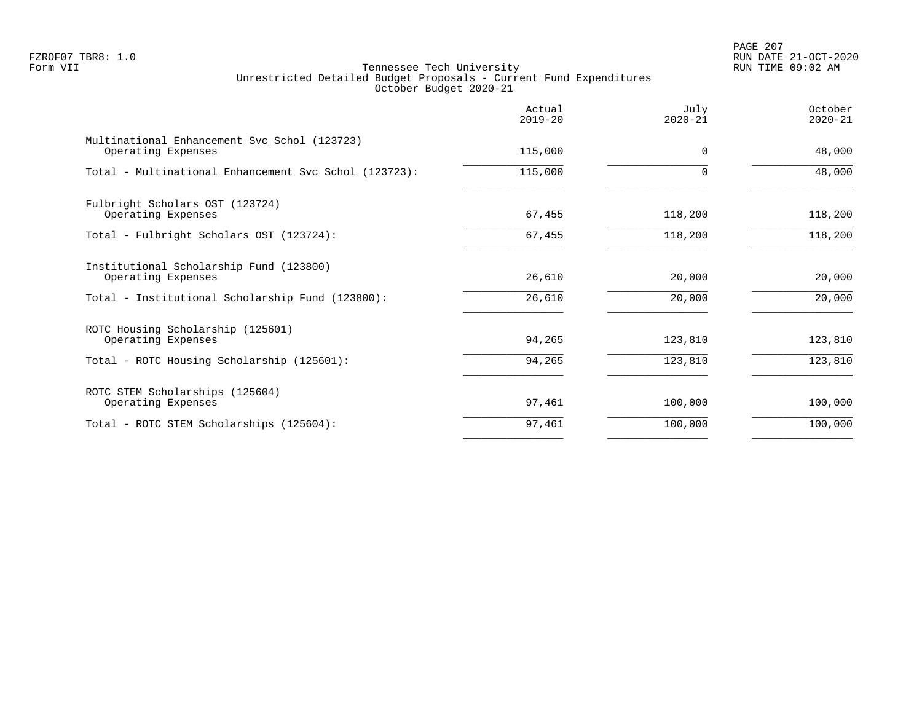FZROF07 TBR8: 1.0
Form VII

Tennessee Tech University
Unrestricted Detailed Budget Proposals - Current Fund Expenditures
October Budget 2020-21

| | Actual 2019-20 | July 2020-21 | October 2020-21 |
|---|---|---|---|
| Multinational Enhancement Svc Schol (123723) | | | |
| Operating Expenses | 115,000 | 0 | 48,000 |
| Total - Multinational Enhancement Svc Schol (123723): | 115,000 | 0 | 48,000 |
| Fulbright Scholars OST (123724) | | | |
| Operating Expenses | 67,455 | 118,200 | 118,200 |
| Total - Fulbright Scholars OST (123724): | 67,455 | 118,200 | 118,200 |
| Institutional Scholarship Fund (123800) | | | |
| Operating Expenses | 26,610 | 20,000 | 20,000 |
| Total - Institutional Scholarship Fund (123800): | 26,610 | 20,000 | 20,000 |
| ROTC Housing Scholarship (125601) | | | |
| Operating Expenses | 94,265 | 123,810 | 123,810 |
| Total - ROTC Housing Scholarship (125601): | 94,265 | 123,810 | 123,810 |
| ROTC STEM Scholarships (125604) | | | |
| Operating Expenses | 97,461 | 100,000 | 100,000 |
| Total - ROTC STEM Scholarships (125604): | 97,461 | 100,000 | 100,000 |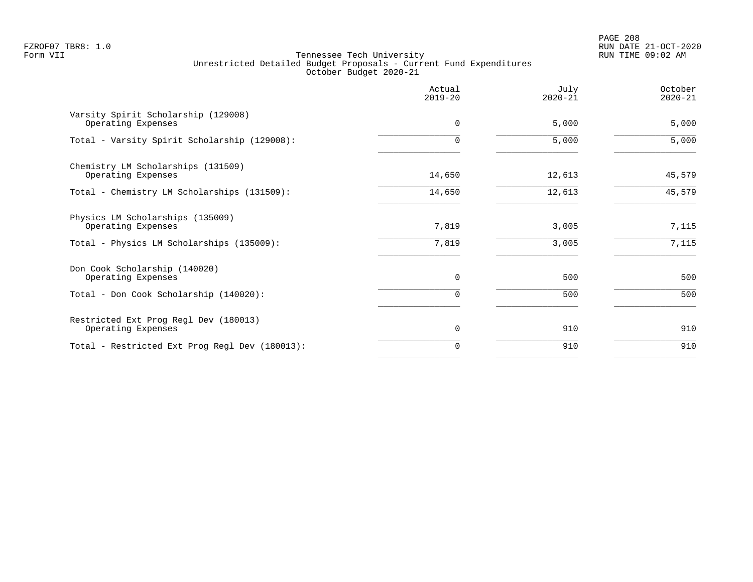FZROF07 TBR8: 1.0
Form VII

Tennessee Tech University
Unrestricted Detailed Budget Proposals - Current Fund Expenditures
October Budget 2020-21

RUN DATE 21-OCT-2020
RUN TIME 09:02 AM

| | Actual 2019-20 | July 2020-21 | October 2020-21 |
|---|---|---|---|
| Varsity Spirit Scholarship (129008) | | | |
| Operating Expenses | 0 | 5,000 | 5,000 |
| Total - Varsity Spirit Scholarship (129008): | 0 | 5,000 | 5,000 |
| Chemistry LM Scholarships (131509) | | | |
| Operating Expenses | 14,650 | 12,613 | 45,579 |
| Total - Chemistry LM Scholarships (131509): | 14,650 | 12,613 | 45,579 |
| Physics LM Scholarships (135009) | | | |
| Operating Expenses | 7,819 | 3,005 | 7,115 |
| Total - Physics LM Scholarships (135009): | 7,819 | 3,005 | 7,115 |
| Don Cook Scholarship (140020) | | | |
| Operating Expenses | 0 | 500 | 500 |
| Total - Don Cook Scholarship (140020): | 0 | 500 | 500 |
| Restricted Ext Prog Regl Dev (180013) | | | |
| Operating Expenses | 0 | 910 | 910 |
| Total - Restricted Ext Prog Regl Dev (180013): | 0 | 910 | 910 |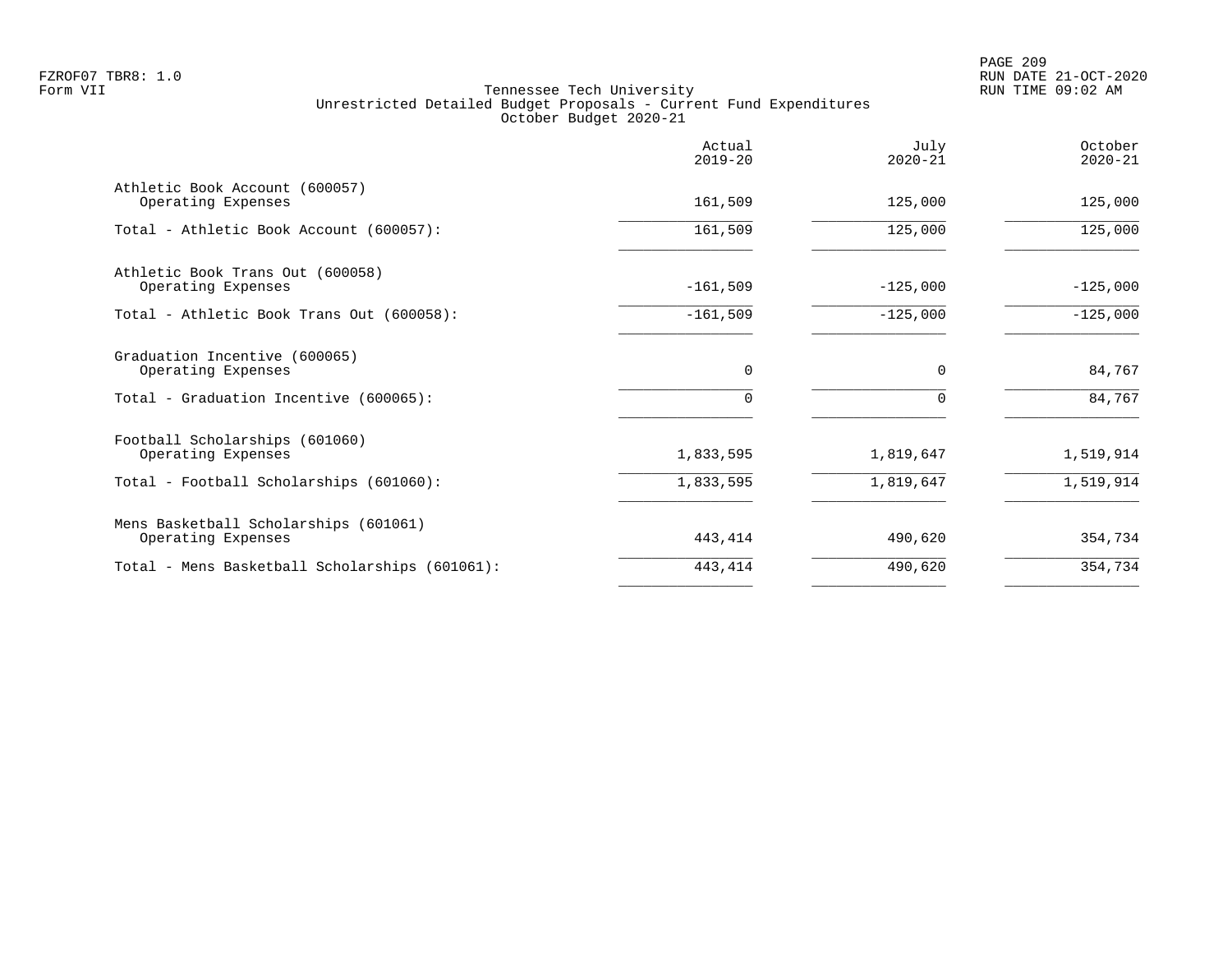Tennessee Tech University
Unrestricted Detailed Budget Proposals - Current Fund Expenditures
October Budget 2020-21

| | Actual 2019-20 | July 2020-21 | October 2020-21 |
|---|---|---|---|
| Athletic Book Account (600057) | | | |
| Operating Expenses | 161,509 | 125,000 | 125,000 |
| Total - Athletic Book Account (600057): | 161,509 | 125,000 | 125,000 |
| Athletic Book Trans Out (600058) | | | |
| Operating Expenses | -161,509 | -125,000 | -125,000 |
| Total - Athletic Book Trans Out (600058): | -161,509 | -125,000 | -125,000 |
| Graduation Incentive (600065) | | | |
| Operating Expenses | 0 | 0 | 84,767 |
| Total - Graduation Incentive (600065): | 0 | 0 | 84,767 |
| Football Scholarships (601060) | | | |
| Operating Expenses | 1,833,595 | 1,819,647 | 1,519,914 |
| Total - Football Scholarships (601060): | 1,833,595 | 1,819,647 | 1,519,914 |
| Mens Basketball Scholarships (601061) | | | |
| Operating Expenses | 443,414 | 490,620 | 354,734 |
| Total - Mens Basketball Scholarships (601061): | 443,414 | 490,620 | 354,734 |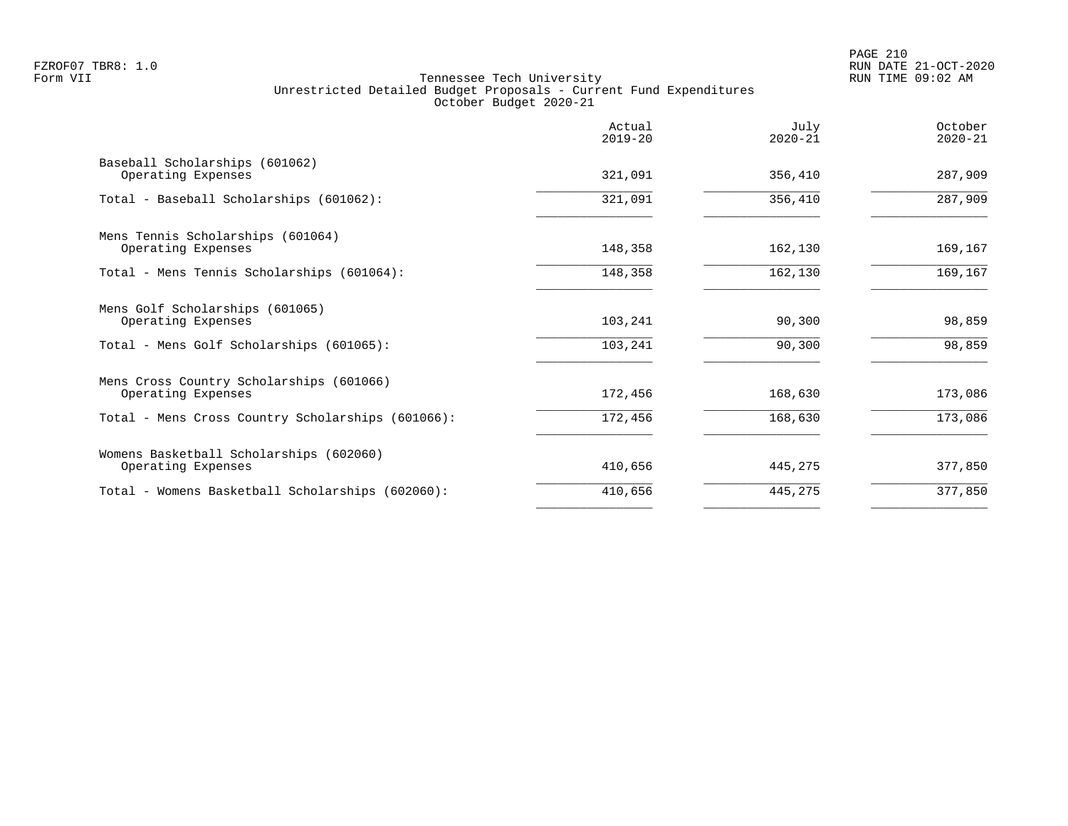Tennessee Tech University
Unrestricted Detailed Budget Proposals - Current Fund Expenditures
October Budget 2020-21

| | Actual 2019-20 | July 2020-21 | October 2020-21 |
|---|---|---|---|
| Baseball Scholarships (601062) | | | |
| Operating Expenses | 321,091 | 356,410 | 287,909 |
| Total - Baseball Scholarships (601062): | 321,091 | 356,410 | 287,909 |
| Mens Tennis Scholarships (601064) | | | |
| Operating Expenses | 148,358 | 162,130 | 169,167 |
| Total - Mens Tennis Scholarships (601064): | 148,358 | 162,130 | 169,167 |
| Mens Golf Scholarships (601065) | | | |
| Operating Expenses | 103,241 | 90,300 | 98,859 |
| Total - Mens Golf Scholarships (601065): | 103,241 | 90,300 | 98,859 |
| Mens Cross Country Scholarships (601066) | | | |
| Operating Expenses | 172,456 | 168,630 | 173,086 |
| Total - Mens Cross Country Scholarships (601066): | 172,456 | 168,630 | 173,086 |
| Womens Basketball Scholarships (602060) | | | |
| Operating Expenses | 410,656 | 445,275 | 377,850 |
| Total - Womens Basketball Scholarships (602060): | 410,656 | 445,275 | 377,850 |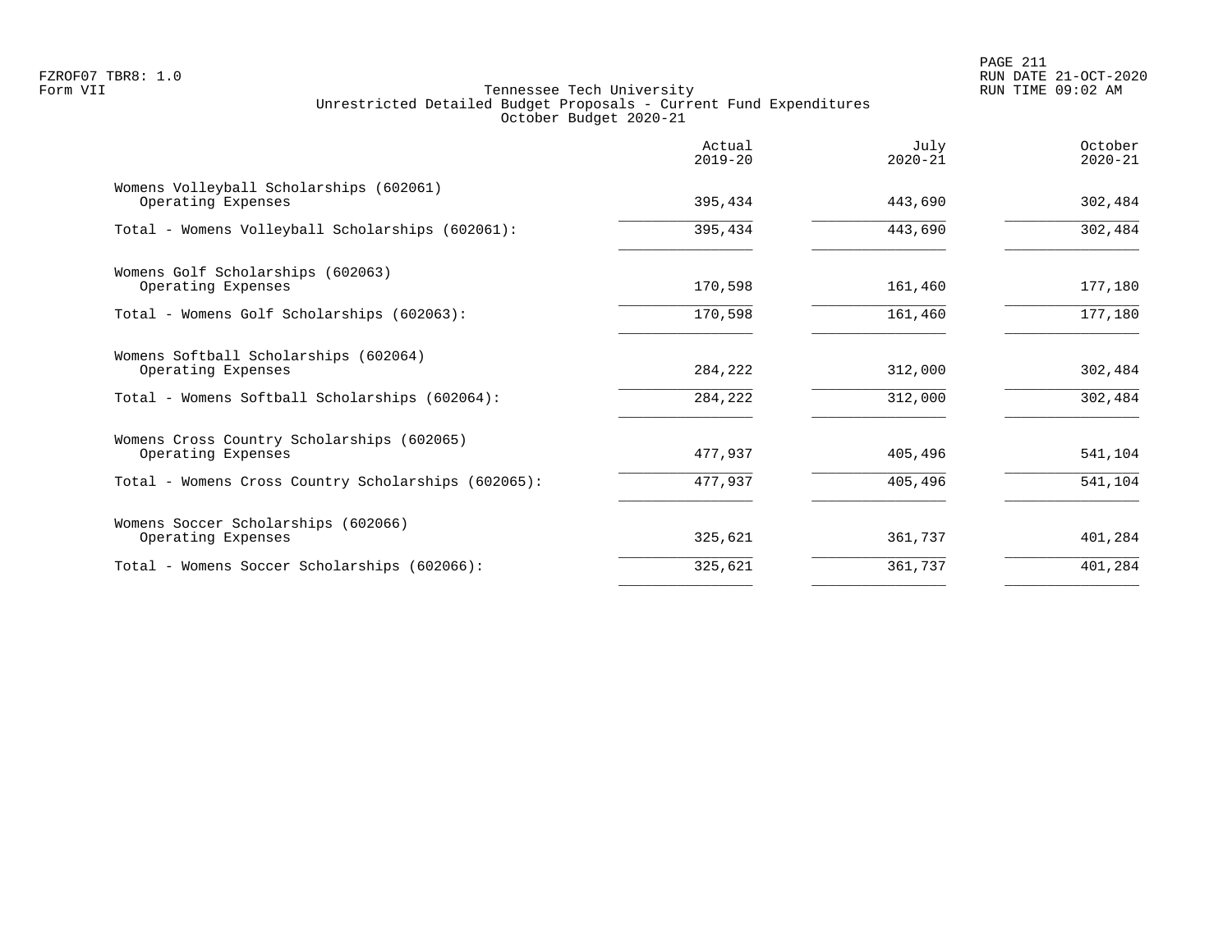Tennessee Tech University
Unrestricted Detailed Budget Proposals - Current Fund Expenditures
October Budget 2020-21

| | Actual 2019-20 | July 2020-21 | October 2020-21 |
|---|---|---|---|
| Womens Volleyball Scholarships (602061) | | | |
| Operating Expenses | 395,434 | 443,690 | 302,484 |
| Total - Womens Volleyball Scholarships (602061): | 395,434 | 443,690 | 302,484 |
| Womens Golf Scholarships (602063) | | | |
| Operating Expenses | 170,598 | 161,460 | 177,180 |
| Total - Womens Golf Scholarships (602063): | 170,598 | 161,460 | 177,180 |
| Womens Softball Scholarships (602064) | | | |
| Operating Expenses | 284,222 | 312,000 | 302,484 |
| Total - Womens Softball Scholarships (602064): | 284,222 | 312,000 | 302,484 |
| Womens Cross Country Scholarships (602065) | | | |
| Operating Expenses | 477,937 | 405,496 | 541,104 |
| Total - Womens Cross Country Scholarships (602065): | 477,937 | 405,496 | 541,104 |
| Womens Soccer Scholarships (602066) | | | |
| Operating Expenses | 325,621 | 361,737 | 401,284 |
| Total - Womens Soccer Scholarships (602066): | 325,621 | 361,737 | 401,284 |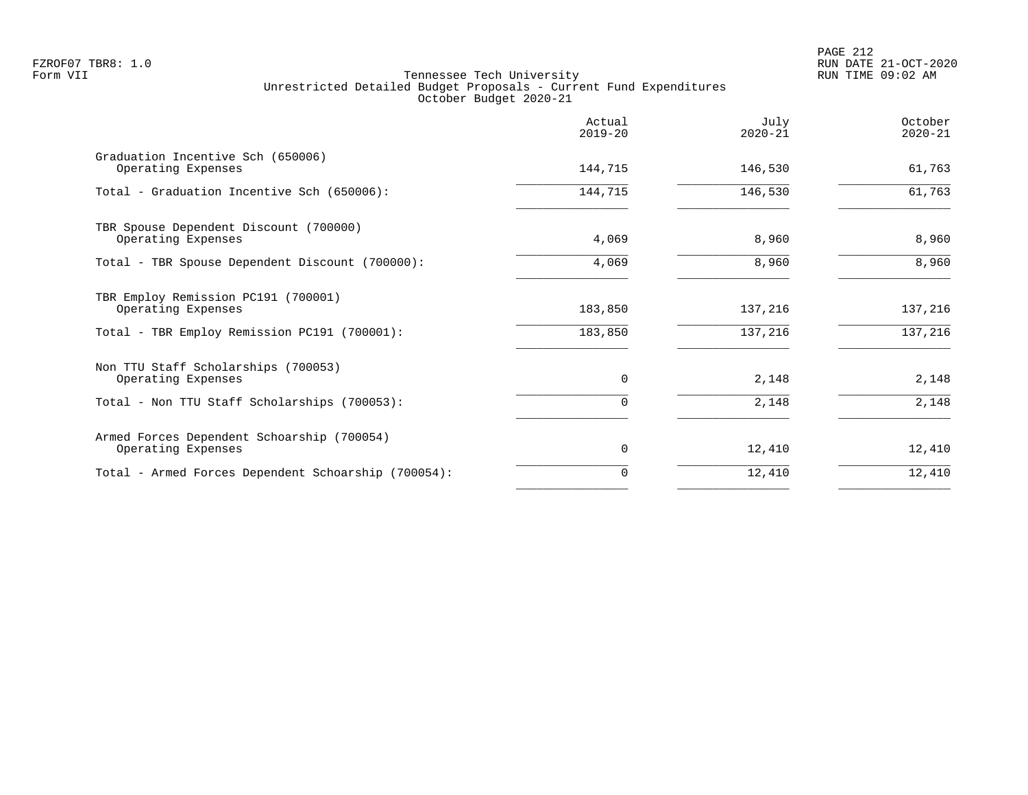FZROF07 TBR8: 1.0
Form VII

Tennessee Tech University
Unrestricted Detailed Budget Proposals - Current Fund Expenditures
October Budget 2020-21

RUN DATE 21-OCT-2020
RUN TIME 09:02 AM

| | Actual 2019-20 | July 2020-21 | October 2020-21 |
|---|---|---|---|
| Graduation Incentive Sch (650006) | | | |
| Operating Expenses | 144,715 | 146,530 | 61,763 |
| Total - Graduation Incentive Sch (650006): | 144,715 | 146,530 | 61,763 |
| TBR Spouse Dependent Discount (700000) | | | |
| Operating Expenses | 4,069 | 8,960 | 8,960 |
| Total - TBR Spouse Dependent Discount (700000): | 4,069 | 8,960 | 8,960 |
| TBR Employ Remission PC191 (700001) | | | |
| Operating Expenses | 183,850 | 137,216 | 137,216 |
| Total - TBR Employ Remission PC191 (700001): | 183,850 | 137,216 | 137,216 |
| Non TTU Staff Scholarships (700053) | | | |
| Operating Expenses | 0 | 2,148 | 2,148 |
| Total - Non TTU Staff Scholarships (700053): | 0 | 2,148 | 2,148 |
| Armed Forces Dependent Schoarship (700054) | | | |
| Operating Expenses | 0 | 12,410 | 12,410 |
| Total - Armed Forces Dependent Schoarship (700054): | 0 | 12,410 | 12,410 |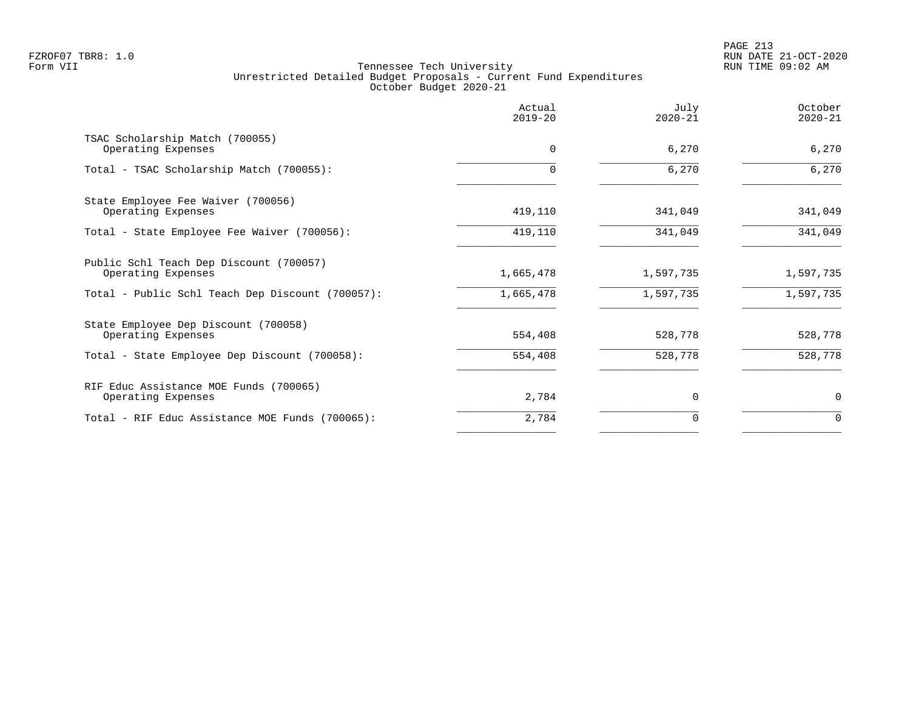Tennessee Tech University
Unrestricted Detailed Budget Proposals - Current Fund Expenditures
October Budget 2020-21

| | Actual 2019-20 | July 2020-21 | October 2020-21 |
|---|---|---|---|
| TSAC Scholarship Match (700055) | | | |
| Operating Expenses | 0 | 6,270 | 6,270 |
| Total - TSAC Scholarship Match (700055): | 0 | 6,270 | 6,270 |
| State Employee Fee Waiver (700056) | | | |
| Operating Expenses | 419,110 | 341,049 | 341,049 |
| Total - State Employee Fee Waiver (700056): | 419,110 | 341,049 | 341,049 |
| Public Schl Teach Dep Discount (700057) | | | |
| Operating Expenses | 1,665,478 | 1,597,735 | 1,597,735 |
| Total - Public Schl Teach Dep Discount (700057): | 1,665,478 | 1,597,735 | 1,597,735 |
| State Employee Dep Discount (700058) | | | |
| Operating Expenses | 554,408 | 528,778 | 528,778 |
| Total - State Employee Dep Discount (700058): | 554,408 | 528,778 | 528,778 |
| RIF Educ Assistance MOE Funds (700065) | | | |
| Operating Expenses | 2,784 | 0 | 0 |
| Total - RIF Educ Assistance MOE Funds (700065): | 2,784 | 0 | 0 |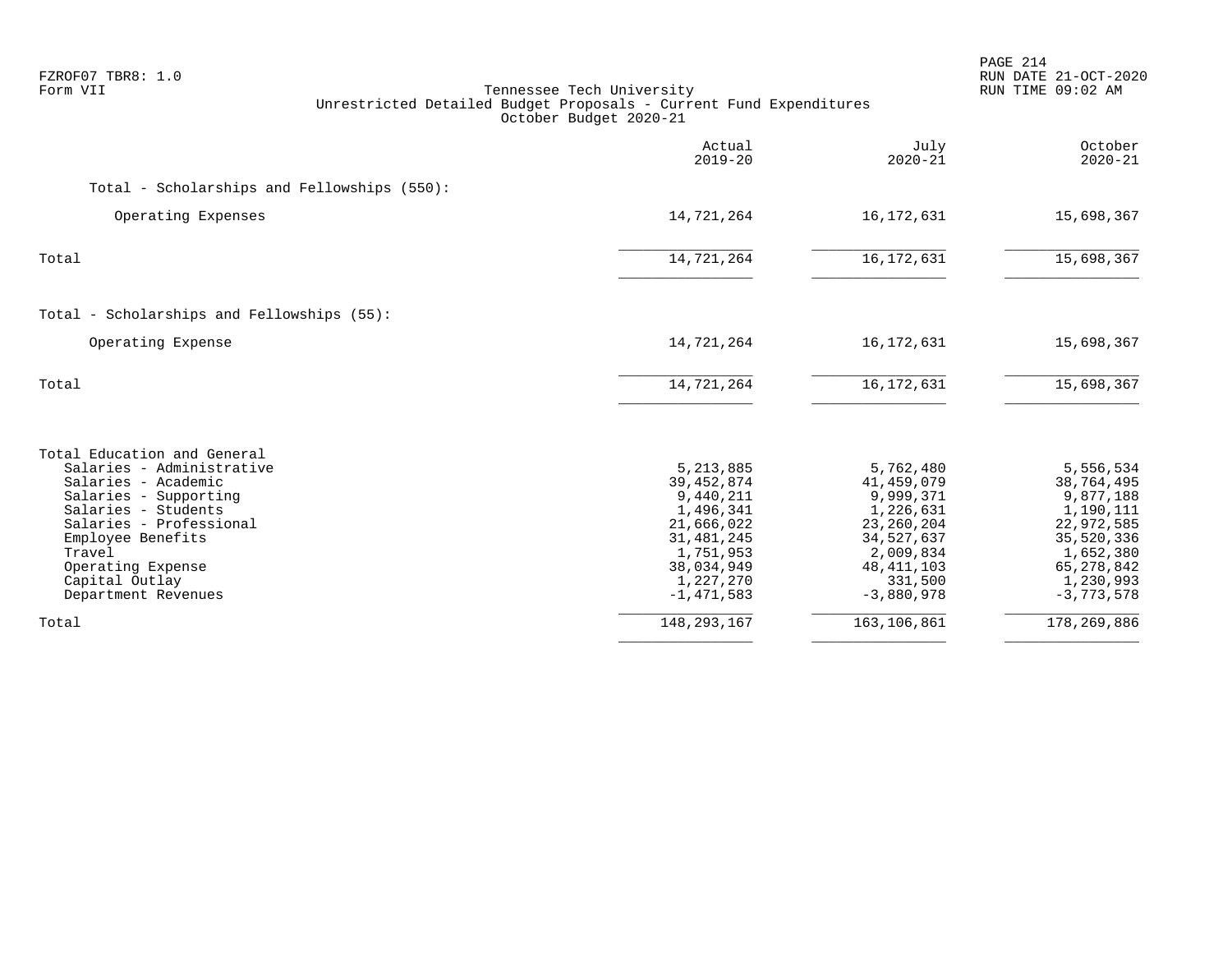FZROF07 TBR8: 1.0
Form VII

Tennessee Tech University
Unrestricted Detailed Budget Proposals - Current Fund Expenditures
October Budget 2020-21

RUN DATE 21-OCT-2020
RUN TIME 09:02 AM

| | Actual 2019-20 | July 2020-21 | October 2020-21 |
|---|---|---|---|
| **Total - Scholarships and Fellowships (550):** | | | |
| Operating Expenses | 14,721,264 | 16,172,631 | 15,698,367 |
| Total | 14,721,264 | 16,172,631 | 15,698,367 |
| **Total - Scholarships and Fellowships (55):** | | | |
| Operating Expense | 14,721,264 | 16,172,631 | 15,698,367 |
| Total | 14,721,264 | 16,172,631 | 15,698,367 |
| **Total Education and General** | | | |
| Salaries - Administrative | 5,213,885 | 5,762,480 | 5,556,534 |
| Salaries - Academic | 39,452,874 | 41,459,079 | 38,764,495 |
| Salaries - Supporting | 9,440,211 | 9,999,371 | 9,877,188 |
| Salaries - Students | 1,496,341 | 1,226,631 | 1,190,111 |
| Salaries - Professional | 21,666,022 | 23,260,204 | 22,972,585 |
| Employee Benefits | 31,481,245 | 34,527,637 | 35,520,336 |
| Travel | 1,751,953 | 2,009,834 | 1,652,380 |
| Operating Expense | 38,034,949 | 48,411,103 | 65,278,842 |
| Capital Outlay | 1,227,270 | 331,500 | 1,230,993 |
| Department Revenues | -1,471,583 | -3,880,978 | -3,773,578 |
| Total | 148,293,167 | 163,106,861 | 178,269,886 |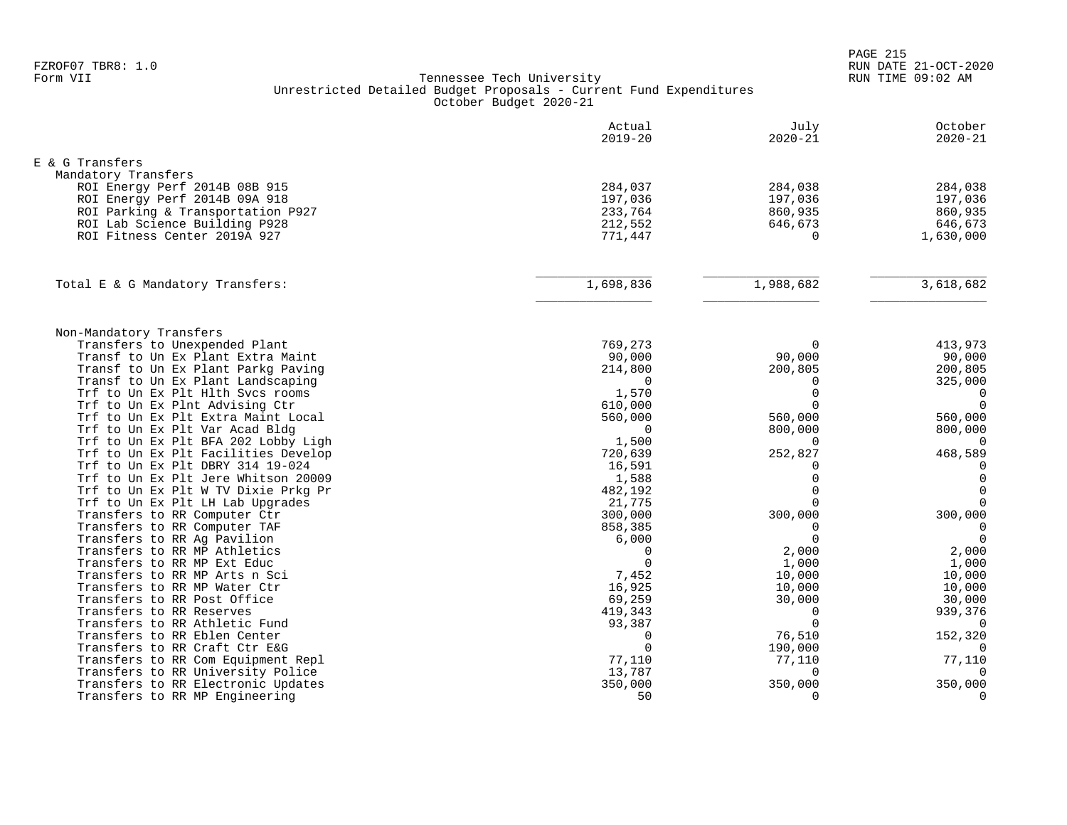Tennessee Tech University
Unrestricted Detailed Budget Proposals - Current Fund Expenditures
October Budget 2020-21

| | Actual 2019-20 | July 2020-21 | October 2020-21 |
|---|---|---|---|
| **E & G Transfers** | | | |
| Mandatory Transfers | | | |
| ROI Energy Perf 2014B 08B 915 | 284,037 | 284,038 | 284,038 |
| ROI Energy Perf 2014B 09A 918 | 197,036 | 197,036 | 197,036 |
| ROI Parking & Transportation P927 | 233,764 | 860,935 | 860,935 |
| ROI Lab Science Building P928 | 212,552 | 646,673 | 646,673 |
| ROI Fitness Center 2019A 927 | 771,447 | 0 | 1,630,000 |
| Total E & G Mandatory Transfers: | 1,698,836 | 1,988,682 | 3,618,682 |
| Non-Mandatory Transfers | | | |
| Transfers to Unexpended Plant | 769,273 | 0 | 413,973 |
| Transf to Un Ex Plant Extra Maint | 90,000 | 90,000 | 90,000 |
| Transf to Un Ex Plant Parkg Paving | 214,800 | 200,805 | 200,805 |
| Transf to Un Ex Plant Landscaping | 0 | 0 | 325,000 |
| Trf to Un Ex Plt Hlth Svcs rooms | 1,570 | 0 | 0 |
| Trf to Un Ex Plnt Advising Ctr | 610,000 | 0 | 0 |
| Trf to Un Ex Plt Extra Maint Local | 560,000 | 560,000 | 560,000 |
| Trf to Un Ex Plt Var Acad Bldg | 0 | 800,000 | 800,000 |
| Trf to Un Ex Plt BFA 202 Lobby Ligh | 1,500 | 0 | 0 |
| Trf to Un Ex Plt Facilities Develop | 720,639 | 252,827 | 468,589 |
| Trf to Un Ex Plt DBRY 314 19-024 | 16,591 | 0 | 0 |
| Trf to Un Ex Plt Jere Whitson 20009 | 1,588 | 0 | 0 |
| Trf to Un Ex Plt W TV Dixie Prkg Pr | 482,192 | 0 | 0 |
| Trf to Un Ex Plt LH Lab Upgrades | 21,775 | 0 | 0 |
| Transfers to RR Computer Ctr | 300,000 | 300,000 | 300,000 |
| Transfers to RR Computer TAF | 858,385 | 0 | 0 |
| Transfers to RR Ag Pavilion | 6,000 | 0 | 0 |
| Transfers to RR MP Athletics | 0 | 2,000 | 2,000 |
| Transfers to RR MP Ext Educ | 0 | 1,000 | 1,000 |
| Transfers to RR MP Arts n Sci | 7,452 | 10,000 | 10,000 |
| Transfers to RR MP Water Ctr | 16,925 | 10,000 | 10,000 |
| Transfers to RR Post Office | 69,259 | 30,000 | 30,000 |
| Transfers to RR Reserves | 419,343 | 0 | 939,376 |
| Transfers to RR Athletic Fund | 93,387 | 0 | 0 |
| Transfers to RR Eblen Center | 0 | 76,510 | 152,320 |
| Transfers to RR Craft Ctr E&G | 0 | 190,000 | 0 |
| Transfers to RR Com Equipment Repl | 77,110 | 77,110 | 77,110 |
| Transfers to RR University Police | 13,787 | 0 | 0 |
| Transfers to RR Electronic Updates | 350,000 | 350,000 | 350,000 |
| Transfers to RR MP Engineering | 50 | 0 | 0 |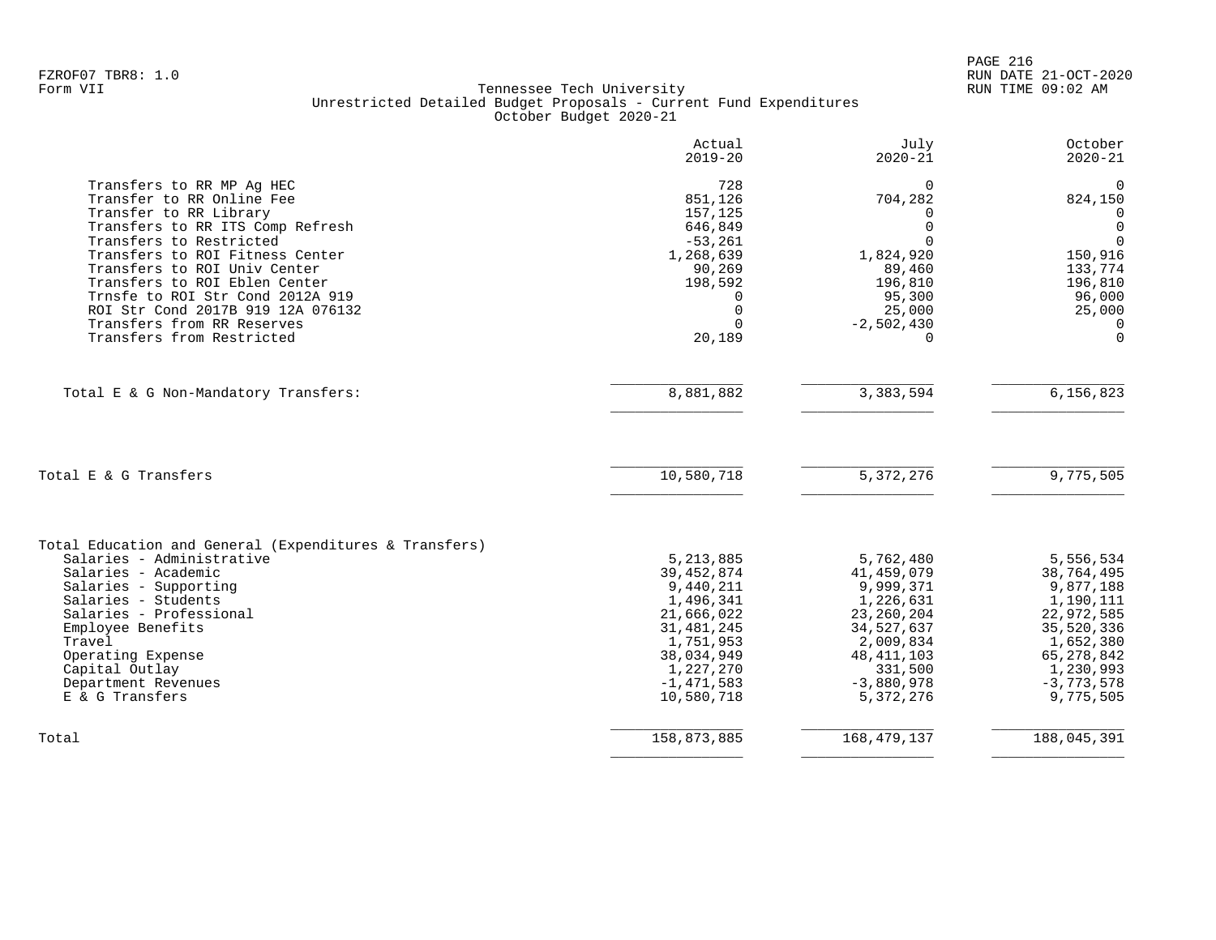FZROF07 TBR8: 1.0
Form VII

Tennessee Tech University
Unrestricted Detailed Budget Proposals - Current Fund Expenditures
October Budget 2020-21

RUN DATE 21-OCT-2020
RUN TIME 09:02 AM

| | Actual 2019-20 | July 2020-21 | October 2020-21 |
|---|---|---|---|
| Transfers to RR MP Ag HEC | 728 | 0 | 0 |
| Transfer to RR Online Fee | 851,126 | 704,282 | 824,150 |
| Transfer to RR Library | 157,125 | 0 | 0 |
| Transfers to RR ITS Comp Refresh | 646,849 | 0 | 0 |
| Transfers to Restricted | -53,261 | 0 | 0 |
| Transfers to ROI Fitness Center | 1,268,639 | 1,824,920 | 150,916 |
| Transfers to ROI Univ Center | 90,269 | 89,460 | 133,774 |
| Transfers to ROI Eblen Center | 198,592 | 196,810 | 196,810 |
| Trnsfe to ROI Str Cond 2012A 919 | 0 | 95,300 | 96,000 |
| ROI Str Cond 2017B 919 12A 076132 | 0 | 25,000 | 25,000 |
| Transfers from RR Reserves | 0 | -2,502,430 | 0 |
| Transfers from Restricted | 20,189 | 0 | 0 |
| Total E & G Non-Mandatory Transfers: | 8,881,882 | 3,383,594 | 6,156,823 |
| Total E & G Transfers | 10,580,718 | 5,372,276 | 9,775,505 |
| **Total Education and General (Expenditures & Transfers)** | | | |
| Salaries - Administrative | 5,213,885 | 5,762,480 | 5,556,534 |
| Salaries - Academic | 39,452,874 | 41,459,079 | 38,764,495 |
| Salaries - Supporting | 9,440,211 | 9,999,371 | 9,877,188 |
| Salaries - Students | 1,496,341 | 1,226,631 | 1,190,111 |
| Salaries - Professional | 21,666,022 | 23,260,204 | 22,972,585 |
| Employee Benefits | 31,481,245 | 34,527,637 | 35,520,336 |
| Travel | 1,751,953 | 2,009,834 | 1,652,380 |
| Operating Expense | 38,034,949 | 48,411,103 | 65,278,842 |
| Capital Outlay | 1,227,270 | 331,500 | 1,230,993 |
| Department Revenues | -1,471,583 | -3,880,978 | -3,773,578 |
| E & G Transfers | 10,580,718 | 5,372,276 | 9,775,505 |
| Total | 158,873,885 | 168,479,137 | 188,045,391 |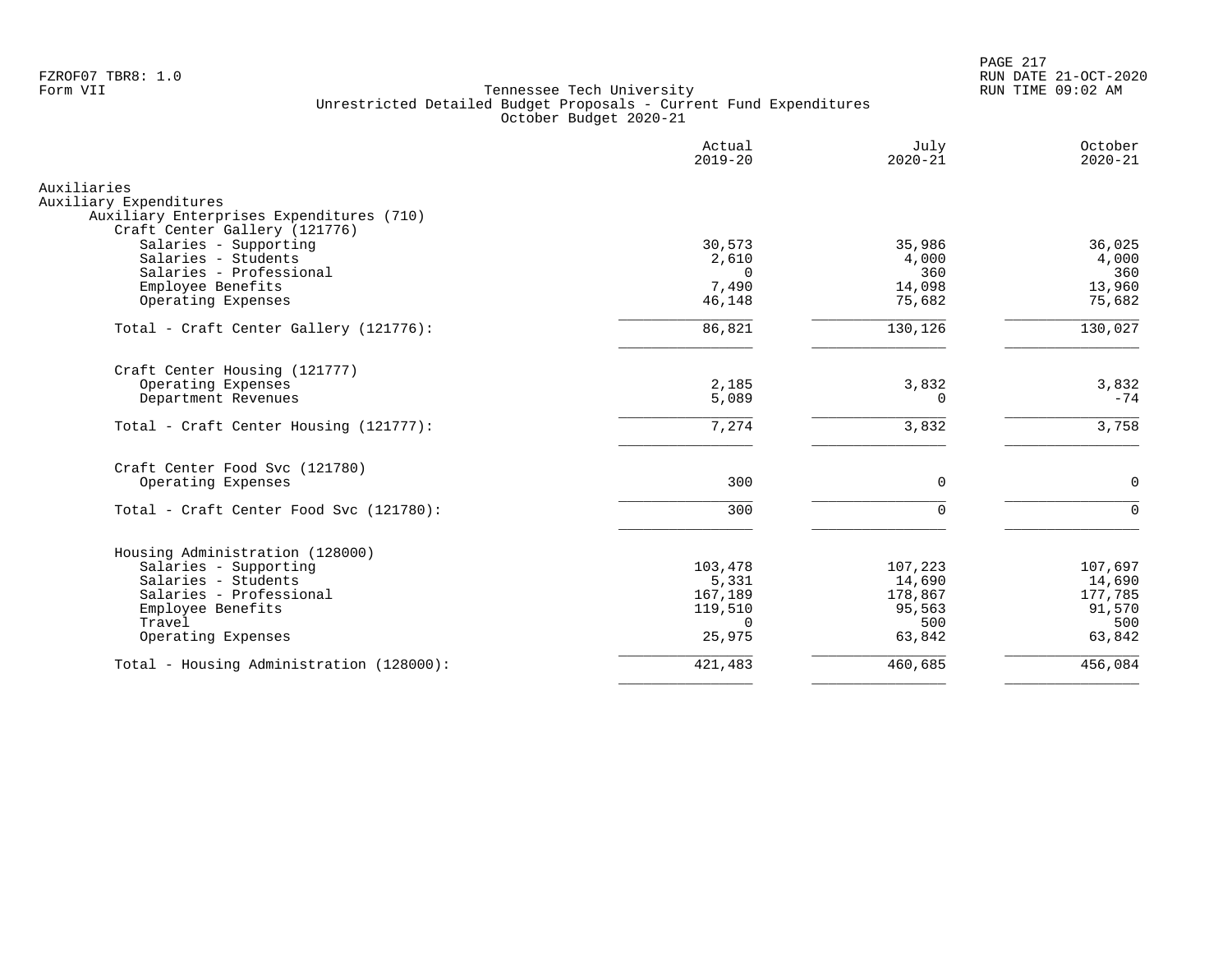Tennessee Tech University
Unrestricted Detailed Budget Proposals - Current Fund Expenditures
October Budget 2020-21

| | Actual 2019-20 | July 2020-21 | October 2020-21 |
|---|---|---|---|
| Auxiliaries | | | |
| Auxiliary Expenditures | | | |
| Auxiliary Enterprises Expenditures (710) | | | |
| Craft Center Gallery (121776) | | | |
| Salaries - Supporting | 30,573 | 35,986 | 36,025 |
| Salaries - Students | 2,610 | 4,000 | 4,000 |
| Salaries - Professional | 0 | 360 | 360 |
| Employee Benefits | 7,490 | 14,098 | 13,960 |
| Operating Expenses | 46,148 | 75,682 | 75,682 |
| Total - Craft Center Gallery (121776): | 86,821 | 130,126 | 130,027 |
| Craft Center Housing (121777) | | | |
| Operating Expenses | 2,185 | 3,832 | 3,832 |
| Department Revenues | 5,089 | 0 | -74 |
| Total - Craft Center Housing (121777): | 7,274 | 3,832 | 3,758 |
| Craft Center Food Svc (121780) | | | |
| Operating Expenses | 300 | 0 | 0 |
| Total - Craft Center Food Svc (121780): | 300 | 0 | 0 |
| Housing Administration (128000) | | | |
| Salaries - Supporting | 103,478 | 107,223 | 107,697 |
| Salaries - Students | 5,331 | 14,690 | 14,690 |
| Salaries - Professional | 167,189 | 178,867 | 177,785 |
| Employee Benefits | 119,510 | 95,563 | 91,570 |
| Travel | 0 | 500 | 500 |
| Operating Expenses | 25,975 | 63,842 | 63,842 |
| Total - Housing Administration (128000): | 421,483 | 460,685 | 456,084 |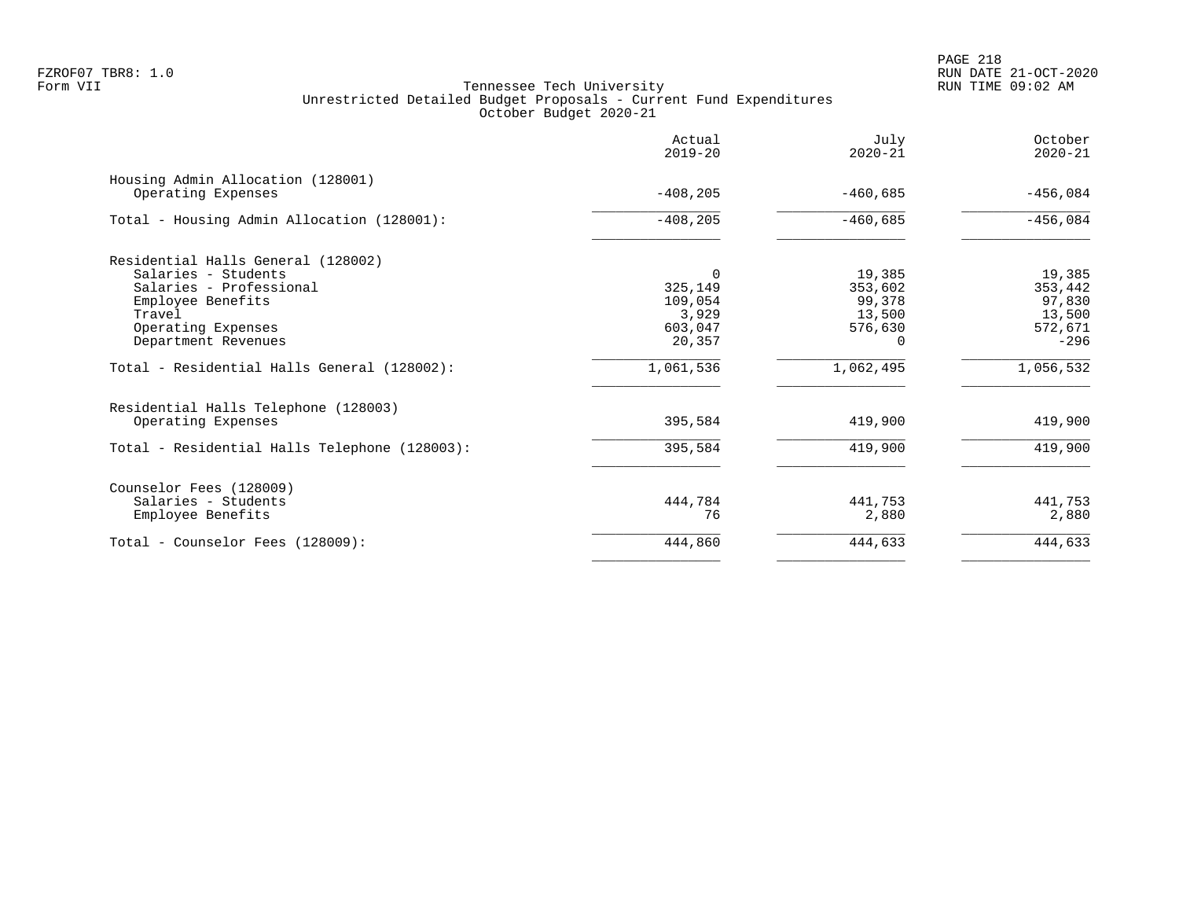Tennessee Tech University
Unrestricted Detailed Budget Proposals - Current Fund Expenditures
October Budget 2020-21

| | Actual 2019-20 | July 2020-21 | October 2020-21 |
|---|---|---|---|
| **Housing Admin Allocation (128001)** | | | |
| Operating Expenses | -408,205 | -460,685 | -456,084 |
| Total - Housing Admin Allocation (128001): | -408,205 | -460,685 | -456,084 |
| **Residential Halls General (128002)** | | | |
| Salaries - Students | 0 | 19,385 | 19,385 |
| Salaries - Professional | 325,149 | 353,602 | 353,442 |
| Employee Benefits | 109,054 | 99,378 | 97,830 |
| Travel | 3,929 | 13,500 | 13,500 |
| Operating Expenses | 603,047 | 576,630 | 572,671 |
| Department Revenues | 20,357 | 0 | -296 |
| Total - Residential Halls General (128002): | 1,061,536 | 1,062,495 | 1,056,532 |
| **Residential Halls Telephone (128003)** | | | |
| Operating Expenses | 395,584 | 419,900 | 419,900 |
| Total - Residential Halls Telephone (128003): | 395,584 | 419,900 | 419,900 |
| **Counselor Fees (128009)** | | | |
| Salaries - Students | 444,784 | 441,753 | 441,753 |
| Employee Benefits | 76 | 2,880 | 2,880 |
| Total - Counselor Fees (128009): | 444,860 | 444,633 | 444,633 |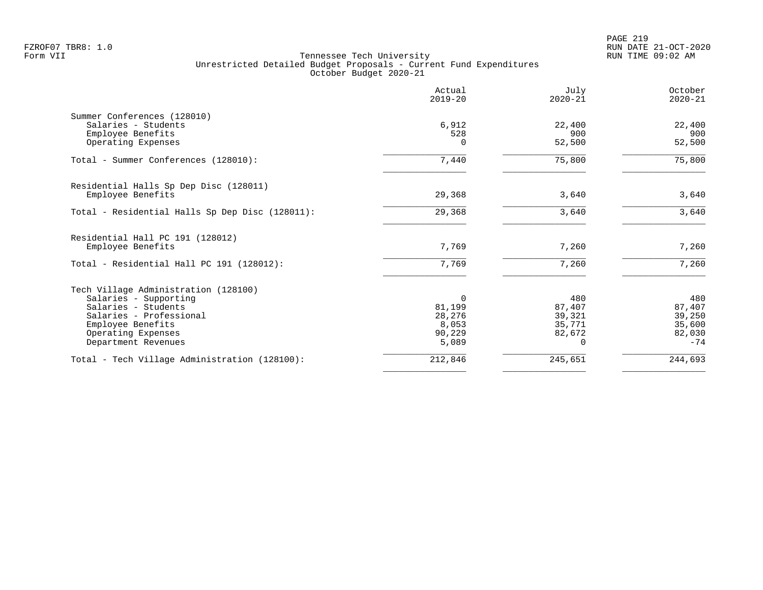Tennessee Tech University
Unrestricted Detailed Budget Proposals - Current Fund Expenditures
October Budget 2020-21

| | Actual 2019-20 | July 2020-21 | October 2020-21 |
|---|---|---|---|
| **Summer Conferences (128010)** | | | |
| Salaries - Students | 6,912 | 22,400 | 22,400 |
| Employee Benefits | 528 | 900 | 900 |
| Operating Expenses | 0 | 52,500 | 52,500 |
| Total - Summer Conferences (128010): | 7,440 | 75,800 | 75,800 |
| **Residential Halls Sp Dep Disc (128011)** | | | |
| Employee Benefits | 29,368 | 3,640 | 3,640 |
| Total - Residential Halls Sp Dep Disc (128011): | 29,368 | 3,640 | 3,640 |
| **Residential Hall PC 191 (128012)** | | | |
| Employee Benefits | 7,769 | 7,260 | 7,260 |
| Total - Residential Hall PC 191 (128012): | 7,769 | 7,260 | 7,260 |
| **Tech Village Administration (128100)** | | | |
| Salaries - Supporting | 0 | 480 | 480 |
| Salaries - Students | 81,199 | 87,407 | 87,407 |
| Salaries - Professional | 28,276 | 39,321 | 39,250 |
| Employee Benefits | 8,053 | 35,771 | 35,600 |
| Operating Expenses | 90,229 | 82,672 | 82,030 |
| Department Revenues | 5,089 | 0 | -74 |
| Total - Tech Village Administration (128100): | 212,846 | 245,651 | 244,693 |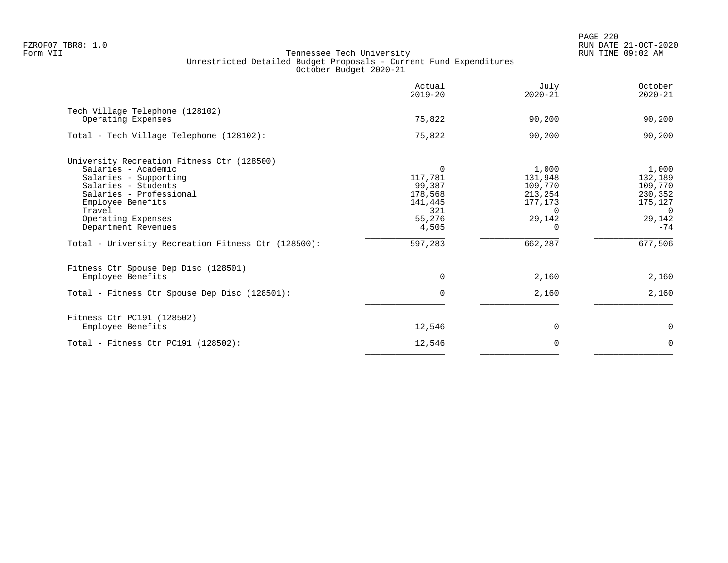FZROF07 TBR8: 1.0
Form VII

Tennessee Tech University
Unrestricted Detailed Budget Proposals - Current Fund Expenditures
October Budget 2020-21

RUN DATE 21-OCT-2020
RUN TIME 09:02 AM

| | Actual 2019-20 | July 2020-21 | October 2020-21 |
|---|---|---|---|
| **Tech Village Telephone (128102)** | | | |
| Operating Expenses | 75,822 | 90,200 | 90,200 |
| Total - Tech Village Telephone (128102): | 75,822 | 90,200 | 90,200 |
| **University Recreation Fitness Ctr (128500)** | | | |
| Salaries - Academic | 0 | 1,000 | 1,000 |
| Salaries - Supporting | 117,781 | 131,948 | 132,189 |
| Salaries - Students | 99,387 | 109,770 | 109,770 |
| Salaries - Professional | 178,568 | 213,254 | 230,352 |
| Employee Benefits | 141,445 | 177,173 | 175,127 |
| Travel | 321 | 0 | 0 |
| Operating Expenses | 55,276 | 29,142 | 29,142 |
| Department Revenues | 4,505 | 0 | -74 |
| Total - University Recreation Fitness Ctr (128500): | 597,283 | 662,287 | 677,506 |
| **Fitness Ctr Spouse Dep Disc (128501)** | | | |
| Employee Benefits | 0 | 2,160 | 2,160 |
| Total - Fitness Ctr Spouse Dep Disc (128501): | 0 | 2,160 | 2,160 |
| **Fitness Ctr PC191 (128502)** | | | |
| Employee Benefits | 12,546 | 0 | 0 |
| Total - Fitness Ctr PC191 (128502): | 12,546 | 0 | 0 |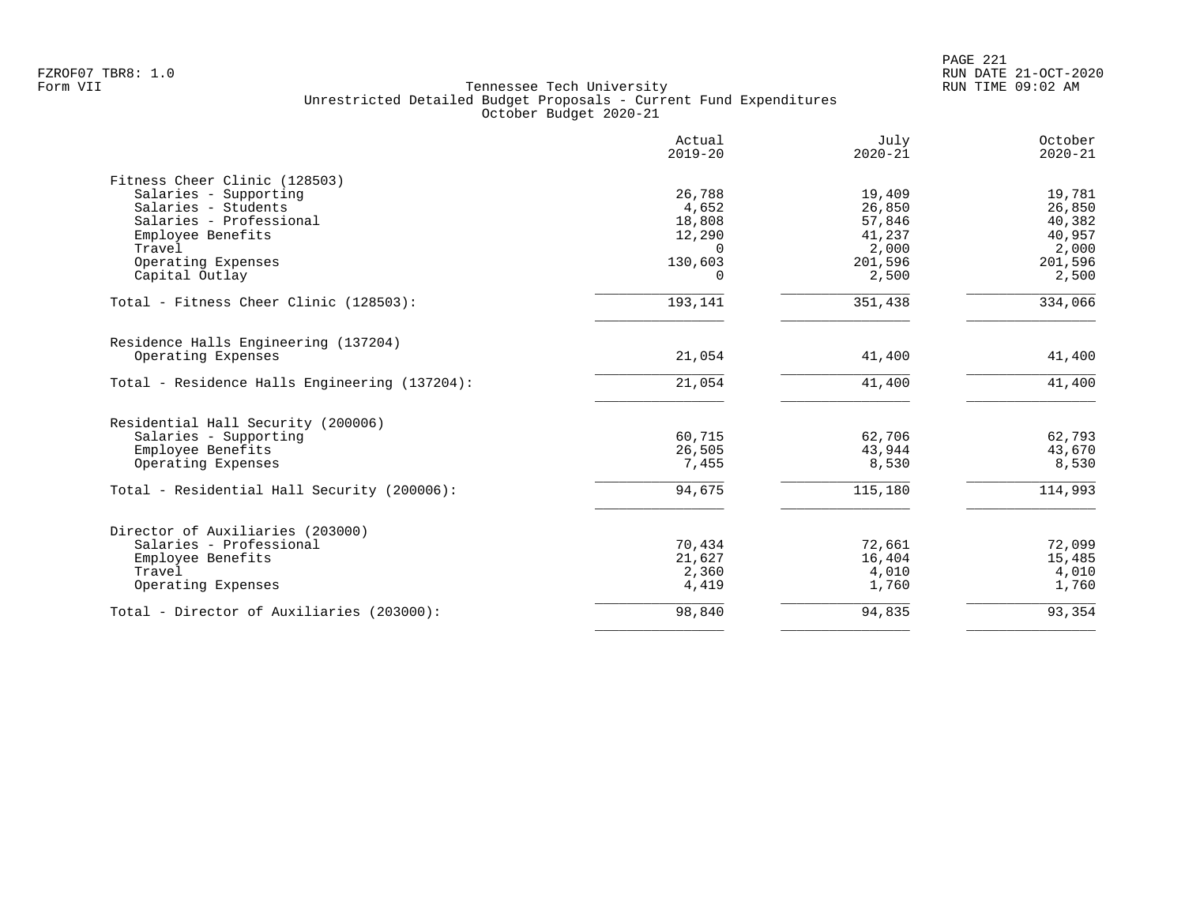Tennessee Tech University
Unrestricted Detailed Budget Proposals - Current Fund Expenditures
October Budget 2020-21

| | Actual 2019-20 | July 2020-21 | October 2020-21 |
|---|---|---|---|
| **Fitness Cheer Clinic (128503)** | | | |
| Salaries - Supporting | 26,788 | 19,409 | 19,781 |
| Salaries - Students | 4,652 | 26,850 | 26,850 |
| Salaries - Professional | 18,808 | 57,846 | 40,382 |
| Employee Benefits | 12,290 | 41,237 | 40,957 |
| Travel | 0 | 2,000 | 2,000 |
| Operating Expenses | 130,603 | 201,596 | 201,596 |
| Capital Outlay | 0 | 2,500 | 2,500 |
| Total - Fitness Cheer Clinic (128503): | 193,141 | 351,438 | 334,066 |
| **Residence Halls Engineering (137204)** | | | |
| Operating Expenses | 21,054 | 41,400 | 41,400 |
| Total - Residence Halls Engineering (137204): | 21,054 | 41,400 | 41,400 |
| **Residential Hall Security (200006)** | | | |
| Salaries - Supporting | 60,715 | 62,706 | 62,793 |
| Employee Benefits | 26,505 | 43,944 | 43,670 |
| Operating Expenses | 7,455 | 8,530 | 8,530 |
| Total - Residential Hall Security (200006): | 94,675 | 115,180 | 114,993 |
| **Director of Auxiliaries (203000)** | | | |
| Salaries - Professional | 70,434 | 72,661 | 72,099 |
| Employee Benefits | 21,627 | 16,404 | 15,485 |
| Travel | 2,360 | 4,010 | 4,010 |
| Operating Expenses | 4,419 | 1,760 | 1,760 |
| Total - Director of Auxiliaries (203000): | 98,840 | 94,835 | 93,354 |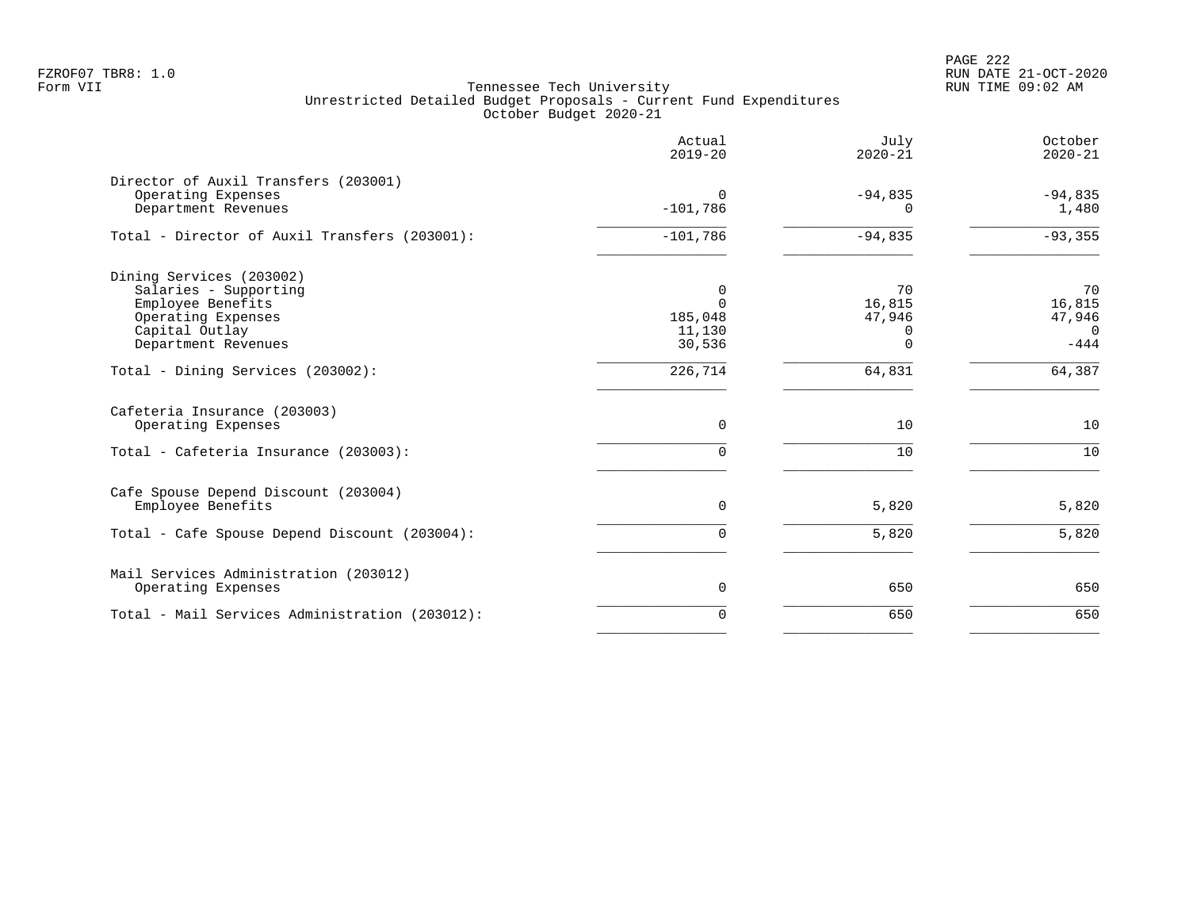FZROF07 TBR8: 1.0
Form VII

Tennessee Tech University
Unrestricted Detailed Budget Proposals - Current Fund Expenditures
October Budget 2020-21

RUN DATE 21-OCT-2020
RUN TIME 09:02 AM

| | Actual 2019-20 | July 2020-21 | October 2020-21 |
|---|---|---|---|
| **Director of Auxil Transfers (203001)** | | | |
| Operating Expenses | 0 | -94,835 | -94,835 |
| Department Revenues | -101,786 | 0 | 1,480 |
| Total - Director of Auxil Transfers (203001): | -101,786 | -94,835 | -93,355 |
| **Dining Services (203002)** | | | |
| Salaries - Supporting | 0 | 70 | 70 |
| Employee Benefits | 0 | 16,815 | 16,815 |
| Operating Expenses | 185,048 | 47,946 | 47,946 |
| Capital Outlay | 11,130 | 0 | 0 |
| Department Revenues | 30,536 | 0 | -444 |
| Total - Dining Services (203002): | 226,714 | 64,831 | 64,387 |
| **Cafeteria Insurance (203003)** | | | |
| Operating Expenses | 0 | 10 | 10 |
| Total - Cafeteria Insurance (203003): | 0 | 10 | 10 |
| **Cafe Spouse Depend Discount (203004)** | | | |
| Employee Benefits | 0 | 5,820 | 5,820 |
| Total - Cafe Spouse Depend Discount (203004): | 0 | 5,820 | 5,820 |
| **Mail Services Administration (203012)** | | | |
| Operating Expenses | 0 | 650 | 650 |
| Total - Mail Services Administration (203012): | 0 | 650 | 650 |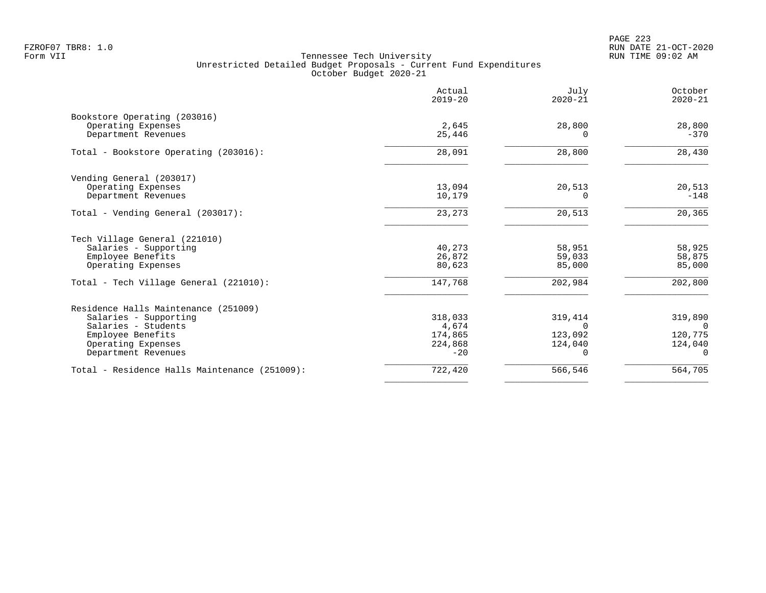Tennessee Tech University
Unrestricted Detailed Budget Proposals - Current Fund Expenditures
October Budget 2020-21

| | Actual 2019-20 | July 2020-21 | October 2020-21 |
|---|---|---|---|
| **Bookstore Operating (203016)** | | | |
| Operating Expenses | 2,645 | 28,800 | 28,800 |
| Department Revenues | 25,446 | 0 | -370 |
| Total - Bookstore Operating (203016): | 28,091 | 28,800 | 28,430 |
| **Vending General (203017)** | | | |
| Operating Expenses | 13,094 | 20,513 | 20,513 |
| Department Revenues | 10,179 | 0 | -148 |
| Total - Vending General (203017): | 23,273 | 20,513 | 20,365 |
| **Tech Village General (221010)** | | | |
| Salaries - Supporting | 40,273 | 58,951 | 58,925 |
| Employee Benefits | 26,872 | 59,033 | 58,875 |
| Operating Expenses | 80,623 | 85,000 | 85,000 |
| Total - Tech Village General (221010): | 147,768 | 202,984 | 202,800 |
| **Residence Halls Maintenance (251009)** | | | |
| Salaries - Supporting | 318,033 | 319,414 | 319,890 |
| Salaries - Students | 4,674 | 0 | 0 |
| Employee Benefits | 174,865 | 123,092 | 120,775 |
| Operating Expenses | 224,868 | 124,040 | 124,040 |
| Department Revenues | -20 | 0 | 0 |
| Total - Residence Halls Maintenance (251009): | 722,420 | 566,546 | 564,705 |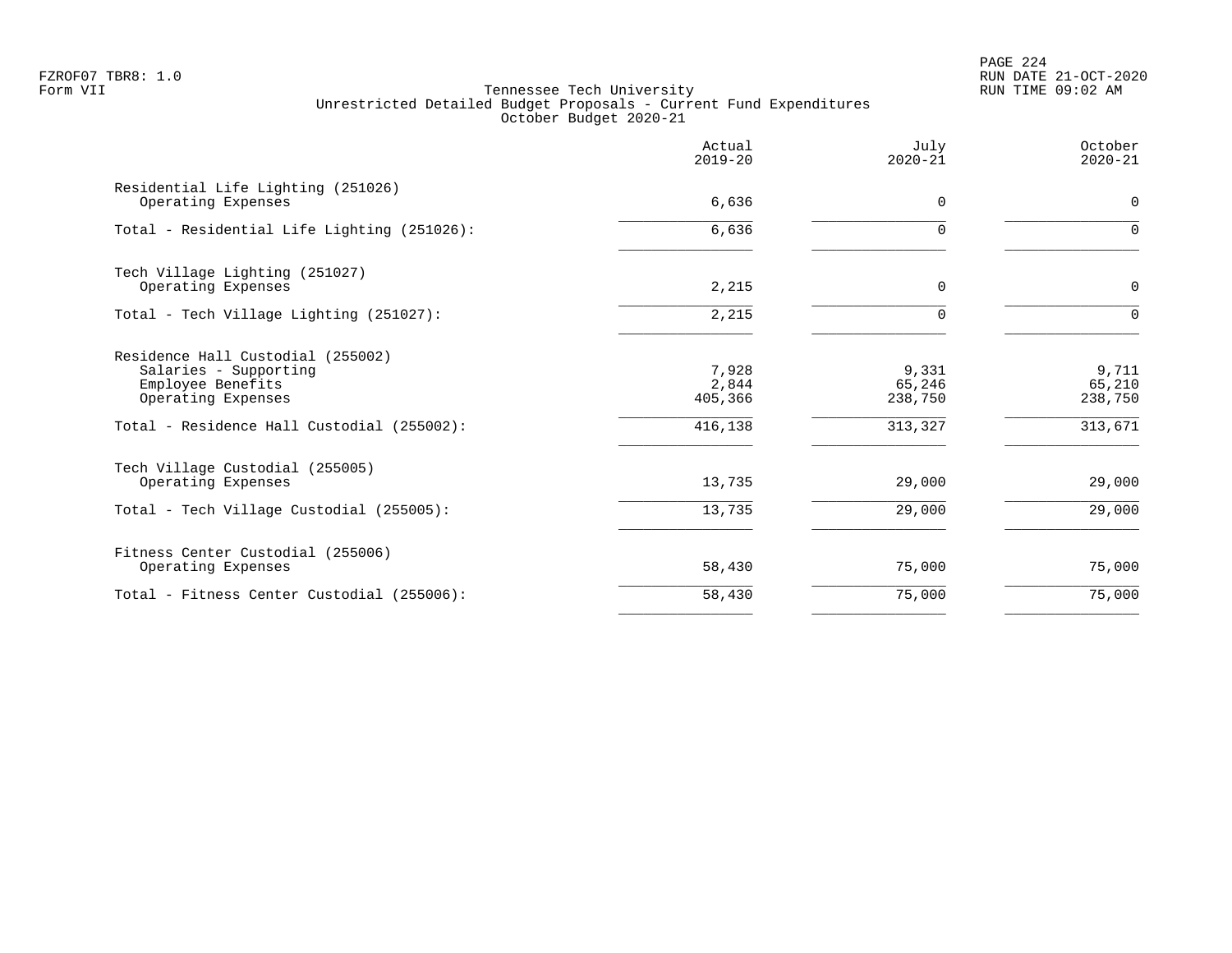Tennessee Tech University
Unrestricted Detailed Budget Proposals - Current Fund Expenditures
October Budget 2020-21

| | Actual 2019-20 | July 2020-21 | October 2020-21 |
|---|---|---|---|
| Residential Life Lighting (251026) | | | |
| Operating Expenses | 6,636 | 0 | 0 |
| Total - Residential Life Lighting (251026): | 6,636 | 0 | 0 |
| Tech Village Lighting (251027) | | | |
| Operating Expenses | 2,215 | 0 | 0 |
| Total - Tech Village Lighting (251027): | 2,215 | 0 | 0 |
| Residence Hall Custodial (255002) | | | |
| Salaries - Supporting | 7,928 | 9,331 | 9,711 |
| Employee Benefits | 2,844 | 65,246 | 65,210 |
| Operating Expenses | 405,366 | 238,750 | 238,750 |
| Total - Residence Hall Custodial (255002): | 416,138 | 313,327 | 313,671 |
| Tech Village Custodial (255005) | | | |
| Operating Expenses | 13,735 | 29,000 | 29,000 |
| Total - Tech Village Custodial (255005): | 13,735 | 29,000 | 29,000 |
| Fitness Center Custodial (255006) | | | |
| Operating Expenses | 58,430 | 75,000 | 75,000 |
| Total - Fitness Center Custodial (255006): | 58,430 | 75,000 | 75,000 |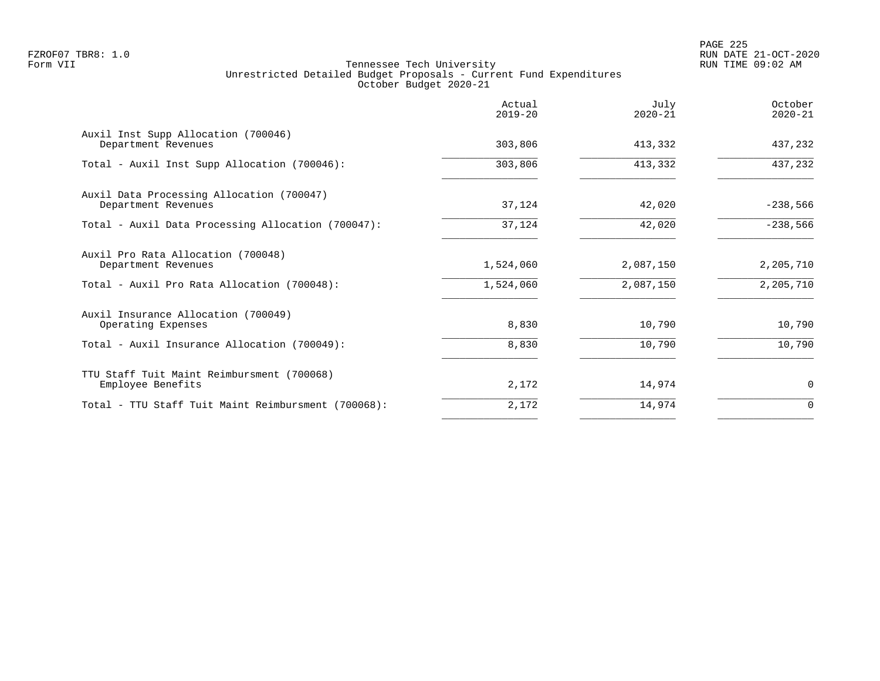FZROF07 TBR8: 1.0
Form VII

Tennessee Tech University
Unrestricted Detailed Budget Proposals - Current Fund Expenditures
October Budget 2020-21

RUN DATE 21-OCT-2020
RUN TIME 09:02 AM

| | Actual 2019-20 | July 2020-21 | October 2020-21 |
|---|---|---|---|
| Auxil Inst Supp Allocation (700046) | | | |
| Department Revenues | 303,806 | 413,332 | 437,232 |
| Total - Auxil Inst Supp Allocation (700046): | 303,806 | 413,332 | 437,232 |
| Auxil Data Processing Allocation (700047) | | | |
| Department Revenues | 37,124 | 42,020 | -238,566 |
| Total - Auxil Data Processing Allocation (700047): | 37,124 | 42,020 | -238,566 |
| Auxil Pro Rata Allocation (700048) | | | |
| Department Revenues | 1,524,060 | 2,087,150 | 2,205,710 |
| Total - Auxil Pro Rata Allocation (700048): | 1,524,060 | 2,087,150 | 2,205,710 |
| Auxil Insurance Allocation (700049) | | | |
| Operating Expenses | 8,830 | 10,790 | 10,790 |
| Total - Auxil Insurance Allocation (700049): | 8,830 | 10,790 | 10,790 |
| TTU Staff Tuit Maint Reimbursment (700068) | | | |
| Employee Benefits | 2,172 | 14,974 | 0 |
| Total - TTU Staff Tuit Maint Reimbursment (700068): | 2,172 | 14,974 | 0 |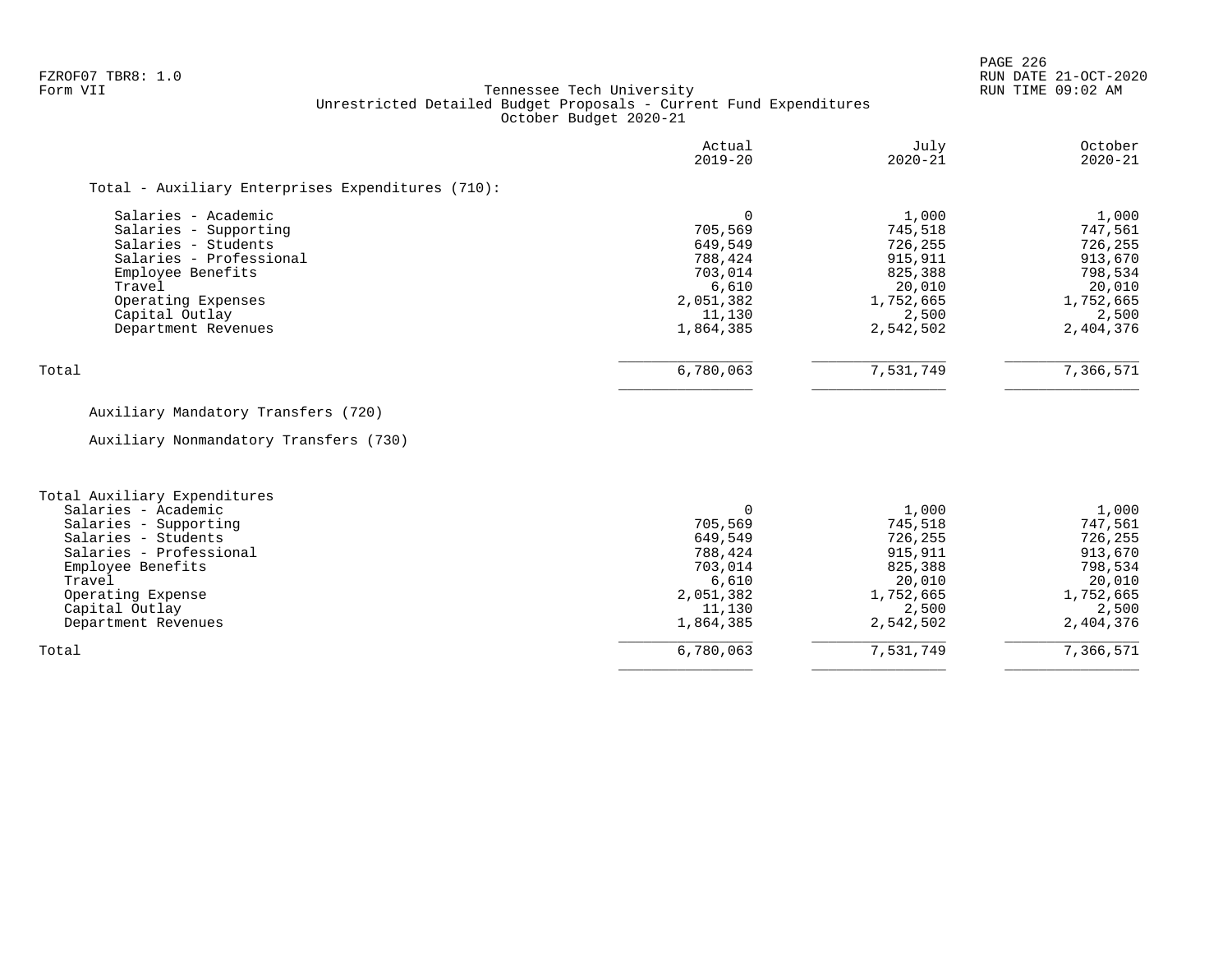FZROF07 TBR8: 1.0
Form VII

Tennessee Tech University
Unrestricted Detailed Budget Proposals - Current Fund Expenditures
October Budget 2020-21

RUN DATE 21-OCT-2020
RUN TIME 09:02 AM

| | Actual 2019-20 | July 2020-21 | October 2020-21 |
|---|---|---|---|
| **Total - Auxiliary Enterprises Expenditures (710):** | | | |
| Salaries - Academic | 0 | 1,000 | 1,000 |
| Salaries - Supporting | 705,569 | 745,518 | 747,561 |
| Salaries - Students | 649,549 | 726,255 | 726,255 |
| Salaries - Professional | 788,424 | 915,911 | 913,670 |
| Employee Benefits | 703,014 | 825,388 | 798,534 |
| Travel | 6,610 | 20,010 | 20,010 |
| Operating Expenses | 2,051,382 | 1,752,665 | 1,752,665 |
| Capital Outlay | 11,130 | 2,500 | 2,500 |
| Department Revenues | 1,864,385 | 2,542,502 | 2,404,376 |
| Total | 6,780,063 | 7,531,749 | 7,366,571 |

Auxiliary Mandatory Transfers (720)

Auxiliary Nonmandatory Transfers (730)

| | Actual 2019-20 | July 2020-21 | October 2020-21 |
|---|---|---|---|
| **Total Auxiliary Expenditures** | | | |
| Salaries - Academic | 0 | 1,000 | 1,000 |
| Salaries - Supporting | 705,569 | 745,518 | 747,561 |
| Salaries - Students | 649,549 | 726,255 | 726,255 |
| Salaries - Professional | 788,424 | 915,911 | 913,670 |
| Employee Benefits | 703,014 | 825,388 | 798,534 |
| Travel | 6,610 | 20,010 | 20,010 |
| Operating Expense | 2,051,382 | 1,752,665 | 1,752,665 |
| Capital Outlay | 11,130 | 2,500 | 2,500 |
| Department Revenues | 1,864,385 | 2,542,502 | 2,404,376 |
| Total | 6,780,063 | 7,531,749 | 7,366,571 |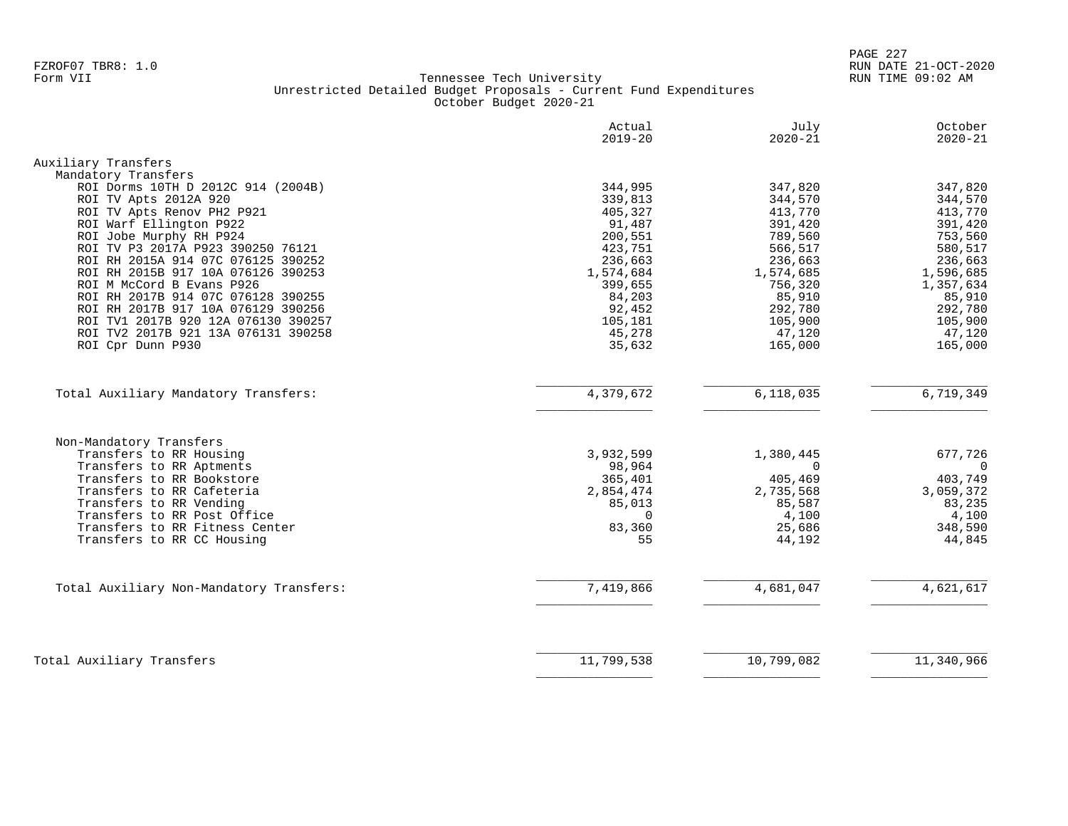Tennessee Tech University
Unrestricted Detailed Budget Proposals - Current Fund Expenditures
October Budget 2020-21

| | Actual 2019-20 | July 2020-21 | October 2020-21 |
|---|---|---|---|
| **Auxiliary Transfers** | | | |
| Mandatory Transfers | | | |
| ROI Dorms 10TH D 2012C 914 (2004B) | 344,995 | 347,820 | 347,820 |
| ROI TV Apts 2012A 920 | 339,813 | 344,570 | 344,570 |
| ROI TV Apts Renov PH2 P921 | 405,327 | 413,770 | 413,770 |
| ROI Warf Ellington P922 | 91,487 | 391,420 | 391,420 |
| ROI Jobe Murphy RH P924 | 200,551 | 789,560 | 753,560 |
| ROI TV P3 2017A P923 390250 76121 | 423,751 | 566,517 | 580,517 |
| ROI RH 2015A 914 07C 076125 390252 | 236,663 | 236,663 | 236,663 |
| ROI RH 2015B 917 10A 076126 390253 | 1,574,684 | 1,574,685 | 1,596,685 |
| ROI M McCord B Evans P926 | 399,655 | 756,320 | 1,357,634 |
| ROI RH 2017B 914 07C 076128 390255 | 84,203 | 85,910 | 85,910 |
| ROI RH 2017B 917 10A 076129 390256 | 92,452 | 292,780 | 292,780 |
| ROI TV1 2017B 920 12A 076130 390257 | 105,181 | 105,900 | 105,900 |
| ROI TV2 2017B 921 13A 076131 390258 | 45,278 | 47,120 | 47,120 |
| ROI Cpr Dunn P930 | 35,632 | 165,000 | 165,000 |
| Total Auxiliary Mandatory Transfers: | 4,379,672 | 6,118,035 | 6,719,349 |
| Non-Mandatory Transfers | | | |
| Transfers to RR Housing | 3,932,599 | 1,380,445 | 677,726 |
| Transfers to RR Aptments | 98,964 | 0 | 0 |
| Transfers to RR Bookstore | 365,401 | 405,469 | 403,749 |
| Transfers to RR Cafeteria | 2,854,474 | 2,735,568 | 3,059,372 |
| Transfers to RR Vending | 85,013 | 85,587 | 83,235 |
| Transfers to RR Post Office | 0 | 4,100 | 4,100 |
| Transfers to RR Fitness Center | 83,360 | 25,686 | 348,590 |
| Transfers to RR CC Housing | 55 | 44,192 | 44,845 |
| Total Auxiliary Non-Mandatory Transfers: | 7,419,866 | 4,681,047 | 4,621,617 |
| **Total Auxiliary Transfers** | 11,799,538 | 10,799,082 | 11,340,966 |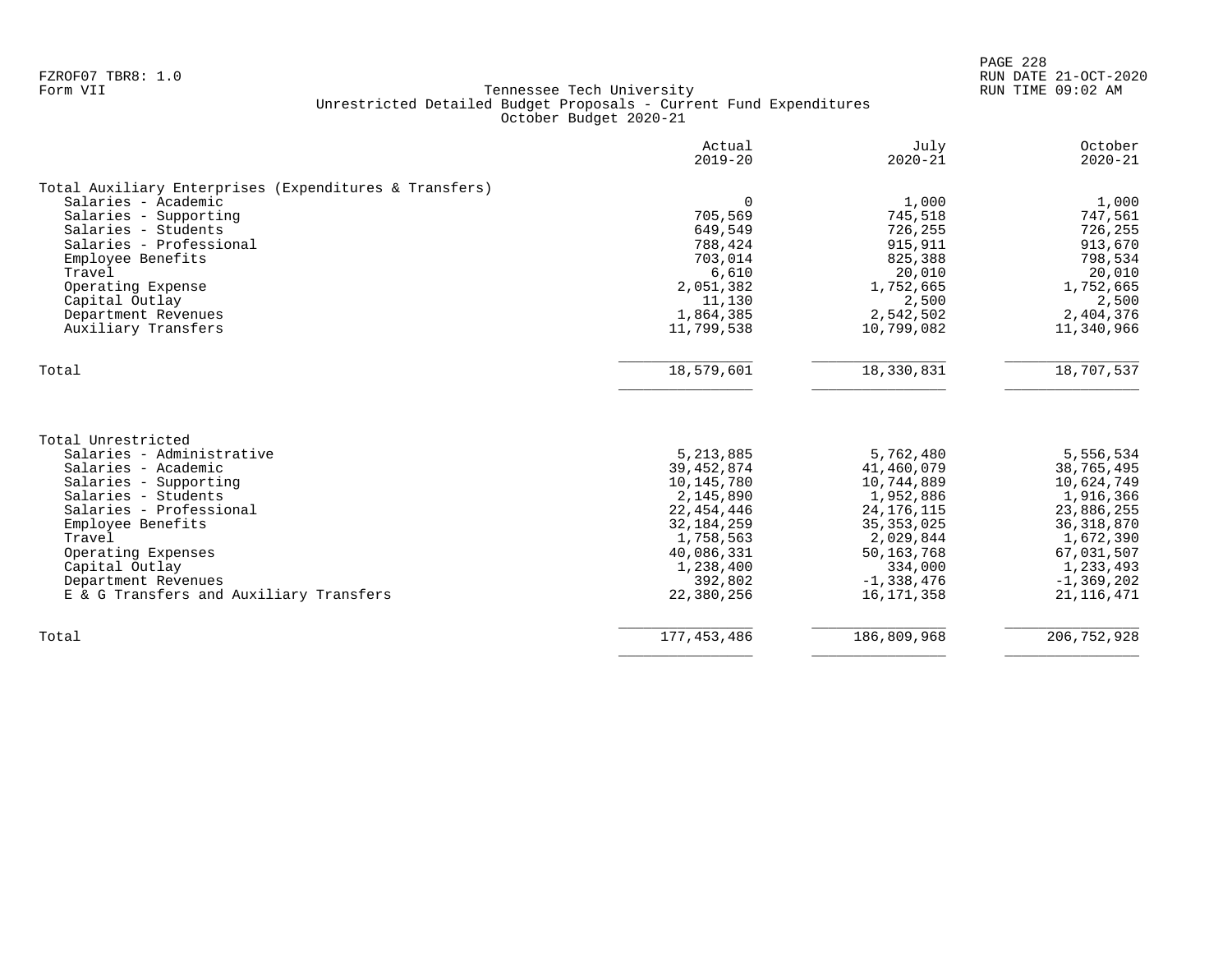Tennessee Tech University
Unrestricted Detailed Budget Proposals - Current Fund Expenditures
October Budget 2020-21

| | Actual 2019-20 | July 2020-21 | October 2020-21 |
|---|---|---|---|
| **Total Auxiliary Enterprises (Expenditures & Transfers)** | | | |
| Salaries - Academic | 0 | 1,000 | 1,000 |
| Salaries - Supporting | 705,569 | 745,518 | 747,561 |
| Salaries - Students | 649,549 | 726,255 | 726,255 |
| Salaries - Professional | 788,424 | 915,911 | 913,670 |
| Employee Benefits | 703,014 | 825,388 | 798,534 |
| Travel | 6,610 | 20,010 | 20,010 |
| Operating Expense | 2,051,382 | 1,752,665 | 1,752,665 |
| Capital Outlay | 11,130 | 2,500 | 2,500 |
| Department Revenues | 1,864,385 | 2,542,502 | 2,404,376 |
| Auxiliary Transfers | 11,799,538 | 10,799,082 | 11,340,966 |
| Total | 18,579,601 | 18,330,831 | 18,707,537 |

| | Actual 2019-20 | July 2020-21 | October 2020-21 |
|---|---|---|---|
| **Total Unrestricted** | | | |
| Salaries - Administrative | 5,213,885 | 5,762,480 | 5,556,534 |
| Salaries - Academic | 39,452,874 | 41,460,079 | 38,765,495 |
| Salaries - Supporting | 10,145,780 | 10,744,889 | 10,624,749 |
| Salaries - Students | 2,145,890 | 1,952,886 | 1,916,366 |
| Salaries - Professional | 22,454,446 | 24,176,115 | 23,886,255 |
| Employee Benefits | 32,184,259 | 35,353,025 | 36,318,870 |
| Travel | 1,758,563 | 2,029,844 | 1,672,390 |
| Operating Expenses | 40,086,331 | 50,163,768 | 67,031,507 |
| Capital Outlay | 1,238,400 | 334,000 | 1,233,493 |
| Department Revenues | 392,802 | -1,338,476 | -1,369,202 |
| E & G Transfers and Auxiliary Transfers | 22,380,256 | 16,171,358 | 21,116,471 |
| Total | 177,453,486 | 186,809,968 | 206,752,928 |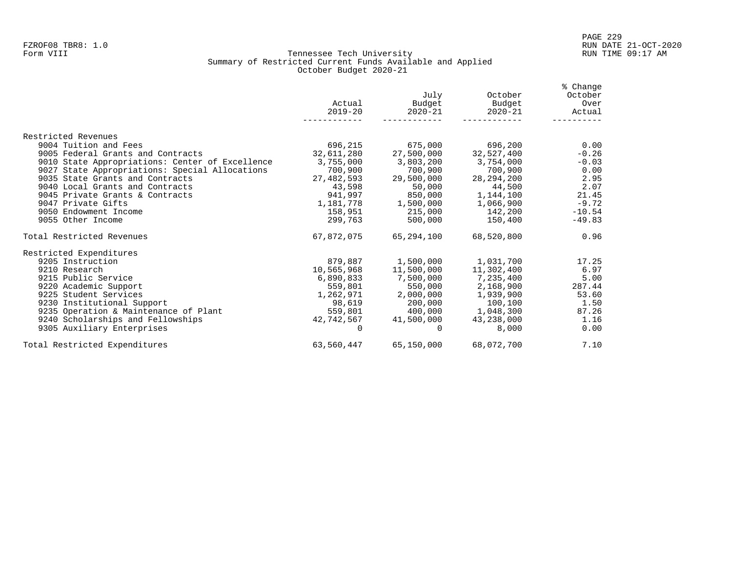FZROF08 TBR8: 1.0
Form VIII

RUN DATE 21-OCT-2020
RUN TIME 09:17 AM

# Tennessee Tech University
## Summary of Restricted Current Funds Available and Applied
### October Budget 2020-21

| | Actual 2019-20 | July Budget 2020-21 | October Budget 2020-21 | % Change October Over Actual |
|---|---|---|---|---|
| Restricted Revenues | | | | |
| 9004 Tuition and Fees | 696,215 | 675,000 | 696,200 | 0.00 |
| 9005 Federal Grants and Contracts | 32,611,280 | 27,500,000 | 32,527,400 | -0.26 |
| 9010 State Appropriations: Center of Excellence | 3,755,000 | 3,803,200 | 3,754,000 | -0.03 |
| 9027 State Appropriations: Special Allocations | 700,900 | 700,900 | 700,900 | 0.00 |
| 9035 State Grants and Contracts | 27,482,593 | 29,500,000 | 28,294,200 | 2.95 |
| 9040 Local Grants and Contracts | 43,598 | 50,000 | 44,500 | 2.07 |
| 9045 Private Grants & Contracts | 941,997 | 850,000 | 1,144,100 | 21.45 |
| 9047 Private Gifts | 1,181,778 | 1,500,000 | 1,066,900 | -9.72 |
| 9050 Endowment Income | 158,951 | 215,000 | 142,200 | -10.54 |
| 9055 Other Income | 299,763 | 500,000 | 150,400 | -49.83 |
| Total Restricted Revenues | 67,872,075 | 65,294,100 | 68,520,800 | 0.96 |
| Restricted Expenditures | | | | |
| 9205 Instruction | 879,887 | 1,500,000 | 1,031,700 | 17.25 |
| 9210 Research | 10,565,968 | 11,500,000 | 11,302,400 | 6.97 |
| 9215 Public Service | 6,890,833 | 7,500,000 | 7,235,400 | 5.00 |
| 9220 Academic Support | 559,801 | 550,000 | 2,168,900 | 287.44 |
| 9225 Student Services | 1,262,971 | 2,000,000 | 1,939,900 | 53.60 |
| 9230 Institutional Support | 98,619 | 200,000 | 100,100 | 1.50 |
| 9235 Operation & Maintenance of Plant | 559,801 | 400,000 | 1,048,300 | 87.26 |
| 9240 Scholarships and Fellowships | 42,742,567 | 41,500,000 | 43,238,000 | 1.16 |
| 9305 Auxiliary Enterprises | 0 | 0 | 8,000 | 0.00 |
| Total Restricted Expenditures | 63,560,447 | 65,150,000 | 68,072,700 | 7.10 |